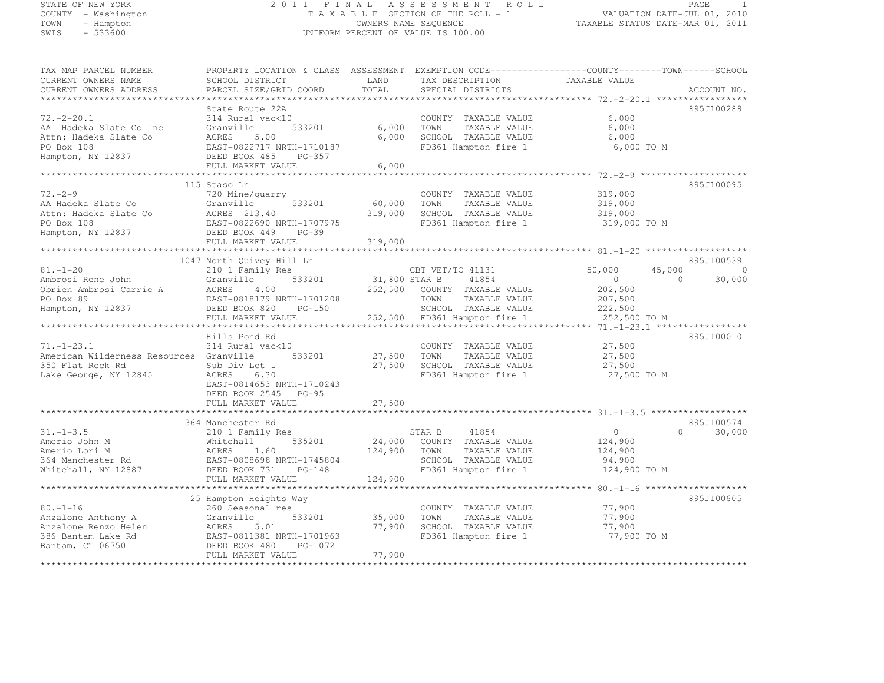STATE OF NEW YORK
COUNTY - Washington
TOWN - Hampton
SWIS - 533600

# 2011 FINAL ASSESSMENT ROLL

TAXABLE SECTION OF THE ROLL - 1
OWNERS NAME SEQUENCE
UNIFORM PERCENT OF VALUE IS 100.00

VALUATION DATE-JUL 01, 2010
TAXABLE STATUS DATE-MAR 01, 2011

| TAX MAP PARCEL NUMBER / CURRENT OWNERS NAME / CURRENT OWNERS ADDRESS | PROPERTY LOCATION & CLASS / SCHOOL DISTRICT / PARCEL SIZE/GRID COORD | ASSESSMENT LAND / TOTAL | EXEMPTION CODE / TAX DESCRIPTION / SPECIAL DISTRICTS | COUNTY | TOWN | SCHOOL | ACCOUNT NO. |
|---|---|---|---|---|---|---|---|
| 72.-2-20.1 | State Route 22A | | | | | | 895J100288 |
| AA Hadeka Slate Co Inc | 314 Rural vac<10 | | COUNTY TAXABLE VALUE | 6,000 | | | |
| Attn: Hadeka Slate Co | Granville 533201 | 6,000 | TOWN TAXABLE VALUE | | 6,000 | | |
| PO Box 108 | ACRES 5.00 | 6,000 | SCHOOL TAXABLE VALUE | | | 6,000 | |
| Hampton, NY 12837 | EAST-0822717 NRTH-1710187 | | FD361 Hampton fire 1 | 6,000 TO M | | | |
| | DEED BOOK 485 PG-357 | | | | | | |
| | FULL MARKET VALUE | 6,000 | | | | | |
| 72.-2-9 | 115 Staso Ln | | | | | | 895J100095 |
| AA Hadeka Slate Co | 720 Mine/quarry | | COUNTY TAXABLE VALUE | 319,000 | | | |
| Attn: Hadeka Slate Co | Granville 533201 | 60,000 | TOWN TAXABLE VALUE | | 319,000 | | |
| PO Box 108 | ACRES 213.40 | 319,000 | SCHOOL TAXABLE VALUE | | | 319,000 | |
| Hampton, NY 12837 | EAST-0822690 NRTH-1707975 | | FD361 Hampton fire 1 | 319,000 TO M | | | |
| | DEED BOOK 449 PG-39 | | | | | | |
| | FULL MARKET VALUE | 319,000 | | | | | |
| 81.-1-20 | 1047 North Quivey Hill Ln | | | | | | 895J100539 |
| Ambrosi Rene John | 210 1 Family Res | | CBT VET/TC 41131 | 50,000 | 45,000 | 0 | |
| Obrien Ambrosi Carrie A | Granville 533201 | 31,800 | STAR B 41854 | 0 | 0 | 30,000 | |
| PO Box 89 | ACRES 4.00 | 252,500 | COUNTY TAXABLE VALUE | 202,500 | | | |
| Hampton, NY 12837 | EAST-0818179 NRTH-1701208 | | TOWN TAXABLE VALUE | | 207,500 | | |
| | DEED BOOK 820 PG-150 | | SCHOOL TAXABLE VALUE | | | 222,500 | |
| | FULL MARKET VALUE | 252,500 | FD361 Hampton fire 1 | 252,500 TO M | | | |
| 71.-1-23.1 | Hills Pond Rd | | | | | | 895J100010 |
| American Wilderness Resources | 314 Rural vac<10 | | COUNTY TAXABLE VALUE | 27,500 | | | |
| 350 Flat Rock Rd | Granville 533201 | 27,500 | TOWN TAXABLE VALUE | | 27,500 | | |
| Lake George, NY 12845 | Sub Div Lot 1 | 27,500 | SCHOOL TAXABLE VALUE | | | 27,500 | |
| | ACRES 6.30 | | FD361 Hampton fire 1 | 27,500 TO M | | | |
| | EAST-0814653 NRTH-1710243 | | | | | | |
| | DEED BOOK 2545 PG-95 | | | | | | |
| | FULL MARKET VALUE | 27,500 | | | | | |
| 31.-1-3.5 | 364 Manchester Rd | | | | | | 895J100574 |
| Amerio John M | 210 1 Family Res | | STAR B 41854 | 0 | 0 | 30,000 | |
| Amerio Lori M | Whitehall 535201 | 24,000 | COUNTY TAXABLE VALUE | 124,900 | | | |
| 364 Manchester Rd | ACRES 1.60 | 124,900 | TOWN TAXABLE VALUE | | 124,900 | | |
| Whitehall, NY 12887 | EAST-0808698 NRTH-1745804 | | SCHOOL TAXABLE VALUE | | | 94,900 | |
| | DEED BOOK 731 PG-148 | | FD361 Hampton fire 1 | 124,900 TO M | | | |
| | FULL MARKET VALUE | 124,900 | | | | | |
| 80.-1-16 | 25 Hampton Heights Way | | | | | | 895J100605 |
| Anzalone Anthony A | 260 Seasonal res | | COUNTY TAXABLE VALUE | 77,900 | | | |
| Anzalone Renzo Helen | Granville 533201 | 35,000 | TOWN TAXABLE VALUE | | 77,900 | | |
| 386 Bantam Lake Rd | ACRES 5.01 | 77,900 | SCHOOL TAXABLE VALUE | | | 77,900 | |
| Bantam, CT 06750 | EAST-0811381 NRTH-1701963 | | FD361 Hampton fire 1 | 77,900 TO M | | | |
| | DEED BOOK 480 PG-1072 | | | | | | |
| | FULL MARKET VALUE | 77,900 | | | | | |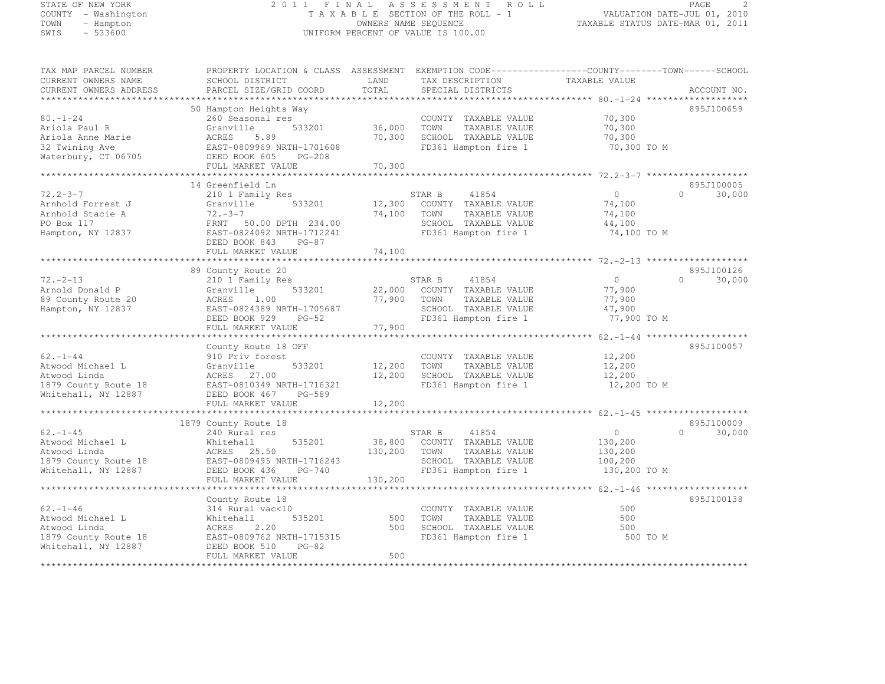STATE OF NEW YORK
COUNTY - Washington
TOWN - Hampton
SWIS - 533600

2011 FINAL ASSESSMENT ROLL
TAXABLE SECTION OF THE ROLL - 1
OWNERS NAME SEQUENCE
UNIFORM PERCENT OF VALUE IS 100.00

VALUATION DATE-JUL 01, 2010
TAXABLE STATUS DATE-MAR 01, 2011

| TAX MAP PARCEL NUMBER / CURRENT OWNERS NAME / CURRENT OWNERS ADDRESS | PROPERTY LOCATION & CLASS / SCHOOL DISTRICT / PARCEL SIZE/GRID COORD | ASSESSMENT LAND / TOTAL | EXEMPTION CODE / TAX DESCRIPTION / SPECIAL DISTRICTS | COUNTY | TOWN | SCHOOL | ACCOUNT NO. |
|---|---|---|---|---|---|---|---|
| 80.-1-24 | 50 Hampton Heights Way | | | | | | 895J100659 |
| 80.-1-24 | 260 Seasonal res | | COUNTY TAXABLE VALUE | 70,300 | | | |
| Ariola Paul R | Granville 533201 | 36,000 | TOWN TAXABLE VALUE | | 70,300 | | |
| Ariola Anne Marie | ACRES 5.89 | 70,300 | SCHOOL TAXABLE VALUE | | | 70,300 | |
| 32 Twining Ave | EAST-0809969 NRTH-1701608 | | FD361 Hampton fire 1 | 70,300 TO M | | | |
| Waterbury, CT 06705 | DEED BOOK 605 PG-208 | | | | | | |
| | FULL MARKET VALUE | 70,300 | | | | | |
| 72.2-3-7 | 14 Greenfield Ln | | | | | | 895J100005 |
| 72.2-3-7 | 210 1 Family Res | | STAR B 41854 | 0 | 0 | 30,000 | |
| Arnhold Forrest J | Granville 533201 | 12,300 | COUNTY TAXABLE VALUE | 74,100 | | | |
| Arnhold Stacie A | 72.-3-7 | 74,100 | TOWN TAXABLE VALUE | | 74,100 | | |
| PO Box 117 | FRNT 50.00 DPTH 234.00 | | SCHOOL TAXABLE VALUE | | | 44,100 | |
| Hampton, NY 12837 | EAST-0824092 NRTH-1712241 | | FD361 Hampton fire 1 | 74,100 TO M | | | |
| | DEED BOOK 843 PG-87 | | | | | | |
| | FULL MARKET VALUE | 74,100 | | | | | |
| 72.-2-13 | 89 County Route 20 | | | | | | 895J100126 |
| 72.-2-13 | 210 1 Family Res | | STAR B 41854 | 0 | 0 | 30,000 | |
| Arnold Donald P | Granville 533201 | 22,000 | COUNTY TAXABLE VALUE | 77,900 | | | |
| 89 County Route 20 | ACRES 1.00 | 77,900 | TOWN TAXABLE VALUE | | 77,900 | | |
| Hampton, NY 12837 | EAST-0824389 NRTH-1705687 | | SCHOOL TAXABLE VALUE | | | 47,900 | |
| | DEED BOOK 929 PG-52 | | FD361 Hampton fire 1 | 77,900 TO M | | | |
| | FULL MARKET VALUE | 77,900 | | | | | |
| 62.-1-44 | County Route 18 OFF | | | | | | 895J100057 |
| 62.-1-44 | 910 Priv forest | | COUNTY TAXABLE VALUE | 12,200 | | | |
| Atwood Michael L | Granville 533201 | 12,200 | TOWN TAXABLE VALUE | | 12,200 | | |
| Atwood Linda | ACRES 27.00 | 12,200 | SCHOOL TAXABLE VALUE | | | 12,200 | |
| 1879 County Route 18 | EAST-0810349 NRTH-1716321 | | FD361 Hampton fire 1 | 12,200 TO M | | | |
| Whitehall, NY 12887 | DEED BOOK 467 PG-589 | | | | | | |
| | FULL MARKET VALUE | 12,200 | | | | | |
| 62.-1-45 | 1879 County Route 18 | | | | | | 895J100009 |
| 62.-1-45 | 240 Rural res | | STAR B 41854 | 0 | 0 | 30,000 | |
| Atwood Michael L | Whitehall 535201 | 38,800 | COUNTY TAXABLE VALUE | 130,200 | | | |
| Atwood Linda | ACRES 25.50 | 130,200 | TOWN TAXABLE VALUE | | 130,200 | | |
| 1879 County Route 18 | EAST-0809495 NRTH-1716243 | | SCHOOL TAXABLE VALUE | | | 100,200 | |
| Whitehall, NY 12887 | DEED BOOK 436 PG-740 | | FD361 Hampton fire 1 | 130,200 TO M | | | |
| | FULL MARKET VALUE | 130,200 | | | | | |
| 62.-1-46 | County Route 18 | | | | | | 895J100138 |
| 62.-1-46 | 314 Rural vac<10 | | COUNTY TAXABLE VALUE | 500 | | | |
| Atwood Michael L | Whitehall 535201 | 500 | TOWN TAXABLE VALUE | | 500 | | |
| Atwood Linda | ACRES 2.20 | 500 | SCHOOL TAXABLE VALUE | | | 500 | |
| 1879 County Route 18 | EAST-0809762 NRTH-1715315 | | FD361 Hampton fire 1 | 500 TO M | | | |
| Whitehall, NY 12887 | DEED BOOK 510 PG-82 | | | | | | |
| | FULL MARKET VALUE | 500 | | | | | |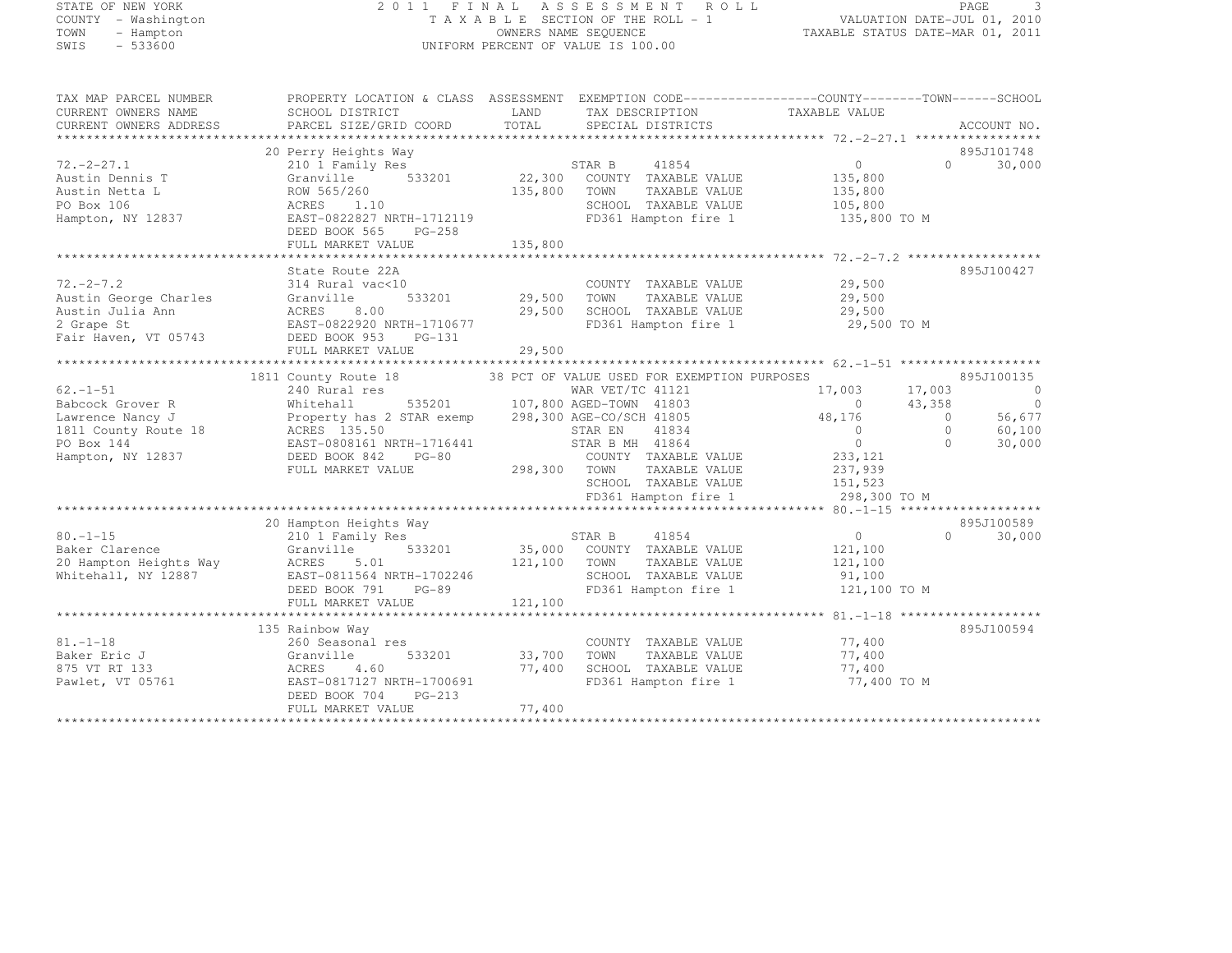STATE OF NEW YORK
COUNTY - Washington
TOWN - Hampton
SWIS - 533600

# 2011 FINAL ASSESSMENT ROLL

TAXABLE SECTION OF THE ROLL - 1
OWNERS NAME SEQUENCE
UNIFORM PERCENT OF VALUE IS 100.00

VALUATION DATE-JUL 01, 2010
TAXABLE STATUS DATE-MAR 01, 2011

```
TAX MAP PARCEL NUMBER          PROPERTY LOCATION & CLASS  ASSESSMENT  EXEMPTION CODE------------------COUNTY--------TOWN------SCHOOL
CURRENT OWNERS NAME            SCHOOL DISTRICT            LAND        TAX DESCRIPTION                  TAXABLE VALUE
CURRENT OWNERS ADDRESS         PARCEL SIZE/GRID COORD     TOTAL       SPECIAL DISTRICTS                                      ACCOUNT NO.
******************************************************************************************************* 72.-2-27.1 *****************
                               20 Perry Heights Way                                                                          895J101748
72.-2-27.1                     210 1 Family Res                      STAR B     41854              0             0      30,000
Austin Dennis T                Granville      533201       22,300    COUNTY  TAXABLE VALUE         135,800
Austin Netta L                 ROW 565/260                135,800    TOWN    TAXABLE VALUE         135,800
PO Box 106                     ACRES    1.10                         SCHOOL  TAXABLE VALUE         105,800
Hampton, NY 12837              EAST-0822827 NRTH-1712119             FD361 Hampton fire 1          135,800 TO M
                               DEED BOOK 565    PG-258
                               FULL MARKET VALUE          135,800
******************************************************************************************************* 72.-2-7.2 ******************
                               State Route 22A                                                                               895J100427
72.-2-7.2                      314 Rural vac<10                      COUNTY  TAXABLE VALUE          29,500
Austin George Charles          Granville      533201       29,500    TOWN    TAXABLE VALUE          29,500
Austin Julia Ann               ACRES    8.00               29,500    SCHOOL  TAXABLE VALUE          29,500
2 Grape St                     EAST-0822920 NRTH-1710677             FD361 Hampton fire 1           29,500 TO M
Fair Haven, VT 05743           DEED BOOK 953    PG-131
                               FULL MARKET VALUE           29,500
******************************************************************************************************* 62.-1-51 *******************
                               1811 County Route 18          38 PCT OF VALUE USED FOR EXEMPTION PURPOSES                     895J100135
62.-1-51                       240 Rural res                         WAR VET/TC 41121              17,003        17,003           0
Babcock Grover R               Whitehall      535201      107,800 AGED-TOWN  41803                      0        43,358           0
Lawrence Nancy J               Property has 2 STAR exemp  298,300 AGE-CO/SCH 41805                 48,176             0      56,677
1811 County Route 18           ACRES  135.50                         STAR EN    41834                   0             0      60,100
PO Box 144                     EAST-0808161 NRTH-1716441             STAR B MH  41864                   0             0      30,000
Hampton, NY 12837              DEED BOOK 842    PG-80                COUNTY  TAXABLE VALUE         233,121
                               FULL MARKET VALUE          298,300    TOWN    TAXABLE VALUE         237,939
                                                                     SCHOOL  TAXABLE VALUE         151,523
                                                                     FD361 Hampton fire 1          298,300 TO M
******************************************************************************************************* 80.-1-15 *******************
                               20 Hampton Heights Way                                                                        895J100589
80.-1-15                       210 1 Family Res                      STAR B     41854                   0             0      30,000
Baker Clarence                 Granville      533201       35,000    COUNTY  TAXABLE VALUE         121,100
20 Hampton Heights Way         ACRES    5.01              121,100    TOWN    TAXABLE VALUE         121,100
Whitehall, NY 12887            EAST-0811564 NRTH-1702246             SCHOOL  TAXABLE VALUE          91,100
                               DEED BOOK 791    PG-89                FD361 Hampton fire 1          121,100 TO M
                               FULL MARKET VALUE          121,100
******************************************************************************************************* 81.-1-18 *******************
                               135 Rainbow Way                                                                               895J100594
81.-1-18                       260 Seasonal res                      COUNTY  TAXABLE VALUE          77,400
Baker Eric J                   Granville      533201       33,700    TOWN    TAXABLE VALUE          77,400
875 VT RT 133                  ACRES    4.60               77,400    SCHOOL  TAXABLE VALUE          77,400
Pawlet, VT 05761               EAST-0817127 NRTH-1700691             FD361 Hampton fire 1           77,400 TO M
                               DEED BOOK 704    PG-213
                               FULL MARKET VALUE           77,400
************************************************************************************************************************************
```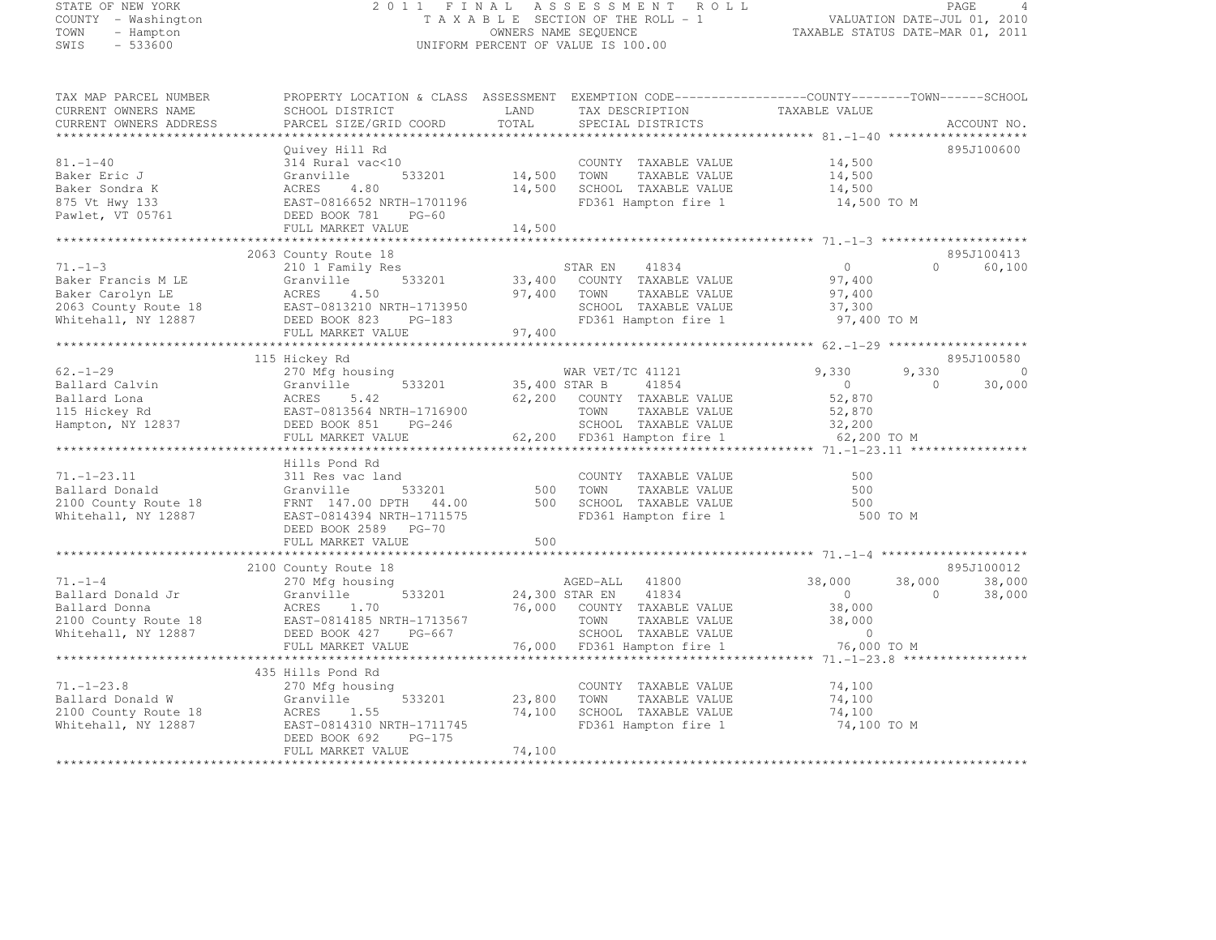STATE OF NEW YORK
COUNTY - Washington
TOWN - Hampton
SWIS - 533600

2011 FINAL ASSESSMENT ROLL
TAXABLE SECTION OF THE ROLL - 1
OWNERS NAME SEQUENCE
UNIFORM PERCENT OF VALUE IS 100.00

VALUATION DATE-JUL 01, 2010
TAXABLE STATUS DATE-MAR 01, 2011

| TAX MAP PARCEL NUMBER / CURRENT OWNERS NAME / CURRENT OWNERS ADDRESS | PROPERTY LOCATION & CLASS / SCHOOL DISTRICT / PARCEL SIZE/GRID COORD | ASSESSMENT LAND | TOTAL | EXEMPTION CODE / TAX DESCRIPTION / SPECIAL DISTRICTS | COUNTY TAXABLE VALUE | TOWN | SCHOOL | ACCOUNT NO. |
|---|---|---|---|---|---|---|---|---|
| 81.-1-40 | Quivey Hill Rd | | | | | | | 895J100600 |
| 81.-1-40 | 314 Rural vac<10 | | | COUNTY TAXABLE VALUE | 14,500 | | | |
| Baker Eric J | Granville 533201 | 14,500 | | TOWN TAXABLE VALUE | 14,500 | | | |
| Baker Sondra K | ACRES 4.80 | | 14,500 | SCHOOL TAXABLE VALUE | 14,500 | | | |
| 875 Vt Hwy 133 | EAST-0816652 NRTH-1701196 | | | FD361 Hampton fire 1 | 14,500 TO M | | | |
| Pawlet, VT 05761 | DEED BOOK 781 PG-60 | | | | | | | |
| | FULL MARKET VALUE | | 14,500 | | | | | |
| 71.-1-3 | 2063 County Route 18 | | | | | | | 895J100413 |
| 71.-1-3 | 210 1 Family Res | | | STAR EN 41834 | 0 | 0 | 60,100 | |
| Baker Francis M LE | Granville 533201 | 33,400 | | COUNTY TAXABLE VALUE | 97,400 | | | |
| Baker Carolyn LE | ACRES 4.50 | | 97,400 | TOWN TAXABLE VALUE | 97,400 | | | |
| 2063 County Route 18 | EAST-0813210 NRTH-1713950 | | | SCHOOL TAXABLE VALUE | 37,300 | | | |
| Whitehall, NY 12887 | DEED BOOK 823 PG-183 | | | FD361 Hampton fire 1 | 97,400 TO M | | | |
| | FULL MARKET VALUE | | 97,400 | | | | | |
| 62.-1-29 | 115 Hickey Rd | | | | | | | 895J100580 |
| 62.-1-29 | 270 Mfg housing | | | WAR VET/TC 41121 | 9,330 | 9,330 | 0 | |
| Ballard Calvin | Granville 533201 | 35,400 | | STAR B 41854 | 0 | 0 | 30,000 | |
| Ballard Lona | ACRES 5.42 | | 62,200 | COUNTY TAXABLE VALUE | 52,870 | | | |
| 115 Hickey Rd | EAST-0813564 NRTH-1716900 | | | TOWN TAXABLE VALUE | 52,870 | | | |
| Hampton, NY 12837 | DEED BOOK 851 PG-246 | | | SCHOOL TAXABLE VALUE | 32,200 | | | |
| | FULL MARKET VALUE | | 62,200 | FD361 Hampton fire 1 | 62,200 TO M | | | |
| 71.-1-23.11 | Hills Pond Rd | | | | | | | |
| 71.-1-23.11 | 311 Res vac land | | | COUNTY TAXABLE VALUE | 500 | | | |
| Ballard Donald | Granville 533201 | 500 | | TOWN TAXABLE VALUE | 500 | | | |
| 2100 County Route 18 | FRNT 147.00 DPTH 44.00 | | 500 | SCHOOL TAXABLE VALUE | 500 | | | |
| Whitehall, NY 12887 | EAST-0814394 NRTH-1711575 | | | FD361 Hampton fire 1 | 500 TO M | | | |
| | DEED BOOK 2589 PG-70 | | | | | | | |
| | FULL MARKET VALUE | | 500 | | | | | |
| 71.-1-4 | 2100 County Route 18 | | | | | | | 895J100012 |
| 71.-1-4 | 270 Mfg housing | | | AGED-ALL 41800 | 38,000 | 38,000 | 38,000 | |
| Ballard Donald Jr | Granville 533201 | 24,300 | | STAR EN 41834 | 0 | 0 | 38,000 | |
| Ballard Donna | ACRES 1.70 | | 76,000 | COUNTY TAXABLE VALUE | 38,000 | | | |
| 2100 County Route 18 | EAST-0814185 NRTH-1713567 | | | TOWN TAXABLE VALUE | 38,000 | | | |
| Whitehall, NY 12887 | DEED BOOK 427 PG-667 | | | SCHOOL TAXABLE VALUE | 0 | | | |
| | FULL MARKET VALUE | | 76,000 | FD361 Hampton fire 1 | 76,000 TO M | | | |
| 71.-1-23.8 | 435 Hills Pond Rd | | | | | | | |
| 71.-1-23.8 | 270 Mfg housing | | | COUNTY TAXABLE VALUE | 74,100 | | | |
| Ballard Donald W | Granville 533201 | 23,800 | | TOWN TAXABLE VALUE | 74,100 | | | |
| 2100 County Route 18 | ACRES 1.55 | | 74,100 | SCHOOL TAXABLE VALUE | 74,100 | | | |
| Whitehall, NY 12887 | EAST-0814310 NRTH-1711745 | | | FD361 Hampton fire 1 | 74,100 TO M | | | |
| | DEED BOOK 692 PG-175 | | | | | | | |
| | FULL MARKET VALUE | | 74,100 | | | | | |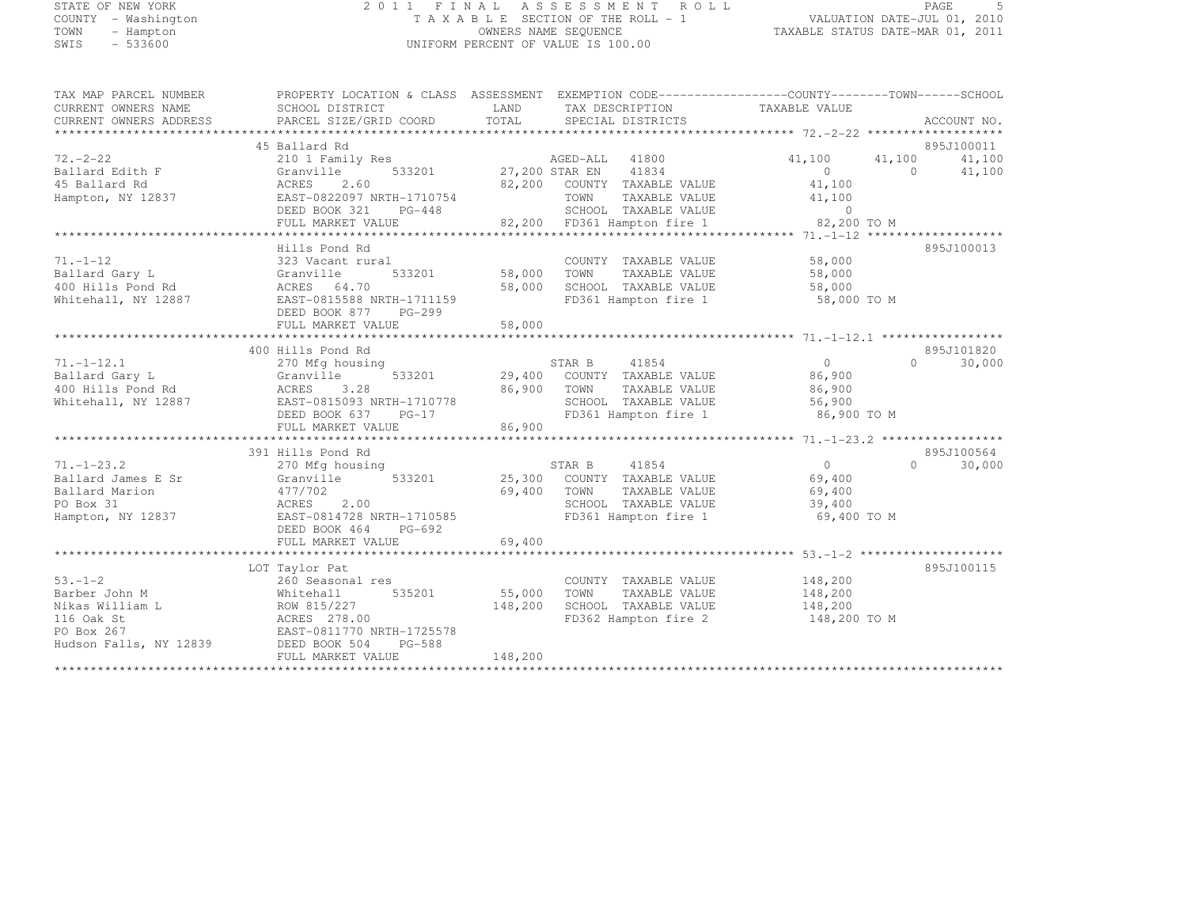STATE OF NEW YORK
COUNTY - Washington
TOWN - Hampton
SWIS - 533600

2011 FINAL ASSESSMENT ROLL
TAXABLE SECTION OF THE ROLL - 1
OWNERS NAME SEQUENCE
UNIFORM PERCENT OF VALUE IS 100.00

VALUATION DATE-JUL 01, 2010
TAXABLE STATUS DATE-MAR 01, 2011

```
TAX MAP PARCEL NUMBER     PROPERTY LOCATION & CLASS  ASSESSMENT  EXEMPTION CODE------------------COUNTY--------TOWN------SCHOOL
CURRENT OWNERS NAME       SCHOOL DISTRICT               LAND      TAX DESCRIPTION            TAXABLE VALUE
CURRENT OWNERS ADDRESS    PARCEL SIZE/GRID COORD        TOTAL     SPECIAL DISTRICTS                                        ACCOUNT NO.
******************************************************************************************************* 72.-2-22 *******************
                          45 Ballard Rd                                                                                   895J100011
72.-2-22                  210 1 Family Res                   AGED-ALL   41800              41,100      41,100      41,100
Ballard Edith F           Granville        533201      27,200 STAR EN    41834                   0           0      41,100
45 Ballard Rd             ACRES     2.60                82,200   COUNTY  TAXABLE VALUE          41,100
Hampton, NY 12837         EAST-0822097 NRTH-1710754              TOWN    TAXABLE VALUE          41,100
                          DEED BOOK 321    PG-448                SCHOOL  TAXABLE VALUE               0
                          FULL MARKET VALUE             82,200   FD361 Hampton fire 1           82,200 TO M
******************************************************************************************************* 71.-1-12 *******************
                          Hills Pond Rd                                                                                   895J100013
71.-1-12                  323 Vacant rural                       COUNTY  TAXABLE VALUE          58,000
Ballard Gary L            Granville        533201      58,000   TOWN    TAXABLE VALUE          58,000
400 Hills Pond Rd         ACRES    64.70                58,000   SCHOOL  TAXABLE VALUE          58,000
Whitehall, NY 12887       EAST-0815588 NRTH-1711159              FD361 Hampton fire 1           58,000 TO M
                          DEED BOOK 877    PG-299
                          FULL MARKET VALUE             58,000
******************************************************************************************************* 71.-1-12.1 *****************
                          400 Hills Pond Rd                                                                               895J101820
71.-1-12.1                270 Mfg housing                    STAR B     41854                   0           0      30,000
Ballard Gary L            Granville        533201      29,400   COUNTY  TAXABLE VALUE          86,900
400 Hills Pond Rd         ACRES     3.28                86,900   TOWN    TAXABLE VALUE          86,900
Whitehall, NY 12887       EAST-0815093 NRTH-1710778              SCHOOL  TAXABLE VALUE          56,900
                          DEED BOOK 637    PG-17                 FD361 Hampton fire 1           86,900 TO M
                          FULL MARKET VALUE             86,900
******************************************************************************************************* 71.-1-23.2 *****************
                          391 Hills Pond Rd                                                                               895J100564
71.-1-23.2                270 Mfg housing                    STAR B     41854                   0           0      30,000
Ballard James E Sr        Granville        533201      25,300   COUNTY  TAXABLE VALUE          69,400
Ballard Marion            477/702                       69,400   TOWN    TAXABLE VALUE          69,400
PO Box 31                 ACRES     2.00                         SCHOOL  TAXABLE VALUE          39,400
Hampton, NY 12837         EAST-0814728 NRTH-1710585              FD361 Hampton fire 1           69,400 TO M
                          DEED BOOK 464    PG-692
                          FULL MARKET VALUE             69,400
******************************************************************************************************* 53.-1-2 ********************
                          LOT Taylor Pat                                                                                  895J100115
53.-1-2                   260 Seasonal res                       COUNTY  TAXABLE VALUE         148,200
Barber John M             Whitehall        535201      55,000   TOWN    TAXABLE VALUE         148,200
Nikas William L           ROW 815/227                  148,200   SCHOOL  TAXABLE VALUE         148,200
116 Oak St                ACRES   278.00                         FD362 Hampton fire 2          148,200 TO M
PO Box 267                EAST-0811770 NRTH-1725578
Hudson Falls, NY 12839    DEED BOOK 504    PG-588
                          FULL MARKET VALUE            148,200
************************************************************************************************************************************
```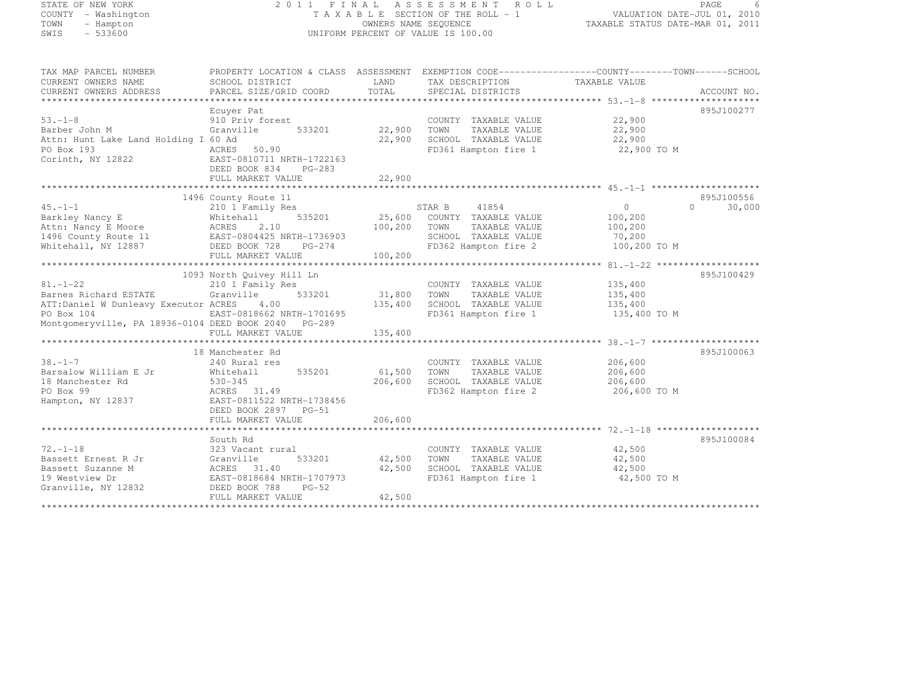STATE OF NEW YORK
COUNTY - Washington
TOWN - Hampton
SWIS - 533600

2011 FINAL ASSESSMENT ROLL
TAXABLE SECTION OF THE ROLL - 1
OWNERS NAME SEQUENCE
UNIFORM PERCENT OF VALUE IS 100.00

VALUATION DATE-JUL 01, 2010
TAXABLE STATUS DATE-MAR 01, 2011

| TAX MAP PARCEL NUMBER / CURRENT OWNERS NAME / CURRENT OWNERS ADDRESS | PROPERTY LOCATION & CLASS / SCHOOL DISTRICT / PARCEL SIZE/GRID COORD | ASSESSMENT LAND | TOTAL | EXEMPTION CODE / TAX DESCRIPTION / SPECIAL DISTRICTS | COUNTY | TOWN | SCHOOL | ACCOUNT NO. |
|---|---|---|---|---|---|---|---|---|
| 53.-1-8 | Ecuyer Pat | | | | | | | 895J100277 |
| | 910 Priv forest | | | COUNTY TAXABLE VALUE | 22,900 | | | |
| Barber John M | Granville 533201 | 22,900 | | TOWN TAXABLE VALUE | | 22,900 | | |
| Attn: Hunt Lake Land Holding I | 60 Ad | | 22,900 | SCHOOL TAXABLE VALUE | | | 22,900 | |
| PO Box 193 | ACRES 50.90 | | | FD361 Hampton fire 1 | 22,900 TO M | | | |
| Corinth, NY 12822 | EAST-0810711 NRTH-1722163 | | | | | | | |
| | DEED BOOK 834 PG-283 | | | | | | | |
| | FULL MARKET VALUE | | 22,900 | | | | | |
| 45.-1-1 | 1496 County Route 11 | | | | | | | 895J100556 |
| | 210 1 Family Res | | | STAR B 41854 | 0 | 0 | 30,000 | |
| Barkley Nancy E | Whitehall 535201 | 25,600 | | COUNTY TAXABLE VALUE | 100,200 | | | |
| Attn: Nancy E Moore | ACRES 2.10 | | 100,200 | TOWN TAXABLE VALUE | | 100,200 | | |
| 1496 County Route 11 | EAST-0804425 NRTH-1736903 | | | SCHOOL TAXABLE VALUE | | | 70,200 | |
| Whitehall, NY 12887 | DEED BOOK 728 PG-274 | | | FD362 Hampton fire 2 | 100,200 TO M | | | |
| | FULL MARKET VALUE | | 100,200 | | | | | |
| 81.-1-22 | 1093 North Quivey Hill Ln | | | | | | | 895J100429 |
| | 210 1 Family Res | | | COUNTY TAXABLE VALUE | 135,400 | | | |
| Barnes Richard ESTATE | Granville 533201 | 31,800 | | TOWN TAXABLE VALUE | | 135,400 | | |
| ATT:Daniel W Dunleavy Executor | ACRES 4.00 | | 135,400 | SCHOOL TAXABLE VALUE | | | 135,400 | |
| PO Box 104 | EAST-0818662 NRTH-1701695 | | | FD361 Hampton fire 1 | 135,400 TO M | | | |
| Montgomeryville, PA 18936-0104 | DEED BOOK 2040 PG-289 | | | | | | | |
| | FULL MARKET VALUE | | 135,400 | | | | | |
| 38.-1-7 | 18 Manchester Rd | | | | | | | 895J100063 |
| | 240 Rural res | | | COUNTY TAXABLE VALUE | 206,600 | | | |
| Barsalow William E Jr | Whitehall 535201 | 61,500 | | TOWN TAXABLE VALUE | | 206,600 | | |
| 18 Manchester Rd | 530-345 | | 206,600 | SCHOOL TAXABLE VALUE | | | 206,600 | |
| PO Box 99 | ACRES 31.49 | | | FD362 Hampton fire 2 | 206,600 TO M | | | |
| Hampton, NY 12837 | EAST-0811522 NRTH-1738456 | | | | | | | |
| | DEED BOOK 2897 PG-51 | | | | | | | |
| | FULL MARKET VALUE | | 206,600 | | | | | |
| 72.-1-18 | South Rd | | | | | | | 895J100084 |
| | 323 Vacant rural | | | COUNTY TAXABLE VALUE | 42,500 | | | |
| Bassett Ernest R Jr | Granville 533201 | 42,500 | | TOWN TAXABLE VALUE | | 42,500 | | |
| Bassett Suzanne M | ACRES 31.40 | | 42,500 | SCHOOL TAXABLE VALUE | | | 42,500 | |
| 19 Westview Dr | EAST-0818684 NRTH-1707973 | | | FD361 Hampton fire 1 | 42,500 TO M | | | |
| Granville, NY 12832 | DEED BOOK 788 PG-52 | | | | | | | |
| | FULL MARKET VALUE | | 42,500 | | | | | |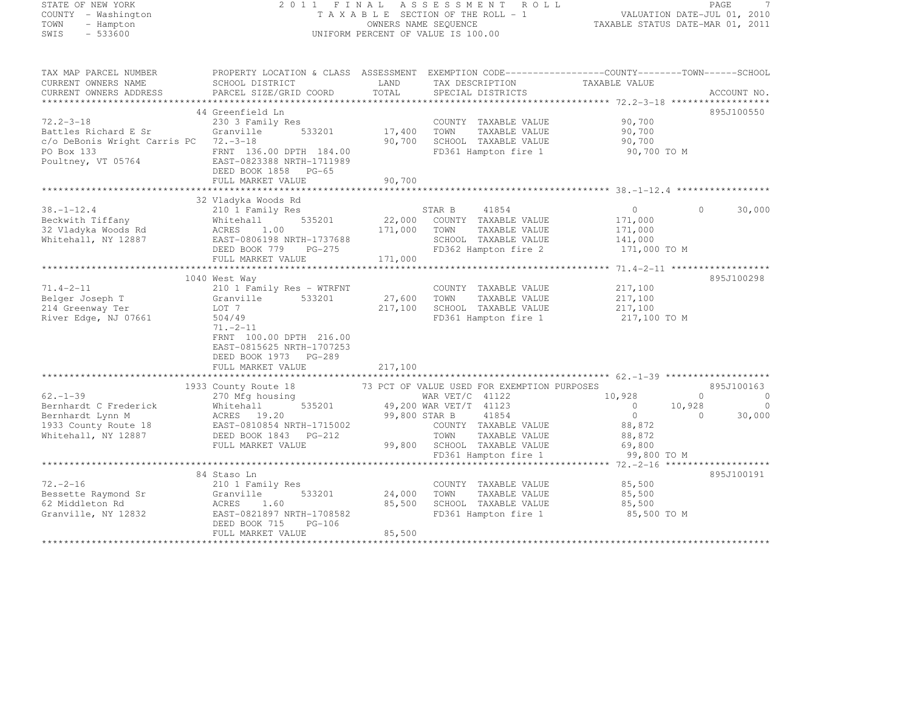STATE OF NEW YORK
COUNTY - Washington
TOWN - Hampton
SWIS - 533600

2011 FINAL ASSESSMENT ROLL
TAXABLE SECTION OF THE ROLL - 1
OWNERS NAME SEQUENCE
UNIFORM PERCENT OF VALUE IS 100.00

VALUATION DATE-JUL 01, 2010
TAXABLE STATUS DATE-MAR 01, 2011

```
TAX MAP PARCEL NUMBER          PROPERTY LOCATION & CLASS  ASSESSMENT  EXEMPTION CODE------------------COUNTY--------TOWN------SCHOOL
CURRENT OWNERS NAME            SCHOOL DISTRICT              LAND      TAX DESCRIPTION              TAXABLE VALUE
CURRENT OWNERS ADDRESS         PARCEL SIZE/GRID COORD       TOTAL     SPECIAL DISTRICTS                                    ACCOUNT NO.
*************************************************************************************************** 72.2-3-18 ******************
                               44 Greenfield Ln                                                                              895J100550
72.2-3-18                      230 3 Family Res                       COUNTY  TAXABLE VALUE          90,700
Battles Richard E Sr           Granville        533201      17,400    TOWN    TAXABLE VALUE          90,700
c/o DeBonis Wright Carris PC   72.-3-18                     90,700    SCHOOL  TAXABLE VALUE          90,700
PO Box 133                     FRNT 136.00 DPTH 184.00                FD361 Hampton fire 1            90,700 TO M
Poultney, VT 05764             EAST-0823388 NRTH-1711989
                               DEED BOOK 1858   PG-65
                               FULL MARKET VALUE            90,700
*************************************************************************************************** 38.-1-12.4 *****************
                               32 Vladyka Woods Rd
38.-1-12.4                     210 1 Family Res                       STAR B     41854                0           0      30,000
Beckwith Tiffany               Whitehall        535201      22,000    COUNTY  TAXABLE VALUE         171,000
32 Vladyka Woods Rd            ACRES    1.00               171,000    TOWN    TAXABLE VALUE         171,000
Whitehall, NY 12887            EAST-0806198 NRTH-1737688              SCHOOL  TAXABLE VALUE         141,000
                               DEED BOOK 779    PG-275                FD362 Hampton fire 2           171,000 TO M
                               FULL MARKET VALUE           171,000
*************************************************************************************************** 71.4-2-11 ******************
                               1040 West Way                                                                                 895J100298
71.4-2-11                      210 1 Family Res - WTRFNT              COUNTY  TAXABLE VALUE         217,100
Belger Joseph T                Granville        533201      27,600    TOWN    TAXABLE VALUE         217,100
214 Greenway Ter               LOT 7                       217,100    SCHOOL  TAXABLE VALUE         217,100
River Edge, NJ 07661           504/49                                 FD361 Hampton fire 1           217,100 TO M
                               71.-2-11
                               FRNT 100.00 DPTH 216.00
                               EAST-0815625 NRTH-1707253
                               DEED BOOK 1973   PG-289
                               FULL MARKET VALUE           217,100
*************************************************************************************************** 62.-1-39 *******************
                               1933 County Route 18       73 PCT OF VALUE USED FOR EXEMPTION PURPOSES                        895J100163
62.-1-39                       270 Mfg housing                        WAR VET/C  41122           10,928           0           0
Bernhardt C Frederick          Whitehall        535201      49,200 WAR VET/T  41123                   0      10,928           0
Bernhardt Lynn M               ACRES   19.20                99,800 STAR B     41854                   0           0      30,000
1933 County Route 18           EAST-0810854 NRTH-1715002              COUNTY  TAXABLE VALUE          88,872
Whitehall, NY 12887            DEED BOOK 1843   PG-212                TOWN    TAXABLE VALUE          88,872
                               FULL MARKET VALUE            99,800    SCHOOL  TAXABLE VALUE          69,800
                                                                      FD361 Hampton fire 1            99,800 TO M
*************************************************************************************************** 72.-2-16 *******************
                               84 Staso Ln                                                                                   895J100191
72.-2-16                       210 1 Family Res                       COUNTY  TAXABLE VALUE          85,500
Bessette Raymond Sr            Granville        533201      24,000    TOWN    TAXABLE VALUE          85,500
62 Middleton Rd                ACRES    1.60                85,500    SCHOOL  TAXABLE VALUE          85,500
Granville, NY 12832            EAST-0821897 NRTH-1708582              FD361 Hampton fire 1            85,500 TO M
                               DEED BOOK 715    PG-106
                               FULL MARKET VALUE            85,500
********************************************************************************************************************************
```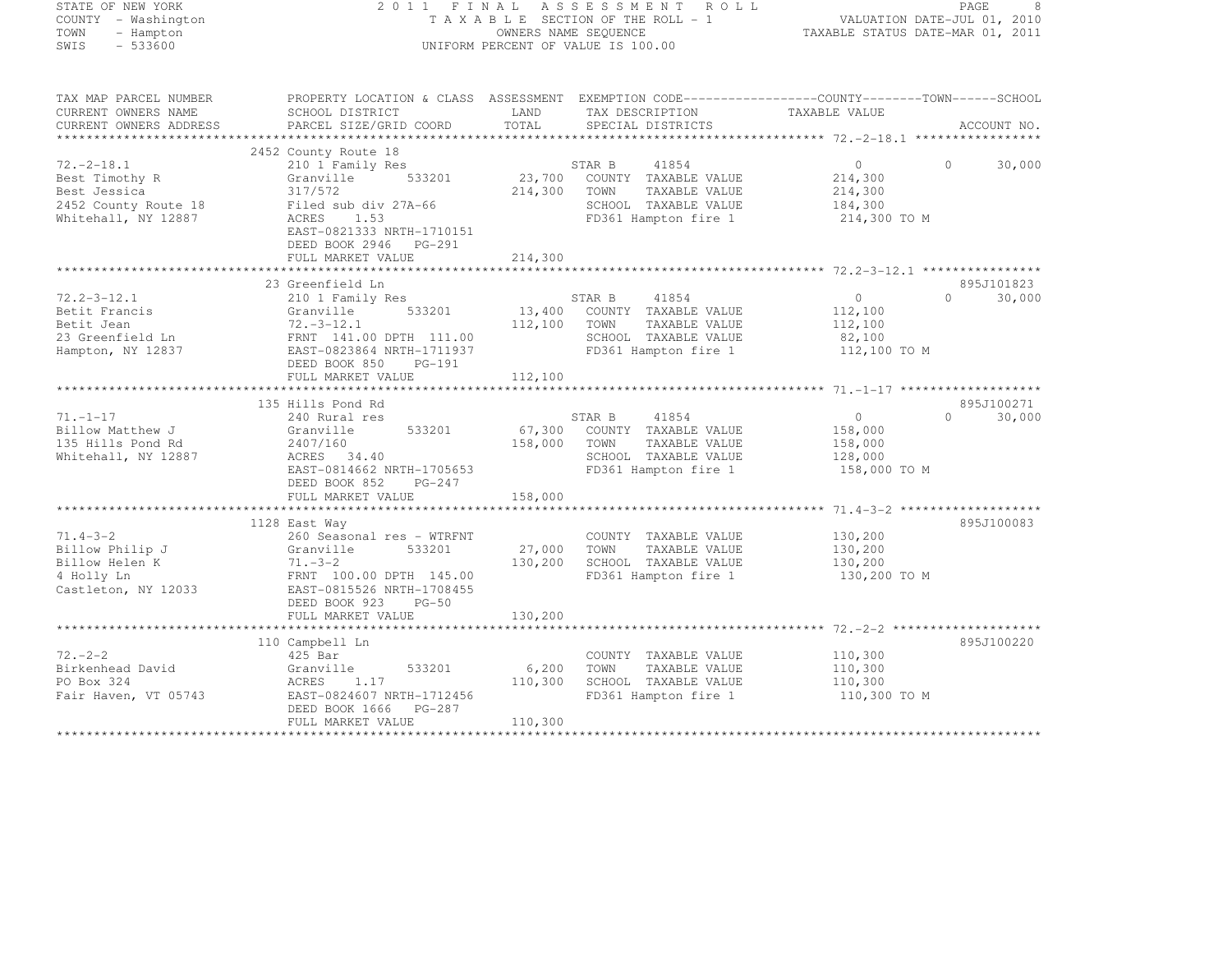STATE OF NEW YORK                    2 0 1 1   F I N A L   A S S E S S M E N T   R O L L
COUNTY - Washington                  T A X A B L E SECTION OF THE ROLL - 1          VALUATION DATE-JUL 01, 2010
TOWN - Hampton                       OWNERS NAME SEQUENCE                            TAXABLE STATUS DATE-MAR 01, 2011
SWIS - 533600                        UNIFORM PERCENT OF VALUE IS 100.00

| TAX MAP PARCEL NUMBER / CURRENT OWNERS NAME / CURRENT OWNERS ADDRESS | PROPERTY LOCATION & CLASS / SCHOOL DISTRICT / PARCEL SIZE/GRID COORD | ASSESSMENT LAND / TOTAL | EXEMPTION CODE / TAX DESCRIPTION / SPECIAL DISTRICTS | COUNTY TAXABLE VALUE | TOWN | SCHOOL / ACCOUNT NO. |
|---|---|---|---|---|---|---|
| **72.-2-18.1** | 2452 County Route 18 | | | | | |
| 72.-2-18.1 | 210 1 Family Res | | STAR B 41854 | 0 | 0 | 30,000 |
| Best Timothy R | Granville 533201 | 23,700 | COUNTY TAXABLE VALUE | 214,300 | | |
| Best Jessica | 317/572 | 214,300 | TOWN TAXABLE VALUE | 214,300 | | |
| 2452 County Route 18 | Filed sub div 27A-66 | | SCHOOL TAXABLE VALUE | 184,300 | | |
| Whitehall, NY 12887 | ACRES 1.53 | | FD361 Hampton fire 1 | 214,300 TO M | | |
| | EAST-0821333 NRTH-1710151 | | | | | |
| | DEED BOOK 2946 PG-291 | | | | | |
| | FULL MARKET VALUE | 214,300 | | | | |
| **72.2-3-12.1** | 23 Greenfield Ln | | | | | 895J101823 |
| 72.2-3-12.1 | 210 1 Family Res | | STAR B 41854 | 0 | 0 | 30,000 |
| Betit Francis | Granville 533201 | 13,400 | COUNTY TAXABLE VALUE | 112,100 | | |
| Betit Jean | 72.-3-12.1 | 112,100 | TOWN TAXABLE VALUE | 112,100 | | |
| 23 Greenfield Ln | FRNT 141.00 DPTH 111.00 | | SCHOOL TAXABLE VALUE | 82,100 | | |
| Hampton, NY 12837 | EAST-0823864 NRTH-1711937 | | FD361 Hampton fire 1 | 112,100 TO M | | |
| | DEED BOOK 850 PG-191 | | | | | |
| | FULL MARKET VALUE | 112,100 | | | | |
| **71.-1-17** | 135 Hills Pond Rd | | | | | 895J100271 |
| 71.-1-17 | 240 Rural res | | STAR B 41854 | 0 | 0 | 30,000 |
| Billow Matthew J | Granville 533201 | 67,300 | COUNTY TAXABLE VALUE | 158,000 | | |
| 135 Hills Pond Rd | 2407/160 | 158,000 | TOWN TAXABLE VALUE | 158,000 | | |
| Whitehall, NY 12887 | ACRES 34.40 | | SCHOOL TAXABLE VALUE | 128,000 | | |
| | EAST-0814662 NRTH-1705653 | | FD361 Hampton fire 1 | 158,000 TO M | | |
| | DEED BOOK 852 PG-247 | | | | | |
| | FULL MARKET VALUE | 158,000 | | | | |
| **71.4-3-2** | 1128 East Way | | | | | 895J100083 |
| 71.4-3-2 | 260 Seasonal res - WTRFNT | | COUNTY TAXABLE VALUE | 130,200 | | |
| Billow Philip J | Granville 533201 | 27,000 | TOWN TAXABLE VALUE | 130,200 | | |
| Billow Helen K | 71.-3-2 | 130,200 | SCHOOL TAXABLE VALUE | 130,200 | | |
| 4 Holly Ln | FRNT 100.00 DPTH 145.00 | | FD361 Hampton fire 1 | 130,200 TO M | | |
| Castleton, NY 12033 | EAST-0815526 NRTH-1708455 | | | | | |
| | DEED BOOK 923 PG-50 | | | | | |
| | FULL MARKET VALUE | 130,200 | | | | |
| **72.-2-2** | 110 Campbell Ln | | | | | 895J100220 |
| 72.-2-2 | 425 Bar | | COUNTY TAXABLE VALUE | 110,300 | | |
| Birkenhead David | Granville 533201 | 6,200 | TOWN TAXABLE VALUE | 110,300 | | |
| PO Box 324 | ACRES 1.17 | 110,300 | SCHOOL TAXABLE VALUE | 110,300 | | |
| Fair Haven, VT 05743 | EAST-0824607 NRTH-1712456 | | FD361 Hampton fire 1 | 110,300 TO M | | |
| | DEED BOOK 1666 PG-287 | | | | | |
| | FULL MARKET VALUE | 110,300 | | | | |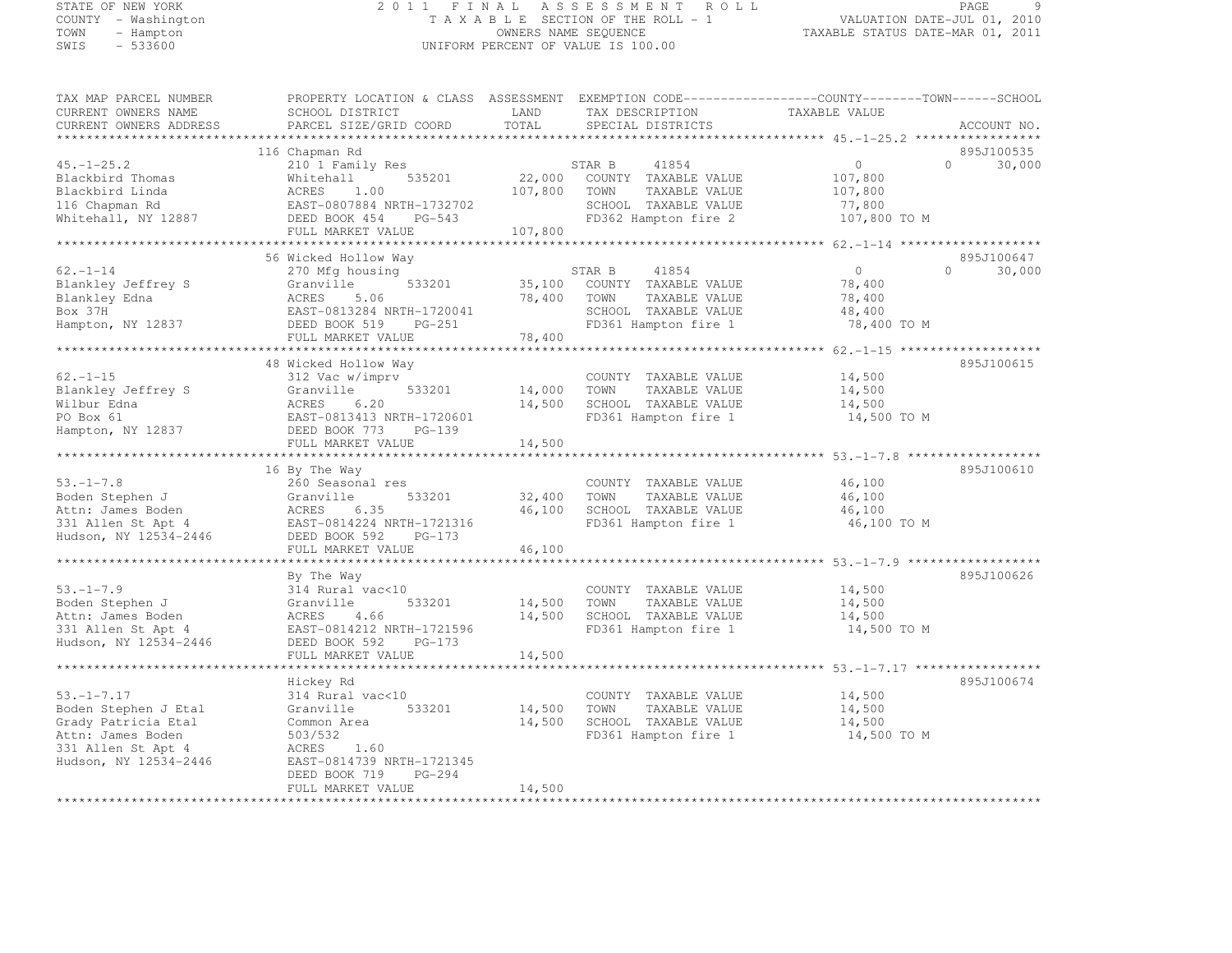STATE OF NEW YORK
COUNTY - Washington
TOWN - Hampton
SWIS - 533600

# 2011 FINAL ASSESSMENT ROLL

TAXABLE SECTION OF THE ROLL - 1
OWNERS NAME SEQUENCE
UNIFORM PERCENT OF VALUE IS 100.00

VALUATION DATE-JUL 01, 2010
TAXABLE STATUS DATE-MAR 01, 2011

| TAX MAP PARCEL NUMBER<br>CURRENT OWNERS NAME<br>CURRENT OWNERS ADDRESS | PROPERTY LOCATION & CLASS<br>SCHOOL DISTRICT<br>PARCEL SIZE/GRID COORD | ASSESSMENT LAND | TOTAL | EXEMPTION CODE / TAX DESCRIPTION / SPECIAL DISTRICTS | COUNTY / TOWN / SCHOOL TAXABLE VALUE | ACCOUNT NO. |
|---|---|---|---|---|---|---|
| 45.-1-25.2 | 116 Chapman Rd | | | | | 895J100535 |
| | 210 1 Family Res | | | STAR B 41854 | 0 0 30,000 | |
| Blackbird Thomas | Whitehall 535201 | 22,000 | | COUNTY TAXABLE VALUE | 107,800 | |
| Blackbird Linda | ACRES 1.00 | | 107,800 | TOWN TAXABLE VALUE | 107,800 | |
| 116 Chapman Rd | EAST-0807884 NRTH-1732702 | | | SCHOOL TAXABLE VALUE | 77,800 | |
| Whitehall, NY 12887 | DEED BOOK 454 PG-543 | | | FD362 Hampton fire 2 | 107,800 TO M | |
| | FULL MARKET VALUE | | 107,800 | | | |
| 62.-1-14 | 56 Wicked Hollow Way | | | | | 895J100647 |
| | 270 Mfg housing | | | STAR B 41854 | 0 0 30,000 | |
| Blankley Jeffrey S | Granville 533201 | 35,100 | | COUNTY TAXABLE VALUE | 78,400 | |
| Blankley Edna | ACRES 5.06 | | 78,400 | TOWN TAXABLE VALUE | 78,400 | |
| Box 37H | EAST-0813284 NRTH-1720041 | | | SCHOOL TAXABLE VALUE | 48,400 | |
| Hampton, NY 12837 | DEED BOOK 519 PG-251 | | | FD361 Hampton fire 1 | 78,400 TO M | |
| | FULL MARKET VALUE | | 78,400 | | | |
| 62.-1-15 | 48 Wicked Hollow Way | | | | | 895J100615 |
| | 312 Vac w/imprv | | | COUNTY TAXABLE VALUE | 14,500 | |
| Blankley Jeffrey S | Granville 533201 | 14,000 | | TOWN TAXABLE VALUE | 14,500 | |
| Wilbur Edna | ACRES 6.20 | | 14,500 | SCHOOL TAXABLE VALUE | 14,500 | |
| PO Box 61 | EAST-0813413 NRTH-1720601 | | | FD361 Hampton fire 1 | 14,500 TO M | |
| Hampton, NY 12837 | DEED BOOK 773 PG-139 | | | | | |
| | FULL MARKET VALUE | | 14,500 | | | |
| 53.-1-7.8 | 16 By The Way | | | | | 895J100610 |
| | 260 Seasonal res | | | COUNTY TAXABLE VALUE | 46,100 | |
| Boden Stephen J | Granville 533201 | 32,400 | | TOWN TAXABLE VALUE | 46,100 | |
| Attn: James Boden | ACRES 6.35 | | 46,100 | SCHOOL TAXABLE VALUE | 46,100 | |
| 331 Allen St Apt 4 | EAST-0814224 NRTH-1721316 | | | FD361 Hampton fire 1 | 46,100 TO M | |
| Hudson, NY 12534-2446 | DEED BOOK 592 PG-173 | | | | | |
| | FULL MARKET VALUE | | 46,100 | | | |
| 53.-1-7.9 | By The Way | | | | | 895J100626 |
| | 314 Rural vac<10 | | | COUNTY TAXABLE VALUE | 14,500 | |
| Boden Stephen J | Granville 533201 | 14,500 | | TOWN TAXABLE VALUE | 14,500 | |
| Attn: James Boden | ACRES 4.66 | | 14,500 | SCHOOL TAXABLE VALUE | 14,500 | |
| 331 Allen St Apt 4 | EAST-0814212 NRTH-1721596 | | | FD361 Hampton fire 1 | 14,500 TO M | |
| Hudson, NY 12534-2446 | DEED BOOK 592 PG-173 | | | | | |
| | FULL MARKET VALUE | | 14,500 | | | |
| 53.-1-7.17 | Hickey Rd | | | | | 895J100674 |
| | 314 Rural vac<10 | | | COUNTY TAXABLE VALUE | 14,500 | |
| Boden Stephen J Etal | Granville 533201 | 14,500 | | TOWN TAXABLE VALUE | 14,500 | |
| Grady Patricia Etal | Common Area | | 14,500 | SCHOOL TAXABLE VALUE | 14,500 | |
| Attn: James Boden | 503/532 | | | FD361 Hampton fire 1 | 14,500 TO M | |
| 331 Allen St Apt 4 | ACRES 1.60 | | | | | |
| Hudson, NY 12534-2446 | EAST-0814739 NRTH-1721345 | | | | | |
| | DEED BOOK 719 PG-294 | | | | | |
| | FULL MARKET VALUE | | 14,500 | | | |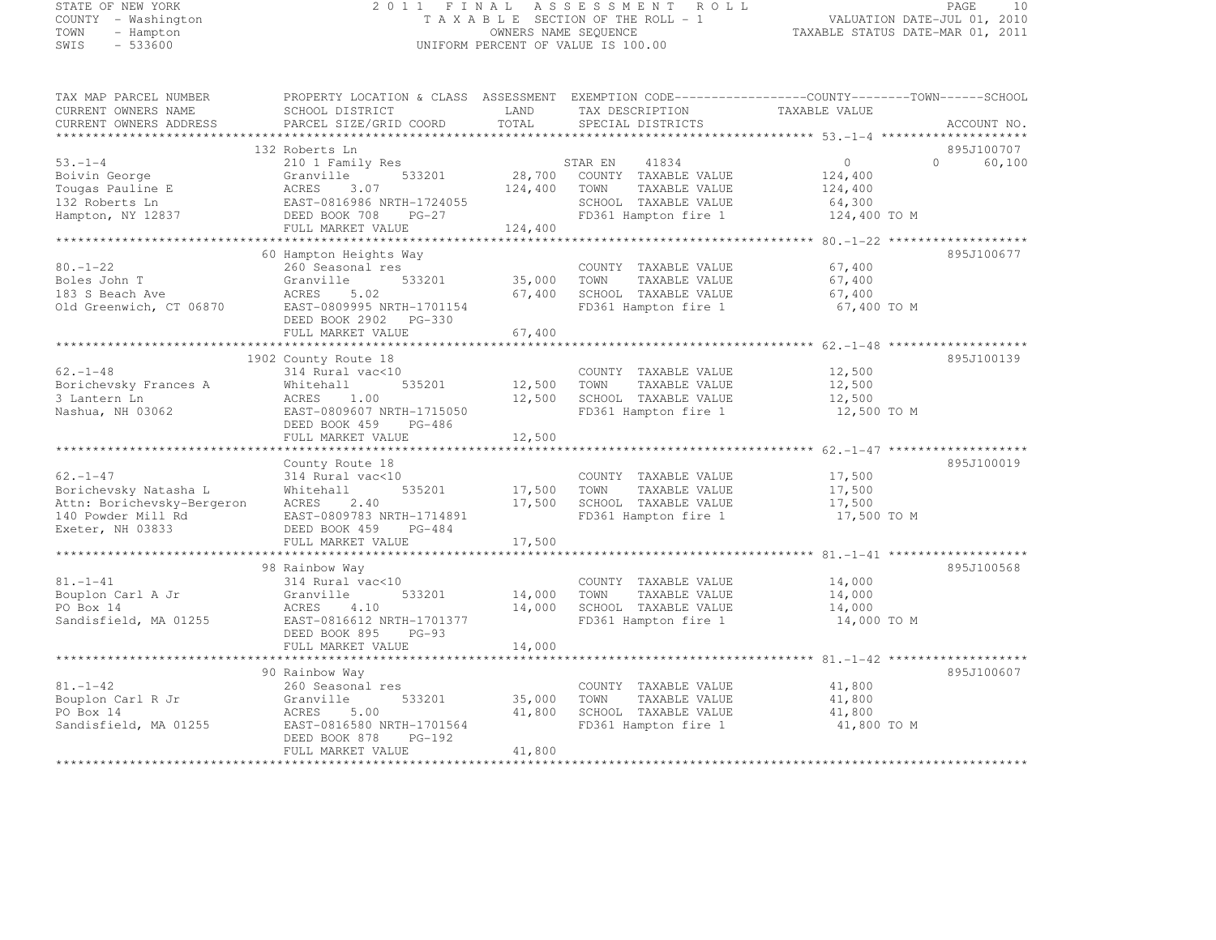STATE OF NEW YORK
COUNTY - Washington
TOWN - Hampton
SWIS - 533600

# 2011 FINAL ASSESSMENT ROLL

TAXABLE SECTION OF THE ROLL - 1
OWNERS NAME SEQUENCE
UNIFORM PERCENT OF VALUE IS 100.00

VALUATION DATE-JUL 01, 2010
TAXABLE STATUS DATE-MAR 01, 2011

| TAX MAP PARCEL NUMBER / CURRENT OWNERS NAME / CURRENT OWNERS ADDRESS | PROPERTY LOCATION & CLASS / SCHOOL DISTRICT / PARCEL SIZE/GRID COORD | ASSESSMENT LAND / TOTAL | EXEMPTION CODE / TAX DESCRIPTION / SPECIAL DISTRICTS | COUNTY / TOWN / SCHOOL TAXABLE VALUE | ACCOUNT NO. |
|---|---|---|---|---|---|
| 53.-1-4 | 132 Roberts Ln | | | | 895J100707 |
| | 210 1 Family Res | | STAR EN 41834 | 0 0 60,100 | |
| Boivin George | Granville 533201 | 28,700 | COUNTY TAXABLE VALUE | 124,400 | |
| Tougas Pauline E | ACRES 3.07 | 124,400 | TOWN TAXABLE VALUE | 124,400 | |
| 132 Roberts Ln | EAST-0816986 NRTH-1724055 | | SCHOOL TAXABLE VALUE | 64,300 | |
| Hampton, NY 12837 | DEED BOOK 708 PG-27 | | FD361 Hampton fire 1 | 124,400 TO M | |
| | FULL MARKET VALUE | 124,400 | | | |
| 80.-1-22 | 60 Hampton Heights Way | | | | 895J100677 |
| | 260 Seasonal res | | COUNTY TAXABLE VALUE | 67,400 | |
| Boles John T | Granville 533201 | 35,000 | TOWN TAXABLE VALUE | 67,400 | |
| 183 S Beach Ave | ACRES 5.02 | 67,400 | SCHOOL TAXABLE VALUE | 67,400 | |
| Old Greenwich, CT 06870 | EAST-0809995 NRTH-1701154 | | FD361 Hampton fire 1 | 67,400 TO M | |
| | DEED BOOK 2902 PG-330 | | | | |
| | FULL MARKET VALUE | 67,400 | | | |
| 62.-1-48 | 1902 County Route 18 | | | | 895J100139 |
| | 314 Rural vac<10 | | COUNTY TAXABLE VALUE | 12,500 | |
| Borichevsky Frances A | Whitehall 535201 | 12,500 | TOWN TAXABLE VALUE | 12,500 | |
| 3 Lantern Ln | ACRES 1.00 | 12,500 | SCHOOL TAXABLE VALUE | 12,500 | |
| Nashua, NH 03062 | EAST-0809607 NRTH-1715050 | | FD361 Hampton fire 1 | 12,500 TO M | |
| | DEED BOOK 459 PG-486 | | | | |
| | FULL MARKET VALUE | 12,500 | | | |
| 62.-1-47 | County Route 18 | | | | 895J100019 |
| | 314 Rural vac<10 | | COUNTY TAXABLE VALUE | 17,500 | |
| Borichevsky Natasha L | Whitehall 535201 | 17,500 | TOWN TAXABLE VALUE | 17,500 | |
| Attn: Borichevsky-Bergeron | ACRES 2.40 | 17,500 | SCHOOL TAXABLE VALUE | 17,500 | |
| 140 Powder Mill Rd | EAST-0809783 NRTH-1714891 | | FD361 Hampton fire 1 | 17,500 TO M | |
| Exeter, NH 03833 | DEED BOOK 459 PG-484 | | | | |
| | FULL MARKET VALUE | 17,500 | | | |
| 81.-1-41 | 98 Rainbow Way | | | | 895J100568 |
| | 314 Rural vac<10 | | COUNTY TAXABLE VALUE | 14,000 | |
| Bouplon Carl A Jr | Granville 533201 | 14,000 | TOWN TAXABLE VALUE | 14,000 | |
| PO Box 14 | ACRES 4.10 | 14,000 | SCHOOL TAXABLE VALUE | 14,000 | |
| Sandisfield, MA 01255 | EAST-0816612 NRTH-1701377 | | FD361 Hampton fire 1 | 14,000 TO M | |
| | DEED BOOK 895 PG-93 | | | | |
| | FULL MARKET VALUE | 14,000 | | | |
| 81.-1-42 | 90 Rainbow Way | | | | 895J100607 |
| | 260 Seasonal res | | COUNTY TAXABLE VALUE | 41,800 | |
| Bouplon Carl R Jr | Granville 533201 | 35,000 | TOWN TAXABLE VALUE | 41,800 | |
| PO Box 14 | ACRES 5.00 | 41,800 | SCHOOL TAXABLE VALUE | 41,800 | |
| Sandisfield, MA 01255 | EAST-0816580 NRTH-1701564 | | FD361 Hampton fire 1 | 41,800 TO M | |
| | DEED BOOK 878 PG-192 | | | | |
| | FULL MARKET VALUE | 41,800 | | | |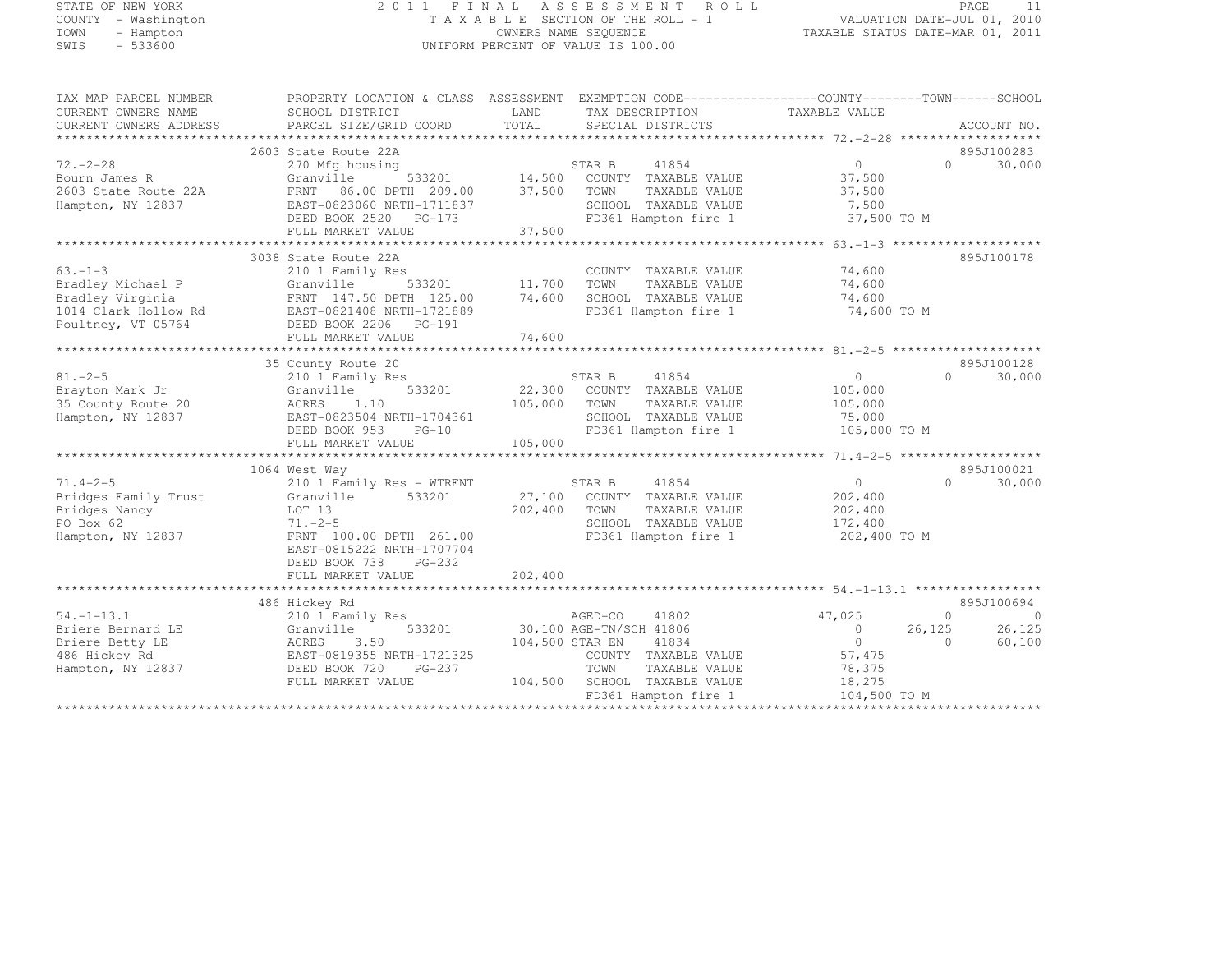STATE OF NEW YORK
COUNTY - Washington
TOWN - Hampton
SWIS - 533600

2011 FINAL ASSESSMENT ROLL
TAXABLE SECTION OF THE ROLL - 1
OWNERS NAME SEQUENCE
UNIFORM PERCENT OF VALUE IS 100.00

VALUATION DATE-JUL 01, 2010
TAXABLE STATUS DATE-MAR 01, 2011

```
TAX MAP PARCEL NUMBER     PROPERTY LOCATION & CLASS  ASSESSMENT  EXEMPTION CODE------------------COUNTY--------TOWN------SCHOOL
CURRENT OWNERS NAME       SCHOOL DISTRICT               LAND      TAX DESCRIPTION             TAXABLE VALUE
CURRENT OWNERS ADDRESS    PARCEL SIZE/GRID COORD        TOTAL     SPECIAL DISTRICTS                                      ACCOUNT NO.
******************************************************************************************************* 72.-2-28 *******************
                          2603 State Route 22A                                                                        895J100283
72.-2-28                  270 Mfg housing                     STAR B      41854               0              0       30,000
Bourn James R             Granville        533201      14,500   COUNTY  TAXABLE VALUE        37,500
2603 State Route 22A      FRNT   86.00 DPTH 209.00     37,500   TOWN    TAXABLE VALUE        37,500
Hampton, NY 12837         EAST-0823060 NRTH-1711837             SCHOOL  TAXABLE VALUE         7,500
                          DEED BOOK 2520   PG-173               FD361 Hampton fire 1         37,500 TO M
                          FULL MARKET VALUE            37,500
******************************************************************************************************* 63.-1-3 ********************
                          3038 State Route 22A                                                                        895J100178
63.-1-3                   210 1 Family Res                      COUNTY  TAXABLE VALUE        74,600
Bradley Michael P         Granville        533201      11,700   TOWN    TAXABLE VALUE        74,600
Bradley Virginia          FRNT  147.50 DPTH 125.00     74,600   SCHOOL  TAXABLE VALUE        74,600
1014 Clark Hollow Rd      EAST-0821408 NRTH-1721889             FD361 Hampton fire 1         74,600 TO M
Poultney, VT 05764        DEED BOOK 2206   PG-191
                          FULL MARKET VALUE            74,600
******************************************************************************************************* 81.-2-5 ********************
                          35 County Route 20                                                                          895J100128
81.-2-5                   210 1 Family Res                    STAR B      41854               0              0       30,000
Brayton Mark Jr           Granville        533201      22,300   COUNTY  TAXABLE VALUE       105,000
35 County Route 20        ACRES    1.10               105,000   TOWN    TAXABLE VALUE       105,000
Hampton, NY 12837         EAST-0823504 NRTH-1704361             SCHOOL  TAXABLE VALUE        75,000
                          DEED BOOK 953    PG-10                FD361 Hampton fire 1        105,000 TO M
                          FULL MARKET VALUE           105,000
******************************************************************************************************* 71.4-2-5 *******************
                          1064 West Way                                                                               895J100021
71.4-2-5                  210 1 Family Res - WTRFNT           STAR B      41854               0              0       30,000
Bridges Family Trust      Granville        533201      27,100   COUNTY  TAXABLE VALUE       202,400
Bridges Nancy             LOT 13                      202,400   TOWN    TAXABLE VALUE       202,400
PO Box 62                 71.-2-5                               SCHOOL  TAXABLE VALUE       172,400
Hampton, NY 12837         FRNT  100.00 DPTH 261.00              FD361 Hampton fire 1        202,400 TO M
                          EAST-0815222 NRTH-1707704
                          DEED BOOK 738    PG-232
                          FULL MARKET VALUE           202,400
******************************************************************************************************* 54.-1-13.1 *****************
                          486 Hickey Rd                                                                               895J100694
54.-1-13.1                210 1 Family Res                    AGED-CO     41802          47,025              0            0
Briere Bernard LE         Granville        533201      30,100 AGE-TN/SCH 41806                0         26,125       26,125
Briere Betty LE           ACRES    3.50               104,500 STAR EN     41834               0              0       60,100
486 Hickey Rd             EAST-0819355 NRTH-1721325             COUNTY  TAXABLE VALUE        57,475
Hampton, NY 12837         DEED BOOK 720    PG-237               TOWN    TAXABLE VALUE        78,375
                          FULL MARKET VALUE           104,500   SCHOOL  TAXABLE VALUE        18,275
                                                                FD361 Hampton fire 1        104,500 TO M
************************************************************************************************************************************
```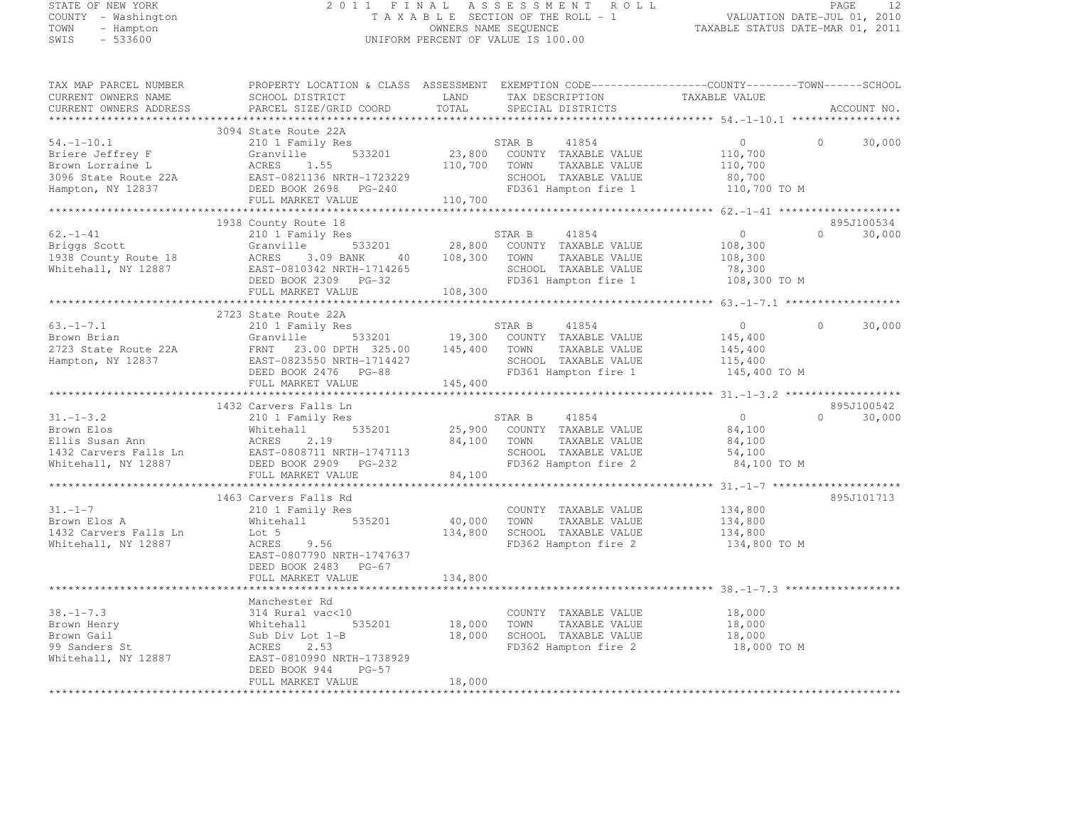STATE OF NEW YORK
COUNTY - Washington
TOWN - Hampton
SWIS - 533600

2011 FINAL ASSESSMENT ROLL
TAXABLE SECTION OF THE ROLL - 1
OWNERS NAME SEQUENCE
UNIFORM PERCENT OF VALUE IS 100.00

VALUATION DATE-JUL 01, 2010
TAXABLE STATUS DATE-MAR 01, 2011

```
TAX MAP PARCEL NUMBER      PROPERTY LOCATION & CLASS  ASSESSMENT  EXEMPTION CODE------------------COUNTY--------TOWN------SCHOOL
CURRENT OWNERS NAME        SCHOOL DISTRICT              LAND       TAX DESCRIPTION              TAXABLE VALUE
CURRENT OWNERS ADDRESS     PARCEL SIZE/GRID COORD       TOTAL      SPECIAL DISTRICTS                                       ACCOUNT NO.
******************************************************************************************************* 54.-1-10.1 *****************
                           3094 State Route 22A
54.-1-10.1                 210 1 Family Res                        STAR B      41854               0             0      30,000
Briere Jeffrey F           Granville        533201      23,800     COUNTY  TAXABLE VALUE           110,700
Brown Lorraine L           ACRES    1.55               110,700     TOWN    TAXABLE VALUE           110,700
3096 State Route 22A       EAST-0821136 NRTH-1723229               SCHOOL  TAXABLE VALUE            80,700
Hampton, NY 12837          DEED BOOK 2698   PG-240                 FD361 Hampton fire 1            110,700 TO M
                           FULL MARKET VALUE           110,700
******************************************************************************************************* 62.-1-41 *******************
                           1938 County Route 18                                                                        895J100534
62.-1-41                   210 1 Family Res                        STAR B      41854               0             0      30,000
Briggs Scott               Granville        533201      28,800     COUNTY  TAXABLE VALUE           108,300
1938 County Route 18       ACRES    3.09 BANK     40   108,300     TOWN    TAXABLE VALUE           108,300
Whitehall, NY 12887        EAST-0810342 NRTH-1714265               SCHOOL  TAXABLE VALUE            78,300
                           DEED BOOK 2309   PG-32                  FD361 Hampton fire 1            108,300 TO M
                           FULL MARKET VALUE           108,300
******************************************************************************************************* 63.-1-7.1 ******************
                           2723 State Route 22A
63.-1-7.1                  210 1 Family Res                        STAR B      41854               0             0      30,000
Brown Brian                Granville        533201      19,300     COUNTY  TAXABLE VALUE           145,400
2723 State Route 22A       FRNT   23.00 DPTH 325.00    145,400     TOWN    TAXABLE VALUE           145,400
Hampton, NY 12837          EAST-0823550 NRTH-1714427               SCHOOL  TAXABLE VALUE           115,400
                           DEED BOOK 2476   PG-88                  FD361 Hampton fire 1            145,400 TO M
                           FULL MARKET VALUE           145,400
******************************************************************************************************* 31.-1-3.2 ******************
                           1432 Carvers Falls Ln                                                                       895J100542
31.-1-3.2                  210 1 Family Res                        STAR B      41854               0             0      30,000
Brown Elos                 Whitehall        535201      25,900     COUNTY  TAXABLE VALUE            84,100
Ellis Susan Ann            ACRES    2.19                84,100     TOWN    TAXABLE VALUE            84,100
1432 Carvers Falls Ln      EAST-0808711 NRTH-1747113               SCHOOL  TAXABLE VALUE            54,100
Whitehall, NY 12887        DEED BOOK 2909   PG-232                 FD362 Hampton fire 2             84,100 TO M
                           FULL MARKET VALUE            84,100
******************************************************************************************************* 31.-1-7 ********************
                           1463 Carvers Falls Rd                                                                       895J101713
31.-1-7                    210 1 Family Res                        COUNTY  TAXABLE VALUE           134,800
Brown Elos A               Whitehall        535201      40,000     TOWN    TAXABLE VALUE           134,800
1432 Carvers Falls Ln      Lot 5                       134,800     SCHOOL  TAXABLE VALUE           134,800
Whitehall, NY 12887        ACRES    9.56                           FD362 Hampton fire 2            134,800 TO M
                           EAST-0807790 NRTH-1747637
                           DEED BOOK 2483   PG-67
                           FULL MARKET VALUE           134,800
******************************************************************************************************* 38.-1-7.3 ******************
                           Manchester Rd
38.-1-7.3                  314 Rural vac<10                        COUNTY  TAXABLE VALUE            18,000
Brown Henry                Whitehall        535201      18,000     TOWN    TAXABLE VALUE            18,000
Brown Gail                 Sub Div Lot 1-B              18,000     SCHOOL  TAXABLE VALUE            18,000
99 Sanders St              ACRES    2.53                           FD362 Hampton fire 2             18,000 TO M
Whitehall, NY 12887        EAST-0810990 NRTH-1738929
                           DEED BOOK 944    PG-57
                           FULL MARKET VALUE            18,000
************************************************************************************************************************************
```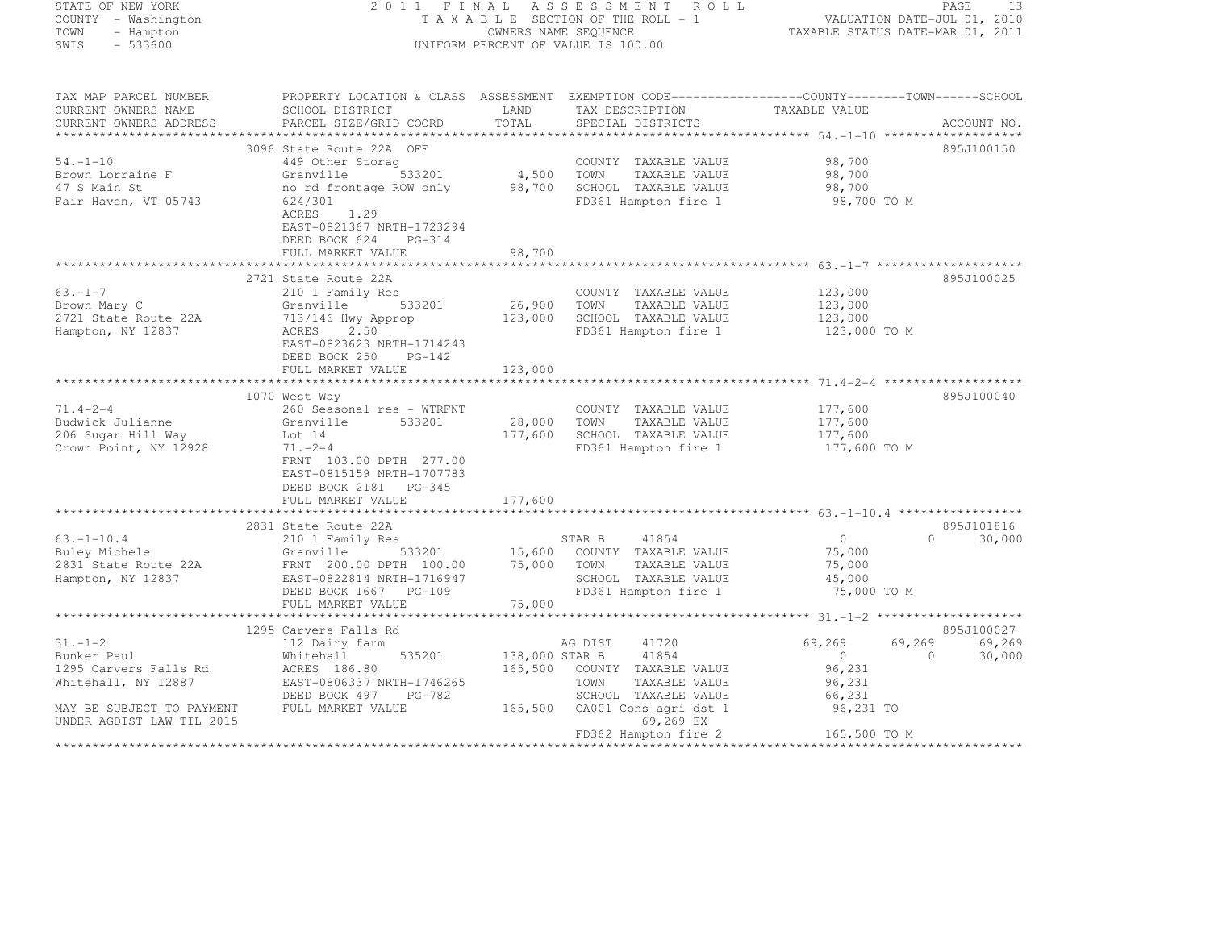STATE OF NEW YORK  
COUNTY - Washington  
TOWN - Hampton  
SWIS - 533600

2011 FINAL ASSESSMENT ROLL  
TAXABLE SECTION OF THE ROLL - 1  
OWNERS NAME SEQUENCE  
UNIFORM PERCENT OF VALUE IS 100.00

VALUATION DATE-JUL 01, 2010  
TAXABLE STATUS DATE-MAR 01, 2011

| TAX MAP PARCEL NUMBER / CURRENT OWNERS NAME / CURRENT OWNERS ADDRESS | PROPERTY LOCATION & CLASS / SCHOOL DISTRICT / PARCEL SIZE/GRID COORD | ASSESSMENT LAND / TOTAL | EXEMPTION CODE / TAX DESCRIPTION / SPECIAL DISTRICTS | COUNTY TAXABLE VALUE | TOWN | SCHOOL | ACCOUNT NO. |
|---|---|---|---|---|---|---|---|
| **54.-1-10** | 3096 State Route 22A OFF | | | | | | 895J100150 |
| 54.-1-10 | 449 Other Storag | | COUNTY TAXABLE VALUE | 98,700 | | | |
| Brown Lorraine F | Granville 533201 | 4,500 | TOWN TAXABLE VALUE | 98,700 | | | |
| 47 S Main St | no rd frontage ROW only | 98,700 | SCHOOL TAXABLE VALUE | 98,700 | | | |
| Fair Haven, VT 05743 | 624/301 | | FD361 Hampton fire 1 | 98,700 TO M | | | |
| | ACRES 1.29 | | | | | | |
| | EAST-0821367 NRTH-1723294 | | | | | | |
| | DEED BOOK 624 PG-314 | | | | | | |
| | FULL MARKET VALUE | 98,700 | | | | | |
| **63.-1-7** | 2721 State Route 22A | | | | | | 895J100025 |
| 63.-1-7 | 210 1 Family Res | | COUNTY TAXABLE VALUE | 123,000 | | | |
| Brown Mary C | Granville 533201 | 26,900 | TOWN TAXABLE VALUE | 123,000 | | | |
| 2721 State Route 22A | 713/146 Hwy Approp | 123,000 | SCHOOL TAXABLE VALUE | 123,000 | | | |
| Hampton, NY 12837 | ACRES 2.50 | | FD361 Hampton fire 1 | 123,000 TO M | | | |
| | EAST-0823623 NRTH-1714243 | | | | | | |
| | DEED BOOK 250 PG-142 | | | | | | |
| | FULL MARKET VALUE | 123,000 | | | | | |
| **71.4-2-4** | 1070 West Way | | | | | | 895J100040 |
| 71.4-2-4 | 260 Seasonal res - WTRFNT | | COUNTY TAXABLE VALUE | 177,600 | | | |
| Budwick Julianne | Granville 533201 | 28,000 | TOWN TAXABLE VALUE | 177,600 | | | |
| 206 Sugar Hill Way | Lot 14 | 177,600 | SCHOOL TAXABLE VALUE | 177,600 | | | |
| Crown Point, NY 12928 | 71.-2-4 | | FD361 Hampton fire 1 | 177,600 TO M | | | |
| | FRNT 103.00 DPTH 277.00 | | | | | | |
| | EAST-0815159 NRTH-1707783 | | | | | | |
| | DEED BOOK 2181 PG-345 | | | | | | |
| | FULL MARKET VALUE | 177,600 | | | | | |
| **63.-1-10.4** | 2831 State Route 22A | | | | | | 895J101816 |
| 63.-1-10.4 | 210 1 Family Res | | STAR B 41854 | 0 | 0 | 30,000 | |
| Buley Michele | Granville 533201 | 15,600 | COUNTY TAXABLE VALUE | 75,000 | | | |
| 2831 State Route 22A | FRNT 200.00 DPTH 100.00 | 75,000 | TOWN TAXABLE VALUE | 75,000 | | | |
| Hampton, NY 12837 | EAST-0822814 NRTH-1716947 | | SCHOOL TAXABLE VALUE | 45,000 | | | |
| | DEED BOOK 1667 PG-109 | | FD361 Hampton fire 1 | 75,000 TO M | | | |
| | FULL MARKET VALUE | 75,000 | | | | | |
| **31.-1-2** | 1295 Carvers Falls Rd | | | | | | 895J100027 |
| 31.-1-2 | 112 Dairy farm | | AG DIST 41720 | 69,269 | 69,269 | 69,269 | |
| Bunker Paul | Whitehall 535201 | 138,000 | STAR B 41854 | 0 | 0 | 30,000 | |
| 1295 Carvers Falls Rd | ACRES 186.80 | 165,500 | COUNTY TAXABLE VALUE | 96,231 | | | |
| Whitehall, NY 12887 | EAST-0806337 NRTH-1746265 | | TOWN TAXABLE VALUE | 96,231 | | | |
| | DEED BOOK 497 PG-782 | | SCHOOL TAXABLE VALUE | 66,231 | | | |
| MAY BE SUBJECT TO PAYMENT | FULL MARKET VALUE | 165,500 | CA001 Cons agri dst 1 | 96,231 TO | | | |
| UNDER AGDIST LAW TIL 2015 | | | 69,269 EX | | | | |
| | | | FD362 Hampton fire 2 | 165,500 TO M | | | |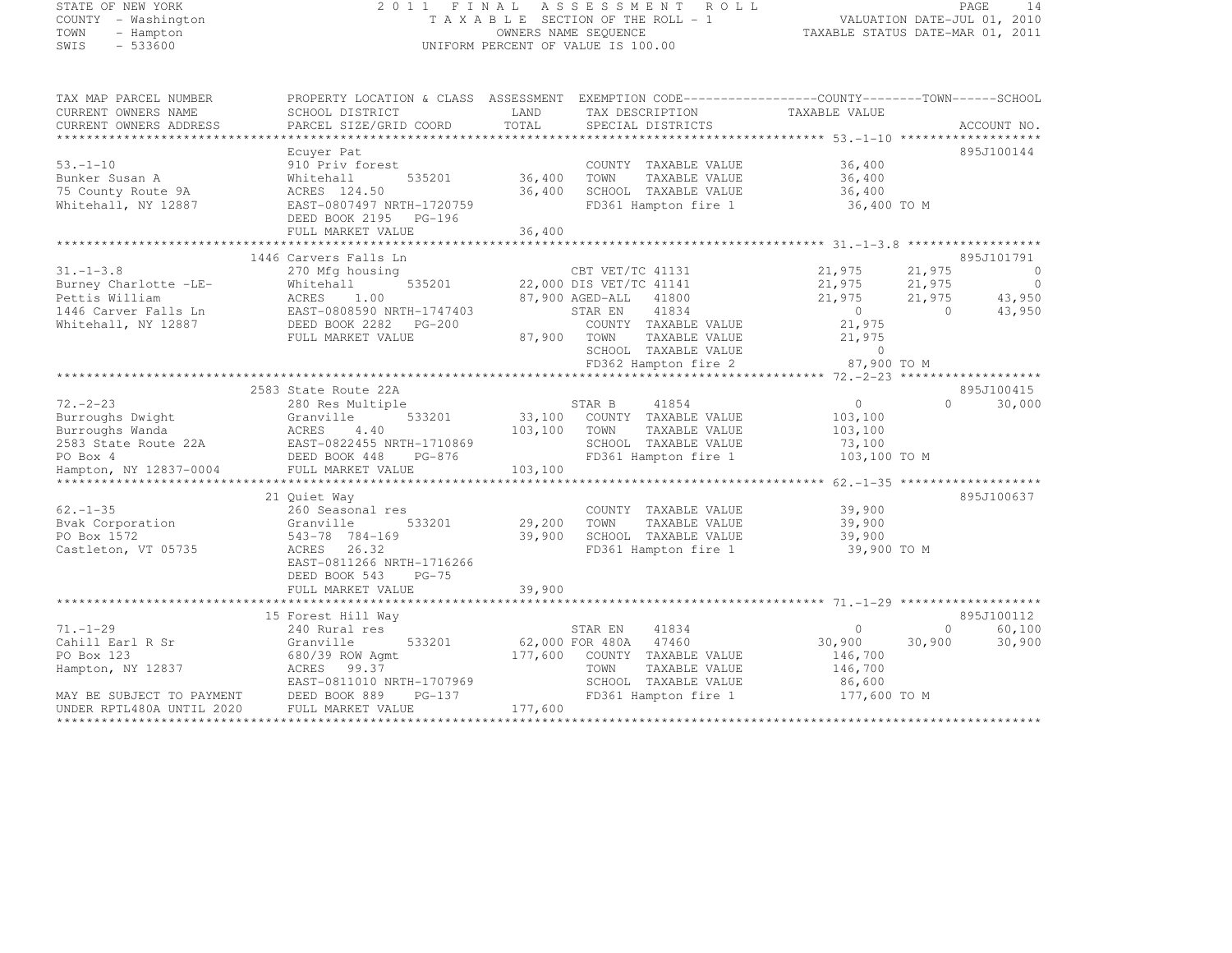STATE OF NEW YORK
COUNTY - Washington
TOWN - Hampton
SWIS - 533600

2011 FINAL ASSESSMENT ROLL
TAXABLE SECTION OF THE ROLL - 1
OWNERS NAME SEQUENCE
UNIFORM PERCENT OF VALUE IS 100.00

VALUATION DATE-JUL 01, 2010
TAXABLE STATUS DATE-MAR 01, 2011

```
TAX MAP PARCEL NUMBER     PROPERTY LOCATION & CLASS  ASSESSMENT  EXEMPTION CODE------------------COUNTY--------TOWN------SCHOOL
CURRENT OWNERS NAME       SCHOOL DISTRICT               LAND      TAX DESCRIPTION            TAXABLE VALUE
CURRENT OWNERS ADDRESS    PARCEL SIZE/GRID COORD       TOTAL      SPECIAL DISTRICTS                                  ACCOUNT NO.
******************************************************************************************************* 53.-1-10 *******************
                          Ecuyer Pat                                                                               895J100144
53.-1-10                  910 Priv forest                         COUNTY  TAXABLE VALUE          36,400
Bunker Susan A            Whitehall       535201       36,400    TOWN    TAXABLE VALUE          36,400
75 County Route 9A        ACRES  124.50                36,400    SCHOOL  TAXABLE VALUE          36,400
Whitehall, NY 12887       EAST-0807497 NRTH-1720759               FD361 Hampton fire 1            36,400 TO M
                          DEED BOOK 2195   PG-196
                          FULL MARKET VALUE             36,400
******************************************************************************************************* 31.-1-3.8 ******************
                          1446 Carvers Falls Ln                                                                    895J101791
31.-1-3.8                 270 Mfg housing                    CBT VET/TC 41131              21,975       21,975            0
Burney Charlotte -LE-     Whitehall       535201       22,000 DIS VET/TC 41141              21,975       21,975            0
Pettis William            ACRES    1.00                87,900 AGED-ALL   41800              21,975       21,975       43,950
1446 Carver Falls Ln      EAST-0808590 NRTH-1747403          STAR EN    41834                   0            0       43,950
Whitehall, NY 12887       DEED BOOK 2282   PG-200             COUNTY  TAXABLE VALUE          21,975
                          FULL MARKET VALUE             87,900    TOWN    TAXABLE VALUE          21,975
                                                                  SCHOOL  TAXABLE VALUE               0
                                                                  FD362 Hampton fire 2            87,900 TO M
******************************************************************************************************* 72.-2-23 *******************
                          2583 State Route 22A                                                                     895J100415
72.-2-23                  280 Res Multiple                   STAR B     41854                   0            0       30,000
Burroughs Dwight          Granville       533201       33,100    COUNTY  TAXABLE VALUE         103,100
Burroughs Wanda           ACRES    4.40               103,100    TOWN    TAXABLE VALUE         103,100
2583 State Route 22A      EAST-0822455 NRTH-1710869               SCHOOL  TAXABLE VALUE          73,100
PO Box 4                  DEED BOOK 448    PG-876                 FD361 Hampton fire 1           103,100 TO M
Hampton, NY 12837-0004    FULL MARKET VALUE            103,100
******************************************************************************************************* 62.-1-35 *******************
                          21 Quiet Way                                                                             895J100637
62.-1-35                  260 Seasonal res                        COUNTY  TAXABLE VALUE          39,900
Bvak Corporation          Granville       533201       29,200    TOWN    TAXABLE VALUE          39,900
PO Box 1572               543-78  784-169              39,900    SCHOOL  TAXABLE VALUE          39,900
Castleton, VT 05735       ACRES   26.32                           FD361 Hampton fire 1            39,900 TO M
                          EAST-0811266 NRTH-1716266
                          DEED BOOK 543    PG-75
                          FULL MARKET VALUE             39,900
******************************************************************************************************* 71.-1-29 *******************
                          15 Forest Hill Way                                                                       895J100112
71.-1-29                  240 Rural res                      STAR EN    41834                   0            0       60,100
Cahill Earl R Sr          Granville       533201       62,000 FOR 480A   47460             30,900       30,900       30,900
PO Box 123                680/39 ROW Agmt             177,600    COUNTY  TAXABLE VALUE         146,700
Hampton, NY 12837         ACRES   99.37                           TOWN    TAXABLE VALUE         146,700
                          EAST-0811010 NRTH-1707969               SCHOOL  TAXABLE VALUE          86,600
MAY BE SUBJECT TO PAYMENT DEED BOOK 889    PG-137                 FD361 Hampton fire 1           177,600 TO M
UNDER RPTL480A UNTIL 2020 FULL MARKET VALUE            177,600
************************************************************************************************************************************
```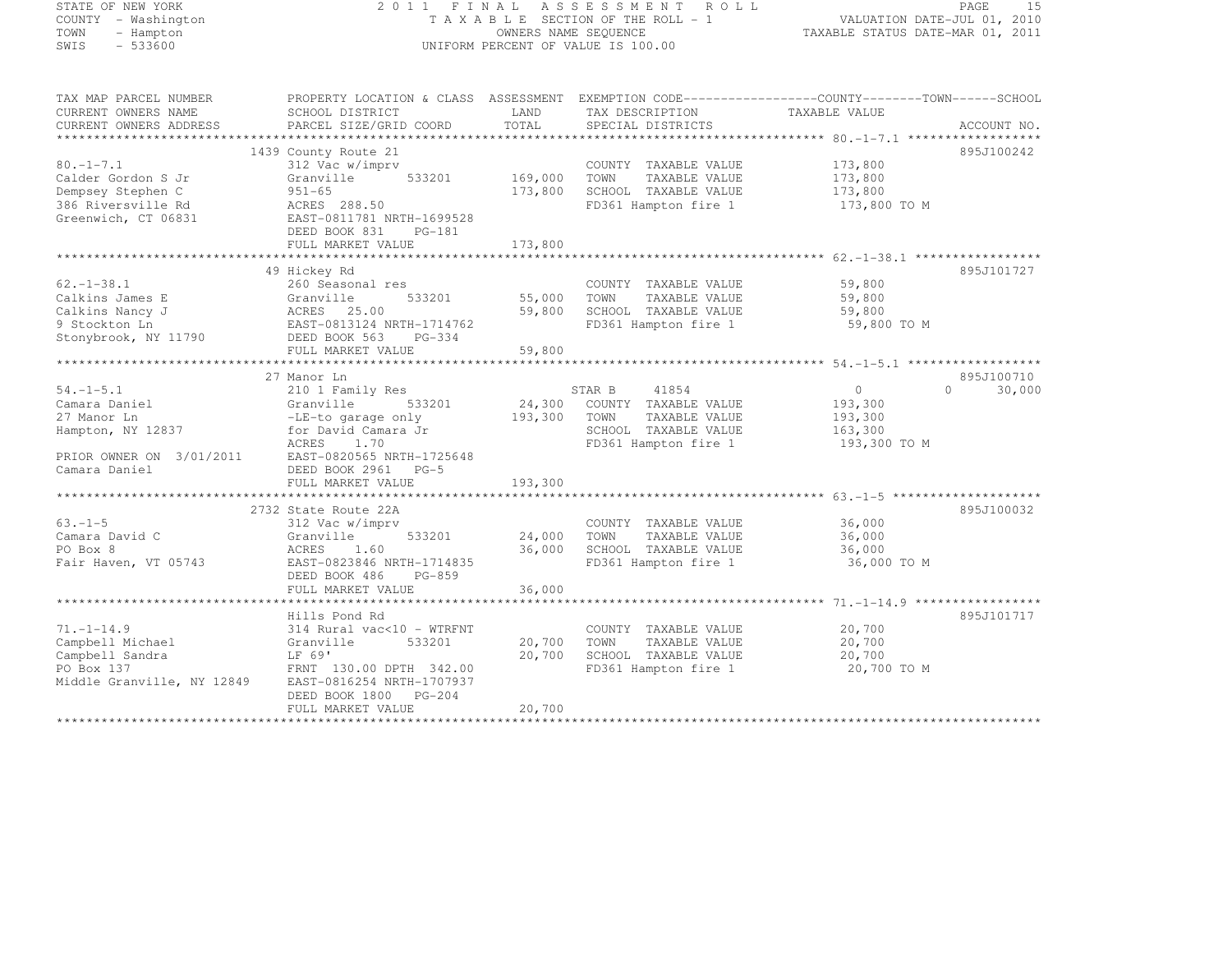STATE OF NEW YORK
COUNTY - Washington
TOWN - Hampton
SWIS - 533600

2011 FINAL ASSESSMENT ROLL
TAXABLE SECTION OF THE ROLL - 1
OWNERS NAME SEQUENCE
UNIFORM PERCENT OF VALUE IS 100.00

VALUATION DATE-JUL 01, 2010
TAXABLE STATUS DATE-MAR 01, 2011

| TAX MAP PARCEL NUMBER / CURRENT OWNERS NAME / CURRENT OWNERS ADDRESS | PROPERTY LOCATION & CLASS / SCHOOL DISTRICT / PARCEL SIZE/GRID COORD | ASSESSMENT LAND / TOTAL | EXEMPTION CODE / TAX DESCRIPTION / SPECIAL DISTRICTS | COUNTY / TOWN / SCHOOL TAXABLE VALUE | ACCOUNT NO. |
|---|---|---|---|---|---|
| **80.-1-7.1** | 1439 County Route 21 | | | | 895J100242 |
| Calder Gordon S Jr | 312 Vac w/imprv | | COUNTY TAXABLE VALUE | 173,800 | |
| Dempsey Stephen C | Granville 533201 | 169,000 | TOWN TAXABLE VALUE | 173,800 | |
| 386 Riversville Rd | 951-65 | 173,800 | SCHOOL TAXABLE VALUE | 173,800 | |
| Greenwich, CT 06831 | ACRES 288.50 | | FD361 Hampton fire 1 | 173,800 TO M | |
| | EAST-0811781 NRTH-1699528 | | | | |
| | DEED BOOK 831 PG-181 | | | | |
| | FULL MARKET VALUE | 173,800 | | | |
| **62.-1-38.1** | 49 Hickey Rd | | | | 895J101727 |
| Calkins James E | 260 Seasonal res | | COUNTY TAXABLE VALUE | 59,800 | |
| Calkins Nancy J | Granville 533201 | 55,000 | TOWN TAXABLE VALUE | 59,800 | |
| 9 Stockton Ln | ACRES 25.00 | 59,800 | SCHOOL TAXABLE VALUE | 59,800 | |
| Stonybrook, NY 11790 | EAST-0813124 NRTH-1714762 | | FD361 Hampton fire 1 | 59,800 TO M | |
| | DEED BOOK 563 PG-334 | | | | |
| | FULL MARKET VALUE | 59,800 | | | |
| **54.-1-5.1** | 27 Manor Ln | | | | 895J100710 |
| Camara Daniel | 210 1 Family Res | | STAR B 41854 | 0 / 0 / 30,000 | |
| 27 Manor Ln | Granville 533201 | 24,300 | COUNTY TAXABLE VALUE | 193,300 | |
| Hampton, NY 12837 | -LE-to garage only | 193,300 | TOWN TAXABLE VALUE | 193,300 | |
| | for David Camara Jr | | SCHOOL TAXABLE VALUE | 163,300 | |
| | ACRES 1.70 | | FD361 Hampton fire 1 | 193,300 TO M | |
| PRIOR OWNER ON 3/01/2011 | EAST-0820565 NRTH-1725648 | | | | |
| Camara Daniel | DEED BOOK 2961 PG-5 | | | | |
| | FULL MARKET VALUE | 193,300 | | | |
| **63.-1-5** | 2732 State Route 22A | | | | 895J100032 |
| Camara David C | 312 Vac w/imprv | | COUNTY TAXABLE VALUE | 36,000 | |
| PO Box 8 | Granville 533201 | 24,000 | TOWN TAXABLE VALUE | 36,000 | |
| Fair Haven, VT 05743 | ACRES 1.60 | 36,000 | SCHOOL TAXABLE VALUE | 36,000 | |
| | EAST-0823846 NRTH-1714835 | | FD361 Hampton fire 1 | 36,000 TO M | |
| | DEED BOOK 486 PG-859 | | | | |
| | FULL MARKET VALUE | 36,000 | | | |
| **71.-1-14.9** | Hills Pond Rd | | | | 895J101717 |
| Campbell Michael | 314 Rural vac<10 - WTRFNT | | COUNTY TAXABLE VALUE | 20,700 | |
| Campbell Sandra | Granville 533201 | 20,700 | TOWN TAXABLE VALUE | 20,700 | |
| PO Box 137 | LF 69' | 20,700 | SCHOOL TAXABLE VALUE | 20,700 | |
| Middle Granville, NY 12849 | FRNT 130.00 DPTH 342.00 | | FD361 Hampton fire 1 | 20,700 TO M | |
| | EAST-0816254 NRTH-1707937 | | | | |
| | DEED BOOK 1800 PG-204 | | | | |
| | FULL MARKET VALUE | 20,700 | | | |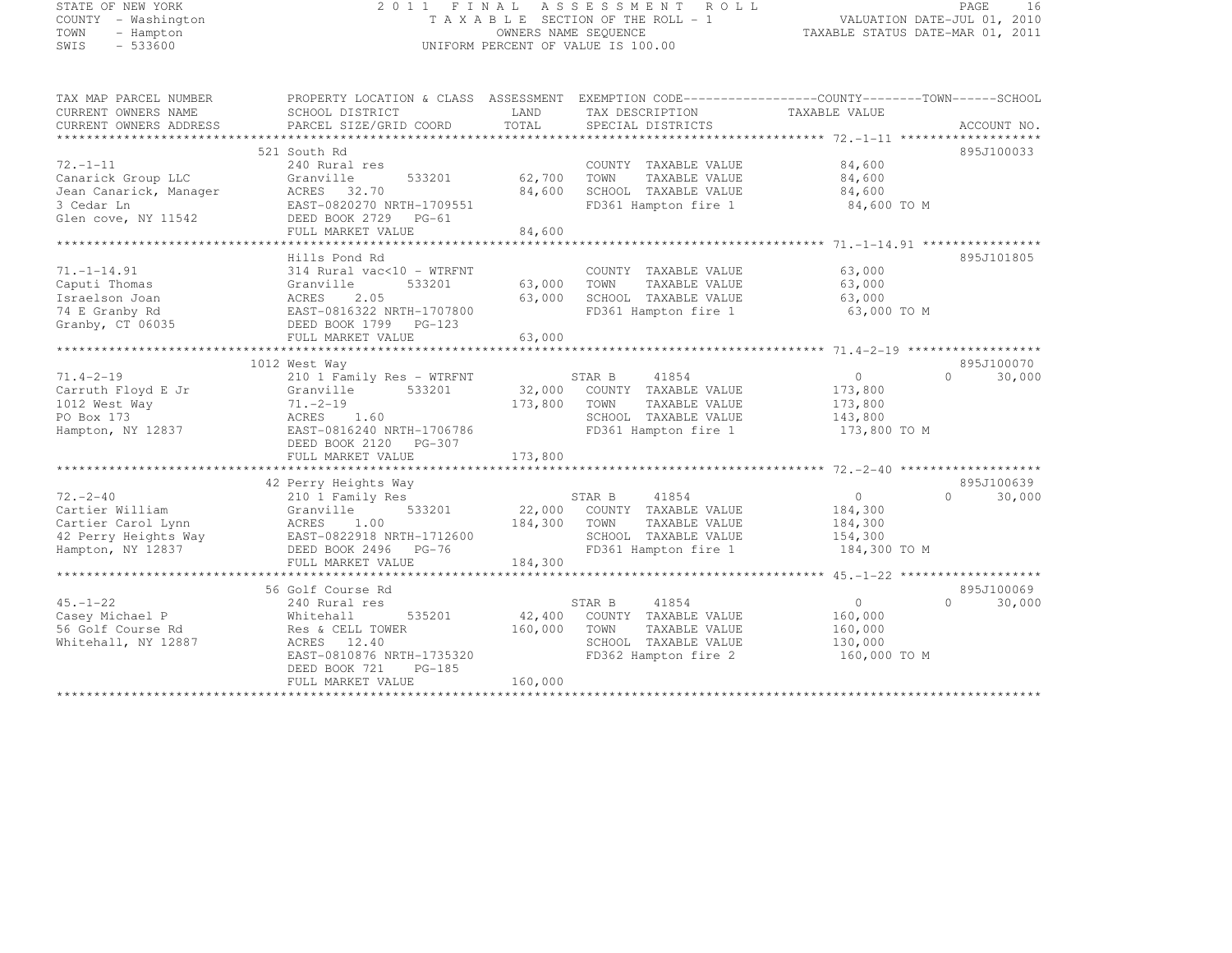STATE OF NEW YORK
COUNTY - Washington
TOWN - Hampton
SWIS - 533600

2011 FINAL ASSESSMENT ROLL
TAXABLE SECTION OF THE ROLL - 1
OWNERS NAME SEQUENCE
UNIFORM PERCENT OF VALUE IS 100.00

VALUATION DATE-JUL 01, 2010
TAXABLE STATUS DATE-MAR 01, 2011

| TAX MAP PARCEL NUMBER / CURRENT OWNERS NAME / CURRENT OWNERS ADDRESS | PROPERTY LOCATION & CLASS / SCHOOL DISTRICT / PARCEL SIZE/GRID COORD | ASSESSMENT LAND / TOTAL | EXEMPTION CODE / TAX DESCRIPTION / SPECIAL DISTRICTS | COUNTY / TAXABLE VALUE | TOWN | SCHOOL / ACCOUNT NO. |
|---|---|---|---|---|---|---|
| 72.-1-11 | 521 South Rd | | | | | 895J100033 |
| | 240 Rural res | | COUNTY TAXABLE VALUE | 84,600 | | |
| Canarick Group LLC | Granville 533201 | 62,700 | TOWN TAXABLE VALUE | 84,600 | | |
| Jean Canarick, Manager | ACRES 32.70 | 84,600 | SCHOOL TAXABLE VALUE | 84,600 | | |
| 3 Cedar Ln | EAST-0820270 NRTH-1709551 | | FD361 Hampton fire 1 | 84,600 TO M | | |
| Glen cove, NY 11542 | DEED BOOK 2729 PG-61 | | | | | |
| | FULL MARKET VALUE | 84,600 | | | | |
| 71.-1-14.91 | Hills Pond Rd | | | | | 895J101805 |
| | 314 Rural vac<10 - WTRFNT | | COUNTY TAXABLE VALUE | 63,000 | | |
| Caputi Thomas | Granville 533201 | 63,000 | TOWN TAXABLE VALUE | 63,000 | | |
| Israelson Joan | ACRES 2.05 | 63,000 | SCHOOL TAXABLE VALUE | 63,000 | | |
| 74 E Granby Rd | EAST-0816322 NRTH-1707800 | | FD361 Hampton fire 1 | 63,000 TO M | | |
| Granby, CT 06035 | DEED BOOK 1799 PG-123 | | | | | |
| | FULL MARKET VALUE | 63,000 | | | | |
| 71.4-2-19 | 1012 West Way | | | | | 895J100070 |
| | 210 1 Family Res - WTRFNT | | STAR B 41854 | 0 | 0 | 30,000 |
| Carruth Floyd E Jr | Granville 533201 | 32,000 | COUNTY TAXABLE VALUE | 173,800 | | |
| 1012 West Way | 71.-2-19 | 173,800 | TOWN TAXABLE VALUE | 173,800 | | |
| PO Box 173 | ACRES 1.60 | | SCHOOL TAXABLE VALUE | 143,800 | | |
| Hampton, NY 12837 | EAST-0816240 NRTH-1706786 | | FD361 Hampton fire 1 | 173,800 TO M | | |
| | DEED BOOK 2120 PG-307 | | | | | |
| | FULL MARKET VALUE | 173,800 | | | | |
| 72.-2-40 | 42 Perry Heights Way | | | | | 895J100639 |
| | 210 1 Family Res | | STAR B 41854 | 0 | 0 | 30,000 |
| Cartier William | Granville 533201 | 22,000 | COUNTY TAXABLE VALUE | 184,300 | | |
| Cartier Carol Lynn | ACRES 1.00 | 184,300 | TOWN TAXABLE VALUE | 184,300 | | |
| 42 Perry Heights Way | EAST-0822918 NRTH-1712600 | | SCHOOL TAXABLE VALUE | 154,300 | | |
| Hampton, NY 12837 | DEED BOOK 2496 PG-76 | | FD361 Hampton fire 1 | 184,300 TO M | | |
| | FULL MARKET VALUE | 184,300 | | | | |
| 45.-1-22 | 56 Golf Course Rd | | | | | 895J100069 |
| | 240 Rural res | | STAR B 41854 | 0 | 0 | 30,000 |
| Casey Michael P | Whitehall 535201 | 42,400 | COUNTY TAXABLE VALUE | 160,000 | | |
| 56 Golf Course Rd | Res & CELL TOWER | 160,000 | TOWN TAXABLE VALUE | 160,000 | | |
| Whitehall, NY 12887 | ACRES 12.40 | | SCHOOL TAXABLE VALUE | 130,000 | | |
| | EAST-0810876 NRTH-1735320 | | FD362 Hampton fire 2 | 160,000 TO M | | |
| | DEED BOOK 721 PG-185 | | | | | |
| | FULL MARKET VALUE | 160,000 | | | | |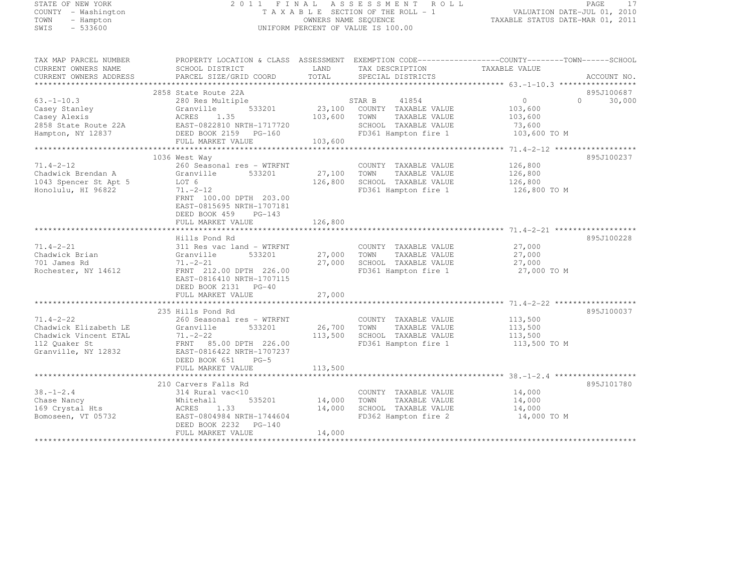STATE OF NEW YORK — 2011 FINAL ASSESSMENT ROLL
COUNTY - Washington — TAXABLE SECTION OF THE ROLL - 1 — VALUATION DATE-JUL 01, 2010
TOWN - Hampton — OWNERS NAME SEQUENCE — TAXABLE STATUS DATE-MAR 01, 2011
SWIS - 533600 — UNIFORM PERCENT OF VALUE IS 100.00

| TAX MAP PARCEL NUMBER / CURRENT OWNERS NAME / CURRENT OWNERS ADDRESS | PROPERTY LOCATION & CLASS / SCHOOL DISTRICT / PARCEL SIZE/GRID COORD | ASSESSMENT LAND / TOTAL | EXEMPTION CODE / TAX DESCRIPTION / SPECIAL DISTRICTS | COUNTY TAXABLE VALUE | TOWN | SCHOOL | ACCOUNT NO. |
|---|---|---|---|---|---|---|---|
| 63.-1-10.3 | 2858 State Route 22A | | | | | | 895J100687 |
| | 280 Res Multiple | | STAR B 41854 | 0 | 0 | 30,000 | |
| Casey Stanley | Granville 533201 | 23,100 | COUNTY TAXABLE VALUE | 103,600 | | | |
| Casey Alexis | ACRES 1.35 | 103,600 | TOWN TAXABLE VALUE | 103,600 | | | |
| 2858 State Route 22A | EAST-0822810 NRTH-1717720 | | SCHOOL TAXABLE VALUE | 73,600 | | | |
| Hampton, NY 12837 | DEED BOOK 2159 PG-160 | | FD361 Hampton fire 1 | 103,600 TO M | | | |
| | FULL MARKET VALUE | 103,600 | | | | | |
| 71.4-2-12 | 1036 West Way | | | | | | 895J100237 |
| | 260 Seasonal res - WTRFNT | | COUNTY TAXABLE VALUE | 126,800 | | | |
| Chadwick Brendan A | Granville 533201 | 27,100 | TOWN TAXABLE VALUE | 126,800 | | | |
| 1043 Spencer St Apt 5 | LOT 6 | 126,800 | SCHOOL TAXABLE VALUE | 126,800 | | | |
| Honolulu, HI 96822 | 71.-2-12 | | FD361 Hampton fire 1 | 126,800 TO M | | | |
| | FRNT 100.00 DPTH 203.00 | | | | | | |
| | EAST-0815695 NRTH-1707181 | | | | | | |
| | DEED BOOK 459 PG-143 | | | | | | |
| | FULL MARKET VALUE | 126,800 | | | | | |
| 71.4-2-21 | Hills Pond Rd | | | | | | 895J100228 |
| | 311 Res vac land - WTRFNT | | COUNTY TAXABLE VALUE | 27,000 | | | |
| Chadwick Brian | Granville 533201 | 27,000 | TOWN TAXABLE VALUE | 27,000 | | | |
| 701 James Rd | 71.-2-21 | 27,000 | SCHOOL TAXABLE VALUE | 27,000 | | | |
| Rochester, NY 14612 | FRNT 212.00 DPTH 226.00 | | FD361 Hampton fire 1 | 27,000 TO M | | | |
| | EAST-0816410 NRTH-1707115 | | | | | | |
| | DEED BOOK 2131 PG-40 | | | | | | |
| | FULL MARKET VALUE | 27,000 | | | | | |
| 71.4-2-22 | 235 Hills Pond Rd | | | | | | 895J100037 |
| | 260 Seasonal res - WTRFNT | | COUNTY TAXABLE VALUE | 113,500 | | | |
| Chadwick Elizabeth LE | Granville 533201 | 26,700 | TOWN TAXABLE VALUE | 113,500 | | | |
| Chadwick Vincent ETAL | 71.-2-22 | 113,500 | SCHOOL TAXABLE VALUE | 113,500 | | | |
| 112 Quaker St | FRNT 85.00 DPTH 226.00 | | FD361 Hampton fire 1 | 113,500 TO M | | | |
| Granville, NY 12832 | EAST-0816422 NRTH-1707237 | | | | | | |
| | DEED BOOK 651 PG-5 | | | | | | |
| | FULL MARKET VALUE | 113,500 | | | | | |
| 38.-1-2.4 | 210 Carvers Falls Rd | | | | | | 895J101780 |
| | 314 Rural vac<10 | | COUNTY TAXABLE VALUE | 14,000 | | | |
| Chase Nancy | Whitehall 535201 | 14,000 | TOWN TAXABLE VALUE | 14,000 | | | |
| 169 Crystal Hts | ACRES 1.33 | 14,000 | SCHOOL TAXABLE VALUE | 14,000 | | | |
| Bomoseen, VT 05732 | EAST-0804984 NRTH-1744604 | | FD362 Hampton fire 2 | 14,000 TO M | | | |
| | DEED BOOK 2232 PG-140 | | | | | | |
| | FULL MARKET VALUE | 14,000 | | | | | |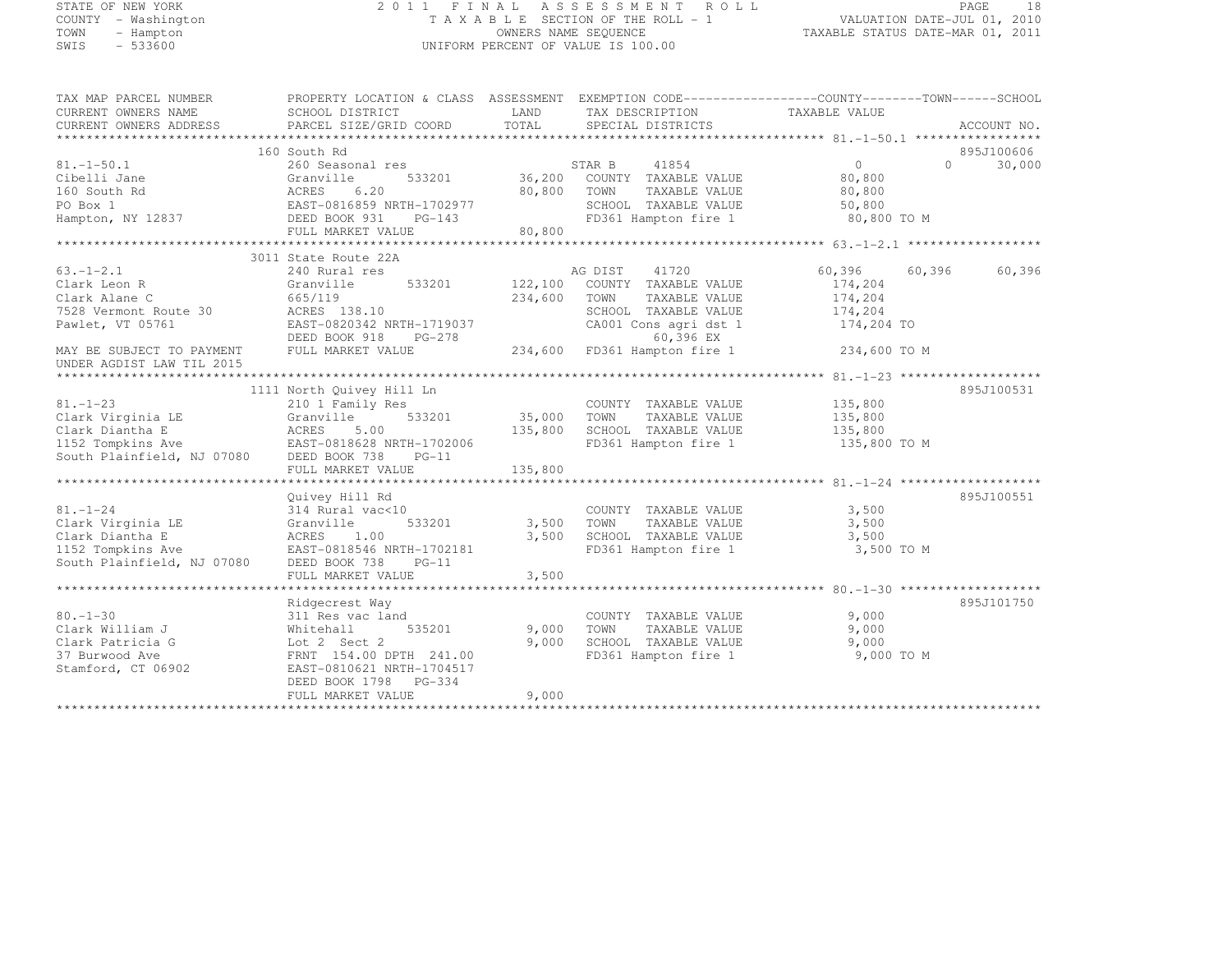STATE OF NEW YORK
COUNTY - Washington
TOWN - Hampton
SWIS - 533600

# 2011 FINAL ASSESSMENT ROLL

TAXABLE SECTION OF THE ROLL - 1
OWNERS NAME SEQUENCE
UNIFORM PERCENT OF VALUE IS 100.00

VALUATION DATE-JUL 01, 2010
TAXABLE STATUS DATE-MAR 01, 2011

```
TAX MAP PARCEL NUMBER          PROPERTY LOCATION & CLASS  ASSESSMENT  EXEMPTION CODE------------------COUNTY--------TOWN------SCHOOL
CURRENT OWNERS NAME            SCHOOL DISTRICT             LAND        TAX DESCRIPTION               TAXABLE VALUE
CURRENT OWNERS ADDRESS         PARCEL SIZE/GRID COORD      TOTAL       SPECIAL DISTRICTS                                    ACCOUNT NO.
******************************************************************************************************* 81.-1-50.1 *****************
                               160 South Rd                                                                                  895J100606
81.-1-50.1                     260 Seasonal res                        STAR B     41854              0              0        30,000
Cibelli Jane                   Granville      533201       36,200     COUNTY  TAXABLE VALUE          80,800
160 South Rd                   ACRES    6.20               80,800     TOWN    TAXABLE VALUE          80,800
PO Box 1                       EAST-0816859 NRTH-1702977              SCHOOL  TAXABLE VALUE          50,800
Hampton, NY 12837              DEED BOOK 931    PG-143                FD361 Hampton fire 1           80,800 TO M
                               FULL MARKET VALUE           80,800
******************************************************************************************************* 63.-1-2.1 ******************
                               3011 State Route 22A
63.-1-2.1                      240 Rural res                           AG DIST    41720           60,396       60,396        60,396
Clark Leon R                   Granville      533201      122,100     COUNTY  TAXABLE VALUE         174,204
Clark Alane C                  665/119                    234,600     TOWN    TAXABLE VALUE         174,204
7528 Vermont Route 30          ACRES  138.10                          SCHOOL  TAXABLE VALUE         174,204
Pawlet, VT 05761               EAST-0820342 NRTH-1719037              CA001 Cons agri dst 1          174,204 TO
                               DEED BOOK 918    PG-278                      60,396 EX
MAY BE SUBJECT TO PAYMENT      FULL MARKET VALUE          234,600     FD361 Hampton fire 1          234,600 TO M
UNDER AGDIST LAW TIL 2015
******************************************************************************************************* 81.-1-23 *******************
                               1111 North Quivey Hill Ln                                                                     895J100531
81.-1-23                       210 1 Family Res                        COUNTY  TAXABLE VALUE         135,800
Clark Virginia LE              Granville      533201       35,000     TOWN    TAXABLE VALUE         135,800
Clark Diantha E                ACRES    5.00              135,800     SCHOOL  TAXABLE VALUE         135,800
1152 Tompkins Ave              EAST-0818628 NRTH-1702006              FD361 Hampton fire 1          135,800 TO M
South Plainfield, NJ 07080     DEED BOOK 738    PG-11
                               FULL MARKET VALUE          135,800
******************************************************************************************************* 81.-1-24 *******************
                               Quivey Hill Rd                                                                                895J100551
81.-1-24                       314 Rural vac<10                        COUNTY  TAXABLE VALUE           3,500
Clark Virginia LE              Granville      533201        3,500     TOWN    TAXABLE VALUE           3,500
Clark Diantha E                ACRES    1.00                3,500     SCHOOL  TAXABLE VALUE           3,500
1152 Tompkins Ave              EAST-0818546 NRTH-1702181              FD361 Hampton fire 1            3,500 TO M
South Plainfield, NJ 07080     DEED BOOK 738    PG-11
                               FULL MARKET VALUE            3,500
******************************************************************************************************* 80.-1-30 *******************
                               Ridgecrest Way                                                                                895J101750
80.-1-30                       311 Res vac land                        COUNTY  TAXABLE VALUE           9,000
Clark William J                Whitehall      535201        9,000     TOWN    TAXABLE VALUE           9,000
Clark Patricia G               Lot 2  Sect 2                9,000     SCHOOL  TAXABLE VALUE           9,000
37 Burwood Ave                 FRNT  154.00 DPTH 241.00               FD361 Hampton fire 1            9,000 TO M
Stamford, CT 06902             EAST-0810621 NRTH-1704517
                               DEED BOOK 1798   PG-334
                               FULL MARKET VALUE            9,000
************************************************************************************************************************************
```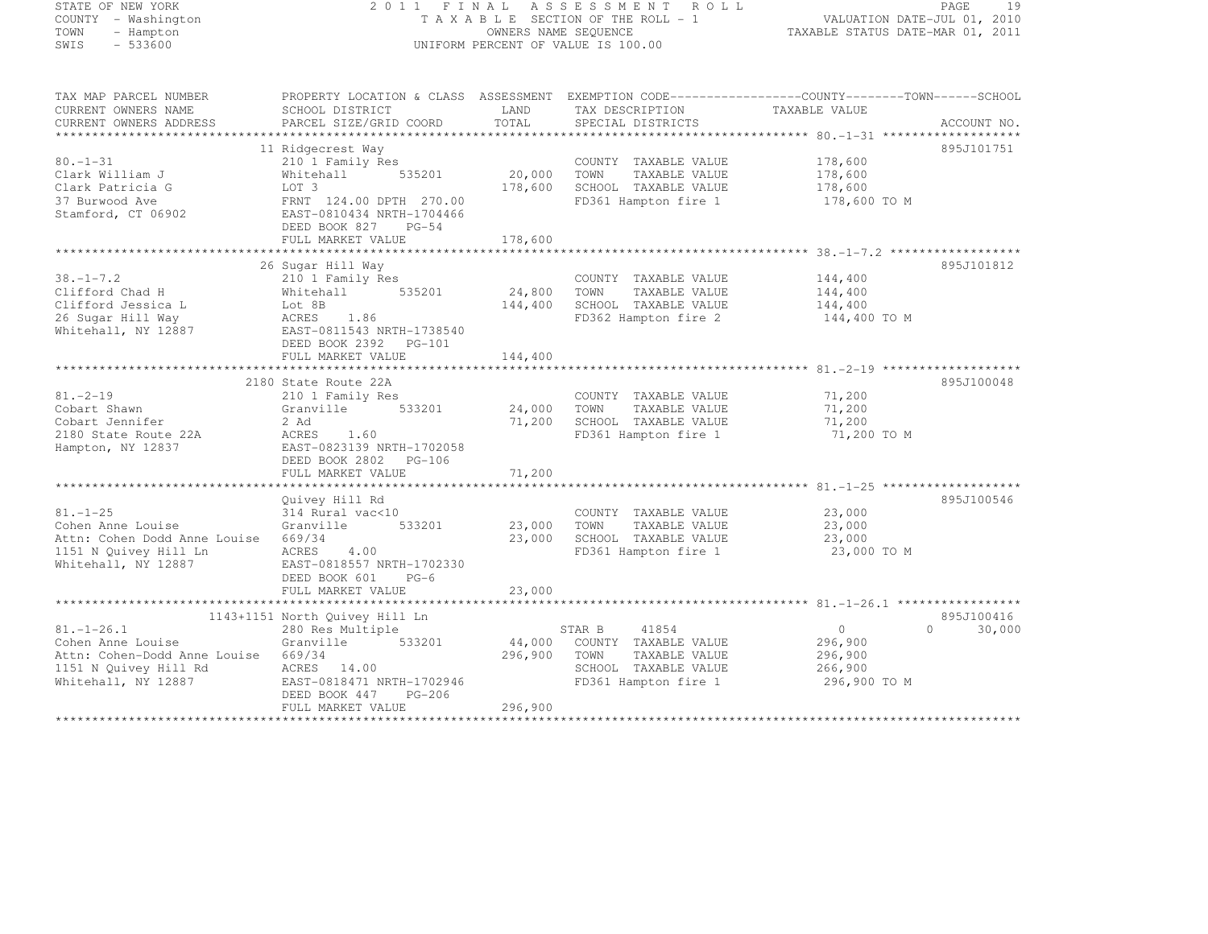STATE OF NEW YORK
COUNTY - Washington
TOWN - Hampton
SWIS - 533600

# 2011 FINAL ASSESSMENT ROLL

TAXABLE SECTION OF THE ROLL - 1
OWNERS NAME SEQUENCE
UNIFORM PERCENT OF VALUE IS 100.00

VALUATION DATE-JUL 01, 2010
TAXABLE STATUS DATE-MAR 01, 2011

| TAX MAP PARCEL NUMBER / CURRENT OWNERS NAME / CURRENT OWNERS ADDRESS | PROPERTY LOCATION & CLASS / SCHOOL DISTRICT / PARCEL SIZE/GRID COORD | ASSESSMENT LAND / TOTAL | EXEMPTION CODE / TAX DESCRIPTION / SPECIAL DISTRICTS | COUNTY / TOWN / SCHOOL TAXABLE VALUE | ACCOUNT NO. |
|---|---|---|---|---|---|
| 80.-1-31 | 11 Ridgecrest Way | | | | 895J101751 |
| | 210 1 Family Res | | COUNTY TAXABLE VALUE | 178,600 | |
| Clark William J | Whitehall 535201 | 20,000 | TOWN TAXABLE VALUE | 178,600 | |
| Clark Patricia G | LOT 3 | 178,600 | SCHOOL TAXABLE VALUE | 178,600 | |
| 37 Burwood Ave | FRNT 124.00 DPTH 270.00 | | FD361 Hampton fire 1 | 178,600 TO M | |
| Stamford, CT 06902 | EAST-0810434 NRTH-1704466 | | | | |
| | DEED BOOK 827 PG-54 | | | | |
| | FULL MARKET VALUE | 178,600 | | | |
| 38.-1-7.2 | 26 Sugar Hill Way | | | | 895J101812 |
| | 210 1 Family Res | | COUNTY TAXABLE VALUE | 144,400 | |
| Clifford Chad H | Whitehall 535201 | 24,800 | TOWN TAXABLE VALUE | 144,400 | |
| Clifford Jessica L | Lot 8B | 144,400 | SCHOOL TAXABLE VALUE | 144,400 | |
| 26 Sugar Hill Way | ACRES 1.86 | | FD362 Hampton fire 2 | 144,400 TO M | |
| Whitehall, NY 12887 | EAST-0811543 NRTH-1738540 | | | | |
| | DEED BOOK 2392 PG-101 | | | | |
| | FULL MARKET VALUE | 144,400 | | | |
| 81.-2-19 | 2180 State Route 22A | | | | 895J100048 |
| | 210 1 Family Res | | COUNTY TAXABLE VALUE | 71,200 | |
| Cobart Shawn | Granville 533201 | 24,000 | TOWN TAXABLE VALUE | 71,200 | |
| Cobart Jennifer | 2 Ad | 71,200 | SCHOOL TAXABLE VALUE | 71,200 | |
| 2180 State Route 22A | ACRES 1.60 | | FD361 Hampton fire 1 | 71,200 TO M | |
| Hampton, NY 12837 | EAST-0823139 NRTH-1702058 | | | | |
| | DEED BOOK 2802 PG-106 | | | | |
| | FULL MARKET VALUE | 71,200 | | | |
| 81.-1-25 | Quivey Hill Rd | | | | 895J100546 |
| | 314 Rural vac<10 | | COUNTY TAXABLE VALUE | 23,000 | |
| Cohen Anne Louise | Granville 533201 | 23,000 | TOWN TAXABLE VALUE | 23,000 | |
| Attn: Cohen Dodd Anne Louise | 669/34 | 23,000 | SCHOOL TAXABLE VALUE | 23,000 | |
| 1151 N Quivey Hill Ln | ACRES 4.00 | | FD361 Hampton fire 1 | 23,000 TO M | |
| Whitehall, NY 12887 | EAST-0818557 NRTH-1702330 | | | | |
| | DEED BOOK 601 PG-6 | | | | |
| | FULL MARKET VALUE | 23,000 | | | |
| 81.-1-26.1 | 1143+1151 North Quivey Hill Ln | | | | 895J100416 |
| | 280 Res Multiple | | STAR B 41854 | 0 0 30,000 | |
| Cohen Anne Louise | Granville 533201 | 44,000 | COUNTY TAXABLE VALUE | 296,900 | |
| Attn: Cohen-Dodd Anne Louise | 669/34 | 296,900 | TOWN TAXABLE VALUE | 296,900 | |
| 1151 N Quivey Hill Rd | ACRES 14.00 | | SCHOOL TAXABLE VALUE | 266,900 | |
| Whitehall, NY 12887 | EAST-0818471 NRTH-1702946 | | FD361 Hampton fire 1 | 296,900 TO M | |
| | DEED BOOK 447 PG-206 | | | | |
| | FULL MARKET VALUE | 296,900 | | | |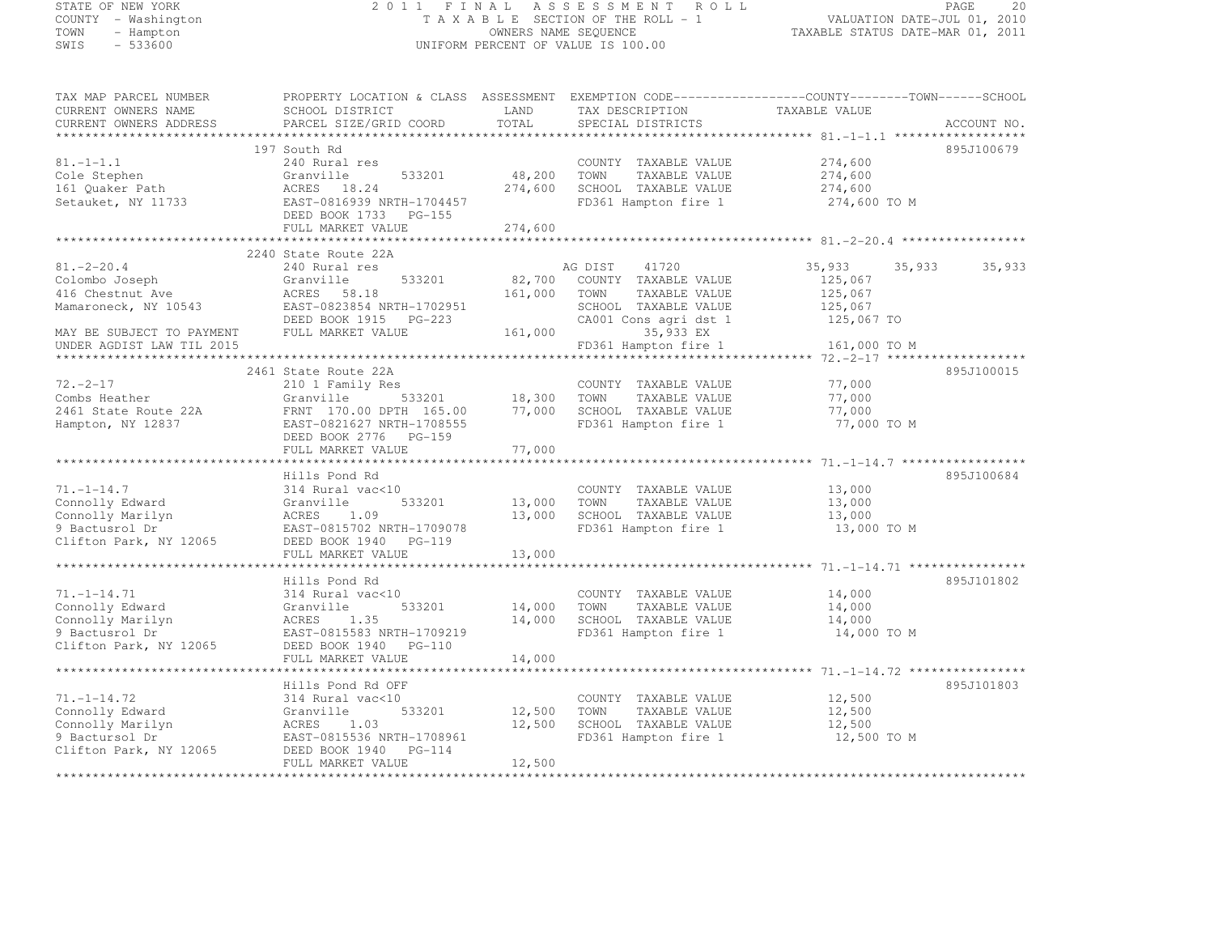STATE OF NEW YORK
COUNTY - Washington
TOWN - Hampton
SWIS - 533600

2011 FINAL ASSESSMENT ROLL
TAXABLE SECTION OF THE ROLL - 1
OWNERS NAME SEQUENCE
UNIFORM PERCENT OF VALUE IS 100.00

VALUATION DATE-JUL 01, 2010
TAXABLE STATUS DATE-MAR 01, 2011

| TAX MAP PARCEL NUMBER / CURRENT OWNERS NAME / CURRENT OWNERS ADDRESS | PROPERTY LOCATION & CLASS / SCHOOL DISTRICT / PARCEL SIZE/GRID COORD | ASSESSMENT LAND / TOTAL | EXEMPTION CODE / TAX DESCRIPTION / SPECIAL DISTRICTS | COUNTY TAXABLE VALUE | TOWN | SCHOOL | ACCOUNT NO. |
|---|---|---|---|---|---|---|---|
| 81.-1-1.1 | 197 South Rd | | | | | | 895J100679 |
| | 240 Rural res | | COUNTY TAXABLE VALUE | 274,600 | | | |
| Cole Stephen | Granville 533201 | 48,200 | TOWN TAXABLE VALUE | 274,600 | | | |
| 161 Quaker Path | ACRES 18.24 | 274,600 | SCHOOL TAXABLE VALUE | 274,600 | | | |
| Setauket, NY 11733 | EAST-0816939 NRTH-1704457 | | FD361 Hampton fire 1 | 274,600 TO M | | | |
| | DEED BOOK 1733 PG-155 | | | | | | |
| | FULL MARKET VALUE | 274,600 | | | | | |
| 81.-2-20.4 | 2240 State Route 22A | | | | | | |
| | 240 Rural res | | AG DIST 41720 | 35,933 | 35,933 | 35,933 | |
| Colombo Joseph | Granville 533201 | 82,700 | COUNTY TAXABLE VALUE | 125,067 | | | |
| 416 Chestnut Ave | ACRES 58.18 | 161,000 | TOWN TAXABLE VALUE | 125,067 | | | |
| Mamaroneck, NY 10543 | EAST-0823854 NRTH-1702951 | | SCHOOL TAXABLE VALUE | 125,067 | | | |
| | DEED BOOK 1915 PG-223 | | CA001 Cons agri dst 1 | 125,067 TO | | | |
| MAY BE SUBJECT TO PAYMENT | FULL MARKET VALUE | 161,000 | 35,933 EX | | | | |
| UNDER AGDIST LAW TIL 2015 | | | FD361 Hampton fire 1 | 161,000 TO M | | | |
| 72.-2-17 | 2461 State Route 22A | | | | | | 895J100015 |
| | 210 1 Family Res | | COUNTY TAXABLE VALUE | 77,000 | | | |
| Combs Heather | Granville 533201 | 18,300 | TOWN TAXABLE VALUE | 77,000 | | | |
| 2461 State Route 22A | FRNT 170.00 DPTH 165.00 | 77,000 | SCHOOL TAXABLE VALUE | 77,000 | | | |
| Hampton, NY 12837 | EAST-0821627 NRTH-1708555 | | FD361 Hampton fire 1 | 77,000 TO M | | | |
| | DEED BOOK 2776 PG-159 | | | | | | |
| | FULL MARKET VALUE | 77,000 | | | | | |
| 71.-1-14.7 | Hills Pond Rd | | | | | | 895J100684 |
| | 314 Rural vac<10 | | COUNTY TAXABLE VALUE | 13,000 | | | |
| Connolly Edward | Granville 533201 | 13,000 | TOWN TAXABLE VALUE | 13,000 | | | |
| Connolly Marilyn | ACRES 1.09 | 13,000 | SCHOOL TAXABLE VALUE | 13,000 | | | |
| 9 Bactusrol Dr | EAST-0815702 NRTH-1709078 | | FD361 Hampton fire 1 | 13,000 TO M | | | |
| Clifton Park, NY 12065 | DEED BOOK 1940 PG-119 | | | | | | |
| | FULL MARKET VALUE | 13,000 | | | | | |
| 71.-1-14.71 | Hills Pond Rd | | | | | | 895J101802 |
| | 314 Rural vac<10 | | COUNTY TAXABLE VALUE | 14,000 | | | |
| Connolly Edward | Granville 533201 | 14,000 | TOWN TAXABLE VALUE | 14,000 | | | |
| Connolly Marilyn | ACRES 1.35 | 14,000 | SCHOOL TAXABLE VALUE | 14,000 | | | |
| 9 Bactusrol Dr | EAST-0815583 NRTH-1709219 | | FD361 Hampton fire 1 | 14,000 TO M | | | |
| Clifton Park, NY 12065 | DEED BOOK 1940 PG-110 | | | | | | |
| | FULL MARKET VALUE | 14,000 | | | | | |
| 71.-1-14.72 | Hills Pond Rd OFF | | | | | | 895J101803 |
| | 314 Rural vac<10 | | COUNTY TAXABLE VALUE | 12,500 | | | |
| Connolly Edward | Granville 533201 | 12,500 | TOWN TAXABLE VALUE | 12,500 | | | |
| Connolly Marilyn | ACRES 1.03 | 12,500 | SCHOOL TAXABLE VALUE | 12,500 | | | |
| 9 Bactursol Dr | EAST-0815536 NRTH-1708961 | | FD361 Hampton fire 1 | 12,500 TO M | | | |
| Clifton Park, NY 12065 | DEED BOOK 1940 PG-114 | | | | | | |
| | FULL MARKET VALUE | 12,500 | | | | | |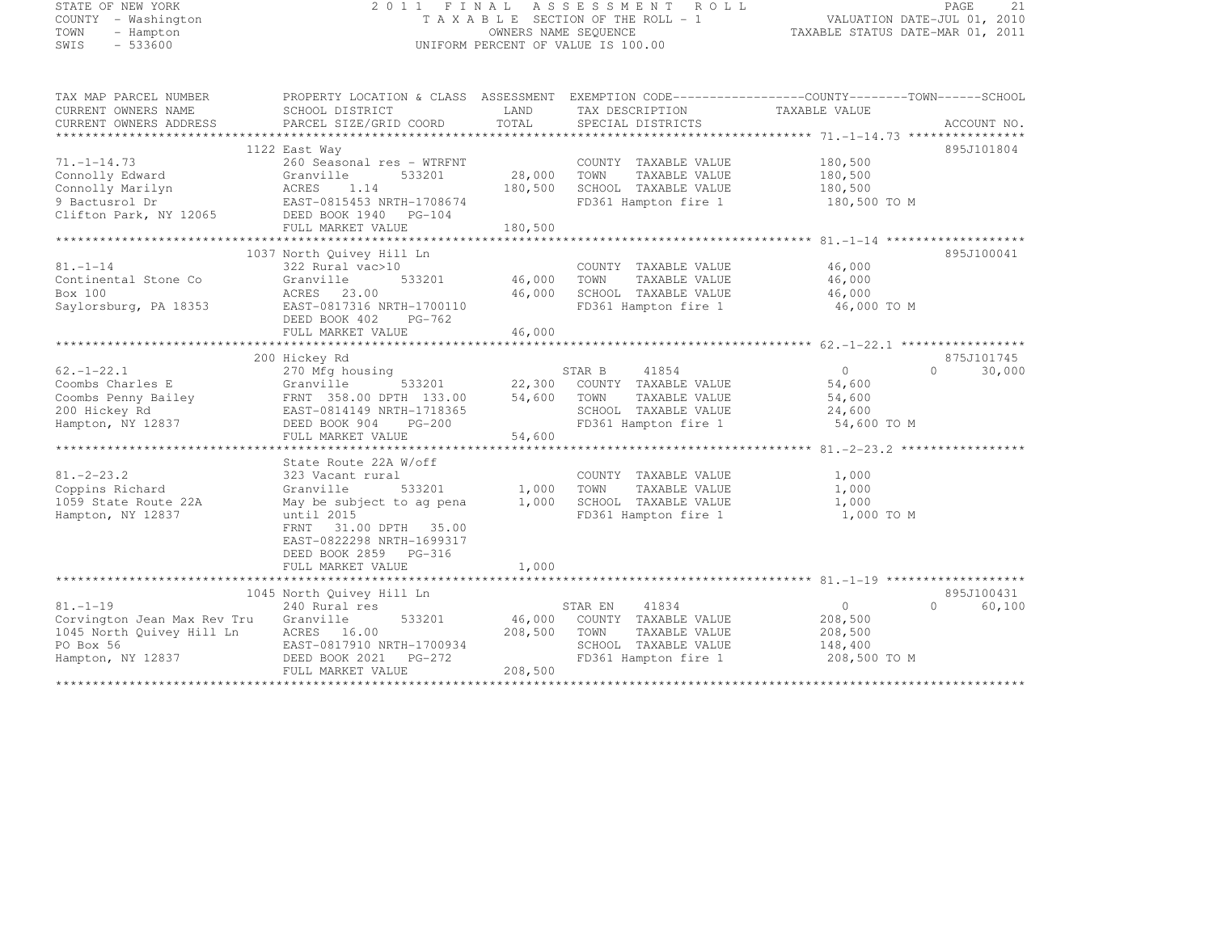STATE OF NEW YORK
COUNTY - Washington
TOWN - Hampton
SWIS - 533600

# 2011 FINAL ASSESSMENT ROLL

TAXABLE SECTION OF THE ROLL - 1
OWNERS NAME SEQUENCE
UNIFORM PERCENT OF VALUE IS 100.00

VALUATION DATE-JUL 01, 2010
TAXABLE STATUS DATE-MAR 01, 2011

| TAX MAP PARCEL NUMBER / CURRENT OWNERS NAME / CURRENT OWNERS ADDRESS | PROPERTY LOCATION & CLASS / SCHOOL DISTRICT / PARCEL SIZE/GRID COORD | ASSESSMENT LAND | ASSESSMENT TOTAL | EXEMPTION CODE / TAX DESCRIPTION / SPECIAL DISTRICTS | COUNTY TAXABLE VALUE | TOWN | SCHOOL | ACCOUNT NO. |
|---|---|---|---|---|---|---|---|---|
| **71.-1-14.73** | 1122 East Way | | | | | | | 895J101804 |
| Connolly Edward | 260 Seasonal res - WTRFNT | | | COUNTY TAXABLE VALUE | 180,500 | | | |
| Connolly Marilyn | Granville 533201 | 28,000 | | TOWN TAXABLE VALUE | 180,500 | | | |
| 9 Bactusrol Dr | ACRES 1.14 | | 180,500 | SCHOOL TAXABLE VALUE | 180,500 | | | |
| Clifton Park, NY 12065 | EAST-0815453 NRTH-1708674 | | | FD361 Hampton fire 1 | 180,500 TO M | | | |
| | DEED BOOK 1940 PG-104 | | | | | | | |
| | FULL MARKET VALUE | | 180,500 | | | | | |
| **81.-1-14** | 1037 North Quivey Hill Ln | | | | | | | 895J100041 |
| Continental Stone Co | 322 Rural vac>10 | | | COUNTY TAXABLE VALUE | 46,000 | | | |
| Box 100 | Granville 533201 | 46,000 | | TOWN TAXABLE VALUE | 46,000 | | | |
| Saylorsburg, PA 18353 | ACRES 23.00 | | 46,000 | SCHOOL TAXABLE VALUE | 46,000 | | | |
| | EAST-0817316 NRTH-1700110 | | | FD361 Hampton fire 1 | 46,000 TO M | | | |
| | DEED BOOK 402 PG-762 | | | | | | | |
| | FULL MARKET VALUE | | 46,000 | | | | | |
| **62.-1-22.1** | 200 Hickey Rd | | | | | | | 875J101745 |
| Coombs Charles E | 270 Mfg housing | | | STAR B 41854 | 0 | 0 | 30,000 | |
| Coombs Penny Bailey | Granville 533201 | 22,300 | | COUNTY TAXABLE VALUE | 54,600 | | | |
| 200 Hickey Rd | FRNT 358.00 DPTH 133.00 | | 54,600 | TOWN TAXABLE VALUE | 54,600 | | | |
| Hampton, NY 12837 | EAST-0814149 NRTH-1718365 | | | SCHOOL TAXABLE VALUE | 24,600 | | | |
| | DEED BOOK 904 PG-200 | | | FD361 Hampton fire 1 | 54,600 TO M | | | |
| | FULL MARKET VALUE | | 54,600 | | | | | |
| **81.-2-23.2** | State Route 22A W/off | | | | | | | |
| Coppins Richard | 323 Vacant rural | | | COUNTY TAXABLE VALUE | 1,000 | | | |
| 1059 State Route 22A | Granville 533201 | 1,000 | | TOWN TAXABLE VALUE | 1,000 | | | |
| Hampton, NY 12837 | May be subject to ag pena | | 1,000 | SCHOOL TAXABLE VALUE | 1,000 | | | |
| | until 2015 | | | FD361 Hampton fire 1 | 1,000 TO M | | | |
| | FRNT 31.00 DPTH 35.00 | | | | | | | |
| | EAST-0822298 NRTH-1699317 | | | | | | | |
| | DEED BOOK 2859 PG-316 | | | | | | | |
| | FULL MARKET VALUE | | 1,000 | | | | | |
| **81.-1-19** | 1045 North Quivey Hill Ln | | | | | | | 895J100431 |
| Corvington Jean Max Rev Tru | 240 Rural res | | | STAR EN 41834 | 0 | 0 | 60,100 | |
| 1045 North Quivey Hill Ln | Granville 533201 | 46,000 | | COUNTY TAXABLE VALUE | 208,500 | | | |
| PO Box 56 | ACRES 16.00 | | 208,500 | TOWN TAXABLE VALUE | 208,500 | | | |
| Hampton, NY 12837 | EAST-0817910 NRTH-1700934 | | | SCHOOL TAXABLE VALUE | 148,400 | | | |
| | DEED BOOK 2021 PG-272 | | | FD361 Hampton fire 1 | 208,500 TO M | | | |
| | FULL MARKET VALUE | | 208,500 | | | | | |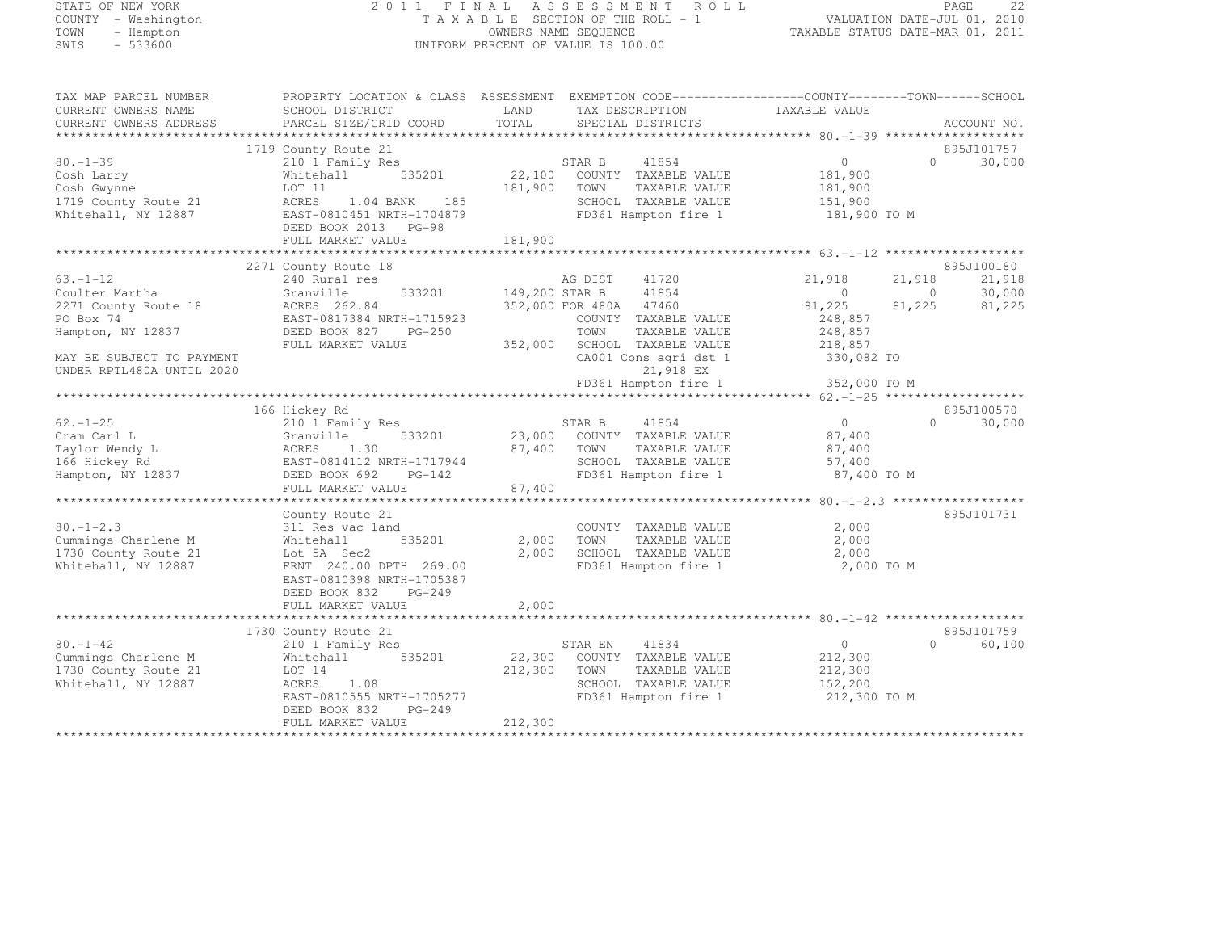STATE OF NEW YORK
COUNTY - Washington
TOWN - Hampton
SWIS - 533600

2011 FINAL ASSESSMENT ROLL
TAXABLE SECTION OF THE ROLL - 1
OWNERS NAME SEQUENCE
UNIFORM PERCENT OF VALUE IS 100.00

VALUATION DATE-JUL 01, 2010
TAXABLE STATUS DATE-MAR 01, 2011

| TAX MAP PARCEL NUMBER / CURRENT OWNERS NAME / CURRENT OWNERS ADDRESS | PROPERTY LOCATION & CLASS / SCHOOL DISTRICT / PARCEL SIZE/GRID COORD | ASSESSMENT LAND / TOTAL | EXEMPTION CODE / TAX DESCRIPTION / SPECIAL DISTRICTS | COUNTY TAXABLE VALUE | TOWN | SCHOOL | ACCOUNT NO. |
|---|---|---|---|---|---|---|---|
| **80.-1-39** | 1719 County Route 21 | | | | | | 895J101757 |
| | 210 1 Family Res | | STAR B 41854 | 0 | 0 | 30,000 | |
| Cosh Larry | Whitehall 535201 | 22,100 | COUNTY TAXABLE VALUE | 181,900 | | | |
| Cosh Gwynne | LOT 11 | 181,900 | TOWN TAXABLE VALUE | 181,900 | | | |
| 1719 County Route 21 | ACRES 1.04 BANK 185 | | SCHOOL TAXABLE VALUE | 151,900 | | | |
| Whitehall, NY 12887 | EAST-0810451 NRTH-1704879 | | FD361 Hampton fire 1 | 181,900 TO M | | | |
| | DEED BOOK 2013 PG-98 | | | | | | |
| | FULL MARKET VALUE | 181,900 | | | | | |
| **63.-1-12** | 2271 County Route 18 | | | | | | 895J100180 |
| | 240 Rural res | | AG DIST 41720 | 21,918 | 21,918 | 21,918 | |
| Coulter Martha | Granville 533201 | 149,200 | STAR B 41854 | 0 | 0 | 30,000 | |
| 2271 County Route 18 | ACRES 262.84 | 352,000 | FOR 480A 47460 | 81,225 | 81,225 | 81,225 | |
| PO Box 74 | EAST-0817384 NRTH-1715923 | | COUNTY TAXABLE VALUE | 248,857 | | | |
| Hampton, NY 12837 | DEED BOOK 827 PG-250 | | TOWN TAXABLE VALUE | 248,857 | | | |
| | FULL MARKET VALUE | 352,000 | SCHOOL TAXABLE VALUE | 218,857 | | | |
| MAY BE SUBJECT TO PAYMENT | | | CA001 Cons agri dst 1 | 330,082 TO | | | |
| UNDER RPTL480A UNTIL 2020 | | | 21,918 EX | | | | |
| | | | FD361 Hampton fire 1 | 352,000 TO M | | | |
| **62.-1-25** | 166 Hickey Rd | | | | | | 895J100570 |
| | 210 1 Family Res | | STAR B 41854 | 0 | 0 | 30,000 | |
| Cram Carl L | Granville 533201 | 23,000 | COUNTY TAXABLE VALUE | 87,400 | | | |
| Taylor Wendy L | ACRES 1.30 | 87,400 | TOWN TAXABLE VALUE | 87,400 | | | |
| 166 Hickey Rd | EAST-0814112 NRTH-1717944 | | SCHOOL TAXABLE VALUE | 57,400 | | | |
| Hampton, NY 12837 | DEED BOOK 692 PG-142 | | FD361 Hampton fire 1 | 87,400 TO M | | | |
| | FULL MARKET VALUE | 87,400 | | | | | |
| **80.-1-2.3** | County Route 21 | | | | | | 895J101731 |
| | 311 Res vac land | | COUNTY TAXABLE VALUE | 2,000 | | | |
| Cummings Charlene M | Whitehall 535201 | 2,000 | TOWN TAXABLE VALUE | 2,000 | | | |
| 1730 County Route 21 | Lot 5A Sec2 | 2,000 | SCHOOL TAXABLE VALUE | 2,000 | | | |
| Whitehall, NY 12887 | FRNT 240.00 DPTH 269.00 | | FD361 Hampton fire 1 | 2,000 TO M | | | |
| | EAST-0810398 NRTH-1705387 | | | | | | |
| | DEED BOOK 832 PG-249 | | | | | | |
| | FULL MARKET VALUE | 2,000 | | | | | |
| **80.-1-42** | 1730 County Route 21 | | | | | | 895J101759 |
| | 210 1 Family Res | | STAR EN 41834 | 0 | 0 | 60,100 | |
| Cummings Charlene M | Whitehall 535201 | 22,300 | COUNTY TAXABLE VALUE | 212,300 | | | |
| 1730 County Route 21 | LOT 14 | 212,300 | TOWN TAXABLE VALUE | 212,300 | | | |
| Whitehall, NY 12887 | ACRES 1.08 | | SCHOOL TAXABLE VALUE | 152,200 | | | |
| | EAST-0810555 NRTH-1705277 | | FD361 Hampton fire 1 | 212,300 TO M | | | |
| | DEED BOOK 832 PG-249 | | | | | | |
| | FULL MARKET VALUE | 212,300 | | | | | |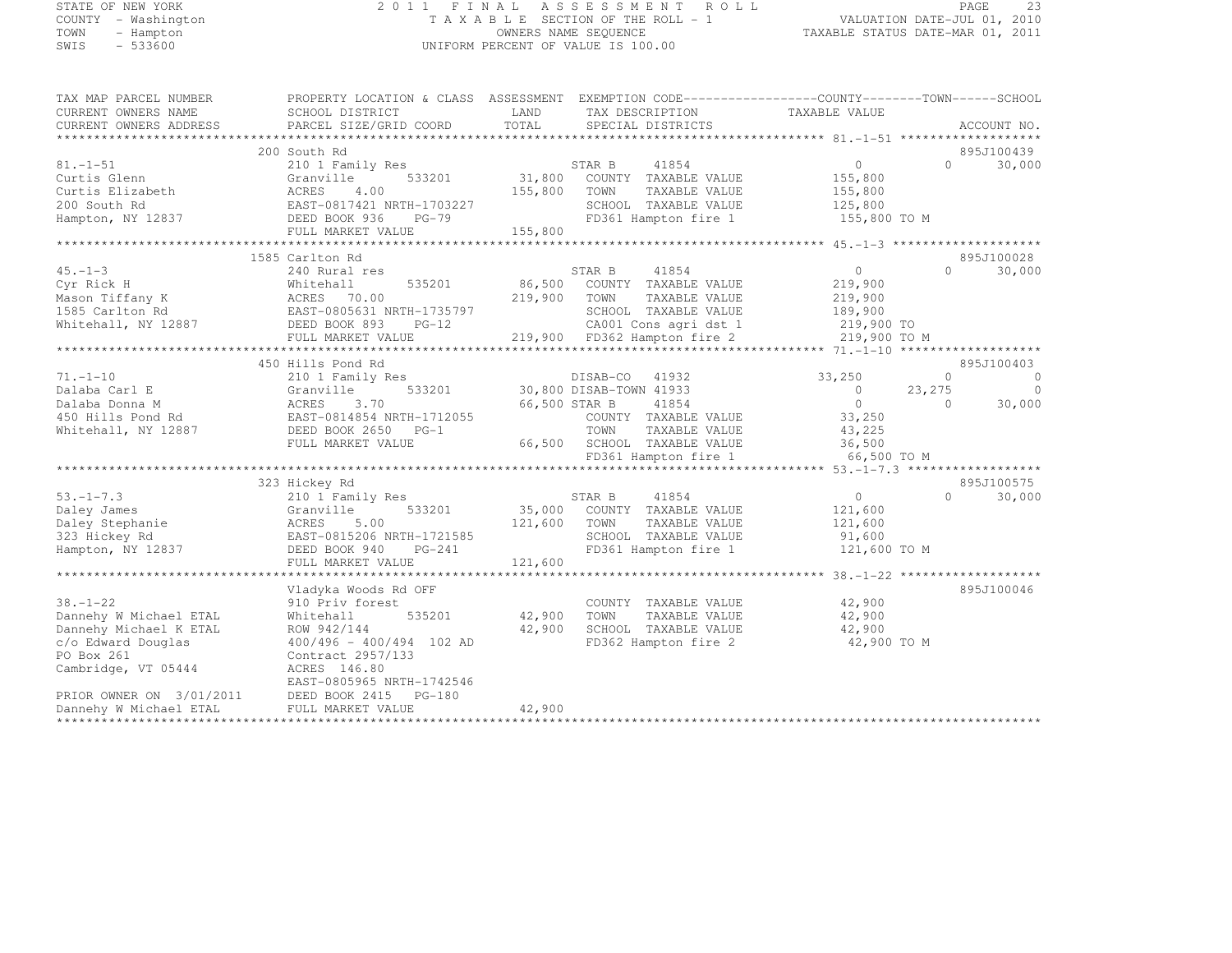STATE OF NEW YORK
COUNTY - Washington
TOWN - Hampton
SWIS - 533600

2011 FINAL ASSESSMENT ROLL
TAXABLE SECTION OF THE ROLL - 1
OWNERS NAME SEQUENCE
UNIFORM PERCENT OF VALUE IS 100.00

VALUATION DATE-JUL 01, 2010
TAXABLE STATUS DATE-MAR 01, 2011

```
TAX MAP PARCEL NUMBER        PROPERTY LOCATION & CLASS  ASSESSMENT  EXEMPTION CODE------------------COUNTY--------TOWN------SCHOOL
CURRENT OWNERS NAME          SCHOOL DISTRICT             LAND       TAX DESCRIPTION              TAXABLE VALUE
CURRENT OWNERS ADDRESS       PARCEL SIZE/GRID COORD      TOTAL      SPECIAL DISTRICTS                                  ACCOUNT NO.
******************************************************************************************************* 81.-1-51 *******************
                             200 South Rd                                                                             895J100439
81.-1-51                     210 1 Family Res                      STAR B      41854              0            0       30,000
Curtis Glenn                 Granville       533201      31,800   COUNTY  TAXABLE VALUE          155,800
Curtis Elizabeth             ACRES    4.00               155,800   TOWN    TAXABLE VALUE          155,800
200 South Rd                 EAST-0817421 NRTH-1703227             SCHOOL  TAXABLE VALUE          125,800
Hampton, NY 12837            DEED BOOK 936    PG-79                FD361 Hampton fire 1           155,800 TO M
                             FULL MARKET VALUE           155,800
******************************************************************************************************* 45.-1-3 ********************
                             1585 Carlton Rd                                                                          895J100028
45.-1-3                      240 Rural res                         STAR B      41854              0            0       30,000
Cyr Rick H                   Whitehall       535201      86,500   COUNTY  TAXABLE VALUE          219,900
Mason Tiffany K              ACRES   70.00               219,900   TOWN    TAXABLE VALUE          219,900
1585 Carlton Rd              EAST-0805631 NRTH-1735797             SCHOOL  TAXABLE VALUE          189,900
Whitehall, NY 12887          DEED BOOK 893    PG-12                CA001 Cons agri dst 1          219,900 TO
                             FULL MARKET VALUE           219,900   FD362 Hampton fire 2           219,900 TO M
******************************************************************************************************* 71.-1-10 *******************
                             450 Hills Pond Rd                                                                        895J100403
71.-1-10                     210 1 Family Res                      DISAB-CO    41932         33,250            0            0
Dalaba Carl E                Granville       533201       30,800 DISAB-TOWN 41933                 0       23,275            0
Dalaba Donna M               ACRES    3.70                66,500 STAR B      41854                 0            0       30,000
450 Hills Pond Rd            EAST-0814854 NRTH-1712055             COUNTY  TAXABLE VALUE           33,250
Whitehall, NY 12887          DEED BOOK 2650   PG-1                 TOWN    TAXABLE VALUE           43,225
                             FULL MARKET VALUE            66,500   SCHOOL  TAXABLE VALUE           36,500
                                                                   FD361 Hampton fire 1            66,500 TO M
******************************************************************************************************* 53.-1-7.3 ******************
                             323 Hickey Rd                                                                            895J100575
53.-1-7.3                    210 1 Family Res                      STAR B      41854              0            0       30,000
Daley James                  Granville       533201      35,000   COUNTY  TAXABLE VALUE          121,600
Daley Stephanie              ACRES    5.00               121,600   TOWN    TAXABLE VALUE          121,600
323 Hickey Rd                EAST-0815206 NRTH-1721585             SCHOOL  TAXABLE VALUE           91,600
Hampton, NY 12837            DEED BOOK 940    PG-241               FD361 Hampton fire 1           121,600 TO M
                             FULL MARKET VALUE           121,600
******************************************************************************************************* 38.-1-22 *******************
                             Vladyka Woods Rd OFF                                                                     895J100046
38.-1-22                     910 Priv forest                       COUNTY  TAXABLE VALUE           42,900
Dannehy W Michael ETAL       Whitehall       535201      42,900   TOWN    TAXABLE VALUE           42,900
Dannehy Michael K ETAL       ROW 942/144                  42,900   SCHOOL  TAXABLE VALUE           42,900
c/o Edward Douglas           400/496 - 400/494  102 AD             FD362 Hampton fire 2            42,900 TO M
PO Box 261                   Contract 2957/133
Cambridge, VT 05444          ACRES  146.80
                             EAST-0805965 NRTH-1742546
PRIOR OWNER ON 3/01/2011     DEED BOOK 2415   PG-180
Dannehy W Michael ETAL       FULL MARKET VALUE            42,900
************************************************************************************************************************************
```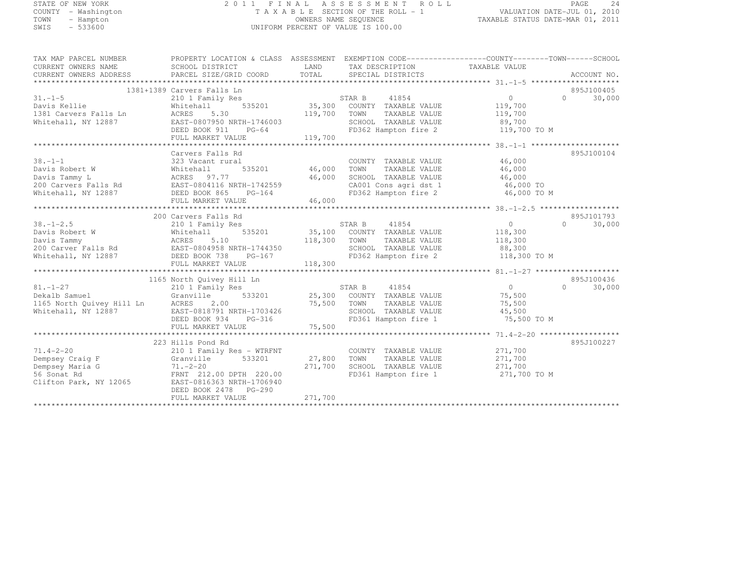STATE OF NEW YORK
COUNTY - Washington
TOWN - Hampton
SWIS - 533600

2011 FINAL ASSESSMENT ROLL
TAXABLE SECTION OF THE ROLL - 1
OWNERS NAME SEQUENCE
UNIFORM PERCENT OF VALUE IS 100.00

VALUATION DATE-JUL 01, 2010
TAXABLE STATUS DATE-MAR 01, 2011

```
TAX MAP PARCEL NUMBER          PROPERTY LOCATION & CLASS  ASSESSMENT  EXEMPTION CODE------------------COUNTY--------TOWN------SCHOOL
CURRENT OWNERS NAME            SCHOOL DISTRICT              LAND      TAX DESCRIPTION                 TAXABLE VALUE
CURRENT OWNERS ADDRESS         PARCEL SIZE/GRID COORD       TOTAL     SPECIAL DISTRICTS                                  ACCOUNT NO.
******************************************************************************************************* 31.-1-5 ********************
                      1381+1389 Carvers Falls Ln                                                                       895J100405
31.-1-5                        210 1 Family Res                       STAR B      41854            0             0        30,000
Davis Kellie                   Whitehall        535201      35,300    COUNTY  TAXABLE VALUE         119,700
1381 Carvers Falls Ln          ACRES    5.30               119,700    TOWN    TAXABLE VALUE         119,700
Whitehall, NY 12887            EAST-0807950 NRTH-1746003              SCHOOL  TAXABLE VALUE          89,700
                               DEED BOOK 911    PG-64                 FD362 Hampton fire 2           119,700 TO M
                               FULL MARKET VALUE           119,700
******************************************************************************************************* 38.-1-1 ********************
                               Carvers Falls Rd                                                                        895J100104
38.-1-1                        323 Vacant rural                       COUNTY  TAXABLE VALUE          46,000
Davis Robert W                 Whitehall        535201      46,000    TOWN    TAXABLE VALUE          46,000
Davis Tammy L                  ACRES   97.77                46,000    SCHOOL  TAXABLE VALUE          46,000
200 Carvers Falls Rd           EAST-0804116 NRTH-1742559              CA001 Cons agri dst 1           46,000 TO
Whitehall, NY 12887            DEED BOOK 865    PG-164                FD362 Hampton fire 2            46,000 TO M
                               FULL MARKET VALUE            46,000
******************************************************************************************************* 38.-1-2.5 ******************
                           200 Carvers Falls Rd                                                                        895J101793
38.-1-2.5                      210 1 Family Res                       STAR B      41854            0             0        30,000
Davis Robert W                 Whitehall        535201      35,100    COUNTY  TAXABLE VALUE         118,300
Davis Tammy                    ACRES    5.10               118,300    TOWN    TAXABLE VALUE         118,300
200 Carver Falls Rd            EAST-0804958 NRTH-1744350              SCHOOL  TAXABLE VALUE          88,300
Whitehall, NY 12887            DEED BOOK 738    PG-167                FD362 Hampton fire 2           118,300 TO M
                               FULL MARKET VALUE           118,300
******************************************************************************************************* 81.-1-27 *******************
                          1165 North Quivey Hill Ln                                                                    895J100436
81.-1-27                       210 1 Family Res                       STAR B      41854            0             0        30,000
Dekalb Samuel                  Granville        533201      25,300    COUNTY  TAXABLE VALUE          75,500
1165 North Quivey Hill Ln      ACRES    2.00                75,500    TOWN    TAXABLE VALUE          75,500
Whitehall, NY 12887            EAST-0818791 NRTH-1703426              SCHOOL  TAXABLE VALUE          45,500
                               DEED BOOK 934    PG-316                FD361 Hampton fire 1            75,500 TO M
                               FULL MARKET VALUE            75,500
******************************************************************************************************* 71.4-2-20 ******************
                           223 Hills Pond Rd                                                                           895J100227
71.4-2-20                      210 1 Family Res - WTRFNT              COUNTY  TAXABLE VALUE         271,700
Dempsey Craig F                Granville        533201      27,800    TOWN    TAXABLE VALUE         271,700
Dempsey Maria G                71.-2-20                    271,700    SCHOOL  TAXABLE VALUE         271,700
56 Sonat Rd                    FRNT 212.00 DPTH 220.00                FD361 Hampton fire 1           271,700 TO M
Clifton Park, NY 12065         EAST-0816363 NRTH-1706940
                               DEED BOOK 2478   PG-290
                               FULL MARKET VALUE           271,700
************************************************************************************************************************************
```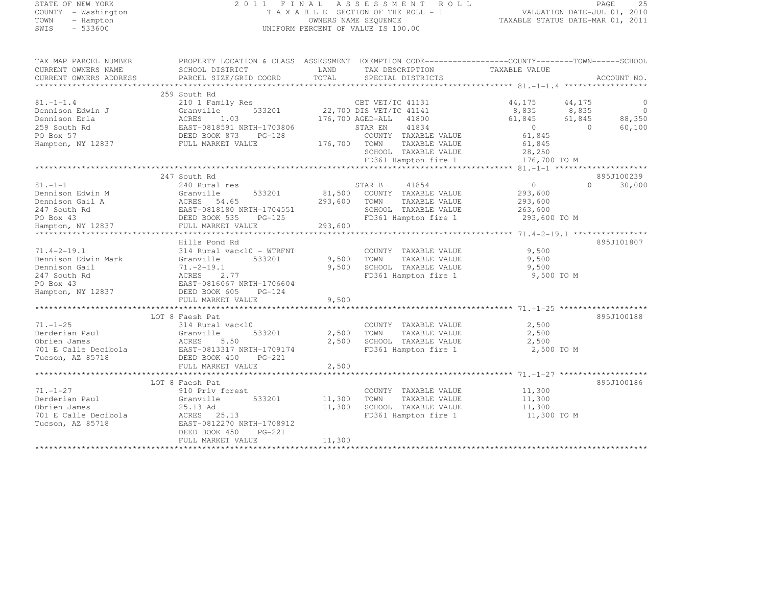STATE OF NEW YORK
COUNTY - Washington
TOWN - Hampton
SWIS - 533600

2011 FINAL ASSESSMENT ROLL
TAXABLE SECTION OF THE ROLL - 1
OWNERS NAME SEQUENCE
UNIFORM PERCENT OF VALUE IS 100.00

VALUATION DATE-JUL 01, 2010
TAXABLE STATUS DATE-MAR 01, 2011

| TAX MAP PARCEL NUMBER / CURRENT OWNERS NAME / CURRENT OWNERS ADDRESS | PROPERTY LOCATION & CLASS / SCHOOL DISTRICT / PARCEL SIZE/GRID COORD | ASSESSMENT LAND / TOTAL | EXEMPTION CODE / TAX DESCRIPTION / SPECIAL DISTRICTS | COUNTY TAXABLE VALUE | TOWN | SCHOOL | ACCOUNT NO. |
|---|---|---|---|---|---|---|---|
| **81.-1-1.4** | 259 South Rd | | | | | | |
| 81.-1-1.4 | 210 1 Family Res | | CBT VET/TC 41131 | 44,175 | 44,175 | 0 | |
| Dennison Edwin J | Granville 533201 | 22,700 | DIS VET/TC 41141 | 8,835 | 8,835 | 0 | |
| Dennison Erla | ACRES 1.03 | 176,700 | AGED-ALL 41800 | 61,845 | 61,845 | 88,350 | |
| 259 South Rd | EAST-0818591 NRTH-1703806 | | STAR EN 41834 | 0 | 0 | 60,100 | |
| PO Box 57 | DEED BOOK 873 PG-128 | | COUNTY TAXABLE VALUE | 61,845 | | | |
| Hampton, NY 12837 | FULL MARKET VALUE | 176,700 | TOWN TAXABLE VALUE | | 61,845 | | |
| | | | SCHOOL TAXABLE VALUE | | | 28,250 | |
| | | | FD361 Hampton fire 1 | 176,700 TO M | | | |
| **81.-1-1** | 247 South Rd | | | | | | 895J100239 |
| 81.-1-1 | 240 Rural res | | STAR B 41854 | 0 | 0 | 30,000 | |
| Dennison Edwin M | Granville 533201 | 81,500 | COUNTY TAXABLE VALUE | 293,600 | | | |
| Dennison Gail A | ACRES 54.65 | 293,600 | TOWN TAXABLE VALUE | | 293,600 | | |
| 247 South Rd | EAST-0818180 NRTH-1704551 | | SCHOOL TAXABLE VALUE | | | 263,600 | |
| PO Box 43 | DEED BOOK 535 PG-125 | | FD361 Hampton fire 1 | 293,600 TO M | | | |
| Hampton, NY 12837 | FULL MARKET VALUE | 293,600 | | | | | |
| **71.4-2-19.1** | Hills Pond Rd | | | | | | 895J101807 |
| 71.4-2-19.1 | 314 Rural vac<10 - WTRFNT | | COUNTY TAXABLE VALUE | 9,500 | | | |
| Dennison Edwin Mark | Granville 533201 | 9,500 | TOWN TAXABLE VALUE | | 9,500 | | |
| Dennison Gail | 71.-2-19.1 | 9,500 | SCHOOL TAXABLE VALUE | | | 9,500 | |
| 247 South Rd | ACRES 2.77 | | FD361 Hampton fire 1 | 9,500 TO M | | | |
| PO Box 43 | EAST-0816067 NRTH-1706604 | | | | | | |
| Hampton, NY 12837 | DEED BOOK 605 PG-124 | | | | | | |
| | FULL MARKET VALUE | 9,500 | | | | | |
| **71.-1-25** | LOT 8 Faesh Pat | | | | | | 895J100188 |
| 71.-1-25 | 314 Rural vac<10 | | COUNTY TAXABLE VALUE | 2,500 | | | |
| Derderian Paul | Granville 533201 | 2,500 | TOWN TAXABLE VALUE | | 2,500 | | |
| Obrien James | ACRES 5.50 | 2,500 | SCHOOL TAXABLE VALUE | | | 2,500 | |
| 701 E Calle Decibola | EAST-0813317 NRTH-1709174 | | FD361 Hampton fire 1 | 2,500 TO M | | | |
| Tucson, AZ 85718 | DEED BOOK 450 PG-221 | | | | | | |
| | FULL MARKET VALUE | 2,500 | | | | | |
| **71.-1-27** | LOT 8 Faesh Pat | | | | | | 895J100186 |
| 71.-1-27 | 910 Priv forest | | COUNTY TAXABLE VALUE | 11,300 | | | |
| Derderian Paul | Granville 533201 | 11,300 | TOWN TAXABLE VALUE | | 11,300 | | |
| Obrien James | 25.13 Ad | 11,300 | SCHOOL TAXABLE VALUE | | | 11,300 | |
| 701 E Calle Decibola | ACRES 25.13 | | FD361 Hampton fire 1 | 11,300 TO M | | | |
| Tucson, AZ 85718 | EAST-0812270 NRTH-1708912 | | | | | | |
| | DEED BOOK 450 PG-221 | | | | | | |
| | FULL MARKET VALUE | 11,300 | | | | | |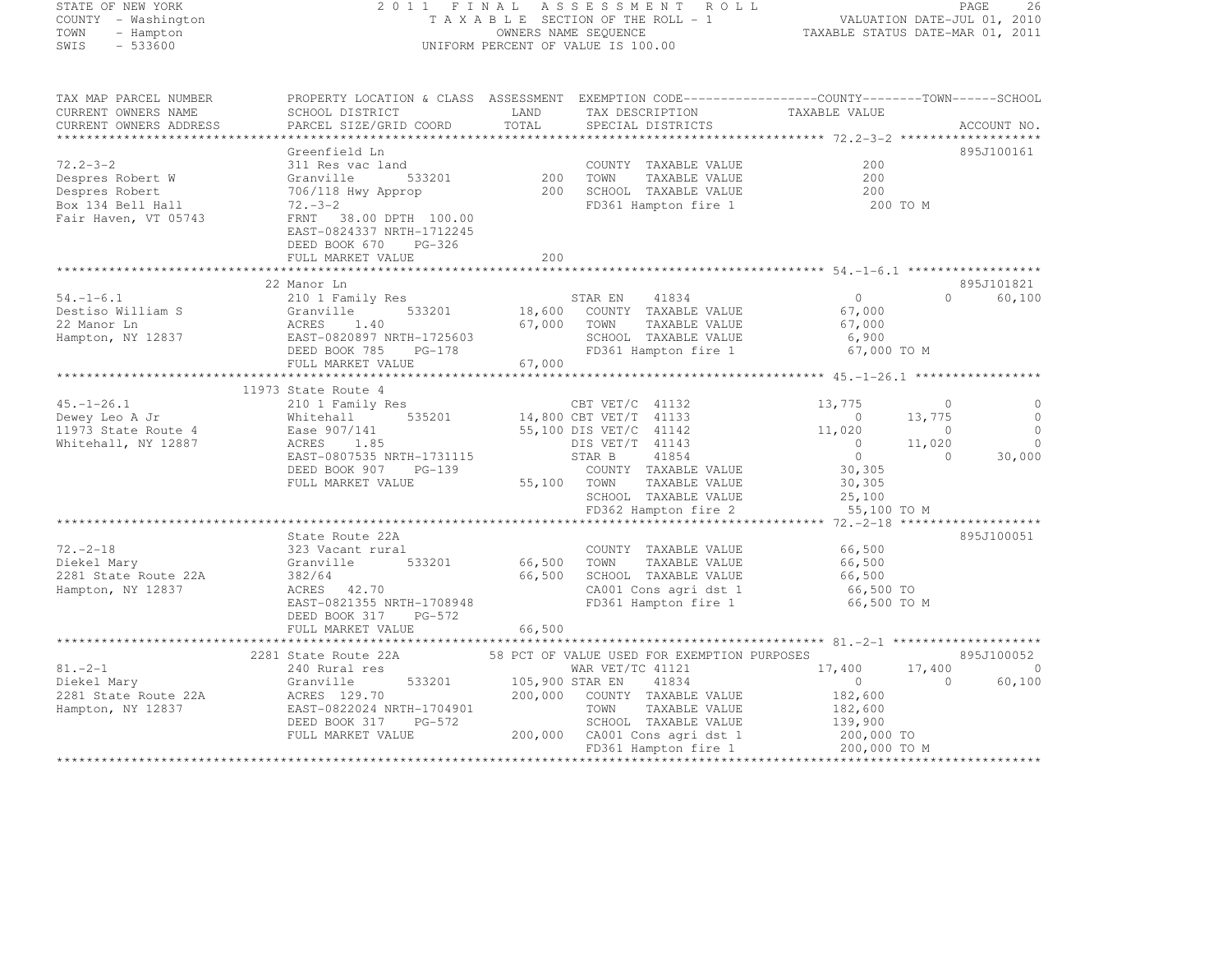STATE OF NEW YORK
COUNTY - Washington
TOWN - Hampton
SWIS - 533600

2011 FINAL ASSESSMENT ROLL
TAXABLE SECTION OF THE ROLL - 1
OWNERS NAME SEQUENCE
UNIFORM PERCENT OF VALUE IS 100.00

VALUATION DATE-JUL 01, 2010
TAXABLE STATUS DATE-MAR 01, 2011

```
TAX MAP PARCEL NUMBER     PROPERTY LOCATION & CLASS  ASSESSMENT  EXEMPTION CODE------------------COUNTY--------TOWN------SCHOOL
CURRENT OWNERS NAME       SCHOOL DISTRICT               LAND      TAX DESCRIPTION            TAXABLE VALUE
CURRENT OWNERS ADDRESS    PARCEL SIZE/GRID COORD        TOTAL     SPECIAL DISTRICTS                                  ACCOUNT NO.
******************************************************************************************** 72.2-3-2 *******************
                          Greenfield Ln                                                                            895J100161
72.2-3-2                  311 Res vac land                     COUNTY  TAXABLE VALUE             200
Despres Robert W          Granville        533201       200    TOWN    TAXABLE VALUE             200
Despres Robert            706/118 Hwy Approp            200    SCHOOL  TAXABLE VALUE             200
Box 134 Bell Hall         72.-3-2                              FD361 Hampton fire 1              200 TO M
Fair Haven, VT 05743      FRNT   38.00 DPTH 100.00
                          EAST-0824337 NRTH-1712245
                          DEED BOOK 670    PG-326
                          FULL MARKET VALUE             200
******************************************************************************************** 54.-1-6.1 ******************
                          22 Manor Ln                                                                              895J101821
54.-1-6.1                 210 1 Family Res                     STAR EN    41834                0          0        60,100
Destiso William S         Granville        533201    18,600    COUNTY  TAXABLE VALUE          67,000
22 Manor Ln               ACRES    1.40              67,000    TOWN    TAXABLE VALUE          67,000
Hampton, NY 12837         EAST-0820897 NRTH-1725603            SCHOOL  TAXABLE VALUE           6,900
                          DEED BOOK 785    PG-178              FD361 Hampton fire 1           67,000 TO M
                          FULL MARKET VALUE          67,000
******************************************************************************************** 45.-1-26.1 *****************
                          11973 State Route 4
45.-1-26.1                210 1 Family Res                     CBT VET/C  41132           13,775          0             0
Dewey Leo A Jr            Whitehall        535201    14,800 CBT VET/T  41133                0     13,775             0
11973 State Route 4       Ease 907/141               55,100 DIS VET/C  41142           11,020          0             0
Whitehall, NY 12887       ACRES    1.85                        DIS VET/T  41143                0     11,020             0
                          EAST-0807535 NRTH-1731115            STAR B     41854                0          0        30,000
                          DEED BOOK 907    PG-139              COUNTY  TAXABLE VALUE          30,305
                          FULL MARKET VALUE          55,100    TOWN    TAXABLE VALUE          30,305
                                                               SCHOOL  TAXABLE VALUE          25,100
                                                               FD362 Hampton fire 2           55,100 TO M
******************************************************************************************** 72.-2-18 *******************
                          State Route 22A                                                                          895J100051
72.-2-18                  323 Vacant rural                     COUNTY  TAXABLE VALUE          66,500
Diekel Mary               Granville        533201    66,500    TOWN    TAXABLE VALUE          66,500
2281 State Route 22A      382/64                     66,500    SCHOOL  TAXABLE VALUE          66,500
Hampton, NY 12837         ACRES   42.70                        CA001 Cons agri dst 1          66,500 TO
                          EAST-0821355 NRTH-1708948            FD361 Hampton fire 1           66,500 TO M
                          DEED BOOK 317    PG-572
                          FULL MARKET VALUE          66,500
******************************************************************************************** 81.-2-1 ********************
                          2281 State Route 22A         58 PCT OF VALUE USED FOR EXEMPTION PURPOSES                 895J100052
81.-2-1                   240 Rural res                        WAR VET/TC 41121           17,400     17,400             0
Diekel Mary               Granville        533201   105,900 STAR EN    41834                0          0        60,100
2281 State Route 22A      ACRES  129.70             200,000    COUNTY  TAXABLE VALUE         182,600
Hampton, NY 12837         EAST-0822024 NRTH-1704901            TOWN    TAXABLE VALUE         182,600
                          DEED BOOK 317    PG-572              SCHOOL  TAXABLE VALUE         139,900
                          FULL MARKET VALUE         200,000    CA001 Cons agri dst 1         200,000 TO
                                                               FD361 Hampton fire 1          200,000 TO M
****************************************************************************************************************************
```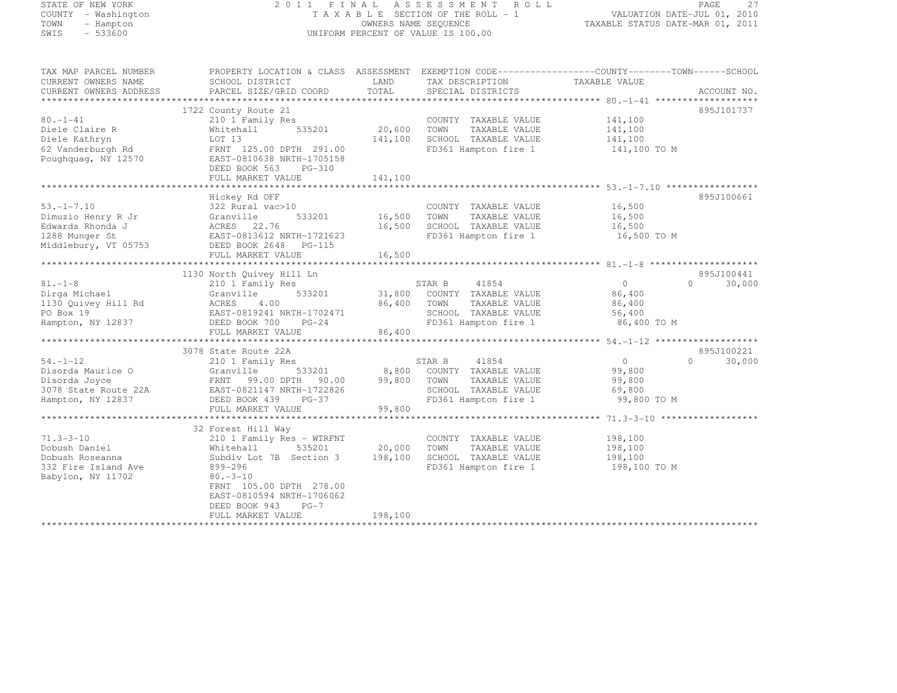STATE OF NEW YORK
COUNTY - Washington
TOWN - Hampton
SWIS - 533600

2011 FINAL ASSESSMENT ROLL
TAXABLE SECTION OF THE ROLL - 1
OWNERS NAME SEQUENCE
UNIFORM PERCENT OF VALUE IS 100.00

VALUATION DATE-JUL 01, 2010
TAXABLE STATUS DATE-MAR 01, 2011

| TAX MAP PARCEL NUMBER / CURRENT OWNERS NAME / CURRENT OWNERS ADDRESS | PROPERTY LOCATION & CLASS / SCHOOL DISTRICT / PARCEL SIZE/GRID COORD | ASSESSMENT LAND / TOTAL | EXEMPTION CODE / TAX DESCRIPTION / SPECIAL DISTRICTS | COUNTY TAXABLE VALUE | TOWN | SCHOOL | ACCOUNT NO. |
|---|---|---|---|---|---|---|---|
| 80.-1-41 | 1722 County Route 21 | | | | | | 895J101737 |
| | 210 1 Family Res | | COUNTY TAXABLE VALUE | 141,100 | | | |
| Diele Claire R | Whitehall 535201 | 20,600 | TOWN TAXABLE VALUE | 141,100 | | | |
| Diele Kathryn | LOT 13 | 141,100 | SCHOOL TAXABLE VALUE | 141,100 | | | |
| 62 Vanderburgh Rd | FRNT 125.00 DPTH 291.00 | | FD361 Hampton fire 1 | 141,100 TO M | | | |
| Poughquag, NY 12570 | EAST-0810638 NRTH-1705158 | | | | | | |
| | DEED BOOK 563 PG-310 | | | | | | |
| | FULL MARKET VALUE | 141,100 | | | | | |
| 53.-1-7.10 | Hickey Rd OFF | | | | | | 895J100661 |
| | 322 Rural vac>10 | | COUNTY TAXABLE VALUE | 16,500 | | | |
| Dimuzio Henry R Jr | Granville 533201 | 16,500 | TOWN TAXABLE VALUE | 16,500 | | | |
| Edwards Rhonda J | ACRES 22.76 | 16,500 | SCHOOL TAXABLE VALUE | 16,500 | | | |
| 1288 Munger St | EAST-0813612 NRTH-1721623 | | FD361 Hampton fire 1 | 16,500 TO M | | | |
| Middlebury, VT 05753 | DEED BOOK 2648 PG-115 | | | | | | |
| | FULL MARKET VALUE | 16,500 | | | | | |
| 81.-1-8 | 1130 North Quivey Hill Ln | | | | | | 895J100441 |
| | 210 1 Family Res | | STAR B 41854 | 0 | 0 | 30,000 | |
| Dirga Michael | Granville 533201 | 31,800 | COUNTY TAXABLE VALUE | 86,400 | | | |
| 1130 Quivey Hill Rd | ACRES 4.00 | 86,400 | TOWN TAXABLE VALUE | 86,400 | | | |
| PO Box 19 | EAST-0819241 NRTH-1702471 | | SCHOOL TAXABLE VALUE | 56,400 | | | |
| Hampton, NY 12837 | DEED BOOK 700 PG-24 | | FD361 Hampton fire 1 | 86,400 TO M | | | |
| | FULL MARKET VALUE | 86,400 | | | | | |
| 54.-1-12 | 3078 State Route 22A | | | | | | 895J100221 |
| | 210 1 Family Res | | STAR B 41854 | 0 | 0 | 30,000 | |
| Disorda Maurice O | Granville 533201 | 8,800 | COUNTY TAXABLE VALUE | 99,800 | | | |
| Disorda Joyce | FRNT 99.00 DPTH 90.00 | 99,800 | TOWN TAXABLE VALUE | 99,800 | | | |
| 3078 State Route 22A | EAST-0821147 NRTH-1722826 | | SCHOOL TAXABLE VALUE | 69,800 | | | |
| Hampton, NY 12837 | DEED BOOK 439 PG-37 | | FD361 Hampton fire 1 | 99,800 TO M | | | |
| | FULL MARKET VALUE | 99,800 | | | | | |
| 71.3-3-10 | 32 Forest Hill Way | | | | | | |
| | 210 1 Family Res - WTRFNT | | COUNTY TAXABLE VALUE | 198,100 | | | |
| Dobush Daniel | Whitehall 535201 | 20,000 | TOWN TAXABLE VALUE | 198,100 | | | |
| Dobush Roseanna | Subdiv Lot 7B Section 3 | 198,100 | SCHOOL TAXABLE VALUE | 198,100 | | | |
| 332 Fire Island Ave | 899-296 | | FD361 Hampton fire 1 | 198,100 TO M | | | |
| Babylon, NY 11702 | 80.-3-10 | | | | | | |
| | FRNT 105.00 DPTH 278.00 | | | | | | |
| | EAST-0810594 NRTH-1706062 | | | | | | |
| | DEED BOOK 943 PG-7 | | | | | | |
| | FULL MARKET VALUE | 198,100 | | | | | |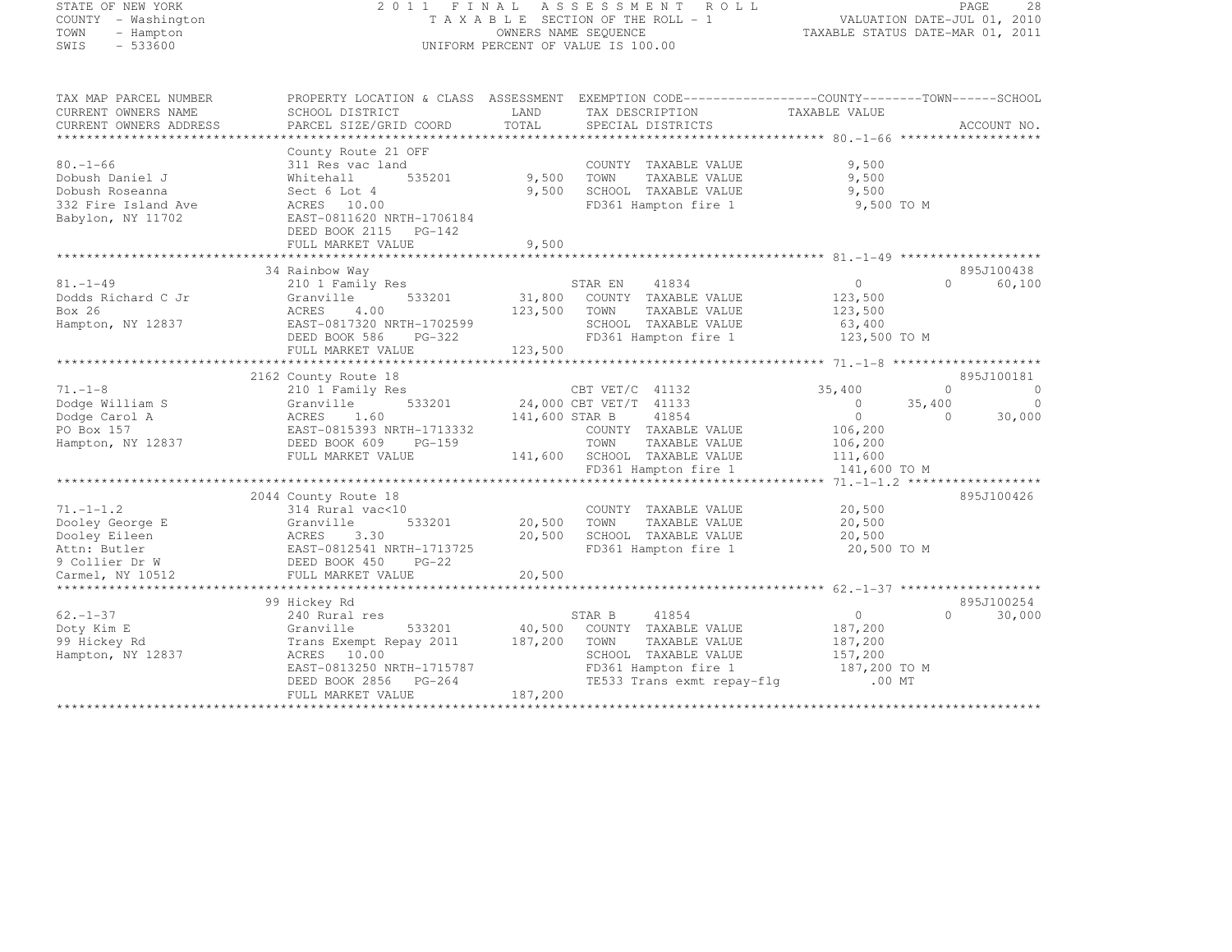STATE OF NEW YORK
COUNTY - Washington
TOWN - Hampton
SWIS - 533600

2011 FINAL ASSESSMENT ROLL
TAXABLE SECTION OF THE ROLL - 1
OWNERS NAME SEQUENCE
UNIFORM PERCENT OF VALUE IS 100.00

VALUATION DATE-JUL 01, 2010
TAXABLE STATUS DATE-MAR 01, 2011

| TAX MAP PARCEL NUMBER / CURRENT OWNERS NAME / CURRENT OWNERS ADDRESS | PROPERTY LOCATION & CLASS / SCHOOL DISTRICT / PARCEL SIZE/GRID COORD | ASSESSMENT LAND / TOTAL | EXEMPTION CODE / TAX DESCRIPTION / SPECIAL DISTRICTS | COUNTY TAXABLE VALUE | TOWN | SCHOOL | ACCOUNT NO. |
|---|---|---|---|---|---|---|---|
| **80.-1-66** | County Route 21 OFF | | | | | | |
| 80.-1-66 | 311 Res vac land | | COUNTY TAXABLE VALUE | 9,500 | | | |
| Dobush Daniel J | Whitehall 535201 | 9,500 | TOWN TAXABLE VALUE | 9,500 | | | |
| Dobush Roseanna | Sect 6 Lot 4 | 9,500 | SCHOOL TAXABLE VALUE | 9,500 | | | |
| 332 Fire Island Ave | ACRES 10.00 | | FD361 Hampton fire 1 | 9,500 TO M | | | |
| Babylon, NY 11702 | EAST-0811620 NRTH-1706184 | | | | | | |
| | DEED BOOK 2115 PG-142 | | | | | | |
| | FULL MARKET VALUE | 9,500 | | | | | |
| **81.-1-49** | 34 Rainbow Way | | | | | | 895J100438 |
| 81.-1-49 | 210 1 Family Res | | STAR EN 41834 | 0 | 0 | 60,100 | |
| Dodds Richard C Jr | Granville 533201 | 31,800 | COUNTY TAXABLE VALUE | 123,500 | | | |
| Box 26 | ACRES 4.00 | 123,500 | TOWN TAXABLE VALUE | 123,500 | | | |
| Hampton, NY 12837 | EAST-0817320 NRTH-1702599 | | SCHOOL TAXABLE VALUE | 63,400 | | | |
| | DEED BOOK 586 PG-322 | | FD361 Hampton fire 1 | 123,500 TO M | | | |
| | FULL MARKET VALUE | 123,500 | | | | | |
| **71.-1-8** | 2162 County Route 18 | | | | | | 895J100181 |
| 71.-1-8 | 210 1 Family Res | | CBT VET/C 41132 | 35,400 | 0 | 0 | |
| Dodge William S | Granville 533201 | 24,000 | CBT VET/T 41133 | 0 | 35,400 | 0 | |
| Dodge Carol A | ACRES 1.60 | 141,600 | STAR B 41854 | 0 | 0 | 30,000 | |
| PO Box 157 | EAST-0815393 NRTH-1713332 | | COUNTY TAXABLE VALUE | 106,200 | | | |
| Hampton, NY 12837 | DEED BOOK 609 PG-159 | | TOWN TAXABLE VALUE | 106,200 | | | |
| | FULL MARKET VALUE | 141,600 | SCHOOL TAXABLE VALUE | 111,600 | | | |
| | | | FD361 Hampton fire 1 | 141,600 TO M | | | |
| **71.-1-1.2** | 2044 County Route 18 | | | | | | 895J100426 |
| 71.-1-1.2 | 314 Rural vac<10 | | COUNTY TAXABLE VALUE | 20,500 | | | |
| Dooley George E | Granville 533201 | 20,500 | TOWN TAXABLE VALUE | 20,500 | | | |
| Dooley Eileen | ACRES 3.30 | 20,500 | SCHOOL TAXABLE VALUE | 20,500 | | | |
| Attn: Butler | EAST-0812541 NRTH-1713725 | | FD361 Hampton fire 1 | 20,500 TO M | | | |
| 9 Collier Dr W | DEED BOOK 450 PG-22 | | | | | | |
| Carmel, NY 10512 | FULL MARKET VALUE | 20,500 | | | | | |
| **62.-1-37** | 99 Hickey Rd | | | | | | 895J100254 |
| 62.-1-37 | 240 Rural res | | STAR B 41854 | 0 | 0 | 30,000 | |
| Doty Kim E | Granville 533201 | 40,500 | COUNTY TAXABLE VALUE | 187,200 | | | |
| 99 Hickey Rd | Trans Exempt Repay 2011 | 187,200 | TOWN TAXABLE VALUE | 187,200 | | | |
| Hampton, NY 12837 | ACRES 10.00 | | SCHOOL TAXABLE VALUE | 157,200 | | | |
| | EAST-0813250 NRTH-1715787 | | FD361 Hampton fire 1 | 187,200 TO M | | | |
| | DEED BOOK 2856 PG-264 | | TE533 Trans exmt repay-flg | .00 MT | | | |
| | FULL MARKET VALUE | 187,200 | | | | | |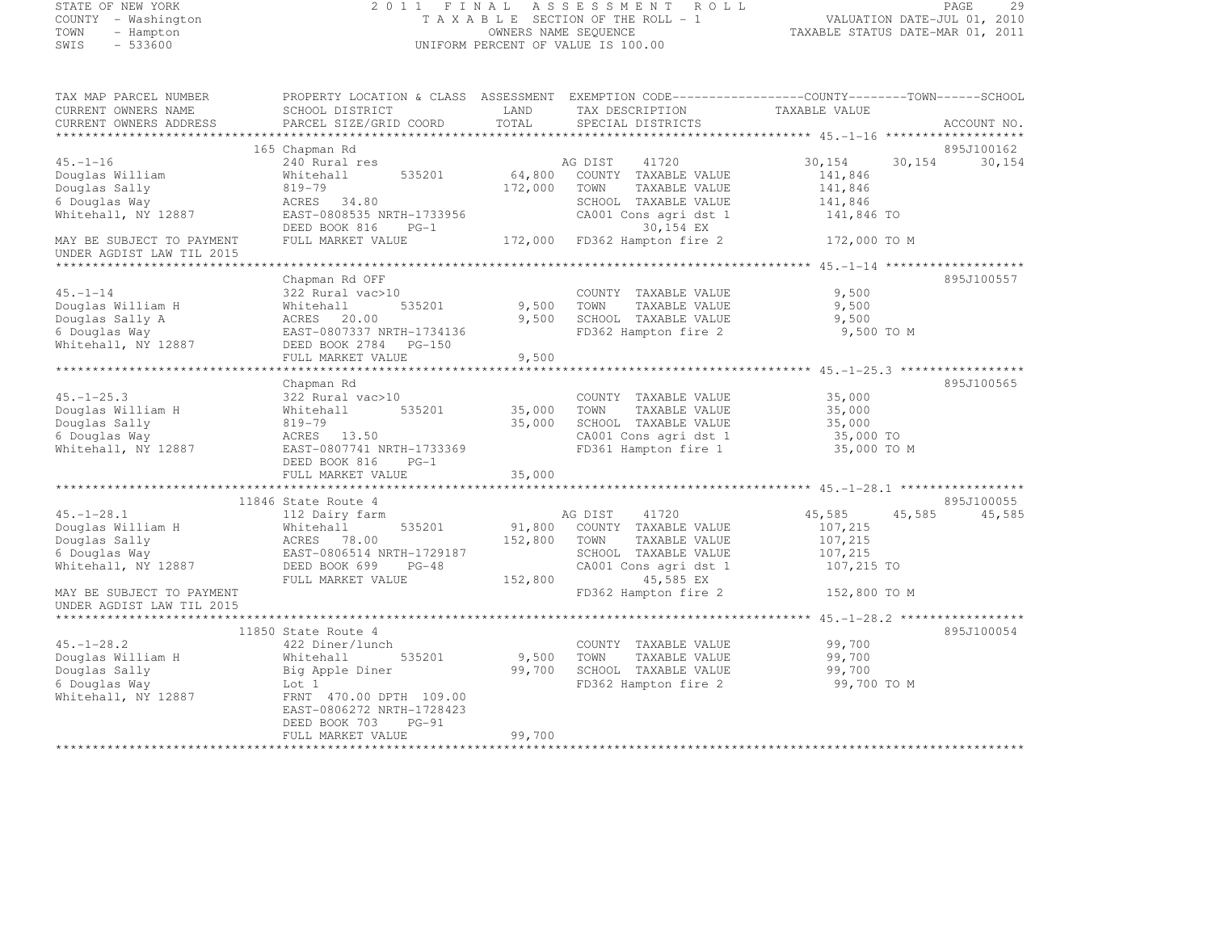STATE OF NEW YORK
COUNTY - Washington
TOWN - Hampton
SWIS - 533600

2011 FINAL ASSESSMENT ROLL
TAXABLE SECTION OF THE ROLL - 1
OWNERS NAME SEQUENCE
UNIFORM PERCENT OF VALUE IS 100.00

VALUATION DATE-JUL 01, 2010
TAXABLE STATUS DATE-MAR 01, 2011

```
TAX MAP PARCEL NUMBER       PROPERTY LOCATION & CLASS  ASSESSMENT  EXEMPTION CODE------------------COUNTY--------TOWN------SCHOOL
CURRENT OWNERS NAME         SCHOOL DISTRICT              LAND      TAX DESCRIPTION             TAXABLE VALUE
CURRENT OWNERS ADDRESS      PARCEL SIZE/GRID COORD       TOTAL     SPECIAL DISTRICTS                                     ACCOUNT NO.
******************************************************************************************************* 45.-1-16 *******************
                            165 Chapman Rd                                                                              895J100162
45.-1-16                    240 Rural res                          AG DIST     41720            30,154      30,154      30,154
Douglas William             Whitehall         535201      64,800   COUNTY  TAXABLE VALUE        141,846
Douglas Sally               819-79                       172,000   TOWN    TAXABLE VALUE        141,846
6 Douglas Way               ACRES   34.80                          SCHOOL  TAXABLE VALUE        141,846
Whitehall, NY 12887         EAST-0808535 NRTH-1733956              CA001 Cons agri dst 1        141,846 TO
                            DEED BOOK 816     PG-1                          30,154 EX
MAY BE SUBJECT TO PAYMENT   FULL MARKET VALUE            172,000   FD362 Hampton fire 2         172,000 TO M
UNDER AGDIST LAW TIL 2015
******************************************************************************************************* 45.-1-14 *******************
                            Chapman Rd OFF                                                                              895J100557
45.-1-14                    322 Rural vac>10                       COUNTY  TAXABLE VALUE          9,500
Douglas William H           Whitehall         535201       9,500   TOWN    TAXABLE VALUE          9,500
Douglas Sally A             ACRES   20.00                  9,500   SCHOOL  TAXABLE VALUE          9,500
6 Douglas Way               EAST-0807337 NRTH-1734136              FD362 Hampton fire 2           9,500 TO M
Whitehall, NY 12887         DEED BOOK 2784    PG-150
                            FULL MARKET VALUE              9,500
******************************************************************************************************* 45.-1-25.3 *****************
                            Chapman Rd                                                                                  895J100565
45.-1-25.3                  322 Rural vac>10                       COUNTY  TAXABLE VALUE         35,000
Douglas William H           Whitehall         535201      35,000   TOWN    TAXABLE VALUE         35,000
Douglas Sally               819-79                        35,000   SCHOOL  TAXABLE VALUE         35,000
6 Douglas Way               ACRES   13.50                          CA001 Cons agri dst 1         35,000 TO
Whitehall, NY 12887         EAST-0807741 NRTH-1733369              FD361 Hampton fire 1          35,000 TO M
                            DEED BOOK 816     PG-1
                            FULL MARKET VALUE             35,000
******************************************************************************************************* 45.-1-28.1 *****************
                            11846 State Route 4                                                                         895J100055
45.-1-28.1                  112 Dairy farm                         AG DIST     41720            45,585      45,585      45,585
Douglas William H           Whitehall         535201      91,800   COUNTY  TAXABLE VALUE        107,215
Douglas Sally               ACRES   78.00                152,800   TOWN    TAXABLE VALUE        107,215
6 Douglas Way               EAST-0806514 NRTH-1729187              SCHOOL  TAXABLE VALUE        107,215
Whitehall, NY 12887         DEED BOOK 699     PG-48                CA001 Cons agri dst 1        107,215 TO
                            FULL MARKET VALUE            152,800            45,585 EX
MAY BE SUBJECT TO PAYMENT                                          FD362 Hampton fire 2         152,800 TO M
UNDER AGDIST LAW TIL 2015
******************************************************************************************************* 45.-1-28.2 *****************
                            11850 State Route 4                                                                         895J100054
45.-1-28.2                  422 Diner/lunch                        COUNTY  TAXABLE VALUE         99,700
Douglas William H           Whitehall         535201       9,500   TOWN    TAXABLE VALUE         99,700
Douglas Sally               Big Apple Diner               99,700   SCHOOL  TAXABLE VALUE         99,700
6 Douglas Way               Lot 1                                  FD362 Hampton fire 2          99,700 TO M
Whitehall, NY 12887         FRNT 470.00 DPTH 109.00
                            EAST-0806272 NRTH-1728423
                            DEED BOOK 703     PG-91
                            FULL MARKET VALUE             99,700
************************************************************************************************************************************
```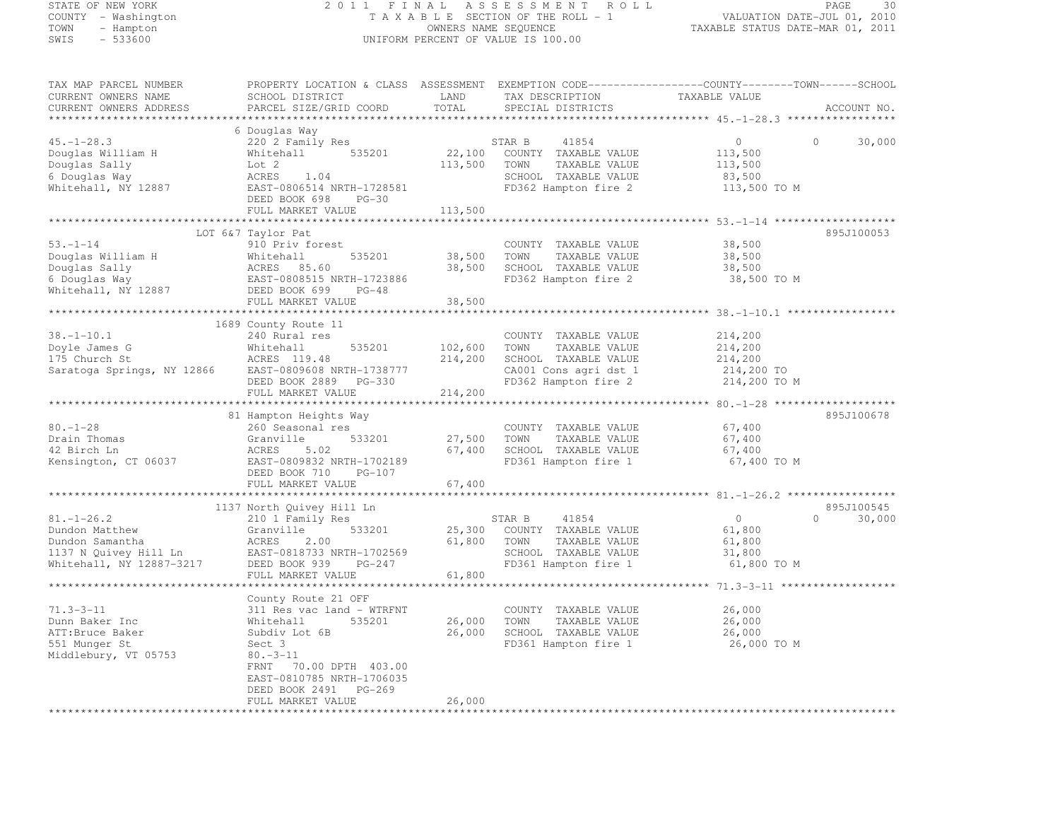STATE OF NEW YORK
COUNTY - Washington
TOWN - Hampton
SWIS - 533600

# 2011 FINAL ASSESSMENT ROLL

TAXABLE SECTION OF THE ROLL - 1
OWNERS NAME SEQUENCE
UNIFORM PERCENT OF VALUE IS 100.00

VALUATION DATE-JUL 01, 2010
TAXABLE STATUS DATE-MAR 01, 2011

| TAX MAP PARCEL NUMBER<br>CURRENT OWNERS NAME<br>CURRENT OWNERS ADDRESS | PROPERTY LOCATION & CLASS<br>SCHOOL DISTRICT<br>PARCEL SIZE/GRID COORD | ASSESSMENT<br>LAND<br>TOTAL | EXEMPTION CODE<br>TAX DESCRIPTION<br>SPECIAL DISTRICTS | COUNTY | TOWN | SCHOOL<br>TAXABLE VALUE | ACCOUNT NO. |
|---|---|---|---|---|---|---|---|
| **45.-1-28.3** | 6 Douglas Way | | | | | | |
| 45.-1-28.3 | 220 2 Family Res | | STAR B 41854 | 0 | 0 | 30,000 | |
| Douglas William H | Whitehall 535201 | 22,100 | COUNTY TAXABLE VALUE | 113,500 | | | |
| Douglas Sally | Lot 2 | 113,500 | TOWN TAXABLE VALUE | 113,500 | | | |
| 6 Douglas Way | ACRES 1.04 | | SCHOOL TAXABLE VALUE | 83,500 | | | |
| Whitehall, NY 12887 | EAST-0806514 NRTH-1728581 | | FD362 Hampton fire 2 | 113,500 TO M | | | |
| | DEED BOOK 698 PG-30 | | | | | | |
| | FULL MARKET VALUE | 113,500 | | | | | |
| **53.-1-14** | LOT 6&7 Taylor Pat | | | | | | 895J100053 |
| 53.-1-14 | 910 Priv forest | | COUNTY TAXABLE VALUE | 38,500 | | | |
| Douglas William H | Whitehall 535201 | 38,500 | TOWN TAXABLE VALUE | 38,500 | | | |
| Douglas Sally | ACRES 85.60 | 38,500 | SCHOOL TAXABLE VALUE | 38,500 | | | |
| 6 Douglas Way | EAST-0808515 NRTH-1723886 | | FD362 Hampton fire 2 | 38,500 TO M | | | |
| Whitehall, NY 12887 | DEED BOOK 699 PG-48 | | | | | | |
| | FULL MARKET VALUE | 38,500 | | | | | |
| **38.-1-10.1** | 1689 County Route 11 | | | | | | |
| 38.-1-10.1 | 240 Rural res | | COUNTY TAXABLE VALUE | 214,200 | | | |
| Doyle James G | Whitehall 535201 | 102,600 | TOWN TAXABLE VALUE | 214,200 | | | |
| 175 Church St | ACRES 119.48 | 214,200 | SCHOOL TAXABLE VALUE | 214,200 | | | |
| Saratoga Springs, NY 12866 | EAST-0809608 NRTH-1738777 | | CA001 Cons agri dst 1 | 214,200 TO | | | |
| | DEED BOOK 2889 PG-330 | | FD362 Hampton fire 2 | 214,200 TO M | | | |
| | FULL MARKET VALUE | 214,200 | | | | | |
| **80.-1-28** | 81 Hampton Heights Way | | | | | | 895J100678 |
| 80.-1-28 | 260 Seasonal res | | COUNTY TAXABLE VALUE | 67,400 | | | |
| Drain Thomas | Granville 533201 | 27,500 | TOWN TAXABLE VALUE | 67,400 | | | |
| 42 Birch Ln | ACRES 5.02 | 67,400 | SCHOOL TAXABLE VALUE | 67,400 | | | |
| Kensington, CT 06037 | EAST-0809832 NRTH-1702189 | | FD361 Hampton fire 1 | 67,400 TO M | | | |
| | DEED BOOK 710 PG-107 | | | | | | |
| | FULL MARKET VALUE | 67,400 | | | | | |
| **81.-1-26.2** | 1137 North Quivey Hill Ln | | | | | | 895J100545 |
| 81.-1-26.2 | 210 1 Family Res | | STAR B 41854 | 0 | 0 | 30,000 | |
| Dundon Matthew | Granville 533201 | 25,300 | COUNTY TAXABLE VALUE | 61,800 | | | |
| Dundon Samantha | ACRES 2.00 | 61,800 | TOWN TAXABLE VALUE | 61,800 | | | |
| 1137 N Quivey Hill Ln | EAST-0818733 NRTH-1702569 | | SCHOOL TAXABLE VALUE | 31,800 | | | |
| Whitehall, NY 12887-3217 | DEED BOOK 939 PG-247 | | FD361 Hampton fire 1 | 61,800 TO M | | | |
| | FULL MARKET VALUE | 61,800 | | | | | |
| **71.3-3-11** | County Route 21 OFF | | | | | | |
| 71.3-3-11 | 311 Res vac land - WTRFNT | | COUNTY TAXABLE VALUE | 26,000 | | | |
| Dunn Baker Inc | Whitehall 535201 | 26,000 | TOWN TAXABLE VALUE | 26,000 | | | |
| ATT:Bruce Baker | Subdiv Lot 6B | 26,000 | SCHOOL TAXABLE VALUE | 26,000 | | | |
| 551 Munger St | Sect 3 | | FD361 Hampton fire 1 | 26,000 TO M | | | |
| Middlebury, VT 05753 | 80.-3-11 | | | | | | |
| | FRNT 70.00 DPTH 403.00 | | | | | | |
| | EAST-0810785 NRTH-1706035 | | | | | | |
| | DEED BOOK 2491 PG-269 | | | | | | |
| | FULL MARKET VALUE | 26,000 | | | | | |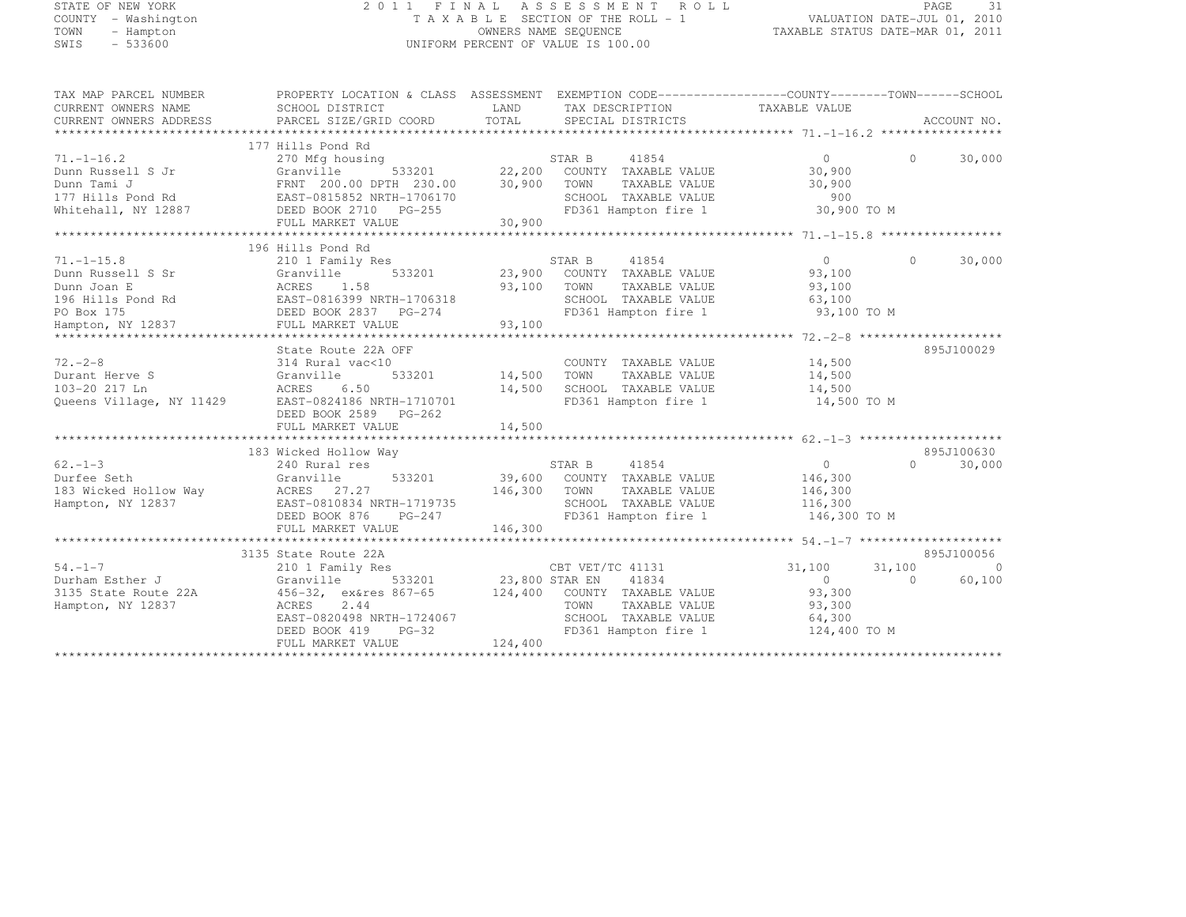STATE OF NEW YORK
COUNTY - Washington
TOWN - Hampton
SWIS - 533600

# 2011 FINAL ASSESSMENT ROLL

TAXABLE SECTION OF THE ROLL - 1
OWNERS NAME SEQUENCE
UNIFORM PERCENT OF VALUE IS 100.00

VALUATION DATE-JUL 01, 2010
TAXABLE STATUS DATE-MAR 01, 2011

| TAX MAP PARCEL NUMBER / CURRENT OWNERS NAME / CURRENT OWNERS ADDRESS | PROPERTY LOCATION & CLASS / SCHOOL DISTRICT / PARCEL SIZE/GRID COORD | ASSESSMENT LAND | TOTAL | EXEMPTION CODE / TAX DESCRIPTION / SPECIAL DISTRICTS | COUNTY TAXABLE VALUE | TOWN | SCHOOL | ACCOUNT NO. |
|---|---|---|---|---|---|---|---|---|
| 71.-1-16.2 | 177 Hills Pond Rd | | | | | | | |
| | 270 Mfg housing | | | STAR B 41854 | 0 | 0 | 30,000 | |
| Dunn Russell S Jr | Granville 533201 | 22,200 | | COUNTY TAXABLE VALUE | 30,900 | | | |
| Dunn Tami J | FRNT 200.00 DPTH 230.00 | | 30,900 | TOWN TAXABLE VALUE | 30,900 | | | |
| 177 Hills Pond Rd | EAST-0815852 NRTH-1706170 | | | SCHOOL TAXABLE VALUE | 900 | | | |
| Whitehall, NY 12887 | DEED BOOK 2710 PG-255 | | | FD361 Hampton fire 1 | 30,900 TO M | | | |
| | FULL MARKET VALUE | | 30,900 | | | | | |
| 71.-1-15.8 | 196 Hills Pond Rd | | | | | | | |
| | 210 1 Family Res | | | STAR B 41854 | 0 | 0 | 30,000 | |
| Dunn Russell S Sr | Granville 533201 | 23,900 | | COUNTY TAXABLE VALUE | 93,100 | | | |
| Dunn Joan E | ACRES 1.58 | | 93,100 | TOWN TAXABLE VALUE | 93,100 | | | |
| 196 Hills Pond Rd | EAST-0816399 NRTH-1706318 | | | SCHOOL TAXABLE VALUE | 63,100 | | | |
| PO Box 175 | DEED BOOK 2837 PG-274 | | | FD361 Hampton fire 1 | 93,100 TO M | | | |
| Hampton, NY 12837 | FULL MARKET VALUE | | 93,100 | | | | | |
| 72.-2-8 | State Route 22A OFF | | | | | | | 895J100029 |
| | 314 Rural vac<10 | | | COUNTY TAXABLE VALUE | 14,500 | | | |
| Durant Herve S | Granville 533201 | 14,500 | | TOWN TAXABLE VALUE | 14,500 | | | |
| 103-20 217 Ln | ACRES 6.50 | | 14,500 | SCHOOL TAXABLE VALUE | 14,500 | | | |
| Queens Village, NY 11429 | EAST-0824186 NRTH-1710701 | | | FD361 Hampton fire 1 | 14,500 TO M | | | |
| | DEED BOOK 2589 PG-262 | | | | | | | |
| | FULL MARKET VALUE | | 14,500 | | | | | |
| 62.-1-3 | 183 Wicked Hollow Way | | | | | | | 895J100630 |
| | 240 Rural res | | | STAR B 41854 | 0 | 0 | 30,000 | |
| Durfee Seth | Granville 533201 | 39,600 | | COUNTY TAXABLE VALUE | 146,300 | | | |
| 183 Wicked Hollow Way | ACRES 27.27 | | 146,300 | TOWN TAXABLE VALUE | 146,300 | | | |
| Hampton, NY 12837 | EAST-0810834 NRTH-1719735 | | | SCHOOL TAXABLE VALUE | 116,300 | | | |
| | DEED BOOK 876 PG-247 | | | FD361 Hampton fire 1 | 146,300 TO M | | | |
| | FULL MARKET VALUE | | 146,300 | | | | | |
| 54.-1-7 | 3135 State Route 22A | | | | | | | 895J100056 |
| | 210 1 Family Res | | | CBT VET/TC 41131 | 31,100 | 31,100 | 0 | |
| Durham Esther J | Granville 533201 | 23,800 | | STAR EN 41834 | 0 | 0 | 60,100 | |
| 3135 State Route 22A | 456-32, ex&res 867-65 | | 124,400 | COUNTY TAXABLE VALUE | 93,300 | | | |
| Hampton, NY 12837 | ACRES 2.44 | | | TOWN TAXABLE VALUE | 93,300 | | | |
| | EAST-0820498 NRTH-1724067 | | | SCHOOL TAXABLE VALUE | 64,300 | | | |
| | DEED BOOK 419 PG-32 | | | FD361 Hampton fire 1 | 124,400 TO M | | | |
| | FULL MARKET VALUE | | 124,400 | | | | | |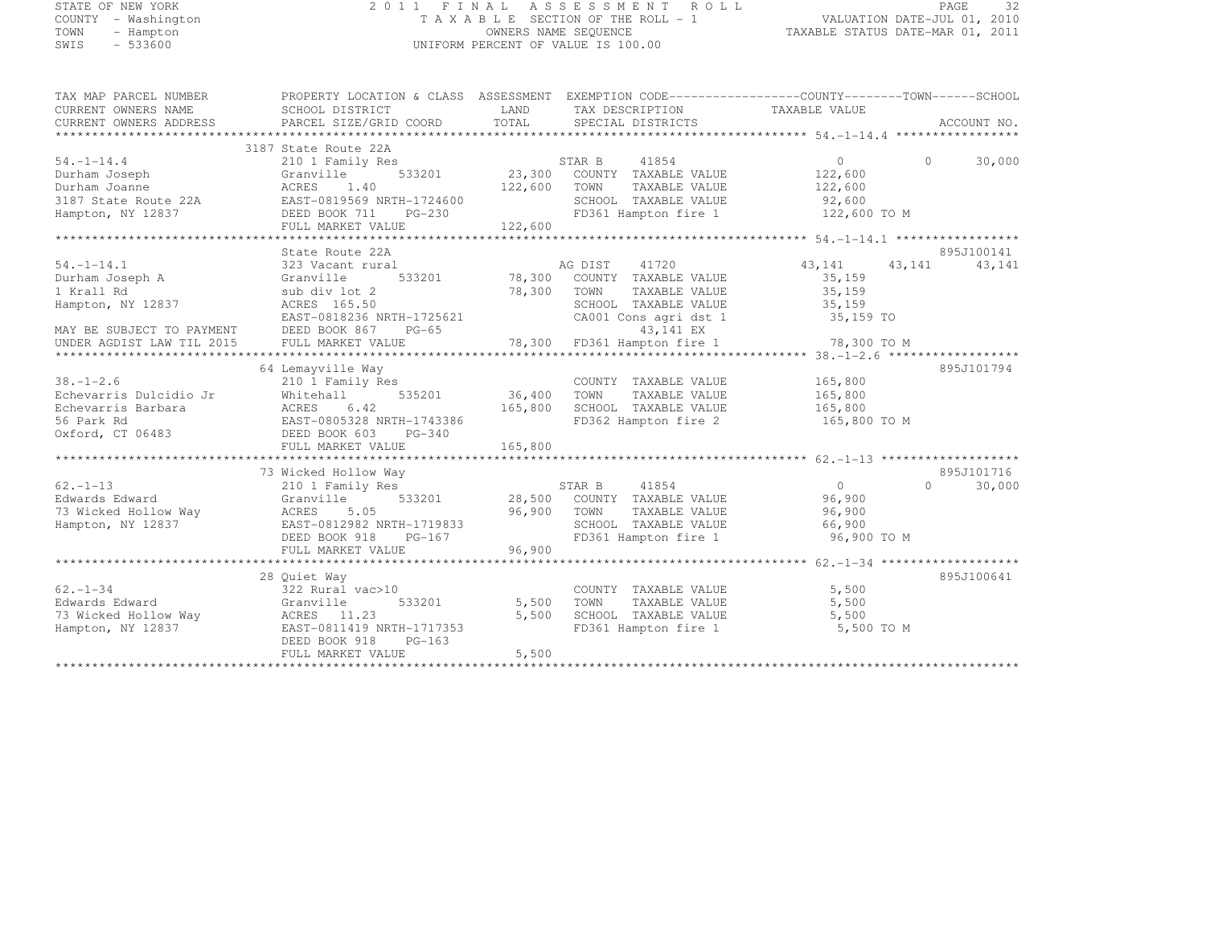STATE OF NEW YORK | 2 0 1 1 F I N A L A S S E S S M E N T R O L L | VALUATION DATE-JUL 01, 2010
COUNTY - Washington | T A X A B L E SECTION OF THE ROLL - 1 | TAXABLE STATUS DATE-MAR 01, 2011
TOWN - Hampton | OWNERS NAME SEQUENCE
SWIS - 533600 | UNIFORM PERCENT OF VALUE IS 100.00

```
TAX MAP PARCEL NUMBER          PROPERTY LOCATION & CLASS  ASSESSMENT  EXEMPTION CODE-----------------COUNTY--------TOWN------SCHOOL
CURRENT OWNERS NAME            SCHOOL DISTRICT             LAND        TAX DESCRIPTION              TAXABLE VALUE
CURRENT OWNERS ADDRESS         PARCEL SIZE/GRID COORD      TOTAL       SPECIAL DISTRICTS                                   ACCOUNT NO.
********************************************************************************************** 54.-1-14.4 *****************
                               3187 State Route 22A
54.-1-14.4                     210 1 Family Res                        STAR B      41854                0          0        30,000
Durham Joseph                  Granville       533201       23,300     COUNTY  TAXABLE VALUE          122,600
Durham Joanne                  ACRES    1.40               122,600     TOWN    TAXABLE VALUE          122,600
3187 State Route 22A           EAST-0819569 NRTH-1724600               SCHOOL  TAXABLE VALUE           92,600
Hampton, NY 12837              DEED BOOK 711    PG-230                 FD361 Hampton fire 1           122,600 TO M
                               FULL MARKET VALUE           122,600
********************************************************************************************** 54.-1-14.1 *****************
                               State Route 22A                                                                     895J100141
54.-1-14.1                     323 Vacant rural                        AG DIST     41720            43,141     43,141     43,141
Durham Joseph A                Granville       533201       78,300     COUNTY  TAXABLE VALUE           35,159
1 Krall Rd                     sub div lot 2                78,300     TOWN    TAXABLE VALUE           35,159
Hampton, NY 12837              ACRES  165.50                           SCHOOL  TAXABLE VALUE           35,159
                               EAST-0818236 NRTH-1725621               CA001 Cons agri dst 1           35,159 TO
MAY BE SUBJECT TO PAYMENT      DEED BOOK 867    PG-65                        43,141 EX
UNDER AGDIST LAW TIL 2015      FULL MARKET VALUE            78,300     FD361 Hampton fire 1            78,300 TO M
********************************************************************************************** 38.-1-2.6 ******************
                               64 Lemayville Way                                                                   895J101794
38.-1-2.6                      210 1 Family Res                        COUNTY  TAXABLE VALUE          165,800
Echevarris Dulcidio Jr         Whitehall       535201       36,400     TOWN    TAXABLE VALUE          165,800
Echevarris Barbara             ACRES    6.42               165,800     SCHOOL  TAXABLE VALUE          165,800
56 Park Rd                     EAST-0805328 NRTH-1743386               FD362 Hampton fire 2           165,800 TO M
Oxford, CT 06483               DEED BOOK 603    PG-340
                               FULL MARKET VALUE           165,800
********************************************************************************************** 62.-1-13 *******************
                               73 Wicked Hollow Way                                                                895J101716
62.-1-13                       210 1 Family Res                        STAR B      41854                0          0        30,000
Edwards Edward                 Granville       533201       28,500     COUNTY  TAXABLE VALUE           96,900
73 Wicked Hollow Way           ACRES    5.05                96,900     TOWN    TAXABLE VALUE           96,900
Hampton, NY 12837              EAST-0812982 NRTH-1719833               SCHOOL  TAXABLE VALUE           66,900
                               DEED BOOK 918    PG-167                 FD361 Hampton fire 1            96,900 TO M
                               FULL MARKET VALUE            96,900
********************************************************************************************** 62.-1-34 *******************
                               28 Quiet Way                                                                        895J100641
62.-1-34                       322 Rural vac>10                        COUNTY  TAXABLE VALUE            5,500
Edwards Edward                 Granville       533201        5,500     TOWN    TAXABLE VALUE            5,500
73 Wicked Hollow Way           ACRES   11.23                 5,500     SCHOOL  TAXABLE VALUE            5,500
Hampton, NY 12837              EAST-0811419 NRTH-1717353               FD361 Hampton fire 1             5,500 TO M
                               DEED BOOK 918    PG-163
                               FULL MARKET VALUE             5,500
******************************************************************************************************************************
```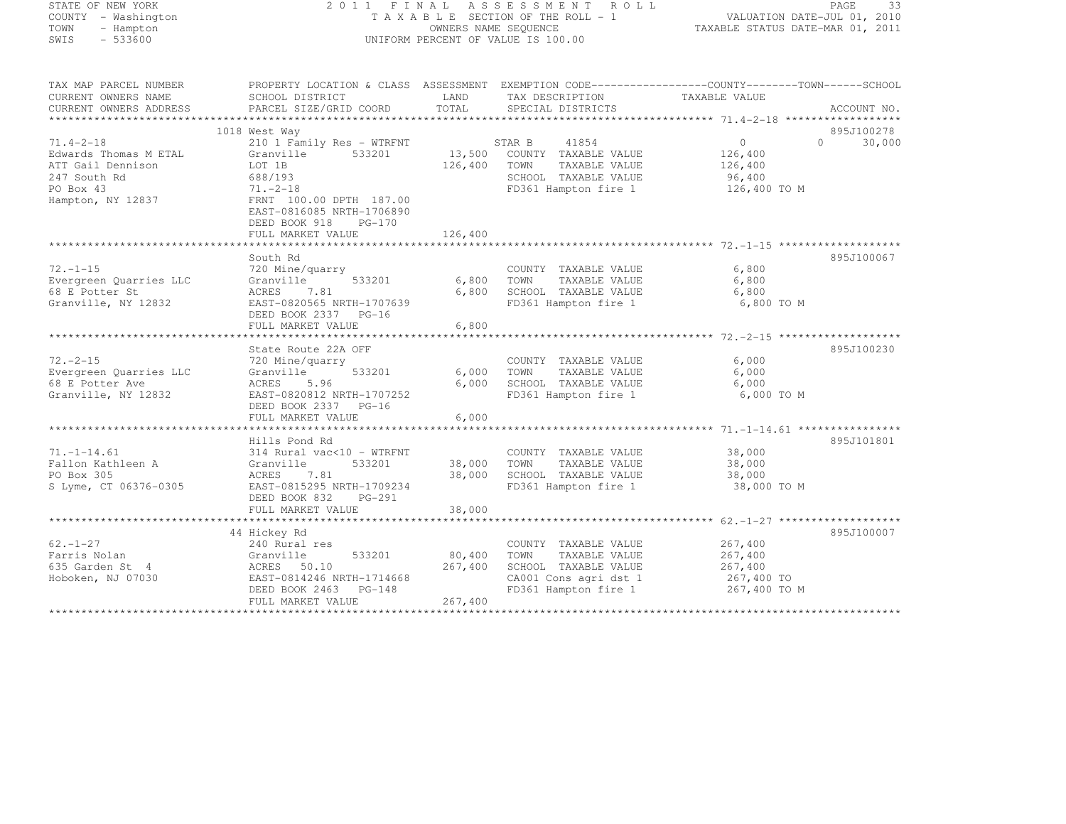STATE OF NEW YORK
COUNTY - Washington
TOWN - Hampton
SWIS - 533600

# 2011 FINAL ASSESSMENT ROLL

TAXABLE SECTION OF THE ROLL - 1
OWNERS NAME SEQUENCE
UNIFORM PERCENT OF VALUE IS 100.00

VALUATION DATE-JUL 01, 2010
TAXABLE STATUS DATE-MAR 01, 2011

| TAX MAP PARCEL NUMBER / CURRENT OWNERS NAME / CURRENT OWNERS ADDRESS | PROPERTY LOCATION & CLASS / SCHOOL DISTRICT / PARCEL SIZE/GRID COORD | ASSESSMENT LAND / TOTAL | EXEMPTION CODE / TAX DESCRIPTION / SPECIAL DISTRICTS | COUNTY TAXABLE VALUE | TOWN | SCHOOL | ACCOUNT NO. |
|---|---|---|---|---|---|---|---|
| 71.4-2-18 | 1018 West Way | | | | | | 895J100278 |
| 71.4-2-18 | 210 1 Family Res - WTRFNT | | STAR B 41854 | 0 | 0 | 30,000 | |
| Edwards Thomas M ETAL | Granville 533201 | 13,500 | COUNTY TAXABLE VALUE | 126,400 | | | |
| ATT Gail Dennison | LOT 1B | 126,400 | TOWN TAXABLE VALUE | 126,400 | | | |
| 247 South Rd | 688/193 | | SCHOOL TAXABLE VALUE | 96,400 | | | |
| PO Box 43 | 71.-2-18 | | FD361 Hampton fire 1 | 126,400 TO M | | | |
| Hampton, NY 12837 | FRNT 100.00 DPTH 187.00 | | | | | | |
| | EAST-0816085 NRTH-1706890 | | | | | | |
| | DEED BOOK 918 PG-170 | | | | | | |
| | FULL MARKET VALUE | 126,400 | | | | | |
| 72.-1-15 | South Rd | | | | | | 895J100067 |
| 72.-1-15 | 720 Mine/quarry | | COUNTY TAXABLE VALUE | 6,800 | | | |
| Evergreen Quarries LLC | Granville 533201 | 6,800 | TOWN TAXABLE VALUE | 6,800 | | | |
| 68 E Potter St | ACRES 7.81 | 6,800 | SCHOOL TAXABLE VALUE | 6,800 | | | |
| Granville, NY 12832 | EAST-0820565 NRTH-1707639 | | FD361 Hampton fire 1 | 6,800 TO M | | | |
| | DEED BOOK 2337 PG-16 | | | | | | |
| | FULL MARKET VALUE | 6,800 | | | | | |
| 72.-2-15 | State Route 22A OFF | | | | | | 895J100230 |
| 72.-2-15 | 720 Mine/quarry | | COUNTY TAXABLE VALUE | 6,000 | | | |
| Evergreen Quarries LLC | Granville 533201 | 6,000 | TOWN TAXABLE VALUE | 6,000 | | | |
| 68 E Potter Ave | ACRES 5.96 | 6,000 | SCHOOL TAXABLE VALUE | 6,000 | | | |
| Granville, NY 12832 | EAST-0820812 NRTH-1707252 | | FD361 Hampton fire 1 | 6,000 TO M | | | |
| | DEED BOOK 2337 PG-16 | | | | | | |
| | FULL MARKET VALUE | 6,000 | | | | | |
| 71.-1-14.61 | Hills Pond Rd | | | | | | 895J101801 |
| 71.-1-14.61 | 314 Rural vac<10 - WTRFNT | | COUNTY TAXABLE VALUE | 38,000 | | | |
| Fallon Kathleen A | Granville 533201 | 38,000 | TOWN TAXABLE VALUE | 38,000 | | | |
| PO Box 305 | ACRES 7.81 | 38,000 | SCHOOL TAXABLE VALUE | 38,000 | | | |
| S Lyme, CT 06376-0305 | EAST-0815295 NRTH-1709234 | | FD361 Hampton fire 1 | 38,000 TO M | | | |
| | DEED BOOK 832 PG-291 | | | | | | |
| | FULL MARKET VALUE | 38,000 | | | | | |
| 62.-1-27 | 44 Hickey Rd | | | | | | 895J100007 |
| 62.-1-27 | 240 Rural res | | COUNTY TAXABLE VALUE | 267,400 | | | |
| Farris Nolan | Granville 533201 | 80,400 | TOWN TAXABLE VALUE | 267,400 | | | |
| 635 Garden St 4 | ACRES 50.10 | 267,400 | SCHOOL TAXABLE VALUE | 267,400 | | | |
| Hoboken, NJ 07030 | EAST-0814246 NRTH-1714668 | | CA001 Cons agri dst 1 | 267,400 TO | | | |
| | DEED BOOK 2463 PG-148 | | FD361 Hampton fire 1 | 267,400 TO M | | | |
| | FULL MARKET VALUE | 267,400 | | | | | |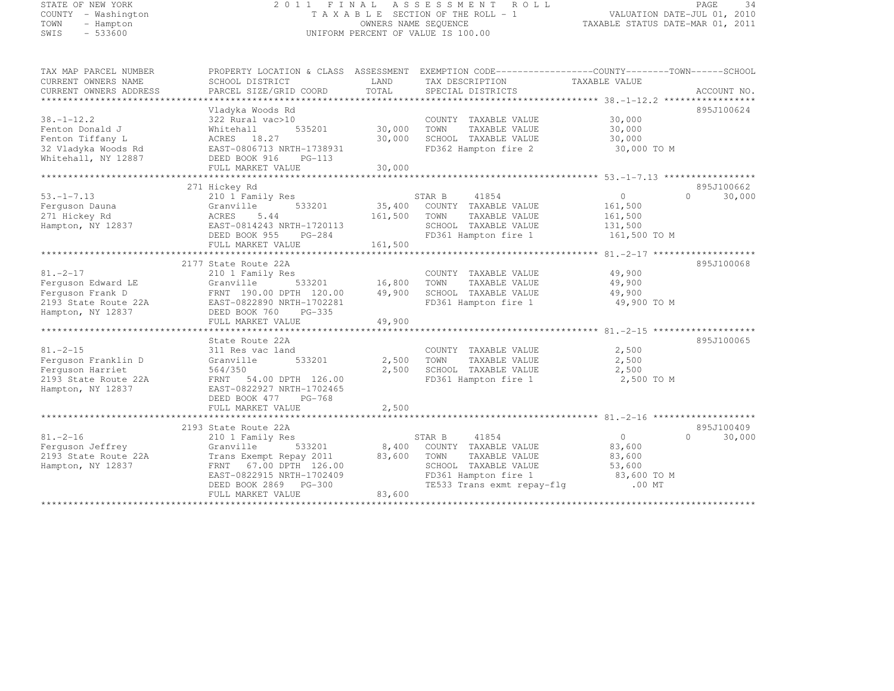STATE OF NEW YORK
COUNTY - Washington
TOWN - Hampton
SWIS - 533600

2011 FINAL ASSESSMENT ROLL
TAXABLE SECTION OF THE ROLL - 1
OWNERS NAME SEQUENCE
UNIFORM PERCENT OF VALUE IS 100.00

VALUATION DATE-JUL 01, 2010
TAXABLE STATUS DATE-MAR 01, 2011

```
TAX MAP PARCEL NUMBER     PROPERTY LOCATION & CLASS  ASSESSMENT  EXEMPTION CODE-----------------COUNTY--------TOWN------SCHOOL
CURRENT OWNERS NAME       SCHOOL DISTRICT               LAND      TAX DESCRIPTION              TAXABLE VALUE
CURRENT OWNERS ADDRESS    PARCEL SIZE/GRID COORD        TOTAL     SPECIAL DISTRICTS                                    ACCOUNT NO.
******************************************************************************************************* 38.-1-12.2 *****************
                          Vladyka Woods Rd                                                                         895J100624
38.-1-12.2                322 Rural vac>10                        COUNTY  TAXABLE VALUE           30,000
Fenton Donald J           Whitehall        535201       30,000    TOWN    TAXABLE VALUE           30,000
Fenton Tiffany L          ACRES   18.27                 30,000    SCHOOL  TAXABLE VALUE           30,000
32 Vladyka Woods Rd       EAST-0806713 NRTH-1738931               FD362 Hampton fire 2             30,000 TO M
Whitehall, NY 12887       DEED BOOK 916     PG-113
                          FULL MARKET VALUE             30,000
******************************************************************************************************* 53.-1-7.13 *****************
                          271 Hickey Rd                                                                            895J100662
53.-1-7.13                210 1 Family Res                        STAR B      41854              0           0      30,000
Ferguson Dauna            Granville        533201       35,400    COUNTY  TAXABLE VALUE          161,500
271 Hickey Rd             ACRES    5.44                161,500    TOWN    TAXABLE VALUE          161,500
Hampton, NY 12837         EAST-0814243 NRTH-1720113               SCHOOL  TAXABLE VALUE          131,500
                          DEED BOOK 955     PG-284                FD361 Hampton fire 1            161,500 TO M
                          FULL MARKET VALUE            161,500
******************************************************************************************************* 81.-2-17 *******************
                          2177 State Route 22A                                                                     895J100068
81.-2-17                  210 1 Family Res                        COUNTY  TAXABLE VALUE           49,900
Ferguson Edward LE        Granville        533201       16,800    TOWN    TAXABLE VALUE           49,900
Ferguson Frank D          FRNT 190.00 DPTH 120.00       49,900    SCHOOL  TAXABLE VALUE           49,900
2193 State Route 22A      EAST-0822890 NRTH-1702281               FD361 Hampton fire 1             49,900 TO M
Hampton, NY 12837         DEED BOOK 760     PG-335
                          FULL MARKET VALUE             49,900
******************************************************************************************************* 81.-2-15 *******************
                          State Route 22A                                                                          895J100065
81.-2-15                  311 Res vac land                        COUNTY  TAXABLE VALUE            2,500
Ferguson Franklin D       Granville        533201        2,500    TOWN    TAXABLE VALUE            2,500
Ferguson Harriet          564/350                        2,500    SCHOOL  TAXABLE VALUE            2,500
2193 State Route 22A      FRNT  54.00 DPTH 126.00                 FD361 Hampton fire 1              2,500 TO M
Hampton, NY 12837         EAST-0822927 NRTH-1702465
                          DEED BOOK 477     PG-768
                          FULL MARKET VALUE              2,500
******************************************************************************************************* 81.-2-16 *******************
                          2193 State Route 22A                                                                     895J100409
81.-2-16                  210 1 Family Res                        STAR B      41854              0           0      30,000
Ferguson Jeffrey          Granville        533201        8,400    COUNTY  TAXABLE VALUE           83,600
2193 State Route 22A      Trans Exempt Repay 2011       83,600    TOWN    TAXABLE VALUE           83,600
Hampton, NY 12837         FRNT  67.00 DPTH 126.00                 SCHOOL  TAXABLE VALUE           53,600
                          EAST-0822915 NRTH-1702409               FD361 Hampton fire 1             83,600 TO M
                          DEED BOOK 2869    PG-300                TE533 Trans exmt repay-flg          .00 MT
                          FULL MARKET VALUE             83,600
************************************************************************************************************************************
```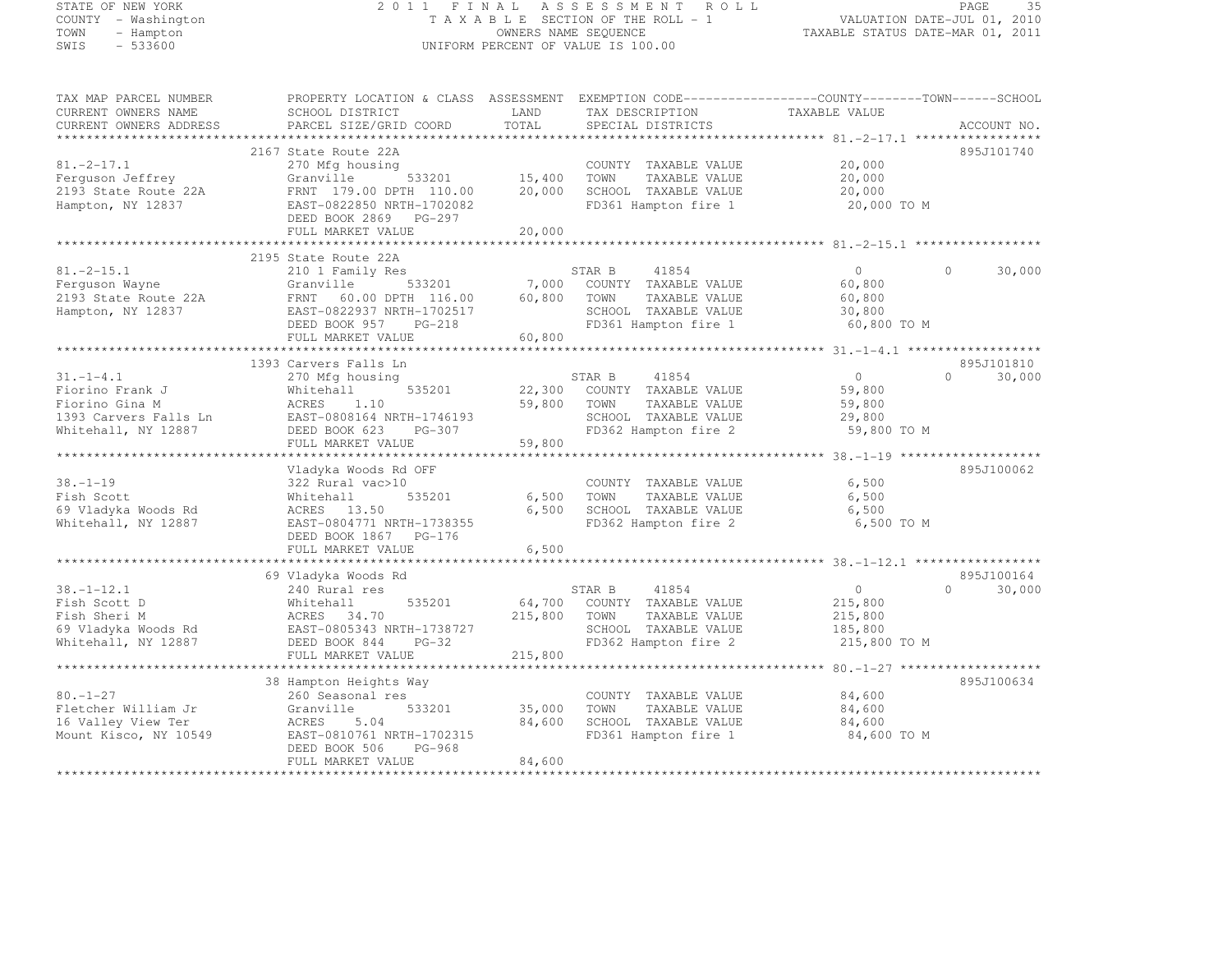STATE OF NEW YORK
COUNTY - Washington
TOWN - Hampton
SWIS - 533600

# 2011 FINAL ASSESSMENT ROLL

TAXABLE SECTION OF THE ROLL - 1
OWNERS NAME SEQUENCE
UNIFORM PERCENT OF VALUE IS 100.00

VALUATION DATE-JUL 01, 2010
TAXABLE STATUS DATE-MAR 01, 2011

| TAX MAP PARCEL NUMBER / CURRENT OWNERS NAME / CURRENT OWNERS ADDRESS | PROPERTY LOCATION & CLASS / SCHOOL DISTRICT / PARCEL SIZE/GRID COORD | ASSESSMENT LAND | TOTAL | EXEMPTION CODE / TAX DESCRIPTION / SPECIAL DISTRICTS | COUNTY / TOWN TAXABLE VALUE | SCHOOL | ACCOUNT NO. |
|---|---|---|---|---|---|---|---|
| **81.-2-17.1** | 2167 State Route 22A | | | | | | 895J101740 |
| 81.-2-17.1 | 270 Mfg housing | | | COUNTY TAXABLE VALUE | 20,000 | | |
| Ferguson Jeffrey | Granville 533201 | 15,400 | | TOWN TAXABLE VALUE | 20,000 | | |
| 2193 State Route 22A | FRNT 179.00 DPTH 110.00 | | 20,000 | SCHOOL TAXABLE VALUE | 20,000 | | |
| Hampton, NY 12837 | EAST-0822850 NRTH-1702082 | | | FD361 Hampton fire 1 | 20,000 TO M | | |
| | DEED BOOK 2869 PG-297 | | | | | | |
| | FULL MARKET VALUE | | 20,000 | | | | |
| **81.-2-15.1** | 2195 State Route 22A | | | | | | |
| 81.-2-15.1 | 210 1 Family Res | | | STAR B 41854 | 0 | 0 30,000 | |
| Ferguson Wayne | Granville 533201 | 7,000 | | COUNTY TAXABLE VALUE | 60,800 | | |
| 2193 State Route 22A | FRNT 60.00 DPTH 116.00 | | 60,800 | TOWN TAXABLE VALUE | 60,800 | | |
| Hampton, NY 12837 | EAST-0822937 NRTH-1702517 | | | SCHOOL TAXABLE VALUE | 30,800 | | |
| | DEED BOOK 957 PG-218 | | | FD361 Hampton fire 1 | 60,800 TO M | | |
| | FULL MARKET VALUE | | 60,800 | | | | |
| **31.-1-4.1** | 1393 Carvers Falls Ln | | | | | | 895J101810 |
| 31.-1-4.1 | 270 Mfg housing | | | STAR B 41854 | 0 | 0 30,000 | |
| Fiorino Frank J | Whitehall 535201 | 22,300 | | COUNTY TAXABLE VALUE | 59,800 | | |
| Fiorino Gina M | ACRES 1.10 | | 59,800 | TOWN TAXABLE VALUE | 59,800 | | |
| 1393 Carvers Falls Ln | EAST-0808164 NRTH-1746193 | | | SCHOOL TAXABLE VALUE | 29,800 | | |
| Whitehall, NY 12887 | DEED BOOK 623 PG-307 | | | FD362 Hampton fire 2 | 59,800 TO M | | |
| | FULL MARKET VALUE | | 59,800 | | | | |
| **38.-1-19** | Vladyka Woods Rd OFF | | | | | | 895J100062 |
| 38.-1-19 | 322 Rural vac>10 | | | COUNTY TAXABLE VALUE | 6,500 | | |
| Fish Scott | Whitehall 535201 | 6,500 | | TOWN TAXABLE VALUE | 6,500 | | |
| 69 Vladyka Woods Rd | ACRES 13.50 | | 6,500 | SCHOOL TAXABLE VALUE | 6,500 | | |
| Whitehall, NY 12887 | EAST-0804771 NRTH-1738355 | | | FD362 Hampton fire 2 | 6,500 TO M | | |
| | DEED BOOK 1867 PG-176 | | | | | | |
| | FULL MARKET VALUE | | 6,500 | | | | |
| **38.-1-12.1** | 69 Vladyka Woods Rd | | | | | | 895J100164 |
| 38.-1-12.1 | 240 Rural res | | | STAR B 41854 | 0 | 0 30,000 | |
| Fish Scott D | Whitehall 535201 | 64,700 | | COUNTY TAXABLE VALUE | 215,800 | | |
| Fish Sheri M | ACRES 34.70 | | 215,800 | TOWN TAXABLE VALUE | 215,800 | | |
| 69 Vladyka Woods Rd | EAST-0805343 NRTH-1738727 | | | SCHOOL TAXABLE VALUE | 185,800 | | |
| Whitehall, NY 12887 | DEED BOOK 844 PG-32 | | | FD362 Hampton fire 2 | 215,800 TO M | | |
| | FULL MARKET VALUE | | 215,800 | | | | |
| **80.-1-27** | 38 Hampton Heights Way | | | | | | 895J100634 |
| 80.-1-27 | 260 Seasonal res | | | COUNTY TAXABLE VALUE | 84,600 | | |
| Fletcher William Jr | Granville 533201 | 35,000 | | TOWN TAXABLE VALUE | 84,600 | | |
| 16 Valley View Ter | ACRES 5.04 | | 84,600 | SCHOOL TAXABLE VALUE | 84,600 | | |
| Mount Kisco, NY 10549 | EAST-0810761 NRTH-1702315 | | | FD361 Hampton fire 1 | 84,600 TO M | | |
| | DEED BOOK 506 PG-968 | | | | | | |
| | FULL MARKET VALUE | | 84,600 | | | | |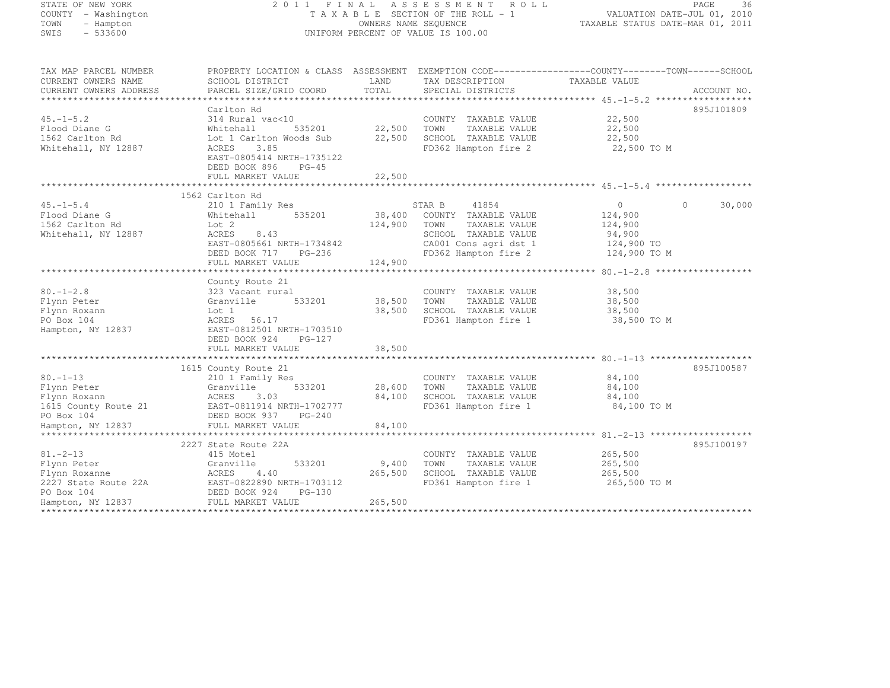STATE OF NEW YORK
COUNTY - Washington
TOWN - Hampton
SWIS - 533600

2011 FINAL ASSESSMENT ROLL
TAXABLE SECTION OF THE ROLL - 1
OWNERS NAME SEQUENCE
UNIFORM PERCENT OF VALUE IS 100.00

VALUATION DATE-JUL 01, 2010
TAXABLE STATUS DATE-MAR 01, 2011

| TAX MAP PARCEL NUMBER<br>CURRENT OWNERS NAME<br>CURRENT OWNERS ADDRESS | PROPERTY LOCATION & CLASS<br>SCHOOL DISTRICT<br>PARCEL SIZE/GRID COORD | ASSESSMENT<br>LAND<br>TOTAL | EXEMPTION CODE<br>TAX DESCRIPTION<br>SPECIAL DISTRICTS | COUNTY / TOWN TAXABLE VALUE | SCHOOL / ACCOUNT NO. |
|---|---|---|---|---|---|
| **45.-1-5.2** | Carlton Rd | | | | 895J101809 |
| 45.-1-5.2 | 314 Rural vac<10 | | COUNTY TAXABLE VALUE | 22,500 | |
| Flood Diane G | Whitehall 535201 | 22,500 | TOWN TAXABLE VALUE | 22,500 | |
| 1562 Carlton Rd | Lot 1 Carlton Woods Sub | 22,500 | SCHOOL TAXABLE VALUE | 22,500 | |
| Whitehall, NY 12887 | ACRES 3.85 | | FD362 Hampton fire 2 | 22,500 TO M | |
| | EAST-0805414 NRTH-1735122 | | | | |
| | DEED BOOK 896 PG-45 | | | | |
| | FULL MARKET VALUE | 22,500 | | | |
| **45.-1-5.4** | 1562 Carlton Rd | | | | |
| 45.-1-5.4 | 210 1 Family Res | | STAR B 41854 | 0 0 | 30,000 |
| Flood Diane G | Whitehall 535201 | 38,400 | COUNTY TAXABLE VALUE | 124,900 | |
| 1562 Carlton Rd | Lot 2 | 124,900 | TOWN TAXABLE VALUE | 124,900 | |
| Whitehall, NY 12887 | ACRES 8.43 | | SCHOOL TAXABLE VALUE | 94,900 | |
| | EAST-0805661 NRTH-1734842 | | CA001 Cons agri dst 1 | 124,900 TO | |
| | DEED BOOK 717 PG-236 | | FD362 Hampton fire 2 | 124,900 TO M | |
| | FULL MARKET VALUE | 124,900 | | | |
| **80.-1-2.8** | County Route 21 | | | | |
| 80.-1-2.8 | 323 Vacant rural | | COUNTY TAXABLE VALUE | 38,500 | |
| Flynn Peter | Granville 533201 | 38,500 | TOWN TAXABLE VALUE | 38,500 | |
| Flynn Roxann | Lot 1 | 38,500 | SCHOOL TAXABLE VALUE | 38,500 | |
| PO Box 104 | ACRES 56.17 | | FD361 Hampton fire 1 | 38,500 TO M | |
| Hampton, NY 12837 | EAST-0812501 NRTH-1703510 | | | | |
| | DEED BOOK 924 PG-127 | | | | |
| | FULL MARKET VALUE | 38,500 | | | |
| **80.-1-13** | 1615 County Route 21 | | | | 895J100587 |
| 80.-1-13 | 210 1 Family Res | | COUNTY TAXABLE VALUE | 84,100 | |
| Flynn Peter | Granville 533201 | 28,600 | TOWN TAXABLE VALUE | 84,100 | |
| Flynn Roxann | ACRES 3.03 | 84,100 | SCHOOL TAXABLE VALUE | 84,100 | |
| 1615 County Route 21 | EAST-0811914 NRTH-1702777 | | FD361 Hampton fire 1 | 84,100 TO M | |
| PO Box 104 | DEED BOOK 937 PG-240 | | | | |
| Hampton, NY 12837 | FULL MARKET VALUE | 84,100 | | | |
| **81.-2-13** | 2227 State Route 22A | | | | 895J100197 |
| 81.-2-13 | 415 Motel | | COUNTY TAXABLE VALUE | 265,500 | |
| Flynn Peter | Granville 533201 | 9,400 | TOWN TAXABLE VALUE | 265,500 | |
| Flynn Roxanne | ACRES 4.40 | 265,500 | SCHOOL TAXABLE VALUE | 265,500 | |
| 2227 State Route 22A | EAST-0822890 NRTH-1703112 | | FD361 Hampton fire 1 | 265,500 TO M | |
| PO Box 104 | DEED BOOK 924 PG-130 | | | | |
| Hampton, NY 12837 | FULL MARKET VALUE | 265,500 | | | |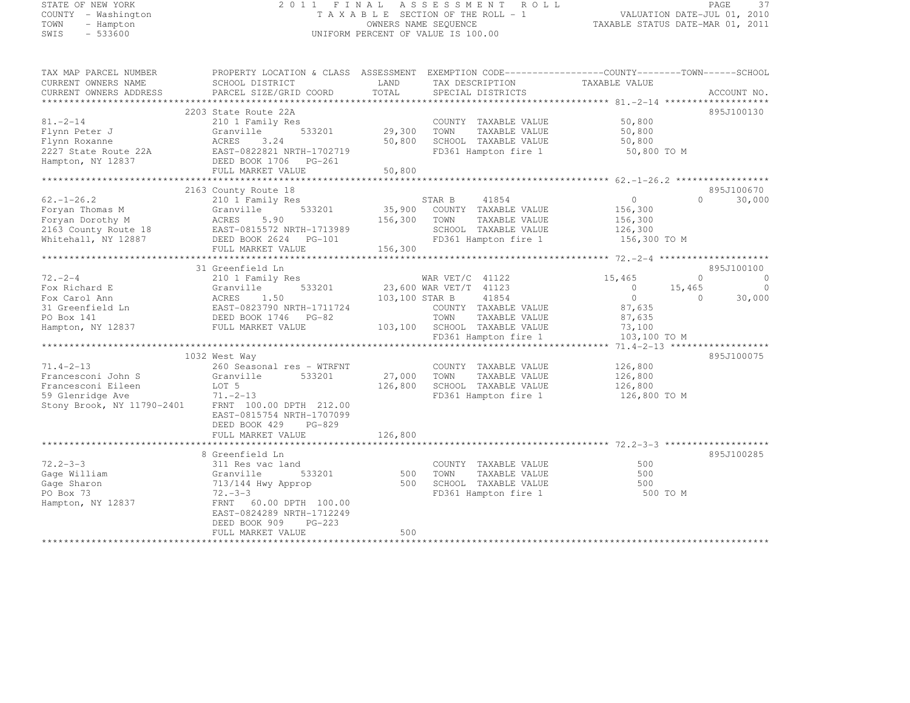STATE OF NEW YORK
COUNTY - Washington
TOWN - Hampton
SWIS - 533600

2011 FINAL ASSESSMENT ROLL
TAXABLE SECTION OF THE ROLL - 1
OWNERS NAME SEQUENCE
UNIFORM PERCENT OF VALUE IS 100.00

VALUATION DATE-JUL 01, 2010
TAXABLE STATUS DATE-MAR 01, 2011

| TAX MAP PARCEL NUMBER / CURRENT OWNERS NAME / CURRENT OWNERS ADDRESS | PROPERTY LOCATION & CLASS / SCHOOL DISTRICT / PARCEL SIZE/GRID COORD | ASSESSMENT LAND / TOTAL | EXEMPTION CODE / TAX DESCRIPTION / SPECIAL DISTRICTS | COUNTY TAXABLE VALUE | TOWN | SCHOOL | ACCOUNT NO. |
|---|---|---|---|---|---|---|---|
| 81.-2-14 | 2203 State Route 22A | | | | | | 895J100130 |
| | 210 1 Family Res | | COUNTY TAXABLE VALUE | 50,800 | | | |
| Flynn Peter J | Granville 533201 | 29,300 | TOWN TAXABLE VALUE | 50,800 | | | |
| Flynn Roxanne | ACRES 3.24 | 50,800 | SCHOOL TAXABLE VALUE | 50,800 | | | |
| 2227 State Route 22A | EAST-0822821 NRTH-1702719 | | FD361 Hampton fire 1 | 50,800 TO M | | | |
| Hampton, NY 12837 | DEED BOOK 1706 PG-261 | | | | | | |
| | FULL MARKET VALUE | 50,800 | | | | | |
| 62.-1-26.2 | 2163 County Route 18 | | | | | | 895J100670 |
| | 210 1 Family Res | | STAR B 41854 | 0 | 0 | 30,000 | |
| Foryan Thomas M | Granville 533201 | 35,900 | COUNTY TAXABLE VALUE | 156,300 | | | |
| Foryan Dorothy M | ACRES 5.90 | 156,300 | TOWN TAXABLE VALUE | 156,300 | | | |
| 2163 County Route 18 | EAST-0815572 NRTH-1713989 | | SCHOOL TAXABLE VALUE | 126,300 | | | |
| Whitehall, NY 12887 | DEED BOOK 2624 PG-101 | | FD361 Hampton fire 1 | 156,300 TO M | | | |
| | FULL MARKET VALUE | 156,300 | | | | | |
| 72.-2-4 | 31 Greenfield Ln | | | | | | 895J100100 |
| | 210 1 Family Res | | WAR VET/C 41122 | 15,465 | 0 | 0 | |
| Fox Richard E | Granville 533201 | 23,600 | WAR VET/T 41123 | 0 | 15,465 | 0 | |
| Fox Carol Ann | ACRES 1.50 | 103,100 | STAR B 41854 | 0 | 0 | 30,000 | |
| 31 Greenfield Ln | EAST-0823790 NRTH-1711724 | | COUNTY TAXABLE VALUE | 87,635 | | | |
| PO Box 141 | DEED BOOK 1746 PG-82 | | TOWN TAXABLE VALUE | 87,635 | | | |
| Hampton, NY 12837 | FULL MARKET VALUE | 103,100 | SCHOOL TAXABLE VALUE | 73,100 | | | |
| | | | FD361 Hampton fire 1 | 103,100 TO M | | | |
| 71.4-2-13 | 1032 West Way | | | | | | 895J100075 |
| | 260 Seasonal res - WTRFNT | | COUNTY TAXABLE VALUE | 126,800 | | | |
| Francesconi John S | Granville 533201 | 27,000 | TOWN TAXABLE VALUE | 126,800 | | | |
| Francesconi Eileen | LOT 5 | 126,800 | SCHOOL TAXABLE VALUE | 126,800 | | | |
| 59 Glenridge Ave | 71.-2-13 | | FD361 Hampton fire 1 | 126,800 TO M | | | |
| Stony Brook, NY 11790-2401 | FRNT 100.00 DPTH 212.00 | | | | | | |
| | EAST-0815754 NRTH-1707099 | | | | | | |
| | DEED BOOK 429 PG-829 | | | | | | |
| | FULL MARKET VALUE | 126,800 | | | | | |
| 72.2-3-3 | 8 Greenfield Ln | | | | | | 895J100285 |
| | 311 Res vac land | | COUNTY TAXABLE VALUE | 500 | | | |
| Gage William | Granville 533201 | 500 | TOWN TAXABLE VALUE | 500 | | | |
| Gage Sharon | 713/144 Hwy Approp | 500 | SCHOOL TAXABLE VALUE | 500 | | | |
| PO Box 73 | 72.-3-3 | | FD361 Hampton fire 1 | 500 TO M | | | |
| Hampton, NY 12837 | FRNT 60.00 DPTH 100.00 | | | | | | |
| | EAST-0824289 NRTH-1712249 | | | | | | |
| | DEED BOOK 909 PG-223 | | | | | | |
| | FULL MARKET VALUE | 500 | | | | | |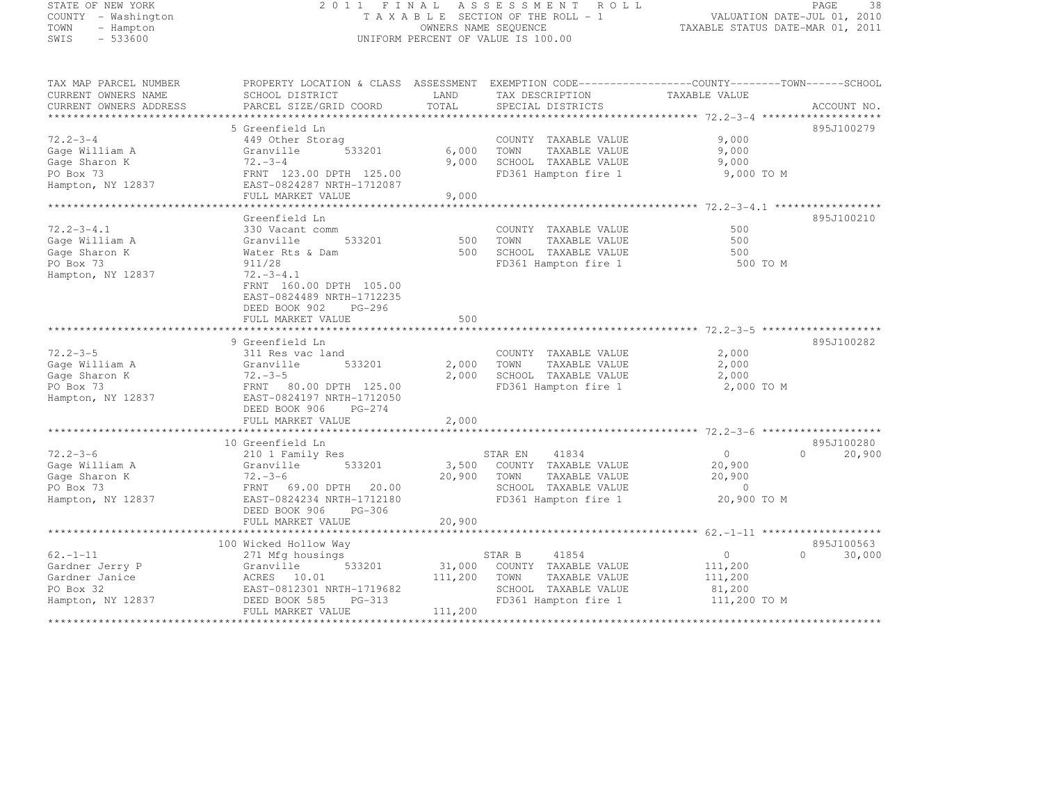STATE OF NEW YORK — 2011 FINAL ASSESSMENT ROLL
COUNTY - Washington — TAXABLE SECTION OF THE ROLL - 1 — VALUATION DATE-JUL 01, 2010
TOWN - Hampton — OWNERS NAME SEQUENCE — TAXABLE STATUS DATE-MAR 01, 2011
SWIS - 533600 — UNIFORM PERCENT OF VALUE IS 100.00

| TAX MAP PARCEL NUMBER / CURRENT OWNERS NAME / CURRENT OWNERS ADDRESS | PROPERTY LOCATION & CLASS / SCHOOL DISTRICT / PARCEL SIZE/GRID COORD | ASSESSMENT LAND / TOTAL | EXEMPTION CODE / TAX DESCRIPTION / SPECIAL DISTRICTS | COUNTY TAXABLE VALUE | TOWN | SCHOOL | ACCOUNT NO. |
|---|---|---|---|---|---|---|---|
| **72.2-3-4** | 5 Greenfield Ln | | | | | | 895J100279 |
| 72.2-3-4 | 449 Other Storag | | COUNTY TAXABLE VALUE | 9,000 | | | |
| Gage William A | Granville 533201 | 6,000 | TOWN TAXABLE VALUE | 9,000 | | | |
| Gage Sharon K | 72.-3-4 | 9,000 | SCHOOL TAXABLE VALUE | 9,000 | | | |
| PO Box 73 | FRNT 123.00 DPTH 125.00 | | FD361 Hampton fire 1 | 9,000 TO M | | | |
| Hampton, NY 12837 | EAST-0824287 NRTH-1712087 | | | | | | |
| | FULL MARKET VALUE | 9,000 | | | | | |
| **72.2-3-4.1** | Greenfield Ln | | | | | | 895J100210 |
| 72.2-3-4.1 | 330 Vacant comm | | COUNTY TAXABLE VALUE | 500 | | | |
| Gage William A | Granville 533201 | 500 | TOWN TAXABLE VALUE | 500 | | | |
| Gage Sharon K | Water Rts & Dam | 500 | SCHOOL TAXABLE VALUE | 500 | | | |
| PO Box 73 | 911/28 | | FD361 Hampton fire 1 | 500 TO M | | | |
| Hampton, NY 12837 | 72.-3-4.1 | | | | | | |
| | FRNT 160.00 DPTH 105.00 | | | | | | |
| | EAST-0824489 NRTH-1712235 | | | | | | |
| | DEED BOOK 902 PG-296 | | | | | | |
| | FULL MARKET VALUE | 500 | | | | | |
| **72.2-3-5** | 9 Greenfield Ln | | | | | | 895J100282 |
| 72.2-3-5 | 311 Res vac land | | COUNTY TAXABLE VALUE | 2,000 | | | |
| Gage William A | Granville 533201 | 2,000 | TOWN TAXABLE VALUE | 2,000 | | | |
| Gage Sharon K | 72.-3-5 | 2,000 | SCHOOL TAXABLE VALUE | 2,000 | | | |
| PO Box 73 | FRNT 80.00 DPTH 125.00 | | FD361 Hampton fire 1 | 2,000 TO M | | | |
| Hampton, NY 12837 | EAST-0824197 NRTH-1712050 | | | | | | |
| | DEED BOOK 906 PG-274 | | | | | | |
| | FULL MARKET VALUE | 2,000 | | | | | |
| **72.2-3-6** | 10 Greenfield Ln | | | | | | 895J100280 |
| 72.2-3-6 | 210 1 Family Res | | STAR EN 41834 | 0 | 0 | 20,900 | |
| Gage William A | Granville 533201 | 3,500 | COUNTY TAXABLE VALUE | 20,900 | | | |
| Gage Sharon K | 72.-3-6 | 20,900 | TOWN TAXABLE VALUE | 20,900 | | | |
| PO Box 73 | FRNT 69.00 DPTH 20.00 | | SCHOOL TAXABLE VALUE | 0 | | | |
| Hampton, NY 12837 | EAST-0824234 NRTH-1712180 | | FD361 Hampton fire 1 | 20,900 TO M | | | |
| | DEED BOOK 906 PG-306 | | | | | | |
| | FULL MARKET VALUE | 20,900 | | | | | |
| **62.-1-11** | 100 Wicked Hollow Way | | | | | | 895J100563 |
| 62.-1-11 | 271 Mfg housings | | STAR B 41854 | 0 | 0 | 30,000 | |
| Gardner Jerry P | Granville 533201 | 31,000 | COUNTY TAXABLE VALUE | 111,200 | | | |
| Gardner Janice | ACRES 10.01 | 111,200 | TOWN TAXABLE VALUE | 111,200 | | | |
| PO Box 32 | EAST-0812301 NRTH-1719682 | | SCHOOL TAXABLE VALUE | 81,200 | | | |
| Hampton, NY 12837 | DEED BOOK 585 PG-313 | | FD361 Hampton fire 1 | 111,200 TO M | | | |
| | FULL MARKET VALUE | 111,200 | | | | | |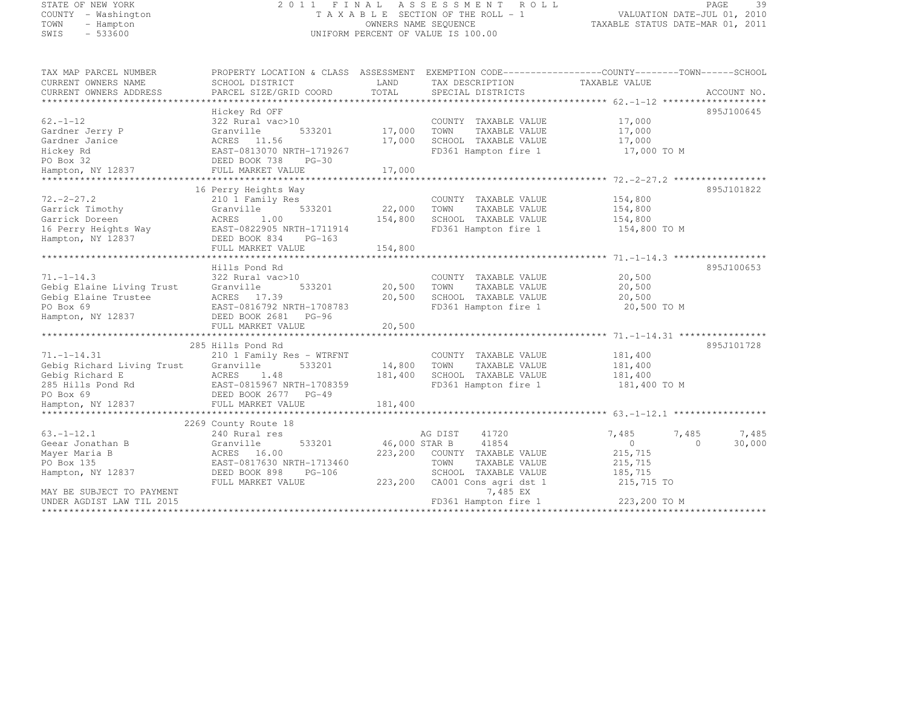STATE OF NEW YORK
COUNTY - Washington
TOWN - Hampton
SWIS - 533600

2011 FINAL ASSESSMENT ROLL
TAXABLE SECTION OF THE ROLL - 1
OWNERS NAME SEQUENCE
UNIFORM PERCENT OF VALUE IS 100.00

VALUATION DATE-JUL 01, 2010
TAXABLE STATUS DATE-MAR 01, 2011

| TAX MAP PARCEL NUMBER / CURRENT OWNERS NAME / CURRENT OWNERS ADDRESS | PROPERTY LOCATION & CLASS / SCHOOL DISTRICT / PARCEL SIZE/GRID COORD | ASSESSMENT LAND / TOTAL | EXEMPTION CODE / TAX DESCRIPTION / SPECIAL DISTRICTS | COUNTY TAXABLE VALUE | TOWN | SCHOOL | ACCOUNT NO. |
|---|---|---|---|---|---|---|---|
| 62.-1-12 | Hickey Rd OFF | | | | | | 895J100645 |
| 62.-1-12 | 322 Rural vac>10 | | COUNTY TAXABLE VALUE | 17,000 | | | |
| Gardner Jerry P | Granville 533201 | 17,000 | TOWN TAXABLE VALUE | 17,000 | | | |
| Gardner Janice | ACRES 11.56 | 17,000 | SCHOOL TAXABLE VALUE | 17,000 | | | |
| Hickey Rd | EAST-0813070 NRTH-1719267 | | FD361 Hampton fire 1 | 17,000 TO M | | | |
| PO Box 32 | DEED BOOK 738 PG-30 | | | | | | |
| Hampton, NY 12837 | FULL MARKET VALUE | 17,000 | | | | | |
| 72.-2-27.2 | 16 Perry Heights Way | | | | | | 895J101822 |
| 72.-2-27.2 | 210 1 Family Res | | COUNTY TAXABLE VALUE | 154,800 | | | |
| Garrick Timothy | Granville 533201 | 22,000 | TOWN TAXABLE VALUE | 154,800 | | | |
| Garrick Doreen | ACRES 1.00 | 154,800 | SCHOOL TAXABLE VALUE | 154,800 | | | |
| 16 Perry Heights Way | EAST-0822905 NRTH-1711914 | | FD361 Hampton fire 1 | 154,800 TO M | | | |
| Hampton, NY 12837 | DEED BOOK 834 PG-163 | | | | | | |
| | FULL MARKET VALUE | 154,800 | | | | | |
| 71.-1-14.3 | Hills Pond Rd | | | | | | 895J100653 |
| 71.-1-14.3 | 322 Rural vac>10 | | COUNTY TAXABLE VALUE | 20,500 | | | |
| Gebig Elaine Living Trust | Granville 533201 | 20,500 | TOWN TAXABLE VALUE | 20,500 | | | |
| Gebig Elaine Trustee | ACRES 17.39 | 20,500 | SCHOOL TAXABLE VALUE | 20,500 | | | |
| PO Box 69 | EAST-0816792 NRTH-1708783 | | FD361 Hampton fire 1 | 20,500 TO M | | | |
| Hampton, NY 12837 | DEED BOOK 2681 PG-96 | | | | | | |
| | FULL MARKET VALUE | 20,500 | | | | | |
| 71.-1-14.31 | 285 Hills Pond Rd | | | | | | 895J101728 |
| 71.-1-14.31 | 210 1 Family Res - WTRFNT | | COUNTY TAXABLE VALUE | 181,400 | | | |
| Gebig Richard Living Trust | Granville 533201 | 14,800 | TOWN TAXABLE VALUE | 181,400 | | | |
| Gebig Richard E | ACRES 1.48 | 181,400 | SCHOOL TAXABLE VALUE | 181,400 | | | |
| 285 Hills Pond Rd | EAST-0815967 NRTH-1708359 | | FD361 Hampton fire 1 | 181,400 TO M | | | |
| PO Box 69 | DEED BOOK 2677 PG-49 | | | | | | |
| Hampton, NY 12837 | FULL MARKET VALUE | 181,400 | | | | | |
| 63.-1-12.1 | 2269 County Route 18 | | | | | | |
| 63.-1-12.1 | 240 Rural res | | AG DIST 41720 | 7,485 | 7,485 | 7,485 | |
| Geear Jonathan B | Granville 533201 | 46,000 | STAR B 41854 | 0 | 0 | 30,000 | |
| Mayer Maria B | ACRES 16.00 | 223,200 | COUNTY TAXABLE VALUE | 215,715 | | | |
| PO Box 135 | EAST-0817630 NRTH-1713460 | | TOWN TAXABLE VALUE | 215,715 | | | |
| Hampton, NY 12837 | DEED BOOK 898 PG-106 | | SCHOOL TAXABLE VALUE | 185,715 | | | |
| | FULL MARKET VALUE | 223,200 | CA001 Cons agri dst 1 | 215,715 TO | | | |
| MAY BE SUBJECT TO PAYMENT | | | 7,485 EX | | | | |
| UNDER AGDIST LAW TIL 2015 | | | FD361 Hampton fire 1 | 223,200 TO M | | | |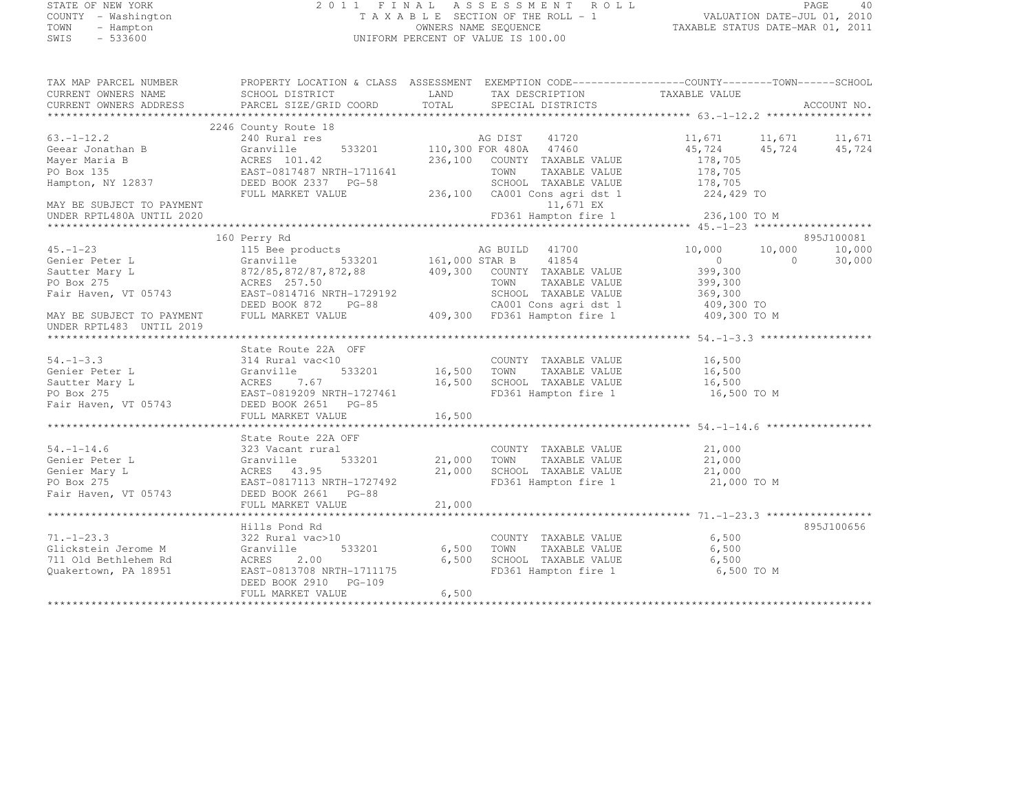STATE OF NEW YORK
COUNTY - Washington
TOWN - Hampton
SWIS - 533600

2011 FINAL ASSESSMENT ROLL
TAXABLE SECTION OF THE ROLL - 1
OWNERS NAME SEQUENCE
UNIFORM PERCENT OF VALUE IS 100.00

VALUATION DATE-JUL 01, 2010
TAXABLE STATUS DATE-MAR 01, 2011

```
TAX MAP PARCEL NUMBER     PROPERTY LOCATION & CLASS  ASSESSMENT  EXEMPTION CODE------------------COUNTY--------TOWN------SCHOOL
CURRENT OWNERS NAME       SCHOOL DISTRICT               LAND      TAX DESCRIPTION             TAXABLE VALUE
CURRENT OWNERS ADDRESS    PARCEL SIZE/GRID COORD        TOTAL     SPECIAL DISTRICTS                                    ACCOUNT NO.
******************************************************************************************************* 63.-1-12.2 *****************
                          2246 County Route 18
63.-1-12.2                240 Rural res                     AG DIST     41720           11,671      11,671      11,671
Geear Jonathan B          Granville        533201    110,300 FOR 480A    47460           45,724      45,724      45,724
Mayer Maria B             ACRES 101.42               236,100   COUNTY  TAXABLE VALUE       178,705
PO Box 135                EAST-0817487 NRTH-1711641             TOWN    TAXABLE VALUE       178,705
Hampton, NY 12837         DEED BOOK 2337   PG-58                SCHOOL  TAXABLE VALUE       178,705
                          FULL MARKET VALUE          236,100   CA001 Cons agri dst 1       224,429 TO
MAY BE SUBJECT TO PAYMENT                                            11,671 EX
UNDER RPTL480A UNTIL 2020                                       FD361 Hampton fire 1        236,100 TO M
******************************************************************************************************* 45.-1-23 *******************
                          160 Perry Rd                                                                              895J100081
45.-1-23                  115 Bee products                  AG BUILD    41700           10,000      10,000      10,000
Genier Peter L            Granville        533201    161,000 STAR B      41854                0           0      30,000
Sautter Mary L            872/85,872/87,872,88       409,300   COUNTY  TAXABLE VALUE       399,300
PO Box 275                ACRES 257.50                          TOWN    TAXABLE VALUE       399,300
Fair Haven, VT 05743      EAST-0814716 NRTH-1729192             SCHOOL  TAXABLE VALUE       369,300
                          DEED BOOK 872    PG-88                CA001 Cons agri dst 1       409,300 TO
MAY BE SUBJECT TO PAYMENT FULL MARKET VALUE          409,300   FD361 Hampton fire 1        409,300 TO M
UNDER RPTL483  UNTIL 2019
******************************************************************************************************* 54.-1-3.3 ******************
                          State Route 22A  OFF
54.-1-3.3                 314 Rural vac<10                      COUNTY  TAXABLE VALUE        16,500
Genier Peter L            Granville        533201     16,500   TOWN    TAXABLE VALUE        16,500
Sautter Mary L            ACRES    7.67               16,500   SCHOOL  TAXABLE VALUE        16,500
PO Box 275                EAST-0819209 NRTH-1727461             FD361 Hampton fire 1         16,500 TO M
Fair Haven, VT 05743      DEED BOOK 2651   PG-85
                          FULL MARKET VALUE           16,500
******************************************************************************************************* 54.-1-14.6 *****************
                          State Route 22A OFF
54.-1-14.6                323 Vacant rural                      COUNTY  TAXABLE VALUE        21,000
Genier Peter L            Granville        533201     21,000   TOWN    TAXABLE VALUE        21,000
Genier Mary L             ACRES   43.95               21,000   SCHOOL  TAXABLE VALUE        21,000
PO Box 275                EAST-0817113 NRTH-1727492             FD361 Hampton fire 1         21,000 TO M
Fair Haven, VT 05743      DEED BOOK 2661   PG-88
                          FULL MARKET VALUE           21,000
******************************************************************************************************* 71.-1-23.3 *****************
                          Hills Pond Rd                                                                             895J100656
71.-1-23.3                322 Rural vac>10                      COUNTY  TAXABLE VALUE         6,500
Glickstein Jerome M       Granville        533201      6,500   TOWN    TAXABLE VALUE         6,500
711 Old Bethlehem Rd      ACRES    2.00                6,500   SCHOOL  TAXABLE VALUE         6,500
Quakertown, PA 18951      EAST-0813708 NRTH-1711175             FD361 Hampton fire 1          6,500 TO M
                          DEED BOOK 2910   PG-109
                          FULL MARKET VALUE            6,500
************************************************************************************************************************************
```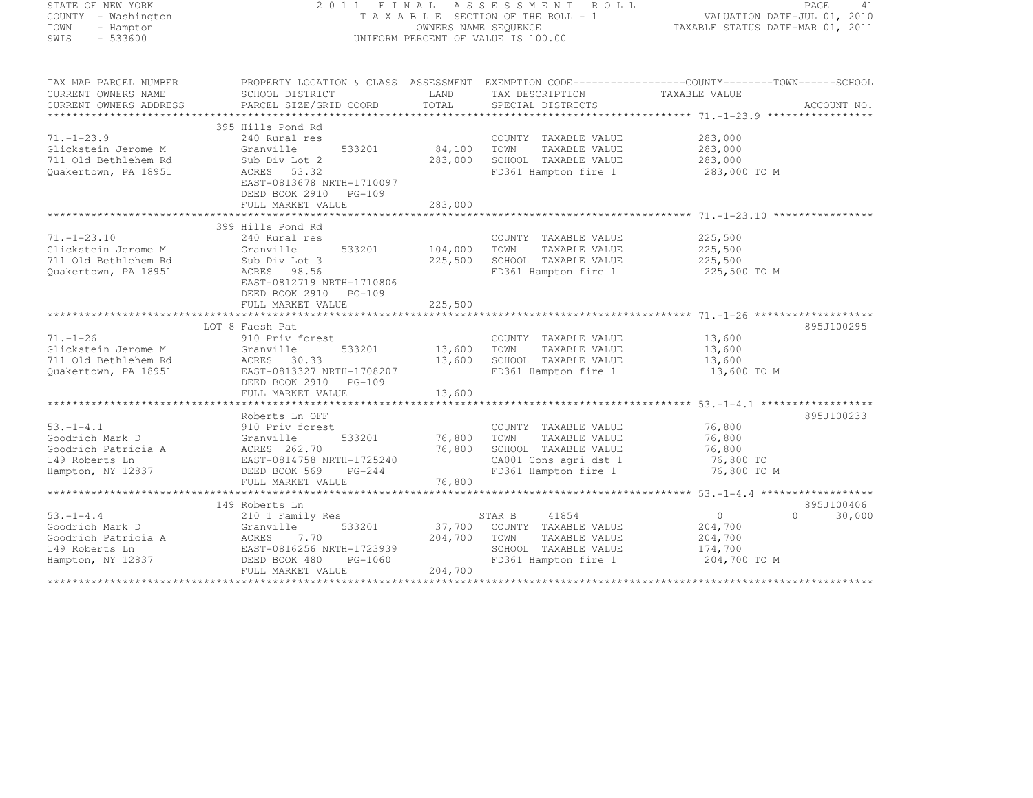STATE OF NEW YORK
COUNTY - Washington
TOWN - Hampton
SWIS - 533600

2011 FINAL ASSESSMENT ROLL
TAXABLE SECTION OF THE ROLL - 1
OWNERS NAME SEQUENCE
UNIFORM PERCENT OF VALUE IS 100.00

VALUATION DATE-JUL 01, 2010
TAXABLE STATUS DATE-MAR 01, 2011

| TAX MAP PARCEL NUMBER / CURRENT OWNERS NAME / CURRENT OWNERS ADDRESS | PROPERTY LOCATION & CLASS / SCHOOL DISTRICT / PARCEL SIZE/GRID COORD | ASSESSMENT LAND / TOTAL | EXEMPTION CODE / TAX DESCRIPTION / SPECIAL DISTRICTS | COUNTY / TOWN / SCHOOL TAXABLE VALUE | ACCOUNT NO. |
|---|---|---|---|---|---|
| **71.-1-23.9** | 395 Hills Pond Rd | | | | |
| 71.-1-23.9 | 240 Rural res | | COUNTY TAXABLE VALUE | 283,000 | |
| Glickstein Jerome M | Granville 533201 | 84,100 | TOWN TAXABLE VALUE | 283,000 | |
| 711 Old Bethlehem Rd | Sub Div Lot 2 | 283,000 | SCHOOL TAXABLE VALUE | 283,000 | |
| Quakertown, PA 18951 | ACRES 53.32 | | FD361 Hampton fire 1 | 283,000 TO M | |
| | EAST-0813678 NRTH-1710097 | | | | |
| | DEED BOOK 2910 PG-109 | | | | |
| | FULL MARKET VALUE | 283,000 | | | |
| **71.-1-23.10** | 399 Hills Pond Rd | | | | |
| 71.-1-23.10 | 240 Rural res | | COUNTY TAXABLE VALUE | 225,500 | |
| Glickstein Jerome M | Granville 533201 | 104,000 | TOWN TAXABLE VALUE | 225,500 | |
| 711 Old Bethlehem Rd | Sub Div Lot 3 | 225,500 | SCHOOL TAXABLE VALUE | 225,500 | |
| Quakertown, PA 18951 | ACRES 98.56 | | FD361 Hampton fire 1 | 225,500 TO M | |
| | EAST-0812719 NRTH-1710806 | | | | |
| | DEED BOOK 2910 PG-109 | | | | |
| | FULL MARKET VALUE | 225,500 | | | |
| **71.-1-26** | LOT 8 Faesh Pat | | | | 895J100295 |
| 71.-1-26 | 910 Priv forest | | COUNTY TAXABLE VALUE | 13,600 | |
| Glickstein Jerome M | Granville 533201 | 13,600 | TOWN TAXABLE VALUE | 13,600 | |
| 711 Old Bethlehem Rd | ACRES 30.33 | 13,600 | SCHOOL TAXABLE VALUE | 13,600 | |
| Quakertown, PA 18951 | EAST-0813327 NRTH-1708207 | | FD361 Hampton fire 1 | 13,600 TO M | |
| | DEED BOOK 2910 PG-109 | | | | |
| | FULL MARKET VALUE | 13,600 | | | |
| **53.-1-4.1** | Roberts Ln OFF | | | | 895J100233 |
| 53.-1-4.1 | 910 Priv forest | | COUNTY TAXABLE VALUE | 76,800 | |
| Goodrich Mark D | Granville 533201 | 76,800 | TOWN TAXABLE VALUE | 76,800 | |
| Goodrich Patricia A | ACRES 262.70 | 76,800 | SCHOOL TAXABLE VALUE | 76,800 | |
| 149 Roberts Ln | EAST-0814758 NRTH-1725240 | | CA001 Cons agri dst 1 | 76,800 TO | |
| Hampton, NY 12837 | DEED BOOK 569 PG-244 | | FD361 Hampton fire 1 | 76,800 TO M | |
| | FULL MARKET VALUE | 76,800 | | | |
| **53.-1-4.4** | 149 Roberts Ln | | | | 895J100406 |
| 53.-1-4.4 | 210 1 Family Res | | STAR B 41854 | 0 0 30,000 | |
| Goodrich Mark D | Granville 533201 | 37,700 | COUNTY TAXABLE VALUE | 204,700 | |
| Goodrich Patricia A | ACRES 7.70 | 204,700 | TOWN TAXABLE VALUE | 204,700 | |
| 149 Roberts Ln | EAST-0816256 NRTH-1723939 | | SCHOOL TAXABLE VALUE | 174,700 | |
| Hampton, NY 12837 | DEED BOOK 480 PG-1060 | | FD361 Hampton fire 1 | 204,700 TO M | |
| | FULL MARKET VALUE | 204,700 | | | |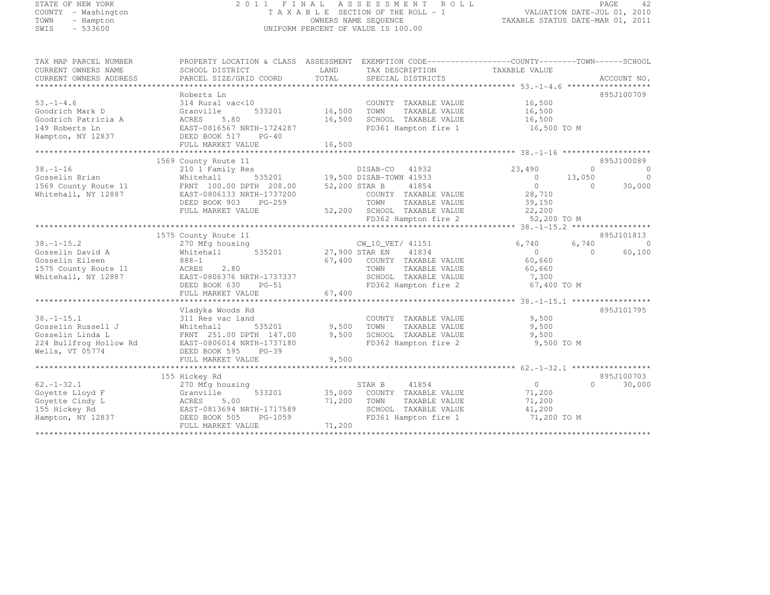STATE OF NEW YORK
COUNTY - Washington
TOWN - Hampton
SWIS - 533600

2011 FINAL ASSESSMENT ROLL
TAXABLE SECTION OF THE ROLL - 1
OWNERS NAME SEQUENCE
UNIFORM PERCENT OF VALUE IS 100.00

VALUATION DATE-JUL 01, 2010
TAXABLE STATUS DATE-MAR 01, 2011

```
TAX MAP PARCEL NUMBER      PROPERTY LOCATION & CLASS  ASSESSMENT  EXEMPTION CODE------------------COUNTY--------TOWN------SCHOOL
CURRENT OWNERS NAME        SCHOOL DISTRICT               LAND      TAX DESCRIPTION              TAXABLE VALUE
CURRENT OWNERS ADDRESS     PARCEL SIZE/GRID COORD        TOTAL     SPECIAL DISTRICTS                                        ACCOUNT NO.
******************************************************************************************************* 53.-1-4.6 ******************
                           Roberts Ln                                                                                 895J100709
53.-1-4.6                  314 Rural vac<10                        COUNTY  TAXABLE VALUE            16,500
Goodrich Mark D            Granville       533201       16,500     TOWN    TAXABLE VALUE            16,500
Goodrich Patricia A        ACRES    5.80                16,500     SCHOOL  TAXABLE VALUE            16,500
149 Roberts Ln             EAST-0816567 NRTH-1724287               FD361 Hampton fire 1             16,500 TO M
Hampton, NY 12837          DEED BOOK 517    PG-40
                           FULL MARKET VALUE            16,500
******************************************************************************************************* 38.-1-16 *******************
                           1569 County Route 11                                                                       895J100089
38.-1-16                   210 1 Family Res                        DISAB-CO  41932              23,490          0            0
Gosselin Brian             Whitehall       535201       19,500 DISAB-TOWN 41933                      0     13,050            0
1569 County Route 11       FRNT 100.00 DPTH 208.00      52,200 STAR B     41854                      0          0       30,000
Whitehall, NY 12887        EAST-0806133 NRTH-1737200               COUNTY  TAXABLE VALUE            28,710
                           DEED BOOK 903    PG-259                 TOWN    TAXABLE VALUE            39,150
                           FULL MARKET VALUE            52,200     SCHOOL  TAXABLE VALUE            22,200
                                                                   FD362 Hampton fire 2             52,200 TO M
******************************************************************************************************* 38.-1-15.2 *****************
                           1575 County Route 11                                                                       895J101813
38.-1-15.2                 270 Mfg housing                         CW_10_VET/ 41151              6,740      6,740            0
Gosselin David A           Whitehall       535201       27,900 STAR EN    41834                      0          0       60,100
Gosselin Eileen            888-1                        67,400     COUNTY  TAXABLE VALUE            60,660
1575 County Route 11       ACRES    2.80                           TOWN    TAXABLE VALUE            60,660
Whitehall, NY 12887        EAST-0806376 NRTH-1737337               SCHOOL  TAXABLE VALUE             7,300
                           DEED BOOK 630    PG-51                  FD362 Hampton fire 2             67,400 TO M
                           FULL MARKET VALUE            67,400
******************************************************************************************************* 38.-1-15.1 *****************
                           Vladyka Woods Rd                                                                           895J101795
38.-1-15.1                 311 Res vac land                        COUNTY  TAXABLE VALUE             9,500
Gosselin Russell J         Whitehall       535201        9,500     TOWN    TAXABLE VALUE             9,500
Gosselin Linda L           FRNT 251.00 DPTH 147.00       9,500     SCHOOL  TAXABLE VALUE             9,500
224 Bullfrog Hollow Rd     EAST-0806014 NRTH-1737180               FD362 Hampton fire 2              9,500 TO M
Wells, VT 05774            DEED BOOK 595    PG-39
                           FULL MARKET VALUE             9,500
******************************************************************************************************* 62.-1-32.1 *****************
                           155 Hickey Rd                                                                              895J100703
62.-1-32.1                 270 Mfg housing                         STAR B     41854                      0          0       30,000
Goyette Lloyd F            Granville       533201       35,000     COUNTY  TAXABLE VALUE            71,200
Goyette Cindy L            ACRES    5.00                71,200     TOWN    TAXABLE VALUE            71,200
155 Hickey Rd              EAST-0813694 NRTH-1717589               SCHOOL  TAXABLE VALUE            41,200
Hampton, NY 12837          DEED BOOK 505    PG-1059                FD361 Hampton fire 1             71,200 TO M
                           FULL MARKET VALUE            71,200
************************************************************************************************************************************
```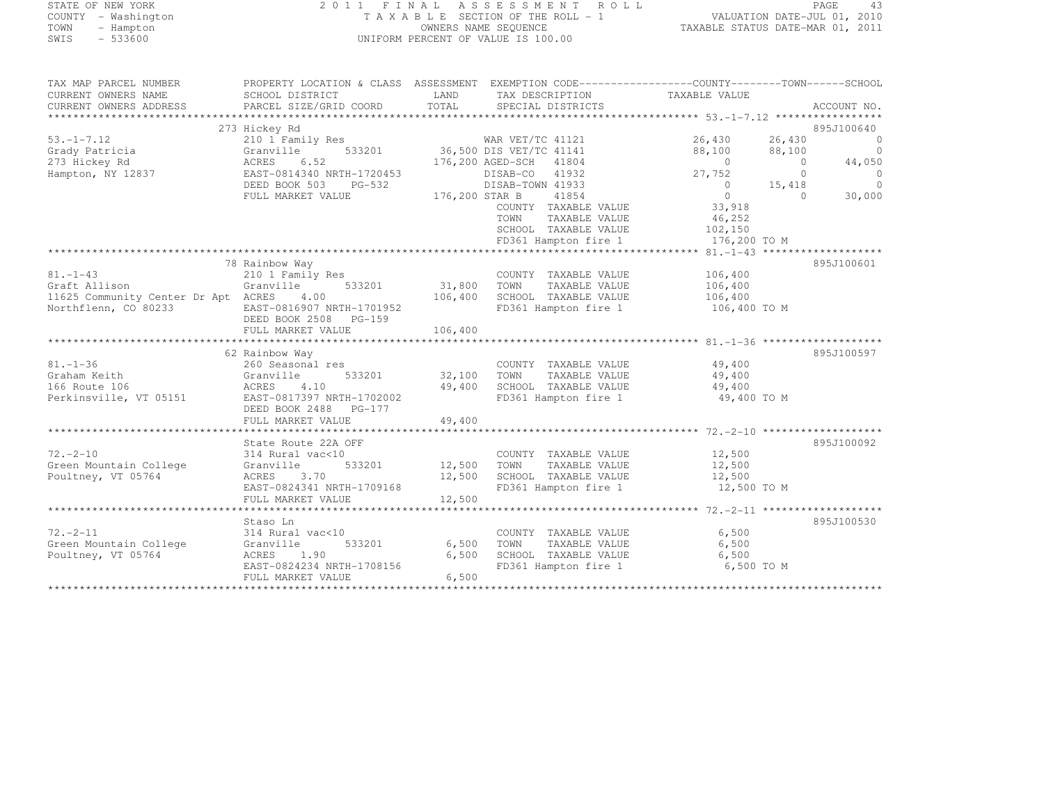STATE OF NEW YORK
COUNTY - Washington
TOWN - Hampton
SWIS - 533600

2011 FINAL ASSESSMENT ROLL
TAXABLE SECTION OF THE ROLL - 1
OWNERS NAME SEQUENCE
UNIFORM PERCENT OF VALUE IS 100.00

VALUATION DATE-JUL 01, 2010
TAXABLE STATUS DATE-MAR 01, 2011

| TAX MAP PARCEL NUMBER / CURRENT OWNERS NAME / CURRENT OWNERS ADDRESS | PROPERTY LOCATION & CLASS / SCHOOL DISTRICT / PARCEL SIZE/GRID COORD | ASSESSMENT LAND / TOTAL | EXEMPTION CODE / TAX DESCRIPTION / SPECIAL DISTRICTS | COUNTY TAXABLE VALUE | TOWN | SCHOOL | ACCOUNT NO. |
|---|---|---|---|---|---|---|---|
| 53.-1-7.12 | 273 Hickey Rd | | | | | | 895J100640 |
| 53.-1-7.12 | 210 1 Family Res | | WAR VET/TC 41121 | 26,430 | 26,430 | 0 | |
| Grady Patricia | Granville 533201 | 36,500 | DIS VET/TC 41141 | 88,100 | 88,100 | 0 | |
| 273 Hickey Rd | ACRES 6.52 | 176,200 | AGED-SCH 41804 | 0 | 0 | 44,050 | |
| Hampton, NY 12837 | EAST-0814340 NRTH-1720453 | | DISAB-CO 41932 | 27,752 | 0 | 0 | |
| | DEED BOOK 503 PG-532 | | DISAB-TOWN 41933 | 0 | 15,418 | 0 | |
| | FULL MARKET VALUE | 176,200 | STAR B 41854 | 0 | 0 | 30,000 | |
| | | | COUNTY TAXABLE VALUE | 33,918 | | | |
| | | | TOWN TAXABLE VALUE | 46,252 | | | |
| | | | SCHOOL TAXABLE VALUE | 102,150 | | | |
| | | | FD361 Hampton fire 1 | 176,200 TO M | | | |
| 81.-1-43 | 78 Rainbow Way | | | | | | 895J100601 |
| 81.-1-43 | 210 1 Family Res | | COUNTY TAXABLE VALUE | 106,400 | | | |
| Graft Allison | Granville 533201 | 31,800 | TOWN TAXABLE VALUE | 106,400 | | | |
| 11625 Community Center Dr Apt | ACRES 4.00 | 106,400 | SCHOOL TAXABLE VALUE | 106,400 | | | |
| Northflenn, CO 80233 | EAST-0816907 NRTH-1701952 | | FD361 Hampton fire 1 | 106,400 TO M | | | |
| | DEED BOOK 2508 PG-159 | | | | | | |
| | FULL MARKET VALUE | 106,400 | | | | | |
| 81.-1-36 | 62 Rainbow Way | | | | | | 895J100597 |
| 81.-1-36 | 260 Seasonal res | | COUNTY TAXABLE VALUE | 49,400 | | | |
| Graham Keith | Granville 533201 | 32,100 | TOWN TAXABLE VALUE | 49,400 | | | |
| 166 Route 106 | ACRES 4.10 | 49,400 | SCHOOL TAXABLE VALUE | 49,400 | | | |
| Perkinsville, VT 05151 | EAST-0817397 NRTH-1702002 | | FD361 Hampton fire 1 | 49,400 TO M | | | |
| | DEED BOOK 2488 PG-177 | | | | | | |
| | FULL MARKET VALUE | 49,400 | | | | | |
| 72.-2-10 | State Route 22A OFF | | | | | | 895J100092 |
| 72.-2-10 | 314 Rural vac<10 | | COUNTY TAXABLE VALUE | 12,500 | | | |
| Green Mountain College | Granville 533201 | 12,500 | TOWN TAXABLE VALUE | 12,500 | | | |
| Poultney, VT 05764 | ACRES 3.70 | 12,500 | SCHOOL TAXABLE VALUE | 12,500 | | | |
| | EAST-0824341 NRTH-1709168 | | FD361 Hampton fire 1 | 12,500 TO M | | | |
| | FULL MARKET VALUE | 12,500 | | | | | |
| 72.-2-11 | Staso Ln | | | | | | 895J100530 |
| 72.-2-11 | 314 Rural vac<10 | | COUNTY TAXABLE VALUE | 6,500 | | | |
| Green Mountain College | Granville 533201 | 6,500 | TOWN TAXABLE VALUE | 6,500 | | | |
| Poultney, VT 05764 | ACRES 1.90 | 6,500 | SCHOOL TAXABLE VALUE | 6,500 | | | |
| | EAST-0824234 NRTH-1708156 | | FD361 Hampton fire 1 | 6,500 TO M | | | |
| | FULL MARKET VALUE | 6,500 | | | | | |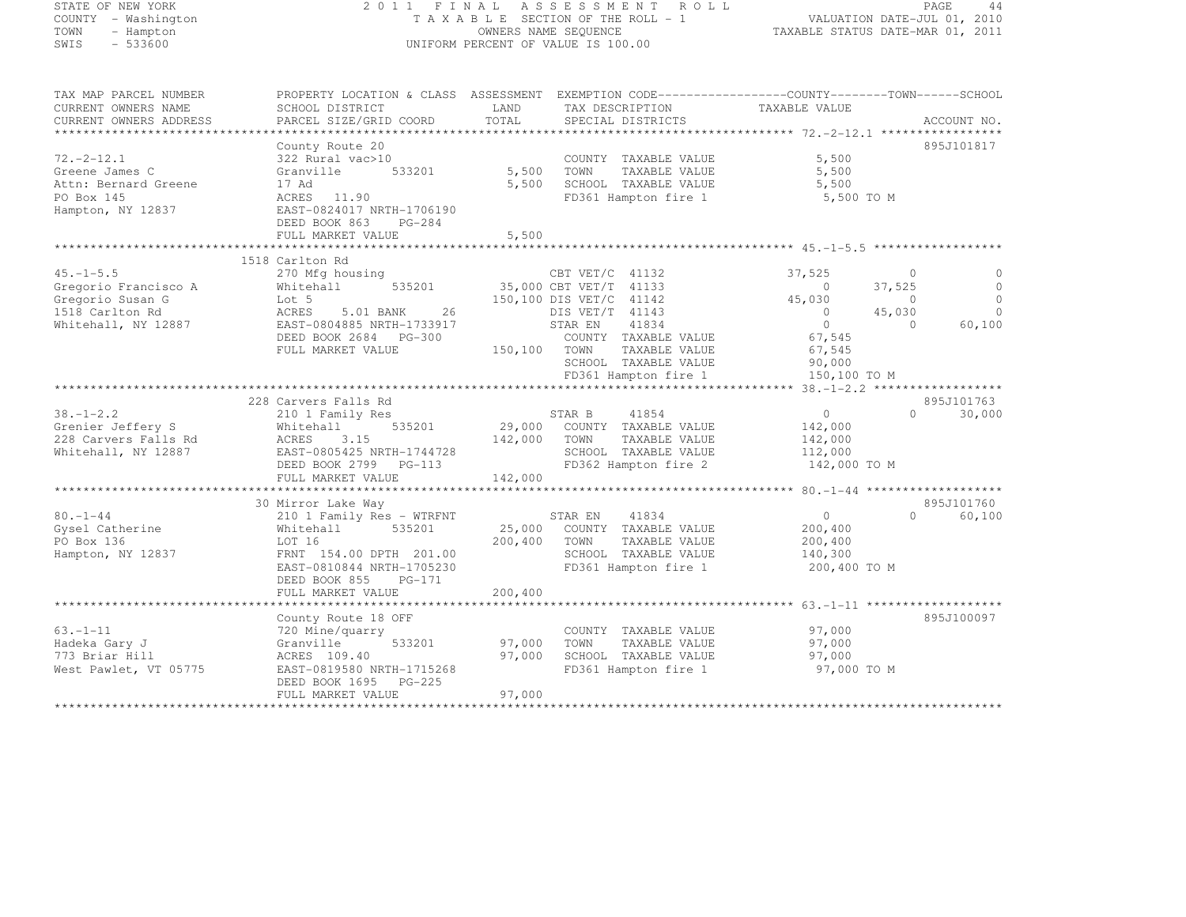STATE OF NEW YORK
COUNTY - Washington
TOWN - Hampton
SWIS - 533600

2011 FINAL ASSESSMENT ROLL
TAXABLE SECTION OF THE ROLL - 1
OWNERS NAME SEQUENCE
UNIFORM PERCENT OF VALUE IS 100.00

VALUATION DATE-JUL 01, 2010
TAXABLE STATUS DATE-MAR 01, 2011

| TAX MAP PARCEL NUMBER / CURRENT OWNERS NAME / CURRENT OWNERS ADDRESS | PROPERTY LOCATION & CLASS / SCHOOL DISTRICT / PARCEL SIZE/GRID COORD | ASSESSMENT LAND / TOTAL | EXEMPTION CODE / TAX DESCRIPTION / SPECIAL DISTRICTS | COUNTY TAXABLE VALUE | TOWN | SCHOOL | ACCOUNT NO. |
|---|---|---|---|---|---|---|---|
| 72.-2-12.1 | County Route 20 | | | | | | 895J101817 |
| 72.-2-12.1 | 322 Rural vac>10 | | COUNTY TAXABLE VALUE | 5,500 | | | |
| Greene James C | Granville 533201 | 5,500 | TOWN TAXABLE VALUE | 5,500 | | | |
| Attn: Bernard Greene | 17 Ad | 5,500 | SCHOOL TAXABLE VALUE | 5,500 | | | |
| PO Box 145 | ACRES 11.90 | | FD361 Hampton fire 1 | 5,500 TO M | | | |
| Hampton, NY 12837 | EAST-0824017 NRTH-1706190 | | | | | | |
| | DEED BOOK 863 PG-284 | | | | | | |
| | FULL MARKET VALUE | 5,500 | | | | | |
| 45.-1-5.5 | 1518 Carlton Rd | | | | | | |
| 45.-1-5.5 | 270 Mfg housing | | CBT VET/C 41132 | 37,525 | 0 | 0 | |
| Gregorio Francisco A | Whitehall 535201 | 35,000 | CBT VET/T 41133 | 0 | 37,525 | 0 | |
| Gregorio Susan G | Lot 5 | 150,100 | DIS VET/C 41142 | 45,030 | 0 | 0 | |
| 1518 Carlton Rd | ACRES 5.01 BANK 26 | | DIS VET/T 41143 | 0 | 45,030 | 0 | |
| Whitehall, NY 12887 | EAST-0804885 NRTH-1733917 | | STAR EN 41834 | 0 | 0 | 60,100 | |
| | DEED BOOK 2684 PG-300 | | COUNTY TAXABLE VALUE | 67,545 | | | |
| | FULL MARKET VALUE | 150,100 | TOWN TAXABLE VALUE | 67,545 | | | |
| | | | SCHOOL TAXABLE VALUE | 90,000 | | | |
| | | | FD361 Hampton fire 1 | 150,100 TO M | | | |
| 38.-1-2.2 | 228 Carvers Falls Rd | | | | | | 895J101763 |
| 38.-1-2.2 | 210 1 Family Res | | STAR B 41854 | 0 | 0 | 30,000 | |
| Grenier Jeffery S | Whitehall 535201 | 29,000 | COUNTY TAXABLE VALUE | 142,000 | | | |
| 228 Carvers Falls Rd | ACRES 3.15 | 142,000 | TOWN TAXABLE VALUE | 142,000 | | | |
| Whitehall, NY 12887 | EAST-0805425 NRTH-1744728 | | SCHOOL TAXABLE VALUE | 112,000 | | | |
| | DEED BOOK 2799 PG-113 | | FD362 Hampton fire 2 | 142,000 TO M | | | |
| | FULL MARKET VALUE | 142,000 | | | | | |
| 80.-1-44 | 30 Mirror Lake Way | | | | | | 895J101760 |
| 80.-1-44 | 210 1 Family Res - WTRFNT | | STAR EN 41834 | 0 | 0 | 60,100 | |
| Gysel Catherine | Whitehall 535201 | 25,000 | COUNTY TAXABLE VALUE | 200,400 | | | |
| PO Box 136 | LOT 16 | 200,400 | TOWN TAXABLE VALUE | 200,400 | | | |
| Hampton, NY 12837 | FRNT 154.00 DPTH 201.00 | | SCHOOL TAXABLE VALUE | 140,300 | | | |
| | EAST-0810844 NRTH-1705230 | | FD361 Hampton fire 1 | 200,400 TO M | | | |
| | DEED BOOK 855 PG-171 | | | | | | |
| | FULL MARKET VALUE | 200,400 | | | | | |
| 63.-1-11 | County Route 18 OFF | | | | | | 895J100097 |
| 63.-1-11 | 720 Mine/quarry | | COUNTY TAXABLE VALUE | 97,000 | | | |
| Hadeka Gary J | Granville 533201 | 97,000 | TOWN TAXABLE VALUE | 97,000 | | | |
| 773 Briar Hill | ACRES 109.40 | 97,000 | SCHOOL TAXABLE VALUE | 97,000 | | | |
| West Pawlet, VT 05775 | EAST-0819580 NRTH-1715268 | | FD361 Hampton fire 1 | 97,000 TO M | | | |
| | DEED BOOK 1695 PG-225 | | | | | | |
| | FULL MARKET VALUE | 97,000 | | | | | |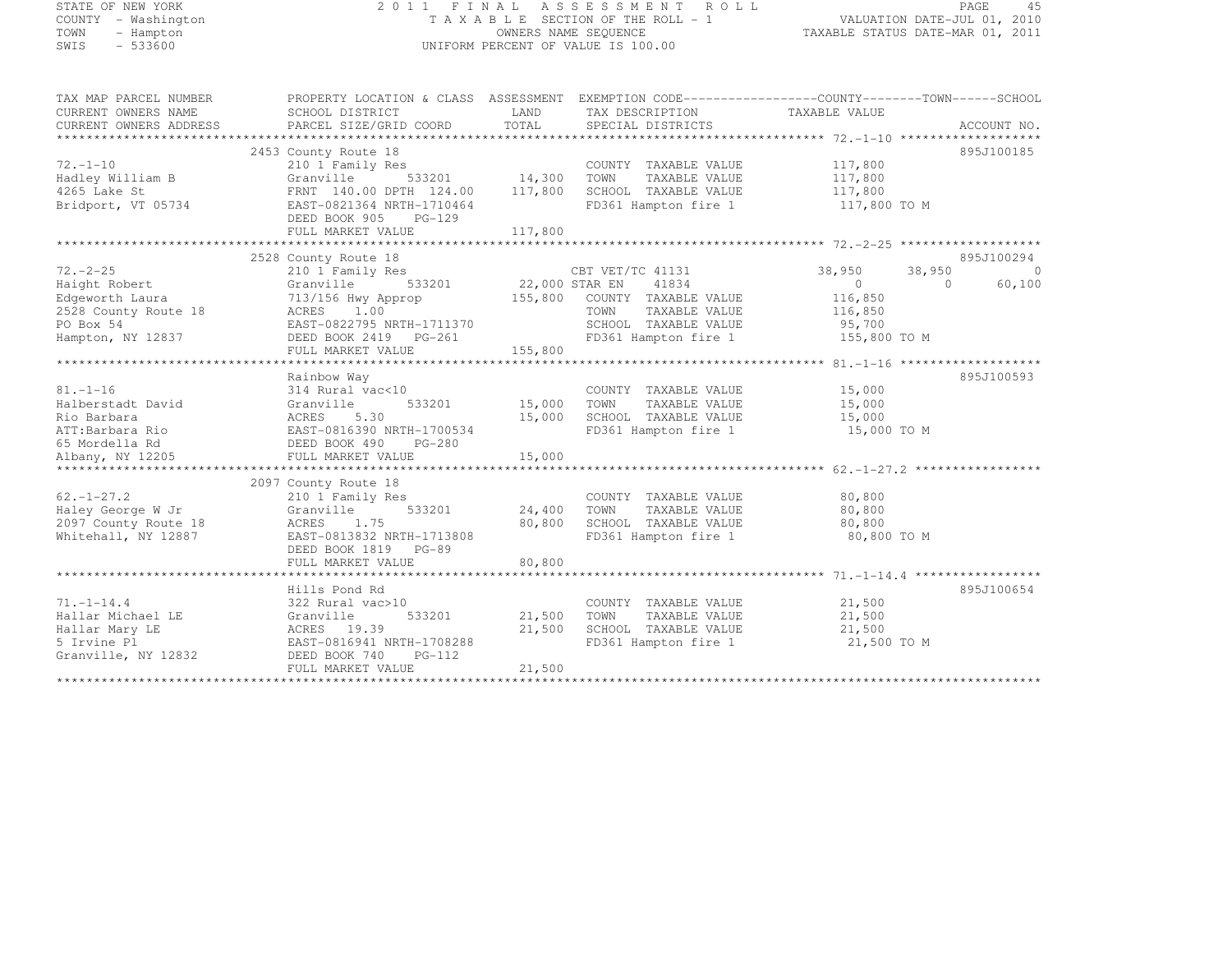STATE OF NEW YORK
COUNTY - Washington
TOWN - Hampton
SWIS - 533600

2011 FINAL ASSESSMENT ROLL
TAXABLE SECTION OF THE ROLL - 1
OWNERS NAME SEQUENCE
UNIFORM PERCENT OF VALUE IS 100.00

VALUATION DATE-JUL 01, 2010
TAXABLE STATUS DATE-MAR 01, 2011

| TAX MAP PARCEL NUMBER / CURRENT OWNERS NAME / CURRENT OWNERS ADDRESS | PROPERTY LOCATION & CLASS / SCHOOL DISTRICT / PARCEL SIZE/GRID COORD | ASSESSMENT LAND / TOTAL | EXEMPTION CODE / TAX DESCRIPTION / SPECIAL DISTRICTS | COUNTY TAXABLE VALUE | TOWN | SCHOOL | ACCOUNT NO. |
|---|---|---|---|---|---|---|---|
| 72.-1-10 | 2453 County Route 18 | | | | | | 895J100185 |
| | 210 1 Family Res | | COUNTY TAXABLE VALUE | 117,800 | | | |
| Hadley William B | Granville 533201 | 14,300 | TOWN TAXABLE VALUE | 117,800 | | | |
| 4265 Lake St | FRNT 140.00 DPTH 124.00 | 117,800 | SCHOOL TAXABLE VALUE | 117,800 | | | |
| Bridport, VT 05734 | EAST-0821364 NRTH-1710464 | | FD361 Hampton fire 1 | 117,800 TO M | | | |
| | DEED BOOK 905 PG-129 | | | | | | |
| | FULL MARKET VALUE | 117,800 | | | | | |
| 72.-2-25 | 2528 County Route 18 | | | | | | 895J100294 |
| | 210 1 Family Res | | CBT VET/TC 41131 | 38,950 | 38,950 | 0 | |
| Haight Robert | Granville 533201 | 22,000 | STAR EN 41834 | 0 | 0 | 60,100 | |
| Edgeworth Laura | 713/156 Hwy Approp | 155,800 | COUNTY TAXABLE VALUE | 116,850 | | | |
| 2528 County Route 18 | ACRES 1.00 | | TOWN TAXABLE VALUE | 116,850 | | | |
| PO Box 54 | EAST-0822795 NRTH-1711370 | | SCHOOL TAXABLE VALUE | 95,700 | | | |
| Hampton, NY 12837 | DEED BOOK 2419 PG-261 | | FD361 Hampton fire 1 | 155,800 TO M | | | |
| | FULL MARKET VALUE | 155,800 | | | | | |
| 81.-1-16 | Rainbow Way | | | | | | 895J100593 |
| | 314 Rural vac<10 | | COUNTY TAXABLE VALUE | 15,000 | | | |
| Halberstadt David | Granville 533201 | 15,000 | TOWN TAXABLE VALUE | 15,000 | | | |
| Rio Barbara | ACRES 5.30 | 15,000 | SCHOOL TAXABLE VALUE | 15,000 | | | |
| ATT:Barbara Rio | EAST-0816390 NRTH-1700534 | | FD361 Hampton fire 1 | 15,000 TO M | | | |
| 65 Mordella Rd | DEED BOOK 490 PG-280 | | | | | | |
| Albany, NY 12205 | FULL MARKET VALUE | 15,000 | | | | | |
| 62.-1-27.2 | 2097 County Route 18 | | | | | | |
| | 210 1 Family Res | | COUNTY TAXABLE VALUE | 80,800 | | | |
| Haley George W Jr | Granville 533201 | 24,400 | TOWN TAXABLE VALUE | 80,800 | | | |
| 2097 County Route 18 | ACRES 1.75 | 80,800 | SCHOOL TAXABLE VALUE | 80,800 | | | |
| Whitehall, NY 12887 | EAST-0813832 NRTH-1713808 | | FD361 Hampton fire 1 | 80,800 TO M | | | |
| | DEED BOOK 1819 PG-89 | | | | | | |
| | FULL MARKET VALUE | 80,800 | | | | | |
| 71.-1-14.4 | Hills Pond Rd | | | | | | 895J100654 |
| | 322 Rural vac>10 | | COUNTY TAXABLE VALUE | 21,500 | | | |
| Hallar Michael LE | Granville 533201 | 21,500 | TOWN TAXABLE VALUE | 21,500 | | | |
| Hallar Mary LE | ACRES 19.39 | 21,500 | SCHOOL TAXABLE VALUE | 21,500 | | | |
| 5 Irvine Pl | EAST-0816941 NRTH-1708288 | | FD361 Hampton fire 1 | 21,500 TO M | | | |
| Granville, NY 12832 | DEED BOOK 740 PG-112 | | | | | | |
| | FULL MARKET VALUE | 21,500 | | | | | |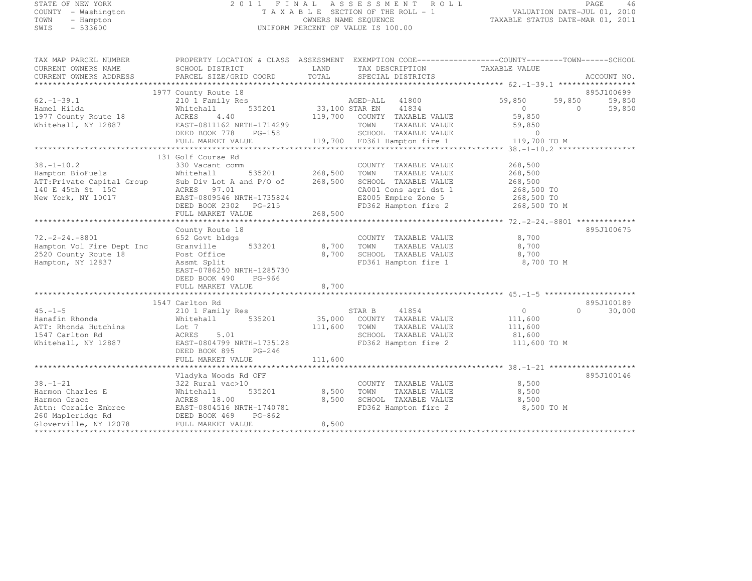STATE OF NEW YORK
COUNTY - Washington
TOWN - Hampton
SWIS - 533600

2011 FINAL ASSESSMENT ROLL
TAXABLE SECTION OF THE ROLL - 1
OWNERS NAME SEQUENCE
UNIFORM PERCENT OF VALUE IS 100.00

VALUATION DATE-JUL 01, 2010
TAXABLE STATUS DATE-MAR 01, 2011

```
TAX MAP PARCEL NUMBER          PROPERTY LOCATION & CLASS  ASSESSMENT  EXEMPTION CODE------------------COUNTY--------TOWN------SCHOOL
CURRENT OWNERS NAME            SCHOOL DISTRICT              LAND      TAX DESCRIPTION              TAXABLE VALUE
CURRENT OWNERS ADDRESS         PARCEL SIZE/GRID COORD       TOTAL     SPECIAL DISTRICTS                                       ACCOUNT NO.
******************************************************************************************************* 62.-1-39.1 *****************
                               1977 County Route 18                                                                          895J100699
62.-1-39.1                     210 1 Family Res                        AGED-ALL   41800              59,850      59,850       59,850
Hamel Hilda                    Whitehall       535201       33,100 STAR EN    41834                   0           0           59,850
1977 County Route 18           ACRES     4.40              119,700   COUNTY  TAXABLE VALUE          59,850
Whitehall, NY 12887            EAST-0811162 NRTH-1714299              TOWN    TAXABLE VALUE          59,850
                               DEED BOOK 778     PG-158               SCHOOL  TAXABLE VALUE               0
                               FULL MARKET VALUE           119,700   FD361 Hampton fire 1           119,700 TO M
******************************************************************************************************* 38.-1-10.2 *****************
                               131 Golf Course Rd
38.-1-10.2                     330 Vacant comm                        COUNTY  TAXABLE VALUE         268,500
Hampton BioFuels               Whitehall       535201      268,500   TOWN    TAXABLE VALUE         268,500
ATT:Private Capital Group      Sub Div Lot A and P/O of    268,500   SCHOOL  TAXABLE VALUE         268,500
140 E 45th St  15C             ACRES    97.01                         CA001 Cons agri dst 1          268,500 TO
New York, NY 10017             EAST-0809546 NRTH-1735824              EZ005 Empire Zone 5            268,500 TO
                               DEED BOOK 2302    PG-215               FD362 Hampton fire 2           268,500 TO M
                               FULL MARKET VALUE           268,500
******************************************************************************************************* 72.-2-24.-8801 *************
                               County Route 18                                                                               895J100675
72.-2-24.-8801                 652 Govt bldgs                         COUNTY  TAXABLE VALUE           8,700
Hampton Vol Fire Dept Inc      Granville       533201        8,700   TOWN    TAXABLE VALUE           8,700
2520 County Route 18           Post Office                   8,700   SCHOOL  TAXABLE VALUE           8,700
Hampton, NY 12837              Assmt Split                            FD361 Hampton fire 1             8,700 TO M
                               EAST-0786250 NRTH-1285730
                               DEED BOOK 490     PG-966
                               FULL MARKET VALUE             8,700
******************************************************************************************************* 45.-1-5 ********************
                               1547 Carlton Rd                                                                               895J100189
45.-1-5                        210 1 Family Res                        STAR B     41854                   0           0           30,000
Hanafin Rhonda                 Whitehall       535201       35,000   COUNTY  TAXABLE VALUE         111,600
ATT: Rhonda Hutchins           Lot 7                       111,600   TOWN    TAXABLE VALUE         111,600
1547 Carlton Rd                ACRES     5.01                         SCHOOL  TAXABLE VALUE          81,600
Whitehall, NY 12887            EAST-0804799 NRTH-1735128              FD362 Hampton fire 2           111,600 TO M
                               DEED BOOK 895     PG-246
                               FULL MARKET VALUE           111,600
******************************************************************************************************* 38.-1-21 *******************
                               Vladyka Woods Rd OFF                                                                          895J100146
38.-1-21                       322 Rural vac>10                       COUNTY  TAXABLE VALUE           8,500
Harmon Charles E               Whitehall       535201        8,500   TOWN    TAXABLE VALUE           8,500
Harmon Grace                   ACRES    18.00                8,500   SCHOOL  TAXABLE VALUE           8,500
Attn: Coralie Embree           EAST-0804516 NRTH-1740781              FD362 Hampton fire 2             8,500 TO M
260 Mapleridge Rd              DEED BOOK 469     PG-862
Gloverville, NY 12078          FULL MARKET VALUE             8,500
************************************************************************************************************************************
```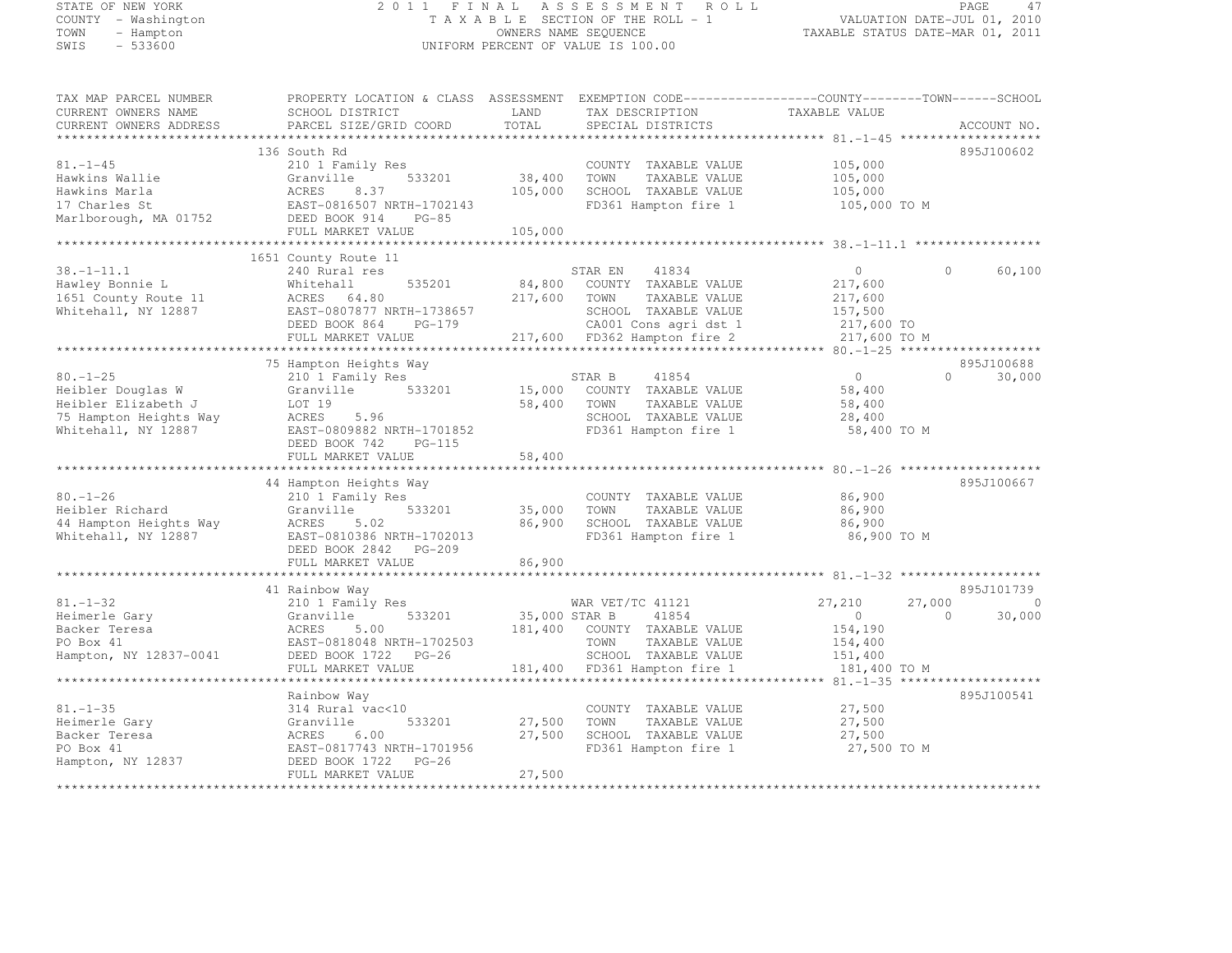STATE OF NEW YORK
COUNTY - Washington
TOWN - Hampton
SWIS - 533600

# 2011 FINAL ASSESSMENT ROLL

TAXABLE SECTION OF THE ROLL - 1
OWNERS NAME SEQUENCE
UNIFORM PERCENT OF VALUE IS 100.00

VALUATION DATE-JUL 01, 2010
TAXABLE STATUS DATE-MAR 01, 2011

```
TAX MAP PARCEL NUMBER          PROPERTY LOCATION & CLASS  ASSESSMENT  EXEMPTION CODE-----------------COUNTY--------TOWN------SCHOOL
CURRENT OWNERS NAME            SCHOOL DISTRICT              LAND      TAX DESCRIPTION              TAXABLE VALUE
CURRENT OWNERS ADDRESS         PARCEL SIZE/GRID COORD       TOTAL     SPECIAL DISTRICTS                                    ACCOUNT NO.
******************************************************************************************************* 81.-1-45 *******************
                               136 South Rd                                                                              895J100602
81.-1-45                       210 1 Family Res                        COUNTY  TAXABLE VALUE          105,000
Hawkins Wallie                 Granville      533201       38,400      TOWN    TAXABLE VALUE          105,000
Hawkins Marla                  ACRES    8.37              105,000      SCHOOL  TAXABLE VALUE          105,000
17 Charles St                  EAST-0816507 NRTH-1702143               FD361 Hampton fire 1            105,000 TO M
Marlborough, MA 01752          DEED BOOK 914    PG-85
                               FULL MARKET VALUE          105,000
******************************************************************************************************* 38.-1-11.1 *****************
                               1651 County Route 11
38.-1-11.1                     240 Rural res                           STAR EN     41834                  0            0       60,100
Hawley Bonnie L                Whitehall      535201       84,800      COUNTY  TAXABLE VALUE          217,600
1651 County Route 11           ACRES   64.80              217,600      TOWN    TAXABLE VALUE          217,600
Whitehall, NY 12887            EAST-0807877 NRTH-1738657               SCHOOL  TAXABLE VALUE          157,500
                               DEED BOOK 864    PG-179                 CA001 Cons agri dst 1           217,600 TO
                               FULL MARKET VALUE          217,600      FD362 Hampton fire 2            217,600 TO M
******************************************************************************************************* 80.-1-25 *******************
                               75 Hampton Heights Way                                                                    895J100688
80.-1-25                       210 1 Family Res                        STAR B      41854                  0            0       30,000
Heibler Douglas W              Granville      533201       15,000      COUNTY  TAXABLE VALUE           58,400
Heibler Elizabeth J            LOT 19                      58,400      TOWN    TAXABLE VALUE           58,400
75 Hampton Heights Way         ACRES    5.96                           SCHOOL  TAXABLE VALUE           28,400
Whitehall, NY 12887            EAST-0809882 NRTH-1701852               FD361 Hampton fire 1             58,400 TO M
                               DEED BOOK 742    PG-115
                               FULL MARKET VALUE           58,400
******************************************************************************************************* 80.-1-26 *******************
                               44 Hampton Heights Way                                                                    895J100667
80.-1-26                       210 1 Family Res                        COUNTY  TAXABLE VALUE           86,900
Heibler Richard                Granville      533201       35,000      TOWN    TAXABLE VALUE           86,900
44 Hampton Heights Way         ACRES    5.02               86,900      SCHOOL  TAXABLE VALUE           86,900
Whitehall, NY 12887            EAST-0810386 NRTH-1702013               FD361 Hampton fire 1             86,900 TO M
                               DEED BOOK 2842   PG-209
                               FULL MARKET VALUE           86,900
******************************************************************************************************* 81.-1-32 *******************
                               41 Rainbow Way                                                                            895J101739
81.-1-32                       210 1 Family Res                        WAR VET/TC 41121              27,210       27,000            0
Heimerle Gary                  Granville      533201       35,000 STAR B       41854                  0            0       30,000
Backer Teresa                  ACRES    5.00              181,400      COUNTY  TAXABLE VALUE          154,190
PO Box 41                      EAST-0818048 NRTH-1702503               TOWN    TAXABLE VALUE          154,400
Hampton, NY 12837-0041         DEED BOOK 1722   PG-26                  SCHOOL  TAXABLE VALUE          151,400
                               FULL MARKET VALUE          181,400      FD361 Hampton fire 1            181,400 TO M
******************************************************************************************************* 81.-1-35 *******************
                               Rainbow Way                                                                               895J100541
81.-1-35                       314 Rural vac<10                        COUNTY  TAXABLE VALUE           27,500
Heimerle Gary                  Granville      533201       27,500      TOWN    TAXABLE VALUE           27,500
Backer Teresa                  ACRES    6.00               27,500      SCHOOL  TAXABLE VALUE           27,500
PO Box 41                      EAST-0817743 NRTH-1701956               FD361 Hampton fire 1             27,500 TO M
Hampton, NY 12837              DEED BOOK 1722   PG-26
                               FULL MARKET VALUE           27,500
************************************************************************************************************************************
```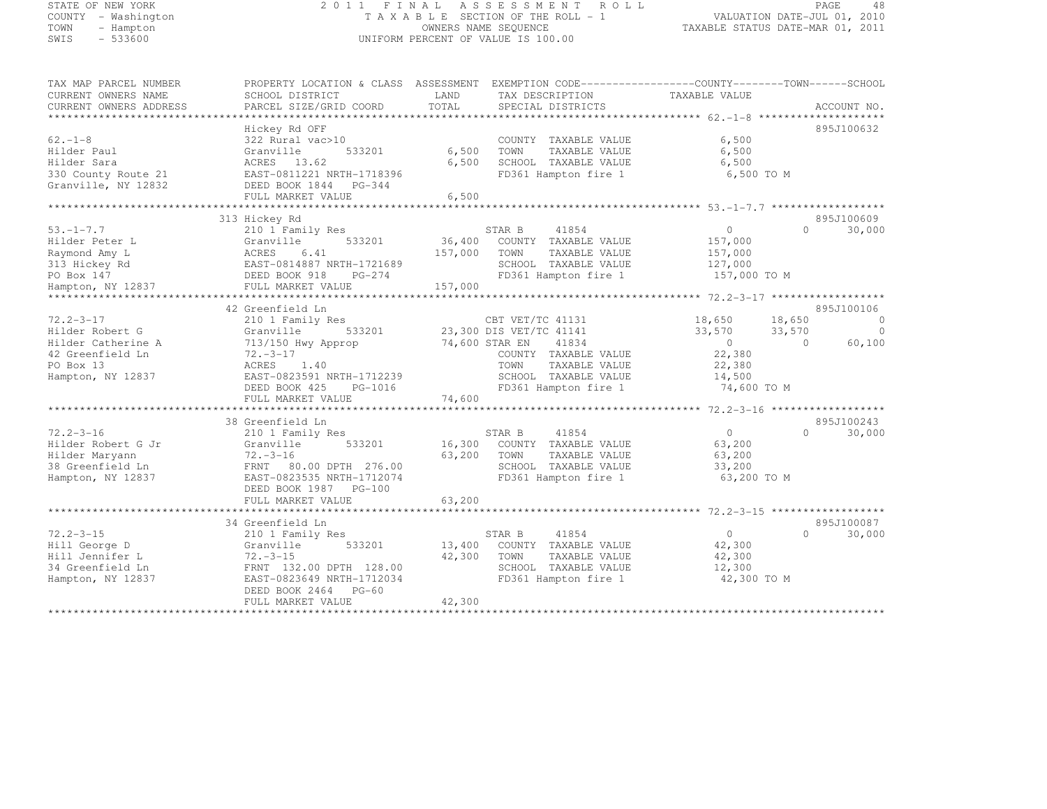STATE OF NEW YORK
COUNTY - Washington
TOWN - Hampton
SWIS - 533600

2011 FINAL ASSESSMENT ROLL
TAXABLE SECTION OF THE ROLL - 1
OWNERS NAME SEQUENCE
UNIFORM PERCENT OF VALUE IS 100.00

VALUATION DATE-JUL 01, 2010
TAXABLE STATUS DATE-MAR 01, 2011

| TAX MAP PARCEL NUMBER / CURRENT OWNERS NAME / CURRENT OWNERS ADDRESS | PROPERTY LOCATION & CLASS / SCHOOL DISTRICT / PARCEL SIZE/GRID COORD | ASSESSMENT LAND / TOTAL | EXEMPTION CODE / TAX DESCRIPTION / SPECIAL DISTRICTS | COUNTY TAXABLE VALUE | TOWN | SCHOOL | ACCOUNT NO. |
|---|---|---|---|---|---|---|---|
| **62.-1-8** | Hickey Rd OFF | | | | | | 895J100632 |
| 62.-1-8 | 322 Rural vac>10 | | COUNTY TAXABLE VALUE | 6,500 | | | |
| Hilder Paul | Granville 533201 | 6,500 | TOWN TAXABLE VALUE | 6,500 | | | |
| Hilder Sara | ACRES 13.62 | 6,500 | SCHOOL TAXABLE VALUE | 6,500 | | | |
| 330 County Route 21 | EAST-0811221 NRTH-1718396 | | FD361 Hampton fire 1 | 6,500 TO M | | | |
| Granville, NY 12832 | DEED BOOK 1844 PG-344 | | | | | | |
| | FULL MARKET VALUE | 6,500 | | | | | |
| **53.-1-7.7** | 313 Hickey Rd | | | | | | 895J100609 |
| 53.-1-7.7 | 210 1 Family Res | | STAR B 41854 | 0 | 0 | 30,000 | |
| Hilder Peter L | Granville 533201 | 36,400 | COUNTY TAXABLE VALUE | 157,000 | | | |
| Raymond Amy L | ACRES 6.41 | 157,000 | TOWN TAXABLE VALUE | 157,000 | | | |
| 313 Hickey Rd | EAST-0814887 NRTH-1721689 | | SCHOOL TAXABLE VALUE | 127,000 | | | |
| PO Box 147 | DEED BOOK 918 PG-274 | | FD361 Hampton fire 1 | 157,000 TO M | | | |
| Hampton, NY 12837 | FULL MARKET VALUE | 157,000 | | | | | |
| **72.2-3-17** | 42 Greenfield Ln | | | | | | 895J100106 |
| 72.2-3-17 | 210 1 Family Res | | CBT VET/TC 41131 | 18,650 | 18,650 | 0 | |
| Hilder Robert G | Granville 533201 | 23,300 | DIS VET/TC 41141 | 33,570 | 33,570 | 0 | |
| Hilder Catherine A | 713/150 Hwy Approp | 74,600 | STAR EN 41834 | 0 | 0 | 60,100 | |
| 42 Greenfield Ln | 72.-3-17 | | COUNTY TAXABLE VALUE | 22,380 | | | |
| PO Box 13 | ACRES 1.40 | | TOWN TAXABLE VALUE | 22,380 | | | |
| Hampton, NY 12837 | EAST-0823591 NRTH-1712239 | | SCHOOL TAXABLE VALUE | 14,500 | | | |
| | DEED BOOK 425 PG-1016 | | FD361 Hampton fire 1 | 74,600 TO M | | | |
| | FULL MARKET VALUE | 74,600 | | | | | |
| **72.2-3-16** | 38 Greenfield Ln | | | | | | 895J100243 |
| 72.2-3-16 | 210 1 Family Res | | STAR B 41854 | 0 | 0 | 30,000 | |
| Hilder Robert G Jr | Granville 533201 | 16,300 | COUNTY TAXABLE VALUE | 63,200 | | | |
| Hilder Maryann | 72.-3-16 | 63,200 | TOWN TAXABLE VALUE | 63,200 | | | |
| 38 Greenfield Ln | FRNT 80.00 DPTH 276.00 | | SCHOOL TAXABLE VALUE | 33,200 | | | |
| Hampton, NY 12837 | EAST-0823535 NRTH-1712074 | | FD361 Hampton fire 1 | 63,200 TO M | | | |
| | DEED BOOK 1987 PG-100 | | | | | | |
| | FULL MARKET VALUE | 63,200 | | | | | |
| **72.2-3-15** | 34 Greenfield Ln | | | | | | 895J100087 |
| 72.2-3-15 | 210 1 Family Res | | STAR B 41854 | 0 | 0 | 30,000 | |
| Hill George D | Granville 533201 | 13,400 | COUNTY TAXABLE VALUE | 42,300 | | | |
| Hill Jennifer L | 72.-3-15 | 42,300 | TOWN TAXABLE VALUE | 42,300 | | | |
| 34 Greenfield Ln | FRNT 132.00 DPTH 128.00 | | SCHOOL TAXABLE VALUE | 12,300 | | | |
| Hampton, NY 12837 | EAST-0823649 NRTH-1712034 | | FD361 Hampton fire 1 | 42,300 TO M | | | |
| | DEED BOOK 2464 PG-60 | | | | | | |
| | FULL MARKET VALUE | 42,300 | | | | | |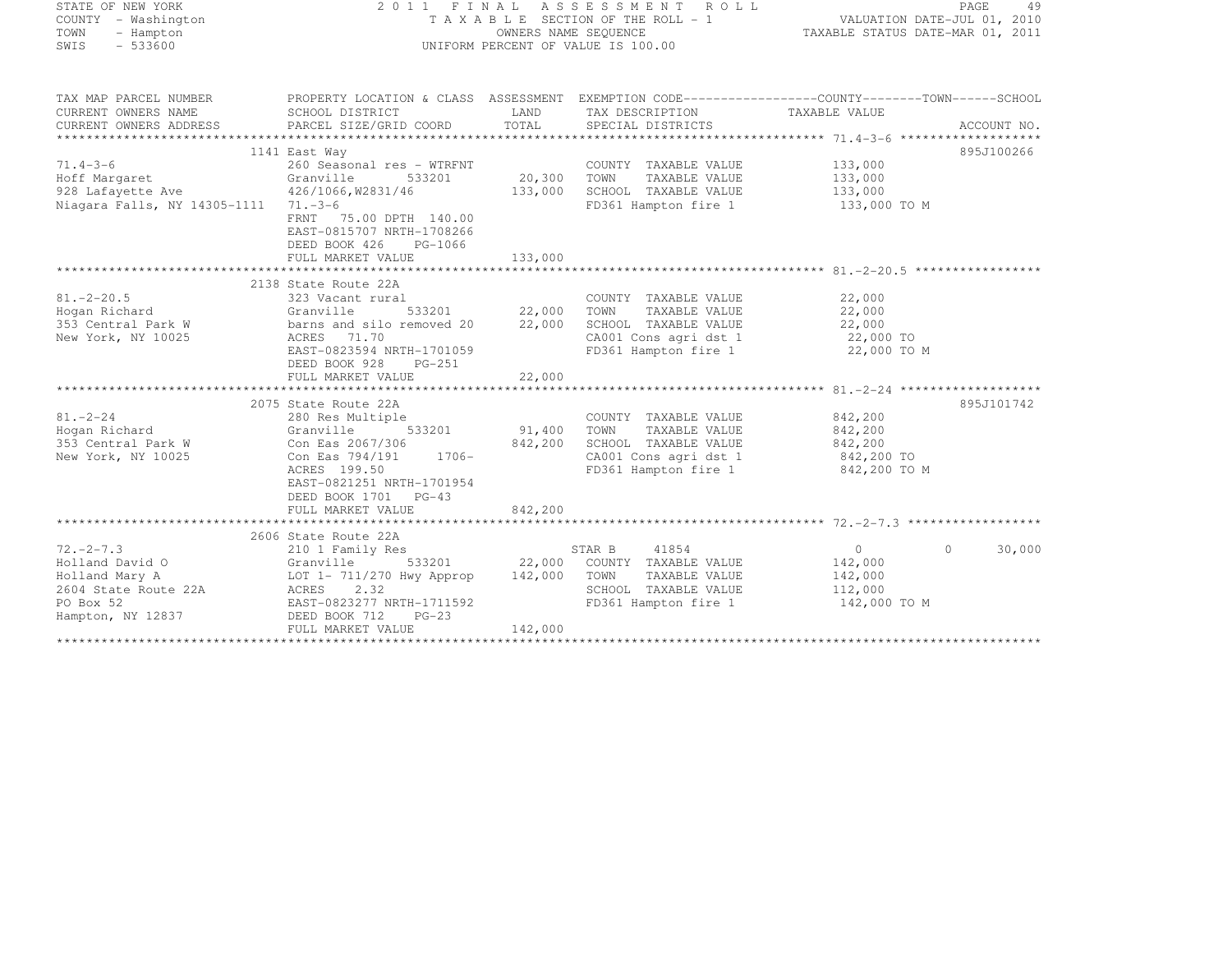STATE OF NEW YORK
COUNTY - Washington
TOWN - Hampton
SWIS - 533600

# 2011 FINAL ASSESSMENT ROLL

TAXABLE SECTION OF THE ROLL - 1
OWNERS NAME SEQUENCE
UNIFORM PERCENT OF VALUE IS 100.00

VALUATION DATE-JUL 01, 2010
TAXABLE STATUS DATE-MAR 01, 2011

| TAX MAP PARCEL NUMBER / CURRENT OWNERS NAME / CURRENT OWNERS ADDRESS | PROPERTY LOCATION & CLASS / SCHOOL DISTRICT / PARCEL SIZE/GRID COORD | ASSESSMENT LAND | TOTAL | EXEMPTION CODE / TAX DESCRIPTION / SPECIAL DISTRICTS | COUNTY / TOWN TAXABLE VALUE | SCHOOL | ACCOUNT NO. |
|---|---|---|---|---|---|---|---|
| 71.4-3-6 | 1141 East Way | | | | | | 895J100266 |
| 71.4-3-6 | 260 Seasonal res - WTRFNT | | | COUNTY TAXABLE VALUE | 133,000 | | |
| Hoff Margaret | Granville 533201 | 20,300 | | TOWN TAXABLE VALUE | 133,000 | | |
| 928 Lafayette Ave | 426/1066,W2831/46 | | 133,000 | SCHOOL TAXABLE VALUE | 133,000 | | |
| Niagara Falls, NY 14305-1111 | 71.-3-6 | | | FD361 Hampton fire 1 | 133,000 TO M | | |
| | FRNT 75.00 DPTH 140.00 | | | | | | |
| | EAST-0815707 NRTH-1708266 | | | | | | |
| | DEED BOOK 426 PG-1066 | | | | | | |
| | FULL MARKET VALUE | | 133,000 | | | | |
| 81.-2-20.5 | 2138 State Route 22A | | | | | | |
| 81.-2-20.5 | 323 Vacant rural | | | COUNTY TAXABLE VALUE | 22,000 | | |
| Hogan Richard | Granville 533201 | 22,000 | | TOWN TAXABLE VALUE | 22,000 | | |
| 353 Central Park W | barns and silo removed 20 | | 22,000 | SCHOOL TAXABLE VALUE | 22,000 | | |
| New York, NY 10025 | ACRES 71.70 | | | CA001 Cons agri dst 1 | 22,000 TO | | |
| | EAST-0823594 NRTH-1701059 | | | FD361 Hampton fire 1 | 22,000 TO M | | |
| | DEED BOOK 928 PG-251 | | | | | | |
| | FULL MARKET VALUE | | 22,000 | | | | |
| 81.-2-24 | 2075 State Route 22A | | | | | | 895J101742 |
| 81.-2-24 | 280 Res Multiple | | | COUNTY TAXABLE VALUE | 842,200 | | |
| Hogan Richard | Granville 533201 | 91,400 | | TOWN TAXABLE VALUE | 842,200 | | |
| 353 Central Park W | Con Eas 2067/306 | | 842,200 | SCHOOL TAXABLE VALUE | 842,200 | | |
| New York, NY 10025 | Con Eas 794/191 1706- | | | CA001 Cons agri dst 1 | 842,200 TO | | |
| | ACRES 199.50 | | | FD361 Hampton fire 1 | 842,200 TO M | | |
| | EAST-0821251 NRTH-1701954 | | | | | | |
| | DEED BOOK 1701 PG-43 | | | | | | |
| | FULL MARKET VALUE | | 842,200 | | | | |
| 72.-2-7.3 | 2606 State Route 22A | | | | | | |
| 72.-2-7.3 | 210 1 Family Res | | | STAR B 41854 | 0 | 0 30,000 | |
| Holland David O | Granville 533201 | 22,000 | | COUNTY TAXABLE VALUE | 142,000 | | |
| Holland Mary A | LOT 1- 711/270 Hwy Approp | | 142,000 | TOWN TAXABLE VALUE | 142,000 | | |
| 2604 State Route 22A | ACRES 2.32 | | | SCHOOL TAXABLE VALUE | 112,000 | | |
| PO Box 52 | EAST-0823277 NRTH-1711592 | | | FD361 Hampton fire 1 | 142,000 TO M | | |
| Hampton, NY 12837 | DEED BOOK 712 PG-23 | | | | | | |
| | FULL MARKET VALUE | | 142,000 | | | | |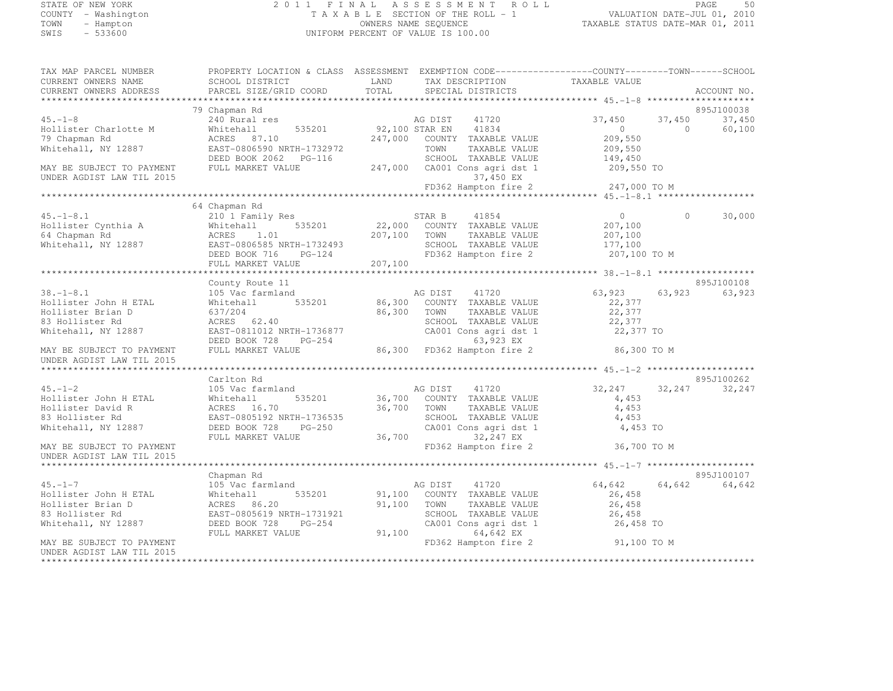STATE OF NEW YORK
COUNTY - Washington
TOWN - Hampton
SWIS - 533600

2011 FINAL ASSESSMENT ROLL
TAXABLE SECTION OF THE ROLL - 1
OWNERS NAME SEQUENCE
UNIFORM PERCENT OF VALUE IS 100.00

VALUATION DATE-JUL 01, 2010
TAXABLE STATUS DATE-MAR 01, 2011

```
TAX MAP PARCEL NUMBER          PROPERTY LOCATION & CLASS  ASSESSMENT  EXEMPTION CODE------------------COUNTY--------TOWN------SCHOOL
CURRENT OWNERS NAME            SCHOOL DISTRICT              LAND      TAX DESCRIPTION              TAXABLE VALUE
CURRENT OWNERS ADDRESS         PARCEL SIZE/GRID COORD       TOTAL     SPECIAL DISTRICTS                                     ACCOUNT NO.
******************************************************************************************************* 45.-1-8 ********************
                               79 Chapman Rd                                                                                895J100038
45.-1-8                        240 Rural res                           AG DIST     41720            37,450      37,450       37,450
Hollister Charlotte M          Whitehall        535201     92,100 STAR EN      41834                 0           0           60,100
79 Chapman Rd                  ACRES  87.10                247,000   COUNTY  TAXABLE VALUE          209,550
Whitehall, NY 12887            EAST-0806590 NRTH-1732972             TOWN    TAXABLE VALUE          209,550
                               DEED BOOK 2062   PG-116               SCHOOL  TAXABLE VALUE          149,450
MAY BE SUBJECT TO PAYMENT      FULL MARKET VALUE           247,000   CA001 Cons agri dst 1          209,550 TO
UNDER AGDIST LAW TIL 2015                                                   37,450 EX
                                                                     FD362 Hampton fire 2           247,000 TO M
******************************************************************************************************* 45.-1-8.1 ******************
                               64 Chapman Rd
45.-1-8.1                      210 1 Family Res                        STAR B      41854                 0           0           30,000
Hollister Cynthia A            Whitehall        535201     22,000    COUNTY  TAXABLE VALUE          207,100
64 Chapman Rd                  ACRES   1.01                207,100   TOWN    TAXABLE VALUE          207,100
Whitehall, NY 12887            EAST-0806585 NRTH-1732493             SCHOOL  TAXABLE VALUE          177,100
                               DEED BOOK 716    PG-124               FD362 Hampton fire 2           207,100 TO M
                               FULL MARKET VALUE           207,100
******************************************************************************************************* 38.-1-8.1 ******************
                               County Route 11                                                                              895J100108
38.-1-8.1                      105 Vac farmland                        AG DIST     41720            63,923      63,923       63,923
Hollister John H ETAL          Whitehall        535201     86,300    COUNTY  TAXABLE VALUE           22,377
Hollister Brian D              637/204                      86,300   TOWN    TAXABLE VALUE           22,377
83 Hollister Rd                ACRES  62.40                          SCHOOL  TAXABLE VALUE           22,377
Whitehall, NY 12887            EAST-0811012 NRTH-1736877             CA001 Cons agri dst 1           22,377 TO
                               DEED BOOK 728    PG-254                      63,923 EX
MAY BE SUBJECT TO PAYMENT      FULL MARKET VALUE            86,300   FD362 Hampton fire 2            86,300 TO M
UNDER AGDIST LAW TIL 2015
******************************************************************************************************* 45.-1-2 ********************
                               Carlton Rd                                                                                   895J100262
45.-1-2                        105 Vac farmland                        AG DIST     41720            32,247      32,247       32,247
Hollister John H ETAL          Whitehall        535201     36,700    COUNTY  TAXABLE VALUE            4,453
Hollister David R              ACRES  16.70                 36,700   TOWN    TAXABLE VALUE            4,453
83 Hollister Rd                EAST-0805192 NRTH-1736535             SCHOOL  TAXABLE VALUE            4,453
Whitehall, NY 12887            DEED BOOK 728    PG-250               CA001 Cons agri dst 1            4,453 TO
                               FULL MARKET VALUE            36,700          32,247 EX
MAY BE SUBJECT TO PAYMENT                                            FD362 Hampton fire 2            36,700 TO M
UNDER AGDIST LAW TIL 2015
******************************************************************************************************* 45.-1-7 ********************
                               Chapman Rd                                                                                   895J100107
45.-1-7                        105 Vac farmland                        AG DIST     41720            64,642      64,642       64,642
Hollister John H ETAL          Whitehall        535201     91,100    COUNTY  TAXABLE VALUE           26,458
Hollister Brian D              ACRES  86.20                 91,100   TOWN    TAXABLE VALUE           26,458
83 Hollister Rd                EAST-0805619 NRTH-1731921             SCHOOL  TAXABLE VALUE           26,458
Whitehall, NY 12887            DEED BOOK 728    PG-254               CA001 Cons agri dst 1           26,458 TO
                               FULL MARKET VALUE            91,100          64,642 EX
MAY BE SUBJECT TO PAYMENT                                            FD362 Hampton fire 2            91,100 TO M
UNDER AGDIST LAW TIL 2015
************************************************************************************************************************************
```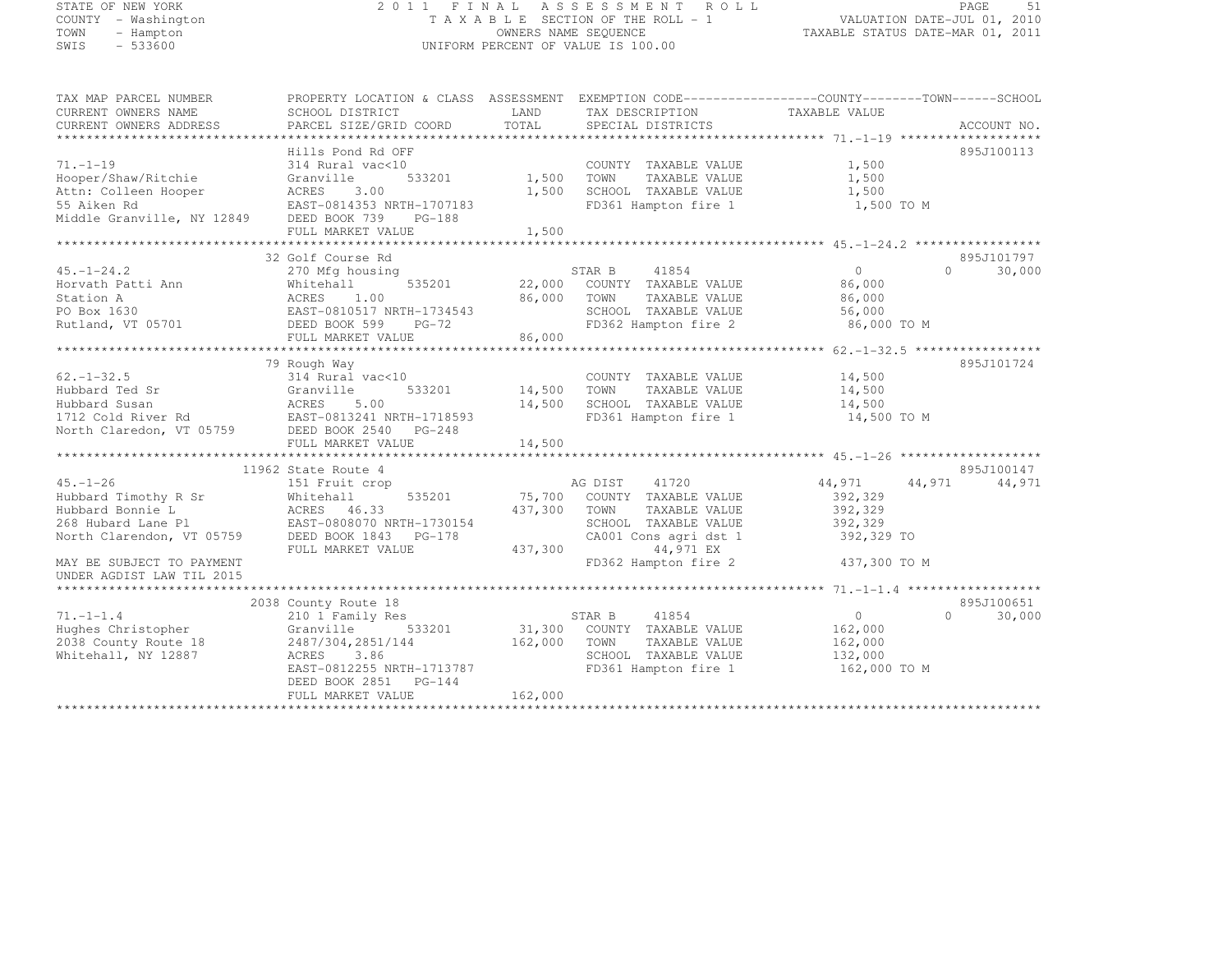STATE OF NEW YORK
COUNTY - Washington
TOWN - Hampton
SWIS - 533600

2 0 1 1 F I N A L A S S E S S M E N T R O L L
T A X A B L E SECTION OF THE ROLL - 1
OWNERS NAME SEQUENCE
UNIFORM PERCENT OF VALUE IS 100.00

VALUATION DATE-JUL 01, 2010
TAXABLE STATUS DATE-MAR 01, 2011

| TAX MAP PARCEL NUMBER / CURRENT OWNERS NAME / CURRENT OWNERS ADDRESS | PROPERTY LOCATION & CLASS / SCHOOL DISTRICT / PARCEL SIZE/GRID COORD | ASSESSMENT LAND | TOTAL | EXEMPTION CODE / TAX DESCRIPTION / SPECIAL DISTRICTS | COUNTY TAXABLE VALUE | TOWN | SCHOOL | ACCOUNT NO. |
|---|---|---|---|---|---|---|---|---|
| **71.-1-19** | Hills Pond Rd OFF | | | | | | | 895J100113 |
| 71.-1-19 | 314 Rural vac<10 | | | COUNTY TAXABLE VALUE | 1,500 | | | |
| Hooper/Shaw/Ritchie | Granville 533201 | 1,500 | | TOWN TAXABLE VALUE | 1,500 | | | |
| Attn: Colleen Hooper | ACRES 3.00 | | 1,500 | SCHOOL TAXABLE VALUE | 1,500 | | | |
| 55 Aiken Rd | EAST-0814353 NRTH-1707183 | | | FD361 Hampton fire 1 | 1,500 TO M | | | |
| Middle Granville, NY 12849 | DEED BOOK 739 PG-188 | | | | | | | |
| | FULL MARKET VALUE | | 1,500 | | | | | |
| **45.-1-24.2** | 32 Golf Course Rd | | | | | | | 895J101797 |
| 45.-1-24.2 | 270 Mfg housing | | | STAR B 41854 | 0 | 0 | 30,000 | |
| Horvath Patti Ann | Whitehall 535201 | 22,000 | | COUNTY TAXABLE VALUE | 86,000 | | | |
| Station A | ACRES 1.00 | | 86,000 | TOWN TAXABLE VALUE | 86,000 | | | |
| PO Box 1630 | EAST-0810517 NRTH-1734543 | | | SCHOOL TAXABLE VALUE | 56,000 | | | |
| Rutland, VT 05701 | DEED BOOK 599 PG-72 | | | FD362 Hampton fire 2 | 86,000 TO M | | | |
| | FULL MARKET VALUE | | 86,000 | | | | | |
| **62.-1-32.5** | 79 Rough Way | | | | | | | 895J101724 |
| 62.-1-32.5 | 314 Rural vac<10 | | | COUNTY TAXABLE VALUE | 14,500 | | | |
| Hubbard Ted Sr | Granville 533201 | 14,500 | | TOWN TAXABLE VALUE | 14,500 | | | |
| Hubbard Susan | ACRES 5.00 | | 14,500 | SCHOOL TAXABLE VALUE | 14,500 | | | |
| 1712 Cold River Rd | EAST-0813241 NRTH-1718593 | | | FD361 Hampton fire 1 | 14,500 TO M | | | |
| North Claredon, VT 05759 | DEED BOOK 2540 PG-248 | | | | | | | |
| | FULL MARKET VALUE | | 14,500 | | | | | |
| **45.-1-26** | 11962 State Route 4 | | | | | | | 895J100147 |
| 45.-1-26 | 151 Fruit crop | | | AG DIST 41720 | 44,971 | 44,971 | 44,971 | |
| Hubbard Timothy R Sr | Whitehall 535201 | 75,700 | | COUNTY TAXABLE VALUE | 392,329 | | | |
| Hubbard Bonnie L | ACRES 46.33 | | 437,300 | TOWN TAXABLE VALUE | 392,329 | | | |
| 268 Hubard Lane Pl | EAST-0808070 NRTH-1730154 | | | SCHOOL TAXABLE VALUE | 392,329 | | | |
| North Clarendon, VT 05759 | DEED BOOK 1843 PG-178 | | | CA001 Cons agri dst 1 | 392,329 TO | | | |
| | FULL MARKET VALUE | | 437,300 | 44,971 EX | | | | |
| MAY BE SUBJECT TO PAYMENT | | | | FD362 Hampton fire 2 | 437,300 TO M | | | |
| UNDER AGDIST LAW TIL 2015 | | | | | | | | |
| **71.-1-1.4** | 2038 County Route 18 | | | | | | | 895J100651 |
| 71.-1-1.4 | 210 1 Family Res | | | STAR B 41854 | 0 | 0 | 30,000 | |
| Hughes Christopher | Granville 533201 | 31,300 | | COUNTY TAXABLE VALUE | 162,000 | | | |
| 2038 County Route 18 | 2487/304,2851/144 | | 162,000 | TOWN TAXABLE VALUE | 162,000 | | | |
| Whitehall, NY 12887 | ACRES 3.86 | | | SCHOOL TAXABLE VALUE | 132,000 | | | |
| | EAST-0812255 NRTH-1713787 | | | FD361 Hampton fire 1 | 162,000 TO M | | | |
| | DEED BOOK 2851 PG-144 | | | | | | | |
| | FULL MARKET VALUE | | 162,000 | | | | | |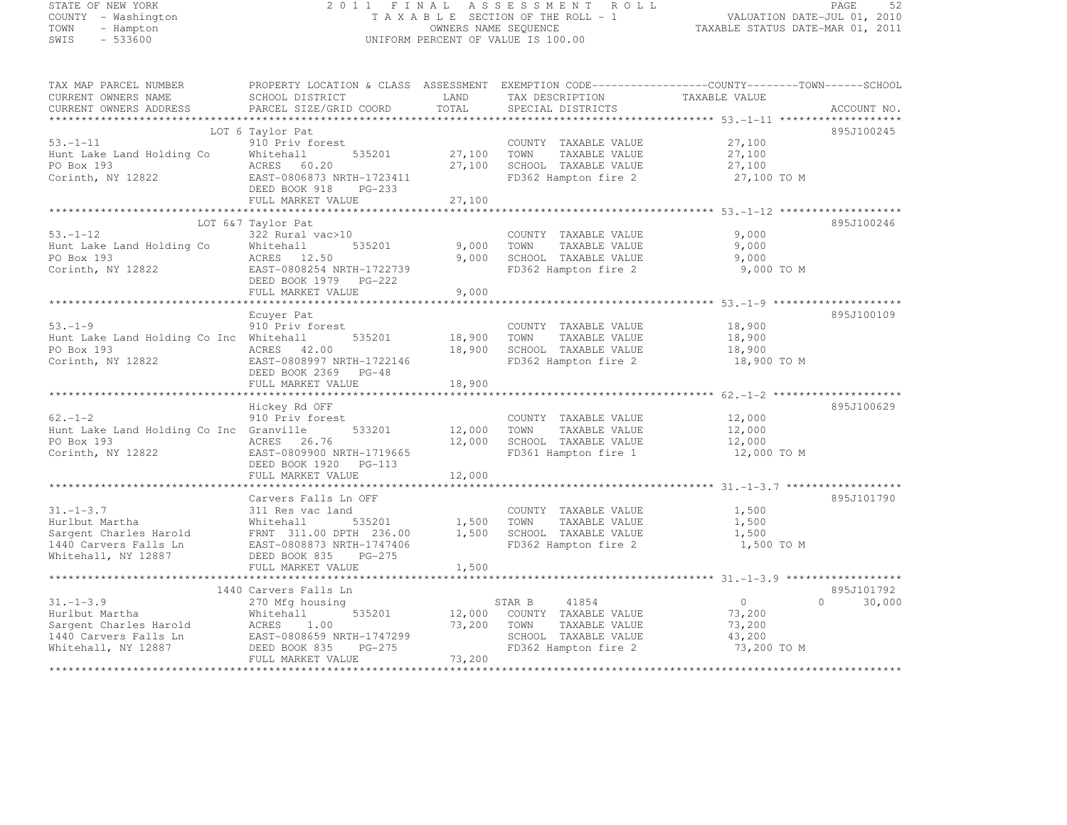STATE OF NEW YORK
COUNTY - Washington
TOWN - Hampton
SWIS - 533600

2011 FINAL ASSESSMENT ROLL
TAXABLE SECTION OF THE ROLL - 1
OWNERS NAME SEQUENCE
UNIFORM PERCENT OF VALUE IS 100.00

VALUATION DATE-JUL 01, 2010
TAXABLE STATUS DATE-MAR 01, 2011

| TAX MAP PARCEL NUMBER / CURRENT OWNERS NAME / CURRENT OWNERS ADDRESS | PROPERTY LOCATION & CLASS / SCHOOL DISTRICT / PARCEL SIZE/GRID COORD | ASSESSMENT LAND / TOTAL | EXEMPTION CODE / TAX DESCRIPTION / SPECIAL DISTRICTS | COUNTY / TOWN / SCHOOL TAXABLE VALUE | ACCOUNT NO. |
|---|---|---|---|---|---|
| **53.-1-11** | LOT 6 Taylor Pat | | | | 895J100245 |
| Hunt Lake Land Holding Co | 910 Priv forest | | COUNTY TAXABLE VALUE | 27,100 | |
| PO Box 193 | Whitehall 535201 | 27,100 | TOWN TAXABLE VALUE | 27,100 | |
| Corinth, NY 12822 | ACRES 60.20 | 27,100 | SCHOOL TAXABLE VALUE | 27,100 | |
| | EAST-0806873 NRTH-1723411 | | FD362 Hampton fire 2 | 27,100 TO M | |
| | DEED BOOK 918 PG-233 | | | | |
| | FULL MARKET VALUE | 27,100 | | | |
| **53.-1-12** | LOT 6&7 Taylor Pat | | | | 895J100246 |
| Hunt Lake Land Holding Co | 322 Rural vac>10 | | COUNTY TAXABLE VALUE | 9,000 | |
| PO Box 193 | Whitehall 535201 | 9,000 | TOWN TAXABLE VALUE | 9,000 | |
| Corinth, NY 12822 | ACRES 12.50 | 9,000 | SCHOOL TAXABLE VALUE | 9,000 | |
| | EAST-0808254 NRTH-1722739 | | FD362 Hampton fire 2 | 9,000 TO M | |
| | DEED BOOK 1979 PG-222 | | | | |
| | FULL MARKET VALUE | 9,000 | | | |
| **53.-1-9** | Ecuyer Pat | | | | 895J100109 |
| Hunt Lake Land Holding Co Inc | 910 Priv forest | | COUNTY TAXABLE VALUE | 18,900 | |
| PO Box 193 | Whitehall 535201 | 18,900 | TOWN TAXABLE VALUE | 18,900 | |
| Corinth, NY 12822 | ACRES 42.00 | 18,900 | SCHOOL TAXABLE VALUE | 18,900 | |
| | EAST-0808997 NRTH-1722146 | | FD362 Hampton fire 2 | 18,900 TO M | |
| | DEED BOOK 2369 PG-48 | | | | |
| | FULL MARKET VALUE | 18,900 | | | |
| **62.-1-2** | Hickey Rd OFF | | | | 895J100629 |
| Hunt Lake Land Holding Co Inc | 910 Priv forest | | COUNTY TAXABLE VALUE | 12,000 | |
| PO Box 193 | Granville 533201 | 12,000 | TOWN TAXABLE VALUE | 12,000 | |
| Corinth, NY 12822 | ACRES 26.76 | 12,000 | SCHOOL TAXABLE VALUE | 12,000 | |
| | EAST-0809900 NRTH-1719665 | | FD361 Hampton fire 1 | 12,000 TO M | |
| | DEED BOOK 1920 PG-113 | | | | |
| | FULL MARKET VALUE | 12,000 | | | |
| **31.-1-3.7** | Carvers Falls Ln OFF | | | | 895J101790 |
| Hurlbut Martha | 311 Res vac land | | COUNTY TAXABLE VALUE | 1,500 | |
| Sargent Charles Harold | Whitehall 535201 | 1,500 | TOWN TAXABLE VALUE | 1,500 | |
| 1440 Carvers Falls Ln | FRNT 311.00 DPTH 236.00 | 1,500 | SCHOOL TAXABLE VALUE | 1,500 | |
| Whitehall, NY 12887 | EAST-0808873 NRTH-1747406 | | FD362 Hampton fire 2 | 1,500 TO M | |
| | DEED BOOK 835 PG-275 | | | | |
| | FULL MARKET VALUE | 1,500 | | | |
| **31.-1-3.9** | 1440 Carvers Falls Ln | | | | 895J101792 |
| Hurlbut Martha | 270 Mfg housing | | STAR B 41854 | 0 0 30,000 | |
| Sargent Charles Harold | Whitehall 535201 | 12,000 | COUNTY TAXABLE VALUE | 73,200 | |
| 1440 Carvers Falls Ln | ACRES 1.00 | 73,200 | TOWN TAXABLE VALUE | 73,200 | |
| Whitehall, NY 12887 | EAST-0808659 NRTH-1747299 | | SCHOOL TAXABLE VALUE | 43,200 | |
| | DEED BOOK 835 PG-275 | | FD362 Hampton fire 2 | 73,200 TO M | |
| | FULL MARKET VALUE | 73,200 | | | |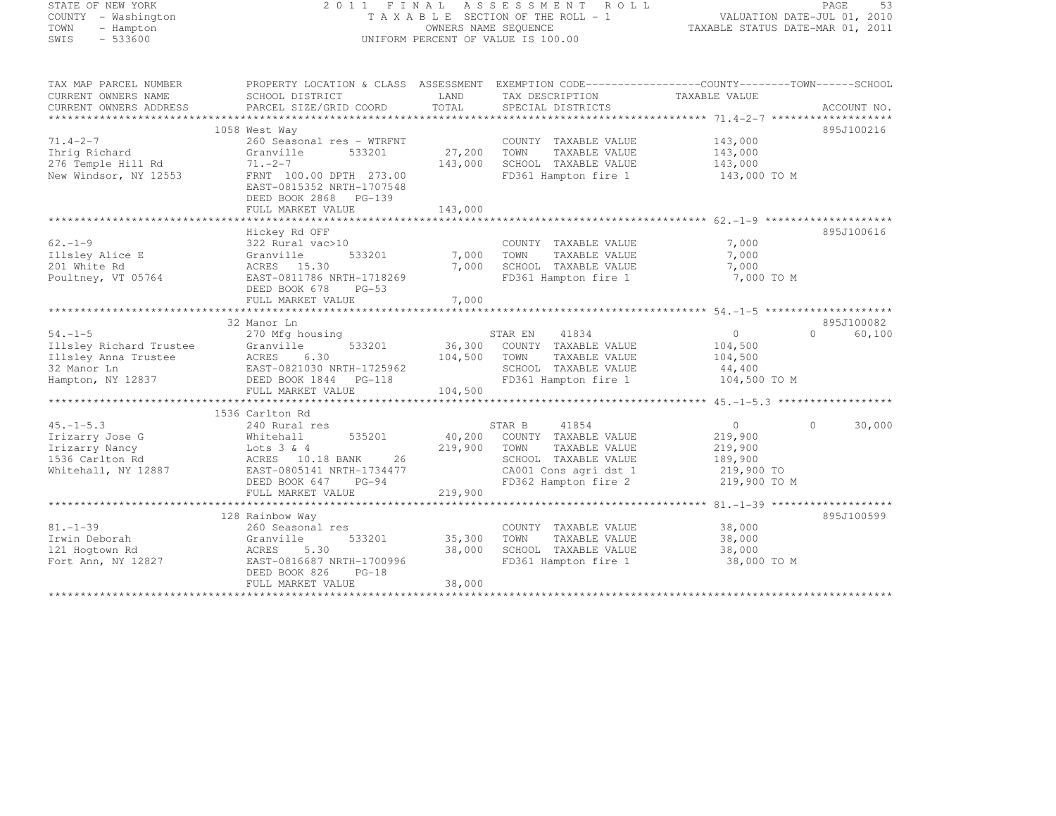STATE OF NEW YORK
COUNTY - Washington
TOWN - Hampton
SWIS - 533600

2011 FINAL ASSESSMENT ROLL
TAXABLE SECTION OF THE ROLL - 1
OWNERS NAME SEQUENCE
UNIFORM PERCENT OF VALUE IS 100.00

VALUATION DATE-JUL 01, 2010
TAXABLE STATUS DATE-MAR 01, 2011

| TAX MAP PARCEL NUMBER / CURRENT OWNERS NAME / CURRENT OWNERS ADDRESS | PROPERTY LOCATION & CLASS / SCHOOL DISTRICT / PARCEL SIZE/GRID COORD | ASSESSMENT LAND / TOTAL | EXEMPTION CODE / TAX DESCRIPTION / SPECIAL DISTRICTS | COUNTY / TAXABLE VALUE | TOWN | SCHOOL / ACCOUNT NO. |
|---|---|---|---|---|---|---|
| | 1058 West Way | | | | | 895J100216 |
| 71.4-2-7 | 260 Seasonal res - WTRFNT | | COUNTY TAXABLE VALUE | 143,000 | | |
| Ihrig Richard | Granville 533201 | 27,200 | TOWN TAXABLE VALUE | 143,000 | | |
| 276 Temple Hill Rd | 71.-2-7 | 143,000 | SCHOOL TAXABLE VALUE | 143,000 | | |
| New Windsor, NY 12553 | FRNT 100.00 DPTH 273.00 | | FD361 Hampton fire 1 | 143,000 TO M | | |
| | EAST-0815352 NRTH-1707548 | | | | | |
| | DEED BOOK 2868 PG-139 | | | | | |
| | FULL MARKET VALUE | 143,000 | | | | |
| | Hickey Rd OFF | | | | | 895J100616 |
| 62.-1-9 | 322 Rural vac>10 | | COUNTY TAXABLE VALUE | 7,000 | | |
| Illsley Alice E | Granville 533201 | 7,000 | TOWN TAXABLE VALUE | 7,000 | | |
| 201 White Rd | ACRES 15.30 | 7,000 | SCHOOL TAXABLE VALUE | 7,000 | | |
| Poultney, VT 05764 | EAST-0811786 NRTH-1718269 | | FD361 Hampton fire 1 | 7,000 TO M | | |
| | DEED BOOK 678 PG-53 | | | | | |
| | FULL MARKET VALUE | 7,000 | | | | |
| | 32 Manor Ln | | | | | 895J100082 |
| 54.-1-5 | 270 Mfg housing | | STAR EN 41834 | 0 | 0 | 60,100 |
| Illsley Richard Trustee | Granville 533201 | 36,300 | COUNTY TAXABLE VALUE | 104,500 | | |
| Illsley Anna Trustee | ACRES 6.30 | 104,500 | TOWN TAXABLE VALUE | 104,500 | | |
| 32 Manor Ln | EAST-0821030 NRTH-1725962 | | SCHOOL TAXABLE VALUE | 44,400 | | |
| Hampton, NY 12837 | DEED BOOK 1844 PG-118 | | FD361 Hampton fire 1 | 104,500 TO M | | |
| | FULL MARKET VALUE | 104,500 | | | | |
| | 1536 Carlton Rd | | | | | |
| 45.-1-5.3 | 240 Rural res | | STAR B 41854 | 0 | 0 | 30,000 |
| Irizarry Jose G | Whitehall 535201 | 40,200 | COUNTY TAXABLE VALUE | 219,900 | | |
| Irizarry Nancy | Lots 3 & 4 | 219,900 | TOWN TAXABLE VALUE | 219,900 | | |
| 1536 Carlton Rd | ACRES 10.18 BANK 26 | | SCHOOL TAXABLE VALUE | 189,900 | | |
| Whitehall, NY 12887 | EAST-0805141 NRTH-1734477 | | CA001 Cons agri dst 1 | 219,900 TO | | |
| | DEED BOOK 647 PG-94 | | FD362 Hampton fire 2 | 219,900 TO M | | |
| | FULL MARKET VALUE | 219,900 | | | | |
| | 128 Rainbow Way | | | | | 895J100599 |
| 81.-1-39 | 260 Seasonal res | | COUNTY TAXABLE VALUE | 38,000 | | |
| Irwin Deborah | Granville 533201 | 35,300 | TOWN TAXABLE VALUE | 38,000 | | |
| 121 Hogtown Rd | ACRES 5.30 | 38,000 | SCHOOL TAXABLE VALUE | 38,000 | | |
| Fort Ann, NY 12827 | EAST-0816687 NRTH-1700996 | | FD361 Hampton fire 1 | 38,000 TO M | | |
| | DEED BOOK 826 PG-18 | | | | | |
| | FULL MARKET VALUE | 38,000 | | | | |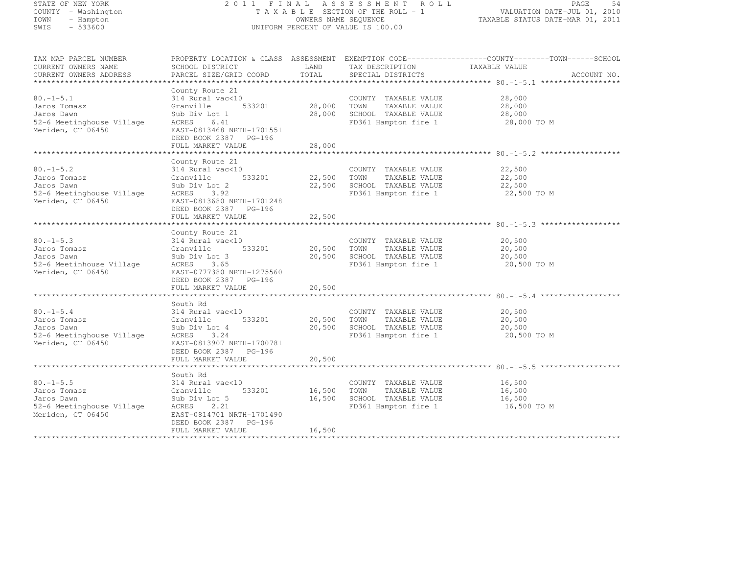STATE OF NEW YORK
COUNTY - Washington
TOWN - Hampton
SWIS - 533600

# 2011 FINAL ASSESSMENT ROLL

TAXABLE SECTION OF THE ROLL - 1
OWNERS NAME SEQUENCE
UNIFORM PERCENT OF VALUE IS 100.00

VALUATION DATE-JUL 01, 2010
TAXABLE STATUS DATE-MAR 01, 2011

| TAX MAP PARCEL NUMBER / CURRENT OWNERS NAME / CURRENT OWNERS ADDRESS | PROPERTY LOCATION & CLASS / SCHOOL DISTRICT / PARCEL SIZE/GRID COORD | ASSESSMENT LAND / TOTAL | EXEMPTION CODE / TAX DESCRIPTION / SPECIAL DISTRICTS | COUNTY / TOWN / SCHOOL TAXABLE VALUE | ACCOUNT NO. |
|---|---|---|---|---|---|
| 80.-1-5.1 | County Route 21 | | | | |
| | 314 Rural vac<10 | | COUNTY TAXABLE VALUE | 28,000 | |
| Jaros Tomasz | Granville 533201 | 28,000 | TOWN TAXABLE VALUE | 28,000 | |
| Jaros Dawn | Sub Div Lot 1 | 28,000 | SCHOOL TAXABLE VALUE | 28,000 | |
| 52-6 Meetinghouse Village | ACRES 6.41 | | FD361 Hampton fire 1 | 28,000 TO M | |
| Meriden, CT 06450 | EAST-0813468 NRTH-1701551 | | | | |
| | DEED BOOK 2387 PG-196 | | | | |
| | FULL MARKET VALUE | 28,000 | | | |
| 80.-1-5.2 | County Route 21 | | | | |
| | 314 Rural vac<10 | | COUNTY TAXABLE VALUE | 22,500 | |
| Jaros Tomasz | Granville 533201 | 22,500 | TOWN TAXABLE VALUE | 22,500 | |
| Jaros Dawn | Sub Div Lot 2 | 22,500 | SCHOOL TAXABLE VALUE | 22,500 | |
| 52-6 Meetinghouse Village | ACRES 3.92 | | FD361 Hampton fire 1 | 22,500 TO M | |
| Meriden, CT 06450 | EAST-0813680 NRTH-1701248 | | | | |
| | DEED BOOK 2387 PG-196 | | | | |
| | FULL MARKET VALUE | 22,500 | | | |
| 80.-1-5.3 | County Route 21 | | | | |
| | 314 Rural vac<10 | | COUNTY TAXABLE VALUE | 20,500 | |
| Jaros Tomasz | Granville 533201 | 20,500 | TOWN TAXABLE VALUE | 20,500 | |
| Jaros Dawn | Sub Div Lot 3 | 20,500 | SCHOOL TAXABLE VALUE | 20,500 | |
| 52-6 Meetinhouse Village | ACRES 3.65 | | FD361 Hampton fire 1 | 20,500 TO M | |
| Meriden, CT 06450 | EAST-0777380 NRTH-1275560 | | | | |
| | DEED BOOK 2387 PG-196 | | | | |
| | FULL MARKET VALUE | 20,500 | | | |
| 80.-1-5.4 | South Rd | | | | |
| | 314 Rural vac<10 | | COUNTY TAXABLE VALUE | 20,500 | |
| Jaros Tomasz | Granville 533201 | 20,500 | TOWN TAXABLE VALUE | 20,500 | |
| Jaros Dawn | Sub Div Lot 4 | 20,500 | SCHOOL TAXABLE VALUE | 20,500 | |
| 52-6 Meetinghouse Village | ACRES 3.24 | | FD361 Hampton fire 1 | 20,500 TO M | |
| Meriden, CT 06450 | EAST-0813907 NRTH-1700781 | | | | |
| | DEED BOOK 2387 PG-196 | | | | |
| | FULL MARKET VALUE | 20,500 | | | |
| 80.-1-5.5 | South Rd | | | | |
| | 314 Rural vac<10 | | COUNTY TAXABLE VALUE | 16,500 | |
| Jaros Tomasz | Granville 533201 | 16,500 | TOWN TAXABLE VALUE | 16,500 | |
| Jaros Dawn | Sub Div Lot 5 | 16,500 | SCHOOL TAXABLE VALUE | 16,500 | |
| 52-6 Meetinghouse Village | ACRES 2.21 | | FD361 Hampton fire 1 | 16,500 TO M | |
| Meriden, CT 06450 | EAST-0814701 NRTH-1701490 | | | | |
| | DEED BOOK 2387 PG-196 | | | | |
| | FULL MARKET VALUE | 16,500 | | | |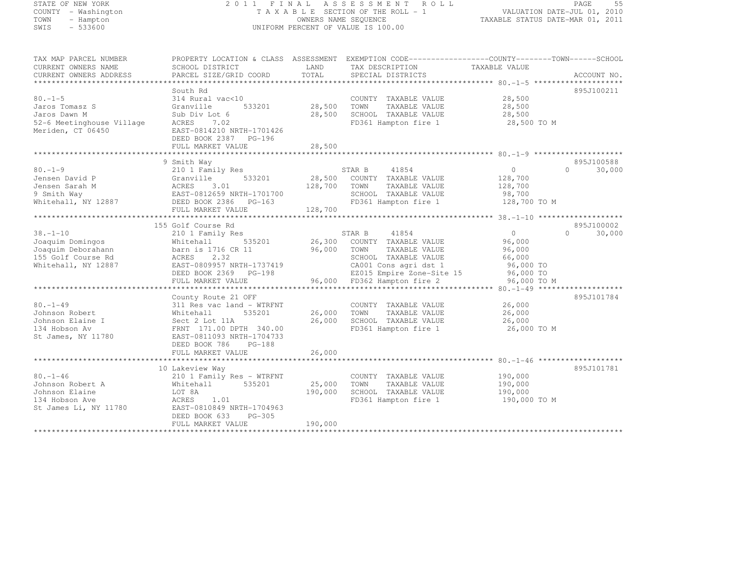STATE OF NEW YORK
COUNTY - Washington
TOWN - Hampton
SWIS - 533600

2011 FINAL ASSESSMENT ROLL
TAXABLE SECTION OF THE ROLL - 1
OWNERS NAME SEQUENCE
UNIFORM PERCENT OF VALUE IS 100.00

VALUATION DATE-JUL 01, 2010
TAXABLE STATUS DATE-MAR 01, 2011

```
TAX MAP PARCEL NUMBER      PROPERTY LOCATION & CLASS  ASSESSMENT  EXEMPTION CODE------------------COUNTY--------TOWN------SCHOOL
CURRENT OWNERS NAME        SCHOOL DISTRICT               LAND      TAX DESCRIPTION             TAXABLE VALUE
CURRENT OWNERS ADDRESS     PARCEL SIZE/GRID COORD        TOTAL     SPECIAL DISTRICTS                                   ACCOUNT NO.
******************************************************************************************************* 80.-1-5 ********************
                           South Rd                                                                                 895J100211
80.-1-5                    314 Rural vac<10                        COUNTY  TAXABLE VALUE           28,500
Jaros Tomasz S             Granville       533201       28,500     TOWN    TAXABLE VALUE           28,500
Jaros Dawn M               Sub Div Lot 6                28,500     SCHOOL  TAXABLE VALUE           28,500
52-6 Meetinghouse Village  ACRES    7.02                           FD361 Hampton fire 1             28,500 TO M
Meriden, CT 06450          EAST-0814210 NRTH-1701426
                           DEED BOOK 2387   PG-196
                           FULL MARKET VALUE            28,500
******************************************************************************************************* 80.-1-9 ********************
                           9 Smith Way                                                                              895J100588
80.-1-9                    210 1 Family Res                    STAR B    41854                  0             0       30,000
Jensen David P             Granville       533201       28,500     COUNTY  TAXABLE VALUE          128,700
Jensen Sarah M             ACRES    3.01               128,700     TOWN    TAXABLE VALUE          128,700
9 Smith Way                EAST-0812659 NRTH-1701700               SCHOOL  TAXABLE VALUE           98,700
Whitehall, NY 12887        DEED BOOK 2386   PG-163                 FD361 Hampton fire 1            128,700 TO M
                           FULL MARKET VALUE           128,700
******************************************************************************************************* 38.-1-10 *******************
                           155 Golf Course Rd                                                                       895J100002
38.-1-10                   210 1 Family Res                    STAR B    41854                  0             0       30,000
Joaquim Domingos           Whitehall       535201       26,300     COUNTY  TAXABLE VALUE           96,000
Joaquim Deborahann         barn is 1716 CR 11           96,000     TOWN    TAXABLE VALUE           96,000
155 Golf Course Rd         ACRES    2.32                           SCHOOL  TAXABLE VALUE           66,000
Whitehall, NY 12887        EAST-0809957 NRTH-1737419               CA001 Cons agri dst 1            96,000 TO
                           DEED BOOK 2369   PG-198                 EZ015 Empire Zone-Site 15        96,000 TO
                           FULL MARKET VALUE            96,000     FD362 Hampton fire 2             96,000 TO M
******************************************************************************************************* 80.-1-49 *******************
                           County Route 21 OFF                                                                      895J101784
80.-1-49                   311 Res vac land - WTRFNT               COUNTY  TAXABLE VALUE           26,000
Johnson Robert             Whitehall       535201       26,000     TOWN    TAXABLE VALUE           26,000
Johnson Elaine I           Sect 2 Lot 11A               26,000     SCHOOL  TAXABLE VALUE           26,000
134 Hobson Av              FRNT 171.00 DPTH 340.00                 FD361 Hampton fire 1             26,000 TO M
St James, NY 11780         EAST-0811093 NRTH-1704733
                           DEED BOOK 786    PG-188
                           FULL MARKET VALUE            26,000
******************************************************************************************************* 80.-1-46 *******************
                           10 Lakeview Way                                                                          895J101781
80.-1-46                   210 1 Family Res - WTRFNT               COUNTY  TAXABLE VALUE          190,000
Johnson Robert A           Whitehall       535201       25,000     TOWN    TAXABLE VALUE          190,000
Johnson Elaine             LOT 8A                      190,000     SCHOOL  TAXABLE VALUE          190,000
134 Hobson Ave             ACRES    1.01                           FD361 Hampton fire 1            190,000 TO M
St James Li, NY 11780      EAST-0810849 NRTH-1704963
                           DEED BOOK 633    PG-305
                           FULL MARKET VALUE           190,000
************************************************************************************************************************************
```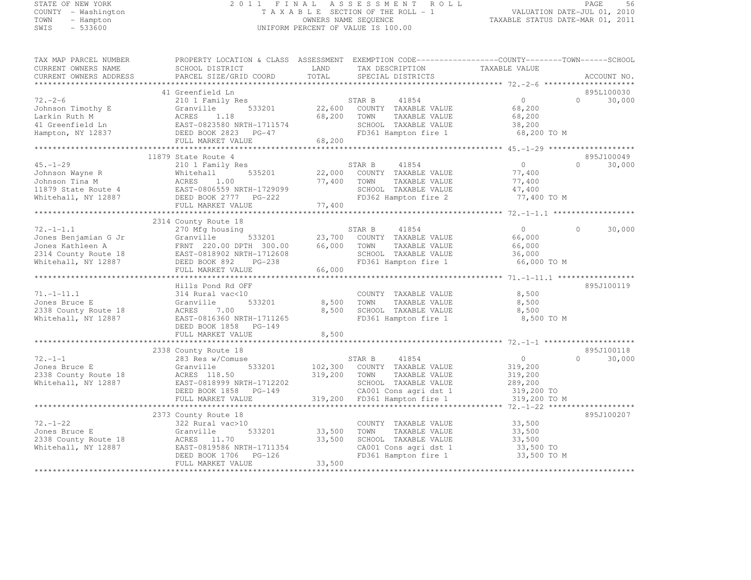STATE OF NEW YORK
COUNTY - Washington
TOWN - Hampton
SWIS - 533600

2011 FINAL ASSESSMENT ROLL
TAXABLE SECTION OF THE ROLL - 1
OWNERS NAME SEQUENCE
UNIFORM PERCENT OF VALUE IS 100.00

VALUATION DATE-JUL 01, 2010
TAXABLE STATUS DATE-MAR 01, 2011

```
TAX MAP PARCEL NUMBER      PROPERTY LOCATION & CLASS  ASSESSMENT  EXEMPTION CODE------------------COUNTY--------TOWN------SCHOOL
CURRENT OWNERS NAME        SCHOOL DISTRICT               LAND      TAX DESCRIPTION              TAXABLE VALUE
CURRENT OWNERS ADDRESS     PARCEL SIZE/GRID COORD        TOTAL     SPECIAL DISTRICTS                                    ACCOUNT NO.
******************************************************************************************************* 72.-2-6 ********************
                           41 Greenfield Ln                                                                          895L100030
72.-2-6                    210 1 Family Res                       STAR B      41854              0             0       30,000
Johnson Timothy E          Granville        533201      22,600    COUNTY  TAXABLE VALUE          68,200
Larkin Ruth M              ACRES    1.18                68,200    TOWN    TAXABLE VALUE          68,200
41 Greenfield Ln           EAST-0823580 NRTH-1711574              SCHOOL  TAXABLE VALUE          38,200
Hampton, NY 12837          DEED BOOK 2823   PG-47                 FD361 Hampton fire 1            68,200 TO M
                           FULL MARKET VALUE            68,200
******************************************************************************************************* 45.-1-29 *******************
                           11879 State Route 4                                                                       895J100049
45.-1-29                   210 1 Family Res                       STAR B      41854              0             0       30,000
Johnson Wayne R            Whitehall        535201      22,000    COUNTY  TAXABLE VALUE          77,400
Johnson Tina M             ACRES    1.00                77,400    TOWN    TAXABLE VALUE          77,400
11879 State Route 4        EAST-0806559 NRTH-1729099              SCHOOL  TAXABLE VALUE          47,400
Whitehall, NY 12887        DEED BOOK 2777   PG-222                FD362 Hampton fire 2            77,400 TO M
                           FULL MARKET VALUE            77,400
******************************************************************************************************* 72.-1-1.1 ******************
                           2314 County Route 18
72.-1-1.1                  270 Mfg housing                        STAR B      41854              0             0       30,000
Jones Benjamian G Jr       Granville        533201      23,700    COUNTY  TAXABLE VALUE          66,000
Jones Kathleen A           FRNT 220.00 DPTH 300.00      66,000    TOWN    TAXABLE VALUE          66,000
2314 County Route 18       EAST-0818902 NRTH-1712608              SCHOOL  TAXABLE VALUE          36,000
Whitehall, NY 12887        DEED BOOK 892    PG-238                FD361 Hampton fire 1            66,000 TO M
                           FULL MARKET VALUE            66,000
******************************************************************************************************* 71.-1-11.1 *****************
                           Hills Pond Rd OFF                                                                         895J100119
71.-1-11.1                 314 Rural vac<10                       COUNTY  TAXABLE VALUE           8,500
Jones Bruce E              Granville        533201       8,500    TOWN    TAXABLE VALUE           8,500
2338 County Route 18       ACRES    7.00                 8,500    SCHOOL  TAXABLE VALUE           8,500
Whitehall, NY 12887        EAST-0816360 NRTH-1711265              FD361 Hampton fire 1             8,500 TO M
                           DEED BOOK 1858   PG-149
                           FULL MARKET VALUE             8,500
******************************************************************************************************* 72.-1-1 ********************
                           2338 County Route 18                                                                      895J100118
72.-1-1                    283 Res w/Comuse                       STAR B      41854              0             0       30,000
Jones Bruce E              Granville        533201     102,300    COUNTY  TAXABLE VALUE         319,200
2338 County Route 18       ACRES  118.50               319,200    TOWN    TAXABLE VALUE         319,200
Whitehall, NY 12887        EAST-0818999 NRTH-1712202              SCHOOL  TAXABLE VALUE         289,200
                           DEED BOOK 1858   PG-149                CA001 Cons agri dst 1          319,200 TO
                           FULL MARKET VALUE           319,200    FD361 Hampton fire 1           319,200 TO M
******************************************************************************************************* 72.-1-22 *******************
                           2373 County Route 18                                                                      895J100207
72.-1-22                   322 Rural vac>10                       COUNTY  TAXABLE VALUE          33,500
Jones Bruce E              Granville        533201      33,500    TOWN    TAXABLE VALUE          33,500
2338 County Route 18       ACRES   11.70                33,500    SCHOOL  TAXABLE VALUE          33,500
Whitehall, NY 12887        EAST-0819586 NRTH-1711354              CA001 Cons agri dst 1           33,500 TO
                           DEED BOOK 1706   PG-126                FD361 Hampton fire 1            33,500 TO M
                           FULL MARKET VALUE            33,500
************************************************************************************************************************************
```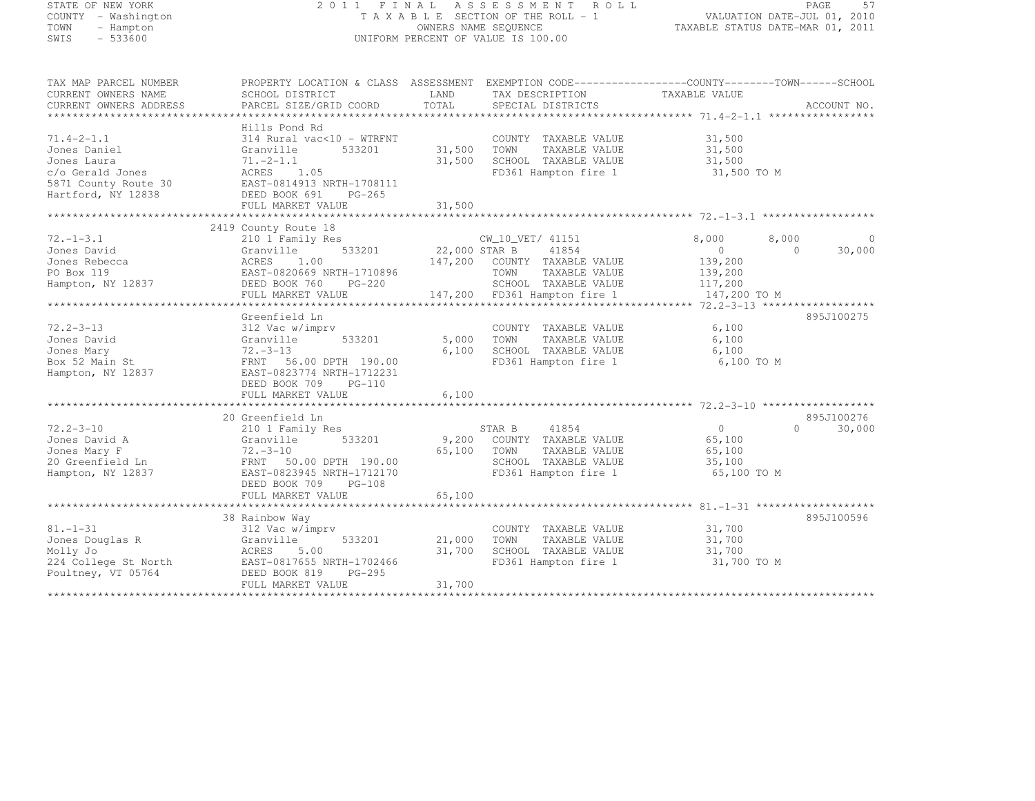STATE OF NEW YORK
COUNTY - Washington
TOWN - Hampton
SWIS - 533600

2011 FINAL ASSESSMENT ROLL
TAXABLE SECTION OF THE ROLL - 1
OWNERS NAME SEQUENCE
UNIFORM PERCENT OF VALUE IS 100.00

VALUATION DATE-JUL 01, 2010
TAXABLE STATUS DATE-MAR 01, 2011

```
TAX MAP PARCEL NUMBER     PROPERTY LOCATION & CLASS  ASSESSMENT  EXEMPTION CODE------------------COUNTY--------TOWN------SCHOOL
CURRENT OWNERS NAME       SCHOOL DISTRICT               LAND      TAX DESCRIPTION                 TAXABLE VALUE
CURRENT OWNERS ADDRESS    PARCEL SIZE/GRID COORD        TOTAL     SPECIAL DISTRICTS                                     ACCOUNT NO.
******************************************************************************************************* 71.4-2-1.1 *****************
                          Hills Pond Rd
71.4-2-1.1                314 Rural vac<10 - WTRFNT            COUNTY  TAXABLE VALUE            31,500
Jones Daniel              Granville      533201      31,500   TOWN    TAXABLE VALUE            31,500
Jones Laura               71.-2-1.1                  31,500   SCHOOL  TAXABLE VALUE            31,500
c/o Gerald Jones          ACRES    1.05                       FD361 Hampton fire 1              31,500 TO M
5871 County Route 30      EAST-0814913 NRTH-1708111
Hartford, NY 12838        DEED BOOK 691    PG-265
                          FULL MARKET VALUE          31,500
******************************************************************************************************* 72.-1-3.1 ******************
                          2419 County Route 18
72.-1-3.1                 210 1 Family Res                 CW_10_VET/ 41151              8,000       8,000           0
Jones David               Granville      533201       22,000 STAR B      41854              0           0      30,000
Jones Rebecca             ACRES    1.00             147,200   COUNTY  TAXABLE VALUE           139,200
PO Box 119                EAST-0820669 NRTH-1710896           TOWN    TAXABLE VALUE           139,200
Hampton, NY 12837         DEED BOOK 760    PG-220             SCHOOL  TAXABLE VALUE           117,200
                          FULL MARKET VALUE         147,200   FD361 Hampton fire 1             147,200 TO M
******************************************************************************************************* 72.2-3-13 ******************
                          Greenfield Ln                                                                        895J100275
72.2-3-13                 312 Vac w/imprv                      COUNTY  TAXABLE VALUE             6,100
Jones David               Granville      533201       5,000   TOWN    TAXABLE VALUE             6,100
Jones Mary                72.-3-13                    6,100   SCHOOL  TAXABLE VALUE             6,100
Box 52 Main St            FRNT   56.00 DPTH 190.00            FD361 Hampton fire 1               6,100 TO M
Hampton, NY 12837         EAST-0823774 NRTH-1712231
                          DEED BOOK 709    PG-110
                          FULL MARKET VALUE           6,100
******************************************************************************************************* 72.2-3-10 ******************
                          20 Greenfield Ln                                                                     895J100276
72.2-3-10                 210 1 Family Res                 STAR B      41854                   0           0      30,000
Jones David A             Granville      533201       9,200   COUNTY  TAXABLE VALUE            65,100
Jones Mary F              72.-3-10                   65,100   TOWN    TAXABLE VALUE            65,100
20 Greenfield Ln          FRNT   50.00 DPTH 190.00            SCHOOL  TAXABLE VALUE            35,100
Hampton, NY 12837         EAST-0823945 NRTH-1712170           FD361 Hampton fire 1              65,100 TO M
                          DEED BOOK 709    PG-108
                          FULL MARKET VALUE          65,100
******************************************************************************************************* 81.-1-31 *******************
                          38 Rainbow Way                                                                       895J100596
81.-1-31                  312 Vac w/imprv                      COUNTY  TAXABLE VALUE            31,700
Jones Douglas R           Granville      533201      21,000   TOWN    TAXABLE VALUE            31,700
Molly Jo                  ACRES    5.00              31,700   SCHOOL  TAXABLE VALUE            31,700
224 College St North      EAST-0817655 NRTH-1702466           FD361 Hampton fire 1              31,700 TO M
Poultney, VT 05764        DEED BOOK 819    PG-295
                          FULL MARKET VALUE          31,700
************************************************************************************************************************************
```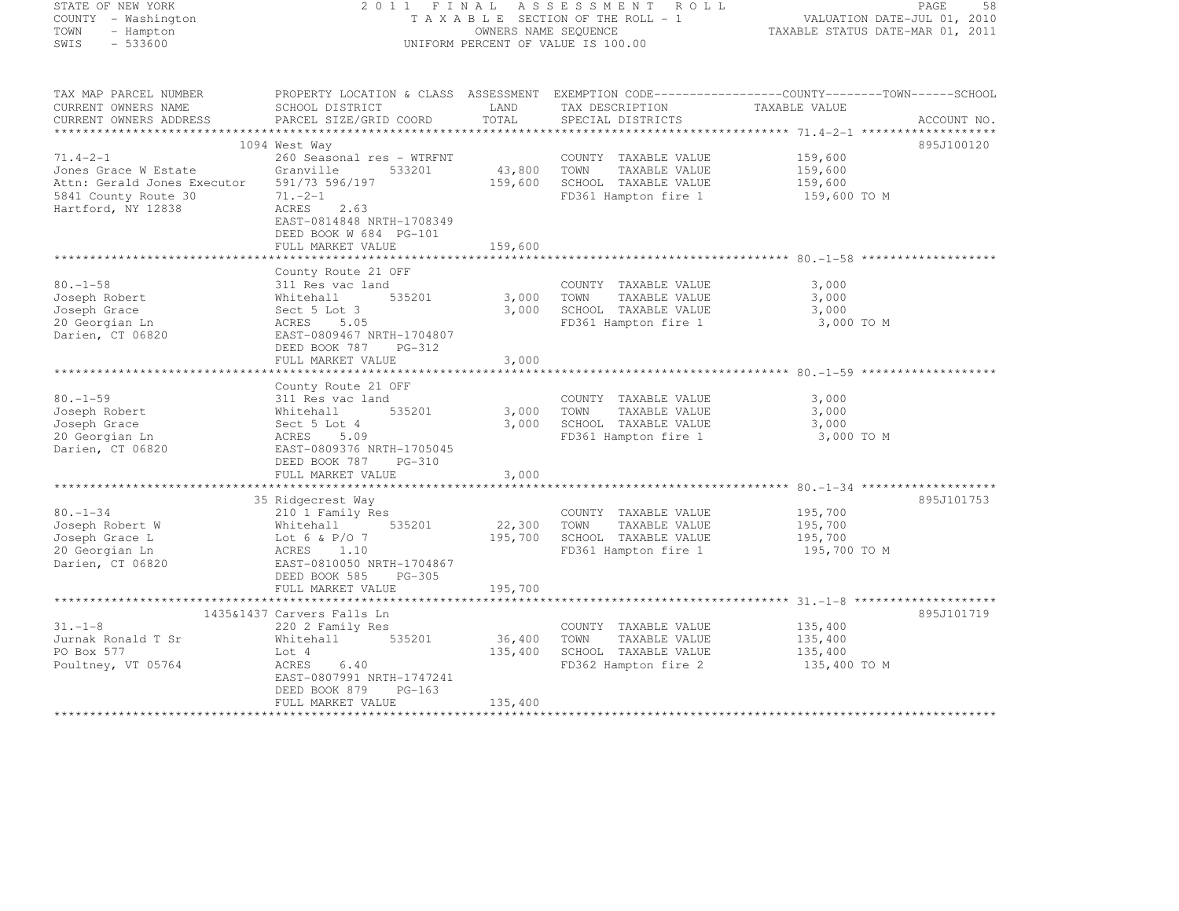STATE OF NEW YORK
COUNTY - Washington
TOWN - Hampton
SWIS - 533600

2011 FINAL ASSESSMENT ROLL
TAXABLE SECTION OF THE ROLL - 1
OWNERS NAME SEQUENCE
UNIFORM PERCENT OF VALUE IS 100.00

VALUATION DATE-JUL 01, 2010
TAXABLE STATUS DATE-MAR 01, 2011

| TAX MAP PARCEL NUMBER / CURRENT OWNERS NAME / CURRENT OWNERS ADDRESS | PROPERTY LOCATION & CLASS / SCHOOL DISTRICT / PARCEL SIZE/GRID COORD | ASSESSMENT LAND / TOTAL | EXEMPTION CODE / TAX DESCRIPTION / SPECIAL DISTRICTS | COUNTY / TOWN / SCHOOL TAXABLE VALUE | ACCOUNT NO. |
|---|---|---|---|---|---|
| 71.4-2-1 | 1094 West Way | | | | 895J100120 |
| | 260 Seasonal res - WTRFNT | | COUNTY TAXABLE VALUE | 159,600 | |
| Jones Grace W Estate | Granville 533201 | 43,800 | TOWN TAXABLE VALUE | 159,600 | |
| Attn: Gerald Jones Executor | 591/73 596/197 | 159,600 | SCHOOL TAXABLE VALUE | 159,600 | |
| 5841 County Route 30 | 71.-2-1 | | FD361 Hampton fire 1 | 159,600 TO M | |
| Hartford, NY 12838 | ACRES 2.63 | | | | |
| | EAST-0814848 NRTH-1708349 | | | | |
| | DEED BOOK W 684 PG-101 | | | | |
| | FULL MARKET VALUE | 159,600 | | | |
| 80.-1-58 | County Route 21 OFF | | | | |
| | 311 Res vac land | | COUNTY TAXABLE VALUE | 3,000 | |
| Joseph Robert | Whitehall 535201 | 3,000 | TOWN TAXABLE VALUE | 3,000 | |
| Joseph Grace | Sect 5 Lot 3 | 3,000 | SCHOOL TAXABLE VALUE | 3,000 | |
| 20 Georgian Ln | ACRES 5.05 | | FD361 Hampton fire 1 | 3,000 TO M | |
| Darien, CT 06820 | EAST-0809467 NRTH-1704807 | | | | |
| | DEED BOOK 787 PG-312 | | | | |
| | FULL MARKET VALUE | 3,000 | | | |
| 80.-1-59 | County Route 21 OFF | | | | |
| | 311 Res vac land | | COUNTY TAXABLE VALUE | 3,000 | |
| Joseph Robert | Whitehall 535201 | 3,000 | TOWN TAXABLE VALUE | 3,000 | |
| Joseph Grace | Sect 5 Lot 4 | 3,000 | SCHOOL TAXABLE VALUE | 3,000 | |
| 20 Georgian Ln | ACRES 5.09 | | FD361 Hampton fire 1 | 3,000 TO M | |
| Darien, CT 06820 | EAST-0809376 NRTH-1705045 | | | | |
| | DEED BOOK 787 PG-310 | | | | |
| | FULL MARKET VALUE | 3,000 | | | |
| 80.-1-34 | 35 Ridgecrest Way | | | | 895J101753 |
| | 210 1 Family Res | | COUNTY TAXABLE VALUE | 195,700 | |
| Joseph Robert W | Whitehall 535201 | 22,300 | TOWN TAXABLE VALUE | 195,700 | |
| Joseph Grace L | Lot 6 & P/O 7 | 195,700 | SCHOOL TAXABLE VALUE | 195,700 | |
| 20 Georgian Ln | ACRES 1.10 | | FD361 Hampton fire 1 | 195,700 TO M | |
| Darien, CT 06820 | EAST-0810050 NRTH-1704867 | | | | |
| | DEED BOOK 585 PG-305 | | | | |
| | FULL MARKET VALUE | 195,700 | | | |
| 31.-1-8 | 1435&1437 Carvers Falls Ln | | | | 895J101719 |
| | 220 2 Family Res | | COUNTY TAXABLE VALUE | 135,400 | |
| Jurnak Ronald T Sr | Whitehall 535201 | 36,400 | TOWN TAXABLE VALUE | 135,400 | |
| PO Box 577 | Lot 4 | 135,400 | SCHOOL TAXABLE VALUE | 135,400 | |
| Poultney, VT 05764 | ACRES 6.40 | | FD362 Hampton fire 2 | 135,400 TO M | |
| | EAST-0807991 NRTH-1747241 | | | | |
| | DEED BOOK 879 PG-163 | | | | |
| | FULL MARKET VALUE | 135,400 | | | |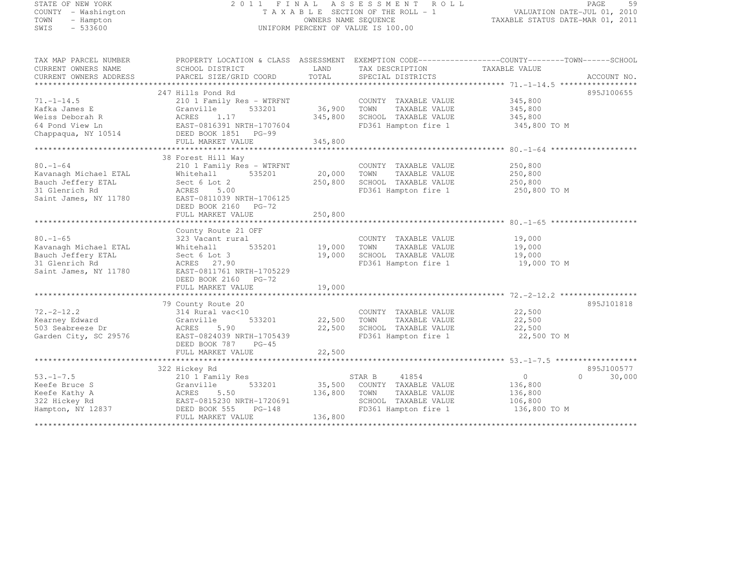STATE OF NEW YORK
COUNTY - Washington
TOWN - Hampton
SWIS - 533600

2011 FINAL ASSESSMENT ROLL
TAXABLE SECTION OF THE ROLL - 1
OWNERS NAME SEQUENCE
UNIFORM PERCENT OF VALUE IS 100.00

VALUATION DATE-JUL 01, 2010
TAXABLE STATUS DATE-MAR 01, 2011

```
TAX MAP PARCEL NUMBER      PROPERTY LOCATION & CLASS  ASSESSMENT  EXEMPTION CODE------------------COUNTY--------TOWN------SCHOOL
CURRENT OWNERS NAME        SCHOOL DISTRICT               LAND      TAX DESCRIPTION               TAXABLE VALUE
CURRENT OWNERS ADDRESS     PARCEL SIZE/GRID COORD        TOTAL     SPECIAL DISTRICTS                                      ACCOUNT NO.
****************************************************************************************************** 71.-1-14.5 *****************
                           247 Hills Pond Rd                                                                           895J100655
71.-1-14.5                 210 1 Family Res - WTRFNT              COUNTY  TAXABLE VALUE         345,800
Kafka James E              Granville      533201        36,900    TOWN    TAXABLE VALUE         345,800
Weiss Deborah R            ACRES    1.17               345,800    SCHOOL  TAXABLE VALUE         345,800
64 Pond View Ln            EAST-0816391 NRTH-1707604               FD361 Hampton fire 1          345,800 TO M
Chappaqua, NY 10514        DEED BOOK 1851   PG-99
                           FULL MARKET VALUE           345,800
****************************************************************************************************** 80.-1-64 *******************
                           38 Forest Hill Way
80.-1-64                   210 1 Family Res - WTRFNT              COUNTY  TAXABLE VALUE         250,800
Kavanagh Michael ETAL      Whitehall      535201        20,000    TOWN    TAXABLE VALUE         250,800
Bauch Jeffery ETAL         Sect 6 Lot 2                250,800    SCHOOL  TAXABLE VALUE         250,800
31 Glenrich Rd             ACRES    5.00                          FD361 Hampton fire 1          250,800 TO M
Saint James, NY 11780      EAST-0811039 NRTH-1706125
                           DEED BOOK 2160   PG-72
                           FULL MARKET VALUE           250,800
****************************************************************************************************** 80.-1-65 *******************
                           County Route 21 OFF
80.-1-65                   323 Vacant rural                       COUNTY  TAXABLE VALUE          19,000
Kavanagh Michael ETAL      Whitehall      535201        19,000    TOWN    TAXABLE VALUE          19,000
Bauch Jeffery ETAL         Sect 6 Lot 3                 19,000    SCHOOL  TAXABLE VALUE          19,000
31 Glenrich Rd             ACRES   27.90                          FD361 Hampton fire 1           19,000 TO M
Saint James, NY 11780      EAST-0811761 NRTH-1705229
                           DEED BOOK 2160   PG-72
                           FULL MARKET VALUE            19,000
****************************************************************************************************** 72.-2-12.2 *****************
                           79 County Route 20                                                                          895J101818
72.-2-12.2                 314 Rural vac<10                       COUNTY  TAXABLE VALUE          22,500
Kearney Edward             Granville      533201        22,500    TOWN    TAXABLE VALUE          22,500
503 Seabreeze Dr           ACRES    5.90                22,500    SCHOOL  TAXABLE VALUE          22,500
Garden City, SC 29576      EAST-0824039 NRTH-1705439               FD361 Hampton fire 1           22,500 TO M
                           DEED BOOK 787    PG-45
                           FULL MARKET VALUE            22,500
****************************************************************************************************** 53.-1-7.5 ******************
                           322 Hickey Rd                                                                               895J100577
53.-1-7.5                  210 1 Family Res                       STAR B     41854               0             0       30,000
Keefe Bruce S              Granville      533201        35,500    COUNTY  TAXABLE VALUE         136,800
Keefe Kathy A              ACRES    5.50               136,800    TOWN    TAXABLE VALUE         136,800
322 Hickey Rd              EAST-0815230 NRTH-1720691               SCHOOL  TAXABLE VALUE         106,800
Hampton, NY 12837          DEED BOOK 555    PG-148                 FD361 Hampton fire 1          136,800 TO M
                           FULL MARKET VALUE           136,800
************************************************************************************************************************************
```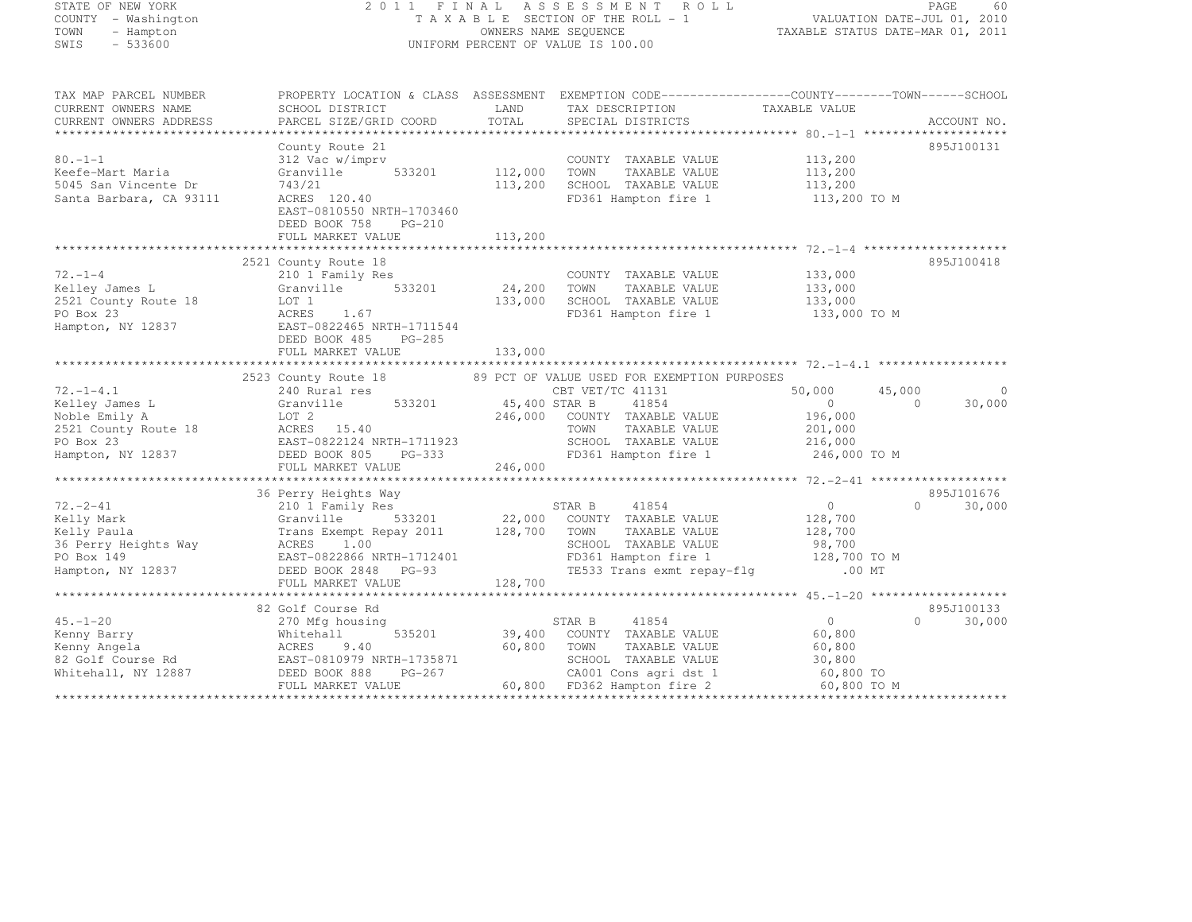STATE OF NEW YORK
COUNTY - Washington
TOWN - Hampton
SWIS - 533600

2011 FINAL ASSESSMENT ROLL
TAXABLE SECTION OF THE ROLL - 1
OWNERS NAME SEQUENCE
UNIFORM PERCENT OF VALUE IS 100.00

VALUATION DATE-JUL 01, 2010
TAXABLE STATUS DATE-MAR 01, 2011

```
TAX MAP PARCEL NUMBER        PROPERTY LOCATION & CLASS  ASSESSMENT  EXEMPTION CODE------------------COUNTY--------TOWN------SCHOOL
CURRENT OWNERS NAME          SCHOOL DISTRICT               LAND      TAX DESCRIPTION              TAXABLE VALUE
CURRENT OWNERS ADDRESS       PARCEL SIZE/GRID COORD        TOTAL     SPECIAL DISTRICTS                                 ACCOUNT NO.
*********************************************************************************************************** 80.-1-1 ********************
                             County Route 21                                                                            895J100131
80.-1-1                      312 Vac w/imprv                          COUNTY  TAXABLE VALUE            113,200
Keefe-Mart Maria             Granville        533201    112,000   TOWN    TAXABLE VALUE            113,200
5045 San Vincente Dr         743/21                     113,200   SCHOOL  TAXABLE VALUE            113,200
Santa Barbara, CA 93111      ACRES 120.40                         FD361 Hampton fire 1               113,200 TO M
                             EAST-0810550 NRTH-1703460
                             DEED BOOK 758    PG-210
                             FULL MARKET VALUE          113,200
*********************************************************************************************************** 72.-1-4 ********************
                             2521 County Route 18                                                                       895J100418
72.-1-4                      210 1 Family Res                         COUNTY  TAXABLE VALUE            133,000
Kelley James L               Granville        533201     24,200   TOWN    TAXABLE VALUE            133,000
2521 County Route 18         LOT 1                      133,000   SCHOOL  TAXABLE VALUE            133,000
PO Box 23                    ACRES    1.67                        FD361 Hampton fire 1               133,000 TO M
Hampton, NY 12837            EAST-0822465 NRTH-1711544
                             DEED BOOK 485    PG-285
                             FULL MARKET VALUE          133,000
*********************************************************************************************************** 72.-1-4.1 ******************
                             2523 County Route 18          89 PCT OF VALUE USED FOR EXEMPTION PURPOSES
72.-1-4.1                    240 Rural res                       CBT VET/TC 41131                50,000      45,000           0
Kelley James L               Granville        533201     45,400 STAR B      41854                     0           0      30,000
Noble Emily A                LOT 2                      246,000   COUNTY  TAXABLE VALUE            196,000
2521 County Route 18         ACRES   15.40                        TOWN    TAXABLE VALUE            201,000
PO Box 23                    EAST-0822124 NRTH-1711923            SCHOOL  TAXABLE VALUE            216,000
Hampton, NY 12837            DEED BOOK 805    PG-333              FD361 Hampton fire 1               246,000 TO M
                             FULL MARKET VALUE          246,000
*********************************************************************************************************** 72.-2-41 *******************
                             36 Perry Heights Way                                                                       895J101676
72.-2-41                     210 1 Family Res                    STAR B      41854                     0           0      30,000
Kelly Mark                   Granville        533201     22,000   COUNTY  TAXABLE VALUE            128,700
Kelly Paula                  Trans Exempt Repay 2011    128,700   TOWN    TAXABLE VALUE            128,700
36 Perry Heights Way         ACRES    1.00                        SCHOOL  TAXABLE VALUE             98,700
PO Box 149                   EAST-0822866 NRTH-1712401            FD361 Hampton fire 1               128,700 TO M
Hampton, NY 12837            DEED BOOK 2848   PG-93               TE533 Trans exmt repay-flg              .00 MT
                             FULL MARKET VALUE          128,700
*********************************************************************************************************** 45.-1-20 *******************
                             82 Golf Course Rd                                                                          895J100133
45.-1-20                     270 Mfg housing                     STAR B      41854                     0           0      30,000
Kenny Barry                  Whitehall        535201     39,400   COUNTY  TAXABLE VALUE             60,800
Kenny Angela                 ACRES    9.40               60,800   TOWN    TAXABLE VALUE             60,800
82 Golf Course Rd            EAST-0810979 NRTH-1735871            SCHOOL  TAXABLE VALUE             30,800
Whitehall, NY 12887          DEED BOOK 888    PG-267              CA001 Cons agri dst 1               60,800 TO
                             FULL MARKET VALUE           60,800   FD362 Hampton fire 2                60,800 TO M
**************************************************************************************************************************************
```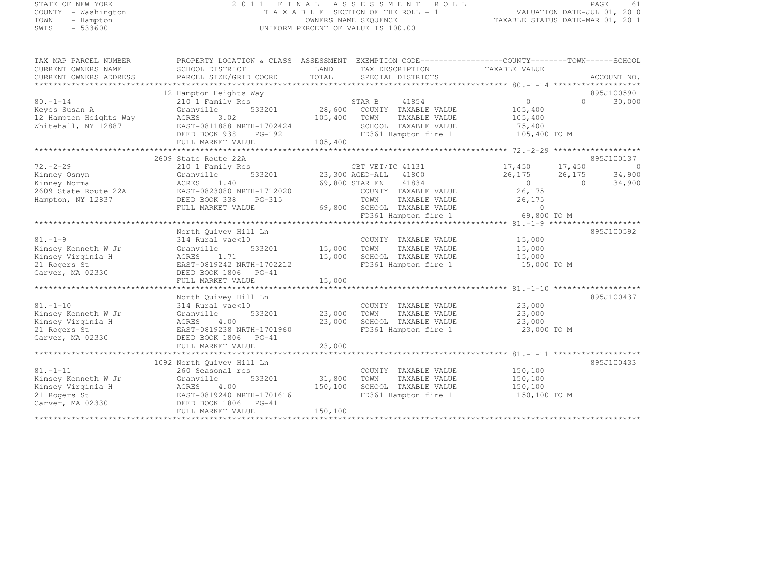STATE OF NEW YORK
COUNTY - Washington
TOWN - Hampton
SWIS - 533600

2011 FINAL ASSESSMENT ROLL
TAXABLE SECTION OF THE ROLL - 1
OWNERS NAME SEQUENCE
UNIFORM PERCENT OF VALUE IS 100.00

VALUATION DATE-JUL 01, 2010
TAXABLE STATUS DATE-MAR 01, 2011

```
TAX MAP PARCEL NUMBER     PROPERTY LOCATION & CLASS  ASSESSMENT  EXEMPTION CODE------------------COUNTY--------TOWN------SCHOOL
CURRENT OWNERS NAME       SCHOOL DISTRICT            LAND        TAX DESCRIPTION              TAXABLE VALUE
CURRENT OWNERS ADDRESS    PARCEL SIZE/GRID COORD     TOTAL       SPECIAL DISTRICTS                                       ACCOUNT NO.
******************************************************************************************************* 80.-1-14 *******************
                          12 Hampton Heights Way                                                                          895J100590
80.-1-14                  210 1 Family Res                       STAR B     41854               0             0      30,000
Keyes Susan A             Granville       533201       28,600    COUNTY  TAXABLE VALUE         105,400
12 Hampton Heights Way    ACRES    3.02               105,400    TOWN    TAXABLE VALUE         105,400
Whitehall, NY 12887       EAST-0811888 NRTH-1702424              SCHOOL  TAXABLE VALUE          75,400
                          DEED BOOK 938    PG-192                FD361 Hampton fire 1          105,400 TO M
                          FULL MARKET VALUE           105,400
******************************************************************************************************* 72.-2-29 *******************
                          2609 State Route 22A                                                                            895J100137
72.-2-29                  210 1 Family Res                       CBT VET/TC 41131           17,450        17,450          0
Kinney Osmyn              Granville       533201       23,300 AGED-ALL   41800              26,175        26,175     34,900
Kinney Norma              ACRES    1.40                69,800 STAR EN    41834                   0             0     34,900
2609 State Route 22A      EAST-0823080 NRTH-1712020              COUNTY  TAXABLE VALUE          26,175
Hampton, NY 12837         DEED BOOK 338    PG-315                TOWN    TAXABLE VALUE          26,175
                          FULL MARKET VALUE            69,800    SCHOOL  TAXABLE VALUE               0
                                                                 FD361 Hampton fire 1           69,800 TO M
******************************************************************************************************* 81.-1-9 ********************
                          North Quivey Hill Ln                                                                            895J100592
81.-1-9                   314 Rural vac<10                       COUNTY  TAXABLE VALUE          15,000
Kinsey Kenneth W Jr       Granville       533201       15,000    TOWN    TAXABLE VALUE          15,000
Kinsey Virginia H         ACRES    1.71                15,000    SCHOOL  TAXABLE VALUE          15,000
21 Rogers St              EAST-0819242 NRTH-1702212              FD361 Hampton fire 1           15,000 TO M
Carver, MA 02330          DEED BOOK 1806   PG-41
                          FULL MARKET VALUE            15,000
******************************************************************************************************* 81.-1-10 *******************
                          North Quivey Hill Ln                                                                            895J100437
81.-1-10                  314 Rural vac<10                       COUNTY  TAXABLE VALUE          23,000
Kinsey Kenneth W Jr       Granville       533201       23,000    TOWN    TAXABLE VALUE          23,000
Kinsey Virginia H         ACRES    4.00                23,000    SCHOOL  TAXABLE VALUE          23,000
21 Rogers St              EAST-0819238 NRTH-1701960              FD361 Hampton fire 1           23,000 TO M
Carver, MA 02330          DEED BOOK 1806   PG-41
                          FULL MARKET VALUE            23,000
******************************************************************************************************* 81.-1-11 *******************
                          1092 North Quivey Hill Ln                                                                       895J100433
81.-1-11                  260 Seasonal res                       COUNTY  TAXABLE VALUE         150,100
Kinsey Kenneth W Jr       Granville       533201       31,800    TOWN    TAXABLE VALUE         150,100
Kinsey Virginia H         ACRES    4.00               150,100    SCHOOL  TAXABLE VALUE         150,100
21 Rogers St              EAST-0819240 NRTH-1701616              FD361 Hampton fire 1          150,100 TO M
Carver, MA 02330          DEED BOOK 1806   PG-41
                          FULL MARKET VALUE           150,100
************************************************************************************************************************************
```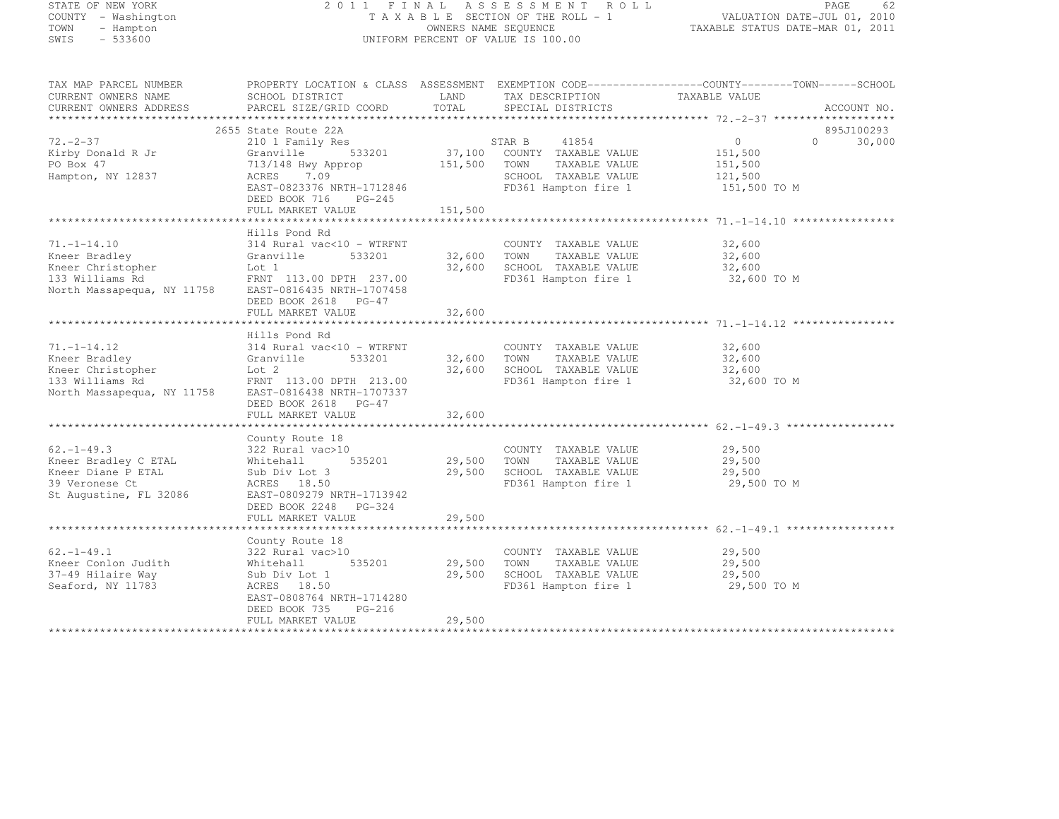STATE OF NEW YORK
COUNTY - Washington
TOWN - Hampton
SWIS - 533600

2 0 1 1 F I N A L A S S E S S M E N T R O L L
T A X A B L E SECTION OF THE ROLL - 1
OWNERS NAME SEQUENCE
UNIFORM PERCENT OF VALUE IS 100.00

VALUATION DATE-JUL 01, 2010
TAXABLE STATUS DATE-MAR 01, 2011

| TAX MAP PARCEL NUMBER / CURRENT OWNERS NAME / CURRENT OWNERS ADDRESS | PROPERTY LOCATION & CLASS / SCHOOL DISTRICT / PARCEL SIZE/GRID COORD | ASSESSMENT LAND / TOTAL | EXEMPTION CODE / TAX DESCRIPTION / SPECIAL DISTRICTS | COUNTY | TOWN | SCHOOL / ACCOUNT NO. |
|---|---|---|---|---|---|---|
| 72.-2-37 | 2655 State Route 22A | | | | | 895J100293 |
| Kirby Donald R Jr | 210 1 Family Res | | STAR B 41854 | 0 | 0 | 30,000 |
| PO Box 47 | Granville 533201 | 37,100 | COUNTY TAXABLE VALUE | 151,500 | | |
| Hampton, NY 12837 | 713/148 Hwy Approp | 151,500 | TOWN TAXABLE VALUE | | 151,500 | |
| | ACRES 7.09 | | SCHOOL TAXABLE VALUE | | | 121,500 |
| | EAST-0823376 NRTH-1712846 | | FD361 Hampton fire 1 | 151,500 TO M | | |
| | DEED BOOK 716 PG-245 | | | | | |
| | FULL MARKET VALUE | 151,500 | | | | |
| 71.-1-14.10 | Hills Pond Rd | | | | | |
| Kneer Bradley | 314 Rural vac<10 - WTRFNT | | COUNTY TAXABLE VALUE | 32,600 | | |
| Kneer Christopher | Granville 533201 | 32,600 | TOWN TAXABLE VALUE | | 32,600 | |
| 133 Williams Rd | Lot 1 | 32,600 | SCHOOL TAXABLE VALUE | | | 32,600 |
| North Massapequa, NY 11758 | FRNT 113.00 DPTH 237.00 | | FD361 Hampton fire 1 | 32,600 TO M | | |
| | EAST-0816435 NRTH-1707458 | | | | | |
| | DEED BOOK 2618 PG-47 | | | | | |
| | FULL MARKET VALUE | 32,600 | | | | |
| 71.-1-14.12 | Hills Pond Rd | | | | | |
| Kneer Bradley | 314 Rural vac<10 - WTRFNT | | COUNTY TAXABLE VALUE | 32,600 | | |
| Kneer Christopher | Granville 533201 | 32,600 | TOWN TAXABLE VALUE | | 32,600 | |
| 133 Williams Rd | Lot 2 | 32,600 | SCHOOL TAXABLE VALUE | | | 32,600 |
| North Massapequa, NY 11758 | FRNT 113.00 DPTH 213.00 | | FD361 Hampton fire 1 | 32,600 TO M | | |
| | EAST-0816438 NRTH-1707337 | | | | | |
| | DEED BOOK 2618 PG-47 | | | | | |
| | FULL MARKET VALUE | 32,600 | | | | |
| 62.-1-49.3 | County Route 18 | | | | | |
| Kneer Bradley C ETAL | 322 Rural vac>10 | | COUNTY TAXABLE VALUE | 29,500 | | |
| Kneer Diane P ETAL | Whitehall 535201 | 29,500 | TOWN TAXABLE VALUE | | 29,500 | |
| 39 Veronese Ct | Sub Div Lot 3 | 29,500 | SCHOOL TAXABLE VALUE | | | 29,500 |
| St Augustine, FL 32086 | ACRES 18.50 | | FD361 Hampton fire 1 | 29,500 TO M | | |
| | EAST-0809279 NRTH-1713942 | | | | | |
| | DEED BOOK 2248 PG-324 | | | | | |
| | FULL MARKET VALUE | 29,500 | | | | |
| 62.-1-49.1 | County Route 18 | | | | | |
| Kneer Conlon Judith | 322 Rural vac>10 | | COUNTY TAXABLE VALUE | 29,500 | | |
| 37-49 Hilaire Way | Whitehall 535201 | 29,500 | TOWN TAXABLE VALUE | | 29,500 | |
| Seaford, NY 11783 | Sub Div Lot 1 | 29,500 | SCHOOL TAXABLE VALUE | | | 29,500 |
| | ACRES 18.50 | | FD361 Hampton fire 1 | 29,500 TO M | | |
| | EAST-0808764 NRTH-1714280 | | | | | |
| | DEED BOOK 735 PG-216 | | | | | |
| | FULL MARKET VALUE | 29,500 | | | | |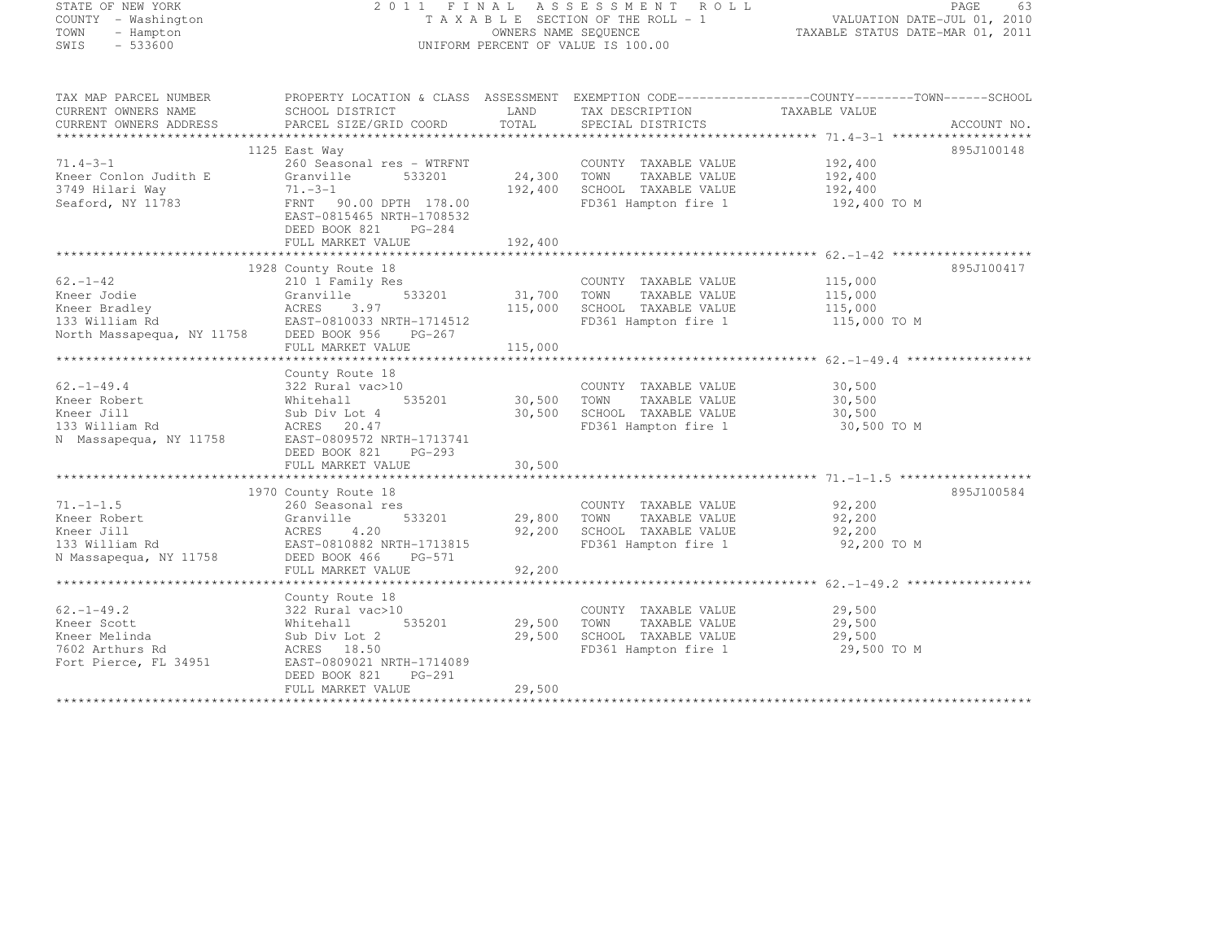STATE OF NEW YORK
COUNTY - Washington
TOWN - Hampton
SWIS - 533600

2011 FINAL ASSESSMENT ROLL
TAXABLE SECTION OF THE ROLL - 1
OWNERS NAME SEQUENCE
UNIFORM PERCENT OF VALUE IS 100.00

VALUATION DATE-JUL 01, 2010
TAXABLE STATUS DATE-MAR 01, 2011

| TAX MAP PARCEL NUMBER / CURRENT OWNERS NAME / CURRENT OWNERS ADDRESS | PROPERTY LOCATION & CLASS / SCHOOL DISTRICT / PARCEL SIZE/GRID COORD | ASSESSMENT LAND / TOTAL | EXEMPTION CODE / TAX DESCRIPTION / SPECIAL DISTRICTS | COUNTY / TOWN / SCHOOL TAXABLE VALUE | ACCOUNT NO. |
|---|---|---|---|---|---|
| 71.4-3-1 | 1125 East Way | | | | 895J100148 |
| Kneer Conlon Judith E | 260 Seasonal res - WTRFNT | | COUNTY TAXABLE VALUE | 192,400 | |
| 3749 Hilari Way | Granville 533201 | 24,300 | TOWN TAXABLE VALUE | 192,400 | |
| Seaford, NY 11783 | 71.-3-1 | 192,400 | SCHOOL TAXABLE VALUE | 192,400 | |
| | FRNT 90.00 DPTH 178.00 | | FD361 Hampton fire 1 | 192,400 TO M | |
| | EAST-0815465 NRTH-1708532 | | | | |
| | DEED BOOK 821 PG-284 | | | | |
| | FULL MARKET VALUE | 192,400 | | | |
| 62.-1-42 | 1928 County Route 18 | | | | 895J100417 |
| Kneer Jodie | 210 1 Family Res | | COUNTY TAXABLE VALUE | 115,000 | |
| Kneer Bradley | Granville 533201 | 31,700 | TOWN TAXABLE VALUE | 115,000 | |
| 133 William Rd | ACRES 3.97 | 115,000 | SCHOOL TAXABLE VALUE | 115,000 | |
| North Massapequa, NY 11758 | EAST-0810033 NRTH-1714512 | | FD361 Hampton fire 1 | 115,000 TO M | |
| | DEED BOOK 956 PG-267 | | | | |
| | FULL MARKET VALUE | 115,000 | | | |
| 62.-1-49.4 | County Route 18 | | | | |
| Kneer Robert | 322 Rural vac>10 | | COUNTY TAXABLE VALUE | 30,500 | |
| Kneer Jill | Whitehall 535201 | 30,500 | TOWN TAXABLE VALUE | 30,500 | |
| 133 William Rd | Sub Div Lot 4 | 30,500 | SCHOOL TAXABLE VALUE | 30,500 | |
| N Massapequa, NY 11758 | ACRES 20.47 | | FD361 Hampton fire 1 | 30,500 TO M | |
| | EAST-0809572 NRTH-1713741 | | | | |
| | DEED BOOK 821 PG-293 | | | | |
| | FULL MARKET VALUE | 30,500 | | | |
| 71.-1-1.5 | 1970 County Route 18 | | | | 895J100584 |
| Kneer Robert | 260 Seasonal res | | COUNTY TAXABLE VALUE | 92,200 | |
| Kneer Jill | Granville 533201 | 29,800 | TOWN TAXABLE VALUE | 92,200 | |
| 133 William Rd | ACRES 4.20 | 92,200 | SCHOOL TAXABLE VALUE | 92,200 | |
| N Massapequa, NY 11758 | EAST-0810882 NRTH-1713815 | | FD361 Hampton fire 1 | 92,200 TO M | |
| | DEED BOOK 466 PG-571 | | | | |
| | FULL MARKET VALUE | 92,200 | | | |
| 62.-1-49.2 | County Route 18 | | | | |
| Kneer Scott | 322 Rural vac>10 | | COUNTY TAXABLE VALUE | 29,500 | |
| Kneer Melinda | Whitehall 535201 | 29,500 | TOWN TAXABLE VALUE | 29,500 | |
| 7602 Arthurs Rd | Sub Div Lot 2 | 29,500 | SCHOOL TAXABLE VALUE | 29,500 | |
| Fort Pierce, FL 34951 | ACRES 18.50 | | FD361 Hampton fire 1 | 29,500 TO M | |
| | EAST-0809021 NRTH-1714089 | | | | |
| | DEED BOOK 821 PG-291 | | | | |
| | FULL MARKET VALUE | 29,500 | | | |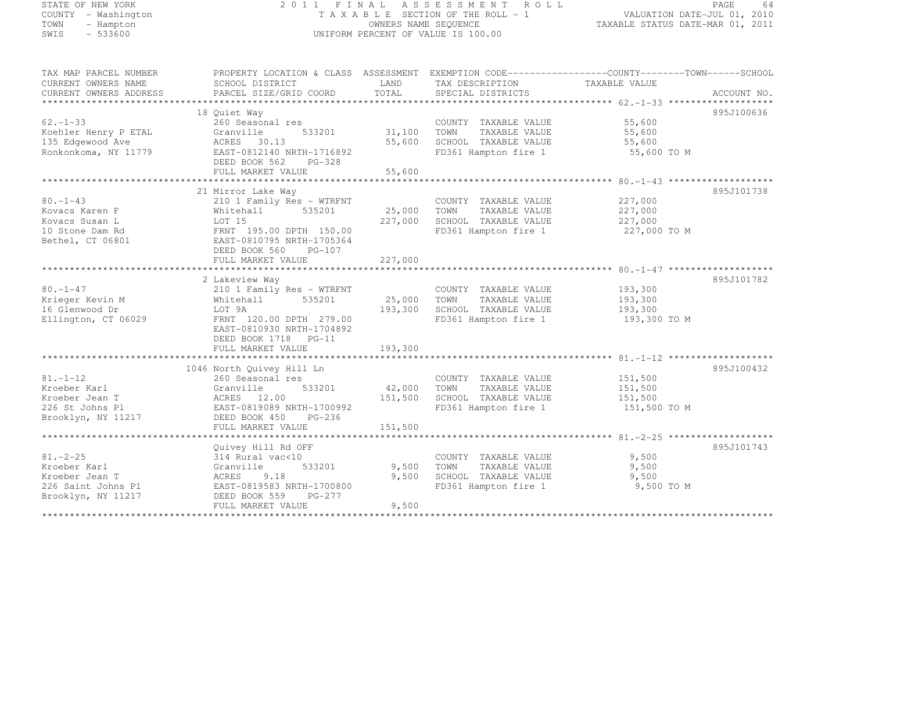STATE OF NEW YORK
COUNTY - Washington
TOWN - Hampton
SWIS - 533600

# 2011 FINAL ASSESSMENT ROLL

TAXABLE SECTION OF THE ROLL - 1
OWNERS NAME SEQUENCE
UNIFORM PERCENT OF VALUE IS 100.00

VALUATION DATE-JUL 01, 2010
TAXABLE STATUS DATE-MAR 01, 2011

| TAX MAP PARCEL NUMBER / CURRENT OWNERS NAME / CURRENT OWNERS ADDRESS | PROPERTY LOCATION & CLASS / SCHOOL DISTRICT / PARCEL SIZE/GRID COORD | ASSESSMENT LAND / TOTAL | EXEMPTION CODE / TAX DESCRIPTION / SPECIAL DISTRICTS | COUNTY--------TOWN------SCHOOL TAXABLE VALUE | ACCOUNT NO. |
|---|---|---|---|---|---|
| **62.-1-33** | 18 Quiet Way | | | | 895J100636 |
| | 260 Seasonal res | | COUNTY TAXABLE VALUE | 55,600 | |
| Koehler Henry P ETAL | Granville 533201 | 31,100 | TOWN TAXABLE VALUE | 55,600 | |
| 135 Edgewood Ave | ACRES 30.13 | 55,600 | SCHOOL TAXABLE VALUE | 55,600 | |
| Ronkonkoma, NY 11779 | EAST-0812140 NRTH-1716892 | | FD361 Hampton fire 1 | 55,600 TO M | |
| | DEED BOOK 562 PG-328 | | | | |
| | FULL MARKET VALUE | 55,600 | | | |
| **80.-1-43** | 21 Mirror Lake Way | | | | 895J101738 |
| | 210 1 Family Res - WTRFNT | | COUNTY TAXABLE VALUE | 227,000 | |
| Kovacs Karen F | Whitehall 535201 | 25,000 | TOWN TAXABLE VALUE | 227,000 | |
| Kovacs Susan L | LOT 15 | 227,000 | SCHOOL TAXABLE VALUE | 227,000 | |
| 10 Stone Dam Rd | FRNT 195.00 DPTH 150.00 | | FD361 Hampton fire 1 | 227,000 TO M | |
| Bethel, CT 06801 | EAST-0810795 NRTH-1705364 | | | | |
| | DEED BOOK 560 PG-107 | | | | |
| | FULL MARKET VALUE | 227,000 | | | |
| **80.-1-47** | 2 Lakeview Way | | | | 895J101782 |
| | 210 1 Family Res - WTRFNT | | COUNTY TAXABLE VALUE | 193,300 | |
| Krieger Kevin M | Whitehall 535201 | 25,000 | TOWN TAXABLE VALUE | 193,300 | |
| 16 Glenwood Dr | LOT 9A | 193,300 | SCHOOL TAXABLE VALUE | 193,300 | |
| Ellington, CT 06029 | FRNT 120.00 DPTH 279.00 | | FD361 Hampton fire 1 | 193,300 TO M | |
| | EAST-0810930 NRTH-1704892 | | | | |
| | DEED BOOK 1718 PG-11 | | | | |
| | FULL MARKET VALUE | 193,300 | | | |
| **81.-1-12** | 1046 North Quivey Hill Ln | | | | 895J100432 |
| | 260 Seasonal res | | COUNTY TAXABLE VALUE | 151,500 | |
| Kroeber Karl | Granville 533201 | 42,000 | TOWN TAXABLE VALUE | 151,500 | |
| Kroeber Jean T | ACRES 12.00 | 151,500 | SCHOOL TAXABLE VALUE | 151,500 | |
| 226 St Johns Pl | EAST-0819089 NRTH-1700992 | | FD361 Hampton fire 1 | 151,500 TO M | |
| Brooklyn, NY 11217 | DEED BOOK 450 PG-236 | | | | |
| | FULL MARKET VALUE | 151,500 | | | |
| **81.-2-25** | Quivey Hill Rd OFF | | | | 895J101743 |
| | 314 Rural vac<10 | | COUNTY TAXABLE VALUE | 9,500 | |
| Kroeber Karl | Granville 533201 | 9,500 | TOWN TAXABLE VALUE | 9,500 | |
| Kroeber Jean T | ACRES 9.18 | 9,500 | SCHOOL TAXABLE VALUE | 9,500 | |
| 226 Saint Johns Pl | EAST-0819583 NRTH-1700800 | | FD361 Hampton fire 1 | 9,500 TO M | |
| Brooklyn, NY 11217 | DEED BOOK 559 PG-277 | | | | |
| | FULL MARKET VALUE | 9,500 | | | |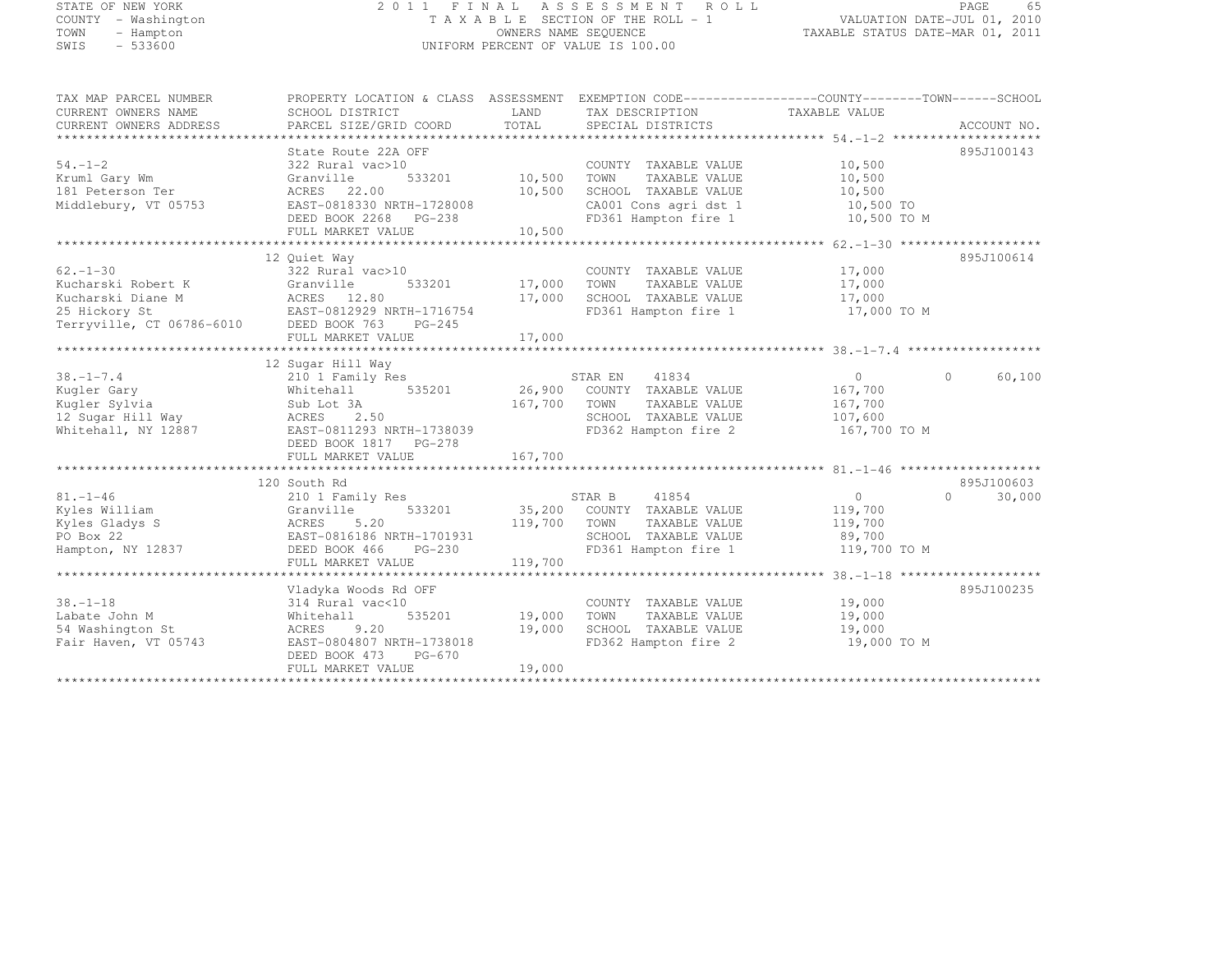STATE OF NEW YORK
COUNTY - Washington
TOWN - Hampton
SWIS - 533600

2011 FINAL ASSESSMENT ROLL
TAXABLE SECTION OF THE ROLL - 1
OWNERS NAME SEQUENCE
UNIFORM PERCENT OF VALUE IS 100.00

VALUATION DATE-JUL 01, 2010
TAXABLE STATUS DATE-MAR 01, 2011

```
TAX MAP PARCEL NUMBER          PROPERTY LOCATION & CLASS  ASSESSMENT  EXEMPTION CODE------------------COUNTY--------TOWN------SCHOOL
CURRENT OWNERS NAME            SCHOOL DISTRICT             LAND       TAX DESCRIPTION              TAXABLE VALUE
CURRENT OWNERS ADDRESS         PARCEL SIZE/GRID COORD      TOTAL      SPECIAL DISTRICTS                                  ACCOUNT NO.
******************************************************************************************************* 54.-1-2 ********************
                               State Route 22A OFF                                                                   895J100143
54.-1-2                        322 Rural vac>10                       COUNTY  TAXABLE VALUE          10,500
Kruml Gary Wm                  Granville       533201      10,500     TOWN    TAXABLE VALUE          10,500
181 Peterson Ter               ACRES  22.00                10,500     SCHOOL  TAXABLE VALUE          10,500
Middlebury, VT 05753           EAST-0818330 NRTH-1728008              CA001 Cons agri dst 1           10,500 TO
                               DEED BOOK 2268   PG-238                FD361 Hampton fire 1            10,500 TO M
                               FULL MARKET VALUE           10,500
******************************************************************************************************* 62.-1-30 *******************
                               12 Quiet Way                                                                          895J100614
62.-1-30                       322 Rural vac>10                       COUNTY  TAXABLE VALUE          17,000
Kucharski Robert K             Granville       533201      17,000     TOWN    TAXABLE VALUE          17,000
Kucharski Diane M              ACRES  12.80                17,000     SCHOOL  TAXABLE VALUE          17,000
25 Hickory St                  EAST-0812929 NRTH-1716754              FD361 Hampton fire 1            17,000 TO M
Terryville, CT 06786-6010      DEED BOOK 763    PG-245
                               FULL MARKET VALUE           17,000
******************************************************************************************************* 38.-1-7.4 ******************
                               12 Sugar Hill Way
38.-1-7.4                      210 1 Family Res                       STAR EN    41834                0              0      60,100
Kugler Gary                    Whitehall       535201      26,900     COUNTY  TAXABLE VALUE         167,700
Kugler Sylvia                  Sub Lot 3A                 167,700     TOWN    TAXABLE VALUE         167,700
12 Sugar Hill Way              ACRES   2.50                           SCHOOL  TAXABLE VALUE         107,600
Whitehall, NY 12887            EAST-0811293 NRTH-1738039              FD362 Hampton fire 2           167,700 TO M
                               DEED BOOK 1817   PG-278
                               FULL MARKET VALUE          167,700
******************************************************************************************************* 81.-1-46 *******************
                               120 South Rd                                                                          895J100603
81.-1-46                       210 1 Family Res                       STAR B     41854                0              0      30,000
Kyles William                  Granville       533201      35,200     COUNTY  TAXABLE VALUE         119,700
Kyles Gladys S                 ACRES   5.20               119,700     TOWN    TAXABLE VALUE         119,700
PO Box 22                      EAST-0816186 NRTH-1701931              SCHOOL  TAXABLE VALUE          89,700
Hampton, NY 12837              DEED BOOK 466    PG-230                FD361 Hampton fire 1           119,700 TO M
                               FULL MARKET VALUE          119,700
******************************************************************************************************* 38.-1-18 *******************
                               Vladyka Woods Rd OFF                                                                  895J100235
38.-1-18                       314 Rural vac<10                       COUNTY  TAXABLE VALUE          19,000
Labate John M                  Whitehall       535201      19,000     TOWN    TAXABLE VALUE          19,000
54 Washington St               ACRES   9.20                19,000     SCHOOL  TAXABLE VALUE          19,000
Fair Haven, VT 05743           EAST-0804807 NRTH-1738018              FD362 Hampton fire 2            19,000 TO M
                               DEED BOOK 473    PG-670
                               FULL MARKET VALUE           19,000
************************************************************************************************************************************
```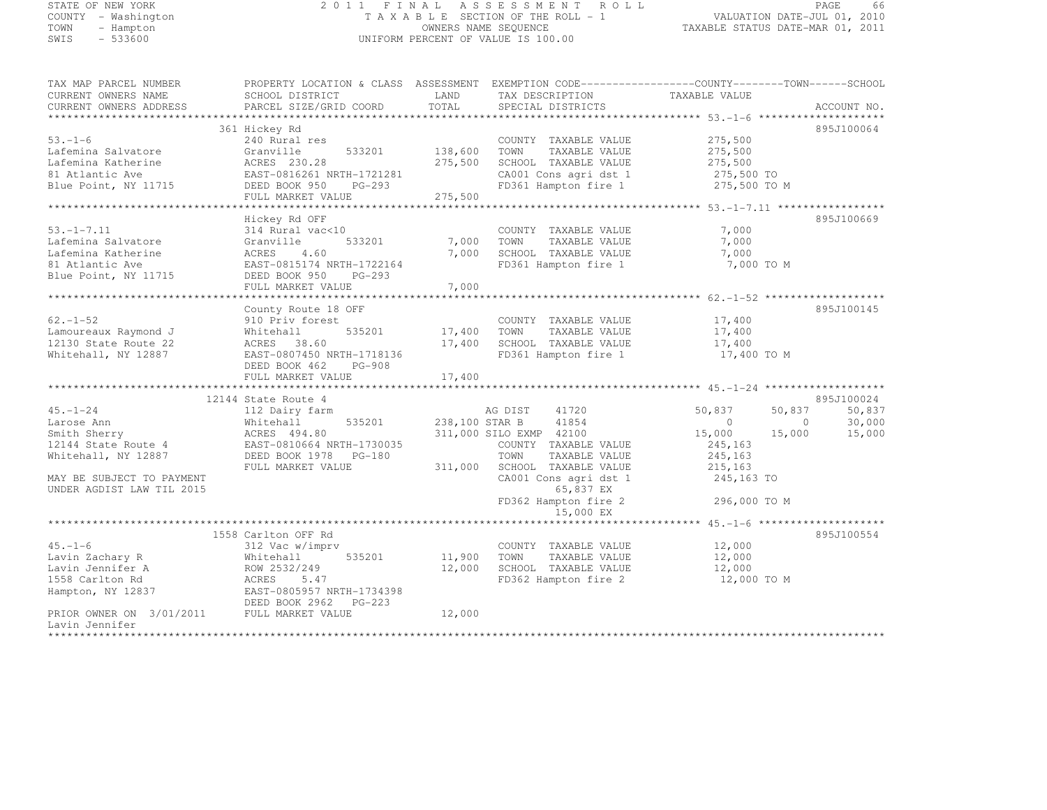STATE OF NEW YORK — 2011 FINAL ASSESSMENT ROLL
COUNTY - Washington — TAXABLE SECTION OF THE ROLL - 1 — VALUATION DATE-JUL 01, 2010
TOWN - Hampton — OWNERS NAME SEQUENCE — TAXABLE STATUS DATE-MAR 01, 2011
SWIS - 533600 — UNIFORM PERCENT OF VALUE IS 100.00

```
TAX MAP PARCEL NUMBER          PROPERTY LOCATION & CLASS  ASSESSMENT  EXEMPTION CODE------------------COUNTY--------TOWN------SCHOOL
CURRENT OWNERS NAME            SCHOOL DISTRICT               LAND      TAX DESCRIPTION              TAXABLE VALUE
CURRENT OWNERS ADDRESS         PARCEL SIZE/GRID COORD        TOTAL     SPECIAL DISTRICTS                                      ACCOUNT NO.
******************************************************************************************************* 53.-1-6 ********************
                               361 Hickey Rd                                                                             895J100064
53.-1-6                        240 Rural res                            COUNTY  TAXABLE VALUE           275,500
Lafemina Salvatore             Granville      533201       138,600      TOWN    TAXABLE VALUE           275,500
Lafemina Katherine             ACRES  230.28               275,500      SCHOOL  TAXABLE VALUE           275,500
81 Atlantic Ave                EAST-0816261 NRTH-1721281                CA001 Cons agri dst 1            275,500 TO
Blue Point, NY 11715           DEED BOOK 950    PG-293                  FD361 Hampton fire 1             275,500 TO M
                               FULL MARKET VALUE           275,500
******************************************************************************************************* 53.-1-7.11 *****************
                               Hickey Rd OFF                                                                             895J100669
53.-1-7.11                     314 Rural vac<10                         COUNTY  TAXABLE VALUE             7,000
Lafemina Salvatore             Granville      533201         7,000      TOWN    TAXABLE VALUE             7,000
Lafemina Katherine             ACRES    4.60                 7,000      SCHOOL  TAXABLE VALUE             7,000
81 Atlantic Ave                EAST-0815174 NRTH-1722164                FD361 Hampton fire 1               7,000 TO M
Blue Point, NY 11715           DEED BOOK 950    PG-293
                               FULL MARKET VALUE             7,000
******************************************************************************************************* 62.-1-52 *******************
                               County Route 18 OFF                                                                       895J100145
62.-1-52                       910 Priv forest                          COUNTY  TAXABLE VALUE            17,400
Lamoureaux Raymond J           Whitehall      535201        17,400      TOWN    TAXABLE VALUE            17,400
12130 State Route 22           ACRES   38.60                17,400      SCHOOL  TAXABLE VALUE            17,400
Whitehall, NY 12887            EAST-0807450 NRTH-1718136                FD361 Hampton fire 1              17,400 TO M
                               DEED BOOK 462    PG-908
                               FULL MARKET VALUE            17,400
******************************************************************************************************* 45.-1-24 *******************
                               12144 State Route 4                                                                       895J100024
45.-1-24                       112 Dairy farm                     AG DIST     41720             50,837        50,837        50,837
Larose Ann                     Whitehall      535201       238,100 STAR B      41854                  0             0        30,000
Smith Sherry                   ACRES  494.80               311,000 SILO EXMP   42100             15,000        15,000        15,000
12144 State Route 4            EAST-0810664 NRTH-1730035                COUNTY  TAXABLE VALUE           245,163
Whitehall, NY 12887            DEED BOOK 1978   PG-180                  TOWN    TAXABLE VALUE           245,163
                               FULL MARKET VALUE           311,000      SCHOOL  TAXABLE VALUE           215,163
MAY BE SUBJECT TO PAYMENT                                               CA001 Cons agri dst 1            245,163 TO
UNDER AGDIST LAW TIL 2015                                                      65,837 EX
                                                                        FD362 Hampton fire 2             296,000 TO M
                                                                               15,000 EX
******************************************************************************************************* 45.-1-6 ********************
                               1558 Carlton OFF Rd                                                                       895J100554
45.-1-6                        312 Vac w/imprv                          COUNTY  TAXABLE VALUE            12,000
Lavin Zachary R                Whitehall      535201        11,900      TOWN    TAXABLE VALUE            12,000
Lavin Jennifer A               ROW 2532/249                 12,000      SCHOOL  TAXABLE VALUE            12,000
1558 Carlton Rd                ACRES    5.47                            FD362 Hampton fire 2              12,000 TO M
Hampton, NY 12837              EAST-0805957 NRTH-1734398
                               DEED BOOK 2962   PG-223
PRIOR OWNER ON 3/01/2011       FULL MARKET VALUE            12,000
Lavin Jennifer
************************************************************************************************************************************
```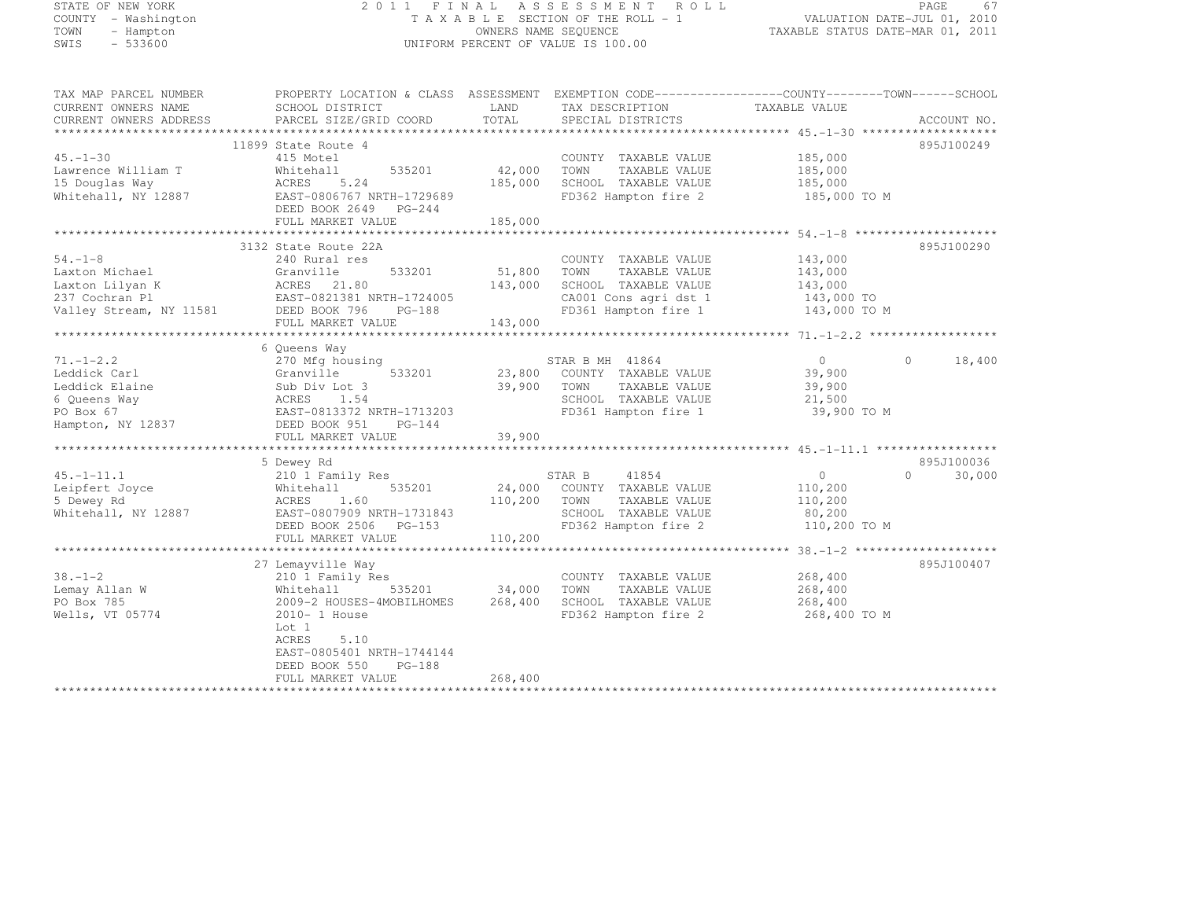STATE OF NEW YORK
COUNTY - Washington
TOWN - Hampton
SWIS - 533600

2011 FINAL ASSESSMENT ROLL
TAXABLE SECTION OF THE ROLL - 1
OWNERS NAME SEQUENCE
UNIFORM PERCENT OF VALUE IS 100.00

VALUATION DATE-JUL 01, 2010
TAXABLE STATUS DATE-MAR 01, 2011

```
TAX MAP PARCEL NUMBER          PROPERTY LOCATION & CLASS  ASSESSMENT  EXEMPTION CODE------------------COUNTY--------TOWN------SCHOOL
CURRENT OWNERS NAME            SCHOOL DISTRICT               LAND      TAX DESCRIPTION               TAXABLE VALUE
CURRENT OWNERS ADDRESS         PARCEL SIZE/GRID COORD        TOTAL     SPECIAL DISTRICTS                                  ACCOUNT NO.
*********************************************************************************************** 45.-1-30 ********************
                               11899 State Route 4                                                                        895J100249
45.-1-30                       415 Motel                               COUNTY  TAXABLE VALUE          185,000
Lawrence William T             Whitehall      535201      42,000       TOWN    TAXABLE VALUE          185,000
15 Douglas Way                 ACRES    5.24              185,000      SCHOOL  TAXABLE VALUE          185,000
Whitehall, NY 12887            EAST-0806767 NRTH-1729689               FD362 Hampton fire 2            185,000 TO M
                               DEED BOOK 2649   PG-244
                               FULL MARKET VALUE          185,000
*********************************************************************************************** 54.-1-8 *********************
                               3132 State Route 22A                                                                       895J100290
54.-1-8                        240 Rural res                           COUNTY  TAXABLE VALUE          143,000
Laxton Michael                 Granville      533201      51,800       TOWN    TAXABLE VALUE          143,000
Laxton Lilyan K                ACRES   21.80              143,000      SCHOOL  TAXABLE VALUE          143,000
237 Cochran Pl                 EAST-0821381 NRTH-1724005               CA001 Cons agri dst 1           143,000 TO
Valley Stream, NY 11581        DEED BOOK 796    PG-188                 FD361 Hampton fire 1            143,000 TO M
                               FULL MARKET VALUE          143,000
*********************************************************************************************** 71.-1-2.2 *******************
                               6 Queens Way
71.-1-2.2                      270 Mfg housing                         STAR B MH 41864                 0           0      18,400
Leddick Carl                   Granville      533201      23,800       COUNTY  TAXABLE VALUE           39,900
Leddick Elaine                 Sub Div Lot 3              39,900       TOWN    TAXABLE VALUE           39,900
6 Queens Way                   ACRES    1.54                           SCHOOL  TAXABLE VALUE           21,500
PO Box 67                      EAST-0813372 NRTH-1713203               FD361 Hampton fire 1             39,900 TO M
Hampton, NY 12837              DEED BOOK 951    PG-144
                               FULL MARKET VALUE           39,900
*********************************************************************************************** 45.-1-11.1 ******************
                               5 Dewey Rd                                                                                 895J100036
45.-1-11.1                     210 1 Family Res                        STAR B     41854                0           0      30,000
Leipfert Joyce                 Whitehall      535201      24,000       COUNTY  TAXABLE VALUE          110,200
5 Dewey Rd                     ACRES    1.60              110,200      TOWN    TAXABLE VALUE          110,200
Whitehall, NY 12887            EAST-0807909 NRTH-1731843               SCHOOL  TAXABLE VALUE           80,200
                               DEED BOOK 2506   PG-153                 FD362 Hampton fire 2            110,200 TO M
                               FULL MARKET VALUE          110,200
*********************************************************************************************** 38.-1-2 *********************
                               27 Lemayville Way                                                                          895J100407
38.-1-2                        210 1 Family Res                        COUNTY  TAXABLE VALUE          268,400
Lemay Allan W                  Whitehall      535201      34,000       TOWN    TAXABLE VALUE          268,400
PO Box 785                     2009-2 HOUSES-4MOBILHOMES  268,400      SCHOOL  TAXABLE VALUE          268,400
Wells, VT 05774                2010- 1 House                           FD362 Hampton fire 2            268,400 TO M
                               Lot 1
                               ACRES    5.10
                               EAST-0805401 NRTH-1744144
                               DEED BOOK 550    PG-188
                               FULL MARKET VALUE          268,400
******************************************************************************************************************************
```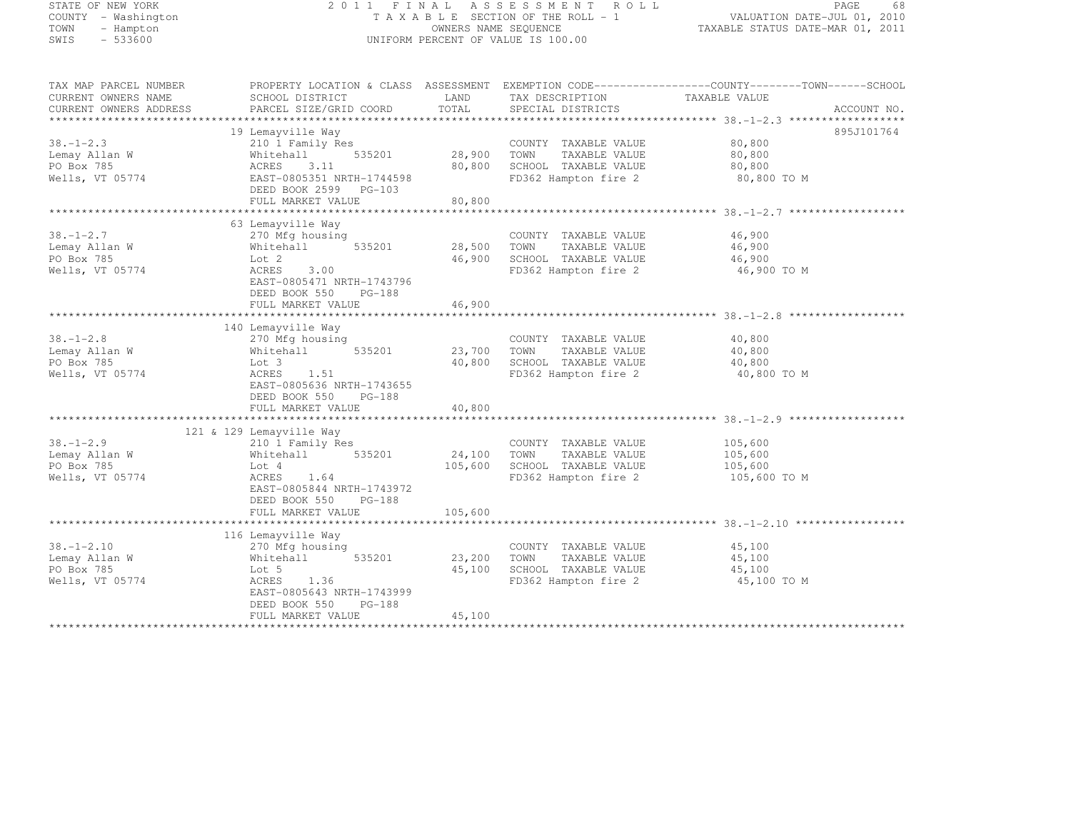STATE OF NEW YORK
COUNTY - Washington
TOWN - Hampton
SWIS - 533600

2011 FINAL ASSESSMENT ROLL
TAXABLE SECTION OF THE ROLL - 1
OWNERS NAME SEQUENCE
UNIFORM PERCENT OF VALUE IS 100.00

VALUATION DATE-JUL 01, 2010
TAXABLE STATUS DATE-MAR 01, 2011

| TAX MAP PARCEL NUMBER / CURRENT OWNERS NAME / CURRENT OWNERS ADDRESS | PROPERTY LOCATION & CLASS / SCHOOL DISTRICT / PARCEL SIZE/GRID COORD | ASSESSMENT LAND | TOTAL | EXEMPTION CODE / TAX DESCRIPTION / SPECIAL DISTRICTS | TAXABLE VALUE (COUNTY / TOWN / SCHOOL) | ACCOUNT NO. |
|---|---|---|---|---|---|---|
| 38.-1-2.3 | 19 Lemayville Way | | | | | 895J101764 |
| | 210 1 Family Res | | | COUNTY TAXABLE VALUE | 80,800 | |
| Lemay Allan W | Whitehall 535201 | 28,900 | | TOWN TAXABLE VALUE | 80,800 | |
| PO Box 785 | ACRES 3.11 | | 80,800 | SCHOOL TAXABLE VALUE | 80,800 | |
| Wells, VT 05774 | EAST-0805351 NRTH-1744598 | | | FD362 Hampton fire 2 | 80,800 TO M | |
| | DEED BOOK 2599 PG-103 | | | | | |
| | FULL MARKET VALUE | | 80,800 | | | |
| 38.-1-2.7 | 63 Lemayville Way | | | | | |
| | 270 Mfg housing | | | COUNTY TAXABLE VALUE | 46,900 | |
| Lemay Allan W | Whitehall 535201 | 28,500 | | TOWN TAXABLE VALUE | 46,900 | |
| PO Box 785 | Lot 2 | | 46,900 | SCHOOL TAXABLE VALUE | 46,900 | |
| Wells, VT 05774 | ACRES 3.00 | | | FD362 Hampton fire 2 | 46,900 TO M | |
| | EAST-0805471 NRTH-1743796 | | | | | |
| | DEED BOOK 550 PG-188 | | | | | |
| | FULL MARKET VALUE | | 46,900 | | | |
| 38.-1-2.8 | 140 Lemayville Way | | | | | |
| | 270 Mfg housing | | | COUNTY TAXABLE VALUE | 40,800 | |
| Lemay Allan W | Whitehall 535201 | 23,700 | | TOWN TAXABLE VALUE | 40,800 | |
| PO Box 785 | Lot 3 | | 40,800 | SCHOOL TAXABLE VALUE | 40,800 | |
| Wells, VT 05774 | ACRES 1.51 | | | FD362 Hampton fire 2 | 40,800 TO M | |
| | EAST-0805636 NRTH-1743655 | | | | | |
| | DEED BOOK 550 PG-188 | | | | | |
| | FULL MARKET VALUE | | 40,800 | | | |
| 38.-1-2.9 | 121 & 129 Lemayville Way | | | | | |
| | 210 1 Family Res | | | COUNTY TAXABLE VALUE | 105,600 | |
| Lemay Allan W | Whitehall 535201 | 24,100 | | TOWN TAXABLE VALUE | 105,600 | |
| PO Box 785 | Lot 4 | | 105,600 | SCHOOL TAXABLE VALUE | 105,600 | |
| Wells, VT 05774 | ACRES 1.64 | | | FD362 Hampton fire 2 | 105,600 TO M | |
| | EAST-0805844 NRTH-1743972 | | | | | |
| | DEED BOOK 550 PG-188 | | | | | |
| | FULL MARKET VALUE | | 105,600 | | | |
| 38.-1-2.10 | 116 Lemayville Way | | | | | |
| | 270 Mfg housing | | | COUNTY TAXABLE VALUE | 45,100 | |
| Lemay Allan W | Whitehall 535201 | 23,200 | | TOWN TAXABLE VALUE | 45,100 | |
| PO Box 785 | Lot 5 | | 45,100 | SCHOOL TAXABLE VALUE | 45,100 | |
| Wells, VT 05774 | ACRES 1.36 | | | FD362 Hampton fire 2 | 45,100 TO M | |
| | EAST-0805643 NRTH-1743999 | | | | | |
| | DEED BOOK 550 PG-188 | | | | | |
| | FULL MARKET VALUE | | 45,100 | | | |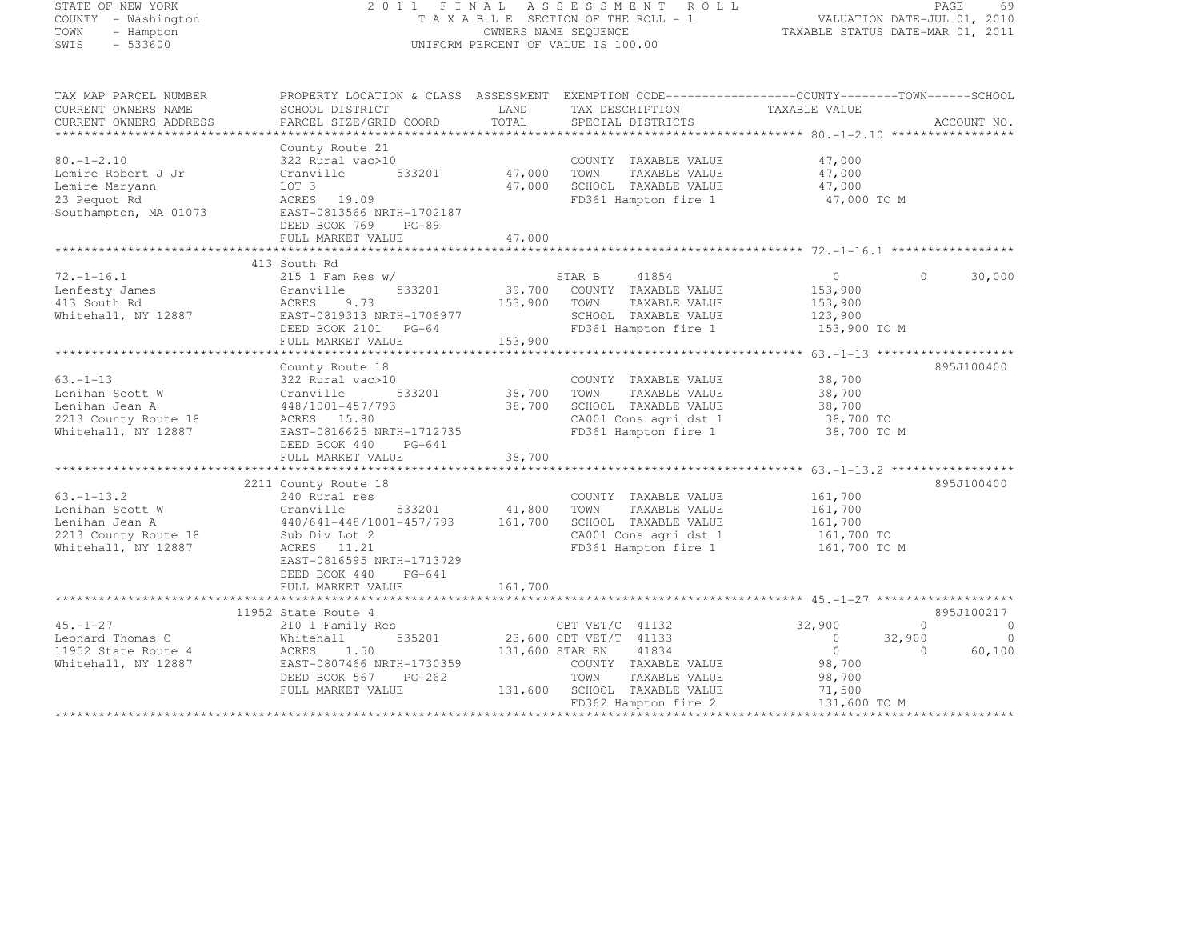STATE OF NEW YORK
COUNTY - Washington
TOWN - Hampton
SWIS - 533600

2 0 1 1 F I N A L A S S E S S M E N T R O L L
T A X A B L E SECTION OF THE ROLL - 1
OWNERS NAME SEQUENCE
UNIFORM PERCENT OF VALUE IS 100.00

VALUATION DATE-JUL 01, 2010
TAXABLE STATUS DATE-MAR 01, 2011

```
TAX MAP PARCEL NUMBER          PROPERTY LOCATION & CLASS  ASSESSMENT  EXEMPTION CODE------------------COUNTY--------TOWN------SCHOOL
CURRENT OWNERS NAME            SCHOOL DISTRICT             LAND        TAX DESCRIPTION               TAXABLE VALUE
CURRENT OWNERS ADDRESS         PARCEL SIZE/GRID COORD      TOTAL       SPECIAL DISTRICTS                                      ACCOUNT NO.
************************************************************************************************** 80.-1-2.10 *****************
                               County Route 21
80.-1-2.10                     322 Rural vac>10                         COUNTY  TAXABLE VALUE          47,000
Lemire Robert J Jr             Granville       533201        47,000    TOWN    TAXABLE VALUE          47,000
Lemire Maryann                 LOT 3                         47,000    SCHOOL  TAXABLE VALUE          47,000
23 Pequot Rd                   ACRES  19.09                             FD361 Hampton fire 1            47,000 TO M
Southampton, MA 01073          EAST-0813566 NRTH-1702187
                               DEED BOOK 769    PG-89
                               FULL MARKET VALUE             47,000
************************************************************************************************** 72.-1-16.1 *****************
                               413 South Rd
72.-1-16.1                     215 1 Fam Res w/                        STAR B    41854                   0            0       30,000
Lenfesty James                 Granville       533201        39,700    COUNTY  TAXABLE VALUE         153,900
413 South Rd                   ACRES    9.73                153,900    TOWN    TAXABLE VALUE         153,900
Whitehall, NY 12887            EAST-0819313 NRTH-1706977                SCHOOL  TAXABLE VALUE         123,900
                               DEED BOOK 2101   PG-64                   FD361 Hampton fire 1           153,900 TO M
                               FULL MARKET VALUE            153,900
************************************************************************************************** 63.-1-13 *******************
                               County Route 18                                                                        895J100400
63.-1-13                       322 Rural vac>10                         COUNTY  TAXABLE VALUE          38,700
Lenihan Scott W                Granville       533201        38,700    TOWN    TAXABLE VALUE          38,700
Lenihan Jean A                 448/1001-457/793              38,700    SCHOOL  TAXABLE VALUE          38,700
2213 County Route 18           ACRES  15.80                             CA001 Cons agri dst 1           38,700 TO
Whitehall, NY 12887            EAST-0816625 NRTH-1712735                FD361 Hampton fire 1            38,700 TO M
                               DEED BOOK 440    PG-641
                               FULL MARKET VALUE             38,700
************************************************************************************************** 63.-1-13.2 *****************
                               2211 County Route 18                                                                   895J100400
63.-1-13.2                     240 Rural res                            COUNTY  TAXABLE VALUE         161,700
Lenihan Scott W                Granville       533201        41,800    TOWN    TAXABLE VALUE         161,700
Lenihan Jean A                 440/641-448/1001-457/793     161,700    SCHOOL  TAXABLE VALUE         161,700
2213 County Route 18           Sub Div Lot 2                            CA001 Cons agri dst 1          161,700 TO
Whitehall, NY 12887            ACRES  11.21                             FD361 Hampton fire 1           161,700 TO M
                               EAST-0816595 NRTH-1713729
                               DEED BOOK 440    PG-641
                               FULL MARKET VALUE            161,700
************************************************************************************************** 45.-1-27 *******************
                               11952 State Route 4                                                                    895J100217
45.-1-27                       210 1 Family Res                        CBT VET/C  41132             32,900            0            0
Leonard Thomas C               Whitehall       535201        23,600 CBT VET/T  41133                  0       32,900            0
11952 State Route 4            ACRES    1.50                131,600 STAR EN    41834                  0            0       60,100
Whitehall, NY 12887            EAST-0807466 NRTH-1730359                COUNTY  TAXABLE VALUE          98,700
                               DEED BOOK 567    PG-262                  TOWN    TAXABLE VALUE          98,700
                               FULL MARKET VALUE            131,600    SCHOOL  TAXABLE VALUE          71,500
                                                                        FD362 Hampton fire 2           131,600 TO M
********************************************************************************************************************************
```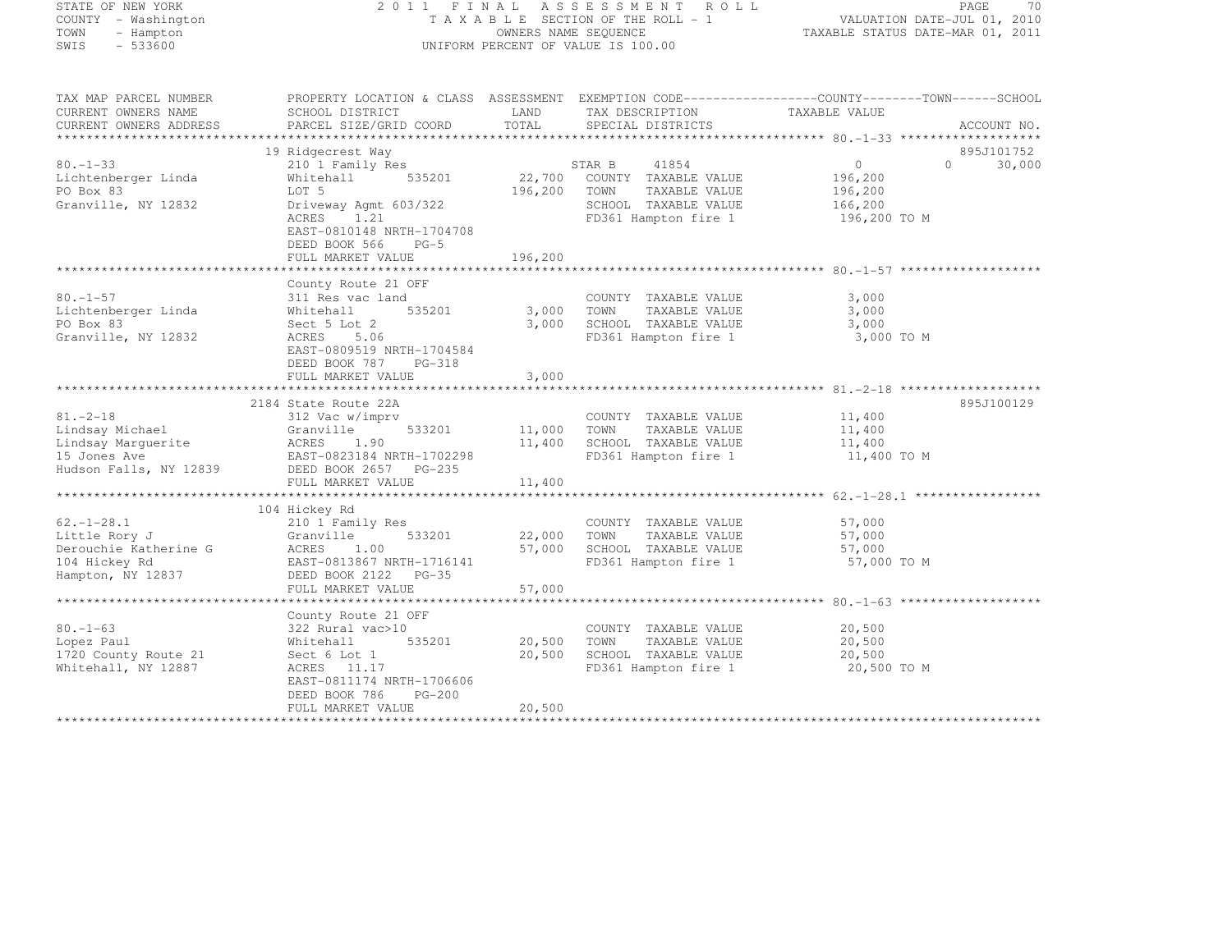STATE OF NEW YORK
COUNTY - Washington
TOWN - Hampton
SWIS - 533600

2011 FINAL ASSESSMENT ROLL
TAXABLE SECTION OF THE ROLL - 1
OWNERS NAME SEQUENCE
UNIFORM PERCENT OF VALUE IS 100.00

VALUATION DATE-JUL 01, 2010
TAXABLE STATUS DATE-MAR 01, 2011

| TAX MAP PARCEL NUMBER / CURRENT OWNERS NAME / CURRENT OWNERS ADDRESS | PROPERTY LOCATION & CLASS / SCHOOL DISTRICT / PARCEL SIZE/GRID COORD | ASSESSMENT LAND / TOTAL | EXEMPTION CODE / TAX DESCRIPTION / SPECIAL DISTRICTS | COUNTY / TOWN / SCHOOL TAXABLE VALUE | ACCOUNT NO. |
|---|---|---|---|---|---|
| 80.-1-33 | 19 Ridgecrest Way | | | | 895J101752 |
| Lichtenberger Linda | 210 1 Family Res | | STAR B 41854 | 0 0 30,000 | |
| PO Box 83 | Whitehall 535201 | 22,700 | COUNTY TAXABLE VALUE | 196,200 | |
| Granville, NY 12832 | LOT 5 | 196,200 | TOWN TAXABLE VALUE | 196,200 | |
| | Driveway Agmt 603/322 | | SCHOOL TAXABLE VALUE | 166,200 | |
| | ACRES 1.21 | | FD361 Hampton fire 1 | 196,200 TO M | |
| | EAST-0810148 NRTH-1704708 | | | | |
| | DEED BOOK 566 PG-5 | | | | |
| | FULL MARKET VALUE | 196,200 | | | |
| 80.-1-57 | County Route 21 OFF | | | | |
| Lichtenberger Linda | 311 Res vac land | | COUNTY TAXABLE VALUE | 3,000 | |
| PO Box 83 | Whitehall 535201 | 3,000 | TOWN TAXABLE VALUE | 3,000 | |
| Granville, NY 12832 | Sect 5 Lot 2 | 3,000 | SCHOOL TAXABLE VALUE | 3,000 | |
| | ACRES 5.06 | | FD361 Hampton fire 1 | 3,000 TO M | |
| | EAST-0809519 NRTH-1704584 | | | | |
| | DEED BOOK 787 PG-318 | | | | |
| | FULL MARKET VALUE | 3,000 | | | |
| 81.-2-18 | 2184 State Route 22A | | | | 895J100129 |
| Lindsay Michael | 312 Vac w/imprv | | COUNTY TAXABLE VALUE | 11,400 | |
| Lindsay Marguerite | Granville 533201 | 11,000 | TOWN TAXABLE VALUE | 11,400 | |
| 15 Jones Ave | ACRES 1.90 | 11,400 | SCHOOL TAXABLE VALUE | 11,400 | |
| Hudson Falls, NY 12839 | EAST-0823184 NRTH-1702298 | | FD361 Hampton fire 1 | 11,400 TO M | |
| | DEED BOOK 2657 PG-235 | | | | |
| | FULL MARKET VALUE | 11,400 | | | |
| 62.-1-28.1 | 104 Hickey Rd | | | | |
| Little Rory J | 210 1 Family Res | | COUNTY TAXABLE VALUE | 57,000 | |
| Derouchie Katherine G | Granville 533201 | 22,000 | TOWN TAXABLE VALUE | 57,000 | |
| 104 Hickey Rd | ACRES 1.00 | 57,000 | SCHOOL TAXABLE VALUE | 57,000 | |
| Hampton, NY 12837 | EAST-0813867 NRTH-1716141 | | FD361 Hampton fire 1 | 57,000 TO M | |
| | DEED BOOK 2122 PG-35 | | | | |
| | FULL MARKET VALUE | 57,000 | | | |
| 80.-1-63 | County Route 21 OFF | | | | |
| Lopez Paul | 322 Rural vac>10 | | COUNTY TAXABLE VALUE | 20,500 | |
| 1720 County Route 21 | Whitehall 535201 | 20,500 | TOWN TAXABLE VALUE | 20,500 | |
| Whitehall, NY 12887 | Sect 6 Lot 1 | 20,500 | SCHOOL TAXABLE VALUE | 20,500 | |
| | ACRES 11.17 | | FD361 Hampton fire 1 | 20,500 TO M | |
| | EAST-0811174 NRTH-1706606 | | | | |
| | DEED BOOK 786 PG-200 | | | | |
| | FULL MARKET VALUE | 20,500 | | | |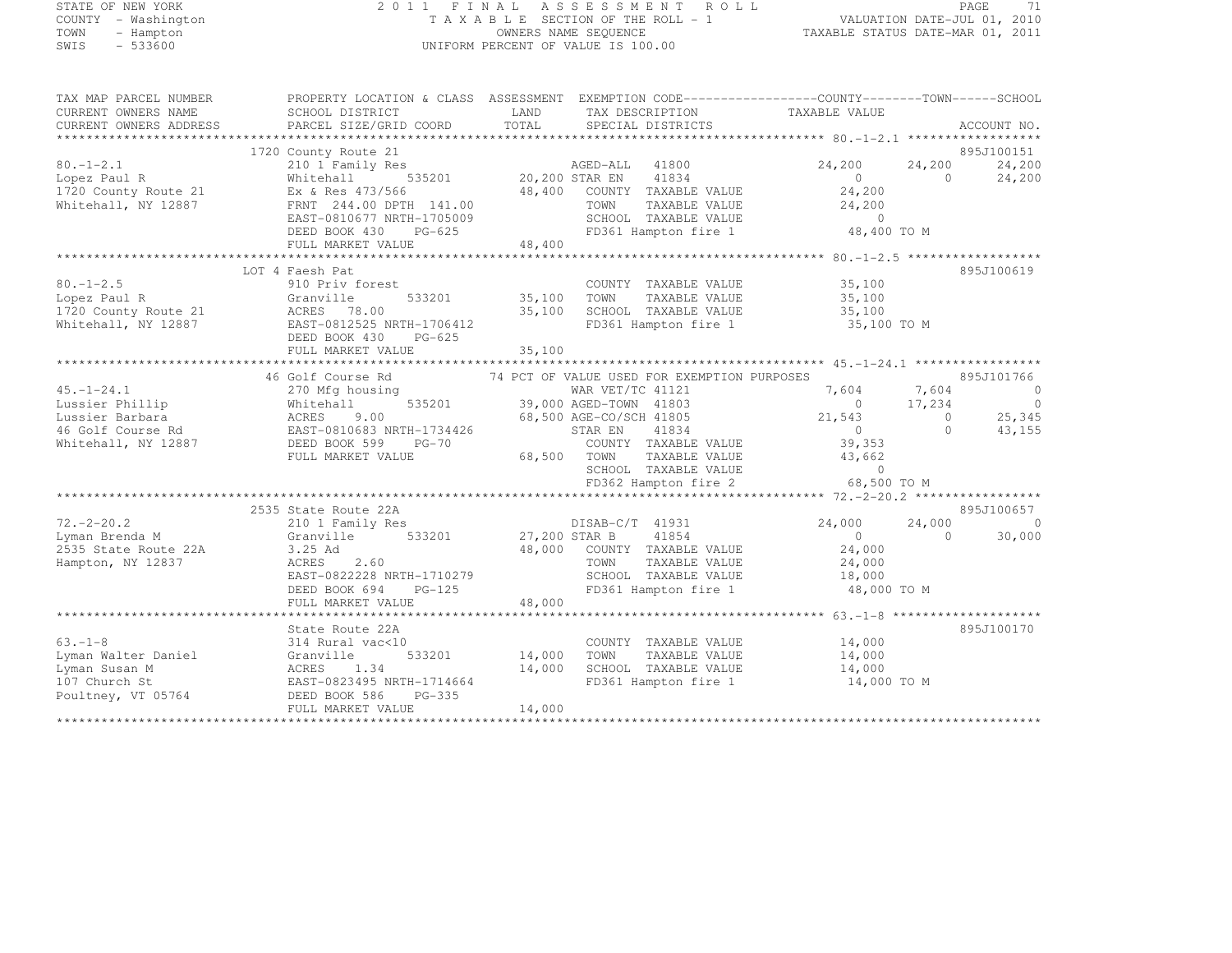STATE OF NEW YORK — 2011 FINAL ASSESSMENT ROLL
COUNTY - Washington — TAXABLE SECTION OF THE ROLL - 1 — VALUATION DATE-JUL 01, 2010
TOWN - Hampton — OWNERS NAME SEQUENCE — TAXABLE STATUS DATE-MAR 01, 2011
SWIS - 533600 — UNIFORM PERCENT OF VALUE IS 100.00

```
TAX MAP PARCEL NUMBER          PROPERTY LOCATION & CLASS  ASSESSMENT  EXEMPTION CODE------------------COUNTY--------TOWN------SCHOOL
CURRENT OWNERS NAME            SCHOOL DISTRICT              LAND      TAX DESCRIPTION              TAXABLE VALUE
CURRENT OWNERS ADDRESS         PARCEL SIZE/GRID COORD       TOTAL     SPECIAL DISTRICTS                                       ACCOUNT NO.
******************************************************************************************************* 80.-1-2.1 ******************
                               1720 County Route 21                                                                          895J100151
80.-1-2.1                      210 1 Family Res                        AGED-ALL   41800          24,200      24,200       24,200
Lopez Paul R                   Whitehall       535201       20,200 STAR EN    41834               0           0          24,200
1720 County Route 21           Ex & Res 473/566             48,400    COUNTY  TAXABLE VALUE          24,200
Whitehall, NY 12887            FRNT 244.00 DPTH 141.00                TOWN    TAXABLE VALUE          24,200
                               EAST-0810677 NRTH-1705009              SCHOOL  TAXABLE VALUE               0
                               DEED BOOK 430    PG-625                FD361 Hampton fire 1            48,400 TO M
                               FULL MARKET VALUE            48,400
******************************************************************************************************* 80.-1-2.5 ******************
                               LOT 4 Faesh Pat                                                                               895J100619
80.-1-2.5                      910 Priv forest                        COUNTY  TAXABLE VALUE          35,100
Lopez Paul R                   Granville       533201       35,100    TOWN    TAXABLE VALUE          35,100
1720 County Route 21           ACRES  78.00                 35,100    SCHOOL  TAXABLE VALUE          35,100
Whitehall, NY 12887            EAST-0812525 NRTH-1706412              FD361 Hampton fire 1            35,100 TO M
                               DEED BOOK 430    PG-625
                               FULL MARKET VALUE            35,100
******************************************************************************************************* 45.-1-24.1 *****************
                               46 Golf Course Rd           74 PCT OF VALUE USED FOR EXEMPTION PURPOSES                       895J101766
45.-1-24.1                     270 Mfg housing                        WAR VET/TC 41121            7,604       7,604            0
Lussier Phillip                Whitehall       535201       39,000 AGED-TOWN  41803               0      17,234            0
Lussier Barbara                ACRES    9.00                68,500 AGE-CO/SCH 41805          21,543           0       25,345
46 Golf Course Rd              EAST-0810683 NRTH-1734426              STAR EN    41834               0           0       43,155
Whitehall, NY 12887            DEED BOOK 599    PG-70                 COUNTY  TAXABLE VALUE          39,353
                               FULL MARKET VALUE            68,500    TOWN    TAXABLE VALUE          43,662
                                                                      SCHOOL  TAXABLE VALUE               0
                                                                      FD362 Hampton fire 2            68,500 TO M
******************************************************************************************************* 72.-2-20.2 *****************
                               2535 State Route 22A                                                                          895J100657
72.-2-20.2                     210 1 Family Res                        DISAB-C/T  41931          24,000      24,000            0
Lyman Brenda M                 Granville       533201       27,200 STAR B     41854               0           0          30,000
2535 State Route 22A           3.25 Ad                      48,000    COUNTY  TAXABLE VALUE          24,000
Hampton, NY 12837              ACRES    2.60                          TOWN    TAXABLE VALUE          24,000
                               EAST-0822228 NRTH-1710279              SCHOOL  TAXABLE VALUE          18,000
                               DEED BOOK 694    PG-125                FD361 Hampton fire 1            48,000 TO M
                               FULL MARKET VALUE            48,000
******************************************************************************************************* 63.-1-8 ********************
                               State Route 22A                                                                               895J100170
63.-1-8                        314 Rural vac<10                       COUNTY  TAXABLE VALUE          14,000
Lyman Walter Daniel            Granville       533201       14,000    TOWN    TAXABLE VALUE          14,000
Lyman Susan M                  ACRES    1.34                14,000    SCHOOL  TAXABLE VALUE          14,000
107 Church St                  EAST-0823495 NRTH-1714664              FD361 Hampton fire 1            14,000 TO M
Poultney, VT 05764             DEED BOOK 586    PG-335
                               FULL MARKET VALUE            14,000
************************************************************************************************************************************
```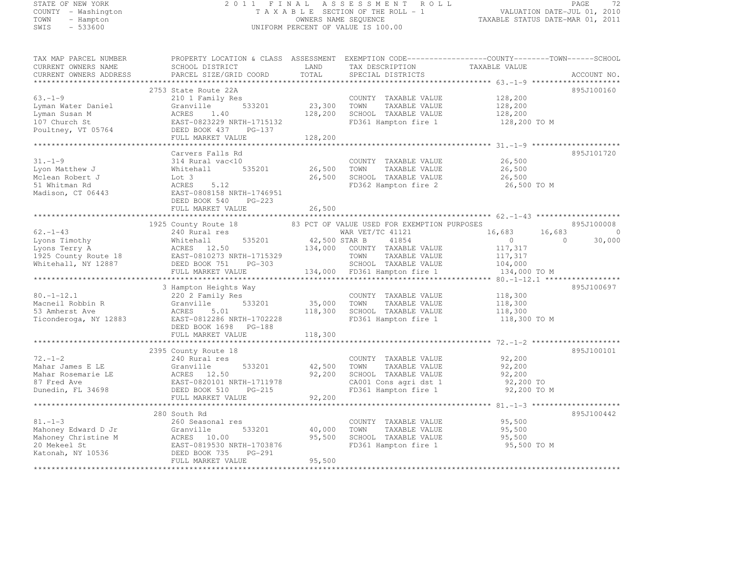STATE OF NEW YORK
COUNTY - Washington
TOWN - Hampton
SWIS - 533600

2011 FINAL ASSESSMENT ROLL
TAXABLE SECTION OF THE ROLL - 1
OWNERS NAME SEQUENCE
UNIFORM PERCENT OF VALUE IS 100.00

VALUATION DATE-JUL 01, 2010
TAXABLE STATUS DATE-MAR 01, 2011

| TAX MAP PARCEL NUMBER / CURRENT OWNERS NAME / CURRENT OWNERS ADDRESS | PROPERTY LOCATION & CLASS / SCHOOL DISTRICT / PARCEL SIZE/GRID COORD | ASSESSMENT LAND / TOTAL | EXEMPTION CODE / TAX DESCRIPTION / SPECIAL DISTRICTS | COUNTY | TOWN | SCHOOL | ACCOUNT NO. |
|---|---|---|---|---|---|---|---|
| 63.-1-9 | 2753 State Route 22A | | | | | | 895J100160 |
| Lyman Water Daniel | 210 1 Family Res | | COUNTY TAXABLE VALUE | 128,200 | | | |
| Lyman Susan M | Granville 533201 | 23,300 | TOWN TAXABLE VALUE | | 128,200 | | |
| 107 Church St | ACRES 1.40 | 128,200 | SCHOOL TAXABLE VALUE | | | 128,200 | |
| Poultney, VT 05764 | EAST-0823229 NRTH-1715132 | | FD361 Hampton fire 1 | 128,200 TO M | | | |
| | DEED BOOK 437 PG-137 | | | | | | |
| | FULL MARKET VALUE | 128,200 | | | | | |
| 31.-1-9 | Carvers Falls Rd | | | | | | 895J101720 |
| Lyon Matthew J | 314 Rural vac<10 | | COUNTY TAXABLE VALUE | 26,500 | | | |
| Mclean Robert J | Whitehall 535201 | 26,500 | TOWN TAXABLE VALUE | | 26,500 | | |
| 51 Whitman Rd | Lot 3 | 26,500 | SCHOOL TAXABLE VALUE | | | 26,500 | |
| Madison, CT 06443 | ACRES 5.12 | | FD362 Hampton fire 2 | 26,500 TO M | | | |
| | EAST-0808158 NRTH-1746951 | | | | | | |
| | DEED BOOK 540 PG-223 | | | | | | |
| | FULL MARKET VALUE | 26,500 | | | | | |
| 62.-1-43 | 1925 County Route 18 | | 83 PCT OF VALUE USED FOR EXEMPTION PURPOSES | | | | 895J100008 |
| Lyons Timothy | 240 Rural res | | WAR VET/TC 41121 | 16,683 | 16,683 | 0 | |
| Lyons Terry A | Whitehall 535201 | 42,500 | STAR B 41854 | 0 | 0 | 30,000 | |
| 1925 County Route 18 | ACRES 12.50 | 134,000 | COUNTY TAXABLE VALUE | 117,317 | | | |
| Whitehall, NY 12887 | EAST-0810273 NRTH-1715329 | | TOWN TAXABLE VALUE | | 117,317 | | |
| | DEED BOOK 751 PG-303 | | SCHOOL TAXABLE VALUE | | | 104,000 | |
| | FULL MARKET VALUE | 134,000 | FD361 Hampton fire 1 | 134,000 TO M | | | |
| 80.-1-12.1 | 3 Hampton Heights Way | | | | | | 895J100697 |
| Macneil Robbin R | 220 2 Family Res | | COUNTY TAXABLE VALUE | 118,300 | | | |
| 53 Amherst Ave | Granville 533201 | 35,000 | TOWN TAXABLE VALUE | | 118,300 | | |
| Ticonderoga, NY 12883 | ACRES 5.01 | 118,300 | SCHOOL TAXABLE VALUE | | | 118,300 | |
| | EAST-0812286 NRTH-1702228 | | FD361 Hampton fire 1 | 118,300 TO M | | | |
| | DEED BOOK 1698 PG-188 | | | | | | |
| | FULL MARKET VALUE | 118,300 | | | | | |
| 72.-1-2 | 2395 County Route 18 | | | | | | 895J100101 |
| Mahar James E LE | 240 Rural res | | COUNTY TAXABLE VALUE | 92,200 | | | |
| Mahar Rosemarie LE | Granville 533201 | 42,500 | TOWN TAXABLE VALUE | | 92,200 | | |
| 87 Fred Ave | ACRES 12.50 | 92,200 | SCHOOL TAXABLE VALUE | | | 92,200 | |
| Dunedin, FL 34698 | EAST-0820101 NRTH-1711978 | | CA001 Cons agri dst 1 | 92,200 TO | | | |
| | DEED BOOK 510 PG-215 | | FD361 Hampton fire 1 | 92,200 TO M | | | |
| | FULL MARKET VALUE | 92,200 | | | | | |
| 81.-1-3 | 280 South Rd | | | | | | 895J100442 |
| Mahoney Edward D Jr | 260 Seasonal res | | COUNTY TAXABLE VALUE | 95,500 | | | |
| Mahoney Christine M | Granville 533201 | 40,000 | TOWN TAXABLE VALUE | | 95,500 | | |
| 20 Mekeel St | ACRES 10.00 | 95,500 | SCHOOL TAXABLE VALUE | | | 95,500 | |
| Katonah, NY 10536 | EAST-0819530 NRTH-1703876 | | FD361 Hampton fire 1 | 95,500 TO M | | | |
| | DEED BOOK 735 PG-291 | | | | | | |
| | FULL MARKET VALUE | 95,500 | | | | | |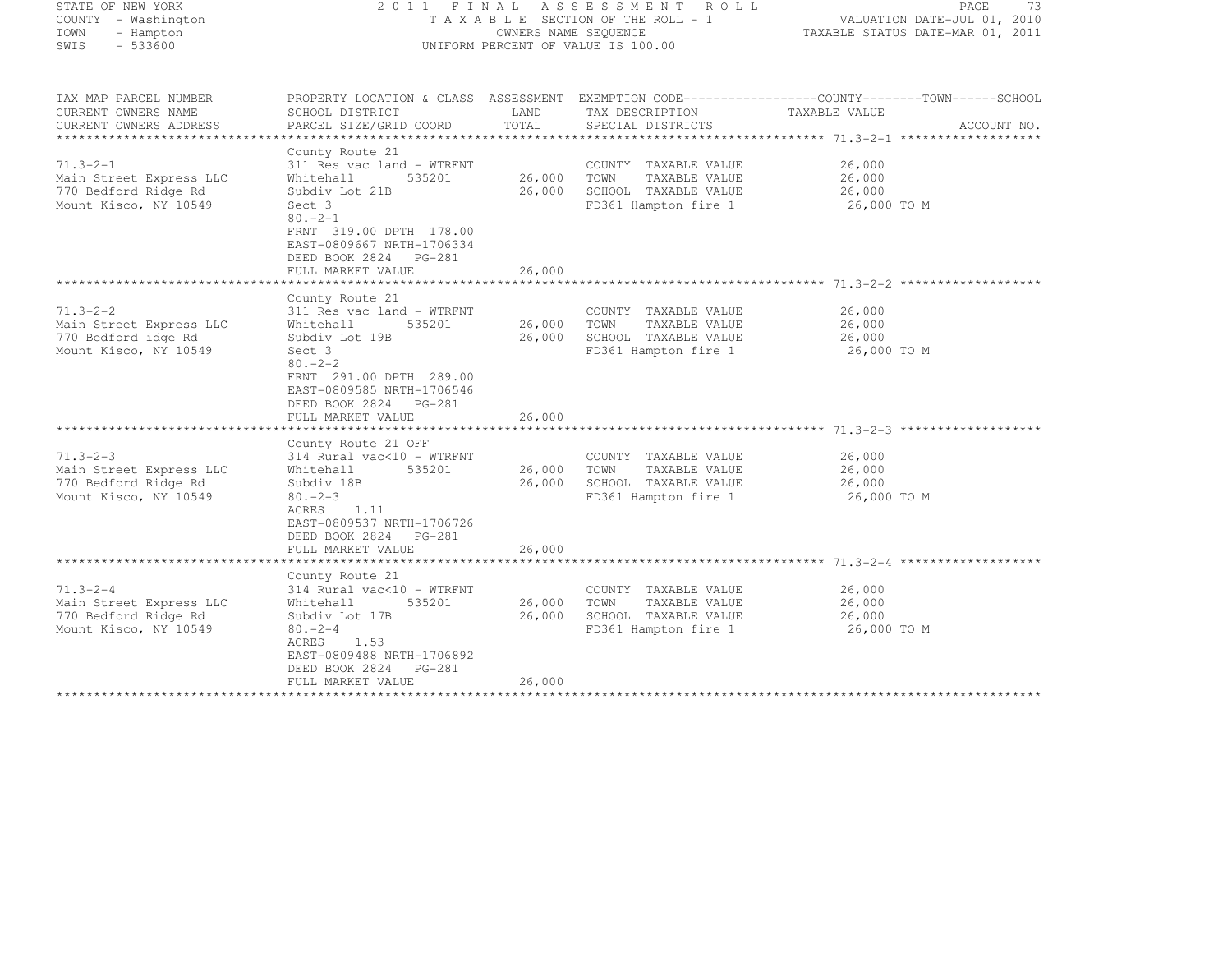STATE OF NEW YORK
COUNTY - Washington
TOWN - Hampton
SWIS - 533600

2011 FINAL ASSESSMENT ROLL
TAXABLE SECTION OF THE ROLL - 1
OWNERS NAME SEQUENCE
UNIFORM PERCENT OF VALUE IS 100.00

VALUATION DATE-JUL 01, 2010
TAXABLE STATUS DATE-MAR 01, 2011

| TAX MAP PARCEL NUMBER<br>CURRENT OWNERS NAME<br>CURRENT OWNERS ADDRESS | PROPERTY LOCATION & CLASS<br>SCHOOL DISTRICT<br>PARCEL SIZE/GRID COORD | ASSESSMENT<br>LAND<br>TOTAL | EXEMPTION CODE-----COUNTY-----TOWN-----SCHOOL<br>TAX DESCRIPTION<br>SPECIAL DISTRICTS | TAXABLE VALUE<br>ACCOUNT NO. |
|---|---|---|---|---|
| 71.3-2-1 | County Route 21 | | | |
| 71.3-2-1<br>Main Street Express LLC<br>770 Bedford Ridge Rd<br>Mount Kisco, NY 10549 | 311 Res vac land - WTRFNT<br>Whitehall 535201<br>Subdiv Lot 21B<br>Sect 3<br>80.-2-1<br>FRNT 319.00 DPTH 178.00<br>EAST-0809667 NRTH-1706334<br>DEED BOOK 2824 PG-281<br>FULL MARKET VALUE | <br>26,000<br>26,000<br><br><br><br><br><br>26,000 | COUNTY TAXABLE VALUE<br>TOWN TAXABLE VALUE<br>SCHOOL TAXABLE VALUE<br>FD361 Hampton fire 1 | 26,000<br>26,000<br>26,000<br>26,000 TO M |
| 71.3-2-2 | County Route 21 | | | |
| 71.3-2-2<br>Main Street Express LLC<br>770 Bedford idge Rd<br>Mount Kisco, NY 10549 | 311 Res vac land - WTRFNT<br>Whitehall 535201<br>Subdiv Lot 19B<br>Sect 3<br>80.-2-2<br>FRNT 291.00 DPTH 289.00<br>EAST-0809585 NRTH-1706546<br>DEED BOOK 2824 PG-281<br>FULL MARKET VALUE | <br>26,000<br>26,000<br><br><br><br><br><br>26,000 | COUNTY TAXABLE VALUE<br>TOWN TAXABLE VALUE<br>SCHOOL TAXABLE VALUE<br>FD361 Hampton fire 1 | 26,000<br>26,000<br>26,000<br>26,000 TO M |
| 71.3-2-3 | County Route 21 OFF | | | |
| 71.3-2-3<br>Main Street Express LLC<br>770 Bedford Ridge Rd<br>Mount Kisco, NY 10549 | 314 Rural vac<10 - WTRFNT<br>Whitehall 535201<br>Subdiv 18B<br>80.-2-3<br>ACRES 1.11<br>EAST-0809537 NRTH-1706726<br>DEED BOOK 2824 PG-281<br>FULL MARKET VALUE | <br>26,000<br>26,000<br><br><br><br><br>26,000 | COUNTY TAXABLE VALUE<br>TOWN TAXABLE VALUE<br>SCHOOL TAXABLE VALUE<br>FD361 Hampton fire 1 | 26,000<br>26,000<br>26,000<br>26,000 TO M |
| 71.3-2-4 | County Route 21 | | | |
| 71.3-2-4<br>Main Street Express LLC<br>770 Bedford Ridge Rd<br>Mount Kisco, NY 10549 | 314 Rural vac<10 - WTRFNT<br>Whitehall 535201<br>Subdiv Lot 17B<br>80.-2-4<br>ACRES 1.53<br>EAST-0809488 NRTH-1706892<br>DEED BOOK 2824 PG-281<br>FULL MARKET VALUE | <br>26,000<br>26,000<br><br><br><br><br>26,000 | COUNTY TAXABLE VALUE<br>TOWN TAXABLE VALUE<br>SCHOOL TAXABLE VALUE<br>FD361 Hampton fire 1 | 26,000<br>26,000<br>26,000<br>26,000 TO M |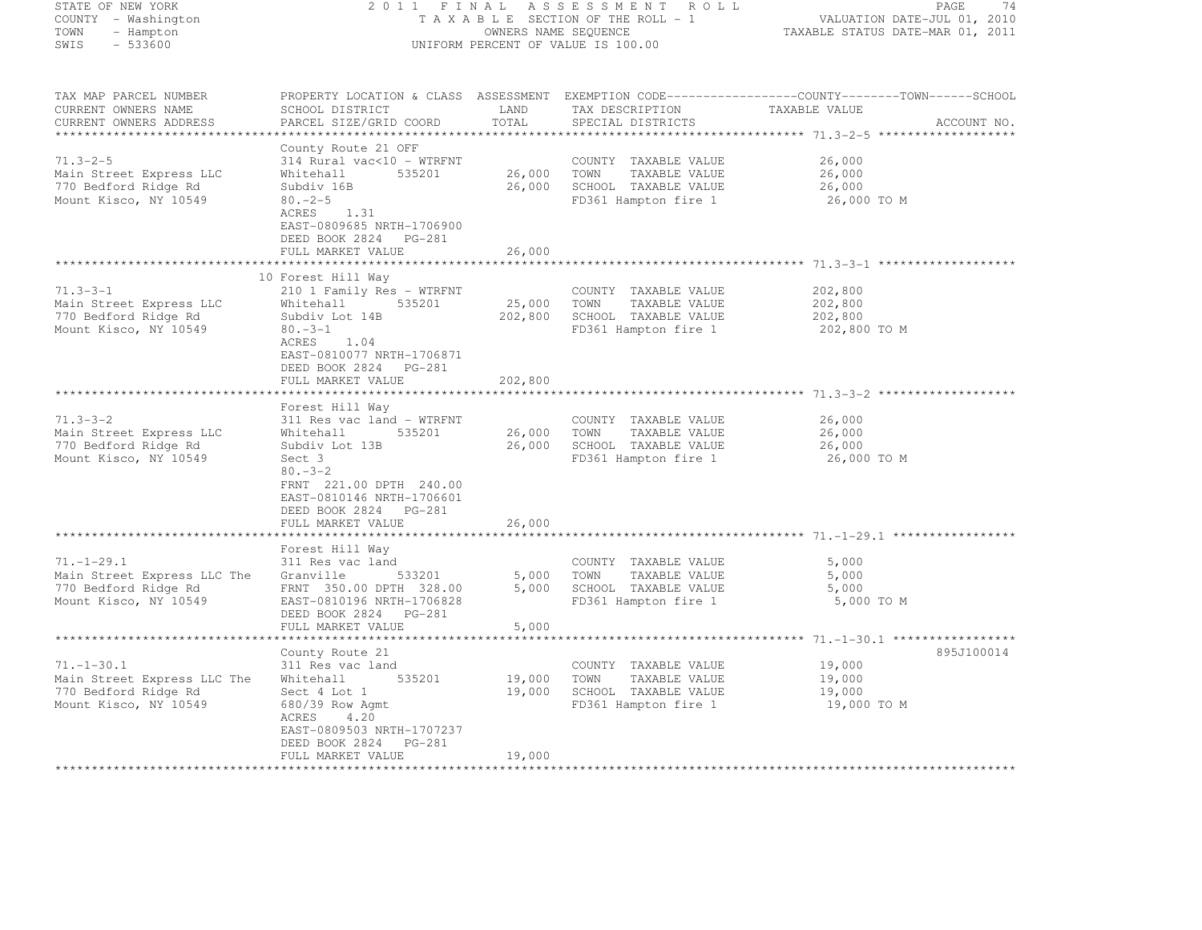STATE OF NEW YORK
COUNTY - Washington
TOWN - Hampton
SWIS - 533600

2011 FINAL ASSESSMENT ROLL
TAXABLE SECTION OF THE ROLL - 1
OWNERS NAME SEQUENCE
UNIFORM PERCENT OF VALUE IS 100.00

VALUATION DATE-JUL 01, 2010
TAXABLE STATUS DATE-MAR 01, 2011

| TAX MAP PARCEL NUMBER / CURRENT OWNERS NAME / CURRENT OWNERS ADDRESS | PROPERTY LOCATION & CLASS / SCHOOL DISTRICT / PARCEL SIZE/GRID COORD | ASSESSMENT LAND | TOTAL | EXEMPTION CODE / TAX DESCRIPTION / SPECIAL DISTRICTS | COUNTY--------TOWN------SCHOOL TAXABLE VALUE | ACCOUNT NO. |
|---|---|---|---|---|---|---|
| **71.3-2-5** | County Route 21 OFF | | | | | |
| 71.3-2-5 | 314 Rural vac<10 - WTRFNT | | | COUNTY TAXABLE VALUE | 26,000 | |
| Main Street Express LLC | Whitehall 535201 | 26,000 | | TOWN TAXABLE VALUE | 26,000 | |
| 770 Bedford Ridge Rd | Subdiv 16B | | 26,000 | SCHOOL TAXABLE VALUE | 26,000 | |
| Mount Kisco, NY 10549 | 80.-2-5 | | | FD361 Hampton fire 1 | 26,000 TO M | |
| | ACRES 1.31 | | | | | |
| | EAST-0809685 NRTH-1706900 | | | | | |
| | DEED BOOK 2824 PG-281 | | | | | |
| | FULL MARKET VALUE | | 26,000 | | | |
| **71.3-3-1** | 10 Forest Hill Way | | | | | |
| 71.3-3-1 | 210 1 Family Res - WTRFNT | | | COUNTY TAXABLE VALUE | 202,800 | |
| Main Street Express LLC | Whitehall 535201 | 25,000 | | TOWN TAXABLE VALUE | 202,800 | |
| 770 Bedford Ridge Rd | Subdiv Lot 14B | | 202,800 | SCHOOL TAXABLE VALUE | 202,800 | |
| Mount Kisco, NY 10549 | 80.-3-1 | | | FD361 Hampton fire 1 | 202,800 TO M | |
| | ACRES 1.04 | | | | | |
| | EAST-0810077 NRTH-1706871 | | | | | |
| | DEED BOOK 2824 PG-281 | | | | | |
| | FULL MARKET VALUE | | 202,800 | | | |
| **71.3-3-2** | Forest Hill Way | | | | | |
| 71.3-3-2 | 311 Res vac land - WTRFNT | | | COUNTY TAXABLE VALUE | 26,000 | |
| Main Street Express LLC | Whitehall 535201 | 26,000 | | TOWN TAXABLE VALUE | 26,000 | |
| 770 Bedford Ridge Rd | Subdiv Lot 13B | | 26,000 | SCHOOL TAXABLE VALUE | 26,000 | |
| Mount Kisco, NY 10549 | Sect 3 | | | FD361 Hampton fire 1 | 26,000 TO M | |
| | 80.-3-2 | | | | | |
| | FRNT 221.00 DPTH 240.00 | | | | | |
| | EAST-0810146 NRTH-1706601 | | | | | |
| | DEED BOOK 2824 PG-281 | | | | | |
| | FULL MARKET VALUE | | 26,000 | | | |
| **71.-1-29.1** | Forest Hill Way | | | | | |
| 71.-1-29.1 | 311 Res vac land | | | COUNTY TAXABLE VALUE | 5,000 | |
| Main Street Express LLC The | Granville 533201 | 5,000 | | TOWN TAXABLE VALUE | 5,000 | |
| 770 Bedford Ridge Rd | FRNT 350.00 DPTH 328.00 | | 5,000 | SCHOOL TAXABLE VALUE | 5,000 | |
| Mount Kisco, NY 10549 | EAST-0810196 NRTH-1706828 | | | FD361 Hampton fire 1 | 5,000 TO M | |
| | DEED BOOK 2824 PG-281 | | | | | |
| | FULL MARKET VALUE | | 5,000 | | | |
| **71.-1-30.1** | County Route 21 | | | | | 895J100014 |
| 71.-1-30.1 | 311 Res vac land | | | COUNTY TAXABLE VALUE | 19,000 | |
| Main Street Express LLC The | Whitehall 535201 | 19,000 | | TOWN TAXABLE VALUE | 19,000 | |
| 770 Bedford Ridge Rd | Sect 4 Lot 1 | | 19,000 | SCHOOL TAXABLE VALUE | 19,000 | |
| Mount Kisco, NY 10549 | 680/39 Row Agmt | | | FD361 Hampton fire 1 | 19,000 TO M | |
| | ACRES 4.20 | | | | | |
| | EAST-0809503 NRTH-1707237 | | | | | |
| | DEED BOOK 2824 PG-281 | | | | | |
| | FULL MARKET VALUE | | 19,000 | | | |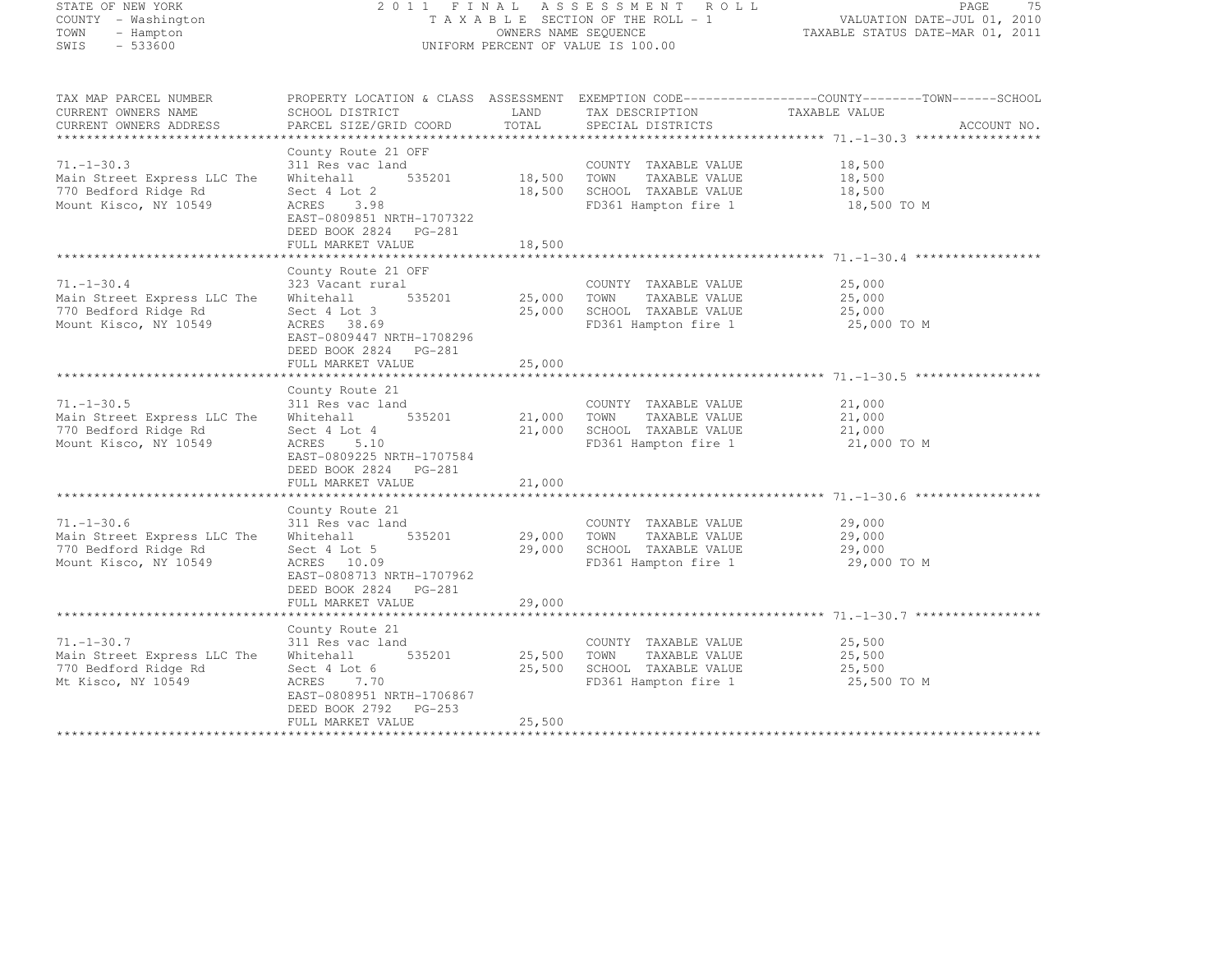STATE OF NEW YORK
COUNTY - Washington
TOWN - Hampton
SWIS - 533600

2011 FINAL ASSESSMENT ROLL
TAXABLE SECTION OF THE ROLL - 1
OWNERS NAME SEQUENCE
UNIFORM PERCENT OF VALUE IS 100.00

VALUATION DATE-JUL 01, 2010
TAXABLE STATUS DATE-MAR 01, 2011

| TAX MAP PARCEL NUMBER<br>CURRENT OWNERS NAME<br>CURRENT OWNERS ADDRESS | PROPERTY LOCATION & CLASS<br>SCHOOL DISTRICT<br>PARCEL SIZE/GRID COORD | ASSESSMENT<br>LAND<br>TOTAL | EXEMPTION CODE<br>TAX DESCRIPTION<br>SPECIAL DISTRICTS | COUNTY--------TOWN------SCHOOL<br>TAXABLE VALUE<br>ACCOUNT NO. |
|---|---|---|---|---|
| **71.-1-30.3** | County Route 21 OFF | | | |
| 71.-1-30.3 | 311 Res vac land | | COUNTY TAXABLE VALUE | 18,500 |
| Main Street Express LLC The | Whitehall 535201 | 18,500 | TOWN TAXABLE VALUE | 18,500 |
| 770 Bedford Ridge Rd | Sect 4 Lot 2 | 18,500 | SCHOOL TAXABLE VALUE | 18,500 |
| Mount Kisco, NY 10549 | ACRES 3.98 | | FD361 Hampton fire 1 | 18,500 TO M |
| | EAST-0809851 NRTH-1707322 | | | |
| | DEED BOOK 2824 PG-281 | | | |
| | FULL MARKET VALUE | 18,500 | | |
| **71.-1-30.4** | County Route 21 OFF | | | |
| 71.-1-30.4 | 323 Vacant rural | | COUNTY TAXABLE VALUE | 25,000 |
| Main Street Express LLC The | Whitehall 535201 | 25,000 | TOWN TAXABLE VALUE | 25,000 |
| 770 Bedford Ridge Rd | Sect 4 Lot 3 | 25,000 | SCHOOL TAXABLE VALUE | 25,000 |
| Mount Kisco, NY 10549 | ACRES 38.69 | | FD361 Hampton fire 1 | 25,000 TO M |
| | EAST-0809447 NRTH-1708296 | | | |
| | DEED BOOK 2824 PG-281 | | | |
| | FULL MARKET VALUE | 25,000 | | |
| **71.-1-30.5** | County Route 21 | | | |
| 71.-1-30.5 | 311 Res vac land | | COUNTY TAXABLE VALUE | 21,000 |
| Main Street Express LLC The | Whitehall 535201 | 21,000 | TOWN TAXABLE VALUE | 21,000 |
| 770 Bedford Ridge Rd | Sect 4 Lot 4 | 21,000 | SCHOOL TAXABLE VALUE | 21,000 |
| Mount Kisco, NY 10549 | ACRES 5.10 | | FD361 Hampton fire 1 | 21,000 TO M |
| | EAST-0809225 NRTH-1707584 | | | |
| | DEED BOOK 2824 PG-281 | | | |
| | FULL MARKET VALUE | 21,000 | | |
| **71.-1-30.6** | County Route 21 | | | |
| 71.-1-30.6 | 311 Res vac land | | COUNTY TAXABLE VALUE | 29,000 |
| Main Street Express LLC The | Whitehall 535201 | 29,000 | TOWN TAXABLE VALUE | 29,000 |
| 770 Bedford Ridge Rd | Sect 4 Lot 5 | 29,000 | SCHOOL TAXABLE VALUE | 29,000 |
| Mount Kisco, NY 10549 | ACRES 10.09 | | FD361 Hampton fire 1 | 29,000 TO M |
| | EAST-0808713 NRTH-1707962 | | | |
| | DEED BOOK 2824 PG-281 | | | |
| | FULL MARKET VALUE | 29,000 | | |
| **71.-1-30.7** | County Route 21 | | | |
| 71.-1-30.7 | 311 Res vac land | | COUNTY TAXABLE VALUE | 25,500 |
| Main Street Express LLC The | Whitehall 535201 | 25,500 | TOWN TAXABLE VALUE | 25,500 |
| 770 Bedford Ridge Rd | Sect 4 Lot 6 | 25,500 | SCHOOL TAXABLE VALUE | 25,500 |
| Mt Kisco, NY 10549 | ACRES 7.70 | | FD361 Hampton fire 1 | 25,500 TO M |
| | EAST-0808951 NRTH-1706867 | | | |
| | DEED BOOK 2792 PG-253 | | | |
| | FULL MARKET VALUE | 25,500 | | |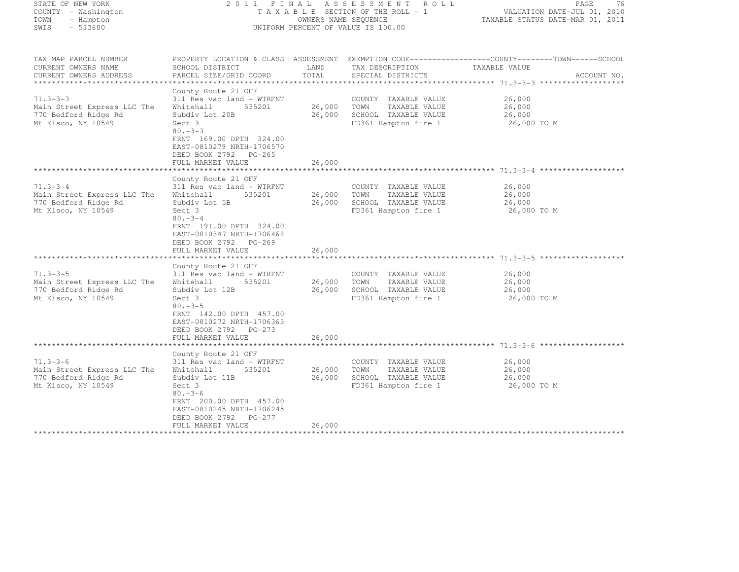STATE OF NEW YORK
COUNTY - Washington
TOWN - Hampton
SWIS - 533600

2011 FINAL ASSESSMENT ROLL
TAXABLE SECTION OF THE ROLL - 1
OWNERS NAME SEQUENCE
UNIFORM PERCENT OF VALUE IS 100.00

VALUATION DATE-JUL 01, 2010
TAXABLE STATUS DATE-MAR 01, 2011

| TAX MAP PARCEL NUMBER / CURRENT OWNERS NAME / CURRENT OWNERS ADDRESS | PROPERTY LOCATION & CLASS / SCHOOL DISTRICT / PARCEL SIZE/GRID COORD | ASSESSMENT LAND / TOTAL | EXEMPTION CODE / TAX DESCRIPTION / SPECIAL DISTRICTS | COUNTY--------TOWN------SCHOOL TAXABLE VALUE | ACCOUNT NO. |
|---|---|---|---|---|---|
| 71.3-3-3 | County Route 21 OFF | | | | |
| | 311 Res vac land - WTRFNT | | COUNTY TAXABLE VALUE | 26,000 | |
| Main Street Express LLC The | Whitehall 535201 | 26,000 | TOWN TAXABLE VALUE | 26,000 | |
| 770 Bedford Ridge Rd | Subdiv Lot 20B | 26,000 | SCHOOL TAXABLE VALUE | 26,000 | |
| Mt Kisco, NY 10549 | Sect 3 | | FD361 Hampton fire 1 | 26,000 TO M | |
| | 80.-3-3 | | | | |
| | FRNT 169.00 DPTH 324.00 | | | | |
| | EAST-0810279 NRTH-1706570 | | | | |
| | DEED BOOK 2792 PG-265 | | | | |
| | FULL MARKET VALUE | 26,000 | | | |
| 71.3-3-4 | County Route 21 OFF | | | | |
| | 311 Res vac land - WTRFNT | | COUNTY TAXABLE VALUE | 26,000 | |
| Main Street Express LLC The | Whitehall 535201 | 26,000 | TOWN TAXABLE VALUE | 26,000 | |
| 770 Bedford Ridge Rd | Subdiv Lot 5B | 26,000 | SCHOOL TAXABLE VALUE | 26,000 | |
| Mt Kisco, NY 10549 | Sect 3 | | FD361 Hampton fire 1 | 26,000 TO M | |
| | 80.-3-4 | | | | |
| | FRNT 191.00 DPTH 324.00 | | | | |
| | EAST-0810347 NRTH-1706468 | | | | |
| | DEED BOOK 2792 PG-269 | | | | |
| | FULL MARKET VALUE | 26,000 | | | |
| 71.3-3-5 | County Route 21 OFF | | | | |
| | 311 Res vac land - WTRFNT | | COUNTY TAXABLE VALUE | 26,000 | |
| Main Street Express LLC The | Whitehall 535201 | 26,000 | TOWN TAXABLE VALUE | 26,000 | |
| 770 Bedford Ridge Rd | Subdiv Lot 12B | 26,000 | SCHOOL TAXABLE VALUE | 26,000 | |
| Mt Kisco, NY 10549 | Sect 3 | | FD361 Hampton fire 1 | 26,000 TO M | |
| | 80.-3-5 | | | | |
| | FRNT 142.00 DPTH 457.00 | | | | |
| | EAST-0810272 NRTH-1706363 | | | | |
| | DEED BOOK 2792 PG-273 | | | | |
| | FULL MARKET VALUE | 26,000 | | | |
| 71.3-3-6 | County Route 21 OFF | | | | |
| | 311 Res vac land - WTRFNT | | COUNTY TAXABLE VALUE | 26,000 | |
| Main Street Express LLC The | Whitehall 535201 | 26,000 | TOWN TAXABLE VALUE | 26,000 | |
| 770 Bedford Ridge Rd | Subdiv Lot 11B | 26,000 | SCHOOL TAXABLE VALUE | 26,000 | |
| Mt Kisco, NY 10549 | Sect 3 | | FD361 Hampton fire 1 | 26,000 TO M | |
| | 80.-3-6 | | | | |
| | FRNT 200.00 DPTH 457.00 | | | | |
| | EAST-0810245 NRTH-1706245 | | | | |
| | DEED BOOK 2792 PG-277 | | | | |
| | FULL MARKET VALUE | 26,000 | | | |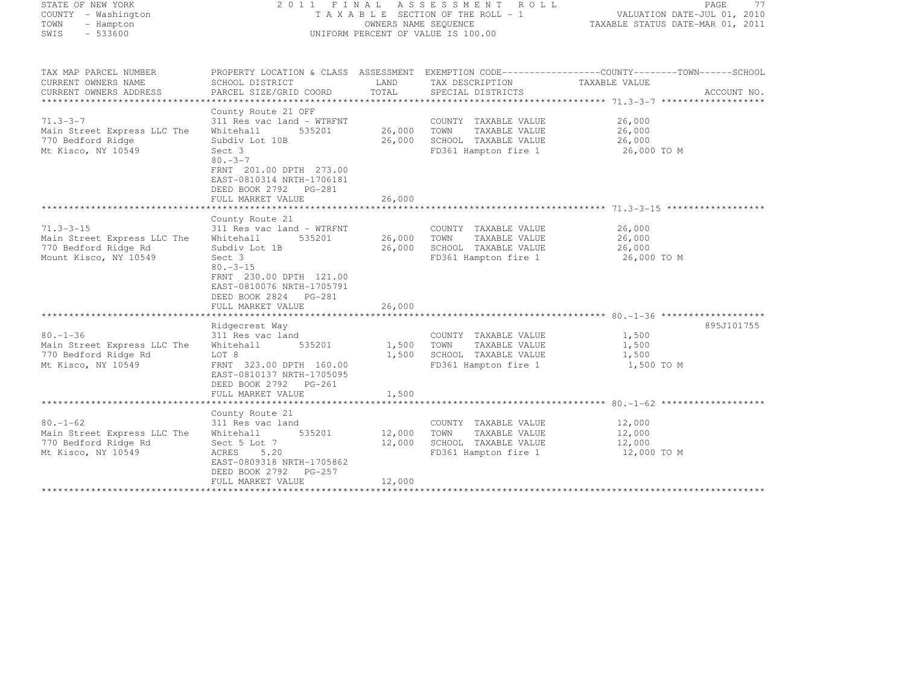STATE OF NEW YORK
COUNTY - Washington
TOWN - Hampton
SWIS - 533600

2011 FINAL ASSESSMENT ROLL
TAXABLE SECTION OF THE ROLL - 1
OWNERS NAME SEQUENCE
UNIFORM PERCENT OF VALUE IS 100.00

VALUATION DATE-JUL 01, 2010
TAXABLE STATUS DATE-MAR 01, 2011

| TAX MAP PARCEL NUMBER / CURRENT OWNERS NAME / CURRENT OWNERS ADDRESS | PROPERTY LOCATION & CLASS / SCHOOL DISTRICT / PARCEL SIZE/GRID COORD | ASSESSMENT LAND / TOTAL | EXEMPTION CODE / TAX DESCRIPTION / SPECIAL DISTRICTS | COUNTY / TOWN / SCHOOL TAXABLE VALUE | ACCOUNT NO. |
|---|---|---|---|---|---|
| 71.3-3-7 | County Route 21 OFF | | | | |
| | 311 Res vac land - WTRFNT | | COUNTY TAXABLE VALUE | 26,000 | |
| Main Street Express LLC The | Whitehall 535201 | 26,000 | TOWN TAXABLE VALUE | 26,000 | |
| 770 Bedford Ridge | Subdiv Lot 10B | 26,000 | SCHOOL TAXABLE VALUE | 26,000 | |
| Mt Kisco, NY 10549 | Sect 3 | | FD361 Hampton fire 1 | 26,000 TO M | |
| | 80.-3-7 | | | | |
| | FRNT 201.00 DPTH 273.00 | | | | |
| | EAST-0810314 NRTH-1706181 | | | | |
| | DEED BOOK 2792 PG-281 | | | | |
| | FULL MARKET VALUE | 26,000 | | | |
| 71.3-3-15 | County Route 21 | | | | |
| | 311 Res vac land - WTRFNT | | COUNTY TAXABLE VALUE | 26,000 | |
| Main Street Express LLC The | Whitehall 535201 | 26,000 | TOWN TAXABLE VALUE | 26,000 | |
| 770 Bedford Ridge Rd | Subdiv Lot 1B | 26,000 | SCHOOL TAXABLE VALUE | 26,000 | |
| Mount Kisco, NY 10549 | Sect 3 | | FD361 Hampton fire 1 | 26,000 TO M | |
| | 80.-3-15 | | | | |
| | FRNT 230.00 DPTH 121.00 | | | | |
| | EAST-0810076 NRTH-1705791 | | | | |
| | DEED BOOK 2824 PG-281 | | | | |
| | FULL MARKET VALUE | 26,000 | | | |
| 80.-1-36 | Ridgecrest Way | | | | 895J101755 |
| | 311 Res vac land | | COUNTY TAXABLE VALUE | 1,500 | |
| Main Street Express LLC The | Whitehall 535201 | 1,500 | TOWN TAXABLE VALUE | 1,500 | |
| 770 Bedford Ridge Rd | LOT 8 | 1,500 | SCHOOL TAXABLE VALUE | 1,500 | |
| Mt Kisco, NY 10549 | FRNT 323.00 DPTH 160.00 | | FD361 Hampton fire 1 | 1,500 TO M | |
| | EAST-0810137 NRTH-1705095 | | | | |
| | DEED BOOK 2792 PG-261 | | | | |
| | FULL MARKET VALUE | 1,500 | | | |
| 80.-1-62 | County Route 21 | | | | |
| | 311 Res vac land | | COUNTY TAXABLE VALUE | 12,000 | |
| Main Street Express LLC The | Whitehall 535201 | 12,000 | TOWN TAXABLE VALUE | 12,000 | |
| 770 Bedford Ridge Rd | Sect 5 Lot 7 | 12,000 | SCHOOL TAXABLE VALUE | 12,000 | |
| Mt Kisco, NY 10549 | ACRES 5.20 | | FD361 Hampton fire 1 | 12,000 TO M | |
| | EAST-0809318 NRTH-1705862 | | | | |
| | DEED BOOK 2792 PG-257 | | | | |
| | FULL MARKET VALUE | 12,000 | | | |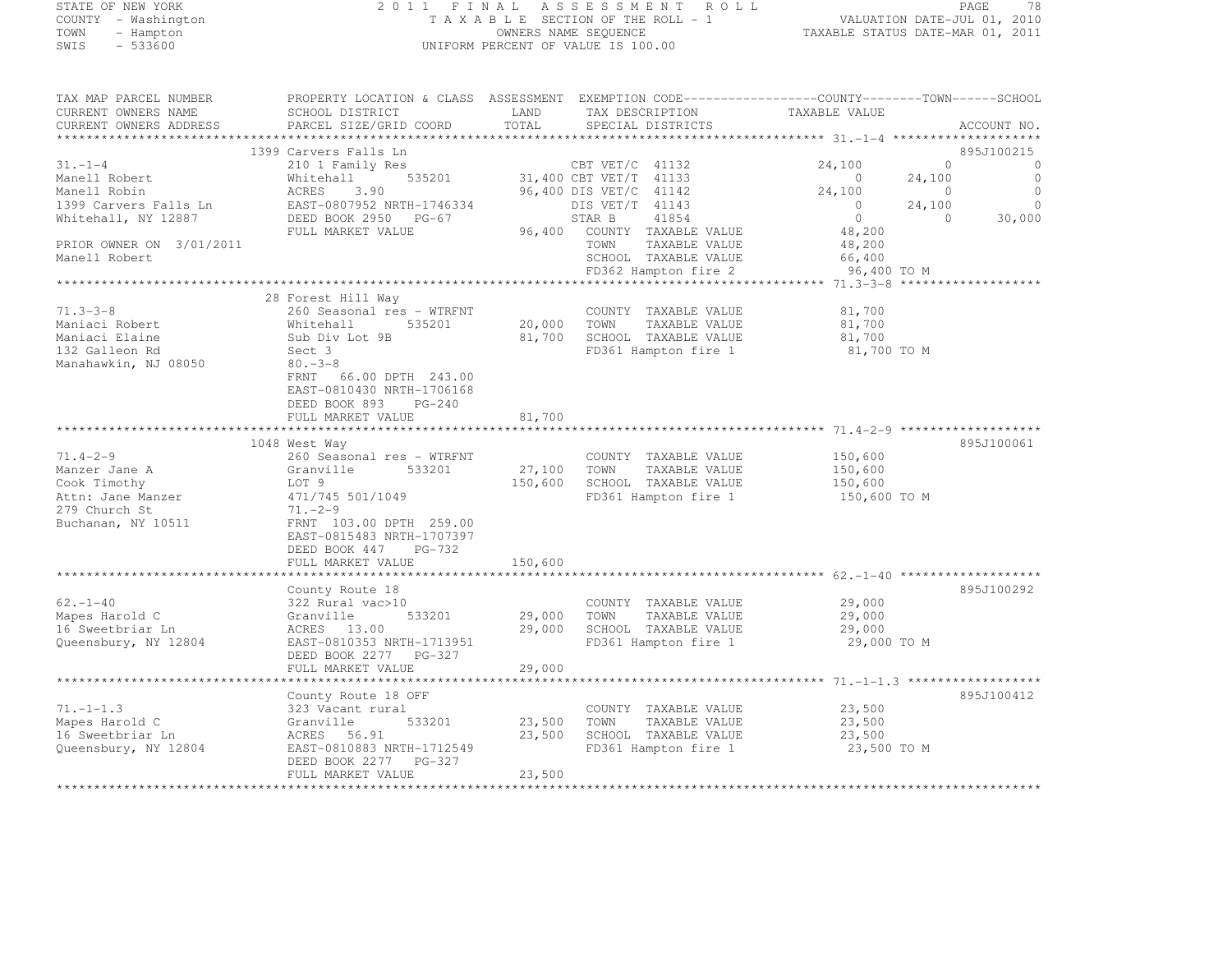STATE OF NEW YORK
COUNTY - Washington
TOWN - Hampton
SWIS - 533600

2011 FINAL ASSESSMENT ROLL
TAXABLE SECTION OF THE ROLL - 1
OWNERS NAME SEQUENCE
UNIFORM PERCENT OF VALUE IS 100.00

VALUATION DATE-JUL 01, 2010
TAXABLE STATUS DATE-MAR 01, 2011

```
TAX MAP PARCEL NUMBER     PROPERTY LOCATION & CLASS  ASSESSMENT  EXEMPTION CODE------------------COUNTY--------TOWN------SCHOOL
CURRENT OWNERS NAME       SCHOOL DISTRICT             LAND       TAX DESCRIPTION              TAXABLE VALUE
CURRENT OWNERS ADDRESS    PARCEL SIZE/GRID COORD      TOTAL      SPECIAL DISTRICTS                                     ACCOUNT NO.
******************************************************************************************************* 31.-1-4 ********************
                          1399 Carvers Falls Ln                                                                        895J100215
31.-1-4                   210 1 Family Res                  CBT VET/C  41132              24,100         0              0
Manell Robert             Whitehall       535201      31,400 CBT VET/T  41133                   0    24,100              0
Manell Robin              ACRES    3.90               96,400 DIS VET/C  41142              24,100         0              0
1399 Carvers Falls Ln     EAST-0807952 NRTH-1746334         DIS VET/T  41143                   0    24,100              0
Whitehall, NY 12887       DEED BOOK 2950   PG-67            STAR B     41854                   0         0         30,000
                          FULL MARKET VALUE           96,400  COUNTY  TAXABLE VALUE           48,200
PRIOR OWNER ON 3/01/2011                                     TOWN    TAXABLE VALUE           48,200
Manell Robert                                                SCHOOL  TAXABLE VALUE           66,400
                                                             FD362 Hampton fire 2            96,400 TO M
******************************************************************************************************* 71.3-3-8 *******************
                          28 Forest Hill Way
71.3-3-8                  260 Seasonal res - WTRFNT         COUNTY  TAXABLE VALUE           81,700
Maniaci Robert            Whitehall       535201      20,000 TOWN    TAXABLE VALUE           81,700
Maniaci Elaine            Sub Div Lot 9B              81,700 SCHOOL  TAXABLE VALUE           81,700
132 Galleon Rd            Sect 3                             FD361 Hampton fire 1            81,700 TO M
Manahawkin, NJ 08050      80.-3-8
                          FRNT   66.00 DPTH 243.00
                          EAST-0810430 NRTH-1706168
                          DEED BOOK 893    PG-240
                          FULL MARKET VALUE           81,700
******************************************************************************************************* 71.4-2-9 *******************
                          1048 West Way                                                                                895J100061
71.4-2-9                  260 Seasonal res - WTRFNT         COUNTY  TAXABLE VALUE          150,600
Manzer Jane A             Granville       533201      27,100 TOWN    TAXABLE VALUE          150,600
Cook Timothy              LOT 9                      150,600 SCHOOL  TAXABLE VALUE          150,600
Attn: Jane Manzer         471/745 501/1049                   FD361 Hampton fire 1           150,600 TO M
279 Church St             71.-2-9
Buchanan, NY 10511        FRNT  103.00 DPTH 259.00
                          EAST-0815483 NRTH-1707397
                          DEED BOOK 447    PG-732
                          FULL MARKET VALUE          150,600
******************************************************************************************************* 62.-1-40 *******************
                          County Route 18                                                                              895J100292
62.-1-40                  322 Rural vac>10                  COUNTY  TAXABLE VALUE           29,000
Mapes Harold C            Granville       533201      29,000 TOWN    TAXABLE VALUE           29,000
16 Sweetbriar Ln          ACRES   13.00               29,000 SCHOOL  TAXABLE VALUE           29,000
Queensbury, NY 12804      EAST-0810353 NRTH-1713951          FD361 Hampton fire 1            29,000 TO M
                          DEED BOOK 2277   PG-327
                          FULL MARKET VALUE           29,000
******************************************************************************************************* 71.-1-1.3 ******************
                          County Route 18 OFF                                                                          895J100412
71.-1-1.3                 323 Vacant rural                  COUNTY  TAXABLE VALUE           23,500
Mapes Harold C            Granville       533201      23,500 TOWN    TAXABLE VALUE           23,500
16 Sweetbriar Ln          ACRES   56.91               23,500 SCHOOL  TAXABLE VALUE           23,500
Queensbury, NY 12804      EAST-0810883 NRTH-1712549          FD361 Hampton fire 1            23,500 TO M
                          DEED BOOK 2277   PG-327
                          FULL MARKET VALUE           23,500
************************************************************************************************************************************
```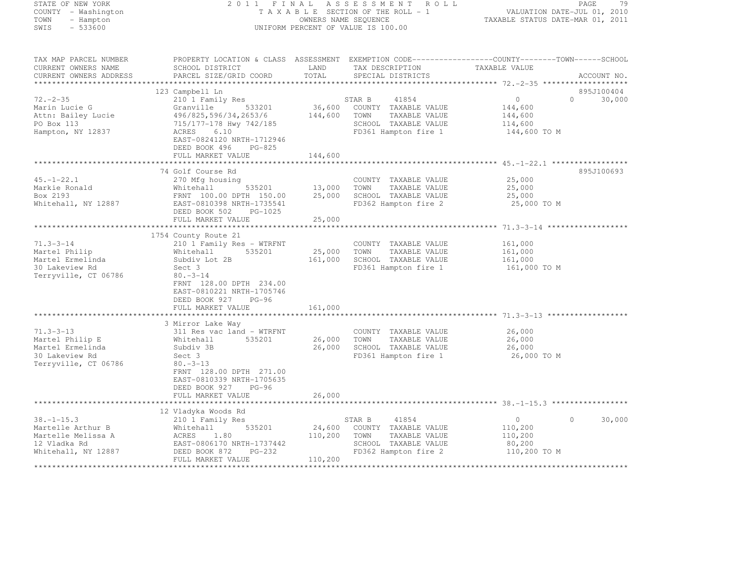STATE OF NEW YORK
COUNTY - Washington
TOWN - Hampton
SWIS - 533600

# 2011 FINAL ASSESSMENT ROLL
TAXABLE SECTION OF THE ROLL - 1
OWNERS NAME SEQUENCE
UNIFORM PERCENT OF VALUE IS 100.00

VALUATION DATE-JUL 01, 2010
TAXABLE STATUS DATE-MAR 01, 2011

```
TAX MAP PARCEL NUMBER          PROPERTY LOCATION & CLASS  ASSESSMENT  EXEMPTION CODE------------------COUNTY--------TOWN------SCHOOL
CURRENT OWNERS NAME            SCHOOL DISTRICT               LAND      TAX DESCRIPTION             TAXABLE VALUE
CURRENT OWNERS ADDRESS         PARCEL SIZE/GRID COORD        TOTAL     SPECIAL DISTRICTS                                       ACCOUNT NO.
******************************************************************************************************* 72.-2-35 *******************
                               123 Campbell Ln                                                                             895J100404
72.-2-35                       210 1 Family Res                     STAR B    41854                 0             0      30,000
Marin Lucie G                  Granville        533201      36,600   COUNTY  TAXABLE VALUE        144,600
Attn: Bailey Lucie             496/825,596/34,2653/6       144,600   TOWN    TAXABLE VALUE        144,600
PO Box 113                     715/177-178 Hwy 742/185               SCHOOL  TAXABLE VALUE        114,600
Hampton, NY 12837              ACRES    6.10                         FD361 Hampton fire 1          144,600 TO M
                               EAST-0824120 NRTH-1712946
                               DEED BOOK 496    PG-825
                               FULL MARKET VALUE           144,600
******************************************************************************************************* 45.-1-22.1 *****************
                               74 Golf Course Rd                                                                           895J100693
45.-1-22.1                     270 Mfg housing                       COUNTY  TAXABLE VALUE         25,000
Markie Ronald                  Whitehall        535201      13,000   TOWN    TAXABLE VALUE         25,000
Box 2193                       FRNT 100.00 DPTH 150.00      25,000   SCHOOL  TAXABLE VALUE         25,000
Whitehall, NY 12887            EAST-0810398 NRTH-1735541             FD362 Hampton fire 2           25,000 TO M
                               DEED BOOK 502    PG-1025
                               FULL MARKET VALUE            25,000
******************************************************************************************************* 71.3-3-14 ******************
                               1754 County Route 21
71.3-3-14                      210 1 Family Res - WTRFNT             COUNTY  TAXABLE VALUE        161,000
Martel Philip                  Whitehall        535201      25,000   TOWN    TAXABLE VALUE        161,000
Martel Ermelinda               Subdiv Lot 2B               161,000   SCHOOL  TAXABLE VALUE        161,000
30 Lakeview Rd                 Sect 3                                FD361 Hampton fire 1          161,000 TO M
Terryville, CT 06786           80.-3-14
                               FRNT 128.00 DPTH 234.00
                               EAST-0810221 NRTH-1705746
                               DEED BOOK 927    PG-96
                               FULL MARKET VALUE           161,000
******************************************************************************************************* 71.3-3-13 ******************
                               3 Mirror Lake Way
71.3-3-13                      311 Res vac land - WTRFNT             COUNTY  TAXABLE VALUE         26,000
Martel Philip E                Whitehall        535201      26,000   TOWN    TAXABLE VALUE         26,000
Martel Ermelinda               Subdiv 3B                    26,000   SCHOOL  TAXABLE VALUE         26,000
30 Lakeview Rd                 Sect 3                                FD361 Hampton fire 1           26,000 TO M
Terryville, CT 06786           80.-3-13
                               FRNT 128.00 DPTH 271.00
                               EAST-0810339 NRTH-1705635
                               DEED BOOK 927    PG-96
                               FULL MARKET VALUE            26,000
******************************************************************************************************* 38.-1-15.3 *****************
                               12 Vladyka Woods Rd
38.-1-15.3                     210 1 Family Res                     STAR B    41854                 0             0      30,000
Martelle Arthur B              Whitehall        535201      24,600   COUNTY  TAXABLE VALUE        110,200
Martelle Melissa A             ACRES    1.80               110,200   TOWN    TAXABLE VALUE        110,200
12 Vladka Rd                   EAST-0806170 NRTH-1737442             SCHOOL  TAXABLE VALUE         80,200
Whitehall, NY 12887            DEED BOOK 872    PG-232               FD362 Hampton fire 2          110,200 TO M
                               FULL MARKET VALUE           110,200
************************************************************************************************************************************
```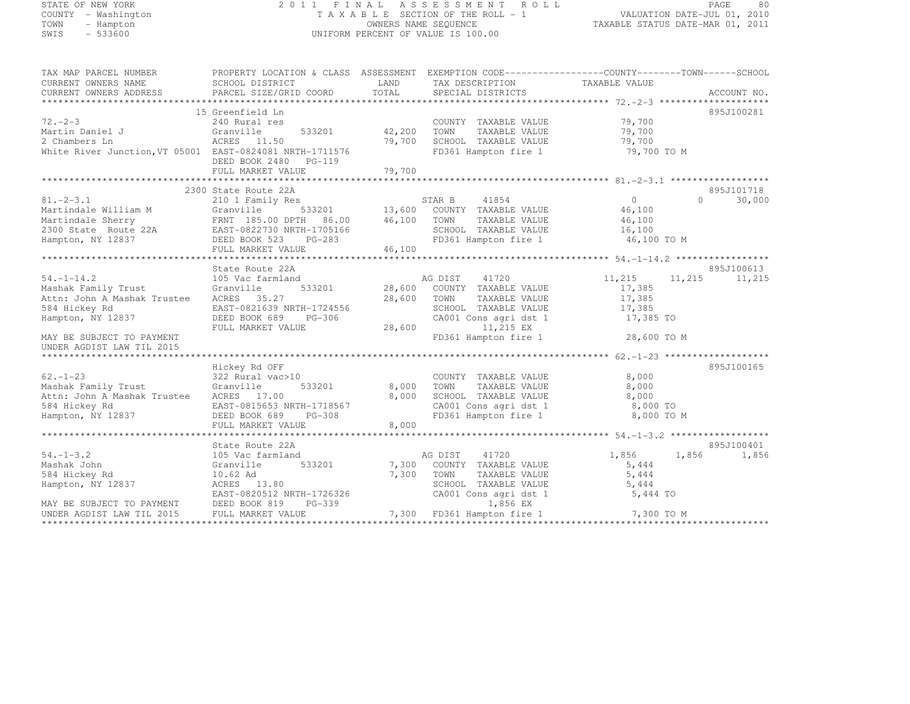STATE OF NEW YORK
COUNTY - Washington
TOWN - Hampton
SWIS - 533600

2011 FINAL ASSESSMENT ROLL
TAXABLE SECTION OF THE ROLL - 1
OWNERS NAME SEQUENCE
UNIFORM PERCENT OF VALUE IS 100.00

VALUATION DATE-JUL 01, 2010
TAXABLE STATUS DATE-MAR 01, 2011

```
TAX MAP PARCEL NUMBER          PROPERTY LOCATION & CLASS  ASSESSMENT  EXEMPTION CODE------------------COUNTY--------TOWN------SCHOOL
CURRENT OWNERS NAME            SCHOOL DISTRICT              LAND      TAX DESCRIPTION            TAXABLE VALUE
CURRENT OWNERS ADDRESS         PARCEL SIZE/GRID COORD       TOTAL     SPECIAL DISTRICTS                                       ACCOUNT NO.
******************************************************************************************************* 72.-2-3 ********************
                               15 Greenfield Ln                                                                          895J100281
72.-2-3                        240 Rural res                          COUNTY  TAXABLE VALUE           79,700
Martin Daniel J                Granville         533201      42,200   TOWN    TAXABLE VALUE           79,700
2 Chambers Ln                  ACRES  11.50                  79,700   SCHOOL  TAXABLE VALUE           79,700
White River Junction,VT 05001  EAST-0824081 NRTH-1711576              FD361 Hampton fire 1            79,700 TO M
                               DEED BOOK 2480   PG-119
                               FULL MARKET VALUE             79,700
******************************************************************************************************* 81.-2-3.1 ******************
                               2300 State Route 22A                                                                      895J101718
81.-2-3.1                      210 1 Family Res                       STAR B     41854                 0           0      30,000
Martindale William M           Granville         533201      13,600   COUNTY  TAXABLE VALUE           46,100
Martindale Sherry              FRNT 185.00 DPTH  86.00       46,100   TOWN    TAXABLE VALUE           46,100
2300 State  Route 22A          EAST-0822730 NRTH-1705166              SCHOOL  TAXABLE VALUE           16,100
Hampton, NY 12837              DEED BOOK 523    PG-283                FD361 Hampton fire 1            46,100 TO M
                               FULL MARKET VALUE             46,100
******************************************************************************************************* 54.-1-14.2 *****************
                               State Route 22A                                                                           895J100613
54.-1-14.2                     105 Vac farmland                       AG DIST    41720             11,215      11,215     11,215
Mashak Family Trust            Granville         533201      28,600   COUNTY  TAXABLE VALUE           17,385
Attn: John A Mashak Trustee    ACRES  35.27                  28,600   TOWN    TAXABLE VALUE           17,385
584 Hickey Rd                  EAST-0821639 NRTH-1724556              SCHOOL  TAXABLE VALUE           17,385
Hampton, NY 12837              DEED BOOK 689    PG-306                CA001 Cons agri dst 1           17,385 TO
                               FULL MARKET VALUE             28,600        11,215 EX
MAY BE SUBJECT TO PAYMENT                                             FD361 Hampton fire 1            28,600 TO M
UNDER AGDIST LAW TIL 2015
******************************************************************************************************* 62.-1-23 *******************
                               Hickey Rd OFF                                                                             895J100165
62.-1-23                       322 Rural vac>10                       COUNTY  TAXABLE VALUE            8,000
Mashak Family Trust            Granville         533201       8,000   TOWN    TAXABLE VALUE            8,000
Attn: John A Mashak Trustee    ACRES  17.00                   8,000   SCHOOL  TAXABLE VALUE            8,000
584 Hickey Rd                  EAST-0815653 NRTH-1718567              CA001 Cons agri dst 1            8,000 TO
Hampton, NY 12837              DEED BOOK 689    PG-308                FD361 Hampton fire 1             8,000 TO M
                               FULL MARKET VALUE              8,000
******************************************************************************************************* 54.-1-3.2 ******************
                               State Route 22A                                                                           895J100401
54.-1-3.2                      105 Vac farmland                       AG DIST    41720              1,856       1,856      1,856
Mashak John                    Granville         533201       7,300   COUNTY  TAXABLE VALUE            5,444
584 Hickey Rd                  10.62 Ad                       7,300   TOWN    TAXABLE VALUE            5,444
Hampton, NY 12837              ACRES  13.80                           SCHOOL  TAXABLE VALUE            5,444
                               EAST-0820512 NRTH-1726326              CA001 Cons agri dst 1            5,444 TO
MAY BE SUBJECT TO PAYMENT      DEED BOOK 819    PG-339                     1,856 EX
UNDER AGDIST LAW TIL 2015      FULL MARKET VALUE              7,300   FD361 Hampton fire 1             7,300 TO M
************************************************************************************************************************************
```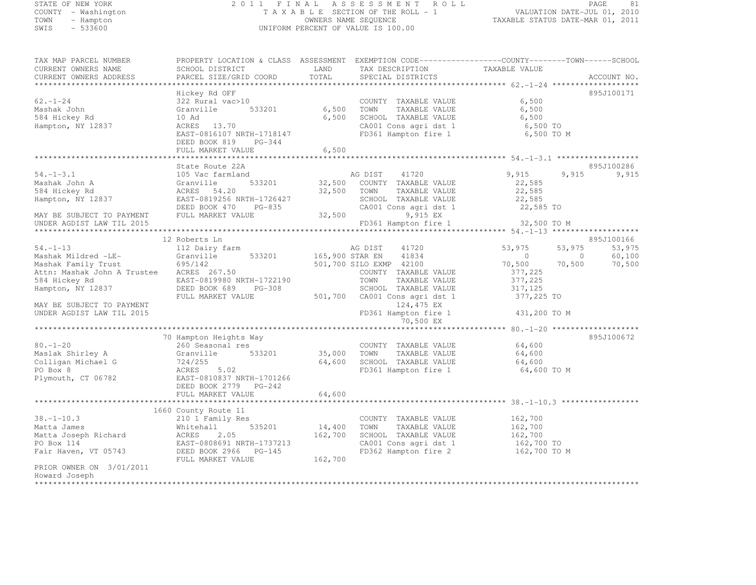STATE OF NEW YORK
COUNTY - Washington
TOWN - Hampton
SWIS - 533600

2011 FINAL ASSESSMENT ROLL
TAXABLE SECTION OF THE ROLL - 1
OWNERS NAME SEQUENCE
UNIFORM PERCENT OF VALUE IS 100.00

VALUATION DATE-JUL 01, 2010
TAXABLE STATUS DATE-MAR 01, 2011

```
TAX MAP PARCEL NUMBER          PROPERTY LOCATION & CLASS  ASSESSMENT  EXEMPTION CODE------------------COUNTY--------TOWN------SCHOOL
CURRENT OWNERS NAME            SCHOOL DISTRICT               LAND      TAX DESCRIPTION            TAXABLE VALUE
CURRENT OWNERS ADDRESS         PARCEL SIZE/GRID COORD        TOTAL     SPECIAL DISTRICTS                                      ACCOUNT NO.
******************************************************************************************************* 62.-1-24 *******************
                               Hickey Rd OFF                                                                              895J100171
62.-1-24                       322 Rural vac>10                        COUNTY  TAXABLE VALUE          6,500
Mashak John                    Granville      533201         6,500     TOWN    TAXABLE VALUE          6,500
584 Hickey Rd                  10 Ad                         6,500     SCHOOL  TAXABLE VALUE          6,500
Hampton, NY 12837              ACRES  13.70                            CA001 Cons agri dst 1          6,500 TO
                               EAST-0816107 NRTH-1718147               FD361 Hampton fire 1           6,500 TO M
                               DEED BOOK 819    PG-344
                               FULL MARKET VALUE             6,500
******************************************************************************************************* 54.-1-3.1 ******************
                               State Route 22A                                                                            895J100286
54.-1-3.1                      105 Vac farmland                        AG DIST     41720          9,915       9,915       9,915
Mashak John A                  Granville      533201        32,500     COUNTY  TAXABLE VALUE         22,585
584 Hickey Rd                  ACRES  54.20                 32,500     TOWN    TAXABLE VALUE         22,585
Hampton, NY 12837              EAST-0819256 NRTH-1726427               SCHOOL  TAXABLE VALUE         22,585
                               DEED BOOK 470    PG-835                 CA001 Cons agri dst 1         22,585 TO
MAY BE SUBJECT TO PAYMENT      FULL MARKET VALUE            32,500           9,915 EX
UNDER AGDIST LAW TIL 2015                                              FD361 Hampton fire 1          32,500 TO M
******************************************************************************************************* 54.-1-13 *******************
                               12 Roberts Ln                                                                              895J100166
54.-1-13                       112 Dairy farm                          AG DIST     41720         53,975      53,975      53,975
Mashak Mildred -LE-            Granville      533201       165,900 STAR EN     41834                  0           0      60,100
Mashak Family Trust            695/142                     501,700 SILO EXMP   42100         70,500      70,500      70,500
Attn: Mashak John A Trustee    ACRES 267.50                            COUNTY  TAXABLE VALUE        377,225
584 Hickey Rd                  EAST-0819980 NRTH-1722190               TOWN    TAXABLE VALUE        377,225
Hampton, NY 12837              DEED BOOK 689    PG-308                 SCHOOL  TAXABLE VALUE        317,125
                               FULL MARKET VALUE           501,700     CA001 Cons agri dst 1        377,225 TO
MAY BE SUBJECT TO PAYMENT                                                  124,475 EX
UNDER AGDIST LAW TIL 2015                                              FD361 Hampton fire 1         431,200 TO M
                                                                           70,500 EX
******************************************************************************************************* 80.-1-20 *******************
                               70 Hampton Heights Way                                                                     895J100672
80.-1-20                       260 Seasonal res                        COUNTY  TAXABLE VALUE         64,600
Maslak Shirley A               Granville      533201        35,000     TOWN    TAXABLE VALUE         64,600
Colligan Michael G             724/255                      64,600     SCHOOL  TAXABLE VALUE         64,600
PO Box 8                       ACRES   5.02                            FD361 Hampton fire 1          64,600 TO M
Plymouth, CT 06782             EAST-0810837 NRTH-1701266
                               DEED BOOK 2779   PG-242
                               FULL MARKET VALUE            64,600
******************************************************************************************************* 38.-1-10.3 *****************
                               1660 County Route 11
38.-1-10.3                     210 1 Family Res                        COUNTY  TAXABLE VALUE        162,700
Matta James                    Whitehall      535201        14,400     TOWN    TAXABLE VALUE        162,700
Matta Joseph Richard           ACRES   2.05                162,700     SCHOOL  TAXABLE VALUE        162,700
PO Box 114                     EAST-0808691 NRTH-1737213               CA001 Cons agri dst 1        162,700 TO
Fair Haven, VT 05743           DEED BOOK 2966   PG-145                 FD362 Hampton fire 2         162,700 TO M
                               FULL MARKET VALUE           162,700
PRIOR OWNER ON 3/01/2011
Howard Joseph
************************************************************************************************************************************
```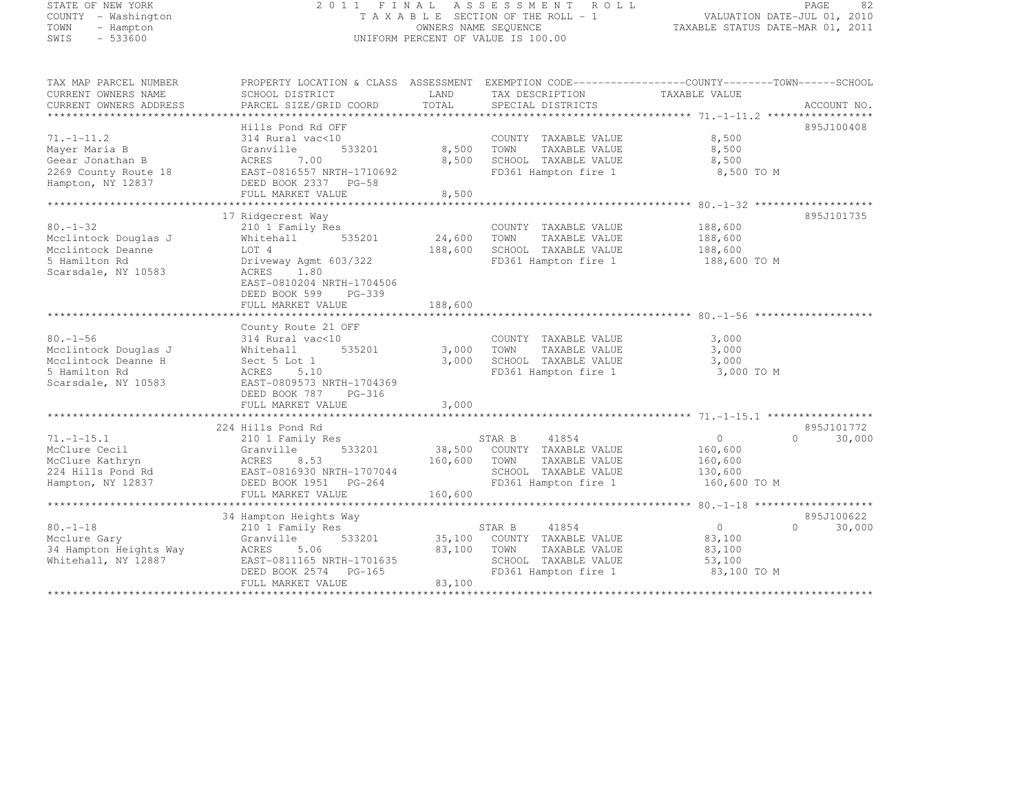STATE OF NEW YORK
COUNTY - Washington
TOWN - Hampton
SWIS - 533600

2011 FINAL ASSESSMENT ROLL
TAXABLE SECTION OF THE ROLL - 1
OWNERS NAME SEQUENCE
UNIFORM PERCENT OF VALUE IS 100.00

VALUATION DATE-JUL 01, 2010
TAXABLE STATUS DATE-MAR 01, 2011

| TAX MAP PARCEL NUMBER<br>CURRENT OWNERS NAME<br>CURRENT OWNERS ADDRESS | PROPERTY LOCATION & CLASS<br>SCHOOL DISTRICT<br>PARCEL SIZE/GRID COORD | ASSESSMENT<br>LAND<br>TOTAL | EXEMPTION CODE<br>TAX DESCRIPTION<br>SPECIAL DISTRICTS | COUNTY--------TOWN------SCHOOL<br>TAXABLE VALUE | ACCOUNT NO. |
|---|---|---|---|---|---|
| 71.-1-11.2 | Hills Pond Rd OFF | | | | 895J100408 |
| 71.-1-11.2 | 314 Rural vac<10 | | COUNTY TAXABLE VALUE | 8,500 | |
| Mayer Maria B | Granville 533201 | 8,500 | TOWN TAXABLE VALUE | 8,500 | |
| Geear Jonathan B | ACRES 7.00 | 8,500 | SCHOOL TAXABLE VALUE | 8,500 | |
| 2269 County Route 18 | EAST-0816557 NRTH-1710692 | | FD361 Hampton fire 1 | 8,500 TO M | |
| Hampton, NY 12837 | DEED BOOK 2337 PG-58 | | | | |
| | FULL MARKET VALUE | 8,500 | | | |
| 80.-1-32 | 17 Ridgecrest Way | | | | 895J101735 |
| 80.-1-32 | 210 1 Family Res | | COUNTY TAXABLE VALUE | 188,600 | |
| Mcclintock Douglas J | Whitehall 535201 | 24,600 | TOWN TAXABLE VALUE | 188,600 | |
| Mcclintock Deanne | LOT 4 | 188,600 | SCHOOL TAXABLE VALUE | 188,600 | |
| 5 Hamilton Rd | Driveway Agmt 603/322 | | FD361 Hampton fire 1 | 188,600 TO M | |
| Scarsdale, NY 10583 | ACRES 1.80 | | | | |
| | EAST-0810204 NRTH-1704506 | | | | |
| | DEED BOOK 599 PG-339 | | | | |
| | FULL MARKET VALUE | 188,600 | | | |
| 80.-1-56 | County Route 21 OFF | | | | |
| 80.-1-56 | 314 Rural vac<10 | | COUNTY TAXABLE VALUE | 3,000 | |
| Mcclintock Douglas J | Whitehall 535201 | 3,000 | TOWN TAXABLE VALUE | 3,000 | |
| Mcclintock Deanne H | Sect 5 Lot 1 | 3,000 | SCHOOL TAXABLE VALUE | 3,000 | |
| 5 Hamilton Rd | ACRES 5.10 | | FD361 Hampton fire 1 | 3,000 TO M | |
| Scarsdale, NY 10583 | EAST-0809573 NRTH-1704369 | | | | |
| | DEED BOOK 787 PG-316 | | | | |
| | FULL MARKET VALUE | 3,000 | | | |
| 71.-1-15.1 | 224 Hills Pond Rd | | | | 895J101772 |
| 71.-1-15.1 | 210 1 Family Res | | STAR B 41854 | 0 0 | 30,000 |
| McClure Cecil | Granville 533201 | 38,500 | COUNTY TAXABLE VALUE | 160,600 | |
| McClure Kathryn | ACRES 8.53 | 160,600 | TOWN TAXABLE VALUE | 160,600 | |
| 224 Hills Pond Rd | EAST-0816930 NRTH-1707044 | | SCHOOL TAXABLE VALUE | 130,600 | |
| Hampton, NY 12837 | DEED BOOK 1951 PG-264 | | FD361 Hampton fire 1 | 160,600 TO M | |
| | FULL MARKET VALUE | 160,600 | | | |
| 80.-1-18 | 34 Hampton Heights Way | | | | 895J100622 |
| 80.-1-18 | 210 1 Family Res | | STAR B 41854 | 0 0 | 30,000 |
| Mcclure Gary | Granville 533201 | 35,100 | COUNTY TAXABLE VALUE | 83,100 | |
| 34 Hampton Heights Way | ACRES 5.06 | 83,100 | TOWN TAXABLE VALUE | 83,100 | |
| Whitehall, NY 12887 | EAST-0811165 NRTH-1701635 | | SCHOOL TAXABLE VALUE | 53,100 | |
| | DEED BOOK 2574 PG-165 | | FD361 Hampton fire 1 | 83,100 TO M | |
| | FULL MARKET VALUE | 83,100 | | | |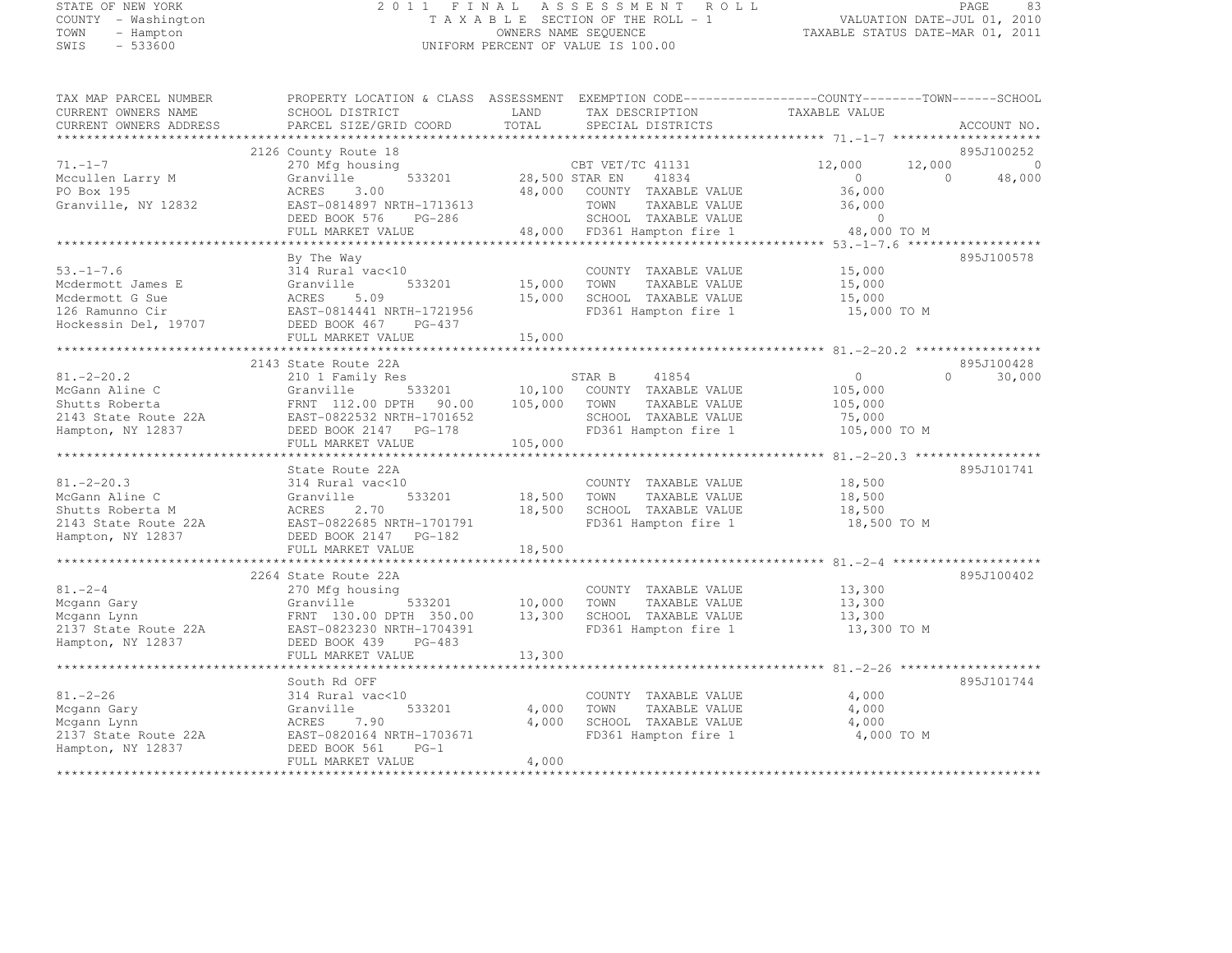STATE OF NEW YORK
COUNTY - Washington
TOWN - Hampton
SWIS - 533600

# 2011 FINAL ASSESSMENT ROLL

TAXABLE SECTION OF THE ROLL - 1
OWNERS NAME SEQUENCE
UNIFORM PERCENT OF VALUE IS 100.00

VALUATION DATE-JUL 01, 2010
TAXABLE STATUS DATE-MAR 01, 2011

| TAX MAP PARCEL NUMBER / CURRENT OWNERS NAME / CURRENT OWNERS ADDRESS | PROPERTY LOCATION & CLASS / SCHOOL DISTRICT / PARCEL SIZE/GRID COORD | ASSESSMENT LAND / TOTAL | EXEMPTION CODE / TAX DESCRIPTION / SPECIAL DISTRICTS | COUNTY | TOWN | SCHOOL | ACCOUNT NO. |
|---|---|---|---|---|---|---|---|
| 71.-1-7 | 2126 County Route 18 | | | | | | 895J100252 |
| Mccullen Larry M | 270 Mfg housing | | CBT VET/TC 41131 | 12,000 | 12,000 | 0 | |
| PO Box 195 | Granville 533201 | 28,500 | STAR EN 41834 | 0 | 0 | 48,000 | |
| Granville, NY 12832 | ACRES 3.00 | 48,000 | COUNTY TAXABLE VALUE | 36,000 | | | |
| | EAST-0814897 NRTH-1713613 | | TOWN TAXABLE VALUE | | 36,000 | | |
| | DEED BOOK 576 PG-286 | | SCHOOL TAXABLE VALUE | | | 0 | |
| | FULL MARKET VALUE | 48,000 | FD361 Hampton fire 1 | 48,000 TO M | | | |
| 53.-1-7.6 | By The Way | | | | | | 895J100578 |
| Mcdermott James E | 314 Rural vac<10 | | COUNTY TAXABLE VALUE | 15,000 | | | |
| Mcdermott G Sue | Granville 533201 | 15,000 | TOWN TAXABLE VALUE | | 15,000 | | |
| 126 Ramunno Cir | ACRES 5.09 | 15,000 | SCHOOL TAXABLE VALUE | | | 15,000 | |
| Hockessin Del, 19707 | EAST-0814441 NRTH-1721956 | | FD361 Hampton fire 1 | 15,000 TO M | | | |
| | DEED BOOK 467 PG-437 | | | | | | |
| | FULL MARKET VALUE | 15,000 | | | | | |
| 81.-2-20.2 | 2143 State Route 22A | | | | | | 895J100428 |
| McGann Aline C | 210 1 Family Res | | STAR B 41854 | 0 | 0 | 30,000 | |
| Shutts Roberta | Granville 533201 | 10,100 | COUNTY TAXABLE VALUE | 105,000 | | | |
| 2143 State Route 22A | FRNT 112.00 DPTH 90.00 | 105,000 | TOWN TAXABLE VALUE | | 105,000 | | |
| Hampton, NY 12837 | EAST-0822532 NRTH-1701652 | | SCHOOL TAXABLE VALUE | | | 75,000 | |
| | DEED BOOK 2147 PG-178 | | FD361 Hampton fire 1 | 105,000 TO M | | | |
| | FULL MARKET VALUE | 105,000 | | | | | |
| 81.-2-20.3 | State Route 22A | | | | | | 895J101741 |
| McGann Aline C | 314 Rural vac<10 | | COUNTY TAXABLE VALUE | 18,500 | | | |
| Shutts Roberta M | Granville 533201 | 18,500 | TOWN TAXABLE VALUE | | 18,500 | | |
| 2143 State Route 22A | ACRES 2.70 | 18,500 | SCHOOL TAXABLE VALUE | | | 18,500 | |
| Hampton, NY 12837 | EAST-0822685 NRTH-1701791 | | FD361 Hampton fire 1 | 18,500 TO M | | | |
| | DEED BOOK 2147 PG-182 | | | | | | |
| | FULL MARKET VALUE | 18,500 | | | | | |
| 81.-2-4 | 2264 State Route 22A | | | | | | 895J100402 |
| Mcgann Gary | 270 Mfg housing | | COUNTY TAXABLE VALUE | 13,300 | | | |
| Mcgann Lynn | Granville 533201 | 10,000 | TOWN TAXABLE VALUE | | 13,300 | | |
| 2137 State Route 22A | FRNT 130.00 DPTH 350.00 | 13,300 | SCHOOL TAXABLE VALUE | | | 13,300 | |
| Hampton, NY 12837 | EAST-0823230 NRTH-1704391 | | FD361 Hampton fire 1 | 13,300 TO M | | | |
| | DEED BOOK 439 PG-483 | | | | | | |
| | FULL MARKET VALUE | 13,300 | | | | | |
| 81.-2-26 | South Rd OFF | | | | | | 895J101744 |
| Mcgann Gary | 314 Rural vac<10 | | COUNTY TAXABLE VALUE | 4,000 | | | |
| Mcgann Lynn | Granville 533201 | 4,000 | TOWN TAXABLE VALUE | | 4,000 | | |
| 2137 State Route 22A | ACRES 7.90 | 4,000 | SCHOOL TAXABLE VALUE | | | 4,000 | |
| Hampton, NY 12837 | EAST-0820164 NRTH-1703671 | | FD361 Hampton fire 1 | 4,000 TO M | | | |
| | DEED BOOK 561 PG-1 | | | | | | |
| | FULL MARKET VALUE | 4,000 | | | | | |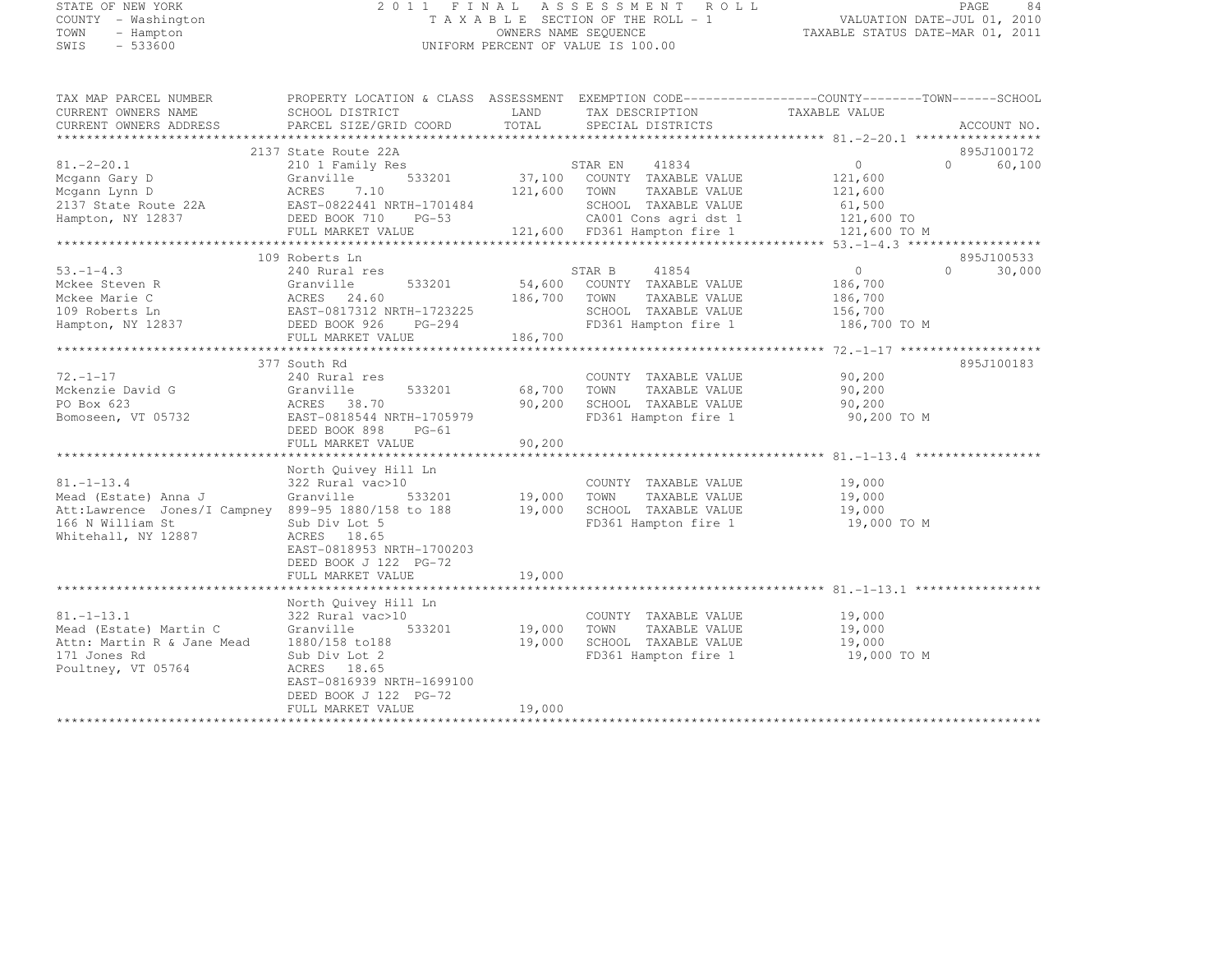STATE OF NEW YORK
COUNTY - Washington
TOWN - Hampton
SWIS - 533600

2011 FINAL ASSESSMENT ROLL
TAXABLE SECTION OF THE ROLL - 1
OWNERS NAME SEQUENCE
UNIFORM PERCENT OF VALUE IS 100.00

VALUATION DATE-JUL 01, 2010
TAXABLE STATUS DATE-MAR 01, 2011

| TAX MAP PARCEL NUMBER / CURRENT OWNERS NAME / CURRENT OWNERS ADDRESS | PROPERTY LOCATION & CLASS / SCHOOL DISTRICT / PARCEL SIZE/GRID COORD | ASSESSMENT LAND | TOTAL | EXEMPTION CODE / TAX DESCRIPTION / SPECIAL DISTRICTS | COUNTY / TOWN TAXABLE VALUE | SCHOOL | ACCOUNT NO. |
|---|---|---|---|---|---|---|---|
| | 2137 State Route 22A | | | | | | 895J100172 |
| 81.-2-20.1 | 210 1 Family Res | | | STAR EN 41834 | 0 | 0 60,100 | |
| Mcgann Gary D | Granville 533201 | 37,100 | | COUNTY TAXABLE VALUE | 121,600 | | |
| Mcgann Lynn D | ACRES 7.10 | | 121,600 | TOWN TAXABLE VALUE | 121,600 | | |
| 2137 State Route 22A | EAST-0822441 NRTH-1701484 | | | SCHOOL TAXABLE VALUE | 61,500 | | |
| Hampton, NY 12837 | DEED BOOK 710 PG-53 | | | CA001 Cons agri dst 1 | 121,600 TO | | |
| | FULL MARKET VALUE | | 121,600 | FD361 Hampton fire 1 | 121,600 TO M | | |
| | 109 Roberts Ln | | | | | | 895J100533 |
| 53.-1-4.3 | 240 Rural res | | | STAR B 41854 | 0 | 0 30,000 | |
| Mckee Steven R | Granville 533201 | 54,600 | | COUNTY TAXABLE VALUE | 186,700 | | |
| Mckee Marie C | ACRES 24.60 | | 186,700 | TOWN TAXABLE VALUE | 186,700 | | |
| 109 Roberts Ln | EAST-0817312 NRTH-1723225 | | | SCHOOL TAXABLE VALUE | 156,700 | | |
| Hampton, NY 12837 | DEED BOOK 926 PG-294 | | | FD361 Hampton fire 1 | 186,700 TO M | | |
| | FULL MARKET VALUE | | 186,700 | | | | |
| | 377 South Rd | | | | | | 895J100183 |
| 72.-1-17 | 240 Rural res | | | COUNTY TAXABLE VALUE | 90,200 | | |
| Mckenzie David G | Granville 533201 | 68,700 | | TOWN TAXABLE VALUE | 90,200 | | |
| PO Box 623 | ACRES 38.70 | | 90,200 | SCHOOL TAXABLE VALUE | 90,200 | | |
| Bomoseen, VT 05732 | EAST-0818544 NRTH-1705979 | | | FD361 Hampton fire 1 | 90,200 TO M | | |
| | DEED BOOK 898 PG-61 | | | | | | |
| | FULL MARKET VALUE | | 90,200 | | | | |
| | North Quivey Hill Ln | | | | | | |
| 81.-1-13.4 | 322 Rural vac>10 | | | COUNTY TAXABLE VALUE | 19,000 | | |
| Mead (Estate) Anna J | Granville 533201 | 19,000 | | TOWN TAXABLE VALUE | 19,000 | | |
| Att:Lawrence Jones/I Campney | 899-95 1880/158 to 188 | | 19,000 | SCHOOL TAXABLE VALUE | 19,000 | | |
| 166 N William St | Sub Div Lot 5 | | | FD361 Hampton fire 1 | 19,000 TO M | | |
| Whitehall, NY 12887 | ACRES 18.65 | | | | | | |
| | EAST-0818953 NRTH-1700203 | | | | | | |
| | DEED BOOK J 122 PG-72 | | | | | | |
| | FULL MARKET VALUE | | 19,000 | | | | |
| | North Quivey Hill Ln | | | | | | |
| 81.-1-13.1 | 322 Rural vac>10 | | | COUNTY TAXABLE VALUE | 19,000 | | |
| Mead (Estate) Martin C | Granville 533201 | 19,000 | | TOWN TAXABLE VALUE | 19,000 | | |
| Attn: Martin R & Jane Mead | 1880/158 to188 | | 19,000 | SCHOOL TAXABLE VALUE | 19,000 | | |
| 171 Jones Rd | Sub Div Lot 2 | | | FD361 Hampton fire 1 | 19,000 TO M | | |
| Poultney, VT 05764 | ACRES 18.65 | | | | | | |
| | EAST-0816939 NRTH-1699100 | | | | | | |
| | DEED BOOK J 122 PG-72 | | | | | | |
| | FULL MARKET VALUE | | 19,000 | | | | |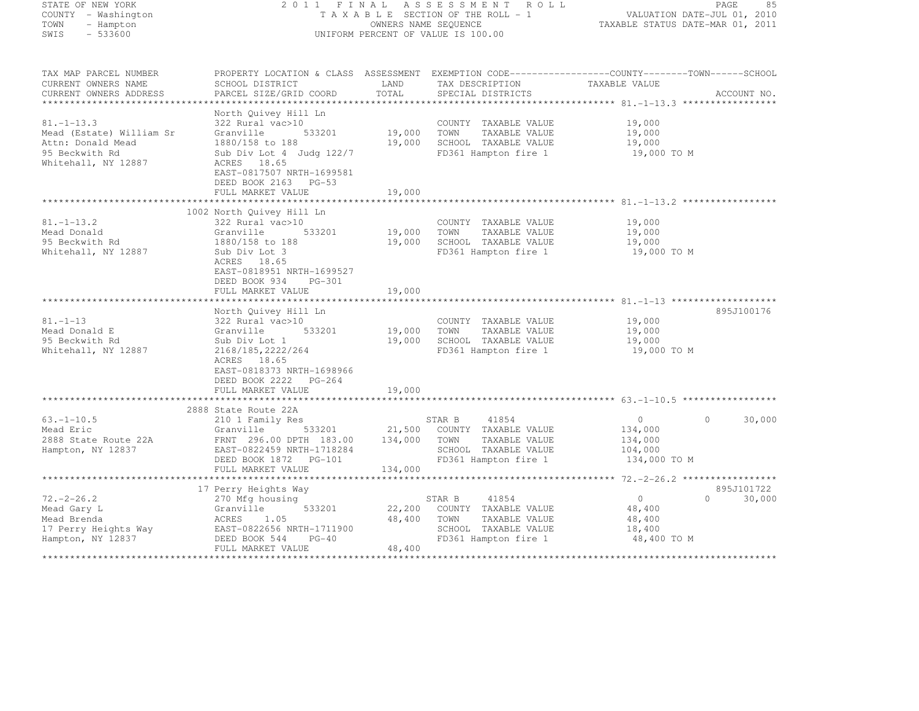STATE OF NEW YORK
COUNTY - Washington
TOWN - Hampton
SWIS - 533600

2011 FINAL ASSESSMENT ROLL
TAXABLE SECTION OF THE ROLL - 1
OWNERS NAME SEQUENCE
UNIFORM PERCENT OF VALUE IS 100.00

VALUATION DATE-JUL 01, 2010
TAXABLE STATUS DATE-MAR 01, 2011

| TAX MAP PARCEL NUMBER / CURRENT OWNERS NAME / CURRENT OWNERS ADDRESS | PROPERTY LOCATION & CLASS / SCHOOL DISTRICT / PARCEL SIZE/GRID COORD | ASSESSMENT LAND | TOTAL | EXEMPTION CODE / TAX DESCRIPTION / SPECIAL DISTRICTS | COUNTY TAXABLE VALUE | TOWN | SCHOOL | ACCOUNT NO. |
|---|---|---|---|---|---|---|---|---|
| **81.-1-13.3** | North Quivey Hill Ln | | | | | | | |
| 81.-1-13.3 | 322 Rural vac>10 | | | COUNTY TAXABLE VALUE | 19,000 | | | |
| Mead (Estate) William Sr | Granville 533201 | 19,000 | | TOWN TAXABLE VALUE | 19,000 | | | |
| Attn: Donald Mead | 1880/158 to 188 | | 19,000 | SCHOOL TAXABLE VALUE | 19,000 | | | |
| 95 Beckwith Rd | Sub Div Lot 4 Judg 122/7 | | | FD361 Hampton fire 1 | 19,000 TO M | | | |
| Whitehall, NY 12887 | ACRES 18.65 | | | | | | | |
| | EAST-0817507 NRTH-1699581 | | | | | | | |
| | DEED BOOK 2163 PG-53 | | | | | | | |
| | FULL MARKET VALUE | | 19,000 | | | | | |
| **81.-1-13.2** | 1002 North Quivey Hill Ln | | | | | | | |
| 81.-1-13.2 | 322 Rural vac>10 | | | COUNTY TAXABLE VALUE | 19,000 | | | |
| Mead Donald | Granville 533201 | 19,000 | | TOWN TAXABLE VALUE | 19,000 | | | |
| 95 Beckwith Rd | 1880/158 to 188 | | 19,000 | SCHOOL TAXABLE VALUE | 19,000 | | | |
| Whitehall, NY 12887 | Sub Div Lot 3 | | | FD361 Hampton fire 1 | 19,000 TO M | | | |
| | ACRES 18.65 | | | | | | | |
| | EAST-0818951 NRTH-1699527 | | | | | | | |
| | DEED BOOK 934 PG-301 | | | | | | | |
| | FULL MARKET VALUE | | 19,000 | | | | | |
| **81.-1-13** | North Quivey Hill Ln | | | | | | | 895J100176 |
| 81.-1-13 | 322 Rural vac>10 | | | COUNTY TAXABLE VALUE | 19,000 | | | |
| Mead Donald E | Granville 533201 | 19,000 | | TOWN TAXABLE VALUE | 19,000 | | | |
| 95 Beckwith Rd | Sub Div Lot 1 | | 19,000 | SCHOOL TAXABLE VALUE | 19,000 | | | |
| Whitehall, NY 12887 | 2168/185,2222/264 | | | FD361 Hampton fire 1 | 19,000 TO M | | | |
| | ACRES 18.65 | | | | | | | |
| | EAST-0818373 NRTH-1698966 | | | | | | | |
| | DEED BOOK 2222 PG-264 | | | | | | | |
| | FULL MARKET VALUE | | 19,000 | | | | | |
| **63.-1-10.5** | 2888 State Route 22A | | | | | | | |
| 63.-1-10.5 | 210 1 Family Res | | | STAR B 41854 | 0 | 0 | 30,000 | |
| Mead Eric | Granville 533201 | 21,500 | | COUNTY TAXABLE VALUE | 134,000 | | | |
| 2888 State Route 22A | FRNT 296.00 DPTH 183.00 | | 134,000 | TOWN TAXABLE VALUE | 134,000 | | | |
| Hampton, NY 12837 | EAST-0822459 NRTH-1718284 | | | SCHOOL TAXABLE VALUE | 104,000 | | | |
| | DEED BOOK 1872 PG-101 | | | FD361 Hampton fire 1 | 134,000 TO M | | | |
| | FULL MARKET VALUE | | 134,000 | | | | | |
| **72.-2-26.2** | 17 Perry Heights Way | | | | | | | 895J101722 |
| 72.-2-26.2 | 270 Mfg housing | | | STAR B 41854 | 0 | 0 | 30,000 | |
| Mead Gary L | Granville 533201 | 22,200 | | COUNTY TAXABLE VALUE | 48,400 | | | |
| Mead Brenda | ACRES 1.05 | | 48,400 | TOWN TAXABLE VALUE | 48,400 | | | |
| 17 Perry Heights Way | EAST-0822656 NRTH-1711900 | | | SCHOOL TAXABLE VALUE | 18,400 | | | |
| Hampton, NY 12837 | DEED BOOK 544 PG-40 | | | FD361 Hampton fire 1 | 48,400 TO M | | | |
| | FULL MARKET VALUE | | 48,400 | | | | | |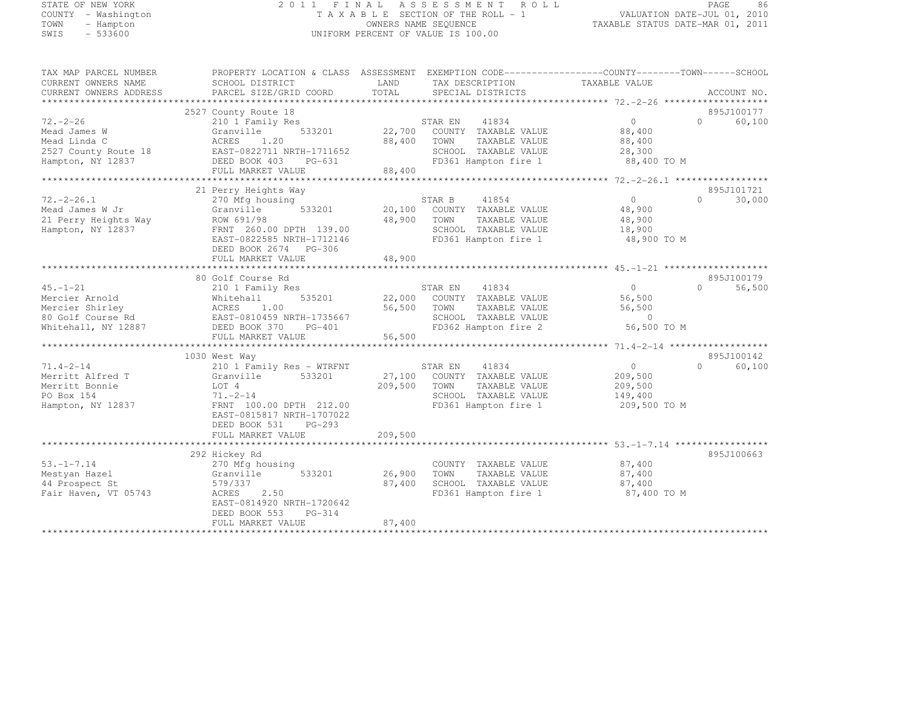STATE OF NEW YORK
COUNTY - Washington
TOWN - Hampton
SWIS - 533600

2011 FINAL ASSESSMENT ROLL
TAXABLE SECTION OF THE ROLL - 1
OWNERS NAME SEQUENCE
UNIFORM PERCENT OF VALUE IS 100.00

VALUATION DATE-JUL 01, 2010
TAXABLE STATUS DATE-MAR 01, 2011

```
TAX MAP PARCEL NUMBER     PROPERTY LOCATION & CLASS  ASSESSMENT  EXEMPTION CODE------------------COUNTY--------TOWN------SCHOOL
CURRENT OWNERS NAME       SCHOOL DISTRICT               LAND      TAX DESCRIPTION              TAXABLE VALUE
CURRENT OWNERS ADDRESS    PARCEL SIZE/GRID COORD        TOTAL     SPECIAL DISTRICTS                                    ACCOUNT NO.
******************************************************************************************************* 72.-2-26 *******************
                          2527 County Route 18                                                                         895J100177
72.-2-26                  210 1 Family Res                        STAR EN    41834          0              0        60,100
Mead James W              Granville         533201      22,700    COUNTY  TAXABLE VALUE       88,400
Mead Linda C              ACRES    1.20                 88,400    TOWN    TAXABLE VALUE       88,400
2527 County Route 18      EAST-0822711 NRTH-1711652               SCHOOL  TAXABLE VALUE       28,300
Hampton, NY 12837         DEED BOOK 403    PG-631                 FD361 Hampton fire 1          88,400 TO M
                          FULL MARKET VALUE             88,400
******************************************************************************************************* 72.-2-26.1 *****************
                          21 Perry Heights Way                                                                         895J101721
72.-2-26.1                270 Mfg housing                         STAR B     41854          0              0        30,000
Mead James W Jr           Granville         533201      20,100    COUNTY  TAXABLE VALUE       48,900
21 Perry Heights Way      ROW 691/98                    48,900    TOWN    TAXABLE VALUE       48,900
Hampton, NY 12837         FRNT 260.00 DPTH 139.00                 SCHOOL  TAXABLE VALUE       18,900
                          EAST-0822585 NRTH-1712146               FD361 Hampton fire 1          48,900 TO M
                          DEED BOOK 2674   PG-306
                          FULL MARKET VALUE             48,900
******************************************************************************************************* 45.-1-21 *******************
                          80 Golf Course Rd                                                                            895J100179
45.-1-21                  210 1 Family Res                        STAR EN    41834          0              0        56,500
Mercier Arnold            Whitehall         535201      22,000    COUNTY  TAXABLE VALUE       56,500
Mercier Shirley           ACRES    1.00                 56,500    TOWN    TAXABLE VALUE       56,500
80 Golf Course Rd         EAST-0810459 NRTH-1735667               SCHOOL  TAXABLE VALUE            0
Whitehall, NY 12887       DEED BOOK 370    PG-401                 FD362 Hampton fire 2          56,500 TO M
                          FULL MARKET VALUE             56,500
******************************************************************************************************* 71.4-2-14 ******************
                          1030 West Way                                                                                895J100142
71.4-2-14                 210 1 Family Res - WTRFNT               STAR EN    41834          0              0        60,100
Merritt Alfred T          Granville         533201      27,100    COUNTY  TAXABLE VALUE      209,500
Merritt Bonnie            LOT 4                        209,500    TOWN    TAXABLE VALUE      209,500
PO Box 154                71.-2-14                                SCHOOL  TAXABLE VALUE      149,400
Hampton, NY 12837         FRNT 100.00 DPTH 212.00                 FD361 Hampton fire 1         209,500 TO M
                          EAST-0815817 NRTH-1707022
                          DEED BOOK 531    PG-293
                          FULL MARKET VALUE            209,500
******************************************************************************************************* 53.-1-7.14 *****************
                          292 Hickey Rd                                                                                895J100663
53.-1-7.14                270 Mfg housing                         COUNTY  TAXABLE VALUE       87,400
Mestyan Hazel             Granville         533201      26,900    TOWN    TAXABLE VALUE       87,400
44 Prospect St            579/337                       87,400    SCHOOL  TAXABLE VALUE       87,400
Fair Haven, VT 05743      ACRES    2.50                           FD361 Hampton fire 1          87,400 TO M
                          EAST-0814920 NRTH-1720642
                          DEED BOOK 553    PG-314
                          FULL MARKET VALUE             87,400
************************************************************************************************************************************
```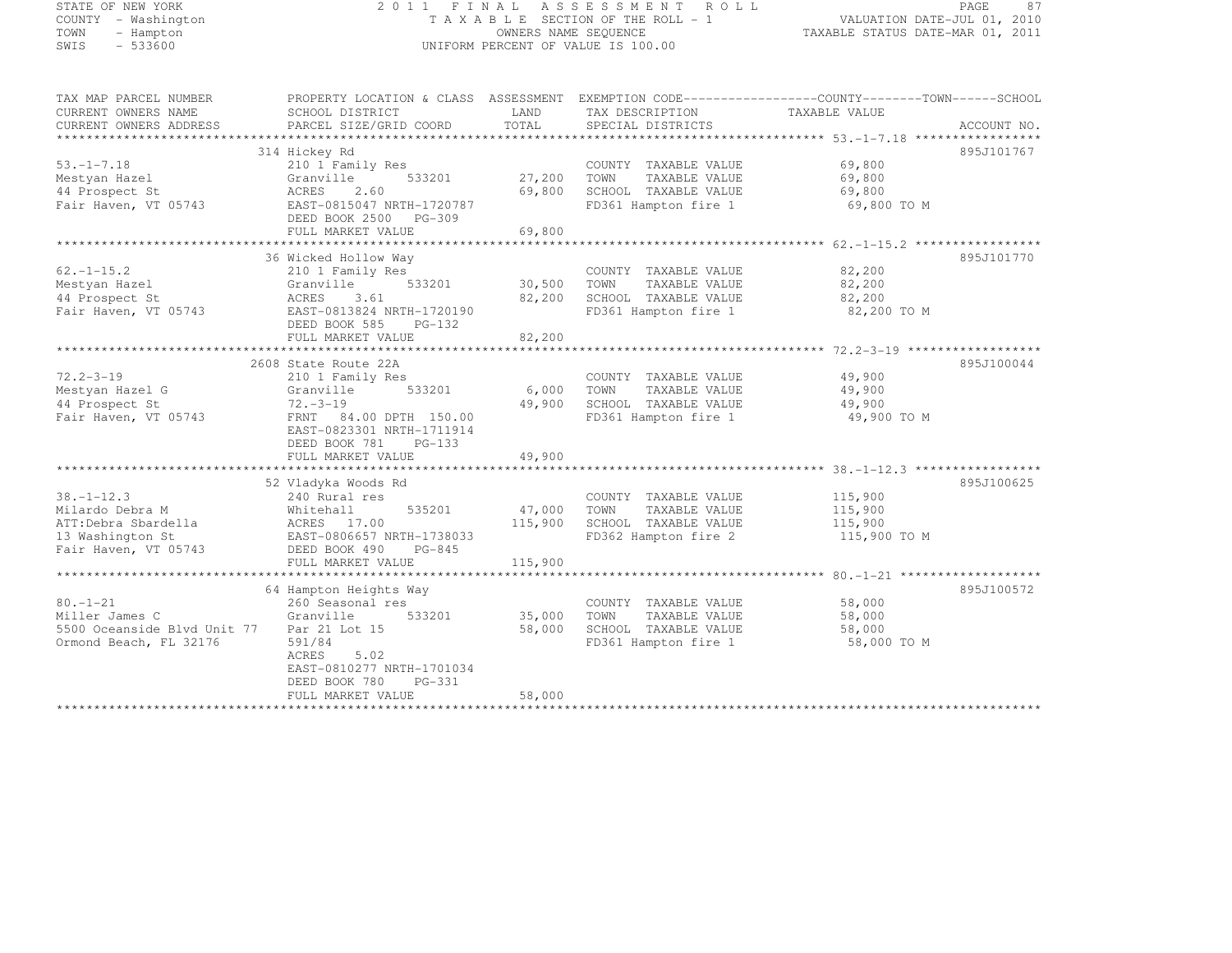STATE OF NEW YORK
COUNTY - Washington
TOWN - Hampton
SWIS - 533600

2 0 1 1 F I N A L A S S E S S M E N T R O L L
T A X A B L E SECTION OF THE ROLL - 1
OWNERS NAME SEQUENCE
UNIFORM PERCENT OF VALUE IS 100.00

VALUATION DATE-JUL 01, 2010
TAXABLE STATUS DATE-MAR 01, 2011

| TAX MAP PARCEL NUMBER / CURRENT OWNERS NAME / CURRENT OWNERS ADDRESS | PROPERTY LOCATION & CLASS / SCHOOL DISTRICT / PARCEL SIZE/GRID COORD | ASSESSMENT LAND / TOTAL | EXEMPTION CODE / TAX DESCRIPTION / SPECIAL DISTRICTS | TAXABLE VALUE (COUNTY / TOWN / SCHOOL) | ACCOUNT NO. |
|---|---|---|---|---|---|
| **53.-1-7.18** | 314 Hickey Rd | | | | 895J101767 |
| 53.-1-7.18 | 210 1 Family Res | | COUNTY TAXABLE VALUE | 69,800 | |
| Mestyan Hazel | Granville 533201 | 27,200 | TOWN TAXABLE VALUE | 69,800 | |
| 44 Prospect St | ACRES 2.60 | 69,800 | SCHOOL TAXABLE VALUE | 69,800 | |
| Fair Haven, VT 05743 | EAST-0815047 NRTH-1720787 | | FD361 Hampton fire 1 | 69,800 TO M | |
| | DEED BOOK 2500 PG-309 | | | | |
| | FULL MARKET VALUE | 69,800 | | | |
| **62.-1-15.2** | 36 Wicked Hollow Way | | | | 895J101770 |
| 62.-1-15.2 | 210 1 Family Res | | COUNTY TAXABLE VALUE | 82,200 | |
| Mestyan Hazel | Granville 533201 | 30,500 | TOWN TAXABLE VALUE | 82,200 | |
| 44 Prospect St | ACRES 3.61 | 82,200 | SCHOOL TAXABLE VALUE | 82,200 | |
| Fair Haven, VT 05743 | EAST-0813824 NRTH-1720190 | | FD361 Hampton fire 1 | 82,200 TO M | |
| | DEED BOOK 585 PG-132 | | | | |
| | FULL MARKET VALUE | 82,200 | | | |
| **72.2-3-19** | 2608 State Route 22A | | | | 895J100044 |
| 72.2-3-19 | 210 1 Family Res | | COUNTY TAXABLE VALUE | 49,900 | |
| Mestyan Hazel G | Granville 533201 | 6,000 | TOWN TAXABLE VALUE | 49,900 | |
| 44 Prospect St | 72.-3-19 | 49,900 | SCHOOL TAXABLE VALUE | 49,900 | |
| Fair Haven, VT 05743 | FRNT 84.00 DPTH 150.00 | | FD361 Hampton fire 1 | 49,900 TO M | |
| | EAST-0823301 NRTH-1711914 | | | | |
| | DEED BOOK 781 PG-133 | | | | |
| | FULL MARKET VALUE | 49,900 | | | |
| **38.-1-12.3** | 52 Vladyka Woods Rd | | | | 895J100625 |
| 38.-1-12.3 | 240 Rural res | | COUNTY TAXABLE VALUE | 115,900 | |
| Milardo Debra M | Whitehall 535201 | 47,000 | TOWN TAXABLE VALUE | 115,900 | |
| ATT:Debra Sbardella | ACRES 17.00 | 115,900 | SCHOOL TAXABLE VALUE | 115,900 | |
| 13 Washington St | EAST-0806657 NRTH-1738033 | | FD362 Hampton fire 2 | 115,900 TO M | |
| Fair Haven, VT 05743 | DEED BOOK 490 PG-845 | | | | |
| | FULL MARKET VALUE | 115,900 | | | |
| **80.-1-21** | 64 Hampton Heights Way | | | | 895J100572 |
| 80.-1-21 | 260 Seasonal res | | COUNTY TAXABLE VALUE | 58,000 | |
| Miller James C | Granville 533201 | 35,000 | TOWN TAXABLE VALUE | 58,000 | |
| 5500 Oceanside Blvd Unit 77 | Par 21 Lot 15 | 58,000 | SCHOOL TAXABLE VALUE | 58,000 | |
| Ormond Beach, FL 32176 | 591/84 | | FD361 Hampton fire 1 | 58,000 TO M | |
| | ACRES 5.02 | | | | |
| | EAST-0810277 NRTH-1701034 | | | | |
| | DEED BOOK 780 PG-331 | | | | |
| | FULL MARKET VALUE | 58,000 | | | |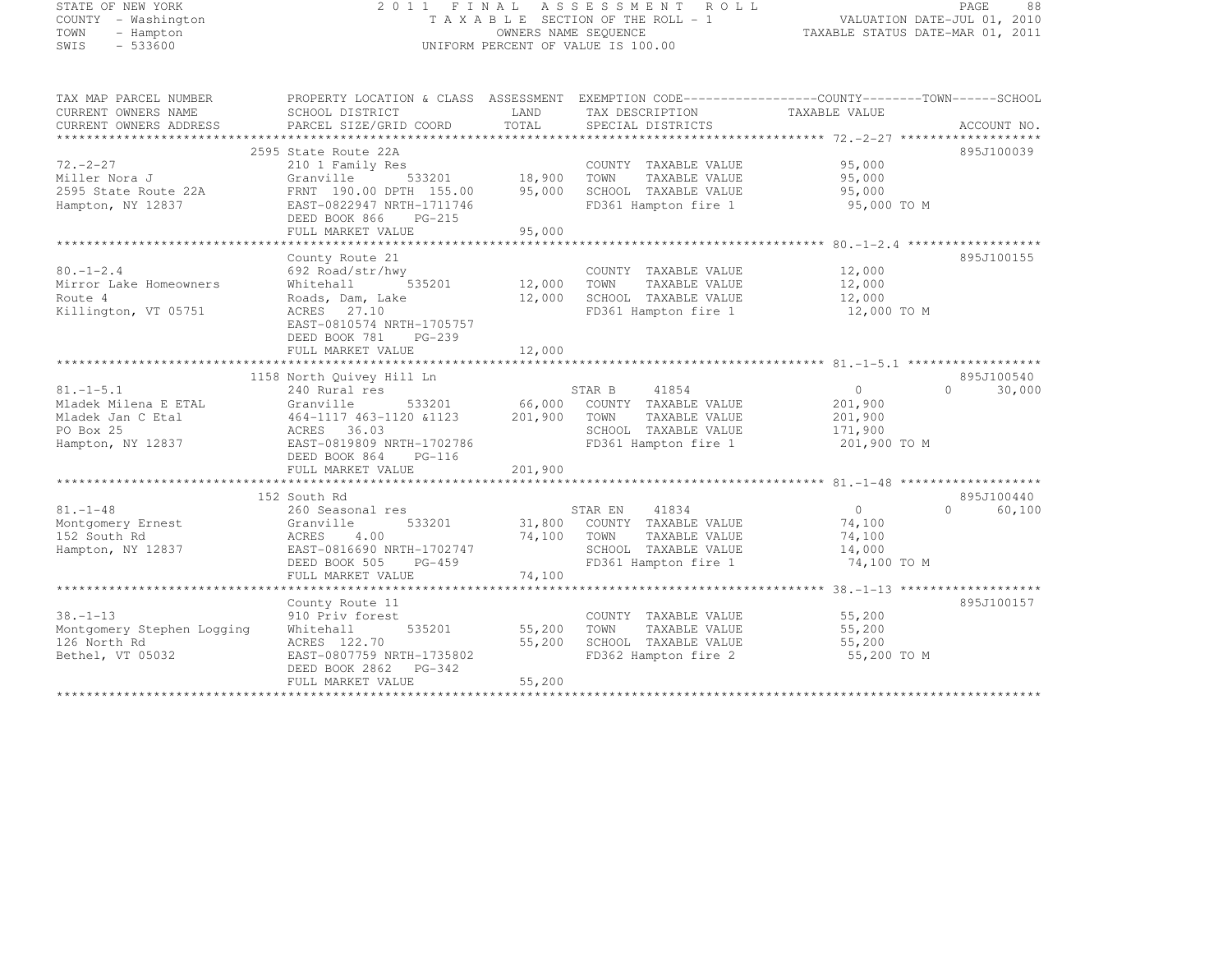STATE OF NEW YORK
COUNTY - Washington
TOWN - Hampton
SWIS - 533600

2011 FINAL ASSESSMENT ROLL
TAXABLE SECTION OF THE ROLL - 1
OWNERS NAME SEQUENCE
UNIFORM PERCENT OF VALUE IS 100.00

VALUATION DATE-JUL 01, 2010
TAXABLE STATUS DATE-MAR 01, 2011

| TAX MAP PARCEL NUMBER / CURRENT OWNERS NAME / CURRENT OWNERS ADDRESS | PROPERTY LOCATION & CLASS / SCHOOL DISTRICT / PARCEL SIZE/GRID COORD | ASSESSMENT LAND / TOTAL | EXEMPTION CODE / TAX DESCRIPTION / SPECIAL DISTRICTS | COUNTY TAXABLE VALUE | TOWN | SCHOOL | ACCOUNT NO. |
|---|---|---|---|---|---|---|---|
| 72.-2-27 | 2595 State Route 22A | | | | | | 895J100039 |
| | 210 1 Family Res | | COUNTY TAXABLE VALUE | 95,000 | | | |
| Miller Nora J | Granville 533201 | 18,900 | TOWN TAXABLE VALUE | 95,000 | | | |
| 2595 State Route 22A | FRNT 190.00 DPTH 155.00 | 95,000 | SCHOOL TAXABLE VALUE | 95,000 | | | |
| Hampton, NY 12837 | EAST-0822947 NRTH-1711746 | | FD361 Hampton fire 1 | 95,000 TO M | | | |
| | DEED BOOK 866 PG-215 | | | | | | |
| | FULL MARKET VALUE | 95,000 | | | | | |
| 80.-1-2.4 | County Route 21 | | | | | | 895J100155 |
| | 692 Road/str/hwy | | COUNTY TAXABLE VALUE | 12,000 | | | |
| Mirror Lake Homeowners | Whitehall 535201 | 12,000 | TOWN TAXABLE VALUE | 12,000 | | | |
| Route 4 | Roads, Dam, Lake | 12,000 | SCHOOL TAXABLE VALUE | 12,000 | | | |
| Killington, VT 05751 | ACRES 27.10 | | FD361 Hampton fire 1 | 12,000 TO M | | | |
| | EAST-0810574 NRTH-1705757 | | | | | | |
| | DEED BOOK 781 PG-239 | | | | | | |
| | FULL MARKET VALUE | 12,000 | | | | | |
| 81.-1-5.1 | 1158 North Quivey Hill Ln | | | | | | 895J100540 |
| | 240 Rural res | | STAR B 41854 | 0 | | 0 | 30,000 |
| Mladek Milena E ETAL | Granville 533201 | 66,000 | COUNTY TAXABLE VALUE | 201,900 | | | |
| Mladek Jan C Etal | 464-1117 463-1120 &1123 | 201,900 | TOWN TAXABLE VALUE | 201,900 | | | |
| PO Box 25 | ACRES 36.03 | | SCHOOL TAXABLE VALUE | 171,900 | | | |
| Hampton, NY 12837 | EAST-0819809 NRTH-1702786 | | FD361 Hampton fire 1 | 201,900 TO M | | | |
| | DEED BOOK 864 PG-116 | | | | | | |
| | FULL MARKET VALUE | 201,900 | | | | | |
| 81.-1-48 | 152 South Rd | | | | | | 895J100440 |
| | 260 Seasonal res | | STAR EN 41834 | 0 | | 0 | 60,100 |
| Montgomery Ernest | Granville 533201 | 31,800 | COUNTY TAXABLE VALUE | 74,100 | | | |
| 152 South Rd | ACRES 4.00 | 74,100 | TOWN TAXABLE VALUE | 74,100 | | | |
| Hampton, NY 12837 | EAST-0816690 NRTH-1702747 | | SCHOOL TAXABLE VALUE | 14,000 | | | |
| | DEED BOOK 505 PG-459 | | FD361 Hampton fire 1 | 74,100 TO M | | | |
| | FULL MARKET VALUE | 74,100 | | | | | |
| 38.-1-13 | County Route 11 | | | | | | 895J100157 |
| | 910 Priv forest | | COUNTY TAXABLE VALUE | 55,200 | | | |
| Montgomery Stephen Logging | Whitehall 535201 | 55,200 | TOWN TAXABLE VALUE | 55,200 | | | |
| 126 North Rd | ACRES 122.70 | 55,200 | SCHOOL TAXABLE VALUE | 55,200 | | | |
| Bethel, VT 05032 | EAST-0807759 NRTH-1735802 | | FD362 Hampton fire 2 | 55,200 TO M | | | |
| | DEED BOOK 2862 PG-342 | | | | | | |
| | FULL MARKET VALUE | 55,200 | | | | | |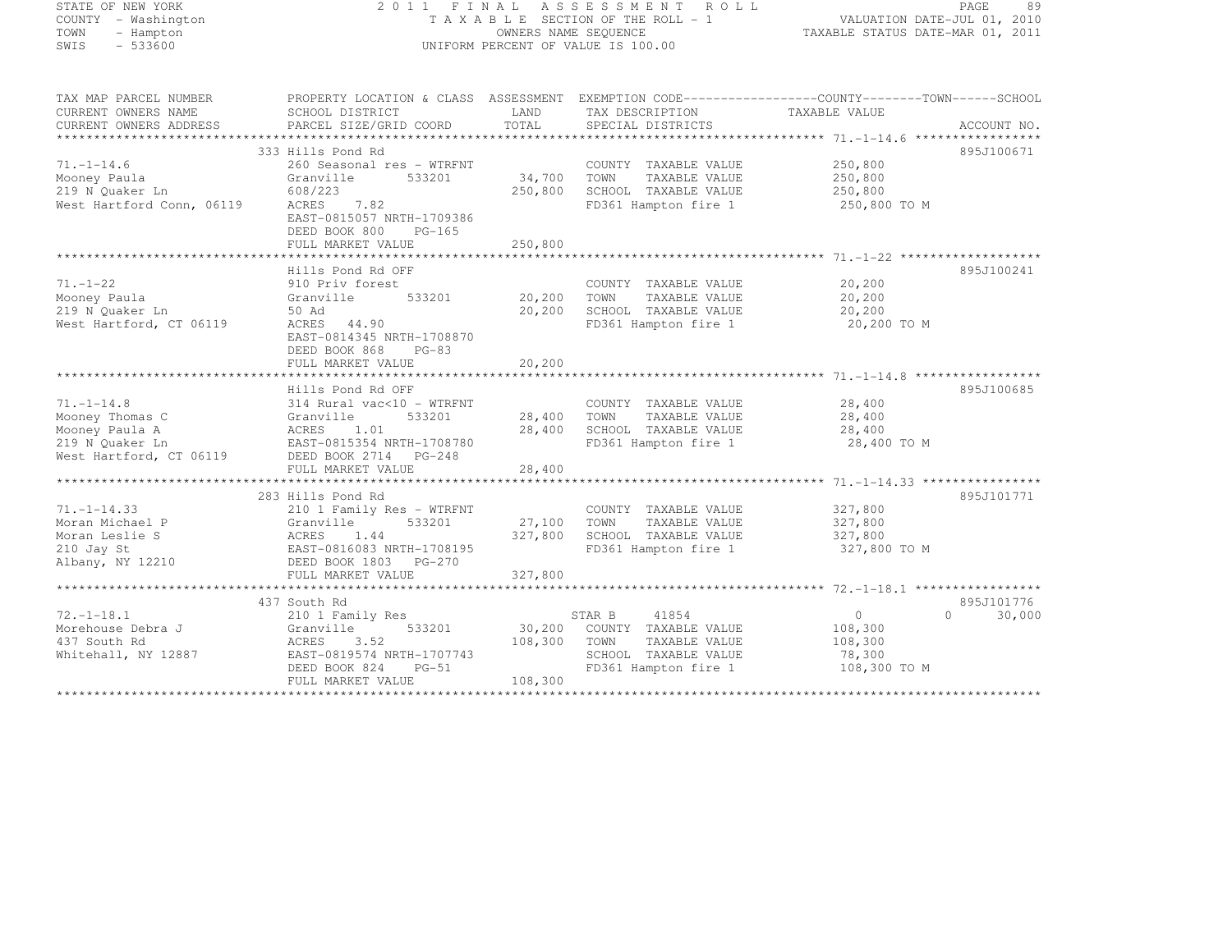STATE OF NEW YORK
COUNTY - Washington
TOWN - Hampton
SWIS - 533600

2011 FINAL ASSESSMENT ROLL
TAXABLE SECTION OF THE ROLL - 1
OWNERS NAME SEQUENCE
UNIFORM PERCENT OF VALUE IS 100.00

VALUATION DATE-JUL 01, 2010
TAXABLE STATUS DATE-MAR 01, 2011

```
TAX MAP PARCEL NUMBER          PROPERTY LOCATION & CLASS  ASSESSMENT  EXEMPTION CODE------------------COUNTY--------TOWN------SCHOOL
CURRENT OWNERS NAME            SCHOOL DISTRICT              LAND      TAX DESCRIPTION              TAXABLE VALUE
CURRENT OWNERS ADDRESS         PARCEL SIZE/GRID COORD       TOTAL     SPECIAL DISTRICTS                                    ACCOUNT NO.
*********************************************************************************************** 71.-1-14.6 *****************
                               333 Hills Pond Rd                                                                          895J100671
71.-1-14.6                     260 Seasonal res - WTRFNT             COUNTY  TAXABLE VALUE          250,800
Mooney Paula                   Granville       533201       34,700   TOWN    TAXABLE VALUE          250,800
219 N Quaker Ln                608/223                     250,800   SCHOOL  TAXABLE VALUE          250,800
West Hartford Conn, 06119      ACRES    7.82                         FD361 Hampton fire 1            250,800 TO M
                               EAST-0815057 NRTH-1709386
                               DEED BOOK 800    PG-165
                               FULL MARKET VALUE           250,800
*********************************************************************************************** 71.-1-22 *******************
                               Hills Pond Rd OFF                                                                          895J100241
71.-1-22                       910 Priv forest                       COUNTY  TAXABLE VALUE           20,200
Mooney Paula                   Granville       533201       20,200   TOWN    TAXABLE VALUE           20,200
219 N Quaker Ln                50 Ad                        20,200   SCHOOL  TAXABLE VALUE           20,200
West Hartford, CT 06119        ACRES   44.90                         FD361 Hampton fire 1             20,200 TO M
                               EAST-0814345 NRTH-1708870
                               DEED BOOK 868    PG-83
                               FULL MARKET VALUE            20,200
*********************************************************************************************** 71.-1-14.8 *****************
                               Hills Pond Rd OFF                                                                          895J100685
71.-1-14.8                     314 Rural vac<10 - WTRFNT             COUNTY  TAXABLE VALUE           28,400
Mooney Thomas C                Granville       533201       28,400   TOWN    TAXABLE VALUE           28,400
Mooney Paula A                 ACRES    1.01                28,400   SCHOOL  TAXABLE VALUE           28,400
219 N Quaker Ln                EAST-0815354 NRTH-1708780             FD361 Hampton fire 1             28,400 TO M
West Hartford, CT 06119        DEED BOOK 2714   PG-248
                               FULL MARKET VALUE            28,400
*********************************************************************************************** 71.-1-14.33 ****************
                               283 Hills Pond Rd                                                                          895J101771
71.-1-14.33                    210 1 Family Res - WTRFNT             COUNTY  TAXABLE VALUE          327,800
Moran Michael P                Granville       533201       27,100   TOWN    TAXABLE VALUE          327,800
Moran Leslie S                 ACRES    1.44               327,800   SCHOOL  TAXABLE VALUE          327,800
210 Jay St                     EAST-0816083 NRTH-1708195             FD361 Hampton fire 1            327,800 TO M
Albany, NY 12210               DEED BOOK 1803   PG-270
                               FULL MARKET VALUE           327,800
*********************************************************************************************** 72.-1-18.1 *****************
                               437 South Rd                                                                               895J101776
72.-1-18.1                     210 1 Family Res                      STAR B    41854                  0             0        30,000
Morehouse Debra J              Granville       533201       30,200   COUNTY  TAXABLE VALUE          108,300
437 South Rd                   ACRES    3.52               108,300   TOWN    TAXABLE VALUE          108,300
Whitehall, NY 12887            EAST-0819574 NRTH-1707743             SCHOOL  TAXABLE VALUE           78,300
                               DEED BOOK 824    PG-51                FD361 Hampton fire 1            108,300 TO M
                               FULL MARKET VALUE           108,300
******************************************************************************************************************************
```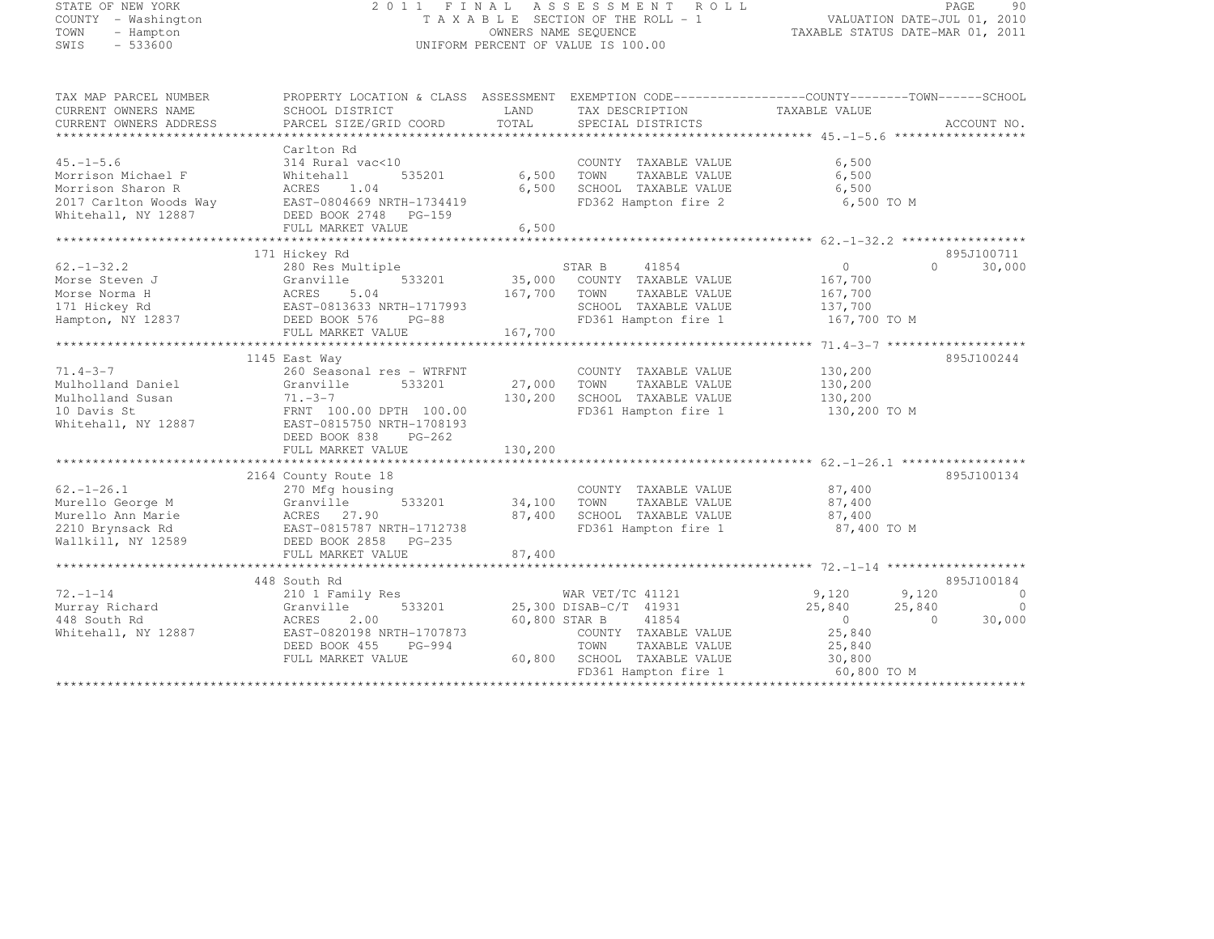STATE OF NEW YORK
COUNTY - Washington
TOWN - Hampton
SWIS - 533600

2011 FINAL ASSESSMENT ROLL
TAXABLE SECTION OF THE ROLL - 1
OWNERS NAME SEQUENCE
UNIFORM PERCENT OF VALUE IS 100.00

VALUATION DATE-JUL 01, 2010
TAXABLE STATUS DATE-MAR 01, 2011

| TAX MAP PARCEL NUMBER / CURRENT OWNERS NAME / CURRENT OWNERS ADDRESS | PROPERTY LOCATION & CLASS / SCHOOL DISTRICT / PARCEL SIZE/GRID COORD | ASSESSMENT LAND / TOTAL | EXEMPTION CODE / TAX DESCRIPTION / SPECIAL DISTRICTS | COUNTY TAXABLE VALUE | TOWN | SCHOOL | ACCOUNT NO. |
|---|---|---|---|---|---|---|---|
| 45.-1-5.6 | Carlton Rd | | | | | | |
| | 314 Rural vac<10 | | COUNTY TAXABLE VALUE | 6,500 | | | |
| Morrison Michael F | Whitehall 535201 | 6,500 | TOWN TAXABLE VALUE | 6,500 | | | |
| Morrison Sharon R | ACRES 1.04 | 6,500 | SCHOOL TAXABLE VALUE | 6,500 | | | |
| 2017 Carlton Woods Way | EAST-0804669 NRTH-1734419 | | FD362 Hampton fire 2 | 6,500 TO M | | | |
| Whitehall, NY 12887 | DEED BOOK 2748 PG-159 | | | | | | |
| | FULL MARKET VALUE | 6,500 | | | | | |
| 62.-1-32.2 | 171 Hickey Rd | | | | | | 895J100711 |
| | 280 Res Multiple | | STAR B 41854 | 0 | 0 | 30,000 | |
| Morse Steven J | Granville 533201 | 35,000 | COUNTY TAXABLE VALUE | 167,700 | | | |
| Morse Norma H | ACRES 5.04 | 167,700 | TOWN TAXABLE VALUE | 167,700 | | | |
| 171 Hickey Rd | EAST-0813633 NRTH-1717993 | | SCHOOL TAXABLE VALUE | 137,700 | | | |
| Hampton, NY 12837 | DEED BOOK 576 PG-88 | | FD361 Hampton fire 1 | 167,700 TO M | | | |
| | FULL MARKET VALUE | 167,700 | | | | | |
| 71.4-3-7 | 1145 East Way | | | | | | 895J100244 |
| | 260 Seasonal res - WTRFNT | | COUNTY TAXABLE VALUE | 130,200 | | | |
| Mulholland Daniel | Granville 533201 | 27,000 | TOWN TAXABLE VALUE | 130,200 | | | |
| Mulholland Susan | 71.-3-7 | 130,200 | SCHOOL TAXABLE VALUE | 130,200 | | | |
| 10 Davis St | FRNT 100.00 DPTH 100.00 | | FD361 Hampton fire 1 | 130,200 TO M | | | |
| Whitehall, NY 12887 | EAST-0815750 NRTH-1708193 | | | | | | |
| | DEED BOOK 838 PG-262 | | | | | | |
| | FULL MARKET VALUE | 130,200 | | | | | |
| 62.-1-26.1 | 2164 County Route 18 | | | | | | 895J100134 |
| | 270 Mfg housing | | COUNTY TAXABLE VALUE | 87,400 | | | |
| Murello George M | Granville 533201 | 34,100 | TOWN TAXABLE VALUE | 87,400 | | | |
| Murello Ann Marie | ACRES 27.90 | 87,400 | SCHOOL TAXABLE VALUE | 87,400 | | | |
| 2210 Brynsack Rd | EAST-0815787 NRTH-1712738 | | FD361 Hampton fire 1 | 87,400 TO M | | | |
| Wallkill, NY 12589 | DEED BOOK 2858 PG-235 | | | | | | |
| | FULL MARKET VALUE | 87,400 | | | | | |
| 72.-1-14 | 448 South Rd | | | | | | 895J100184 |
| | 210 1 Family Res | | WAR VET/TC 41121 | 9,120 | 9,120 | 0 | |
| Murray Richard | Granville 533201 | 25,300 | DISAB-C/T 41931 | 25,840 | 25,840 | 0 | |
| 448 South Rd | ACRES 2.00 | 60,800 | STAR B 41854 | 0 | 0 | 30,000 | |
| Whitehall, NY 12887 | EAST-0820198 NRTH-1707873 | | COUNTY TAXABLE VALUE | 25,840 | | | |
| | DEED BOOK 455 PG-994 | | TOWN TAXABLE VALUE | 25,840 | | | |
| | FULL MARKET VALUE | 60,800 | SCHOOL TAXABLE VALUE | 30,800 | | | |
| | | | FD361 Hampton fire 1 | 60,800 TO M | | | |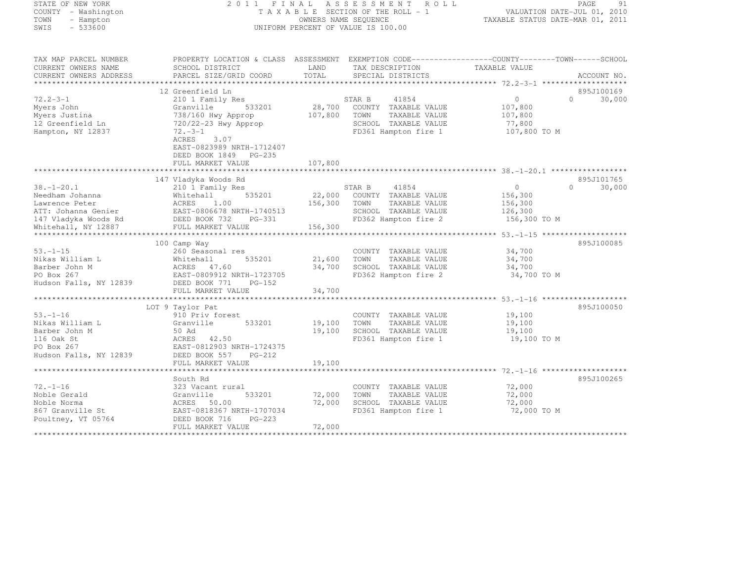STATE OF NEW YORK
COUNTY - Washington
TOWN - Hampton
SWIS - 533600

2011 FINAL ASSESSMENT ROLL
TAXABLE SECTION OF THE ROLL - 1
OWNERS NAME SEQUENCE
UNIFORM PERCENT OF VALUE IS 100.00

VALUATION DATE-JUL 01, 2010
TAXABLE STATUS DATE-MAR 01, 2011

```
TAX MAP PARCEL NUMBER     PROPERTY LOCATION & CLASS  ASSESSMENT  EXEMPTION CODE------------------COUNTY--------TOWN------SCHOOL
CURRENT OWNERS NAME       SCHOOL DISTRICT             LAND       TAX DESCRIPTION              TAXABLE VALUE
CURRENT OWNERS ADDRESS    PARCEL SIZE/GRID COORD      TOTAL      SPECIAL DISTRICTS                                    ACCOUNT NO.
******************************************************************************************** 72.2-3-1 ********************
                          12 Greenfield Ln                                                                         895J100169
72.2-3-1                  210 1 Family Res                        STAR B      41854              0            0      30,000
Myers John                Granville        533201     28,700     COUNTY  TAXABLE VALUE         107,800
Myers Justina             738/160 Hwy Approp          107,800    TOWN    TAXABLE VALUE         107,800
12 Greenfield Ln          720/22-23 Hwy Approp                   SCHOOL  TAXABLE VALUE          77,800
Hampton, NY 12837         72.-3-1                                FD361 Hampton fire 1          107,800 TO M
                          ACRES    3.07
                          EAST-0823989 NRTH-1712407
                          DEED BOOK 1849   PG-235
                          FULL MARKET VALUE           107,800
******************************************************************************************** 38.-1-20.1 *****************
                          147 Vladyka Woods Rd                                                                     895J101765
38.-1-20.1                210 1 Family Res                        STAR B      41854              0            0      30,000
Needham Johanna           Whitehall        535201     22,000     COUNTY  TAXABLE VALUE         156,300
Lawrence Peter            ACRES    1.00               156,300    TOWN    TAXABLE VALUE         156,300
ATT: Johanna Genier       EAST-0806678 NRTH-1740513              SCHOOL  TAXABLE VALUE         126,300
147 Vladyka Woods Rd      DEED BOOK 732    PG-331                FD362 Hampton fire 2          156,300 TO M
Whitehall, NY 12887       FULL MARKET VALUE           156,300
******************************************************************************************** 53.-1-15 *******************
                          100 Camp Way                                                                             895J100085
53.-1-15                  260 Seasonal res                       COUNTY  TAXABLE VALUE          34,700
Nikas William L           Whitehall        535201     21,600     TOWN    TAXABLE VALUE          34,700
Barber John M             ACRES   47.60                34,700    SCHOOL  TAXABLE VALUE          34,700
PO Box 267                EAST-0809912 NRTH-1723705              FD362 Hampton fire 2           34,700 TO M
Hudson Falls, NY 12839    DEED BOOK 771    PG-152
                          FULL MARKET VALUE            34,700
******************************************************************************************** 53.-1-16 *******************
                          LOT 9 Taylor Pat                                                                         895J100050
53.-1-16                  910 Priv forest                        COUNTY  TAXABLE VALUE          19,100
Nikas William L           Granville        533201     19,100     TOWN    TAXABLE VALUE          19,100
Barber John M             50 Ad                        19,100    SCHOOL  TAXABLE VALUE          19,100
116 Oak St                ACRES   42.50                          FD361 Hampton fire 1           19,100 TO M
PO Box 267                EAST-0812903 NRTH-1724375
Hudson Falls, NY 12839    DEED BOOK 557    PG-212
                          FULL MARKET VALUE            19,100
******************************************************************************************** 72.-1-16 *******************
                          South Rd                                                                                 895J100265
72.-1-16                  323 Vacant rural                       COUNTY  TAXABLE VALUE          72,000
Noble Gerald              Granville        533201     72,000     TOWN    TAXABLE VALUE          72,000
Noble Norma               ACRES   50.00                72,000    SCHOOL  TAXABLE VALUE          72,000
867 Granville St          EAST-0818367 NRTH-1707034              FD361 Hampton fire 1           72,000 TO M
Poultney, VT 05764        DEED BOOK 716    PG-223
                          FULL MARKET VALUE            72,000
**************************************************************************************************************************
```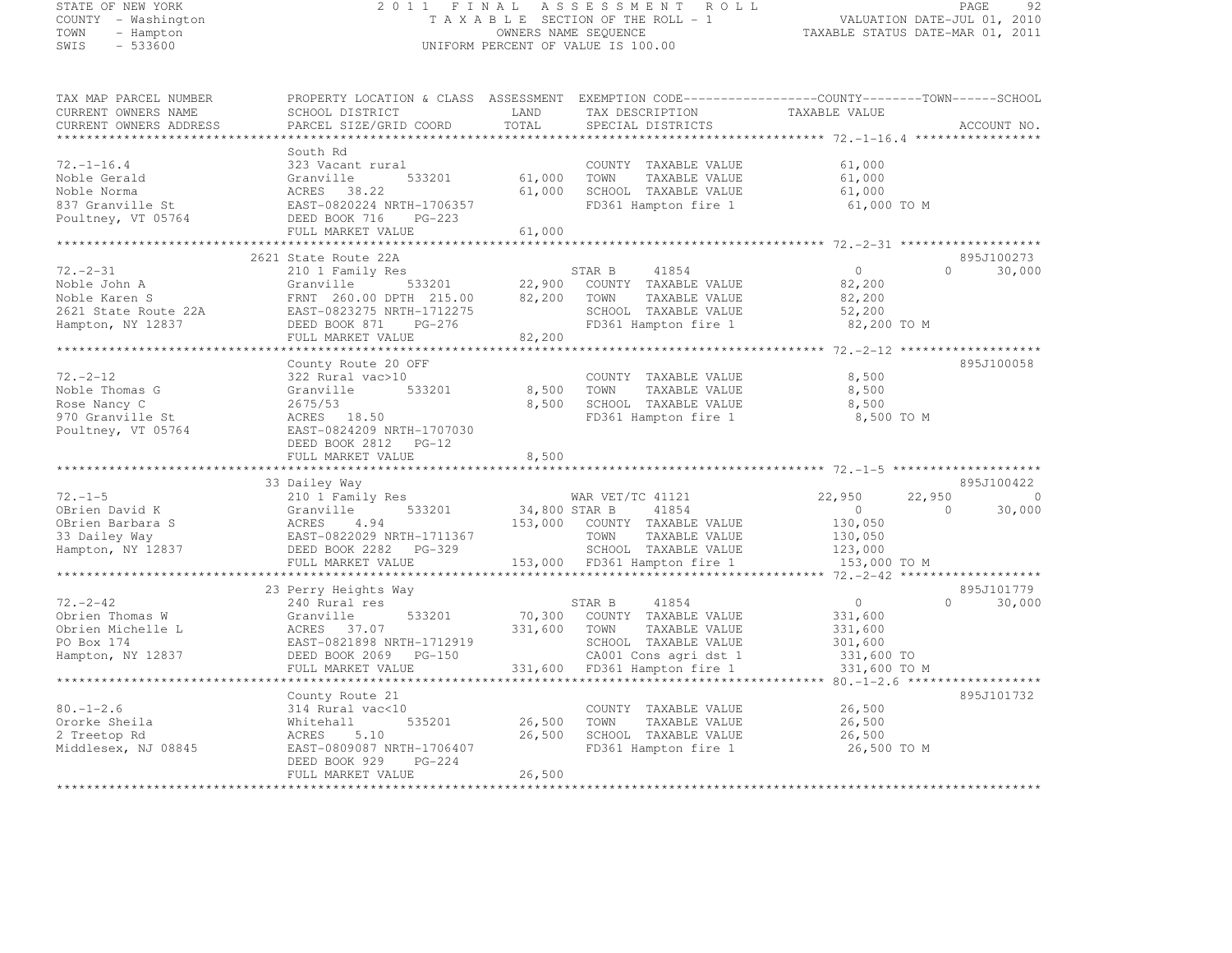STATE OF NEW YORK
COUNTY - Washington
TOWN - Hampton
SWIS - 533600

# 2011 FINAL ASSESSMENT ROLL

TAXABLE SECTION OF THE ROLL - 1
OWNERS NAME SEQUENCE
UNIFORM PERCENT OF VALUE IS 100.00

VALUATION DATE-JUL 01, 2010
TAXABLE STATUS DATE-MAR 01, 2011

| TAX MAP PARCEL NUMBER / CURRENT OWNERS NAME / CURRENT OWNERS ADDRESS | PROPERTY LOCATION & CLASS / SCHOOL DISTRICT / PARCEL SIZE/GRID COORD | ASSESSMENT LAND / TOTAL | EXEMPTION CODE / TAX DESCRIPTION / SPECIAL DISTRICTS | COUNTY TAXABLE VALUE | TOWN | SCHOOL | ACCOUNT NO. |
|---|---|---|---|---|---|---|---|
| **72.-1-16.4** | South Rd | | | | | | |
| 72.-1-16.4 | 323 Vacant rural | | COUNTY TAXABLE VALUE | 61,000 | | | |
| Noble Gerald | Granville 533201 | 61,000 | TOWN TAXABLE VALUE | 61,000 | | | |
| Noble Norma | ACRES 38.22 | 61,000 | SCHOOL TAXABLE VALUE | 61,000 | | | |
| 837 Granville St | EAST-0820224 NRTH-1706357 | | FD361 Hampton fire 1 | 61,000 TO M | | | |
| Poultney, VT 05764 | DEED BOOK 716 PG-223 | | | | | | |
| | FULL MARKET VALUE | 61,000 | | | | | |
| **72.-2-31** | 2621 State Route 22A | | | | | | 895J100273 |
| 72.-2-31 | 210 1 Family Res | | STAR B 41854 | 0 | 0 | 30,000 | |
| Noble John A | Granville 533201 | 22,900 | COUNTY TAXABLE VALUE | 82,200 | | | |
| Noble Karen S | FRNT 260.00 DPTH 215.00 | 82,200 | TOWN TAXABLE VALUE | 82,200 | | | |
| 2621 State Route 22A | EAST-0823275 NRTH-1712275 | | SCHOOL TAXABLE VALUE | 52,200 | | | |
| Hampton, NY 12837 | DEED BOOK 871 PG-276 | | FD361 Hampton fire 1 | 82,200 TO M | | | |
| | FULL MARKET VALUE | 82,200 | | | | | |
| **72.-2-12** | County Route 20 OFF | | | | | | 895J100058 |
| 72.-2-12 | 322 Rural vac>10 | | COUNTY TAXABLE VALUE | 8,500 | | | |
| Noble Thomas G | Granville 533201 | 8,500 | TOWN TAXABLE VALUE | 8,500 | | | |
| Rose Nancy C | 2675/53 | 8,500 | SCHOOL TAXABLE VALUE | 8,500 | | | |
| 970 Granville St | ACRES 18.50 | | FD361 Hampton fire 1 | 8,500 TO M | | | |
| Poultney, VT 05764 | EAST-0824209 NRTH-1707030 | | | | | | |
| | DEED BOOK 2812 PG-12 | | | | | | |
| | FULL MARKET VALUE | 8,500 | | | | | |
| **72.-1-5** | 33 Dailey Way | | | | | | 895J100422 |
| 72.-1-5 | 210 1 Family Res | | WAR VET/TC 41121 | 22,950 | 22,950 | 0 | |
| OBrien David K | Granville 533201 | 34,800 | STAR B 41854 | 0 | 0 | 30,000 | |
| OBrien Barbara S | ACRES 4.94 | 153,000 | COUNTY TAXABLE VALUE | 130,050 | | | |
| 33 Dailey Way | EAST-0822029 NRTH-1711367 | | TOWN TAXABLE VALUE | 130,050 | | | |
| Hampton, NY 12837 | DEED BOOK 2282 PG-329 | | SCHOOL TAXABLE VALUE | 123,000 | | | |
| | FULL MARKET VALUE | 153,000 | FD361 Hampton fire 1 | 153,000 TO M | | | |
| **72.-2-42** | 23 Perry Heights Way | | | | | | 895J101779 |
| 72.-2-42 | 240 Rural res | | STAR B 41854 | 0 | 0 | 30,000 | |
| Obrien Thomas W | Granville 533201 | 70,300 | COUNTY TAXABLE VALUE | 331,600 | | | |
| Obrien Michelle L | ACRES 37.07 | 331,600 | TOWN TAXABLE VALUE | 331,600 | | | |
| PO Box 174 | EAST-0821898 NRTH-1712919 | | SCHOOL TAXABLE VALUE | 301,600 | | | |
| Hampton, NY 12837 | DEED BOOK 2069 PG-150 | | CA001 Cons agri dst 1 | 331,600 TO | | | |
| | FULL MARKET VALUE | 331,600 | FD361 Hampton fire 1 | 331,600 TO M | | | |
| **80.-1-2.6** | County Route 21 | | | | | | 895J101732 |
| 80.-1-2.6 | 314 Rural vac<10 | | COUNTY TAXABLE VALUE | 26,500 | | | |
| Ororke Sheila | Whitehall 535201 | 26,500 | TOWN TAXABLE VALUE | 26,500 | | | |
| 2 Treetop Rd | ACRES 5.10 | 26,500 | SCHOOL TAXABLE VALUE | 26,500 | | | |
| Middlesex, NJ 08845 | EAST-0809087 NRTH-1706407 | | FD361 Hampton fire 1 | 26,500 TO M | | | |
| | DEED BOOK 929 PG-224 | | | | | | |
| | FULL MARKET VALUE | 26,500 | | | | | |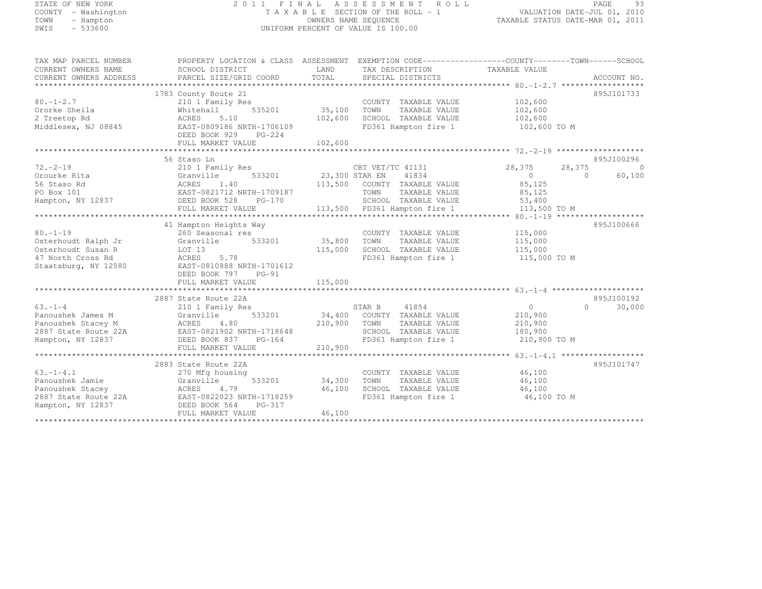STATE OF NEW YORK | 2011 FINAL ASSESSMENT ROLL
COUNTY - Washington | TAXABLE SECTION OF THE ROLL - 1 | VALUATION DATE-JUL 01, 2010
TOWN - Hampton | OWNERS NAME SEQUENCE | TAXABLE STATUS DATE-MAR 01, 2011
SWIS - 533600 | UNIFORM PERCENT OF VALUE IS 100.00

| TAX MAP PARCEL NUMBER / CURRENT OWNERS NAME / CURRENT OWNERS ADDRESS | PROPERTY LOCATION & CLASS / SCHOOL DISTRICT / PARCEL SIZE/GRID COORD | ASSESSMENT LAND / TOTAL | EXEMPTION CODE / TAX DESCRIPTION / SPECIAL DISTRICTS | COUNTY TAXABLE VALUE | TOWN | SCHOOL | ACCOUNT NO. |
|---|---|---|---|---|---|---|---|
| 80.-1-2.7 | 1783 County Route 21 | | | | | | 895J101733 |
| Ororke Sheila | 210 1 Family Res | | COUNTY TAXABLE VALUE | 102,600 | | | |
| 2 Treetop Rd | Whitehall 535201 | 35,100 | TOWN TAXABLE VALUE | 102,600 | | | |
| Middlesex, NJ 08845 | ACRES 5.10 | 102,600 | SCHOOL TAXABLE VALUE | 102,600 | | | |
| | EAST-0809186 NRTH-1706109 | | FD361 Hampton fire 1 | 102,600 TO M | | | |
| | DEED BOOK 929 PG-224 | | | | | | |
| | FULL MARKET VALUE | 102,600 | | | | | |
| 72.-2-19 | 56 Staso Ln | | | | | | 895J100296 |
| Orourke Rita | 210 1 Family Res | | CBT VET/TC 41131 | 28,375 | 28,375 | 0 | |
| 56 Staso Rd | Granville 533201 | 23,300 | STAR EN 41834 | 0 | 0 | 60,100 | |
| PO Box 101 | ACRES 1.40 | 113,500 | COUNTY TAXABLE VALUE | 85,125 | | | |
| Hampton, NY 12837 | EAST-0821712 NRTH-1709187 | | TOWN TAXABLE VALUE | 85,125 | | | |
| | DEED BOOK 528 PG-170 | | SCHOOL TAXABLE VALUE | 53,400 | | | |
| | FULL MARKET VALUE | 113,500 | FD361 Hampton fire 1 | 113,500 TO M | | | |
| 80.-1-19 | 41 Hampton Heights Way | | | | | | 895J100666 |
| Osterhoudt Ralph Jr | 260 Seasonal res | | COUNTY TAXABLE VALUE | 115,000 | | | |
| Osterhoudt Susan R | Granville 533201 | 35,800 | TOWN TAXABLE VALUE | 115,000 | | | |
| 47 North Cross Rd | LOT 13 | 115,000 | SCHOOL TAXABLE VALUE | 115,000 | | | |
| Staatsburg, NY 12580 | ACRES 5.78 | | FD361 Hampton fire 1 | 115,000 TO M | | | |
| | EAST-0810888 NRTH-1701612 | | | | | | |
| | DEED BOOK 797 PG-91 | | | | | | |
| | FULL MARKET VALUE | 115,000 | | | | | |
| 63.-1-4 | 2887 State Route 22A | | | | | | 895J100192 |
| Panoushek James M | 210 1 Family Res | | STAR B 41854 | 0 | 0 | 30,000 | |
| Panoushek Stacey M | Granville 533201 | 34,400 | COUNTY TAXABLE VALUE | 210,900 | | | |
| 2887 State Route 22A | ACRES 4.80 | 210,900 | TOWN TAXABLE VALUE | 210,900 | | | |
| Hampton, NY 12837 | EAST-0821902 NRTH-1718648 | | SCHOOL TAXABLE VALUE | 180,900 | | | |
| | DEED BOOK 837 PG-164 | | FD361 Hampton fire 1 | 210,900 TO M | | | |
| | FULL MARKET VALUE | 210,900 | | | | | |
| 63.-1-4.1 | 2883 State Route 22A | | | | | | 895J101747 |
| Panoushek Jamie | 270 Mfg housing | | COUNTY TAXABLE VALUE | 46,100 | | | |
| Panoushek Stacey | Granville 533201 | 34,300 | TOWN TAXABLE VALUE | 46,100 | | | |
| 2887 State Route 22A | ACRES 4.79 | 46,100 | SCHOOL TAXABLE VALUE | 46,100 | | | |
| Hampton, NY 12837 | EAST-0822023 NRTH-1718259 | | FD361 Hampton fire 1 | 46,100 TO M | | | |
| | DEED BOOK 564 PG-317 | | | | | | |
| | FULL MARKET VALUE | 46,100 | | | | | |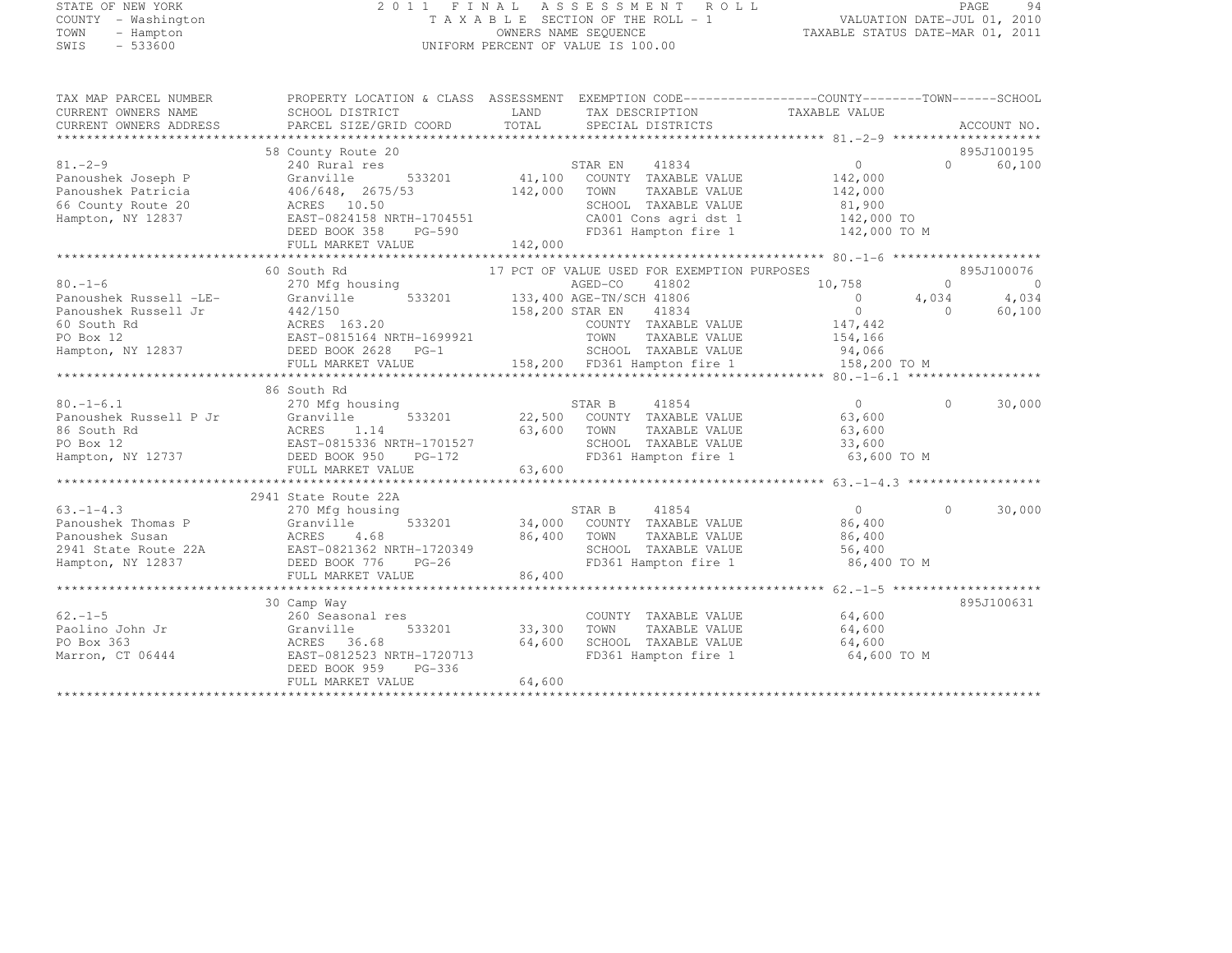STATE OF NEW YORK
COUNTY - Washington
TOWN - Hampton
SWIS - 533600

2011 FINAL ASSESSMENT ROLL
TAXABLE SECTION OF THE ROLL - 1
OWNERS NAME SEQUENCE
UNIFORM PERCENT OF VALUE IS 100.00

VALUATION DATE-JUL 01, 2010
TAXABLE STATUS DATE-MAR 01, 2011

```
TAX MAP PARCEL NUMBER     PROPERTY LOCATION & CLASS  ASSESSMENT  EXEMPTION CODE------------------COUNTY--------TOWN------SCHOOL
CURRENT OWNERS NAME       SCHOOL DISTRICT               LAND      TAX DESCRIPTION             TAXABLE VALUE
CURRENT OWNERS ADDRESS    PARCEL SIZE/GRID COORD        TOTAL     SPECIAL DISTRICTS                                        ACCOUNT NO.
******************************************************************************************************* 81.-2-9 ********************
                          58 County Route 20                                                                          895J100195
81.-2-9                   240 Rural res                           STAR EN     41834              0              0      60,100
Panoushek Joseph P        Granville       533201       41,100    COUNTY  TAXABLE VALUE        142,000
Panoushek Patricia        406/648, 2675/53            142,000    TOWN    TAXABLE VALUE        142,000
66 County Route 20        ACRES  10.50                            SCHOOL  TAXABLE VALUE         81,900
Hampton, NY 12837         EAST-0824158 NRTH-1704551               CA001 Cons agri dst 1         142,000 TO
                          DEED BOOK 358     PG-590                FD361 Hampton fire 1          142,000 TO M
                          FULL MARKET VALUE           142,000
******************************************************************************************************* 80.-1-6 ********************
                          60 South Rd                  17 PCT OF VALUE USED FOR EXEMPTION PURPOSES                     895J100076
80.-1-6                   270 Mfg housing                         AGED-CO     41802         10,758              0           0
Panoushek Russell -LE-    Granville       533201      133,400 AGE-TN/SCH 41806                  0          4,034       4,034
Panoushek Russell Jr      442/150                     158,200 STAR EN     41834                  0              0      60,100
60 South Rd               ACRES 163.20                            COUNTY  TAXABLE VALUE        147,442
PO Box 12                 EAST-0815164 NRTH-1699921               TOWN    TAXABLE VALUE        154,166
Hampton, NY 12837         DEED BOOK 2628    PG-1                  SCHOOL  TAXABLE VALUE         94,066
                          FULL MARKET VALUE           158,200    FD361 Hampton fire 1          158,200 TO M
******************************************************************************************************* 80.-1-6.1 ******************
                          86 South Rd
80.-1-6.1                 270 Mfg housing                         STAR B      41854              0              0      30,000
Panoushek Russell P Jr    Granville       533201       22,500    COUNTY  TAXABLE VALUE         63,600
86 South Rd               ACRES   1.14                 63,600    TOWN    TAXABLE VALUE         63,600
PO Box 12                 EAST-0815336 NRTH-1701527               SCHOOL  TAXABLE VALUE         33,600
Hampton, NY 12737         DEED BOOK 950     PG-172                FD361 Hampton fire 1           63,600 TO M
                          FULL MARKET VALUE            63,600
******************************************************************************************************* 63.-1-4.3 ******************
                          2941 State Route 22A
63.-1-4.3                 270 Mfg housing                         STAR B      41854              0              0      30,000
Panoushek Thomas P        Granville       533201       34,000    COUNTY  TAXABLE VALUE         86,400
Panoushek Susan           ACRES   4.68                 86,400    TOWN    TAXABLE VALUE         86,400
2941 State Route 22A      EAST-0821362 NRTH-1720349               SCHOOL  TAXABLE VALUE         56,400
Hampton, NY 12837         DEED BOOK 776     PG-26                 FD361 Hampton fire 1           86,400 TO M
                          FULL MARKET VALUE            86,400
******************************************************************************************************* 62.-1-5 ********************
                          30 Camp Way                                                                                  895J100631
62.-1-5                   260 Seasonal res                        COUNTY  TAXABLE VALUE         64,600
Paolino John Jr           Granville       533201       33,300    TOWN    TAXABLE VALUE         64,600
PO Box 363                ACRES  36.68                 64,600    SCHOOL  TAXABLE VALUE         64,600
Marron, CT 06444          EAST-0812523 NRTH-1720713               FD361 Hampton fire 1           64,600 TO M
                          DEED BOOK 959     PG-336
                          FULL MARKET VALUE            64,600
************************************************************************************************************************************
```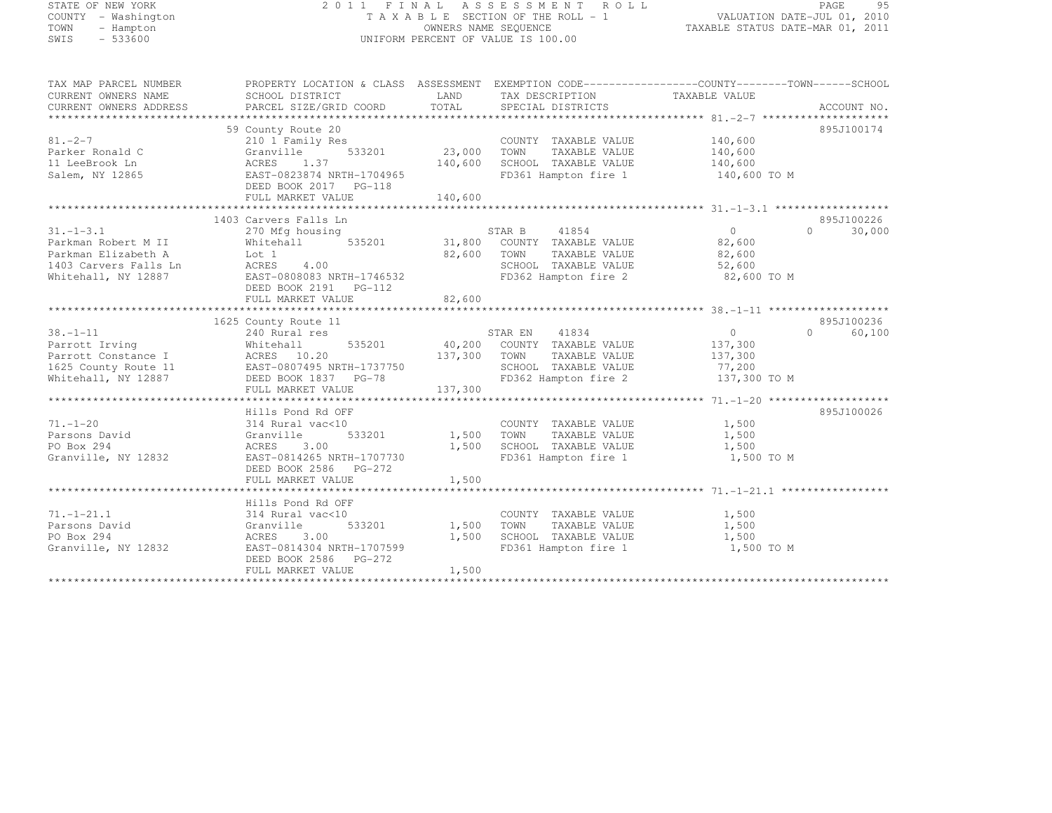STATE OF NEW YORK
COUNTY - Washington
TOWN - Hampton
SWIS - 533600

2011 FINAL ASSESSMENT ROLL
TAXABLE SECTION OF THE ROLL - 1
OWNERS NAME SEQUENCE
UNIFORM PERCENT OF VALUE IS 100.00

VALUATION DATE-JUL 01, 2010
TAXABLE STATUS DATE-MAR 01, 2011

| TAX MAP PARCEL NUMBER<br>CURRENT OWNERS NAME<br>CURRENT OWNERS ADDRESS | PROPERTY LOCATION & CLASS<br>SCHOOL DISTRICT<br>PARCEL SIZE/GRID COORD | ASSESSMENT<br>LAND<br>TOTAL | EXEMPTION CODE<br>TAX DESCRIPTION<br>SPECIAL DISTRICTS | COUNTY | TOWN | SCHOOL<br>TAXABLE VALUE<br>ACCOUNT NO. |
|---|---|---|---|---|---|---|
| **81.-2-7** | 59 County Route 20 | | | | | 895J100174 |
| 81.-2-7 | 210 1 Family Res | | COUNTY TAXABLE VALUE | 140,600 | | |
| Parker Ronald C | Granville 533201 | 23,000 | TOWN TAXABLE VALUE | | 140,600 | |
| 11 LeeBrook Ln | ACRES 1.37 | 140,600 | SCHOOL TAXABLE VALUE | | | 140,600 |
| Salem, NY 12865 | EAST-0823874 NRTH-1704965 | | FD361 Hampton fire 1 | 140,600 TO M | | |
| | DEED BOOK 2017 PG-118 | | | | | |
| | FULL MARKET VALUE | 140,600 | | | | |
| **31.-1-3.1** | 1403 Carvers Falls Ln | | | | | 895J100226 |
| 31.-1-3.1 | 270 Mfg housing | | STAR B 41854 | 0 | 0 | 30,000 |
| Parkman Robert M II | Whitehall 535201 | 31,800 | COUNTY TAXABLE VALUE | 82,600 | | |
| Parkman Elizabeth A | Lot 1 | 82,600 | TOWN TAXABLE VALUE | | 82,600 | |
| 1403 Carvers Falls Ln | ACRES 4.00 | | SCHOOL TAXABLE VALUE | | | 52,600 |
| Whitehall, NY 12887 | EAST-0808083 NRTH-1746532 | | FD362 Hampton fire 2 | 82,600 TO M | | |
| | DEED BOOK 2191 PG-112 | | | | | |
| | FULL MARKET VALUE | 82,600 | | | | |
| **38.-1-11** | 1625 County Route 11 | | | | | 895J100236 |
| 38.-1-11 | 240 Rural res | | STAR EN 41834 | 0 | 0 | 60,100 |
| Parrott Irving | Whitehall 535201 | 40,200 | COUNTY TAXABLE VALUE | 137,300 | | |
| Parrott Constance I | ACRES 10.20 | 137,300 | TOWN TAXABLE VALUE | | 137,300 | |
| 1625 County Route 11 | EAST-0807495 NRTH-1737750 | | SCHOOL TAXABLE VALUE | | | 77,200 |
| Whitehall, NY 12887 | DEED BOOK 1837 PG-78 | | FD362 Hampton fire 2 | 137,300 TO M | | |
| | FULL MARKET VALUE | 137,300 | | | | |
| **71.-1-20** | Hills Pond Rd OFF | | | | | 895J100026 |
| 71.-1-20 | 314 Rural vac<10 | | COUNTY TAXABLE VALUE | 1,500 | | |
| Parsons David | Granville 533201 | 1,500 | TOWN TAXABLE VALUE | | 1,500 | |
| PO Box 294 | ACRES 3.00 | 1,500 | SCHOOL TAXABLE VALUE | | | 1,500 |
| Granville, NY 12832 | EAST-0814265 NRTH-1707730 | | FD361 Hampton fire 1 | 1,500 TO M | | |
| | DEED BOOK 2586 PG-272 | | | | | |
| | FULL MARKET VALUE | 1,500 | | | | |
| **71.-1-21.1** | Hills Pond Rd OFF | | | | | |
| 71.-1-21.1 | 314 Rural vac<10 | | COUNTY TAXABLE VALUE | 1,500 | | |
| Parsons David | Granville 533201 | 1,500 | TOWN TAXABLE VALUE | | 1,500 | |
| PO Box 294 | ACRES 3.00 | 1,500 | SCHOOL TAXABLE VALUE | | | 1,500 |
| Granville, NY 12832 | EAST-0814304 NRTH-1707599 | | FD361 Hampton fire 1 | 1,500 TO M | | |
| | DEED BOOK 2586 PG-272 | | | | | |
| | FULL MARKET VALUE | 1,500 | | | | |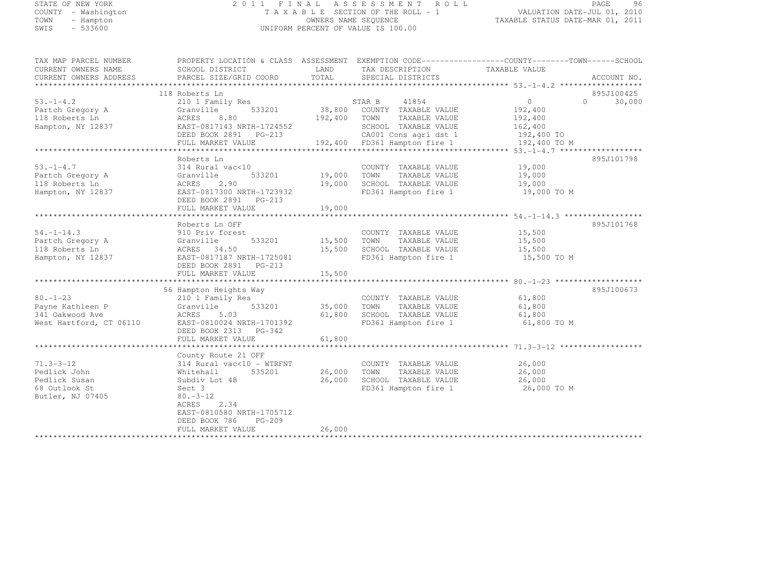STATE OF NEW YORK
COUNTY - Washington
TOWN - Hampton
SWIS - 533600

2011 FINAL ASSESSMENT ROLL
TAXABLE SECTION OF THE ROLL - 1
OWNERS NAME SEQUENCE
UNIFORM PERCENT OF VALUE IS 100.00

VALUATION DATE-JUL 01, 2010
TAXABLE STATUS DATE-MAR 01, 2011

| TAX MAP PARCEL NUMBER / CURRENT OWNERS NAME / CURRENT OWNERS ADDRESS | PROPERTY LOCATION & CLASS / SCHOOL DISTRICT / PARCEL SIZE/GRID COORD | ASSESSMENT LAND / TOTAL | EXEMPTION CODE / TAX DESCRIPTION / SPECIAL DISTRICTS | COUNTY | TOWN | SCHOOL | TAXABLE VALUE | ACCOUNT NO. |
|---|---|---|---|---|---|---|---|---|
| 53.-1-4.2 | 118 Roberts Ln | | | | | | | 895J100425 |
| Partch Gregory A | 210 1 Family Res | | STAR B 41854 | 0 | 0 | 30,000 | | |
| 118 Roberts Ln | Granville 533201 | 38,800 | COUNTY TAXABLE VALUE | | | | 192,400 | |
| Hampton, NY 12837 | ACRES 8.80 | 192,400 | TOWN TAXABLE VALUE | | | | 192,400 | |
| | EAST-0817143 NRTH-1724552 | | SCHOOL TAXABLE VALUE | | | | 162,400 | |
| | DEED BOOK 2891 PG-213 | | CA001 Cons agri dst 1 | | | | 192,400 TO | |
| | FULL MARKET VALUE | 192,400 | FD361 Hampton fire 1 | | | | 192,400 TO M | |
| 53.-1-4.7 | Roberts Ln | | | | | | | 895J101798 |
| Partch Gregory A | 314 Rural vac<10 | | COUNTY TAXABLE VALUE | | | | 19,000 | |
| 118 Roberts Ln | Granville 533201 | 19,000 | TOWN TAXABLE VALUE | | | | 19,000 | |
| Hampton, NY 12837 | ACRES 2.90 | 19,000 | SCHOOL TAXABLE VALUE | | | | 19,000 | |
| | EAST-0817300 NRTH-1723932 | | FD361 Hampton fire 1 | | | | 19,000 TO M | |
| | DEED BOOK 2891 PG-213 | | | | | | | |
| | FULL MARKET VALUE | 19,000 | | | | | | |
| 54.-1-14.3 | Roberts Ln OFF | | | | | | | 895J101768 |
| Partch Gregory A | 910 Priv forest | | COUNTY TAXABLE VALUE | | | | 15,500 | |
| 118 Roberts Ln | Granville 533201 | 15,500 | TOWN TAXABLE VALUE | | | | 15,500 | |
| Hampton, NY 12837 | ACRES 34.50 | 15,500 | SCHOOL TAXABLE VALUE | | | | 15,500 | |
| | EAST-0817187 NRTH-1725081 | | FD361 Hampton fire 1 | | | | 15,500 TO M | |
| | DEED BOOK 2891 PG-213 | | | | | | | |
| | FULL MARKET VALUE | 15,500 | | | | | | |
| 80.-1-23 | 56 Hampton Heights Way | | | | | | | 895J100673 |
| Payne Kathleen P | 210 1 Family Res | | COUNTY TAXABLE VALUE | | | | 61,800 | |
| 341 Oakwood Ave | Granville 533201 | 35,000 | TOWN TAXABLE VALUE | | | | 61,800 | |
| West Hartford, CT 06110 | ACRES 5.03 | 61,800 | SCHOOL TAXABLE VALUE | | | | 61,800 | |
| | EAST-0810024 NRTH-1701392 | | FD361 Hampton fire 1 | | | | 61,800 TO M | |
| | DEED BOOK 2313 PG-342 | | | | | | | |
| | FULL MARKET VALUE | 61,800 | | | | | | |
| 71.3-3-12 | County Route 21 OFF | | | | | | | |
| Pedlick John | 314 Rural vac<10 - WTRFNT | | COUNTY TAXABLE VALUE | | | | 26,000 | |
| Pedlick Susan | Whitehall 535201 | 26,000 | TOWN TAXABLE VALUE | | | | 26,000 | |
| 68 Outlook St | Subdiv Lot 4B | 26,000 | SCHOOL TAXABLE VALUE | | | | 26,000 | |
| Butler, NJ 07405 | Sect 3 | | FD361 Hampton fire 1 | | | | 26,000 TO M | |
| | 80.-3-12 | | | | | | | |
| | ACRES 2.34 | | | | | | | |
| | EAST-0810580 NRTH-1705712 | | | | | | | |
| | DEED BOOK 786 PG-209 | | | | | | | |
| | FULL MARKET VALUE | 26,000 | | | | | | |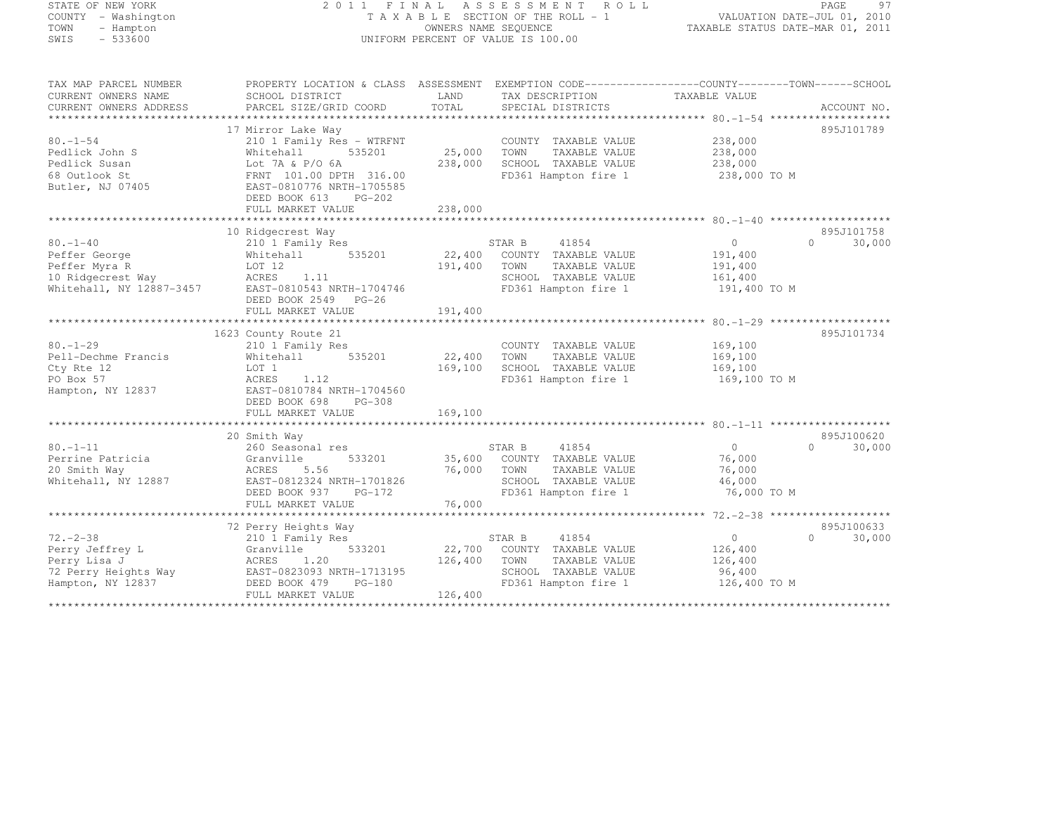STATE OF NEW YORK
COUNTY - Washington
TOWN - Hampton
SWIS - 533600

2011 FINAL ASSESSMENT ROLL
TAXABLE SECTION OF THE ROLL - 1
OWNERS NAME SEQUENCE
UNIFORM PERCENT OF VALUE IS 100.00

VALUATION DATE-JUL 01, 2010
TAXABLE STATUS DATE-MAR 01, 2011

```
TAX MAP PARCEL NUMBER      PROPERTY LOCATION & CLASS  ASSESSMENT  EXEMPTION CODE------------------COUNTY--------TOWN------SCHOOL
CURRENT OWNERS NAME        SCHOOL DISTRICT               LAND      TAX DESCRIPTION             TAXABLE VALUE
CURRENT OWNERS ADDRESS     PARCEL SIZE/GRID COORD        TOTAL     SPECIAL DISTRICTS                                    ACCOUNT NO.
******************************************************************************************************* 80.-1-54 *******************
                           17 Mirror Lake Way                                                                         895J101789
80.-1-54                   210 1 Family Res - WTRFNT               COUNTY  TAXABLE VALUE         238,000
Pedlick John S             Whitehall      535201       25,000      TOWN    TAXABLE VALUE         238,000
Pedlick Susan              Lot 7A & P/O 6A            238,000      SCHOOL  TAXABLE VALUE         238,000
68 Outlook St              FRNT 101.00 DPTH 316.00                 FD361 Hampton fire 1          238,000 TO M
Butler, NJ 07405           EAST-0810776 NRTH-1705585
                           DEED BOOK 613    PG-202
                           FULL MARKET VALUE          238,000
******************************************************************************************************* 80.-1-40 *******************
                           10 Ridgecrest Way                                                                          895J101758
80.-1-40                   210 1 Family Res                        STAR B    41854                    0         0     30,000
Peffer George              Whitehall      535201       22,400      COUNTY  TAXABLE VALUE         191,400
Peffer Myra R              LOT 12                     191,400      TOWN    TAXABLE VALUE         191,400
10 Ridgecrest Way          ACRES    1.11                           SCHOOL  TAXABLE VALUE         161,400
Whitehall, NY 12887-3457   EAST-0810543 NRTH-1704746               FD361 Hampton fire 1          191,400 TO M
                           DEED BOOK 2549   PG-26
                           FULL MARKET VALUE          191,400
******************************************************************************************************* 80.-1-29 *******************
                           1623 County Route 21                                                                       895J101734
80.-1-29                   210 1 Family Res                        COUNTY  TAXABLE VALUE         169,100
Pell-Dechme Francis        Whitehall      535201       22,400      TOWN    TAXABLE VALUE         169,100
Cty Rte 12                 LOT 1                      169,100      SCHOOL  TAXABLE VALUE         169,100
PO Box 57                  ACRES    1.12                           FD361 Hampton fire 1          169,100 TO M
Hampton, NY 12837          EAST-0810784 NRTH-1704560
                           DEED BOOK 698    PG-308
                           FULL MARKET VALUE          169,100
******************************************************************************************************* 80.-1-11 *******************
                           20 Smith Way                                                                               895J100620
80.-1-11                   260 Seasonal res                        STAR B    41854                    0         0     30,000
Perrine Patricia           Granville      533201       35,600      COUNTY  TAXABLE VALUE          76,000
20 Smith Way               ACRES    5.56               76,000      TOWN    TAXABLE VALUE          76,000
Whitehall, NY 12887        EAST-0812324 NRTH-1701826               SCHOOL  TAXABLE VALUE          46,000
                           DEED BOOK 937    PG-172                 FD361 Hampton fire 1           76,000 TO M
                           FULL MARKET VALUE           76,000
******************************************************************************************************* 72.-2-38 *******************
                           72 Perry Heights Way                                                                       895J100633
72.-2-38                   210 1 Family Res                        STAR B    41854                    0         0     30,000
Perry Jeffrey L            Granville      533201       22,700      COUNTY  TAXABLE VALUE         126,400
Perry Lisa J               ACRES    1.20              126,400      TOWN    TAXABLE VALUE         126,400
72 Perry Heights Way       EAST-0823093 NRTH-1713195               SCHOOL  TAXABLE VALUE          96,400
Hampton, NY 12837          DEED BOOK 479    PG-180                 FD361 Hampton fire 1          126,400 TO M
                           FULL MARKET VALUE          126,400
************************************************************************************************************************************
```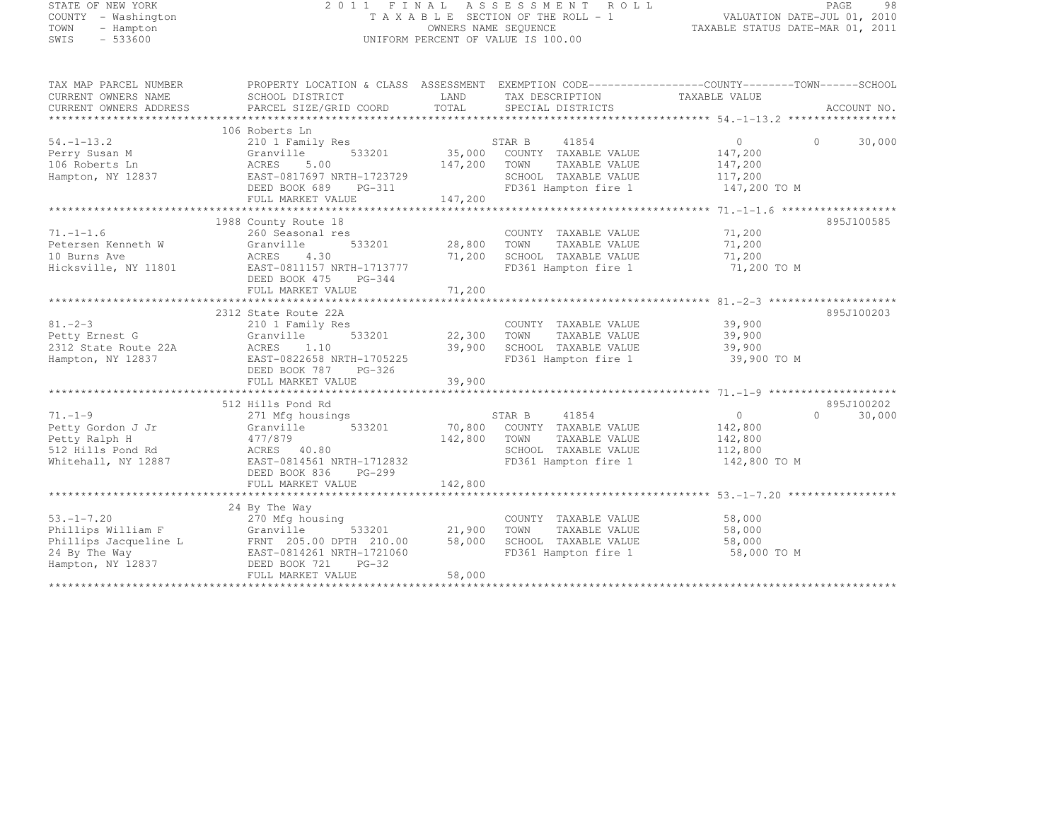STATE OF NEW YORK
COUNTY - Washington
TOWN - Hampton
SWIS - 533600

2011 FINAL ASSESSMENT ROLL
TAXABLE SECTION OF THE ROLL - 1
OWNERS NAME SEQUENCE
UNIFORM PERCENT OF VALUE IS 100.00

VALUATION DATE-JUL 01, 2010
TAXABLE STATUS DATE-MAR 01, 2011

```
TAX MAP PARCEL NUMBER      PROPERTY LOCATION & CLASS  ASSESSMENT  EXEMPTION CODE------------------COUNTY--------TOWN------SCHOOL
CURRENT OWNERS NAME        SCHOOL DISTRICT               LAND      TAX DESCRIPTION            TAXABLE VALUE
CURRENT OWNERS ADDRESS     PARCEL SIZE/GRID COORD        TOTAL     SPECIAL DISTRICTS                                    ACCOUNT NO.
******************************************************************************************************* 54.-1-13.2 *****************
                           106 Roberts Ln
54.-1-13.2                 210 1 Family Res                   STAR B     41854                 0             0        30,000
Perry Susan M              Granville        533201      35,000   COUNTY  TAXABLE VALUE          147,200
106 Roberts Ln             ACRES     5.00              147,200   TOWN    TAXABLE VALUE          147,200
Hampton, NY 12837          EAST-0817697 NRTH-1723729             SCHOOL  TAXABLE VALUE          117,200
                           DEED BOOK 689    PG-311               FD361 Hampton fire 1            147,200 TO M
                           FULL MARKET VALUE           147,200
******************************************************************************************************* 71.-1-1.6 ******************
                           1988 County Route 18                                                                    895J100585
71.-1-1.6                  260 Seasonal res                      COUNTY  TAXABLE VALUE           71,200
Petersen Kenneth W         Granville        533201      28,800   TOWN    TAXABLE VALUE           71,200
10 Burns Ave               ACRES     4.30               71,200   SCHOOL  TAXABLE VALUE           71,200
Hicksville, NY 11801       EAST-0811157 NRTH-1713777             FD361 Hampton fire 1             71,200 TO M
                           DEED BOOK 475    PG-344
                           FULL MARKET VALUE            71,200
******************************************************************************************************* 81.-2-3 ********************
                           2312 State Route 22A                                                                    895J100203
81.-2-3                    210 1 Family Res                      COUNTY  TAXABLE VALUE           39,900
Petty Ernest G             Granville        533201      22,300   TOWN    TAXABLE VALUE           39,900
2312 State Route 22A       ACRES     1.10               39,900   SCHOOL  TAXABLE VALUE           39,900
Hampton, NY 12837          EAST-0822658 NRTH-1705225             FD361 Hampton fire 1             39,900 TO M
                           DEED BOOK 787    PG-326
                           FULL MARKET VALUE            39,900
******************************************************************************************************* 71.-1-9 ********************
                           512 Hills Pond Rd                                                                       895J100202
71.-1-9                    271 Mfg housings                   STAR B     41854                 0             0        30,000
Petty Gordon J Jr          Granville        533201      70,800   COUNTY  TAXABLE VALUE          142,800
Petty Ralph H              477/879                     142,800   TOWN    TAXABLE VALUE          142,800
512 Hills Pond Rd          ACRES    40.80                        SCHOOL  TAXABLE VALUE          112,800
Whitehall, NY 12887        EAST-0814561 NRTH-1712832             FD361 Hampton fire 1            142,800 TO M
                           DEED BOOK 836    PG-299
                           FULL MARKET VALUE           142,800
******************************************************************************************************* 53.-1-7.20 *****************
                           24 By The Way
53.-1-7.20                 270 Mfg housing                       COUNTY  TAXABLE VALUE           58,000
Phillips William F         Granville        533201      21,900   TOWN    TAXABLE VALUE           58,000
Phillips Jacqueline L      FRNT 205.00 DPTH 210.00      58,000   SCHOOL  TAXABLE VALUE           58,000
24 By The Way              EAST-0814261 NRTH-1721060             FD361 Hampton fire 1             58,000 TO M
Hampton, NY 12837          DEED BOOK 721    PG-32
                           FULL MARKET VALUE            58,000
************************************************************************************************************************************
```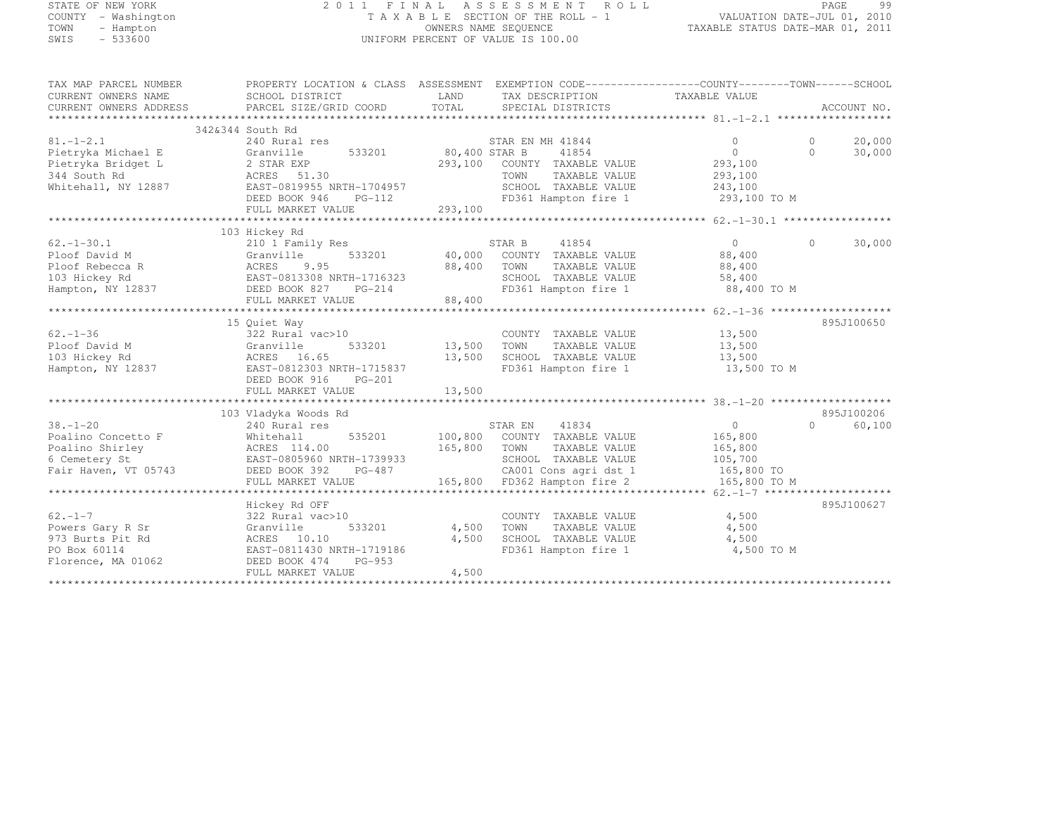STATE OF NEW YORK
COUNTY - Washington
TOWN - Hampton
SWIS - 533600

2011 FINAL ASSESSMENT ROLL
TAXABLE SECTION OF THE ROLL - 1
OWNERS NAME SEQUENCE
UNIFORM PERCENT OF VALUE IS 100.00

VALUATION DATE-JUL 01, 2010
TAXABLE STATUS DATE-MAR 01, 2011

```
TAX MAP PARCEL NUMBER          PROPERTY LOCATION & CLASS  ASSESSMENT  EXEMPTION CODE------------------COUNTY--------TOWN------SCHOOL
CURRENT OWNERS NAME            SCHOOL DISTRICT            LAND        TAX DESCRIPTION              TAXABLE VALUE
CURRENT OWNERS ADDRESS         PARCEL SIZE/GRID COORD     TOTAL       SPECIAL DISTRICTS                                     ACCOUNT NO.
******************************************************************************************************* 81.-1-2.1 ******************
                   342&344 South Rd
81.-1-2.1                      240 Rural res                           STAR EN MH 41844                0            0       20,000
Pietryka Michael E             Granville      533201      80,400 STAR B      41854                 0            0       30,000
Pietryka Bridget L             2 STAR EXP                 293,100   COUNTY  TAXABLE VALUE          293,100
344 South Rd                   ACRES   51.30                        TOWN    TAXABLE VALUE          293,100
Whitehall, NY 12887            EAST-0819955 NRTH-1704957            SCHOOL  TAXABLE VALUE          243,100
                               DEED BOOK 946    PG-112              FD361 Hampton fire 1            293,100 TO M
                               FULL MARKET VALUE          293,100
******************************************************************************************************* 62.-1-30.1 *****************
                   103 Hickey Rd
62.-1-30.1                     210 1 Family Res                        STAR B      41854                0            0       30,000
Ploof David M                  Granville      533201      40,000   COUNTY  TAXABLE VALUE            88,400
Ploof Rebecca R                ACRES    9.95               88,400   TOWN    TAXABLE VALUE            88,400
103 Hickey Rd                  EAST-0813308 NRTH-1716323            SCHOOL  TAXABLE VALUE            58,400
Hampton, NY 12837              DEED BOOK 827    PG-214              FD361 Hampton fire 1             88,400 TO M
                               FULL MARKET VALUE           88,400
******************************************************************************************************* 62.-1-36 *******************
                   15 Quiet Way                                                                                      895J100650
62.-1-36                       322 Rural vac>10                     COUNTY  TAXABLE VALUE            13,500
Ploof David M                  Granville      533201      13,500   TOWN    TAXABLE VALUE            13,500
103 Hickey Rd                  ACRES   16.65               13,500   SCHOOL  TAXABLE VALUE            13,500
Hampton, NY 12837              EAST-0812303 NRTH-1715837            FD361 Hampton fire 1             13,500 TO M
                               DEED BOOK 916    PG-201
                               FULL MARKET VALUE           13,500
******************************************************************************************************* 38.-1-20 *******************
                   103 Vladyka Woods Rd                                                                              895J100206
38.-1-20                       240 Rural res                           STAR EN     41834                0            0       60,100
Poalino Concetto F             Whitehall      535201     100,800   COUNTY  TAXABLE VALUE           165,800
Poalino Shirley                ACRES  114.00              165,800   TOWN    TAXABLE VALUE           165,800
6 Cemetery St                  EAST-0805960 NRTH-1739933            SCHOOL  TAXABLE VALUE           105,700
Fair Haven, VT 05743           DEED BOOK 392    PG-487              CA001 Cons agri dst 1           165,800 TO
                               FULL MARKET VALUE          165,800   FD362 Hampton fire 2            165,800 TO M
******************************************************************************************************* 62.-1-7 ********************
                   Hickey Rd OFF                                                                                     895J100627
62.-1-7                        322 Rural vac>10                     COUNTY  TAXABLE VALUE             4,500
Powers Gary R Sr               Granville      533201       4,500   TOWN    TAXABLE VALUE             4,500
973 Burts Pit Rd               ACRES   10.10                4,500   SCHOOL  TAXABLE VALUE             4,500
PO Box 60114                   EAST-0811430 NRTH-1719186            FD361 Hampton fire 1              4,500 TO M
Florence, MA 01062             DEED BOOK 474    PG-953
                               FULL MARKET VALUE            4,500
************************************************************************************************************************************
```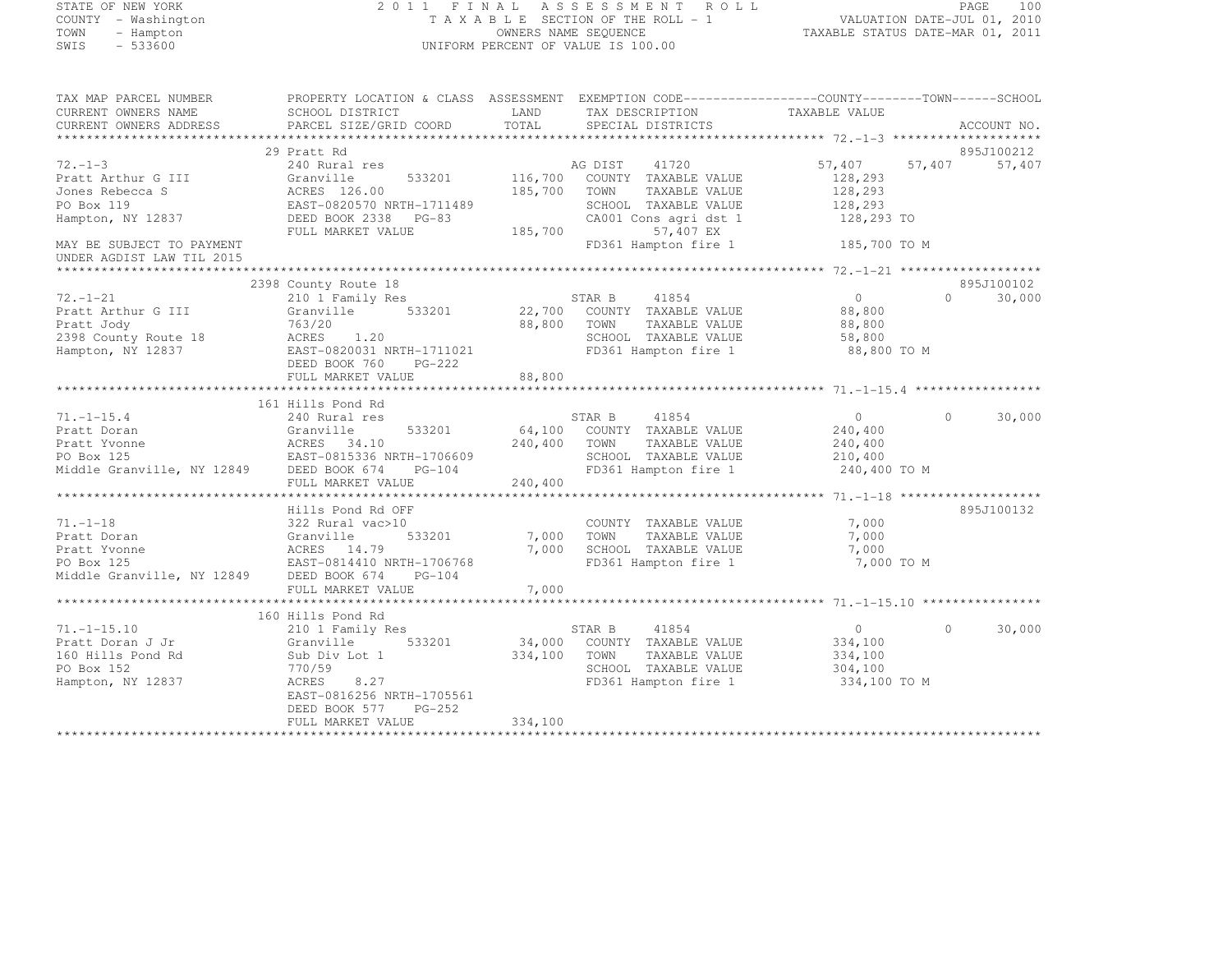STATE OF NEW YORK
COUNTY - Washington
TOWN - Hampton
SWIS - 533600

2011 FINAL ASSESSMENT ROLL
TAXABLE SECTION OF THE ROLL - 1
OWNERS NAME SEQUENCE
UNIFORM PERCENT OF VALUE IS 100.00

VALUATION DATE-JUL 01, 2010
TAXABLE STATUS DATE-MAR 01, 2011

```
TAX MAP PARCEL NUMBER          PROPERTY LOCATION & CLASS  ASSESSMENT  EXEMPTION CODE------------------COUNTY--------TOWN------SCHOOL
CURRENT OWNERS NAME            SCHOOL DISTRICT               LAND      TAX DESCRIPTION            TAXABLE VALUE
CURRENT OWNERS ADDRESS         PARCEL SIZE/GRID COORD        TOTAL     SPECIAL DISTRICTS                                      ACCOUNT NO.
*********************************************************************************************************** 72.-1-3 ********************
                               29 Pratt Rd                                                                                895J100212
72.-1-3                        240 Rural res                       AG DIST    41720              57,407      57,407      57,407
Pratt Arthur G III             Granville       533201      116,700   COUNTY  TAXABLE VALUE        128,293
Jones Rebecca S                ACRES 126.00                185,700   TOWN    TAXABLE VALUE        128,293
PO Box 119                     EAST-0820570 NRTH-1711489             SCHOOL  TAXABLE VALUE        128,293
Hampton, NY 12837              DEED BOOK 2338   PG-83                CA001 Cons agri dst 1         128,293 TO
                               FULL MARKET VALUE           185,700          57,407 EX
MAY BE SUBJECT TO PAYMENT                                            FD361 Hampton fire 1          185,700 TO M
UNDER AGDIST LAW TIL 2015
*********************************************************************************************************** 72.-1-21 *******************
                               2398 County Route 18                                                                       895J100102
72.-1-21                       210 1 Family Res                    STAR B     41854                   0           0      30,000
Pratt Arthur G III             Granville       533201       22,700   COUNTY  TAXABLE VALUE         88,800
Pratt Jody                     763/20                       88,800   TOWN    TAXABLE VALUE         88,800
2398 County Route 18           ACRES    1.20                         SCHOOL  TAXABLE VALUE         58,800
Hampton, NY 12837              EAST-0820031 NRTH-1711021             FD361 Hampton fire 1           88,800 TO M
                               DEED BOOK 760    PG-222
                               FULL MARKET VALUE            88,800
*********************************************************************************************************** 71.-1-15.4 *****************
                               161 Hills Pond Rd
71.-1-15.4                     240 Rural res                       STAR B     41854                   0           0      30,000
Pratt Doran                    Granville       533201       64,100   COUNTY  TAXABLE VALUE        240,400
Pratt Yvonne                   ACRES  34.10                240,400   TOWN    TAXABLE VALUE        240,400
PO Box 125                     EAST-0815336 NRTH-1706609             SCHOOL  TAXABLE VALUE        210,400
Middle Granville, NY 12849     DEED BOOK 674    PG-104               FD361 Hampton fire 1          240,400 TO M
                               FULL MARKET VALUE           240,400
*********************************************************************************************************** 71.-1-18 *******************
                               Hills Pond Rd OFF                                                                          895J100132
71.-1-18                       322 Rural vac>10                      COUNTY  TAXABLE VALUE          7,000
Pratt Doran                    Granville       533201        7,000   TOWN    TAXABLE VALUE          7,000
Pratt Yvonne                   ACRES  14.79                  7,000   SCHOOL  TAXABLE VALUE          7,000
PO Box 125                     EAST-0814410 NRTH-1706768             FD361 Hampton fire 1            7,000 TO M
Middle Granville, NY 12849     DEED BOOK 674    PG-104
                               FULL MARKET VALUE             7,000
*********************************************************************************************************** 71.-1-15.10 ****************
                               160 Hills Pond Rd
71.-1-15.10                    210 1 Family Res                    STAR B     41854                   0           0      30,000
Pratt Doran J Jr               Granville       533201       34,000   COUNTY  TAXABLE VALUE        334,100
160 Hills Pond Rd              Sub Div Lot 1               334,100   TOWN    TAXABLE VALUE        334,100
PO Box 152                     770/59                                SCHOOL  TAXABLE VALUE        304,100
Hampton, NY 12837              ACRES    8.27                         FD361 Hampton fire 1          334,100 TO M
                               EAST-0816256 NRTH-1705561
                               DEED BOOK 577    PG-252
                               FULL MARKET VALUE           334,100
****************************************************************************************************************************************
```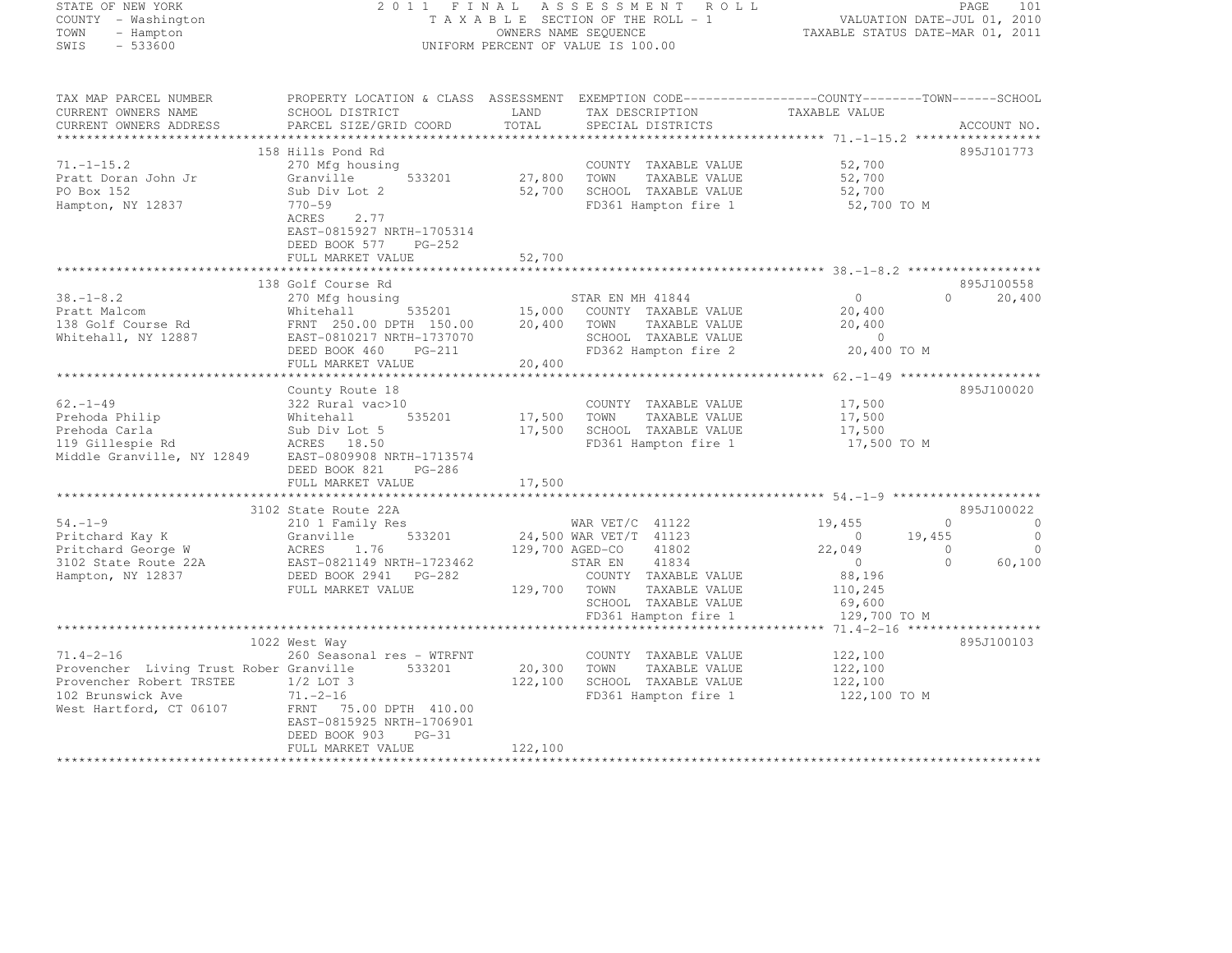STATE OF NEW YORK
COUNTY - Washington
TOWN - Hampton
SWIS - 533600

2011 FINAL ASSESSMENT ROLL
TAXABLE SECTION OF THE ROLL - 1
OWNERS NAME SEQUENCE
UNIFORM PERCENT OF VALUE IS 100.00

VALUATION DATE-JUL 01, 2010
TAXABLE STATUS DATE-MAR 01, 2011

```
TAX MAP PARCEL NUMBER          PROPERTY LOCATION & CLASS  ASSESSMENT  EXEMPTION CODE------------------COUNTY--------TOWN------SCHOOL
CURRENT OWNERS NAME            SCHOOL DISTRICT              LAND      TAX DESCRIPTION              TAXABLE VALUE
CURRENT OWNERS ADDRESS         PARCEL SIZE/GRID COORD       TOTAL     SPECIAL DISTRICTS                                    ACCOUNT NO.
******************************************************************************************************* 71.-1-15.2 *****************
                               158 Hills Pond Rd                                                                            895J101773
71.-1-15.2                     270 Mfg housing                         COUNTY  TAXABLE VALUE           52,700
Pratt Doran John Jr            Granville       533201       27,800     TOWN    TAXABLE VALUE           52,700
PO Box 152                     Sub Div Lot 2                52,700     SCHOOL  TAXABLE VALUE           52,700
Hampton, NY 12837              770-59                                  FD361 Hampton fire 1             52,700 TO M
                               ACRES     2.77
                               EAST-0815927 NRTH-1705314
                               DEED BOOK 577    PG-252
                               FULL MARKET VALUE            52,700
******************************************************************************************************* 38.-1-8.2 ******************
                               138 Golf Course Rd                                                                           895J100558
38.-1-8.2                      270 Mfg housing                         STAR EN MH 41844                  0            0       20,400
Pratt Malcom                   Whitehall       535201       15,000     COUNTY  TAXABLE VALUE           20,400
138 Golf Course Rd             FRNT 250.00 DPTH 150.00      20,400     TOWN    TAXABLE VALUE           20,400
Whitehall, NY 12887            EAST-0810217 NRTH-1737070               SCHOOL  TAXABLE VALUE                0
                               DEED BOOK 460    PG-211                 FD362 Hampton fire 2             20,400 TO M
                               FULL MARKET VALUE            20,400
******************************************************************************************************* 62.-1-49 *******************
                               County Route 18                                                                              895J100020
62.-1-49                       322 Rural vac>10                        COUNTY  TAXABLE VALUE           17,500
Prehoda Philip                 Whitehall       535201       17,500     TOWN    TAXABLE VALUE           17,500
Prehoda Carla                  Sub Div Lot 5                17,500     SCHOOL  TAXABLE VALUE           17,500
119 Gillespie Rd               ACRES    18.50                          FD361 Hampton fire 1             17,500 TO M
Middle Granville, NY 12849     EAST-0809908 NRTH-1713574
                               DEED BOOK 821    PG-286
                               FULL MARKET VALUE            17,500
******************************************************************************************************* 54.-1-9 ********************
                               3102 State Route 22A                                                                         895J100022
54.-1-9                        210 1 Family Res                        WAR VET/C  41122             19,455            0            0
Pritchard Kay K                Granville       533201       24,500     WAR VET/T  41123                  0       19,455            0
Pritchard George W             ACRES     1.76              129,700     AGED-CO    41802             22,049            0            0
3102 State Route 22A           EAST-0821149 NRTH-1723462               STAR EN    41834                  0            0       60,100
Hampton, NY 12837              DEED BOOK 2941   PG-282                 COUNTY  TAXABLE VALUE           88,196
                               FULL MARKET VALUE           129,700     TOWN    TAXABLE VALUE          110,245
                                                                       SCHOOL  TAXABLE VALUE           69,600
                                                                       FD361 Hampton fire 1            129,700 TO M
******************************************************************************************************* 71.4-2-16 ******************
                               1022 West Way                                                                                895J100103
71.4-2-16                      260 Seasonal res - WTRFNT               COUNTY  TAXABLE VALUE          122,100
Provencher  Living Trust Rober Granville       533201       20,300     TOWN    TAXABLE VALUE          122,100
Provencher Robert TRSTEE       1/2 LOT 3                   122,100     SCHOOL  TAXABLE VALUE          122,100
102 Brunswick Ave              71.-2-16                                FD361 Hampton fire 1            122,100 TO M
West Hartford, CT 06107        FRNT  75.00 DPTH 410.00
                               EAST-0815925 NRTH-1706901
                               DEED BOOK 903    PG-31
                               FULL MARKET VALUE           122,100
************************************************************************************************************************************
```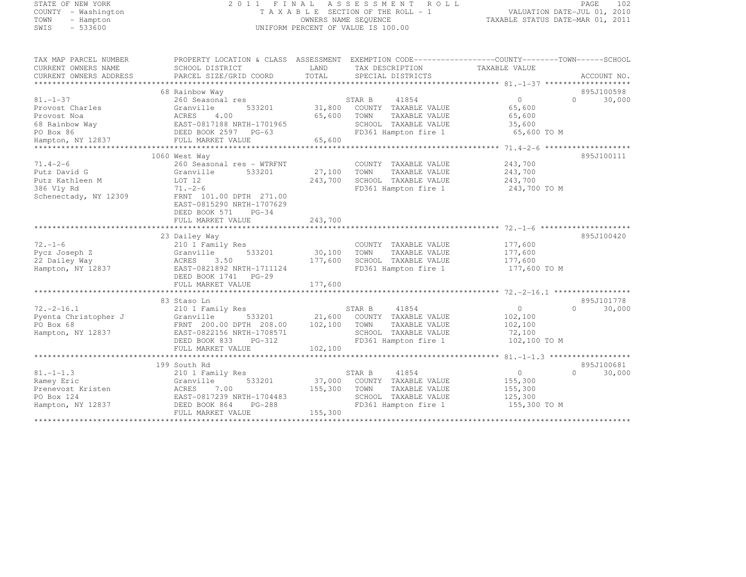STATE OF NEW YORK
COUNTY - Washington
TOWN - Hampton
SWIS - 533600

2011 FINAL ASSESSMENT ROLL
TAXABLE SECTION OF THE ROLL - 1
OWNERS NAME SEQUENCE
UNIFORM PERCENT OF VALUE IS 100.00

VALUATION DATE-JUL 01, 2010
TAXABLE STATUS DATE-MAR 01, 2011

| TAX MAP PARCEL NUMBER<br>CURRENT OWNERS NAME<br>CURRENT OWNERS ADDRESS | PROPERTY LOCATION & CLASS<br>SCHOOL DISTRICT<br>PARCEL SIZE/GRID COORD | ASSESSMENT<br>LAND<br>TOTAL | EXEMPTION CODE<br>TAX DESCRIPTION<br>SPECIAL DISTRICTS | COUNTY | TOWN | SCHOOL<br>TAXABLE VALUE<br>ACCOUNT NO. |
|---|---|---|---|---|---|---|
| 81.-1-37 | 68 Rainbow Way | | | | | 895J100598 |
| 81.-1-37 | 260 Seasonal res | | STAR B 41854 | 0 | 0 | 30,000 |
| Provost Charles | Granville 533201 | 31,800 | COUNTY TAXABLE VALUE | 65,600 | | |
| Provost Noa | ACRES 4.00 | 65,600 | TOWN TAXABLE VALUE | | 65,600 | |
| 68 Rainbow Way | EAST-0817188 NRTH-1701965 | | SCHOOL TAXABLE VALUE | | | 35,600 |
| PO Box 86 | DEED BOOK 2597 PG-63 | | FD361 Hampton fire 1 | 65,600 TO M | | |
| Hampton, NY 12837 | FULL MARKET VALUE | 65,600 | | | | |
| 71.4-2-6 | 1060 West Way | | | | | 895J100111 |
| 71.4-2-6 | 260 Seasonal res - WTRFNT | | COUNTY TAXABLE VALUE | 243,700 | | |
| Putz David G | Granville 533201 | 27,100 | TOWN TAXABLE VALUE | | 243,700 | |
| Putz Kathleen M | LOT 12 | 243,700 | SCHOOL TAXABLE VALUE | | | 243,700 |
| 386 Vly Rd | 71.-2-6 | | FD361 Hampton fire 1 | 243,700 TO M | | |
| Schenectady, NY 12309 | FRNT 101.00 DPTH 271.00 | | | | | |
| | EAST-0815290 NRTH-1707629 | | | | | |
| | DEED BOOK 571 PG-34 | | | | | |
| | FULL MARKET VALUE | 243,700 | | | | |
| 72.-1-6 | 23 Dailey Way | | | | | 895J100420 |
| 72.-1-6 | 210 1 Family Res | | COUNTY TAXABLE VALUE | 177,600 | | |
| Pycz Joseph Z | Granville 533201 | 30,100 | TOWN TAXABLE VALUE | | 177,600 | |
| 22 Dailey Way | ACRES 3.50 | 177,600 | SCHOOL TAXABLE VALUE | | | 177,600 |
| Hampton, NY 12837 | EAST-0821892 NRTH-1711124 | | FD361 Hampton fire 1 | 177,600 TO M | | |
| | DEED BOOK 1741 PG-29 | | | | | |
| | FULL MARKET VALUE | 177,600 | | | | |
| 72.-2-16.1 | 83 Staso Ln | | | | | 895J101778 |
| 72.-2-16.1 | 210 1 Family Res | | STAR B 41854 | 0 | 0 | 30,000 |
| Pyenta Christopher J | Granville 533201 | 21,600 | COUNTY TAXABLE VALUE | 102,100 | | |
| PO Box 68 | FRNT 200.00 DPTH 208.00 | 102,100 | TOWN TAXABLE VALUE | | 102,100 | |
| Hampton, NY 12837 | EAST-0822156 NRTH-1708571 | | SCHOOL TAXABLE VALUE | | | 72,100 |
| | DEED BOOK 833 PG-312 | | FD361 Hampton fire 1 | 102,100 TO M | | |
| | FULL MARKET VALUE | 102,100 | | | | |
| 81.-1-1.3 | 199 South Rd | | | | | 895J100681 |
| 81.-1-1.3 | 210 1 Family Res | | STAR B 41854 | 0 | 0 | 30,000 |
| Ramey Eric | Granville 533201 | 37,000 | COUNTY TAXABLE VALUE | 155,300 | | |
| Prenevost Kristen | ACRES 7.00 | 155,300 | TOWN TAXABLE VALUE | | 155,300 | |
| PO Box 124 | EAST-0817239 NRTH-1704483 | | SCHOOL TAXABLE VALUE | | | 125,300 |
| Hampton, NY 12837 | DEED BOOK 864 PG-288 | | FD361 Hampton fire 1 | 155,300 TO M | | |
| | FULL MARKET VALUE | 155,300 | | | | |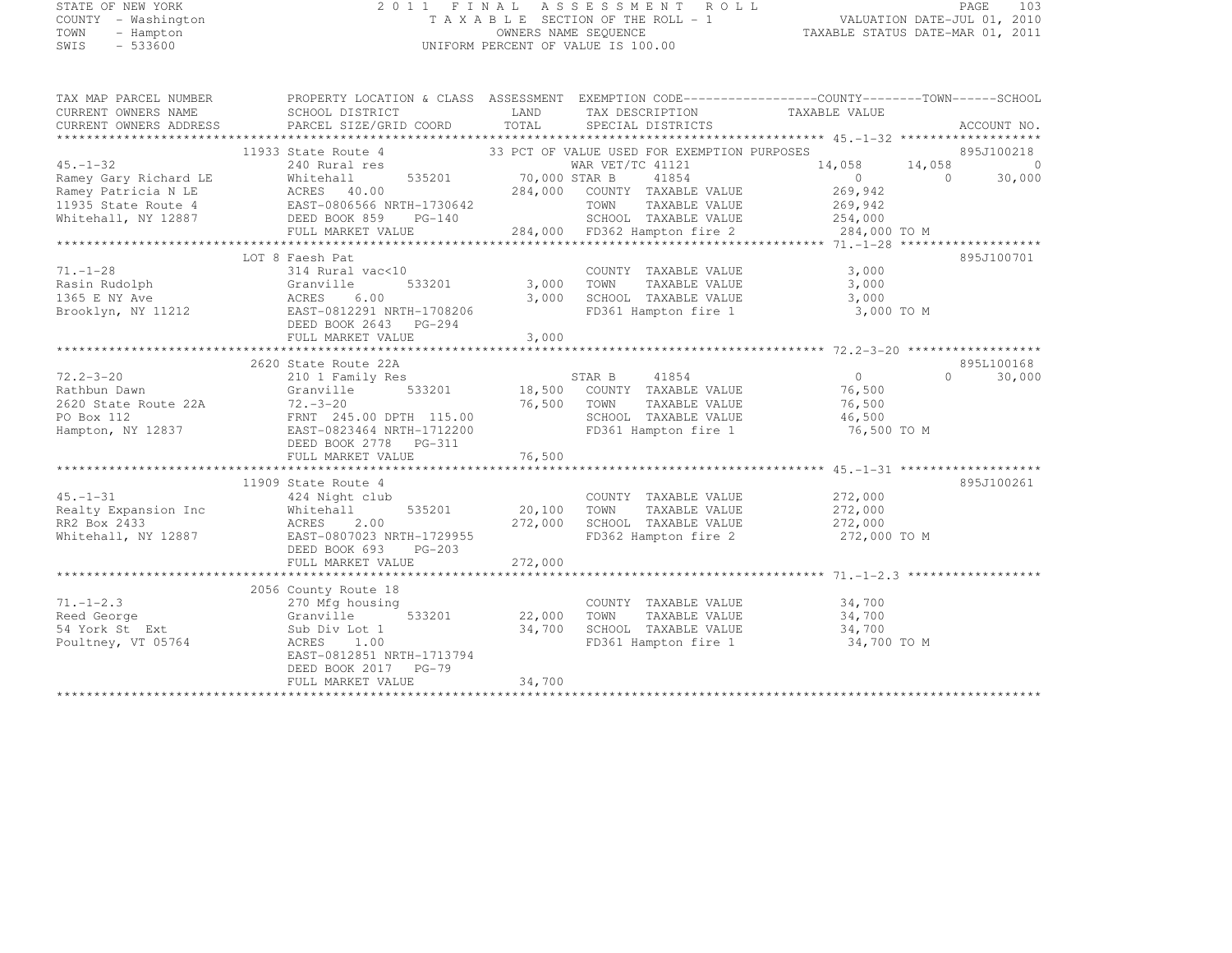STATE OF NEW YORK
COUNTY - Washington
TOWN - Hampton
SWIS - 533600

2011 FINAL ASSESSMENT ROLL
TAXABLE SECTION OF THE ROLL - 1
OWNERS NAME SEQUENCE
UNIFORM PERCENT OF VALUE IS 100.00

VALUATION DATE-JUL 01, 2010
TAXABLE STATUS DATE-MAR 01, 2011

```
TAX MAP PARCEL NUMBER     PROPERTY LOCATION & CLASS  ASSESSMENT  EXEMPTION CODE------------------COUNTY--------TOWN------SCHOOL
CURRENT OWNERS NAME       SCHOOL DISTRICT               LAND      TAX DESCRIPTION              TAXABLE VALUE
CURRENT OWNERS ADDRESS    PARCEL SIZE/GRID COORD        TOTAL     SPECIAL DISTRICTS                                         ACCOUNT NO.
******************************************************************************************************* 45.-1-32 *******************
                    11933 State Route 4                  33 PCT OF VALUE USED FOR EXEMPTION PURPOSES                      895J100218
45.-1-32                  240 Rural res                      WAR VET/TC 41121              14,058       14,058           0
Ramey Gary Richard LE     Whitehall       535201        70,000 STAR B      41854                   0            0      30,000
Ramey Patricia N LE       ACRES  40.00                 284,000   COUNTY  TAXABLE VALUE          269,942
11935 State Route 4       EAST-0806566 NRTH-1730642              TOWN    TAXABLE VALUE          269,942
Whitehall, NY 12887       DEED BOOK 859     PG-140               SCHOOL  TAXABLE VALUE          254,000
                          FULL MARKET VALUE            284,000   FD362 Hampton fire 2           284,000 TO M
******************************************************************************************************* 71.-1-28 *******************
                    LOT 8 Faesh Pat                                                                                895J100701
71.-1-28                  314 Rural vac<10                       COUNTY  TAXABLE VALUE            3,000
Rasin Rudolph             Granville       533201         3,000   TOWN    TAXABLE VALUE            3,000
1365 E NY Ave             ACRES   6.00                   3,000   SCHOOL  TAXABLE VALUE            3,000
Brooklyn, NY 11212        EAST-0812291 NRTH-1708206              FD361 Hampton fire 1             3,000 TO M
                          DEED BOOK 2643    PG-294
                          FULL MARKET VALUE              3,000
******************************************************************************************************* 72.2-3-20 ******************
                    2620 State Route 22A                                                                           895L100168
72.2-3-20                 210 1 Family Res                       STAR B      41854                   0            0      30,000
Rathbun Dawn              Granville       533201        18,500   COUNTY  TAXABLE VALUE           76,500
2620 State Route 22A      72.-3-20                      76,500   TOWN    TAXABLE VALUE           76,500
PO Box 112                FRNT 245.00 DPTH 115.00                SCHOOL  TAXABLE VALUE           46,500
Hampton, NY 12837         EAST-0823464 NRTH-1712200              FD361 Hampton fire 1            76,500 TO M
                          DEED BOOK 2778    PG-311
                          FULL MARKET VALUE             76,500
******************************************************************************************************* 45.-1-31 *******************
                    11909 State Route 4                                                                            895J100261
45.-1-31                  424 Night club                         COUNTY  TAXABLE VALUE          272,000
Realty Expansion Inc      Whitehall       535201        20,100   TOWN    TAXABLE VALUE          272,000
RR2 Box 2433              ACRES   2.00                 272,000   SCHOOL  TAXABLE VALUE          272,000
Whitehall, NY 12887       EAST-0807023 NRTH-1729955              FD362 Hampton fire 2           272,000 TO M
                          DEED BOOK 693     PG-203
                          FULL MARKET VALUE            272,000
******************************************************************************************************* 71.-1-2.3 ******************
                    2056 County Route 18
71.-1-2.3                 270 Mfg housing                        COUNTY  TAXABLE VALUE           34,700
Reed George               Granville       533201        22,000   TOWN    TAXABLE VALUE           34,700
54 York St  Ext           Sub Div Lot 1                 34,700   SCHOOL  TAXABLE VALUE           34,700
Poultney, VT 05764        ACRES   1.00                           FD361 Hampton fire 1            34,700 TO M
                          EAST-0812851 NRTH-1713794
                          DEED BOOK 2017    PG-79
                          FULL MARKET VALUE             34,700
************************************************************************************************************************************
```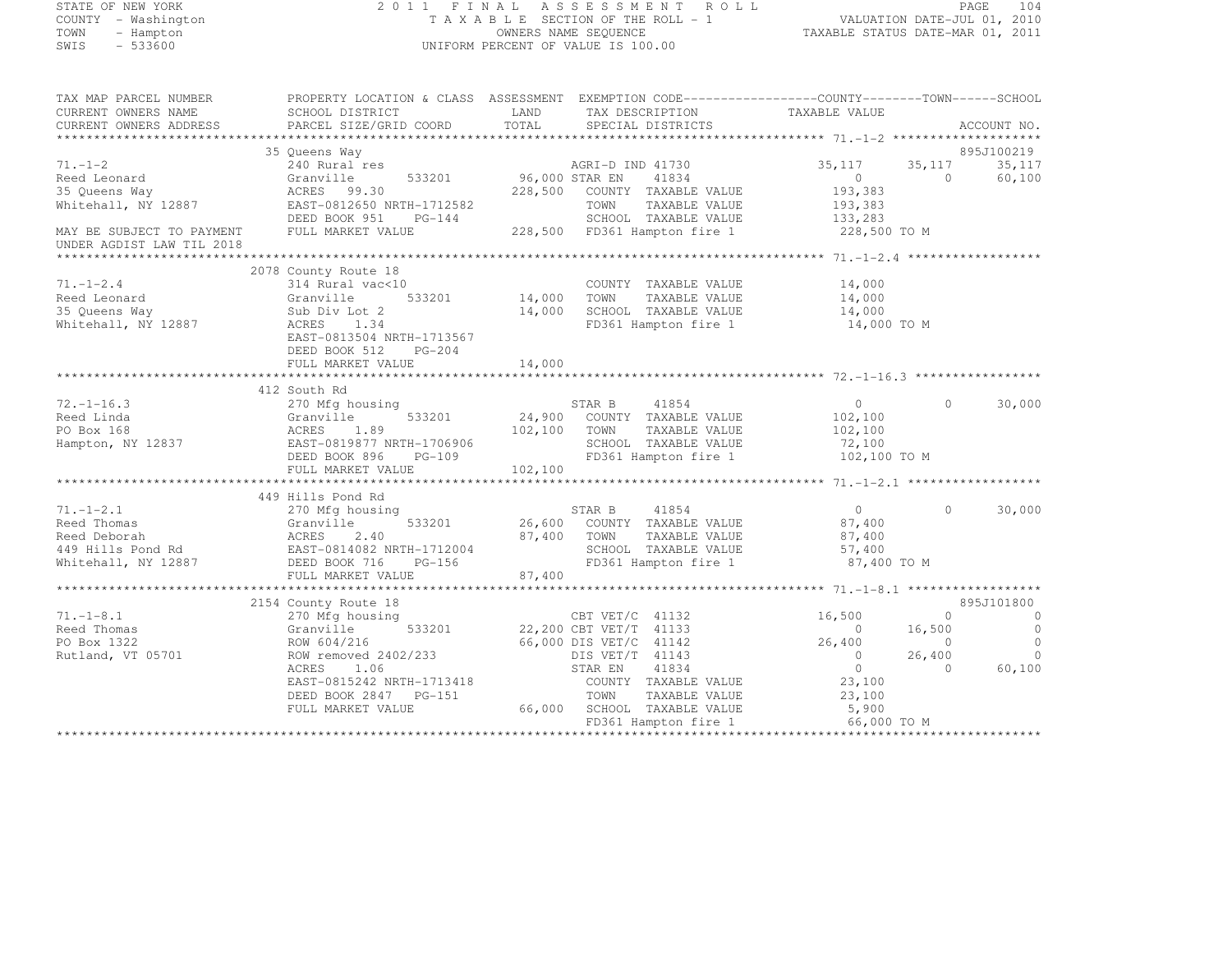STATE OF NEW YORK
COUNTY - Washington
TOWN - Hampton
SWIS - 533600

2011 FINAL ASSESSMENT ROLL
TAXABLE SECTION OF THE ROLL - 1
OWNERS NAME SEQUENCE
UNIFORM PERCENT OF VALUE IS 100.00

VALUATION DATE-JUL 01, 2010
TAXABLE STATUS DATE-MAR 01, 2011

```
TAX MAP PARCEL NUMBER         PROPERTY LOCATION & CLASS  ASSESSMENT  EXEMPTION CODE------------------COUNTY--------TOWN------SCHOOL
CURRENT OWNERS NAME           SCHOOL DISTRICT               LAND      TAX DESCRIPTION               TAXABLE VALUE
CURRENT OWNERS ADDRESS        PARCEL SIZE/GRID COORD        TOTAL     SPECIAL DISTRICTS                                        ACCOUNT NO.
******************************************************************************************************* 71.-1-2 ********************
                              35 Queens Way                                                                                895J100219
71.-1-2                       240 Rural res                           AGRI-D IND 41730            35,117      35,117      35,117
Reed Leonard                  Granville         533201      96,000 STAR EN     41834                   0           0      60,100
35 Queens Way                 ACRES  99.30                 228,500    COUNTY  TAXABLE VALUE      193,383
Whitehall, NY 12887           EAST-0812650 NRTH-1712582               TOWN    TAXABLE VALUE      193,383
                              DEED BOOK 951     PG-144                SCHOOL  TAXABLE VALUE      133,283
MAY BE SUBJECT TO PAYMENT     FULL MARKET VALUE            228,500    FD361 Hampton fire 1        228,500 TO M
UNDER AGDIST LAW TIL 2018
******************************************************************************************************* 71.-1-2.4 ******************
                              2078 County Route 18
71.-1-2.4                     314 Rural vac<10                        COUNTY  TAXABLE VALUE       14,000
Reed Leonard                  Granville         533201      14,000    TOWN    TAXABLE VALUE       14,000
35 Queens Way                 Sub Div Lot 2                 14,000    SCHOOL  TAXABLE VALUE       14,000
Whitehall, NY 12887           ACRES   1.34                            FD361 Hampton fire 1         14,000 TO M
                              EAST-0813504 NRTH-1713567
                              DEED BOOK 512     PG-204
                              FULL MARKET VALUE             14,000
******************************************************************************************************* 72.-1-16.3 *****************
                              412 South Rd
72.-1-16.3                    270 Mfg housing                         STAR B      41854                    0           0      30,000
Reed Linda                    Granville         533201      24,900    COUNTY  TAXABLE VALUE      102,100
PO Box 168                    ACRES   1.89                 102,100    TOWN    TAXABLE VALUE      102,100
Hampton, NY 12837             EAST-0819877 NRTH-1706906               SCHOOL  TAXABLE VALUE       72,100
                              DEED BOOK 896     PG-109                FD361 Hampton fire 1        102,100 TO M
                              FULL MARKET VALUE            102,100
******************************************************************************************************* 71.-1-2.1 ******************
                              449 Hills Pond Rd
71.-1-2.1                     270 Mfg housing                         STAR B      41854                    0           0      30,000
Reed Thomas                   Granville         533201      26,600    COUNTY  TAXABLE VALUE       87,400
Reed Deborah                  ACRES   2.40                  87,400    TOWN    TAXABLE VALUE       87,400
449 Hills Pond Rd             EAST-0814082 NRTH-1712004               SCHOOL  TAXABLE VALUE       57,400
Whitehall, NY 12887           DEED BOOK 716     PG-156                FD361 Hampton fire 1         87,400 TO M
                              FULL MARKET VALUE             87,400
******************************************************************************************************* 71.-1-8.1 ******************
                              2154 County Route 18                                                                         895J101800
71.-1-8.1                     270 Mfg housing                         CBT VET/C   41132           16,500           0           0
Reed Thomas                   Granville         533201      22,200 CBT VET/T   41133                   0      16,500           0
PO Box 1322                   ROW 604/216                   66,000 DIS VET/C   41142              26,400           0           0
Rutland, VT 05701             ROW removed 2402/233                    DIS VET/T   41143                    0      26,400           0
                              ACRES   1.06                            STAR EN     41834                    0           0      60,100
                              EAST-0815242 NRTH-1713418               COUNTY  TAXABLE VALUE       23,100
                              DEED BOOK 2847    PG-151                TOWN    TAXABLE VALUE       23,100
                              FULL MARKET VALUE             66,000    SCHOOL  TAXABLE VALUE        5,900
                                                                      FD361 Hampton fire 1         66,000 TO M
************************************************************************************************************************************
```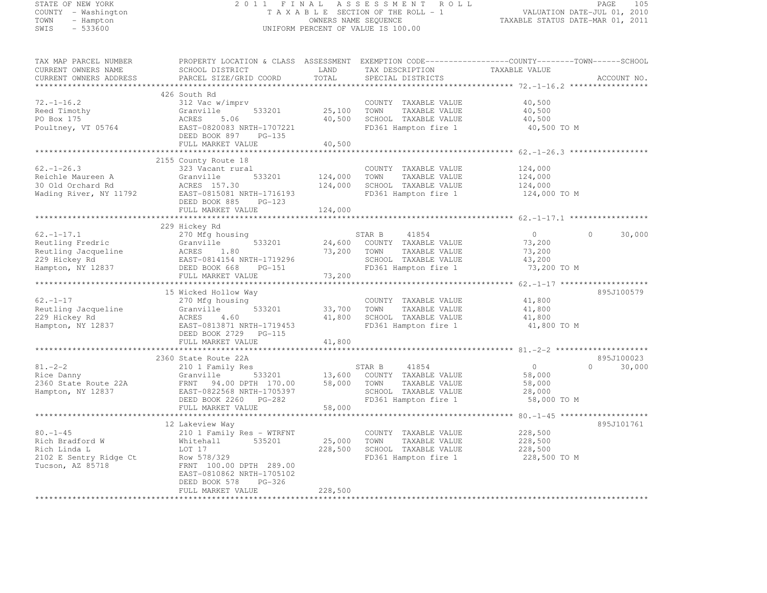STATE OF NEW YORK
COUNTY - Washington
TOWN - Hampton
SWIS - 533600

# 2011 FINAL ASSESSMENT ROLL

TAXABLE SECTION OF THE ROLL - 1
OWNERS NAME SEQUENCE
UNIFORM PERCENT OF VALUE IS 100.00

VALUATION DATE-JUL 01, 2010
TAXABLE STATUS DATE-MAR 01, 2011

```
TAX MAP PARCEL NUMBER      PROPERTY LOCATION & CLASS  ASSESSMENT  EXEMPTION CODE------------------COUNTY--------TOWN------SCHOOL
CURRENT OWNERS NAME        SCHOOL DISTRICT               LAND      TAX DESCRIPTION             TAXABLE VALUE
CURRENT OWNERS ADDRESS     PARCEL SIZE/GRID COORD        TOTAL     SPECIAL DISTRICTS                                    ACCOUNT NO.
******************************************************************************************************* 72.-1-16.2 *****************
                           426 South Rd
72.-1-16.2                 312 Vac w/imprv                         COUNTY  TAXABLE VALUE           40,500
Reed Timothy               Granville       533201       25,100     TOWN    TAXABLE VALUE           40,500
PO Box 175                 ACRES     5.06               40,500     SCHOOL  TAXABLE VALUE           40,500
Poultney, VT 05764         EAST-0820083 NRTH-1707221               FD361 Hampton fire 1             40,500 TO M
                           DEED BOOK 897    PG-135
                           FULL MARKET VALUE            40,500
******************************************************************************************************* 62.-1-26.3 *****************
                           2155 County Route 18
62.-1-26.3                 323 Vacant rural                        COUNTY  TAXABLE VALUE          124,000
Reichle Maureen A          Granville       533201      124,000     TOWN    TAXABLE VALUE          124,000
30 Old Orchard Rd          ACRES  157.30               124,000     SCHOOL  TAXABLE VALUE          124,000
Wading River, NY 11792     EAST-0815081 NRTH-1716193               FD361 Hampton fire 1            124,000 TO M
                           DEED BOOK 885    PG-123
                           FULL MARKET VALUE           124,000
******************************************************************************************************* 62.-1-17.1 *****************
                           229 Hickey Rd
62.-1-17.1                 270 Mfg housing                         STAR B     41854                 0         0     30,000
Reutling Fredric           Granville       533201       24,600     COUNTY  TAXABLE VALUE           73,200
Reutling Jacqueline        ACRES     1.80               73,200     TOWN    TAXABLE VALUE           73,200
229 Hickey Rd              EAST-0814154 NRTH-1719296               SCHOOL  TAXABLE VALUE           43,200
Hampton, NY 12837          DEED BOOK 668    PG-151                 FD361 Hampton fire 1             73,200 TO M
                           FULL MARKET VALUE            73,200
******************************************************************************************************* 62.-1-17 *******************
                           15 Wicked Hollow Way                                                                  895J100579
62.-1-17                   270 Mfg housing                         COUNTY  TAXABLE VALUE           41,800
Reutling Jacqueline        Granville       533201       33,700     TOWN    TAXABLE VALUE           41,800
229 Hickey Rd              ACRES     4.60               41,800     SCHOOL  TAXABLE VALUE           41,800
Hampton, NY 12837          EAST-0813871 NRTH-1719453               FD361 Hampton fire 1             41,800 TO M
                           DEED BOOK 2729   PG-115
                           FULL MARKET VALUE            41,800
******************************************************************************************************* 81.-2-2 ********************
                           2360 State Route 22A                                                                  895J100023
81.-2-2                    210 1 Family Res                        STAR B     41854                 0         0     30,000
Rice Danny                 Granville       533201       13,600     COUNTY  TAXABLE VALUE           58,000
2360 State Route 22A       FRNT   94.00 DPTH 170.00     58,000     TOWN    TAXABLE VALUE           58,000
Hampton, NY 12837          EAST-0822568 NRTH-1705397               SCHOOL  TAXABLE VALUE           28,000
                           DEED BOOK 2260   PG-282                 FD361 Hampton fire 1             58,000 TO M
                           FULL MARKET VALUE            58,000
******************************************************************************************************* 80.-1-45 *******************
                           12 Lakeview Way                                                                       895J101761
80.-1-45                   210 1 Family Res - WTRFNT               COUNTY  TAXABLE VALUE          228,500
Rich Bradford W            Whitehall       535201       25,000     TOWN    TAXABLE VALUE          228,500
Rich Linda L               LOT 17                      228,500     SCHOOL  TAXABLE VALUE          228,500
2102 E Sentry Ridge Ct     Row 578/329                             FD361 Hampton fire 1            228,500 TO M
Tucson, AZ 85718           FRNT  100.00 DPTH 289.00
                           EAST-0810862 NRTH-1705102
                           DEED BOOK 578    PG-326
                           FULL MARKET VALUE           228,500
************************************************************************************************************************************
```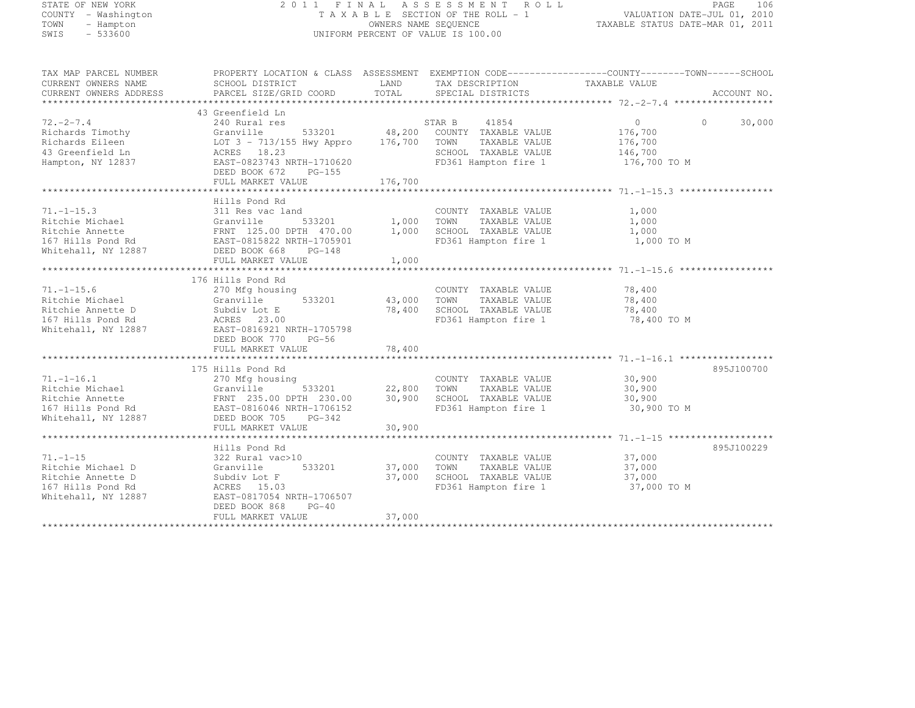STATE OF NEW YORK
COUNTY - Washington
TOWN - Hampton
SWIS - 533600

2011 FINAL ASSESSMENT ROLL
TAXABLE SECTION OF THE ROLL - 1
OWNERS NAME SEQUENCE
UNIFORM PERCENT OF VALUE IS 100.00

VALUATION DATE-JUL 01, 2010
TAXABLE STATUS DATE-MAR 01, 2011

```
TAX MAP PARCEL NUMBER      PROPERTY LOCATION & CLASS  ASSESSMENT  EXEMPTION CODE------------------COUNTY--------TOWN------SCHOOL
CURRENT OWNERS NAME        SCHOOL DISTRICT              LAND      TAX DESCRIPTION              TAXABLE VALUE
CURRENT OWNERS ADDRESS     PARCEL SIZE/GRID COORD       TOTAL     SPECIAL DISTRICTS                                     ACCOUNT NO.
*********************************************************************************************** 72.-2-7.4 ******************
                           43 Greenfield Ln
72.-2-7.4                  240 Rural res                      STAR B    41854                 0           0      30,000
Richards Timothy           Granville      533201      48,200  COUNTY  TAXABLE VALUE          176,700
Richards Eileen            LOT 3 - 713/155 Hwy Appro 176,700  TOWN    TAXABLE VALUE          176,700
43 Greenfield Ln           ACRES  18.23                       SCHOOL  TAXABLE VALUE          146,700
Hampton, NY 12837          EAST-0823743 NRTH-1710620          FD361 Hampton fire 1            176,700 TO M
                           DEED BOOK 672    PG-155
                           FULL MARKET VALUE         176,700
*********************************************************************************************** 71.-1-15.3 *****************
                           Hills Pond Rd
71.-1-15.3                 311 Res vac land                   COUNTY  TAXABLE VALUE            1,000
Ritchie Michael            Granville      533201       1,000  TOWN    TAXABLE VALUE            1,000
Ritchie Annette            FRNT 125.00 DPTH 470.00     1,000  SCHOOL  TAXABLE VALUE            1,000
167 Hills Pond Rd          EAST-0815822 NRTH-1705901          FD361 Hampton fire 1              1,000 TO M
Whitehall, NY 12887        DEED BOOK 668    PG-148
                           FULL MARKET VALUE           1,000
*********************************************************************************************** 71.-1-15.6 *****************
                           176 Hills Pond Rd
71.-1-15.6                 270 Mfg housing                    COUNTY  TAXABLE VALUE           78,400
Ritchie Michael            Granville      533201      43,000  TOWN    TAXABLE VALUE           78,400
Ritchie Annette D          Subdiv Lot E               78,400  SCHOOL  TAXABLE VALUE           78,400
167 Hills Pond Rd          ACRES  23.00                       FD361 Hampton fire 1             78,400 TO M
Whitehall, NY 12887        EAST-0816921 NRTH-1705798
                           DEED BOOK 770    PG-56
                           FULL MARKET VALUE          78,400
*********************************************************************************************** 71.-1-16.1 *****************
                           175 Hills Pond Rd                                                                 895J100700
71.-1-16.1                 270 Mfg housing                    COUNTY  TAXABLE VALUE           30,900
Ritchie Michael            Granville      533201      22,800  TOWN    TAXABLE VALUE           30,900
Ritchie Annette            FRNT 235.00 DPTH 230.00    30,900  SCHOOL  TAXABLE VALUE           30,900
167 Hills Pond Rd          EAST-0816046 NRTH-1706152          FD361 Hampton fire 1             30,900 TO M
Whitehall, NY 12887        DEED BOOK 705    PG-342
                           FULL MARKET VALUE          30,900
*********************************************************************************************** 71.-1-15 *******************
                           Hills Pond Rd                                                                     895J100229
71.-1-15                   322 Rural vac>10                   COUNTY  TAXABLE VALUE           37,000
Ritchie Michael D          Granville      533201      37,000  TOWN    TAXABLE VALUE           37,000
Ritchie Annette D          Subdiv Lot F               37,000  SCHOOL  TAXABLE VALUE           37,000
167 Hills Pond Rd          ACRES  15.03                       FD361 Hampton fire 1             37,000 TO M
Whitehall, NY 12887        EAST-0817054 NRTH-1706507
                           DEED BOOK 868    PG-40
                           FULL MARKET VALUE          37,000
****************************************************************************************************************************
```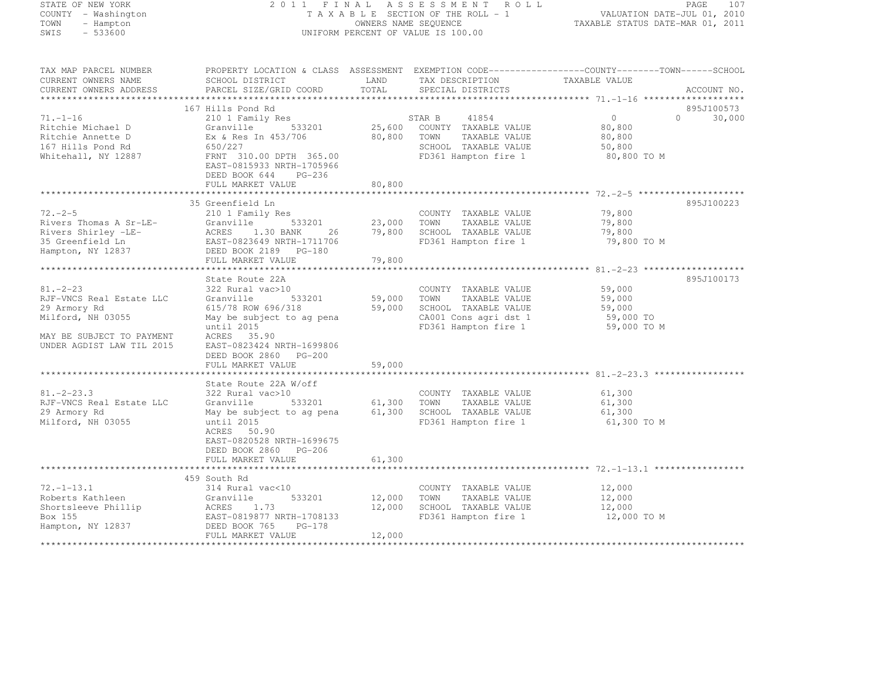STATE OF NEW YORK
COUNTY - Washington
TOWN - Hampton
SWIS - 533600

2011 FINAL ASSESSMENT ROLL
TAXABLE SECTION OF THE ROLL - 1
OWNERS NAME SEQUENCE
UNIFORM PERCENT OF VALUE IS 100.00

VALUATION DATE-JUL 01, 2010
TAXABLE STATUS DATE-MAR 01, 2011

| TAX MAP PARCEL NUMBER / CURRENT OWNERS NAME / CURRENT OWNERS ADDRESS | PROPERTY LOCATION & CLASS / SCHOOL DISTRICT / PARCEL SIZE/GRID COORD | ASSESSMENT LAND / TOTAL | EXEMPTION CODE / TAX DESCRIPTION / SPECIAL DISTRICTS | COUNTY / TOWN / SCHOOL TAXABLE VALUE | ACCOUNT NO. |
|---|---|---|---|---|---|
| 71.-1-16 | 167 Hills Pond Rd | | | | 895J100573 |
| | 210 1 Family Res | | STAR B 41854 | 0 0 30,000 | |
| Ritchie Michael D | Granville 533201 | 25,600 | COUNTY TAXABLE VALUE | 80,800 | |
| Ritchie Annette D | Ex & Res In 453/706 | 80,800 | TOWN TAXABLE VALUE | 80,800 | |
| 167 Hills Pond Rd | 650/227 | | SCHOOL TAXABLE VALUE | 50,800 | |
| Whitehall, NY 12887 | FRNT 310.00 DPTH 365.00 | | FD361 Hampton fire 1 | 80,800 TO M | |
| | EAST-0815933 NRTH-1705966 | | | | |
| | DEED BOOK 644 PG-236 | | | | |
| | FULL MARKET VALUE | 80,800 | | | |
| 72.-2-5 | 35 Greenfield Ln | | | | 895J100223 |
| | 210 1 Family Res | | COUNTY TAXABLE VALUE | 79,800 | |
| Rivers Thomas A Sr-LE- | Granville 533201 | 23,000 | TOWN TAXABLE VALUE | 79,800 | |
| Rivers Shirley -LE- | ACRES 1.30 BANK 26 | 79,800 | SCHOOL TAXABLE VALUE | 79,800 | |
| 35 Greenfield Ln | EAST-0823649 NRTH-1711706 | | FD361 Hampton fire 1 | 79,800 TO M | |
| Hampton, NY 12837 | DEED BOOK 2189 PG-180 | | | | |
| | FULL MARKET VALUE | 79,800 | | | |
| 81.-2-23 | State Route 22A | | | | 895J100173 |
| | 322 Rural vac>10 | | COUNTY TAXABLE VALUE | 59,000 | |
| RJF-VNCS Real Estate LLC | Granville 533201 | 59,000 | TOWN TAXABLE VALUE | 59,000 | |
| 29 Armory Rd | 615/78 ROW 696/318 | 59,000 | SCHOOL TAXABLE VALUE | 59,000 | |
| Milford, NH 03055 | May be subject to ag pena | | CA001 Cons agri dst 1 | 59,000 TO | |
| | until 2015 | | FD361 Hampton fire 1 | 59,000 TO M | |
| MAY BE SUBJECT TO PAYMENT | ACRES 35.90 | | | | |
| UNDER AGDIST LAW TIL 2015 | EAST-0823424 NRTH-1699806 | | | | |
| | DEED BOOK 2860 PG-200 | | | | |
| | FULL MARKET VALUE | 59,000 | | | |
| 81.-2-23.3 | State Route 22A W/off | | | | |
| | 322 Rural vac>10 | | COUNTY TAXABLE VALUE | 61,300 | |
| RJF-VNCS Real Estate LLC | Granville 533201 | 61,300 | TOWN TAXABLE VALUE | 61,300 | |
| 29 Armory Rd | May be subject to ag pena | 61,300 | SCHOOL TAXABLE VALUE | 61,300 | |
| Milford, NH 03055 | until 2015 | | FD361 Hampton fire 1 | 61,300 TO M | |
| | ACRES 50.90 | | | | |
| | EAST-0820528 NRTH-1699675 | | | | |
| | DEED BOOK 2860 PG-206 | | | | |
| | FULL MARKET VALUE | 61,300 | | | |
| 72.-1-13.1 | 459 South Rd | | | | |
| | 314 Rural vac<10 | | COUNTY TAXABLE VALUE | 12,000 | |
| Roberts Kathleen | Granville 533201 | 12,000 | TOWN TAXABLE VALUE | 12,000 | |
| Shortsleeve Phillip | ACRES 1.73 | 12,000 | SCHOOL TAXABLE VALUE | 12,000 | |
| Box 155 | EAST-0819877 NRTH-1708133 | | FD361 Hampton fire 1 | 12,000 TO M | |
| Hampton, NY 12837 | DEED BOOK 765 PG-178 | | | | |
| | FULL MARKET VALUE | 12,000 | | | |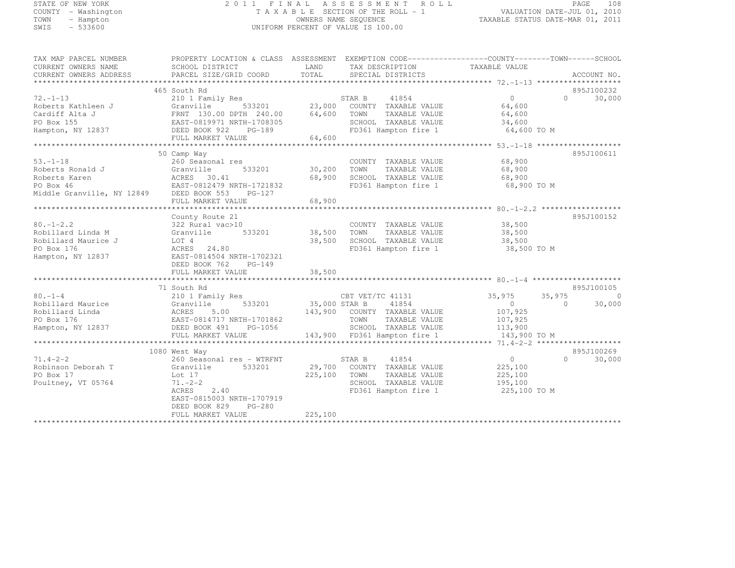STATE OF NEW YORK
COUNTY - Washington
TOWN - Hampton
SWIS - 533600

2011 FINAL ASSESSMENT ROLL
TAXABLE SECTION OF THE ROLL - 1
OWNERS NAME SEQUENCE
UNIFORM PERCENT OF VALUE IS 100.00

VALUATION DATE-JUL 01, 2010
TAXABLE STATUS DATE-MAR 01, 2011

```
TAX MAP PARCEL NUMBER          PROPERTY LOCATION & CLASS  ASSESSMENT  EXEMPTION CODE------------------COUNTY--------TOWN------SCHOOL
CURRENT OWNERS NAME            SCHOOL DISTRICT               LAND      TAX DESCRIPTION             TAXABLE VALUE
CURRENT OWNERS ADDRESS         PARCEL SIZE/GRID COORD        TOTAL     SPECIAL DISTRICTS                                     ACCOUNT NO.
******************************************************************************************************* 72.-1-13 *******************
                               465 South Rd                                                                                895J100232
72.-1-13                       210 1 Family Res                        STAR B      41854           0              0      30,000
Roberts Kathleen J             Granville       533201        23,000    COUNTY  TAXABLE VALUE       64,600
Cardiff Alta J                 FRNT 130.00 DPTH 240.00       64,600    TOWN    TAXABLE VALUE       64,600
PO Box 155                     EAST-0819971 NRTH-1708305               SCHOOL  TAXABLE VALUE       34,600
Hampton, NY 12837              DEED BOOK 922     PG-189                FD361 Hampton fire 1         64,600 TO M
                               FULL MARKET VALUE             64,600
******************************************************************************************************* 53.-1-18 *******************
                               50 Camp Way                                                                                 895J100611
53.-1-18                       260 Seasonal res                        COUNTY  TAXABLE VALUE       68,900
Roberts Ronald J               Granville       533201        30,200    TOWN    TAXABLE VALUE       68,900
Roberts Karen                  ACRES  30.41                  68,900    SCHOOL  TAXABLE VALUE       68,900
PO Box 46                      EAST-0812479 NRTH-1721832               FD361 Hampton fire 1         68,900 TO M
Middle Granville, NY 12849     DEED BOOK 553     PG-127
                               FULL MARKET VALUE             68,900
******************************************************************************************************* 80.-1-2.2 ******************
                               County Route 21                                                                             895J100152
80.-1-2.2                      322 Rural vac>10                        COUNTY  TAXABLE VALUE       38,500
Robillard Linda M              Granville       533201        38,500    TOWN    TAXABLE VALUE       38,500
Robillard Maurice J            LOT 4                         38,500    SCHOOL  TAXABLE VALUE       38,500
PO Box 176                     ACRES  24.80                            FD361 Hampton fire 1         38,500 TO M
Hampton, NY 12837              EAST-0814504 NRTH-1702321
                               DEED BOOK 762     PG-149
                               FULL MARKET VALUE             38,500
******************************************************************************************************* 80.-1-4 ********************
                               71 South Rd                                                                                 895J100105
80.-1-4                        210 1 Family Res                        CBT VET/TC 41131            35,975         35,975          0
Robillard Maurice              Granville       533201        35,000 STAR B      41854                  0              0      30,000
Robillard Linda                ACRES   5.00                 143,900    COUNTY  TAXABLE VALUE      107,925
PO Box 176                     EAST-0814717 NRTH-1701862               TOWN    TAXABLE VALUE      107,925
Hampton, NY 12837              DEED BOOK 491     PG-1056               SCHOOL  TAXABLE VALUE      113,900
                               FULL MARKET VALUE            143,900    FD361 Hampton fire 1        143,900 TO M
******************************************************************************************************* 71.4-2-2 *******************
                               1080 West Way                                                                               895J100269
71.4-2-2                       260 Seasonal res - WTRFNT               STAR B      41854           0              0      30,000
Robinson Deborah T             Granville       533201        29,700    COUNTY  TAXABLE VALUE      225,100
PO Box 17                      Lot 17                       225,100    TOWN    TAXABLE VALUE      225,100
Poultney, VT 05764             71.-2-2                                 SCHOOL  TAXABLE VALUE      195,100
                               ACRES   2.40                            FD361 Hampton fire 1        225,100 TO M
                               EAST-0815003 NRTH-1707919
                               DEED BOOK 829     PG-280
                               FULL MARKET VALUE            225,100
************************************************************************************************************************************
```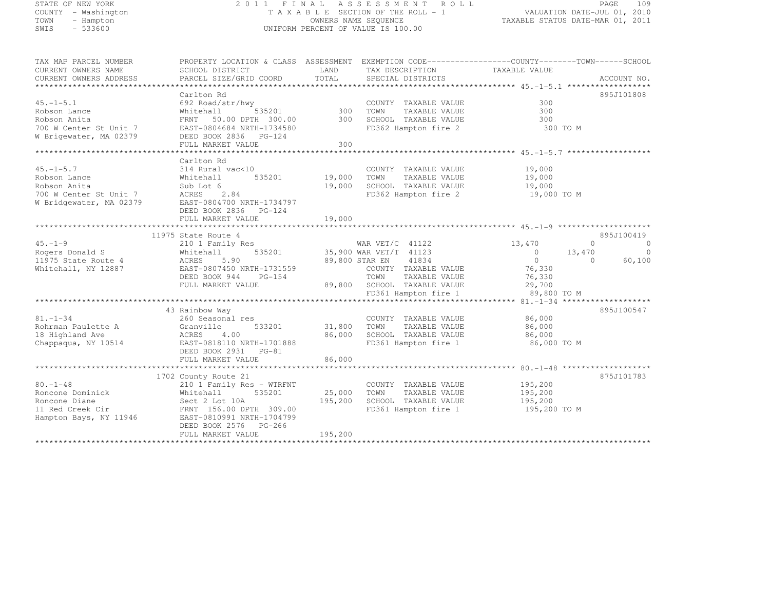STATE OF NEW YORK
COUNTY - Washington
TOWN - Hampton
SWIS - 533600

2011 FINAL ASSESSMENT ROLL
TAXABLE SECTION OF THE ROLL - 1
OWNERS NAME SEQUENCE
UNIFORM PERCENT OF VALUE IS 100.00

VALUATION DATE-JUL 01, 2010
TAXABLE STATUS DATE-MAR 01, 2011

| TAX MAP PARCEL NUMBER / CURRENT OWNERS NAME / CURRENT OWNERS ADDRESS | PROPERTY LOCATION & CLASS / SCHOOL DISTRICT / PARCEL SIZE/GRID COORD | ASSESSMENT LAND / TOTAL | EXEMPTION CODE / TAX DESCRIPTION / SPECIAL DISTRICTS | COUNTY TAXABLE VALUE | TOWN | SCHOOL | ACCOUNT NO. |
|---|---|---|---|---|---|---|---|
| 45.-1-5.1 | Carlton Rd | | | | | | 895J101808 |
| Robson Lance | 692 Road/str/hwy | | COUNTY TAXABLE VALUE | 300 | | | |
| Robson Anita | Whitehall 535201 | 300 | TOWN TAXABLE VALUE | 300 | | | |
| 700 W Center St Unit 7 | FRNT 50.00 DPTH 300.00 | 300 | SCHOOL TAXABLE VALUE | 300 | | | |
| W Brigewater, MA 02379 | EAST-0804684 NRTH-1734580 | | FD362 Hampton fire 2 | 300 TO M | | | |
| | DEED BOOK 2836 PG-124 | | | | | | |
| | FULL MARKET VALUE | 300 | | | | | |
| 45.-1-5.7 | Carlton Rd | | | | | | |
| Robson Lance | 314 Rural vac<10 | | COUNTY TAXABLE VALUE | 19,000 | | | |
| Robson Anita | Whitehall 535201 | 19,000 | TOWN TAXABLE VALUE | 19,000 | | | |
| 700 W Center St Unit 7 | Sub Lot 6 | 19,000 | SCHOOL TAXABLE VALUE | 19,000 | | | |
| W Bridgewater, MA 02379 | ACRES 2.84 | | FD362 Hampton fire 2 | 19,000 TO M | | | |
| | EAST-0804700 NRTH-1734797 | | | | | | |
| | DEED BOOK 2836 PG-124 | | | | | | |
| | FULL MARKET VALUE | 19,000 | | | | | |
| 45.-1-9 | 11975 State Route 4 | | | | | | 895J100419 |
| Rogers Donald S | 210 1 Family Res | | WAR VET/C 41122 | 13,470 | 0 | 0 | |
| 11975 State Route 4 | Whitehall 535201 | 35,900 | WAR VET/T 41123 | 0 | 13,470 | 0 | |
| Whitehall, NY 12887 | ACRES 5.90 | 89,800 | STAR EN 41834 | 0 | 0 | 60,100 | |
| | EAST-0807450 NRTH-1731559 | | COUNTY TAXABLE VALUE | 76,330 | | | |
| | DEED BOOK 944 PG-154 | | TOWN TAXABLE VALUE | 76,330 | | | |
| | FULL MARKET VALUE | 89,800 | SCHOOL TAXABLE VALUE | 29,700 | | | |
| | | | FD361 Hampton fire 1 | 89,800 TO M | | | |
| 81.-1-34 | 43 Rainbow Way | | | | | | 895J100547 |
| Rohrman Paulette A | 260 Seasonal res | | COUNTY TAXABLE VALUE | 86,000 | | | |
| 18 Highland Ave | Granville 533201 | 31,800 | TOWN TAXABLE VALUE | 86,000 | | | |
| Chappaqua, NY 10514 | ACRES 4.00 | 86,000 | SCHOOL TAXABLE VALUE | 86,000 | | | |
| | EAST-0818110 NRTH-1701888 | | FD361 Hampton fire 1 | 86,000 TO M | | | |
| | DEED BOOK 2931 PG-81 | | | | | | |
| | FULL MARKET VALUE | 86,000 | | | | | |
| 80.-1-48 | 1702 County Route 21 | | | | | | 875J101783 |
| Roncone Dominick | 210 1 Family Res - WTRFNT | | COUNTY TAXABLE VALUE | 195,200 | | | |
| Roncone Diane | Whitehall 535201 | 25,000 | TOWN TAXABLE VALUE | 195,200 | | | |
| 11 Red Creek Cir | Sect 2 Lot 10A | 195,200 | SCHOOL TAXABLE VALUE | 195,200 | | | |
| Hampton Bays, NY 11946 | FRNT 156.00 DPTH 309.00 | | FD361 Hampton fire 1 | 195,200 TO M | | | |
| | EAST-0810991 NRTH-1704799 | | | | | | |
| | DEED BOOK 2576 PG-266 | | | | | | |
| | FULL MARKET VALUE | 195,200 | | | | | |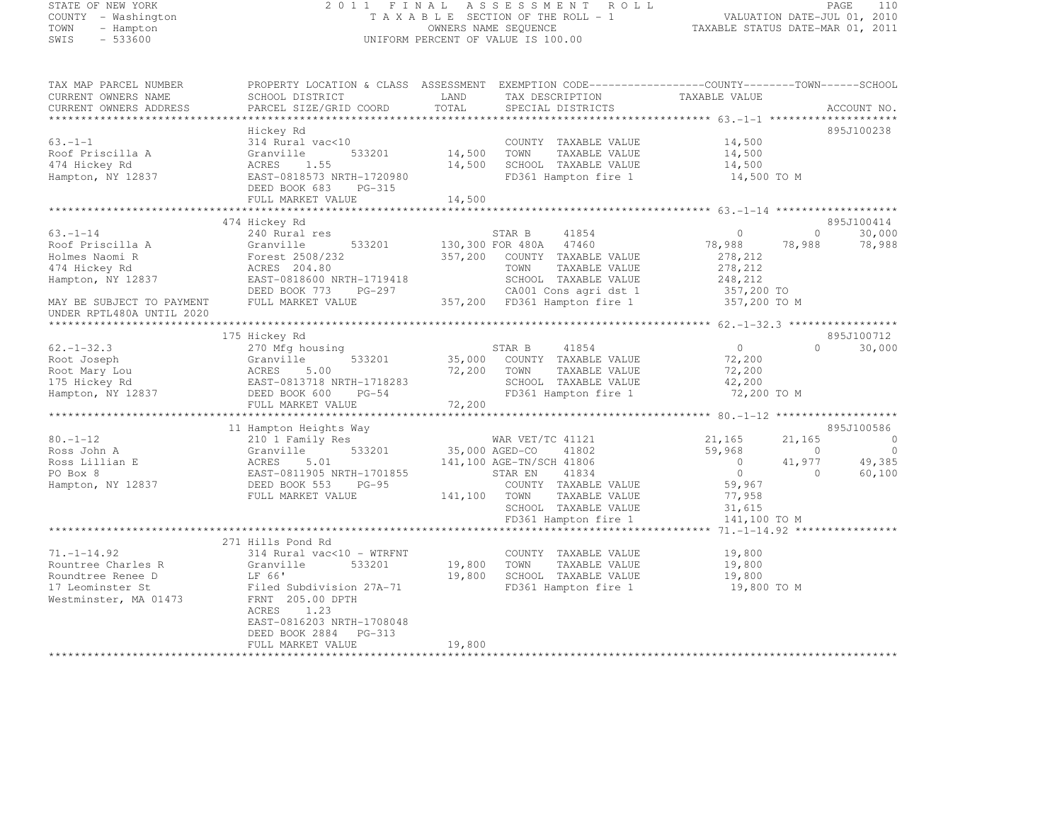STATE OF NEW YORK
COUNTY - Washington
TOWN - Hampton
SWIS - 533600

2011 FINAL ASSESSMENT ROLL
TAXABLE SECTION OF THE ROLL - 1
OWNERS NAME SEQUENCE
UNIFORM PERCENT OF VALUE IS 100.00

VALUATION DATE-JUL 01, 2010
TAXABLE STATUS DATE-MAR 01, 2011

```
TAX MAP PARCEL NUMBER       PROPERTY LOCATION & CLASS  ASSESSMENT  EXEMPTION CODE------------------COUNTY--------TOWN------SCHOOL
CURRENT OWNERS NAME         SCHOOL DISTRICT              LAND      TAX DESCRIPTION              TAXABLE VALUE
CURRENT OWNERS ADDRESS      PARCEL SIZE/GRID COORD       TOTAL     SPECIAL DISTRICTS                                    ACCOUNT NO.
****************************************************************************************************** 63.-1-1 ********************
                            Hickey Rd                                                                                   895J100238
63.-1-1                     314 Rural vac<10                       COUNTY  TAXABLE VALUE           14,500
Roof Priscilla A            Granville       533201       14,500    TOWN    TAXABLE VALUE           14,500
474 Hickey Rd               ACRES    1.55                14,500    SCHOOL  TAXABLE VALUE           14,500
Hampton, NY 12837           EAST-0818573 NRTH-1720980              FD361 Hampton fire 1             14,500 TO M
                            DEED BOOK 683     PG-315
                            FULL MARKET VALUE            14,500
****************************************************************************************************** 63.-1-14 *******************
                            474 Hickey Rd                                                                               895J100414
63.-1-14                    240 Rural res                          STAR B      41854                    0           0       30,000
Roof Priscilla A            Granville       533201     130,300 FOR 480A    47460               78,988      78,988       78,988
Holmes Naomi R              Forest 2508/232             357,200    COUNTY  TAXABLE VALUE          278,212
474 Hickey Rd               ACRES  204.80                          TOWN    TAXABLE VALUE          278,212
Hampton, NY 12837           EAST-0818600 NRTH-1719418              SCHOOL  TAXABLE VALUE          248,212
                            DEED BOOK 773     PG-297               CA001 Cons agri dst 1           357,200 TO
MAY BE SUBJECT TO PAYMENT   FULL MARKET VALUE           357,200    FD361 Hampton fire 1            357,200 TO M
UNDER RPTL480A UNTIL 2020
****************************************************************************************************** 62.-1-32.3 *****************
                            175 Hickey Rd                                                                               895J100712
62.-1-32.3                  270 Mfg housing                        STAR B      41854                    0           0       30,000
Root Joseph                 Granville       533201       35,000    COUNTY  TAXABLE VALUE           72,200
Root Mary Lou               ACRES    5.00                72,200    TOWN    TAXABLE VALUE           72,200
175 Hickey Rd               EAST-0813718 NRTH-1718283              SCHOOL  TAXABLE VALUE           42,200
Hampton, NY 12837           DEED BOOK 600     PG-54                FD361 Hampton fire 1             72,200 TO M
                            FULL MARKET VALUE            72,200
****************************************************************************************************** 80.-1-12 *******************
                            11 Hampton Heights Way                                                                      895J100586
80.-1-12                    210 1 Family Res                       WAR VET/TC 41121                21,165      21,165            0
Ross John A                 Granville       533201       35,000 AGED-CO    41802               59,968           0            0
Ross Lillian E              ACRES    5.01               141,100 AGE-TN/SCH 41806                    0      41,977       49,385
PO Box 8                    EAST-0811905 NRTH-1701855              STAR EN     41834                    0           0       60,100
Hampton, NY 12837           DEED BOOK 553     PG-95                COUNTY  TAXABLE VALUE           59,967
                            FULL MARKET VALUE           141,100    TOWN    TAXABLE VALUE           77,958
                                                                   SCHOOL  TAXABLE VALUE           31,615
                                                                   FD361 Hampton fire 1            141,100 TO M
****************************************************************************************************** 71.-1-14.92 ****************
                            271 Hills Pond Rd
71.-1-14.92                 314 Rural vac<10 - WTRFNT              COUNTY  TAXABLE VALUE           19,800
Rountree Charles R          Granville       533201       19,800    TOWN    TAXABLE VALUE           19,800
Roundtree Renee D           LF 66'                       19,800    SCHOOL  TAXABLE VALUE           19,800
17 Leominster St            Filed Subdivision 27A-71               FD361 Hampton fire 1             19,800 TO M
Westminster, MA 01473       FRNT 205.00 DPTH
                            ACRES    1.23
                            EAST-0816203 NRTH-1708048
                            DEED BOOK 2884    PG-313
                            FULL MARKET VALUE            19,800
************************************************************************************************************************************
```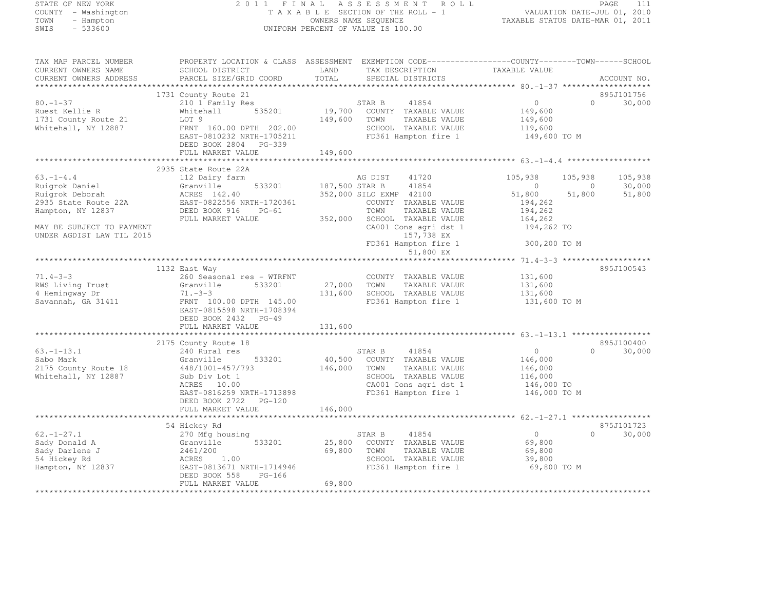STATE OF NEW YORK
COUNTY - Washington
TOWN - Hampton
SWIS - 533600

2011 FINAL ASSESSMENT ROLL
TAXABLE SECTION OF THE ROLL - 1
OWNERS NAME SEQUENCE
UNIFORM PERCENT OF VALUE IS 100.00

VALUATION DATE-JUL 01, 2010
TAXABLE STATUS DATE-MAR 01, 2011

```
TAX MAP PARCEL NUMBER          PROPERTY LOCATION & CLASS  ASSESSMENT  EXEMPTION CODE------------------COUNTY--------TOWN------SCHOOL
CURRENT OWNERS NAME            SCHOOL DISTRICT              LAND      TAX DESCRIPTION             TAXABLE VALUE
CURRENT OWNERS ADDRESS         PARCEL SIZE/GRID COORD       TOTAL     SPECIAL DISTRICTS                                     ACCOUNT NO.
*********************************************************************************************** 80.-1-37 *******************
                               1731 County Route 21                                                                         895J101756
80.-1-37                       210 1 Family Res                       STAR B     41854                 0           0        30,000
Ruest Kellie R                 Whitehall       535201       19,700    COUNTY  TAXABLE VALUE        149,600
1731 County Route 21           LOT 9                       149,600    TOWN    TAXABLE VALUE        149,600
Whitehall, NY 12887            FRNT 160.00 DPTH 202.00                SCHOOL  TAXABLE VALUE        119,600
                               EAST-0810232 NRTH-1705211              FD361 Hampton fire 1           149,600 TO M
                               DEED BOOK 2804   PG-339
                               FULL MARKET VALUE           149,600
*********************************************************************************************** 63.-1-4.4 ******************
                               2935 State Route 22A
63.-1-4.4                      112 Dairy farm                         AG DIST    41720           105,938     105,938       105,938
Ruigrok Daniel                 Granville       533201      187,500 STAR B     41854                 0           0        30,000
Ruigrok Deborah                ACRES 142.40                352,000 SILO EXMP  42100            51,800      51,800        51,800
2935 State Route 22A           EAST-0822556 NRTH-1720361              COUNTY  TAXABLE VALUE        194,262
Hampton, NY 12837              DEED BOOK 916    PG-61                 TOWN    TAXABLE VALUE        194,262
                               FULL MARKET VALUE           352,000    SCHOOL  TAXABLE VALUE        164,262
MAY BE SUBJECT TO PAYMENT                                             CA001 Cons agri dst 1          194,262 TO
UNDER AGDIST LAW TIL 2015                                                  157,738 EX
                                                                      FD361 Hampton fire 1           300,200 TO M
                                                                            51,800 EX
*********************************************************************************************** 71.4-3-3 *******************
                               1132 East Way                                                                                895J100543
71.4-3-3                       260 Seasonal res - WTRFNT              COUNTY  TAXABLE VALUE        131,600
RWS Living Trust               Granville       533201       27,000    TOWN    TAXABLE VALUE        131,600
4 Hemingway Dr                 71.-3-3                     131,600    SCHOOL  TAXABLE VALUE        131,600
Savannah, GA 31411             FRNT 100.00 DPTH 145.00                FD361 Hampton fire 1           131,600 TO M
                               EAST-0815598 NRTH-1708394
                               DEED BOOK 2432   PG-49
                               FULL MARKET VALUE           131,600
*********************************************************************************************** 63.-1-13.1 *****************
                               2175 County Route 18                                                                         895J100400
63.-1-13.1                     240 Rural res                          STAR B     41854                 0           0        30,000
Sabo Mark                      Granville       533201       40,500    COUNTY  TAXABLE VALUE        146,000
2175 County Route 18           448/1001-457/793            146,000    TOWN    TAXABLE VALUE        146,000
Whitehall, NY 12887            Sub Div Lot 1                          SCHOOL  TAXABLE VALUE        116,000
                               ACRES  10.00                           CA001 Cons agri dst 1          146,000 TO
                               EAST-0816259 NRTH-1713898              FD361 Hampton fire 1           146,000 TO M
                               DEED BOOK 2722   PG-120
                               FULL MARKET VALUE           146,000
*********************************************************************************************** 62.-1-27.1 *****************
                               54 Hickey Rd                                                                                 875J101723
62.-1-27.1                     270 Mfg housing                        STAR B     41854                 0           0        30,000
Sady Donald A                  Granville       533201       25,800    COUNTY  TAXABLE VALUE         69,800
Sady Darlene J                 2461/200                     69,800    TOWN    TAXABLE VALUE         69,800
54 Hickey Rd                   ACRES   1.00                           SCHOOL  TAXABLE VALUE         39,800
Hampton, NY 12837              EAST-0813671 NRTH-1714946              FD361 Hampton fire 1            69,800 TO M
                               DEED BOOK 558    PG-166
                               FULL MARKET VALUE            69,800
******************************************************************************************************************************
```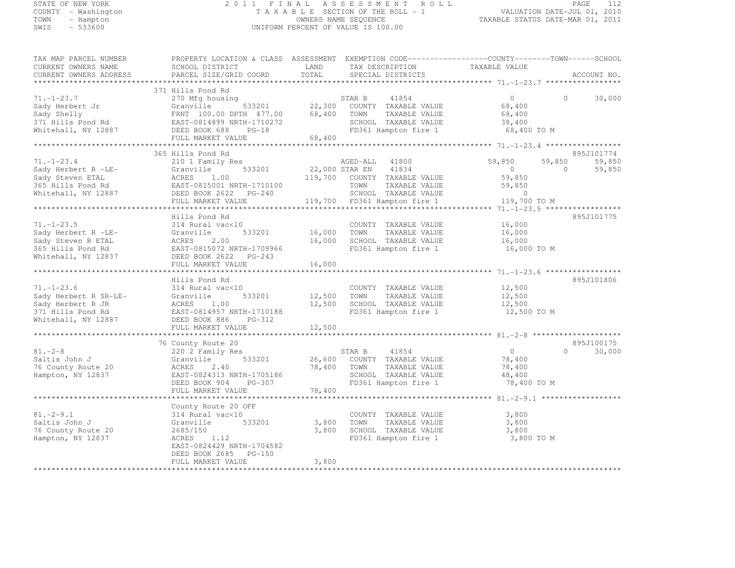STATE OF NEW YORK
COUNTY - Washington
TOWN - Hampton
SWIS - 533600

2011 FINAL ASSESSMENT ROLL
TAXABLE SECTION OF THE ROLL - 1
OWNERS NAME SEQUENCE
UNIFORM PERCENT OF VALUE IS 100.00

VALUATION DATE-JUL 01, 2010
TAXABLE STATUS DATE-MAR 01, 2011

```
TAX MAP PARCEL NUMBER     PROPERTY LOCATION & CLASS  ASSESSMENT  EXEMPTION CODE------------------COUNTY--------TOWN------SCHOOL
CURRENT OWNERS NAME       SCHOOL DISTRICT               LAND      TAX DESCRIPTION            TAXABLE VALUE
CURRENT OWNERS ADDRESS    PARCEL SIZE/GRID COORD        TOTAL     SPECIAL DISTRICTS                                    ACCOUNT NO.
******************************************************************************************************* 71.-1-23.7 *****************
                          371 Hills Pond Rd
71.-1-23.7                270 Mfg housing                         STAR B     41854              0              0        30,000
Sady Herbert Jr           Granville        533201      22,300    COUNTY  TAXABLE VALUE          68,400
Sady Shelly               FRNT 100.00 DPTH 477.00      68,400    TOWN    TAXABLE VALUE          68,400
371 Hills Pond Rd         EAST-0814899 NRTH-1710272              SCHOOL  TAXABLE VALUE          38,400
Whitehall, NY 12887       DEED BOOK 688     PG-18                FD361 Hampton fire 1            68,400 TO M
                          FULL MARKET VALUE            68,400
******************************************************************************************************* 71.-1-23.4 *****************
                          365 Hills Pond Rd                                                                            895J101774
71.-1-23.4                210 1 Family Res                        AGED-ALL   41800         59,850         59,850        59,850
Sady Herbert R -LE-       Granville        533201      22,000 STAR EN    41834              0              0        59,850
Sady Steven ETAL          ACRES     1.00              119,700    COUNTY  TAXABLE VALUE          59,850
365 Hills Pond Rd         EAST-0815001 NRTH-1710100              TOWN    TAXABLE VALUE          59,850
Whitehall, NY 12887       DEED BOOK 2622    PG-240               SCHOOL  TAXABLE VALUE               0
                          FULL MARKET VALUE           119,700    FD361 Hampton fire 1           119,700 TO M
******************************************************************************************************* 71.-1-23.5 *****************
                          Hills Pond Rd                                                                                895J101775
71.-1-23.5                314 Rural vac<10                        COUNTY  TAXABLE VALUE          16,000
Sady Herbert R -LE-       Granville        533201      16,000    TOWN    TAXABLE VALUE          16,000
Sady Steven R ETAL        ACRES     2.00               16,000    SCHOOL  TAXABLE VALUE          16,000
365 Hills Pond Rd         EAST-0815072 NRTH-1709966              FD361 Hampton fire 1            16,000 TO M
Whitehall, NY 12837       DEED BOOK 2622    PG-243
                          FULL MARKET VALUE            16,000
******************************************************************************************************* 71.-1-23.6 *****************
                          Hills Pond Rd                                                                                895J101806
71.-1-23.6                314 Rural vac<10                        COUNTY  TAXABLE VALUE          12,500
Sady Herbert R SR-LE-     Granville        533201      12,500    TOWN    TAXABLE VALUE          12,500
Sady Herbert R JR         ACRES     1.00               12,500    SCHOOL  TAXABLE VALUE          12,500
371 Hills Pond Rd         EAST-0814957 NRTH-1710188              FD361 Hampton fire 1            12,500 TO M
Whitehall, NY 12887       DEED BOOK 886     PG-312
                          FULL MARKET VALUE            12,500
******************************************************************************************************* 81.-2-8 ********************
                          76 County Route 20                                                                           895J100175
81.-2-8                   220 2 Family Res                        STAR B     41854              0              0        30,000
Saltis John J             Granville        533201      26,600    COUNTY  TAXABLE VALUE          78,400
76 County Route 20        ACRES     2.40               78,400    TOWN    TAXABLE VALUE          78,400
Hampton, NY 12837         EAST-0824313 NRTH-1705186              SCHOOL  TAXABLE VALUE          48,400
                          DEED BOOK 904     PG-307               FD361 Hampton fire 1            78,400 TO M
                          FULL MARKET VALUE            78,400
******************************************************************************************************* 81.-2-9.1 ******************
                          County Route 20 OFF
81.-2-9.1                 314 Rural vac<10                        COUNTY  TAXABLE VALUE           3,800
Saltis John J             Granville        533201       3,800    TOWN    TAXABLE VALUE           3,800
76 County Route 20        2685/150                      3,800    SCHOOL  TAXABLE VALUE           3,800
Hampton, NY 12837         ACRES     1.12                         FD361 Hampton fire 1             3,800 TO M
                          EAST-0824429 NRTH-1704582
                          DEED BOOK 2685    PG-150
                          FULL MARKET VALUE             3,800
************************************************************************************************************************************
```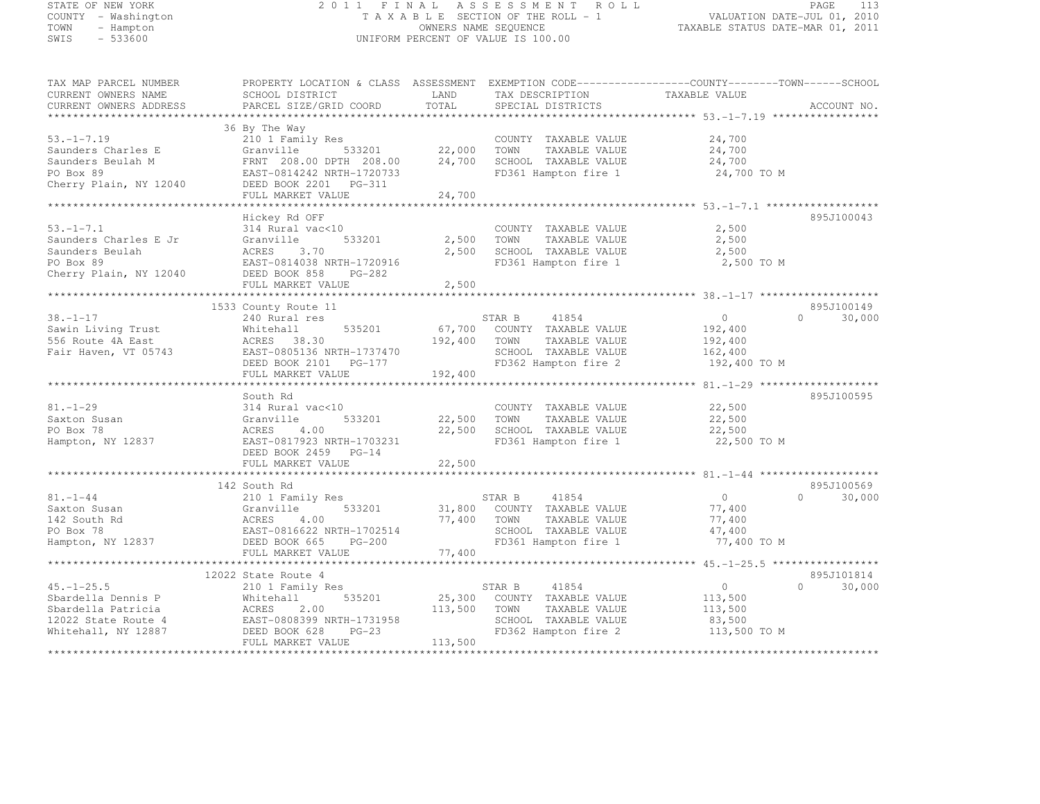STATE OF NEW YORK
COUNTY - Washington
TOWN - Hampton
SWIS - 533600

2 0 1 1 F I N A L A S S E S S M E N T R O L L
T A X A B L E SECTION OF THE ROLL - 1
OWNERS NAME SEQUENCE
UNIFORM PERCENT OF VALUE IS 100.00

VALUATION DATE-JUL 01, 2010
TAXABLE STATUS DATE-MAR 01, 2011

```
TAX MAP PARCEL NUMBER      PROPERTY LOCATION & CLASS  ASSESSMENT  EXEMPTION CODE------------------COUNTY--------TOWN------SCHOOL
CURRENT OWNERS NAME        SCHOOL DISTRICT               LAND      TAX DESCRIPTION                TAXABLE VALUE
CURRENT OWNERS ADDRESS     PARCEL SIZE/GRID COORD        TOTAL     SPECIAL DISTRICTS                                    ACCOUNT NO.
*********************************************************************************************** 53.-1-7.19 *****************
                           36 By The Way
53.-1-7.19                 210 1 Family Res                        COUNTY  TAXABLE VALUE          24,700
Saunders Charles E         Granville        533201      22,000     TOWN    TAXABLE VALUE          24,700
Saunders Beulah M          FRNT 208.00 DPTH 208.00      24,700     SCHOOL  TAXABLE VALUE          24,700
PO Box 89                  EAST-0814242 NRTH-1720733               FD361 Hampton fire 1            24,700 TO M
Cherry Plain, NY 12040     DEED BOOK 2201   PG-311
                           FULL MARKET VALUE            24,700
*********************************************************************************************** 53.-1-7.1 ******************
                           Hickey Rd OFF                                                                          895J100043
53.-1-7.1                  314 Rural vac<10                        COUNTY  TAXABLE VALUE           2,500
Saunders Charles E Jr      Granville        533201       2,500     TOWN    TAXABLE VALUE           2,500
Saunders Beulah            ACRES    3.70                 2,500     SCHOOL  TAXABLE VALUE           2,500
PO Box 89                  EAST-0814038 NRTH-1720916               FD361 Hampton fire 1             2,500 TO M
Cherry Plain, NY 12040     DEED BOOK 858    PG-282
                           FULL MARKET VALUE             2,500
*********************************************************************************************** 38.-1-17 *******************
                           1533 County Route 11                                                                   895J100149
38.-1-17                   240 Rural res                           STAR B     41854                  0         0      30,000
Sawin Living Trust         Whitehall        535201      67,700     COUNTY  TAXABLE VALUE         192,400
556 Route 4A East          ACRES   38.30               192,400     TOWN    TAXABLE VALUE         192,400
Fair Haven, VT 05743       EAST-0805136 NRTH-1737470               SCHOOL  TAXABLE VALUE         162,400
                           DEED BOOK 2101   PG-177                 FD362 Hampton fire 2           192,400 TO M
                           FULL MARKET VALUE           192,400
*********************************************************************************************** 81.-1-29 *******************
                           South Rd                                                                               895J100595
81.-1-29                   314 Rural vac<10                        COUNTY  TAXABLE VALUE          22,500
Saxton Susan               Granville        533201      22,500     TOWN    TAXABLE VALUE          22,500
PO Box 78                  ACRES    4.00                22,500     SCHOOL  TAXABLE VALUE          22,500
Hampton, NY 12837          EAST-0817923 NRTH-1703231               FD361 Hampton fire 1            22,500 TO M
                           DEED BOOK 2459   PG-14
                           FULL MARKET VALUE            22,500
*********************************************************************************************** 81.-1-44 *******************
                           142 South Rd                                                                           895J100569
81.-1-44                   210 1 Family Res                        STAR B     41854                  0         0      30,000
Saxton Susan               Granville        533201      31,800     COUNTY  TAXABLE VALUE          77,400
142 South Rd               ACRES    4.00                77,400     TOWN    TAXABLE VALUE          77,400
PO Box 78                  EAST-0816622 NRTH-1702514               SCHOOL  TAXABLE VALUE          47,400
Hampton, NY 12837          DEED BOOK 665    PG-200                 FD361 Hampton fire 1            77,400 TO M
                           FULL MARKET VALUE            77,400
*********************************************************************************************** 45.-1-25.5 *****************
                           12022 State Route 4                                                                    895J101814
45.-1-25.5                 210 1 Family Res                        STAR B     41854                  0         0      30,000
Sbardella Dennis P         Whitehall        535201      25,300     COUNTY  TAXABLE VALUE         113,500
Sbardella Patricia         ACRES    2.00               113,500     TOWN    TAXABLE VALUE         113,500
12022 State Route 4        EAST-0808399 NRTH-1731958               SCHOOL  TAXABLE VALUE          83,500
Whitehall, NY 12887        DEED BOOK 628    PG-23                  FD362 Hampton fire 2           113,500 TO M
                           FULL MARKET VALUE           113,500
****************************************************************************************************************************
```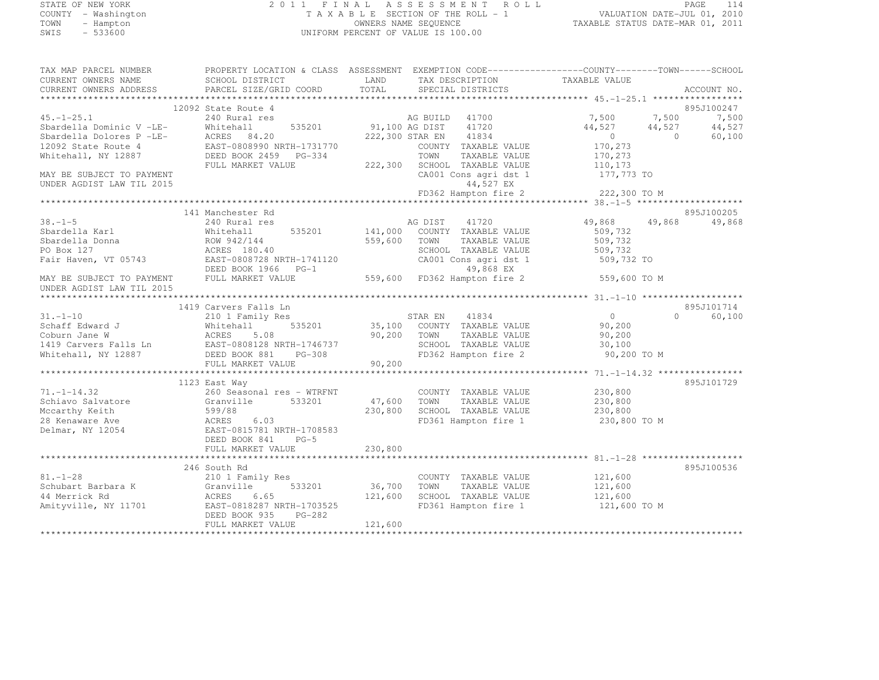STATE OF NEW YORK
COUNTY - Washington
TOWN - Hampton
SWIS - 533600

2011 FINAL ASSESSMENT ROLL
TAXABLE SECTION OF THE ROLL - 1
OWNERS NAME SEQUENCE
UNIFORM PERCENT OF VALUE IS 100.00

VALUATION DATE-JUL 01, 2010
TAXABLE STATUS DATE-MAR 01, 2011

```
TAX MAP PARCEL NUMBER          PROPERTY LOCATION & CLASS  ASSESSMENT  EXEMPTION CODE------------------COUNTY--------TOWN------SCHOOL
CURRENT OWNERS NAME            SCHOOL DISTRICT             LAND       TAX DESCRIPTION              TAXABLE VALUE
CURRENT OWNERS ADDRESS         PARCEL SIZE/GRID COORD      TOTAL      SPECIAL DISTRICTS                                       ACCOUNT NO.
******************************************************************************************************* 45.-1-25.1 *****************
                               12092 State Route 4                                                                            895J100247
45.-1-25.1                     240 Rural res                          AG BUILD   41700             7,500      7,500       7,500
Sbardella Dominic V -LE-       Whitehall      535201       91,100 AG DIST    41720            44,527     44,527      44,527
Sbardella Dolores P -LE-       ACRES  84.20               222,300 STAR EN    41834                 0          0      60,100
12092 State Route 4            EAST-0808990 NRTH-1731770              COUNTY  TAXABLE VALUE       170,273
Whitehall, NY 12887            DEED BOOK 2459   PG-334                TOWN    TAXABLE VALUE       170,273
                               FULL MARKET VALUE          222,300     SCHOOL  TAXABLE VALUE       110,173
MAY BE SUBJECT TO PAYMENT                                             CA001 Cons agri dst 1        177,773 TO
UNDER AGDIST LAW TIL 2015                                                     44,527 EX
                                                                      FD362 Hampton fire 2         222,300 TO M
******************************************************************************************************* 38.-1-5 ********************
                               141 Manchester Rd                                                                              895J100205
38.-1-5                        240 Rural res                          AG DIST    41720            49,868     49,868      49,868
Sbardella Karl                 Whitehall      535201      141,000    COUNTY  TAXABLE VALUE       509,732
Sbardella Donna                ROW 942/144                559,600    TOWN    TAXABLE VALUE       509,732
PO Box 127                     ACRES 180.40                          SCHOOL  TAXABLE VALUE       509,732
Fair Haven, VT 05743           EAST-0808728 NRTH-1741120              CA001 Cons agri dst 1        509,732 TO
                               DEED BOOK 1966   PG-1                          49,868 EX
MAY BE SUBJECT TO PAYMENT      FULL MARKET VALUE          559,600    FD362 Hampton fire 2         559,600 TO M
UNDER AGDIST LAW TIL 2015
******************************************************************************************************* 31.-1-10 *******************
                               1419 Carvers Falls Ln                                                                          895J101714
31.-1-10                       210 1 Family Res                       STAR EN    41834                 0          0      60,100
Schaff Edward J                Whitehall      535201       35,100    COUNTY  TAXABLE VALUE        90,200
Coburn Jane W                  ACRES   5.08                90,200    TOWN    TAXABLE VALUE        90,200
1419 Carvers Falls Ln          EAST-0808128 NRTH-1746737              SCHOOL  TAXABLE VALUE        30,100
Whitehall, NY 12887            DEED BOOK 881    PG-308                FD362 Hampton fire 2          90,200 TO M
                               FULL MARKET VALUE           90,200
******************************************************************************************************* 71.-1-14.32 ****************
                               1123 East Way                                                                                  895J101729
71.-1-14.32                    260 Seasonal res - WTRFNT              COUNTY  TAXABLE VALUE       230,800
Schiavo Salvatore              Granville      533201       47,600    TOWN    TAXABLE VALUE       230,800
Mccarthy Keith                 599/88                     230,800    SCHOOL  TAXABLE VALUE       230,800
28 Kenaware Ave                ACRES   6.03                          FD361 Hampton fire 1         230,800 TO M
Delmar, NY 12054               EAST-0815781 NRTH-1708583
                               DEED BOOK 841    PG-5
                               FULL MARKET VALUE          230,800
******************************************************************************************************* 81.-1-28 *******************
                               246 South Rd                                                                                   895J100536
81.-1-28                       210 1 Family Res                       COUNTY  TAXABLE VALUE       121,600
Schubart Barbara K             Granville      533201       36,700    TOWN    TAXABLE VALUE       121,600
44 Merrick Rd                  ACRES   6.65               121,600    SCHOOL  TAXABLE VALUE       121,600
Amityville, NY 11701           EAST-0818287 NRTH-1703525              FD361 Hampton fire 1         121,600 TO M
                               DEED BOOK 935    PG-282
                               FULL MARKET VALUE          121,600
************************************************************************************************************************************
```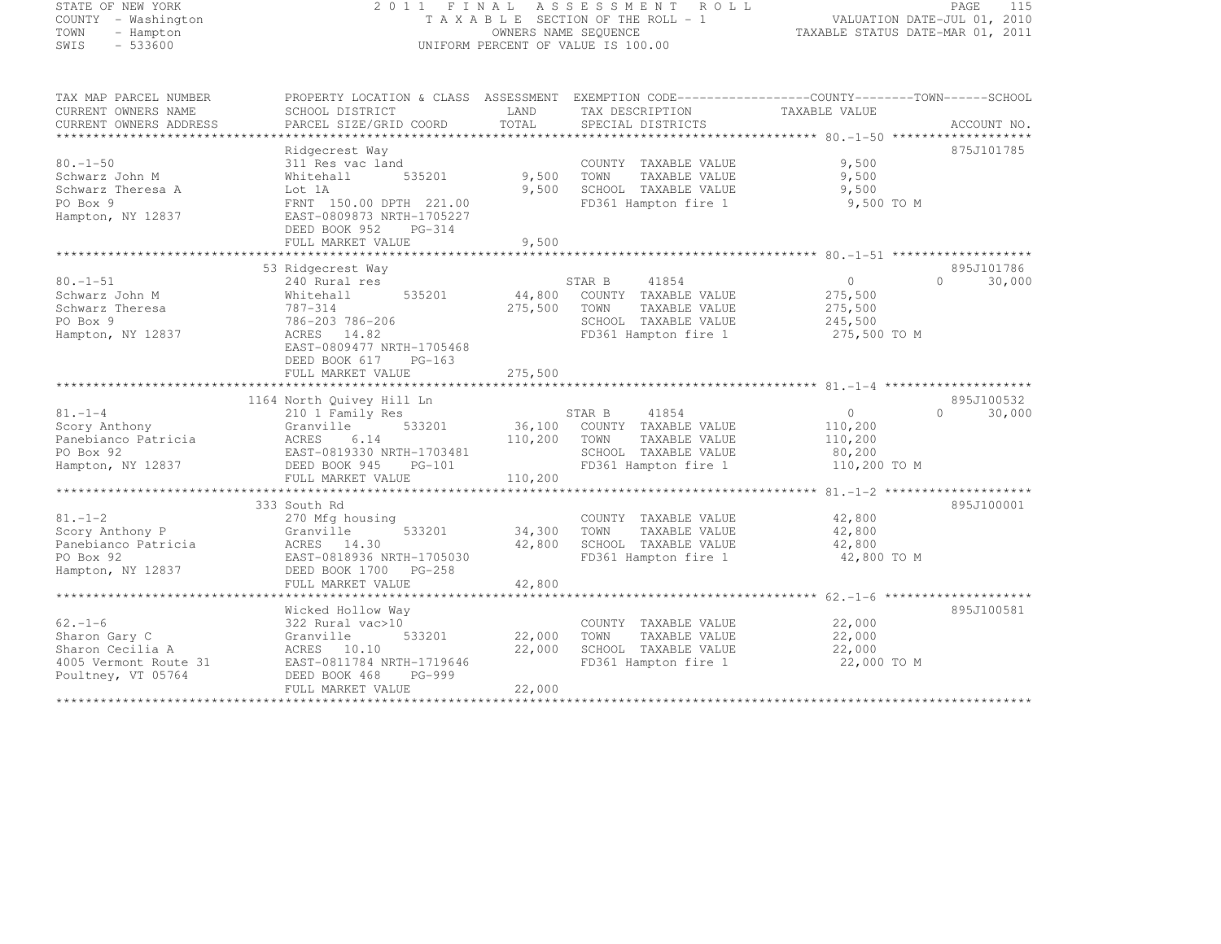STATE OF NEW YORK
COUNTY - Washington
TOWN - Hampton
SWIS - 533600

2011 FINAL ASSESSMENT ROLL
TAXABLE SECTION OF THE ROLL - 1
OWNERS NAME SEQUENCE
UNIFORM PERCENT OF VALUE IS 100.00

VALUATION DATE-JUL 01, 2010
TAXABLE STATUS DATE-MAR 01, 2011

| TAX MAP PARCEL NUMBER / CURRENT OWNERS NAME / CURRENT OWNERS ADDRESS | PROPERTY LOCATION & CLASS / SCHOOL DISTRICT / PARCEL SIZE/GRID COORD | ASSESSMENT LAND / TOTAL | EXEMPTION CODE / TAX DESCRIPTION / SPECIAL DISTRICTS | COUNTY TAXABLE VALUE | TOWN | SCHOOL / ACCOUNT NO. |
|---|---|---|---|---|---|---|
| 80.-1-50 | Ridgecrest Way | | | | | 875J101785 |
| | 311 Res vac land | | COUNTY TAXABLE VALUE | 9,500 | | |
| Schwarz John M | Whitehall 535201 | 9,500 | TOWN TAXABLE VALUE | 9,500 | | |
| Schwarz Theresa A | Lot 1A | 9,500 | SCHOOL TAXABLE VALUE | 9,500 | | |
| PO Box 9 | FRNT 150.00 DPTH 221.00 | | FD361 Hampton fire 1 | 9,500 TO M | | |
| Hampton, NY 12837 | EAST-0809873 NRTH-1705227 | | | | | |
| | DEED BOOK 952 PG-314 | | | | | |
| | FULL MARKET VALUE | 9,500 | | | | |
| 80.-1-51 | 53 Ridgecrest Way | | | | | 895J101786 |
| | 240 Rural res | | STAR B 41854 | 0 | 0 | 30,000 |
| Schwarz John M | Whitehall 535201 | 44,800 | COUNTY TAXABLE VALUE | 275,500 | | |
| Schwarz Theresa | 787-314 | 275,500 | TOWN TAXABLE VALUE | 275,500 | | |
| PO Box 9 | 786-203 786-206 | | SCHOOL TAXABLE VALUE | 245,500 | | |
| Hampton, NY 12837 | ACRES 14.82 | | FD361 Hampton fire 1 | 275,500 TO M | | |
| | EAST-0809477 NRTH-1705468 | | | | | |
| | DEED BOOK 617 PG-163 | | | | | |
| | FULL MARKET VALUE | 275,500 | | | | |
| 81.-1-4 | 1164 North Quivey Hill Ln | | | | | 895J100532 |
| | 210 1 Family Res | | STAR B 41854 | 0 | 0 | 30,000 |
| Scory Anthony | Granville 533201 | 36,100 | COUNTY TAXABLE VALUE | 110,200 | | |
| Panebianco Patricia | ACRES 6.14 | 110,200 | TOWN TAXABLE VALUE | 110,200 | | |
| PO Box 92 | EAST-0819330 NRTH-1703481 | | SCHOOL TAXABLE VALUE | 80,200 | | |
| Hampton, NY 12837 | DEED BOOK 945 PG-101 | | FD361 Hampton fire 1 | 110,200 TO M | | |
| | FULL MARKET VALUE | 110,200 | | | | |
| 81.-1-2 | 333 South Rd | | | | | 895J100001 |
| | 270 Mfg housing | | COUNTY TAXABLE VALUE | 42,800 | | |
| Scory Anthony P | Granville 533201 | 34,300 | TOWN TAXABLE VALUE | 42,800 | | |
| Panebianco Patricia | ACRES 14.30 | 42,800 | SCHOOL TAXABLE VALUE | 42,800 | | |
| PO Box 92 | EAST-0818936 NRTH-1705030 | | FD361 Hampton fire 1 | 42,800 TO M | | |
| Hampton, NY 12837 | DEED BOOK 1700 PG-258 | | | | | |
| | FULL MARKET VALUE | 42,800 | | | | |
| 62.-1-6 | Wicked Hollow Way | | | | | 895J100581 |
| | 322 Rural vac>10 | | COUNTY TAXABLE VALUE | 22,000 | | |
| Sharon Gary C | Granville 533201 | 22,000 | TOWN TAXABLE VALUE | 22,000 | | |
| Sharon Cecilia A | ACRES 10.10 | 22,000 | SCHOOL TAXABLE VALUE | 22,000 | | |
| 4005 Vermont Route 31 | EAST-0811784 NRTH-1719646 | | FD361 Hampton fire 1 | 22,000 TO M | | |
| Poultney, VT 05764 | DEED BOOK 468 PG-999 | | | | | |
| | FULL MARKET VALUE | 22,000 | | | | |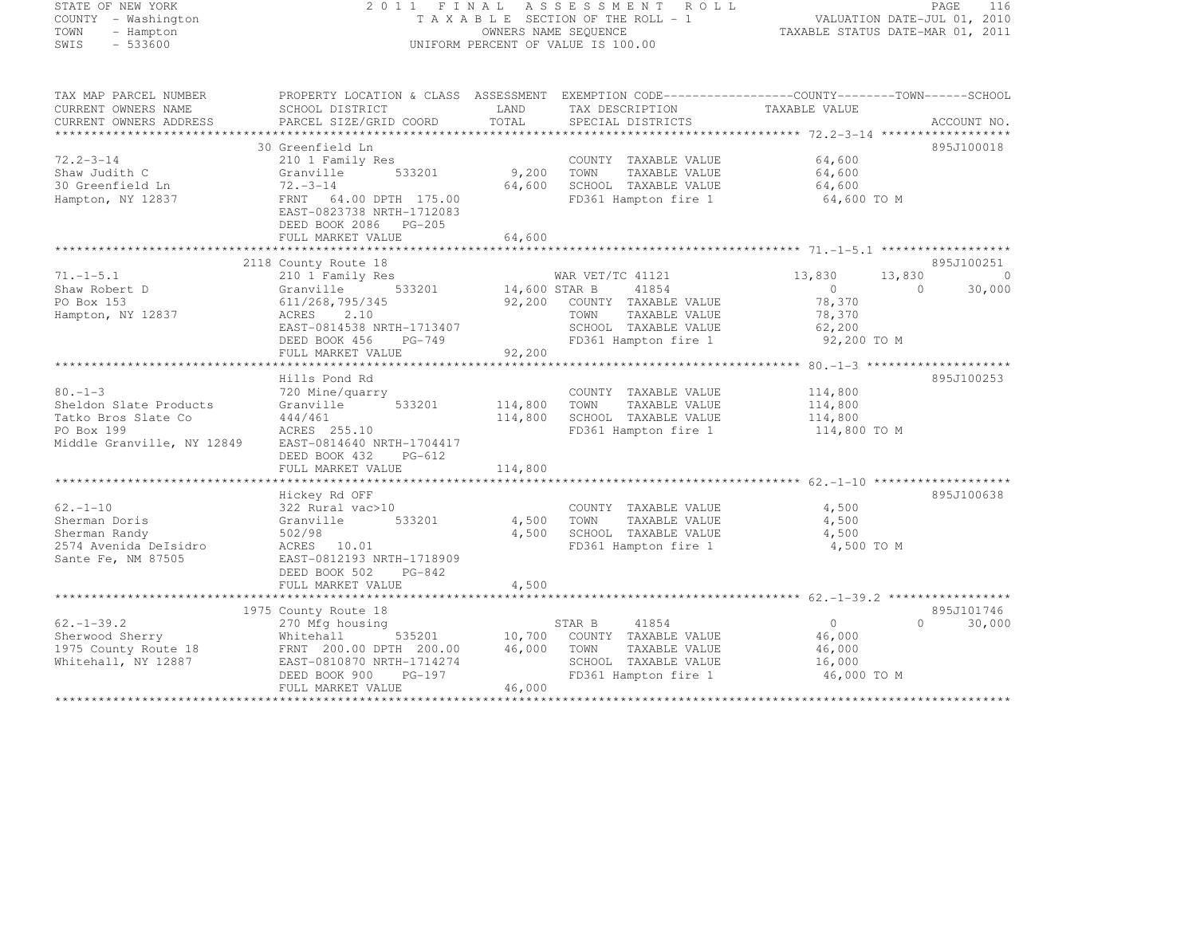STATE OF NEW YORK
COUNTY - Washington
TOWN - Hampton
SWIS - 533600

# 2011 FINAL ASSESSMENT ROLL

TAXABLE SECTION OF THE ROLL - 1
OWNERS NAME SEQUENCE
UNIFORM PERCENT OF VALUE IS 100.00

VALUATION DATE-JUL 01, 2010
TAXABLE STATUS DATE-MAR 01, 2011

```
TAX MAP PARCEL NUMBER         PROPERTY LOCATION & CLASS  ASSESSMENT  EXEMPTION CODE------------------COUNTY--------TOWN------SCHOOL
CURRENT OWNERS NAME           SCHOOL DISTRICT             LAND       TAX DESCRIPTION               TAXABLE VALUE
CURRENT OWNERS ADDRESS        PARCEL SIZE/GRID COORD      TOTAL      SPECIAL DISTRICTS                                    ACCOUNT NO.
******************************************************************************************************* 72.2-3-14 ******************
                              30 Greenfield Ln                                                                            895J100018
72.2-3-14                     210 1 Family Res                       COUNTY  TAXABLE VALUE           64,600
Shaw Judith C                 Granville       533201         9,200   TOWN    TAXABLE VALUE           64,600
30 Greenfield Ln              72.-3-14                      64,600   SCHOOL  TAXABLE VALUE           64,600
Hampton, NY 12837             FRNT   64.00 DPTH 175.00               FD361 Hampton fire 1             64,600 TO M
                              EAST-0823738 NRTH-1712083
                              DEED BOOK 2086   PG-205
                              FULL MARKET VALUE             64,600
******************************************************************************************************* 71.-1-5.1 ******************
                              2118 County Route 18                                                                        895J100251
71.-1-5.1                     210 1 Family Res                       WAR VET/TC 41121              13,830      13,830           0
Shaw Robert D                 Granville       533201        14,600 STAR B     41854                     0           0      30,000
PO Box 153                    611/268,795/345               92,200   COUNTY  TAXABLE VALUE           78,370
Hampton, NY 12837             ACRES    2.10                          TOWN    TAXABLE VALUE           78,370
                              EAST-0814538 NRTH-1713407              SCHOOL  TAXABLE VALUE           62,200
                              DEED BOOK 456    PG-749                FD361 Hampton fire 1             92,200 TO M
                              FULL MARKET VALUE             92,200
******************************************************************************************************* 80.-1-3 ********************
                              Hills Pond Rd                                                                               895J100253
80.-1-3                       720 Mine/quarry                        COUNTY  TAXABLE VALUE          114,800
Sheldon Slate Products        Granville       533201       114,800   TOWN    TAXABLE VALUE          114,800
Tatko Bros Slate Co           444/461                      114,800   SCHOOL  TAXABLE VALUE          114,800
PO Box 199                    ACRES  255.10                          FD361 Hampton fire 1            114,800 TO M
Middle Granville, NY 12849    EAST-0814640 NRTH-1704417
                              DEED BOOK 432    PG-612
                              FULL MARKET VALUE            114,800
******************************************************************************************************* 62.-1-10 *******************
                              Hickey Rd OFF                                                                               895J100638
62.-1-10                      322 Rural vac>10                       COUNTY  TAXABLE VALUE            4,500
Sherman Doris                 Granville       533201         4,500   TOWN    TAXABLE VALUE            4,500
Sherman Randy                 502/98                         4,500   SCHOOL  TAXABLE VALUE            4,500
2574 Avenida DeIsidro         ACRES   10.01                          FD361 Hampton fire 1              4,500 TO M
Sante Fe, NM 87505            EAST-0812193 NRTH-1718909
                              DEED BOOK 502    PG-842
                              FULL MARKET VALUE              4,500
******************************************************************************************************* 62.-1-39.2 *****************
                              1975 County Route 18                                                                        895J101746
62.-1-39.2                    270 Mfg housing                        STAR B     41854                     0           0      30,000
Sherwood Sherry               Whitehall       535201        10,700   COUNTY  TAXABLE VALUE           46,000
1975 County Route 18          FRNT  200.00 DPTH 200.00      46,000   TOWN    TAXABLE VALUE           46,000
Whitehall, NY 12887           EAST-0810870 NRTH-1714274              SCHOOL  TAXABLE VALUE           16,000
                              DEED BOOK 900    PG-197                FD361 Hampton fire 1             46,000 TO M
                              FULL MARKET VALUE             46,000
************************************************************************************************************************************
```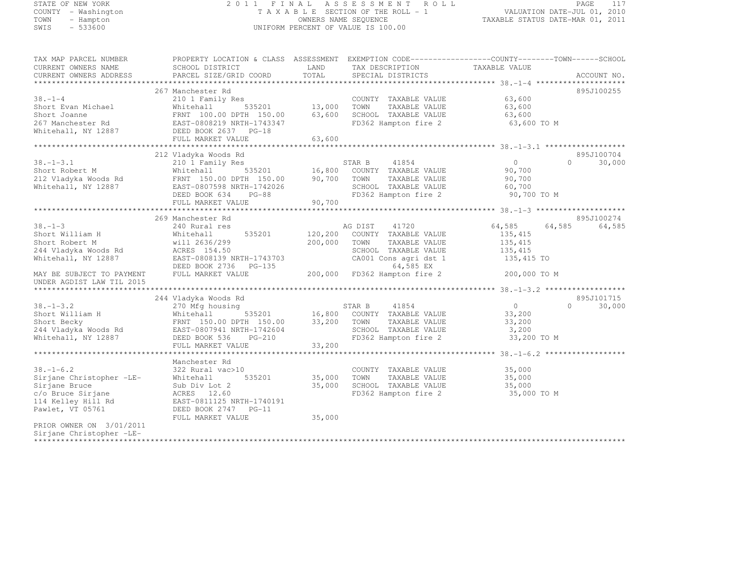STATE OF NEW YORK
COUNTY - Washington
TOWN - Hampton
SWIS - 533600

2011 FINAL ASSESSMENT ROLL
TAXABLE SECTION OF THE ROLL - 1
OWNERS NAME SEQUENCE
UNIFORM PERCENT OF VALUE IS 100.00

VALUATION DATE-JUL 01, 2010
TAXABLE STATUS DATE-MAR 01, 2011

| TAX MAP PARCEL NUMBER / CURRENT OWNERS NAME / CURRENT OWNERS ADDRESS | PROPERTY LOCATION & CLASS / SCHOOL DISTRICT / PARCEL SIZE/GRID COORD | ASSESSMENT LAND | TOTAL | EXEMPTION CODE / TAX DESCRIPTION / SPECIAL DISTRICTS | COUNTY TAXABLE VALUE | TOWN | SCHOOL | ACCOUNT NO. |
|---|---|---|---|---|---|---|---|---|
| **38.-1-4** | 267 Manchester Rd | | | | | | | 895J100255 |
| 38.-1-4 | 210 1 Family Res | | | COUNTY TAXABLE VALUE | 63,600 | | | |
| Short Evan Michael | Whitehall 535201 | 13,000 | | TOWN TAXABLE VALUE | 63,600 | | | |
| Short Joanne | FRNT 100.00 DPTH 150.00 | | 63,600 | SCHOOL TAXABLE VALUE | 63,600 | | | |
| 267 Manchester Rd | EAST-0808219 NRTH-1743347 | | | FD362 Hampton fire 2 | 63,600 TO M | | | |
| Whitehall, NY 12887 | DEED BOOK 2637 PG-18 | | | | | | | |
| | FULL MARKET VALUE | | 63,600 | | | | | |
| **38.-1-3.1** | 212 Vladyka Woods Rd | | | | | | | 895J100704 |
| 38.-1-3.1 | 210 1 Family Res | | | STAR B 41854 | 0 | 0 | 30,000 | |
| Short Robert M | Whitehall 535201 | 16,800 | | COUNTY TAXABLE VALUE | 90,700 | | | |
| 212 Vladyka Woods Rd | FRNT 150.00 DPTH 150.00 | | 90,700 | TOWN TAXABLE VALUE | 90,700 | | | |
| Whitehall, NY 12887 | EAST-0807598 NRTH-1742026 | | | SCHOOL TAXABLE VALUE | 60,700 | | | |
| | DEED BOOK 634 PG-88 | | | FD362 Hampton fire 2 | 90,700 TO M | | | |
| | FULL MARKET VALUE | | 90,700 | | | | | |
| **38.-1-3** | 269 Manchester Rd | | | | | | | 895J100274 |
| 38.-1-3 | 240 Rural res | | | AG DIST 41720 | 64,585 | 64,585 | 64,585 | |
| Short William H | Whitehall 535201 | 120,200 | | COUNTY TAXABLE VALUE | 135,415 | | | |
| Short Robert M | will 2636/299 | | 200,000 | TOWN TAXABLE VALUE | 135,415 | | | |
| 244 Vladyka Woods Rd | ACRES 154.50 | | | SCHOOL TAXABLE VALUE | 135,415 | | | |
| Whitehall, NY 12887 | EAST-0808139 NRTH-1743703 | | | CA001 Cons agri dst 1 | 135,415 TO | | | |
| | DEED BOOK 2736 PG-135 | | | 64,585 EX | | | | |
| MAY BE SUBJECT TO PAYMENT | FULL MARKET VALUE | | 200,000 | FD362 Hampton fire 2 | 200,000 TO M | | | |
| UNDER AGDIST LAW TIL 2015 | | | | | | | | |
| **38.-1-3.2** | 244 Vladyka Woods Rd | | | | | | | 895J101715 |
| 38.-1-3.2 | 270 Mfg housing | | | STAR B 41854 | 0 | 0 | 30,000 | |
| Short William H | Whitehall 535201 | 16,800 | | COUNTY TAXABLE VALUE | 33,200 | | | |
| Short Becky | FRNT 150.00 DPTH 150.00 | | 33,200 | TOWN TAXABLE VALUE | 33,200 | | | |
| 244 Vladyka Woods Rd | EAST-0807941 NRTH-1742604 | | | SCHOOL TAXABLE VALUE | 3,200 | | | |
| Whitehall, NY 12887 | DEED BOOK 536 PG-210 | | | FD362 Hampton fire 2 | 33,200 TO M | | | |
| | FULL MARKET VALUE | | 33,200 | | | | | |
| **38.-1-6.2** | Manchester Rd | | | | | | | |
| 38.-1-6.2 | 322 Rural vac>10 | | | COUNTY TAXABLE VALUE | 35,000 | | | |
| Sirjane Christopher -LE- | Whitehall 535201 | 35,000 | | TOWN TAXABLE VALUE | 35,000 | | | |
| Sirjane Bruce | Sub Div Lot 2 | | 35,000 | SCHOOL TAXABLE VALUE | 35,000 | | | |
| c/o Bruce Sirjane | ACRES 12.60 | | | FD362 Hampton fire 2 | 35,000 TO M | | | |
| 114 Kelley Hill Rd | EAST-0811125 NRTH-1740191 | | | | | | | |
| Pawlet, VT 05761 | DEED BOOK 2747 PG-11 | | | | | | | |
| | FULL MARKET VALUE | | 35,000 | | | | | |
| PRIOR OWNER ON 3/01/2011 | | | | | | | | |
| Sirjane Christopher -LE- | | | | | | | | |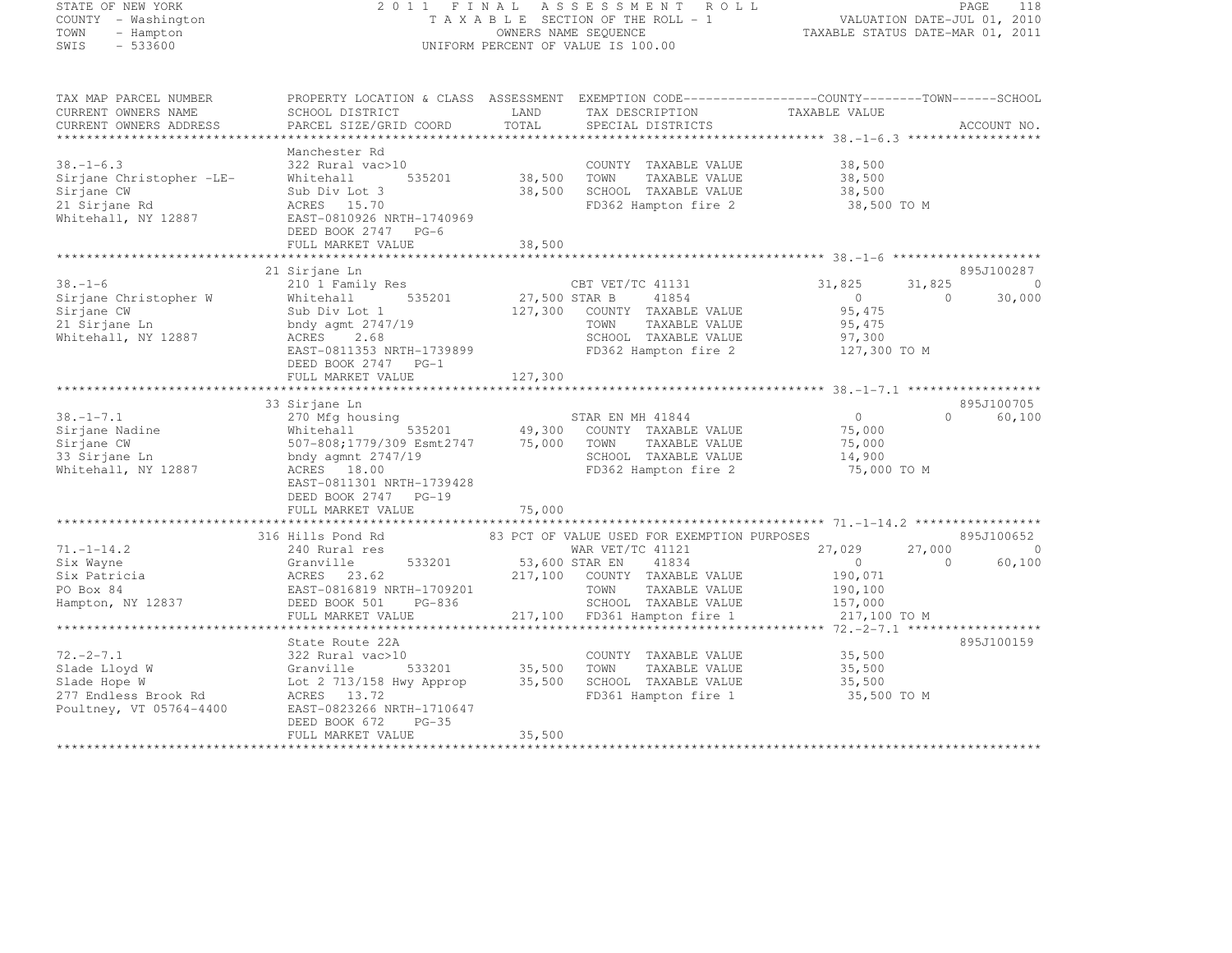STATE OF NEW YORK
COUNTY - Washington
TOWN - Hampton
SWIS - 533600

2011 FINAL ASSESSMENT ROLL
TAXABLE SECTION OF THE ROLL - 1
OWNERS NAME SEQUENCE
UNIFORM PERCENT OF VALUE IS 100.00

VALUATION DATE-JUL 01, 2010
TAXABLE STATUS DATE-MAR 01, 2011

```
TAX MAP PARCEL NUMBER          PROPERTY LOCATION & CLASS  ASSESSMENT  EXEMPTION CODE------------------COUNTY--------TOWN------SCHOOL
CURRENT OWNERS NAME            SCHOOL DISTRICT               LAND      TAX DESCRIPTION            TAXABLE VALUE
CURRENT OWNERS ADDRESS         PARCEL SIZE/GRID COORD        TOTAL     SPECIAL DISTRICTS                                    ACCOUNT NO.
******************************************************************************************************* 38.-1-6.3 ******************
                               Manchester Rd
38.-1-6.3                      322 Rural vac>10                        COUNTY  TAXABLE VALUE         38,500
Sirjane Christopher -LE-       Whitehall        535201      38,500     TOWN    TAXABLE VALUE         38,500
Sirjane CW                     Sub Div Lot 3                38,500     SCHOOL  TAXABLE VALUE         38,500
21 Sirjane Rd                  ACRES   15.70                           FD362 Hampton fire 2           38,500 TO M
Whitehall, NY 12887            EAST-0810926 NRTH-1740969
                               DEED BOOK 2747   PG-6
                               FULL MARKET VALUE            38,500
******************************************************************************************************* 38.-1-6 ********************
                               21 Sirjane Ln                                                                        895J100287
38.-1-6                        210 1 Family Res                        CBT VET/TC 41131           31,825      31,825           0
Sirjane Christopher W          Whitehall        535201      27,500 STAR B      41854                   0           0      30,000
Sirjane CW                     Sub Div Lot 1               127,300     COUNTY  TAXABLE VALUE         95,475
21 Sirjane Ln                  bndy agmt 2747/19                       TOWN    TAXABLE VALUE         95,475
Whitehall, NY 12887            ACRES    2.68                           SCHOOL  TAXABLE VALUE         97,300
                               EAST-0811353 NRTH-1739899               FD362 Hampton fire 2          127,300 TO M
                               DEED BOOK 2747   PG-1
                               FULL MARKET VALUE           127,300
******************************************************************************************************* 38.-1-7.1 ******************
                               33 Sirjane Ln                                                                        895J100705
38.-1-7.1                      270 Mfg housing                         STAR EN MH 41844                0           0      60,100
Sirjane Nadine                 Whitehall        535201      49,300     COUNTY  TAXABLE VALUE         75,000
Sirjane CW                     507-808;1779/309 Esmt2747    75,000     TOWN    TAXABLE VALUE         75,000
33 Sirjane Ln                  bndy agmnt 2747/19                      SCHOOL  TAXABLE VALUE         14,900
Whitehall, NY 12887            ACRES   18.00                           FD362 Hampton fire 2           75,000 TO M
                               EAST-0811301 NRTH-1739428
                               DEED BOOK 2747   PG-19
                               FULL MARKET VALUE            75,000
******************************************************************************************************* 71.-1-14.2 *****************
                               316 Hills Pond Rd             83 PCT OF VALUE USED FOR EXEMPTION PURPOSES                    895J100652
71.-1-14.2                     240 Rural res                           WAR VET/TC 41121           27,029      27,000           0
Six Wayne                      Granville        533201      53,600 STAR EN     41834                   0           0      60,100
Six Patricia                   ACRES   23.62               217,100     COUNTY  TAXABLE VALUE        190,071
PO Box 84                      EAST-0816819 NRTH-1709201               TOWN    TAXABLE VALUE        190,100
Hampton, NY 12837              DEED BOOK 501    PG-836                 SCHOOL  TAXABLE VALUE        157,000
                               FULL MARKET VALUE           217,100     FD361 Hampton fire 1          217,100 TO M
******************************************************************************************************* 72.-2-7.1 ******************
                               State Route 22A                                                                      895J100159
72.-2-7.1                      322 Rural vac>10                        COUNTY  TAXABLE VALUE         35,500
Slade Lloyd W                  Granville        533201      35,500     TOWN    TAXABLE VALUE         35,500
Slade Hope W                   Lot 2 713/158 Hwy Approp     35,500     SCHOOL  TAXABLE VALUE         35,500
277 Endless Brook Rd           ACRES   13.72                           FD361 Hampton fire 1           35,500 TO M
Poultney, VT 05764-4400        EAST-0823266 NRTH-1710647
                               DEED BOOK 672    PG-35
                               FULL MARKET VALUE            35,500
************************************************************************************************************************************
```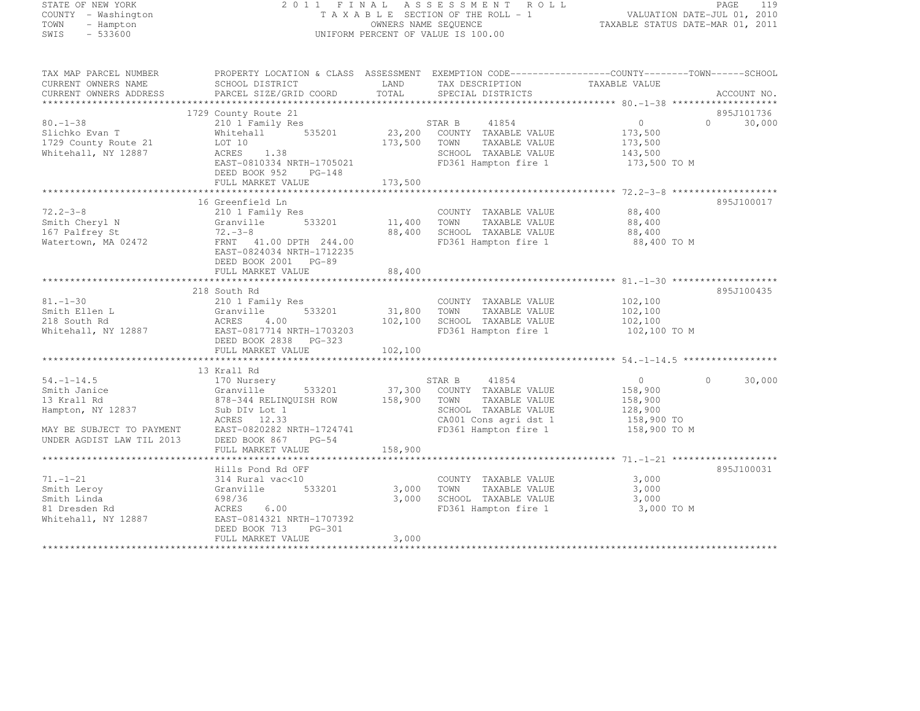STATE OF NEW YORK
COUNTY - Washington
TOWN - Hampton
SWIS - 533600

# 2011 FINAL ASSESSMENT ROLL

TAXABLE SECTION OF THE ROLL - 1
OWNERS NAME SEQUENCE
UNIFORM PERCENT OF VALUE IS 100.00

VALUATION DATE-JUL 01, 2010
TAXABLE STATUS DATE-MAR 01, 2011

| TAX MAP PARCEL NUMBER / CURRENT OWNERS NAME / CURRENT OWNERS ADDRESS | PROPERTY LOCATION & CLASS / SCHOOL DISTRICT / PARCEL SIZE/GRID COORD | ASSESSMENT LAND | TOTAL | EXEMPTION CODE / TAX DESCRIPTION / SPECIAL DISTRICTS | COUNTY TAXABLE VALUE | TOWN | SCHOOL | ACCOUNT NO. |
|---|---|---|---|---|---|---|---|---|
| 80.-1-38 | 1729 County Route 21 | | | | | | | 895J101736 |
| | 210 1 Family Res | | | STAR B 41854 | 0 | 0 | 30,000 | |
| Slichko Evan T | Whitehall 535201 | 23,200 | | COUNTY TAXABLE VALUE | 173,500 | | | |
| 1729 County Route 21 | LOT 10 | | 173,500 | TOWN TAXABLE VALUE | 173,500 | | | |
| Whitehall, NY 12887 | ACRES 1.38 | | | SCHOOL TAXABLE VALUE | 143,500 | | | |
| | EAST-0810334 NRTH-1705021 | | | FD361 Hampton fire 1 | 173,500 TO M | | | |
| | DEED BOOK 952 PG-148 | | | | | | | |
| | FULL MARKET VALUE | | 173,500 | | | | | |
| 72.2-3-8 | 16 Greenfield Ln | | | | | | | 895J100017 |
| | 210 1 Family Res | | | COUNTY TAXABLE VALUE | 88,400 | | | |
| Smith Cheryl N | Granville 533201 | 11,400 | | TOWN TAXABLE VALUE | 88,400 | | | |
| 167 Palfrey St | 72.-3-8 | | 88,400 | SCHOOL TAXABLE VALUE | 88,400 | | | |
| Watertown, MA 02472 | FRNT 41.00 DPTH 244.00 | | | FD361 Hampton fire 1 | 88,400 TO M | | | |
| | EAST-0824034 NRTH-1712235 | | | | | | | |
| | DEED BOOK 2001 PG-89 | | | | | | | |
| | FULL MARKET VALUE | | 88,400 | | | | | |
| 81.-1-30 | 218 South Rd | | | | | | | 895J100435 |
| | 210 1 Family Res | | | COUNTY TAXABLE VALUE | 102,100 | | | |
| Smith Ellen L | Granville 533201 | 31,800 | | TOWN TAXABLE VALUE | 102,100 | | | |
| 218 South Rd | ACRES 4.00 | | 102,100 | SCHOOL TAXABLE VALUE | 102,100 | | | |
| Whitehall, NY 12887 | EAST-0817714 NRTH-1703203 | | | FD361 Hampton fire 1 | 102,100 TO M | | | |
| | DEED BOOK 2838 PG-323 | | | | | | | |
| | FULL MARKET VALUE | | 102,100 | | | | | |
| 54.-1-14.5 | 13 Krall Rd | | | | | | | |
| | 170 Nursery | | | STAR B 41854 | 0 | 0 | 30,000 | |
| Smith Janice | Granville 533201 | 37,300 | | COUNTY TAXABLE VALUE | 158,900 | | | |
| 13 Krall Rd | 878-344 RELINQUISH ROW | | 158,900 | TOWN TAXABLE VALUE | 158,900 | | | |
| Hampton, NY 12837 | Sub DIv Lot 1 | | | SCHOOL TAXABLE VALUE | 128,900 | | | |
| | ACRES 12.33 | | | CA001 Cons agri dst 1 | 158,900 TO | | | |
| MAY BE SUBJECT TO PAYMENT | EAST-0820282 NRTH-1724741 | | | FD361 Hampton fire 1 | 158,900 TO M | | | |
| UNDER AGDIST LAW TIL 2013 | DEED BOOK 867 PG-54 | | | | | | | |
| | FULL MARKET VALUE | | 158,900 | | | | | |
| 71.-1-21 | Hills Pond Rd OFF | | | | | | | 895J100031 |
| | 314 Rural vac<10 | | | COUNTY TAXABLE VALUE | 3,000 | | | |
| Smith Leroy | Granville 533201 | 3,000 | | TOWN TAXABLE VALUE | 3,000 | | | |
| Smith Linda | 698/36 | | 3,000 | SCHOOL TAXABLE VALUE | 3,000 | | | |
| 81 Dresden Rd | ACRES 6.00 | | | FD361 Hampton fire 1 | 3,000 TO M | | | |
| Whitehall, NY 12887 | EAST-0814321 NRTH-1707392 | | | | | | | |
| | DEED BOOK 713 PG-301 | | | | | | | |
| | FULL MARKET VALUE | | 3,000 | | | | | |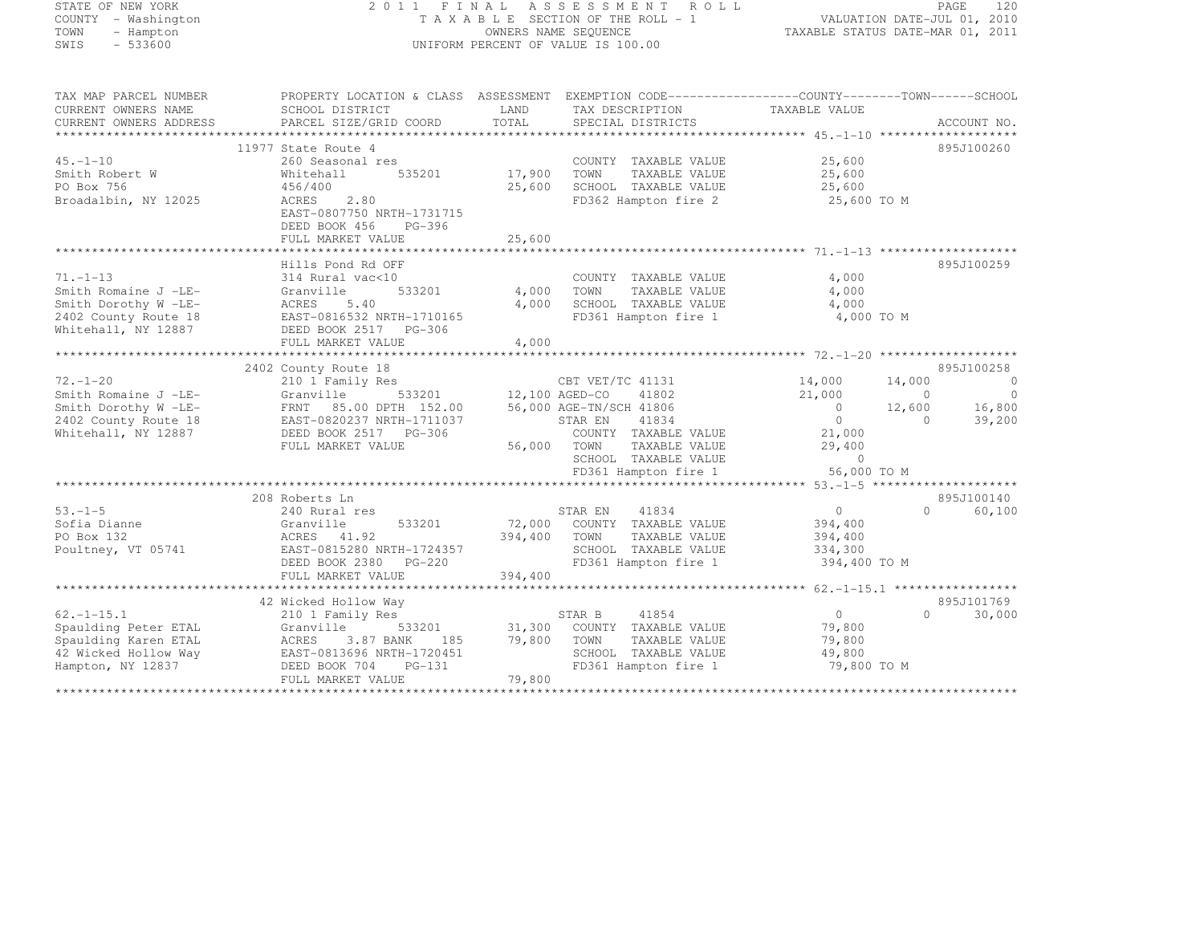STATE OF NEW YORK
COUNTY - Washington
TOWN - Hampton
SWIS - 533600

2011 FINAL ASSESSMENT ROLL
TAXABLE SECTION OF THE ROLL - 1
OWNERS NAME SEQUENCE
UNIFORM PERCENT OF VALUE IS 100.00

VALUATION DATE-JUL 01, 2010
TAXABLE STATUS DATE-MAR 01, 2011

```
TAX MAP PARCEL NUMBER     PROPERTY LOCATION & CLASS  ASSESSMENT  EXEMPTION CODE------------------COUNTY--------TOWN------SCHOOL
CURRENT OWNERS NAME       SCHOOL DISTRICT               LAND      TAX DESCRIPTION            TAXABLE VALUE
CURRENT OWNERS ADDRESS    PARCEL SIZE/GRID COORD        TOTAL     SPECIAL DISTRICTS                                       ACCOUNT NO.
******************************************************************************************************* 45.-1-10 *******************
                          11977 State Route 4                                                                            895J100260
45.-1-10                  260 Seasonal res                        COUNTY  TAXABLE VALUE         25,600
Smith Robert W            Whitehall        535201        17,900   TOWN    TAXABLE VALUE         25,600
PO Box 756                456/400                        25,600   SCHOOL  TAXABLE VALUE         25,600
Broadalbin, NY 12025      ACRES    2.80                           FD362 Hampton fire 2            25,600 TO M
                          EAST-0807750 NRTH-1731715
                          DEED BOOK 456    PG-396
                          FULL MARKET VALUE              25,600
******************************************************************************************************* 71.-1-13 *******************
                          Hills Pond Rd OFF                                                                              895J100259
71.-1-13                  314 Rural vac<10                        COUNTY  TAXABLE VALUE          4,000
Smith Romaine J -LE-      Granville        533201         4,000   TOWN    TAXABLE VALUE          4,000
Smith Dorothy W -LE-      ACRES    5.40                   4,000   SCHOOL  TAXABLE VALUE          4,000
2402 County Route 18      EAST-0816532 NRTH-1710165               FD361 Hampton fire 1             4,000 TO M
Whitehall, NY 12887       DEED BOOK 2517   PG-306
                          FULL MARKET VALUE               4,000
******************************************************************************************************* 72.-1-20 *******************
                          2402 County Route 18                                                                           895J100258
72.-1-20                  210 1 Family Res                       CBT VET/TC 41131             14,000      14,000            0
Smith Romaine J -LE-      Granville        533201        12,100 AGED-CO     41802             21,000           0            0
Smith Dorothy W -LE-      FRNT   85.00 DPTH 152.00       56,000 AGE-TN/SCH 41806                   0      12,600       16,800
2402 County Route 18      EAST-0820237 NRTH-1711037              STAR EN     41834                   0           0       39,200
Whitehall, NY 12887       DEED BOOK 2517   PG-306                 COUNTY  TAXABLE VALUE         21,000
                          FULL MARKET VALUE              56,000   TOWN    TAXABLE VALUE         29,400
                                                                  SCHOOL  TAXABLE VALUE              0
                                                                  FD361 Hampton fire 1            56,000 TO M
******************************************************************************************************* 53.-1-5 ********************
                          208 Roberts Ln                                                                                 895J100140
53.-1-5                   240 Rural res                           STAR EN     41834                  0           0       60,100
Sofia Dianne              Granville        533201        72,000   COUNTY  TAXABLE VALUE        394,400
PO Box 132                ACRES   41.92                 394,400   TOWN    TAXABLE VALUE        394,400
Poultney, VT 05741        EAST-0815280 NRTH-1724357               SCHOOL  TAXABLE VALUE        334,300
                          DEED BOOK 2380   PG-220                 FD361 Hampton fire 1           394,400 TO M
                          FULL MARKET VALUE             394,400
******************************************************************************************************* 62.-1-15.1 *****************
                          42 Wicked Hollow Way                                                                           895J101769
62.-1-15.1                210 1 Family Res                        STAR B      41854                  0           0       30,000
Spaulding Peter ETAL      Granville        533201        31,300   COUNTY  TAXABLE VALUE         79,800
Spaulding Karen ETAL      ACRES    3.87 BANK    185      79,800   TOWN    TAXABLE VALUE         79,800
42 Wicked Hollow Way      EAST-0813696 NRTH-1720451               SCHOOL  TAXABLE VALUE         49,800
Hampton, NY 12837         DEED BOOK 704    PG-131                 FD361 Hampton fire 1            79,800 TO M
                          FULL MARKET VALUE              79,800
************************************************************************************************************************************
```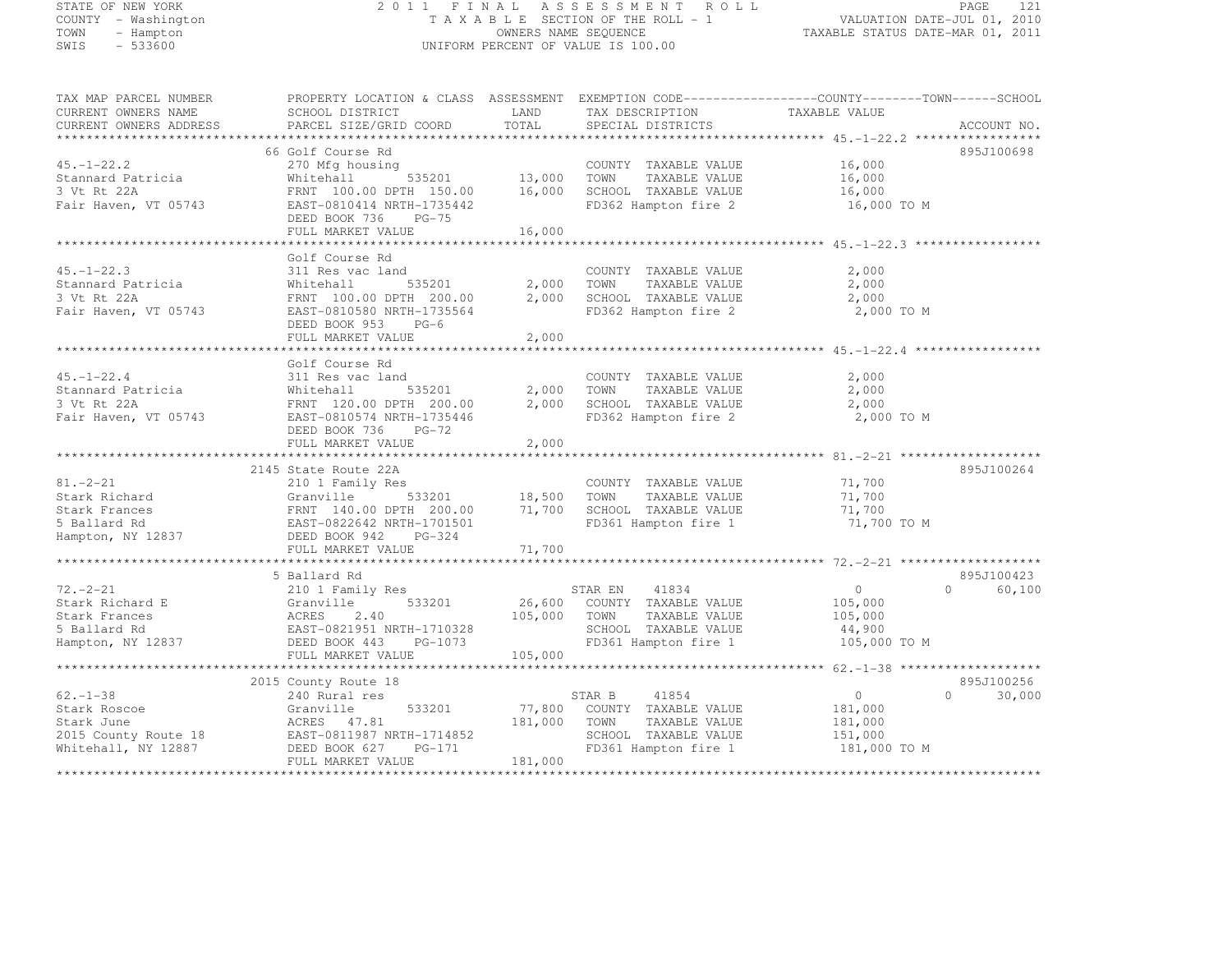STATE OF NEW YORK
COUNTY - Washington
TOWN - Hampton
SWIS - 533600

2011 FINAL ASSESSMENT ROLL
TAXABLE SECTION OF THE ROLL - 1
OWNERS NAME SEQUENCE
UNIFORM PERCENT OF VALUE IS 100.00

VALUATION DATE-JUL 01, 2010
TAXABLE STATUS DATE-MAR 01, 2011

| TAX MAP PARCEL NUMBER / CURRENT OWNERS NAME / CURRENT OWNERS ADDRESS | PROPERTY LOCATION & CLASS / SCHOOL DISTRICT / PARCEL SIZE/GRID COORD | ASSESSMENT LAND | TOTAL | EXEMPTION CODE / TAX DESCRIPTION / SPECIAL DISTRICTS | COUNTY TAXABLE VALUE | TOWN | SCHOOL | ACCOUNT NO. |
|---|---|---|---|---|---|---|---|---|
| **45.-1-22.2** | 66 Golf Course Rd | | | | | | | 895J100698 |
| Stannard Patricia | 270 Mfg housing | | | COUNTY TAXABLE VALUE | 16,000 | | | |
| 3 Vt Rt 22A | Whitehall 535201 | 13,000 | | TOWN TAXABLE VALUE | 16,000 | | | |
| Fair Haven, VT 05743 | FRNT 100.00 DPTH 150.00 | | 16,000 | SCHOOL TAXABLE VALUE | 16,000 | | | |
| | EAST-0810414 NRTH-1735442 | | | FD362 Hampton fire 2 | 16,000 TO M | | | |
| | DEED BOOK 736 PG-75 | | | | | | | |
| | FULL MARKET VALUE | | 16,000 | | | | | |
| **45.-1-22.3** | Golf Course Rd | | | | | | | |
| Stannard Patricia | 311 Res vac land | | | COUNTY TAXABLE VALUE | 2,000 | | | |
| 3 Vt Rt 22A | Whitehall 535201 | 2,000 | | TOWN TAXABLE VALUE | 2,000 | | | |
| Fair Haven, VT 05743 | FRNT 100.00 DPTH 200.00 | | 2,000 | SCHOOL TAXABLE VALUE | 2,000 | | | |
| | EAST-0810580 NRTH-1735564 | | | FD362 Hampton fire 2 | 2,000 TO M | | | |
| | DEED BOOK 953 PG-6 | | | | | | | |
| | FULL MARKET VALUE | | 2,000 | | | | | |
| **45.-1-22.4** | Golf Course Rd | | | | | | | |
| Stannard Patricia | 311 Res vac land | | | COUNTY TAXABLE VALUE | 2,000 | | | |
| 3 Vt Rt 22A | Whitehall 535201 | 2,000 | | TOWN TAXABLE VALUE | 2,000 | | | |
| Fair Haven, VT 05743 | FRNT 120.00 DPTH 200.00 | | 2,000 | SCHOOL TAXABLE VALUE | 2,000 | | | |
| | EAST-0810574 NRTH-1735446 | | | FD362 Hampton fire 2 | 2,000 TO M | | | |
| | DEED BOOK 736 PG-72 | | | | | | | |
| | FULL MARKET VALUE | | 2,000 | | | | | |
| **81.-2-21** | 2145 State Route 22A | | | | | | | 895J100264 |
| Stark Richard | 210 1 Family Res | | | COUNTY TAXABLE VALUE | 71,700 | | | |
| Stark Frances | Granville 533201 | 18,500 | | TOWN TAXABLE VALUE | 71,700 | | | |
| 5 Ballard Rd | FRNT 140.00 DPTH 200.00 | | 71,700 | SCHOOL TAXABLE VALUE | 71,700 | | | |
| Hampton, NY 12837 | EAST-0822642 NRTH-1701501 | | | FD361 Hampton fire 1 | 71,700 TO M | | | |
| | DEED BOOK 942 PG-324 | | | | | | | |
| | FULL MARKET VALUE | | 71,700 | | | | | |
| **72.-2-21** | 5 Ballard Rd | | | | | | | 895J100423 |
| Stark Richard E | 210 1 Family Res | | | STAR EN 41834 | 0 | 0 | 60,100 | |
| Stark Frances | Granville 533201 | 26,600 | | COUNTY TAXABLE VALUE | 105,000 | | | |
| 5 Ballard Rd | ACRES 2.40 | | 105,000 | TOWN TAXABLE VALUE | 105,000 | | | |
| Hampton, NY 12837 | EAST-0821951 NRTH-1710328 | | | SCHOOL TAXABLE VALUE | 44,900 | | | |
| | DEED BOOK 443 PG-1073 | | | FD361 Hampton fire 1 | 105,000 TO M | | | |
| | FULL MARKET VALUE | | 105,000 | | | | | |
| **62.-1-38** | 2015 County Route 18 | | | | | | | 895J100256 |
| Stark Roscoe | 240 Rural res | | | STAR B 41854 | 0 | 0 | 30,000 | |
| Stark June | Granville 533201 | 77,800 | | COUNTY TAXABLE VALUE | 181,000 | | | |
| 2015 County Route 18 | ACRES 47.81 | | 181,000 | TOWN TAXABLE VALUE | 181,000 | | | |
| Whitehall, NY 12887 | EAST-0811987 NRTH-1714852 | | | SCHOOL TAXABLE VALUE | 151,000 | | | |
| | DEED BOOK 627 PG-171 | | | FD361 Hampton fire 1 | 181,000 TO M | | | |
| | FULL MARKET VALUE | | 181,000 | | | | | |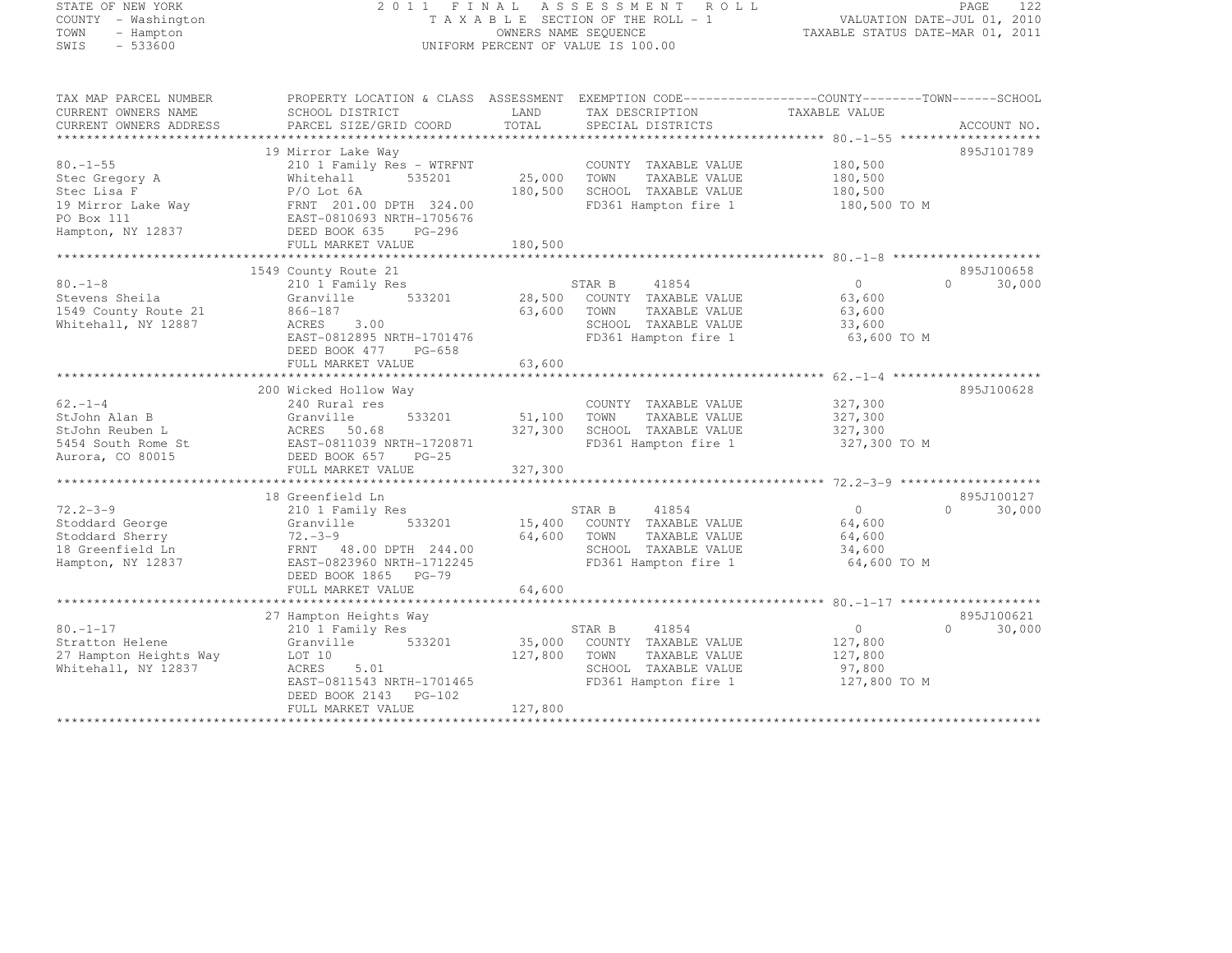STATE OF NEW YORK | COUNTY - Washington | TOWN - Hampton | SWIS - 533600

# 2011 FINAL ASSESSMENT ROLL

TAXABLE SECTION OF THE ROLL - 1
OWNERS NAME SEQUENCE
UNIFORM PERCENT OF VALUE IS 100.00

VALUATION DATE-JUL 01, 2010
TAXABLE STATUS DATE-MAR 01, 2011

| TAX MAP PARCEL NUMBER / CURRENT OWNERS NAME / CURRENT OWNERS ADDRESS | PROPERTY LOCATION & CLASS / SCHOOL DISTRICT / PARCEL SIZE/GRID COORD | ASSESSMENT LAND / TOTAL | EXEMPTION CODE / TAX DESCRIPTION / SPECIAL DISTRICTS | COUNTY / TOWN / SCHOOL TAXABLE VALUE | ACCOUNT NO. |
|---|---|---|---|---|---|
| 80.-1-55 | 19 Mirror Lake Way | | | | 895J101789 |
| Stec Gregory A | 210 1 Family Res - WTRFNT | | COUNTY TAXABLE VALUE | 180,500 | |
| Stec Lisa F | Whitehall 535201 | 25,000 | TOWN TAXABLE VALUE | 180,500 | |
| 19 Mirror Lake Way | P/O Lot 6A | 180,500 | SCHOOL TAXABLE VALUE | 180,500 | |
| PO Box 111 | FRNT 201.00 DPTH 324.00 | | FD361 Hampton fire 1 | 180,500 TO M | |
| Hampton, NY 12837 | EAST-0810693 NRTH-1705676 | | | | |
| | DEED BOOK 635 PG-296 | | | | |
| | FULL MARKET VALUE | 180,500 | | | |
| 80.-1-8 | 1549 County Route 21 | | | | 895J100658 |
| Stevens Sheila | 210 1 Family Res | | STAR B 41854 | 0 / 0 / 30,000 | |
| 1549 County Route 21 | Granville 533201 | 28,500 | COUNTY TAXABLE VALUE | 63,600 | |
| Whitehall, NY 12887 | 866-187 | 63,600 | TOWN TAXABLE VALUE | 63,600 | |
| | ACRES 3.00 | | SCHOOL TAXABLE VALUE | 33,600 | |
| | EAST-0812895 NRTH-1701476 | | FD361 Hampton fire 1 | 63,600 TO M | |
| | DEED BOOK 477 PG-658 | | | | |
| | FULL MARKET VALUE | 63,600 | | | |
| 62.-1-4 | 200 Wicked Hollow Way | | | | 895J100628 |
| StJohn Alan B | 240 Rural res | | COUNTY TAXABLE VALUE | 327,300 | |
| StJohn Reuben L | Granville 533201 | 51,100 | TOWN TAXABLE VALUE | 327,300 | |
| 5454 South Rome St | ACRES 50.68 | 327,300 | SCHOOL TAXABLE VALUE | 327,300 | |
| Aurora, CO 80015 | EAST-0811039 NRTH-1720871 | | FD361 Hampton fire 1 | 327,300 TO M | |
| | DEED BOOK 657 PG-25 | | | | |
| | FULL MARKET VALUE | 327,300 | | | |
| 72.2-3-9 | 18 Greenfield Ln | | | | 895J100127 |
| Stoddard George | 210 1 Family Res | | STAR B 41854 | 0 / 0 / 30,000 | |
| Stoddard Sherry | Granville 533201 | 15,400 | COUNTY TAXABLE VALUE | 64,600 | |
| 18 Greenfield Ln | 72.-3-9 | 64,600 | TOWN TAXABLE VALUE | 64,600 | |
| Hampton, NY 12837 | FRNT 48.00 DPTH 244.00 | | SCHOOL TAXABLE VALUE | 34,600 | |
| | EAST-0823960 NRTH-1712245 | | FD361 Hampton fire 1 | 64,600 TO M | |
| | DEED BOOK 1865 PG-79 | | | | |
| | FULL MARKET VALUE | 64,600 | | | |
| 80.-1-17 | 27 Hampton Heights Way | | | | 895J100621 |
| Stratton Helene | 210 1 Family Res | | STAR B 41854 | 0 / 0 / 30,000 | |
| 27 Hampton Heights Way | Granville 533201 | 35,000 | COUNTY TAXABLE VALUE | 127,800 | |
| Whitehall, NY 12837 | LOT 10 | 127,800 | TOWN TAXABLE VALUE | 127,800 | |
| | ACRES 5.01 | | SCHOOL TAXABLE VALUE | 97,800 | |
| | EAST-0811543 NRTH-1701465 | | FD361 Hampton fire 1 | 127,800 TO M | |
| | DEED BOOK 2143 PG-102 | | | | |
| | FULL MARKET VALUE | 127,800 | | | |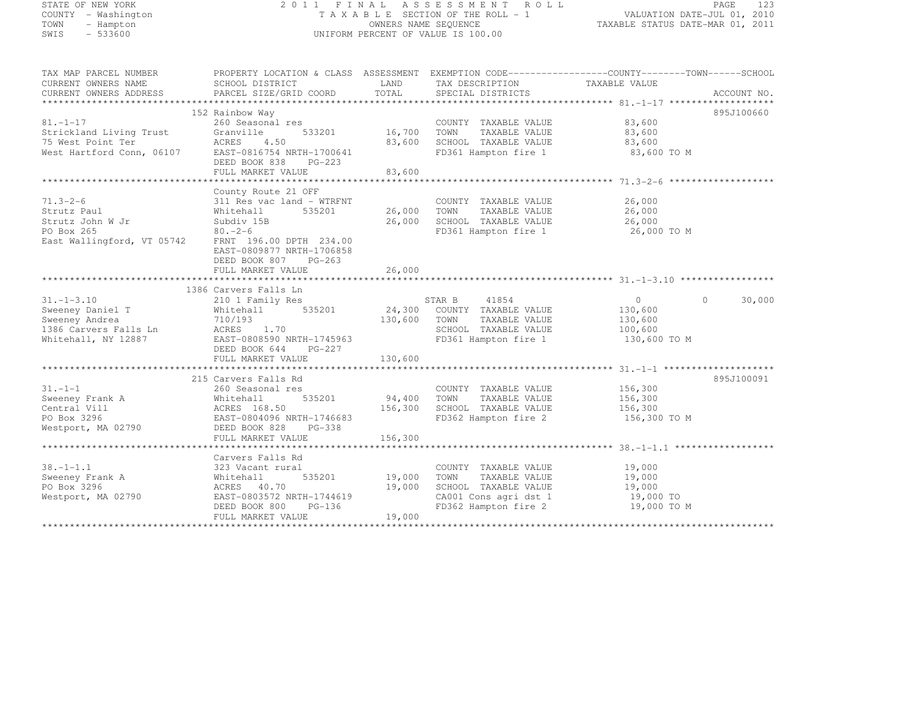STATE OF NEW YORK
COUNTY - Washington
TOWN - Hampton
SWIS - 533600

2011 FINAL ASSESSMENT ROLL
TAXABLE SECTION OF THE ROLL - 1
OWNERS NAME SEQUENCE
UNIFORM PERCENT OF VALUE IS 100.00

VALUATION DATE-JUL 01, 2010
TAXABLE STATUS DATE-MAR 01, 2011

| TAX MAP PARCEL NUMBER / CURRENT OWNERS NAME / CURRENT OWNERS ADDRESS | PROPERTY LOCATION & CLASS / SCHOOL DISTRICT / PARCEL SIZE/GRID COORD | ASSESSMENT LAND | ASSESSMENT TOTAL | EXEMPTION CODE / TAX DESCRIPTION / SPECIAL DISTRICTS | COUNTY TAXABLE VALUE | TOWN | SCHOOL | ACCOUNT NO. |
|---|---|---|---|---|---|---|---|---|
| 81.-1-17 | 152 Rainbow Way | | | | | | | 895J100660 |
| Strickland Living Trust | 260 Seasonal res | | | COUNTY TAXABLE VALUE | 83,600 | | | |
| 75 West Point Ter | Granville 533201 | 16,700 | | TOWN TAXABLE VALUE | 83,600 | | | |
| West Hartford Conn, 06107 | ACRES 4.50 | | 83,600 | SCHOOL TAXABLE VALUE | 83,600 | | | |
| | EAST-0816754 NRTH-1700641 | | | FD361 Hampton fire 1 | 83,600 TO M | | | |
| | DEED BOOK 838 PG-223 | | | | | | | |
| | FULL MARKET VALUE | | 83,600 | | | | | |
| 71.3-2-6 | County Route 21 OFF | | | | | | | |
| Strutz Paul | 311 Res vac land - WTRFNT | | | COUNTY TAXABLE VALUE | 26,000 | | | |
| Strutz John W Jr | Whitehall 535201 | 26,000 | | TOWN TAXABLE VALUE | 26,000 | | | |
| PO Box 265 | Subdiv 15B | | 26,000 | SCHOOL TAXABLE VALUE | 26,000 | | | |
| East Wallingford, VT 05742 | 80.-2-6 | | | FD361 Hampton fire 1 | 26,000 TO M | | | |
| | FRNT 196.00 DPTH 234.00 | | | | | | | |
| | EAST-0809877 NRTH-1706858 | | | | | | | |
| | DEED BOOK 807 PG-263 | | | | | | | |
| | FULL MARKET VALUE | | 26,000 | | | | | |
| 31.-1-3.10 | 1386 Carvers Falls Ln | | | | | | | |
| Sweeney Daniel T | 210 1 Family Res | | | STAR B 41854 | 0 | 0 | 30,000 | |
| Sweeney Andrea | Whitehall 535201 | 24,300 | | COUNTY TAXABLE VALUE | 130,600 | | | |
| 1386 Carvers Falls Ln | 710/193 | | 130,600 | TOWN TAXABLE VALUE | 130,600 | | | |
| Whitehall, NY 12887 | ACRES 1.70 | | | SCHOOL TAXABLE VALUE | 100,600 | | | |
| | EAST-0808590 NRTH-1745963 | | | FD361 Hampton fire 1 | 130,600 TO M | | | |
| | DEED BOOK 644 PG-227 | | | | | | | |
| | FULL MARKET VALUE | | 130,600 | | | | | |
| 31.-1-1 | 215 Carvers Falls Rd | | | | | | | 895J100091 |
| Sweeney Frank A | 260 Seasonal res | | | COUNTY TAXABLE VALUE | 156,300 | | | |
| Central Vill | Whitehall 535201 | 94,400 | | TOWN TAXABLE VALUE | 156,300 | | | |
| PO Box 3296 | ACRES 168.50 | | 156,300 | SCHOOL TAXABLE VALUE | 156,300 | | | |
| Westport, MA 02790 | EAST-0804096 NRTH-1746683 | | | FD362 Hampton fire 2 | 156,300 TO M | | | |
| | DEED BOOK 828 PG-338 | | | | | | | |
| | FULL MARKET VALUE | | 156,300 | | | | | |
| 38.-1-1.1 | Carvers Falls Rd | | | | | | | |
| Sweeney Frank A | 323 Vacant rural | | | COUNTY TAXABLE VALUE | 19,000 | | | |
| PO Box 3296 | Whitehall 535201 | 19,000 | | TOWN TAXABLE VALUE | 19,000 | | | |
| Westport, MA 02790 | ACRES 40.70 | | 19,000 | SCHOOL TAXABLE VALUE | 19,000 | | | |
| | EAST-0803572 NRTH-1744619 | | | CA001 Cons agri dst 1 | 19,000 TO | | | |
| | DEED BOOK 800 PG-136 | | | FD362 Hampton fire 2 | 19,000 TO M | | | |
| | FULL MARKET VALUE | | 19,000 | | | | | |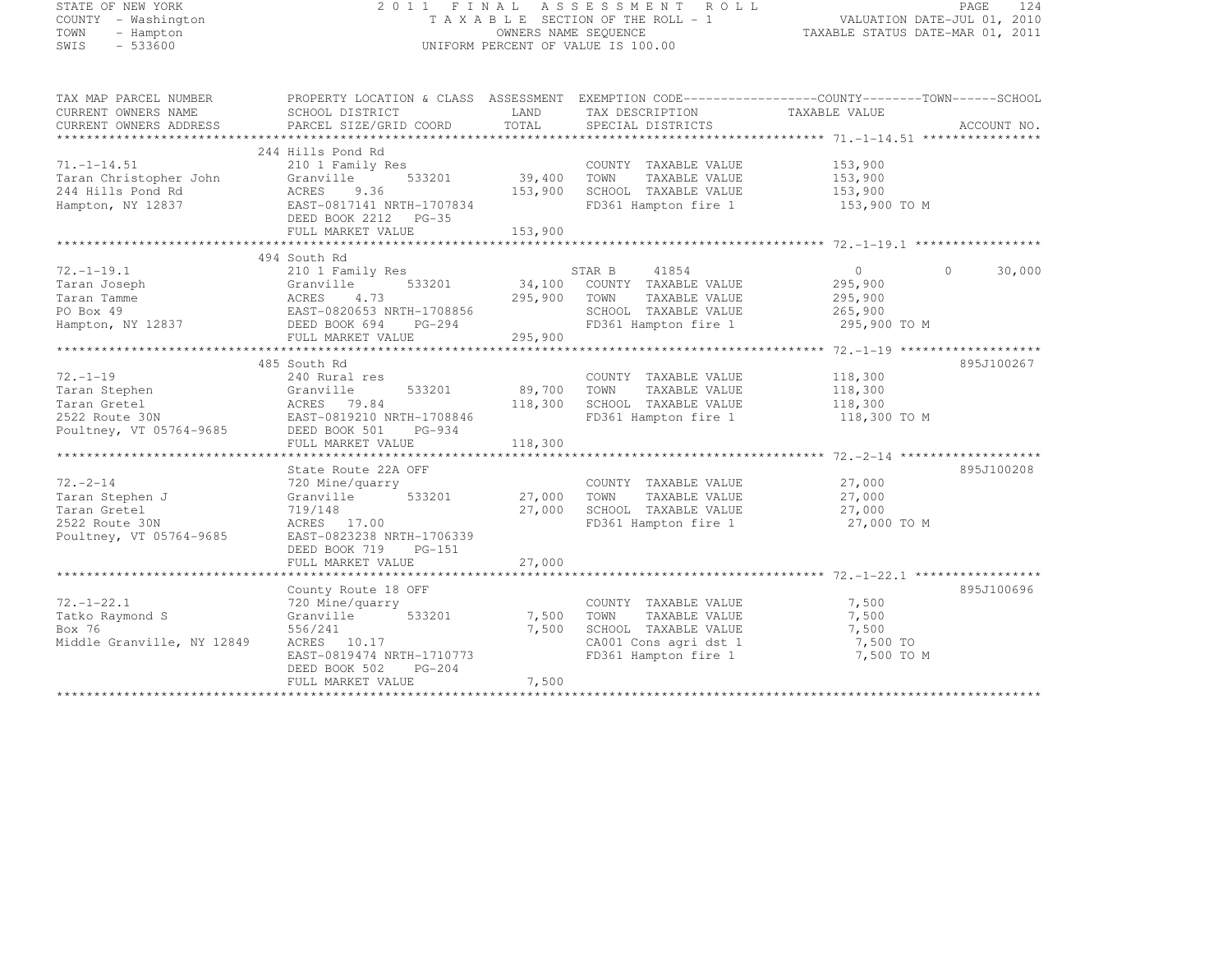STATE OF NEW YORK | 2 0 1 1 F I N A L A S S E S S M E N T R O L L | PAGE 124
COUNTY - Washington | T A X A B L E SECTION OF THE ROLL - 1 | VALUATION DATE-JUL 01, 2010
TOWN - Hampton | OWNERS NAME SEQUENCE | TAXABLE STATUS DATE-MAR 01, 2011
SWIS - 533600 | UNIFORM PERCENT OF VALUE IS 100.00

| TAX MAP PARCEL NUMBER / CURRENT OWNERS NAME / CURRENT OWNERS ADDRESS | PROPERTY LOCATION & CLASS / SCHOOL DISTRICT / PARCEL SIZE/GRID COORD | ASSESSMENT LAND | TOTAL | EXEMPTION CODE / TAX DESCRIPTION / SPECIAL DISTRICTS | COUNTY TAXABLE VALUE | TOWN | SCHOOL | ACCOUNT NO. |
|---|---|---|---|---|---|---|---|---|
| **71.-1-14.51** | 244 Hills Pond Rd | | | | | | | |
| 71.-1-14.51 | 210 1 Family Res | | | COUNTY TAXABLE VALUE | 153,900 | | | |
| Taran Christopher John | Granville 533201 | 39,400 | | TOWN TAXABLE VALUE | 153,900 | | | |
| 244 Hills Pond Rd | ACRES 9.36 | | 153,900 | SCHOOL TAXABLE VALUE | 153,900 | | | |
| Hampton, NY 12837 | EAST-0817141 NRTH-1707834 | | | FD361 Hampton fire 1 | 153,900 TO M | | | |
| | DEED BOOK 2212 PG-35 | | | | | | | |
| | FULL MARKET VALUE | | 153,900 | | | | | |
| **72.-1-19.1** | 494 South Rd | | | | | | | |
| 72.-1-19.1 | 210 1 Family Res | | | STAR B 41854 | 0 | 0 | 30,000 | |
| Taran Joseph | Granville 533201 | 34,100 | | COUNTY TAXABLE VALUE | 295,900 | | | |
| Taran Tamme | ACRES 4.73 | | 295,900 | TOWN TAXABLE VALUE | 295,900 | | | |
| PO Box 49 | EAST-0820653 NRTH-1708856 | | | SCHOOL TAXABLE VALUE | 265,900 | | | |
| Hampton, NY 12837 | DEED BOOK 694 PG-294 | | | FD361 Hampton fire 1 | 295,900 TO M | | | |
| | FULL MARKET VALUE | | 295,900 | | | | | |
| **72.-1-19** | 485 South Rd | | | | | | | 895J100267 |
| 72.-1-19 | 240 Rural res | | | COUNTY TAXABLE VALUE | 118,300 | | | |
| Taran Stephen | Granville 533201 | 89,700 | | TOWN TAXABLE VALUE | 118,300 | | | |
| Taran Gretel | ACRES 79.84 | | 118,300 | SCHOOL TAXABLE VALUE | 118,300 | | | |
| 2522 Route 30N | EAST-0819210 NRTH-1708846 | | | FD361 Hampton fire 1 | 118,300 TO M | | | |
| Poultney, VT 05764-9685 | DEED BOOK 501 PG-934 | | | | | | | |
| | FULL MARKET VALUE | | 118,300 | | | | | |
| **72.-2-14** | State Route 22A OFF | | | | | | | 895J100208 |
| 72.-2-14 | 720 Mine/quarry | | | COUNTY TAXABLE VALUE | 27,000 | | | |
| Taran Stephen J | Granville 533201 | 27,000 | | TOWN TAXABLE VALUE | 27,000 | | | |
| Taran Gretel | 719/148 | | 27,000 | SCHOOL TAXABLE VALUE | 27,000 | | | |
| 2522 Route 30N | ACRES 17.00 | | | FD361 Hampton fire 1 | 27,000 TO M | | | |
| Poultney, VT 05764-9685 | EAST-0823238 NRTH-1706339 | | | | | | | |
| | DEED BOOK 719 PG-151 | | | | | | | |
| | FULL MARKET VALUE | | 27,000 | | | | | |
| **72.-1-22.1** | County Route 18 OFF | | | | | | | 895J100696 |
| 72.-1-22.1 | 720 Mine/quarry | | | COUNTY TAXABLE VALUE | 7,500 | | | |
| Tatko Raymond S | Granville 533201 | 7,500 | | TOWN TAXABLE VALUE | 7,500 | | | |
| Box 76 | 556/241 | | 7,500 | SCHOOL TAXABLE VALUE | 7,500 | | | |
| Middle Granville, NY 12849 | ACRES 10.17 | | | CA001 Cons agri dst 1 | 7,500 TO | | | |
| | EAST-0819474 NRTH-1710773 | | | FD361 Hampton fire 1 | 7,500 TO M | | | |
| | DEED BOOK 502 PG-204 | | | | | | | |
| | FULL MARKET VALUE | | 7,500 | | | | | |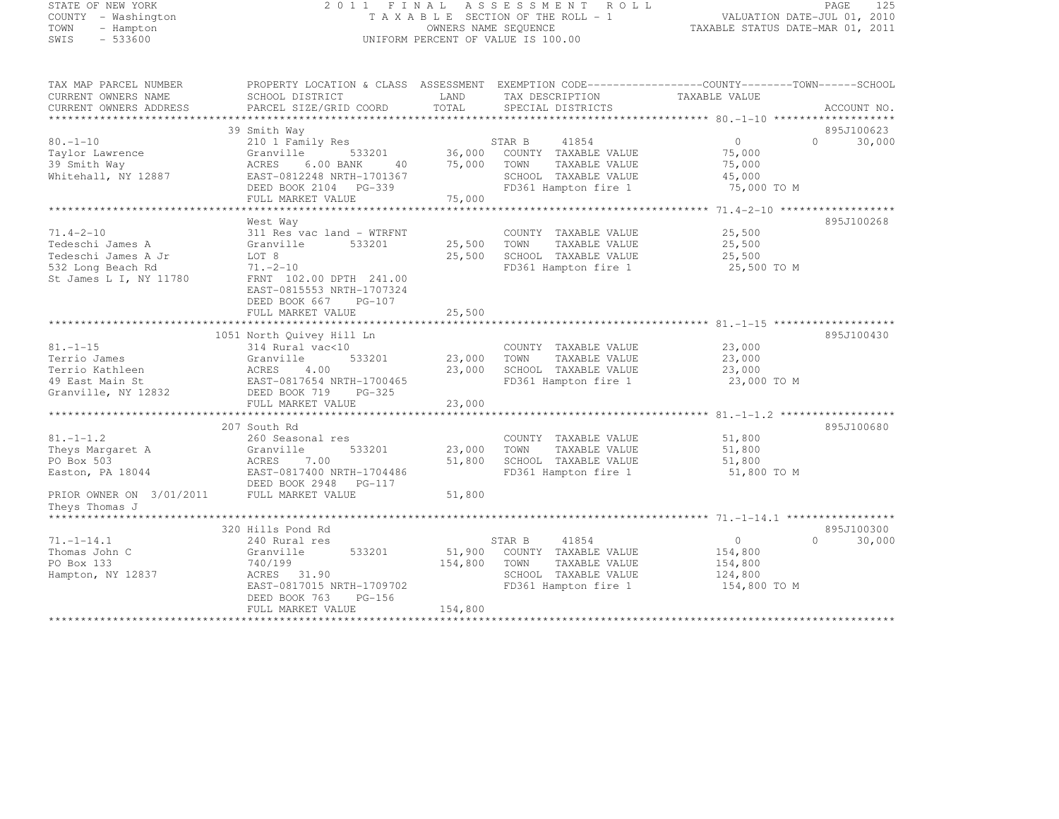STATE OF NEW YORK
COUNTY - Washington
TOWN - Hampton
SWIS - 533600

# 2011 FINAL ASSESSMENT ROLL

TAXABLE SECTION OF THE ROLL - 1
OWNERS NAME SEQUENCE
UNIFORM PERCENT OF VALUE IS 100.00

VALUATION DATE-JUL 01, 2010
TAXABLE STATUS DATE-MAR 01, 2011

| TAX MAP PARCEL NUMBER / CURRENT OWNERS NAME / CURRENT OWNERS ADDRESS | PROPERTY LOCATION & CLASS / SCHOOL DISTRICT / PARCEL SIZE/GRID COORD | ASSESSMENT LAND / TOTAL | EXEMPTION CODE / TAX DESCRIPTION / SPECIAL DISTRICTS | COUNTY | TOWN | SCHOOL | ACCOUNT NO. |
|---|---|---|---|---|---|---|---|
| **80.-1-10** | 39 Smith Way | | | | | | 895J100623 |
| Taylor Lawrence | 210 1 Family Res | | STAR B 41854 | 0 | 0 | 30,000 | |
| 39 Smith Way | Granville 533201 | 36,000 | COUNTY TAXABLE VALUE | 75,000 | | | |
| Whitehall, NY 12887 | ACRES 6.00 BANK 40 | 75,000 | TOWN TAXABLE VALUE | | 75,000 | | |
| | EAST-0812248 NRTH-1701367 | | SCHOOL TAXABLE VALUE | | | 45,000 | |
| | DEED BOOK 2104 PG-339 | | FD361 Hampton fire 1 | 75,000 TO M | | | |
| | FULL MARKET VALUE | 75,000 | | | | | |
| **71.4-2-10** | West Way | | | | | | 895J100268 |
| Tedeschi James A | 311 Res vac land - WTRFNT | | COUNTY TAXABLE VALUE | 25,500 | | | |
| Tedeschi James A Jr | Granville 533201 | 25,500 | TOWN TAXABLE VALUE | | 25,500 | | |
| 532 Long Beach Rd | LOT 8 | 25,500 | SCHOOL TAXABLE VALUE | | | 25,500 | |
| St James L I, NY 11780 | 71.-2-10 | | FD361 Hampton fire 1 | 25,500 TO M | | | |
| | FRNT 102.00 DPTH 241.00 | | | | | | |
| | EAST-0815553 NRTH-1707324 | | | | | | |
| | DEED BOOK 667 PG-107 | | | | | | |
| | FULL MARKET VALUE | 25,500 | | | | | |
| **81.-1-15** | 1051 North Quivey Hill Ln | | | | | | 895J100430 |
| Terrio James | 314 Rural vac<10 | | COUNTY TAXABLE VALUE | 23,000 | | | |
| Terrio Kathleen | Granville 533201 | 23,000 | TOWN TAXABLE VALUE | | 23,000 | | |
| 49 East Main St | ACRES 4.00 | 23,000 | SCHOOL TAXABLE VALUE | | | 23,000 | |
| Granville, NY 12832 | EAST-0817654 NRTH-1700465 | | FD361 Hampton fire 1 | 23,000 TO M | | | |
| | DEED BOOK 719 PG-325 | | | | | | |
| | FULL MARKET VALUE | 23,000 | | | | | |
| **81.-1-1.2** | 207 South Rd | | | | | | 895J100680 |
| Theys Margaret A | 260 Seasonal res | | COUNTY TAXABLE VALUE | 51,800 | | | |
| PO Box 503 | Granville 533201 | 23,000 | TOWN TAXABLE VALUE | | 51,800 | | |
| Easton, PA 18044 | ACRES 7.00 | 51,800 | SCHOOL TAXABLE VALUE | | | 51,800 | |
| | EAST-0817400 NRTH-1704486 | | FD361 Hampton fire 1 | 51,800 TO M | | | |
| | DEED BOOK 2948 PG-117 | | | | | | |
| PRIOR OWNER ON 3/01/2011 | FULL MARKET VALUE | 51,800 | | | | | |
| Theys Thomas J | | | | | | | |
| **71.-1-14.1** | 320 Hills Pond Rd | | | | | | 895J100300 |
| Thomas John C | 240 Rural res | | STAR B 41854 | 0 | 0 | 30,000 | |
| PO Box 133 | Granville 533201 | 51,900 | COUNTY TAXABLE VALUE | 154,800 | | | |
| Hampton, NY 12837 | 740/199 | 154,800 | TOWN TAXABLE VALUE | | 154,800 | | |
| | ACRES 31.90 | | SCHOOL TAXABLE VALUE | | | 124,800 | |
| | EAST-0817015 NRTH-1709702 | | FD361 Hampton fire 1 | 154,800 TO M | | | |
| | DEED BOOK 763 PG-156 | | | | | | |
| | FULL MARKET VALUE | 154,800 | | | | | |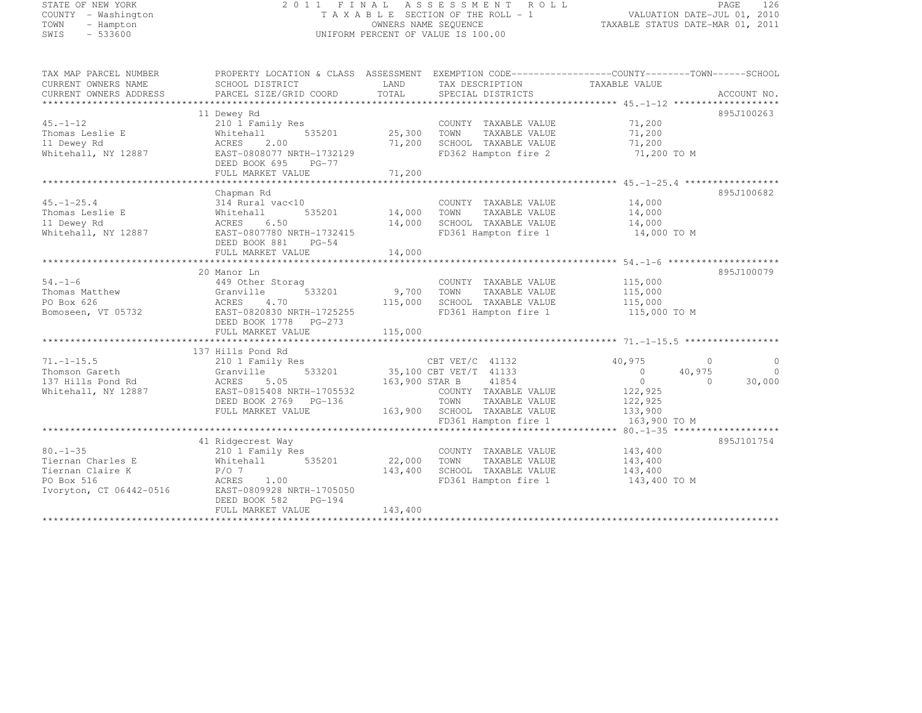STATE OF NEW YORK
COUNTY - Washington
TOWN - Hampton
SWIS - 533600

2011 FINAL ASSESSMENT ROLL
TAXABLE SECTION OF THE ROLL - 1
OWNERS NAME SEQUENCE
UNIFORM PERCENT OF VALUE IS 100.00

VALUATION DATE-JUL 01, 2010
TAXABLE STATUS DATE-MAR 01, 2011

| TAX MAP PARCEL NUMBER / CURRENT OWNERS NAME / CURRENT OWNERS ADDRESS | PROPERTY LOCATION & CLASS / SCHOOL DISTRICT / PARCEL SIZE/GRID COORD | ASSESSMENT LAND / TOTAL | EXEMPTION CODE / TAX DESCRIPTION / SPECIAL DISTRICTS | COUNTY TAXABLE VALUE | TOWN | SCHOOL | ACCOUNT NO. |
|---|---|---|---|---|---|---|---|
| 45.-1-12 | 11 Dewey Rd | | | | | | 895J100263 |
| 45.-1-12 | 210 1 Family Res | | COUNTY TAXABLE VALUE | 71,200 | | | |
| Thomas Leslie E | Whitehall 535201 | 25,300 | TOWN TAXABLE VALUE | 71,200 | | | |
| 11 Dewey Rd | ACRES 2.00 | 71,200 | SCHOOL TAXABLE VALUE | 71,200 | | | |
| Whitehall, NY 12887 | EAST-0808077 NRTH-1732129 | | FD362 Hampton fire 2 | 71,200 TO M | | | |
| | DEED BOOK 695 PG-77 | | | | | | |
| | FULL MARKET VALUE | 71,200 | | | | | |
| 45.-1-25.4 | Chapman Rd | | | | | | 895J100682 |
| 45.-1-25.4 | 314 Rural vac<10 | | COUNTY TAXABLE VALUE | 14,000 | | | |
| Thomas Leslie E | Whitehall 535201 | 14,000 | TOWN TAXABLE VALUE | 14,000 | | | |
| 11 Dewey Rd | ACRES 6.50 | 14,000 | SCHOOL TAXABLE VALUE | 14,000 | | | |
| Whitehall, NY 12887 | EAST-0807780 NRTH-1732415 | | FD361 Hampton fire 1 | 14,000 TO M | | | |
| | DEED BOOK 881 PG-54 | | | | | | |
| | FULL MARKET VALUE | 14,000 | | | | | |
| 54.-1-6 | 20 Manor Ln | | | | | | 895J100079 |
| 54.-1-6 | 449 Other Storag | | COUNTY TAXABLE VALUE | 115,000 | | | |
| Thomas Matthew | Granville 533201 | 9,700 | TOWN TAXABLE VALUE | 115,000 | | | |
| PO Box 626 | ACRES 4.70 | 115,000 | SCHOOL TAXABLE VALUE | 115,000 | | | |
| Bomoseen, VT 05732 | EAST-0820830 NRTH-1725255 | | FD361 Hampton fire 1 | 115,000 TO M | | | |
| | DEED BOOK 1778 PG-273 | | | | | | |
| | FULL MARKET VALUE | 115,000 | | | | | |
| 71.-1-15.5 | 137 Hills Pond Rd | | | | | | |
| 71.-1-15.5 | 210 1 Family Res | | CBT VET/C 41132 | 40,975 | 0 | 0 | |
| Thomson Gareth | Granville 533201 | 35,100 | CBT VET/T 41133 | 0 | 40,975 | 0 | |
| 137 Hills Pond Rd | ACRES 5.05 | 163,900 | STAR B 41854 | 0 | 0 | 30,000 | |
| Whitehall, NY 12887 | EAST-0815408 NRTH-1705532 | | COUNTY TAXABLE VALUE | 122,925 | | | |
| | DEED BOOK 2769 PG-136 | | TOWN TAXABLE VALUE | 122,925 | | | |
| | FULL MARKET VALUE | 163,900 | SCHOOL TAXABLE VALUE | 133,900 | | | |
| | | | FD361 Hampton fire 1 | 163,900 TO M | | | |
| 80.-1-35 | 41 Ridgecrest Way | | | | | | 895J101754 |
| 80.-1-35 | 210 1 Family Res | | COUNTY TAXABLE VALUE | 143,400 | | | |
| Tiernan Charles E | Whitehall 535201 | 22,000 | TOWN TAXABLE VALUE | 143,400 | | | |
| Tiernan Claire K | P/O 7 | 143,400 | SCHOOL TAXABLE VALUE | 143,400 | | | |
| PO Box 516 | ACRES 1.00 | | FD361 Hampton fire 1 | 143,400 TO M | | | |
| Ivoryton, CT 06442-0516 | EAST-0809928 NRTH-1705050 | | | | | | |
| | DEED BOOK 582 PG-194 | | | | | | |
| | FULL MARKET VALUE | 143,400 | | | | | |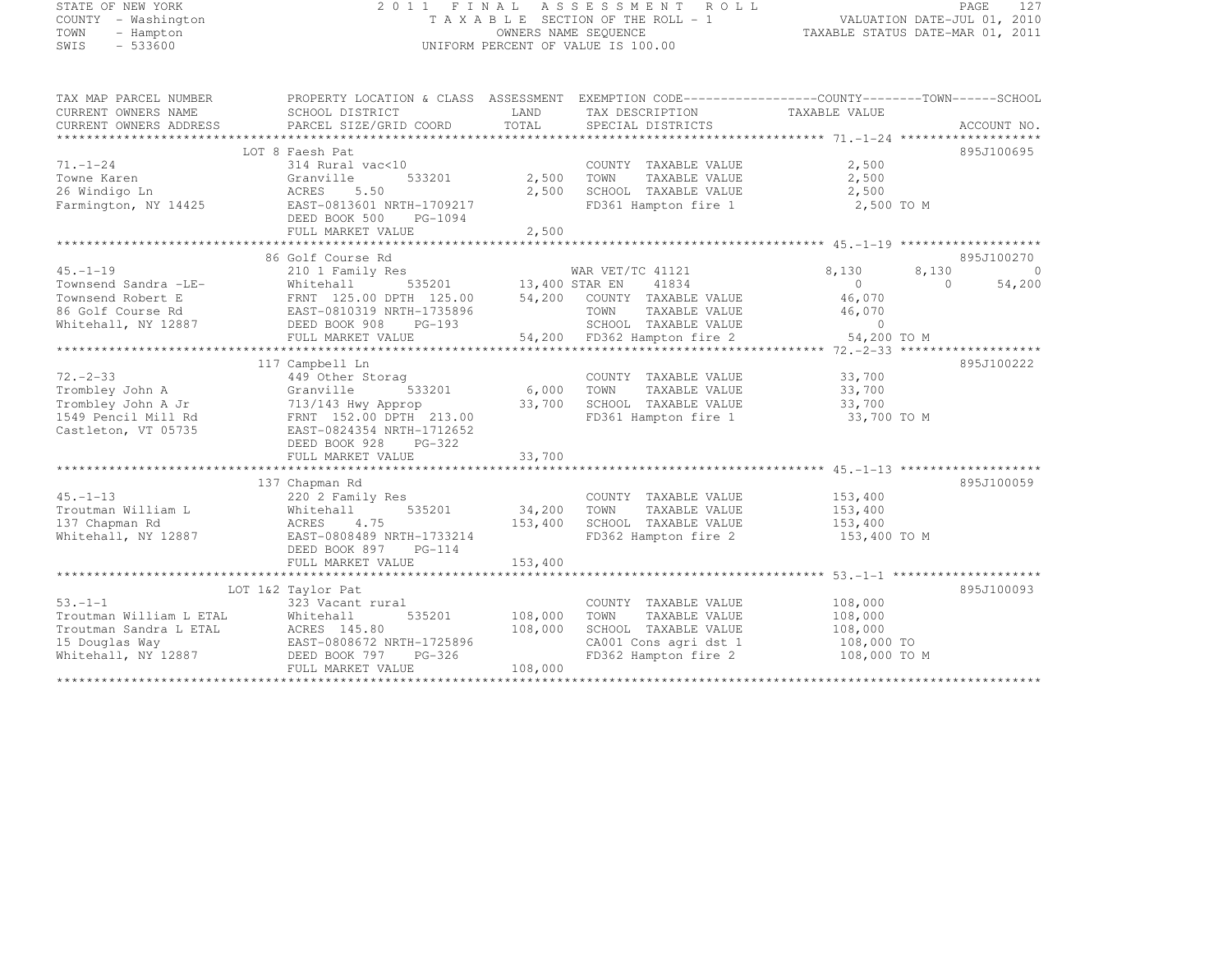STATE OF NEW YORK — 2011 FINAL ASSESSMENT ROLL
COUNTY - Washington — TAXABLE SECTION OF THE ROLL - 1 — VALUATION DATE-JUL 01, 2010
TOWN - Hampton — OWNERS NAME SEQUENCE — TAXABLE STATUS DATE-MAR 01, 2011
SWIS - 533600 — UNIFORM PERCENT OF VALUE IS 100.00

| TAX MAP PARCEL NUMBER / CURRENT OWNERS NAME / CURRENT OWNERS ADDRESS | PROPERTY LOCATION & CLASS / SCHOOL DISTRICT / PARCEL SIZE/GRID COORD | ASSESSMENT LAND | TOTAL | EXEMPTION CODE / TAX DESCRIPTION / SPECIAL DISTRICTS | COUNTY TAXABLE VALUE | TOWN | SCHOOL | ACCOUNT NO. |
|---|---|---|---|---|---|---|---|---|
| 71.-1-24 | LOT 8 Faesh Pat | | | | | | | 895J100695 |
| Towne Karen | 314 Rural vac<10 | | | COUNTY TAXABLE VALUE | 2,500 | | | |
| 26 Windigo Ln | Granville 533201 | 2,500 | | TOWN TAXABLE VALUE | 2,500 | | | |
| Farmington, NY 14425 | ACRES 5.50 | | 2,500 | SCHOOL TAXABLE VALUE | 2,500 | | | |
| | EAST-0813601 NRTH-1709217 | | | FD361 Hampton fire 1 | 2,500 TO M | | | |
| | DEED BOOK 500 PG-1094 | | | | | | | |
| | FULL MARKET VALUE | | 2,500 | | | | | |
| 45.-1-19 | 86 Golf Course Rd | | | | | | | 895J100270 |
| Townsend Sandra -LE- | 210 1 Family Res | | | WAR VET/TC 41121 | 8,130 | 8,130 | 0 | |
| Townsend Robert E | Whitehall 535201 | 13,400 | | STAR EN 41834 | 0 | 0 | 54,200 | |
| 86 Golf Course Rd | FRNT 125.00 DPTH 125.00 | | 54,200 | COUNTY TAXABLE VALUE | 46,070 | | | |
| Whitehall, NY 12887 | EAST-0810319 NRTH-1735896 | | | TOWN TAXABLE VALUE | 46,070 | | | |
| | DEED BOOK 908 PG-193 | | | SCHOOL TAXABLE VALUE | 0 | | | |
| | FULL MARKET VALUE | | 54,200 | FD362 Hampton fire 2 | 54,200 TO M | | | |
| 72.-2-33 | 117 Campbell Ln | | | | | | | 895J100222 |
| Trombley John A | 449 Other Storag | | | COUNTY TAXABLE VALUE | 33,700 | | | |
| Trombley John A Jr | Granville 533201 | 6,000 | | TOWN TAXABLE VALUE | 33,700 | | | |
| 1549 Pencil Mill Rd | 713/143 Hwy Approp | | 33,700 | SCHOOL TAXABLE VALUE | 33,700 | | | |
| Castleton, VT 05735 | FRNT 152.00 DPTH 213.00 | | | FD361 Hampton fire 1 | 33,700 TO M | | | |
| | EAST-0824354 NRTH-1712652 | | | | | | | |
| | DEED BOOK 928 PG-322 | | | | | | | |
| | FULL MARKET VALUE | | 33,700 | | | | | |
| 45.-1-13 | 137 Chapman Rd | | | | | | | 895J100059 |
| Troutman William L | 220 2 Family Res | | | COUNTY TAXABLE VALUE | 153,400 | | | |
| 137 Chapman Rd | Whitehall 535201 | 34,200 | | TOWN TAXABLE VALUE | 153,400 | | | |
| Whitehall, NY 12887 | ACRES 4.75 | | 153,400 | SCHOOL TAXABLE VALUE | 153,400 | | | |
| | EAST-0808489 NRTH-1733214 | | | FD362 Hampton fire 2 | 153,400 TO M | | | |
| | DEED BOOK 897 PG-114 | | | | | | | |
| | FULL MARKET VALUE | | 153,400 | | | | | |
| 53.-1-1 | LOT 1&2 Taylor Pat | | | | | | | 895J100093 |
| Troutman William L ETAL | 323 Vacant rural | | | COUNTY TAXABLE VALUE | 108,000 | | | |
| Troutman Sandra L ETAL | Whitehall 535201 | 108,000 | | TOWN TAXABLE VALUE | 108,000 | | | |
| 15 Douglas Way | ACRES 145.80 | | 108,000 | SCHOOL TAXABLE VALUE | 108,000 | | | |
| Whitehall, NY 12887 | EAST-0808672 NRTH-1725896 | | | CA001 Cons agri dst 1 | 108,000 TO | | | |
| | DEED BOOK 797 PG-326 | | | FD362 Hampton fire 2 | 108,000 TO M | | | |
| | FULL MARKET VALUE | | 108,000 | | | | | |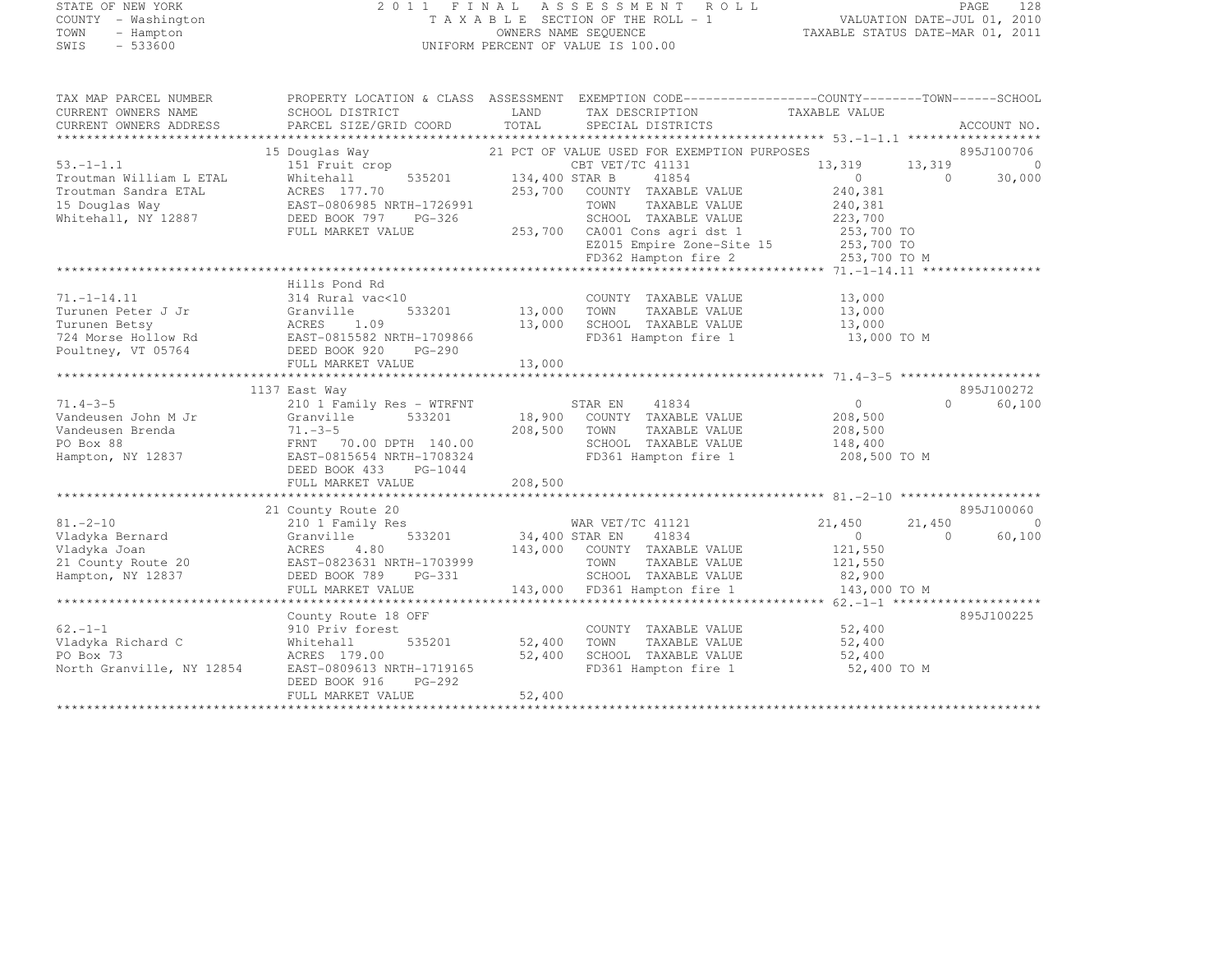STATE OF NEW YORK
COUNTY - Washington
TOWN - Hampton
SWIS - 533600

2 0 1 1 F I N A L A S S E S S M E N T R O L L
T A X A B L E SECTION OF THE ROLL - 1
OWNERS NAME SEQUENCE
UNIFORM PERCENT OF VALUE IS 100.00

VALUATION DATE-JUL 01, 2010
TAXABLE STATUS DATE-MAR 01, 2011

```
TAX MAP PARCEL NUMBER       PROPERTY LOCATION & CLASS  ASSESSMENT  EXEMPTION CODE------------------COUNTY--------TOWN------SCHOOL
CURRENT OWNERS NAME         SCHOOL DISTRICT              LAND      TAX DESCRIPTION              TAXABLE VALUE
CURRENT OWNERS ADDRESS      PARCEL SIZE/GRID COORD       TOTAL     SPECIAL DISTRICTS                                       ACCOUNT NO.
******************************************************************************************************* 53.-1-1.1 ******************
                            15 Douglas Way                          21 PCT OF VALUE USED FOR EXEMPTION PURPOSES              895J100706
53.-1-1.1                   151 Fruit crop                          CBT VET/TC 41131              13,319      13,319           0
Troutman William L ETAL     Whitehall        535201      134,400 STAR B      41854                  0           0        30,000
Troutman Sandra ETAL        ACRES 177.70                 253,700    COUNTY  TAXABLE VALUE        240,381
15 Douglas Way              EAST-0806985 NRTH-1726991               TOWN    TAXABLE VALUE        240,381
Whitehall, NY 12887         DEED BOOK 797    PG-326                 SCHOOL  TAXABLE VALUE        223,700
                            FULL MARKET VALUE            253,700    CA001 Cons agri dst 1         253,700 TO
                                                                    EZ015 Empire Zone-Site 15     253,700 TO
                                                                    FD362 Hampton fire 2          253,700 TO M
******************************************************************************************************* 71.-1-14.11 ****************
                            Hills Pond Rd
71.-1-14.11                 314 Rural vac<10                        COUNTY  TAXABLE VALUE         13,000
Turunen Peter J Jr          Granville        533201       13,000    TOWN    TAXABLE VALUE         13,000
Turunen Betsy               ACRES   1.09                  13,000    SCHOOL  TAXABLE VALUE         13,000
724 Morse Hollow Rd         EAST-0815582 NRTH-1709866               FD361 Hampton fire 1           13,000 TO M
Poultney, VT 05764          DEED BOOK 920    PG-290
                            FULL MARKET VALUE             13,000
******************************************************************************************************* 71.4-3-5 *******************
                            1137 East Way                                                                             895J100272
71.4-3-5                    210 1 Family Res - WTRFNT               STAR EN     41834                  0           0        60,100
Vandeusen John M Jr         Granville        533201       18,900    COUNTY  TAXABLE VALUE        208,500
Vandeusen Brenda            71.-3-5                      208,500    TOWN    TAXABLE VALUE        208,500
PO Box 88                   FRNT   70.00 DPTH 140.00                SCHOOL  TAXABLE VALUE        148,400
Hampton, NY 12837           EAST-0815654 NRTH-1708324               FD361 Hampton fire 1          208,500 TO M
                            DEED BOOK 433    PG-1044
                            FULL MARKET VALUE            208,500
******************************************************************************************************* 81.-2-10 *******************
                            21 County Route 20                                                                        895J100060
81.-2-10                    210 1 Family Res                        WAR VET/TC 41121              21,450      21,450           0
Vladyka Bernard             Granville        533201       34,400 STAR EN     41834                  0           0        60,100
Vladyka Joan                ACRES   4.80                 143,000    COUNTY  TAXABLE VALUE        121,550
21 County Route 20          EAST-0823631 NRTH-1703999               TOWN    TAXABLE VALUE        121,550
Hampton, NY 12837           DEED BOOK 789    PG-331                 SCHOOL  TAXABLE VALUE         82,900
                            FULL MARKET VALUE            143,000    FD361 Hampton fire 1          143,000 TO M
******************************************************************************************************* 62.-1-1 ********************
                            County Route 18 OFF                                                                       895J100225
62.-1-1                     910 Priv forest                         COUNTY  TAXABLE VALUE         52,400
Vladyka Richard C           Whitehall        535201       52,400    TOWN    TAXABLE VALUE         52,400
PO Box 73                   ACRES 179.00                  52,400    SCHOOL  TAXABLE VALUE         52,400
North Granville, NY 12854   EAST-0809613 NRTH-1719165               FD361 Hampton fire 1           52,400 TO M
                            DEED BOOK 916    PG-292
                            FULL MARKET VALUE             52,400
************************************************************************************************************************************
```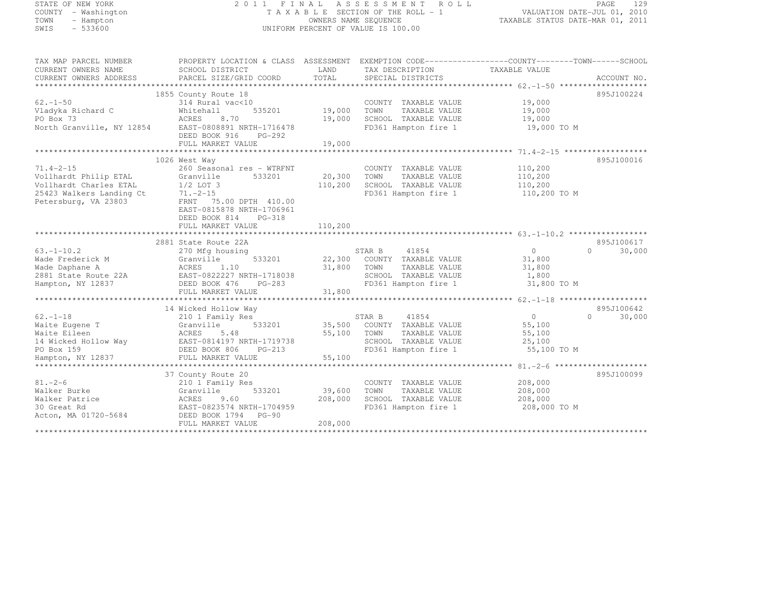STATE OF NEW YORK
COUNTY - Washington
TOWN - Hampton
SWIS - 533600

2011 FINAL ASSESSMENT ROLL
TAXABLE SECTION OF THE ROLL - 1
OWNERS NAME SEQUENCE
UNIFORM PERCENT OF VALUE IS 100.00

VALUATION DATE-JUL 01, 2010
TAXABLE STATUS DATE-MAR 01, 2011

| TAX MAP PARCEL NUMBER / CURRENT OWNERS NAME / CURRENT OWNERS ADDRESS | PROPERTY LOCATION & CLASS / SCHOOL DISTRICT / PARCEL SIZE/GRID COORD | ASSESSMENT LAND / TOTAL | EXEMPTION CODE / TAX DESCRIPTION / SPECIAL DISTRICTS | COUNTY TAXABLE VALUE | TOWN | SCHOOL | ACCOUNT NO. |
|---|---|---|---|---|---|---|---|
| 62.-1-50 | 1855 County Route 18 | | | | | | 895J100224 |
| 62.-1-50 | 314 Rural vac<10 | | COUNTY TAXABLE VALUE | 19,000 | | | |
| Vladyka Richard C | Whitehall 535201 | 19,000 | TOWN TAXABLE VALUE | 19,000 | | | |
| PO Box 73 | ACRES 8.70 | 19,000 | SCHOOL TAXABLE VALUE | 19,000 | | | |
| North Granville, NY 12854 | EAST-0808891 NRTH-1716478 | | FD361 Hampton fire 1 | 19,000 TO M | | | |
| | DEED BOOK 916 PG-292 | | | | | | |
| | FULL MARKET VALUE | 19,000 | | | | | |
| 71.4-2-15 | 1026 West Way | | | | | | 895J100016 |
| 71.4-2-15 | 260 Seasonal res - WTRFNT | | COUNTY TAXABLE VALUE | 110,200 | | | |
| Vollhardt Philip ETAL | Granville 533201 | 20,300 | TOWN TAXABLE VALUE | 110,200 | | | |
| Vollhardt Charles ETAL | 1/2 LOT 3 | 110,200 | SCHOOL TAXABLE VALUE | 110,200 | | | |
| 25423 Walkers Landing Ct | 71.-2-15 | | FD361 Hampton fire 1 | 110,200 TO M | | | |
| Petersburg, VA 23803 | FRNT 75.00 DPTH 410.00 | | | | | | |
| | EAST-0815878 NRTH-1706961 | | | | | | |
| | DEED BOOK 814 PG-318 | | | | | | |
| | FULL MARKET VALUE | 110,200 | | | | | |
| 63.-1-10.2 | 2881 State Route 22A | | | | | | 895J100617 |
| 63.-1-10.2 | 270 Mfg housing | | STAR B 41854 | 0 | 0 | 30,000 | |
| Wade Frederick M | Granville 533201 | 22,300 | COUNTY TAXABLE VALUE | 31,800 | | | |
| Wade Daphane A | ACRES 1.10 | 31,800 | TOWN TAXABLE VALUE | 31,800 | | | |
| 2881 State Route 22A | EAST-0822227 NRTH-1718038 | | SCHOOL TAXABLE VALUE | 1,800 | | | |
| Hampton, NY 12837 | DEED BOOK 476 PG-283 | | FD361 Hampton fire 1 | 31,800 TO M | | | |
| | FULL MARKET VALUE | 31,800 | | | | | |
| 62.-1-18 | 14 Wicked Hollow Way | | | | | | 895J100642 |
| 62.-1-18 | 210 1 Family Res | | STAR B 41854 | 0 | 0 | 30,000 | |
| Waite Eugene T | Granville 533201 | 35,500 | COUNTY TAXABLE VALUE | 55,100 | | | |
| Waite Eileen | ACRES 5.48 | 55,100 | TOWN TAXABLE VALUE | 55,100 | | | |
| 14 Wicked Hollow Way | EAST-0814197 NRTH-1719738 | | SCHOOL TAXABLE VALUE | 25,100 | | | |
| PO Box 159 | DEED BOOK 806 PG-213 | | FD361 Hampton fire 1 | 55,100 TO M | | | |
| Hampton, NY 12837 | FULL MARKET VALUE | 55,100 | | | | | |
| 81.-2-6 | 37 County Route 20 | | | | | | 895J100099 |
| 81.-2-6 | 210 1 Family Res | | COUNTY TAXABLE VALUE | 208,000 | | | |
| Walker Burke | Granville 533201 | 39,600 | TOWN TAXABLE VALUE | 208,000 | | | |
| Walker Patrice | ACRES 9.60 | 208,000 | SCHOOL TAXABLE VALUE | 208,000 | | | |
| 30 Great Rd | EAST-0823574 NRTH-1704959 | | FD361 Hampton fire 1 | 208,000 TO M | | | |
| Acton, MA 01720-5684 | DEED BOOK 1794 PG-90 | | | | | | |
| | FULL MARKET VALUE | 208,000 | | | | | |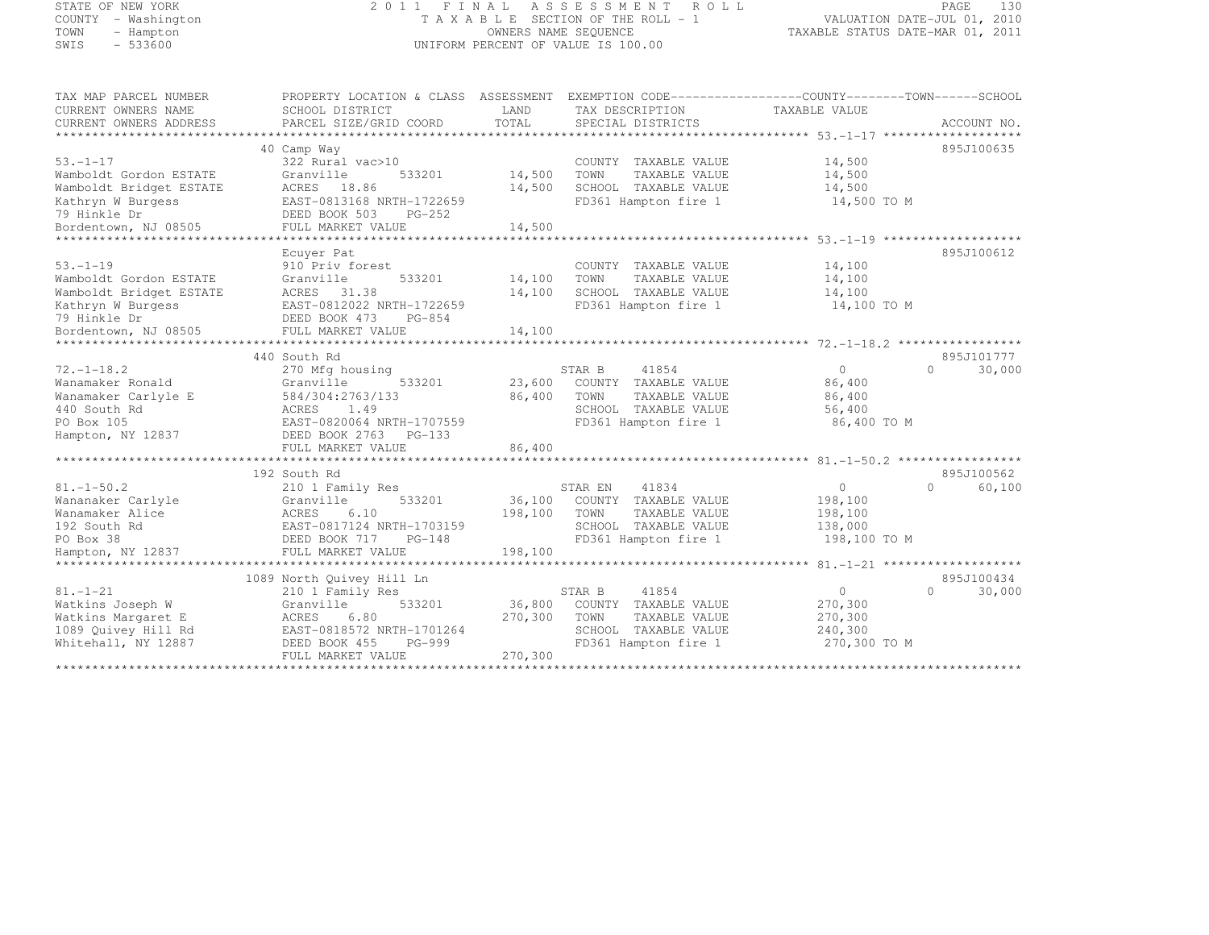STATE OF NEW YORK
COUNTY - Washington
TOWN - Hampton
SWIS - 533600

2011 FINAL ASSESSMENT ROLL
TAXABLE SECTION OF THE ROLL - 1
OWNERS NAME SEQUENCE
UNIFORM PERCENT OF VALUE IS 100.00

VALUATION DATE-JUL 01, 2010
TAXABLE STATUS DATE-MAR 01, 2011

```
TAX MAP PARCEL NUMBER     PROPERTY LOCATION & CLASS  ASSESSMENT  EXEMPTION CODE------------------COUNTY--------TOWN------SCHOOL
CURRENT OWNERS NAME       SCHOOL DISTRICT               LAND      TAX DESCRIPTION              TAXABLE VALUE
CURRENT OWNERS ADDRESS    PARCEL SIZE/GRID COORD        TOTAL     SPECIAL DISTRICTS                                    ACCOUNT NO.
******************************************************************************************************* 53.-1-17 *******************
                          40 Camp Way                                                                              895J100635
53.-1-17                  322 Rural vac>10                        COUNTY  TAXABLE VALUE           14,500
Wamboldt Gordon ESTATE    Granville       533201       14,500    TOWN    TAXABLE VALUE           14,500
Wamboldt Bridget ESTATE   ACRES  18.86                 14,500    SCHOOL  TAXABLE VALUE           14,500
Kathryn W Burgess         EAST-0813168 NRTH-1722659               FD361 Hampton fire 1            14,500 TO M
79 Hinkle Dr              DEED BOOK 503    PG-252
Bordentown, NJ 08505      FULL MARKET VALUE            14,500
******************************************************************************************************* 53.-1-19 *******************
                          Ecuyer Pat                                                                               895J100612
53.-1-19                  910 Priv forest                         COUNTY  TAXABLE VALUE           14,100
Wamboldt Gordon ESTATE    Granville       533201       14,100    TOWN    TAXABLE VALUE           14,100
Wamboldt Bridget ESTATE   ACRES  31.38                 14,100    SCHOOL  TAXABLE VALUE           14,100
Kathryn W Burgess         EAST-0812022 NRTH-1722659               FD361 Hampton fire 1            14,100 TO M
79 Hinkle Dr              DEED BOOK 473    PG-854
Bordentown, NJ 08505      FULL MARKET VALUE            14,100
******************************************************************************************************* 72.-1-18.2 *****************
                          440 South Rd                                                                             895J101777
72.-1-18.2                270 Mfg housing                         STAR B    41854                  0             0      30,000
Wanamaker Ronald          Granville       533201       23,600    COUNTY  TAXABLE VALUE           86,400
Wanamaker Carlyle E       584/304:2763/133             86,400    TOWN    TAXABLE VALUE           86,400
440 South Rd              ACRES   1.49                            SCHOOL  TAXABLE VALUE           56,400
PO Box 105                EAST-0820064 NRTH-1707559               FD361 Hampton fire 1            86,400 TO M
Hampton, NY 12837         DEED BOOK 2763   PG-133
                          FULL MARKET VALUE            86,400
******************************************************************************************************* 81.-1-50.2 *****************
                          192 South Rd                                                                             895J100562
81.-1-50.2                210 1 Family Res                        STAR EN   41834                  0             0      60,100
Wananaker Carlyle         Granville       533201       36,100    COUNTY  TAXABLE VALUE          198,100
Wanamaker Alice           ACRES   6.10                198,100    TOWN    TAXABLE VALUE          198,100
192 South Rd              EAST-0817124 NRTH-1703159               SCHOOL  TAXABLE VALUE          138,000
PO Box 38                 DEED BOOK 717    PG-148                 FD361 Hampton fire 1           198,100 TO M
Hampton, NY 12837         FULL MARKET VALUE           198,100
******************************************************************************************************* 81.-1-21 *******************
                          1089 North Quivey Hill Ln                                                                895J100434
81.-1-21                  210 1 Family Res                        STAR B    41854                  0             0      30,000
Watkins Joseph W          Granville       533201       36,800    COUNTY  TAXABLE VALUE          270,300
Watkins Margaret E        ACRES   6.80                270,300    TOWN    TAXABLE VALUE          270,300
1089 Quivey Hill Rd       EAST-0818572 NRTH-1701264               SCHOOL  TAXABLE VALUE          240,300
Whitehall, NY 12887       DEED BOOK 455    PG-999                 FD361 Hampton fire 1           270,300 TO M
                          FULL MARKET VALUE           270,300
************************************************************************************************************************************
```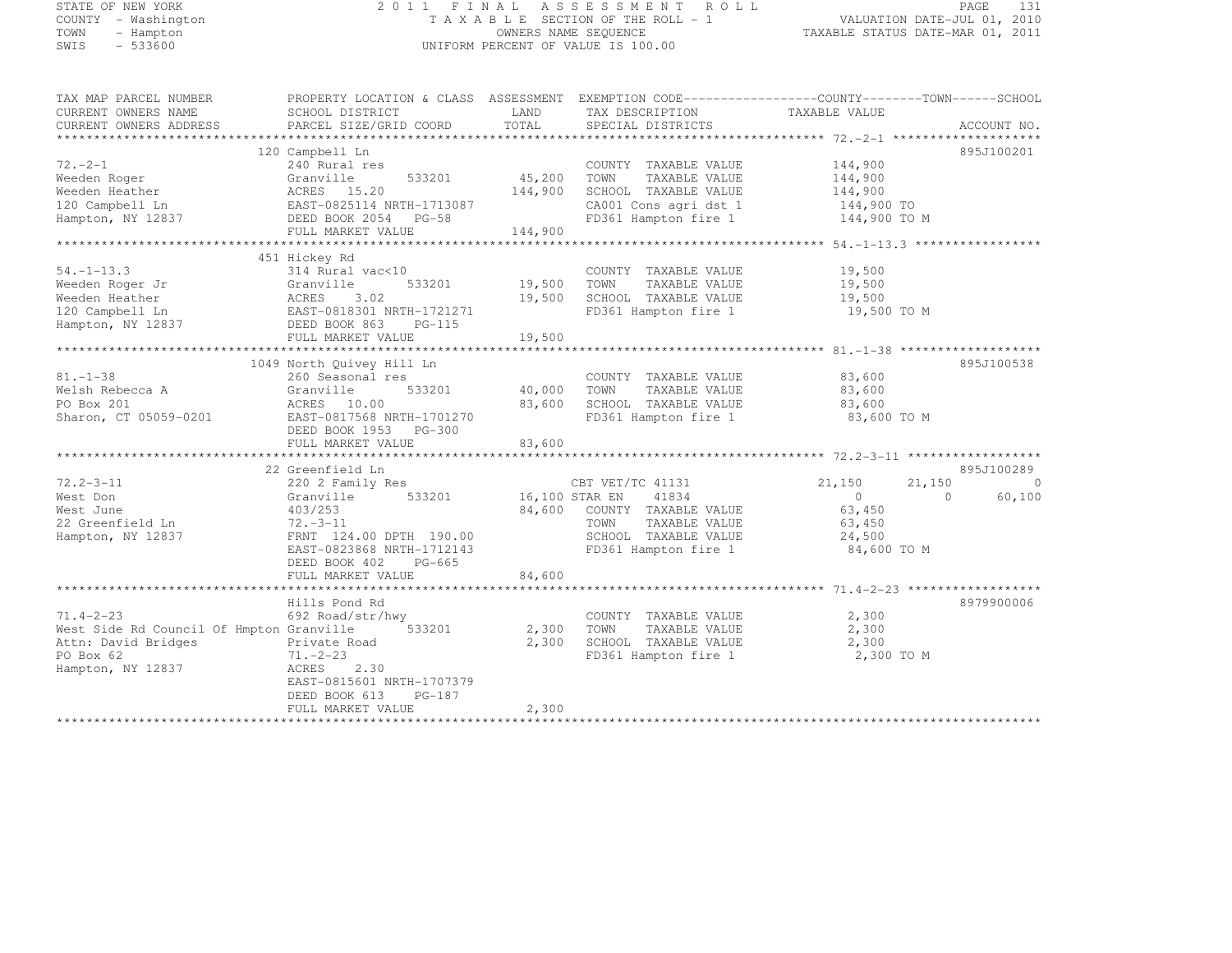STATE OF NEW YORK
COUNTY - Washington
TOWN - Hampton
SWIS - 533600

2011 FINAL ASSESSMENT ROLL
TAXABLE SECTION OF THE ROLL - 1
OWNERS NAME SEQUENCE
UNIFORM PERCENT OF VALUE IS 100.00

VALUATION DATE-JUL 01, 2010
TAXABLE STATUS DATE-MAR 01, 2011

| TAX MAP PARCEL NUMBER / CURRENT OWNERS NAME / CURRENT OWNERS ADDRESS | PROPERTY LOCATION & CLASS / SCHOOL DISTRICT / PARCEL SIZE/GRID COORD | ASSESSMENT LAND / TOTAL | EXEMPTION CODE / TAX DESCRIPTION / SPECIAL DISTRICTS | COUNTY TAXABLE VALUE | TOWN | SCHOOL | ACCOUNT NO. |
|---|---|---|---|---|---|---|---|
| 72.-2-1 | 120 Campbell Ln | | | | | | 895J100201 |
| Weeden Roger | 240 Rural res | | COUNTY TAXABLE VALUE | 144,900 | | | |
| Weeden Heather | Granville 533201 | 45,200 | TOWN TAXABLE VALUE | 144,900 | | | |
| 120 Campbell Ln | ACRES 15.20 | 144,900 | SCHOOL TAXABLE VALUE | 144,900 | | | |
| Hampton, NY 12837 | EAST-0825114 NRTH-1713087 | | CA001 Cons agri dst 1 | 144,900 TO | | | |
| | DEED BOOK 2054 PG-58 | | FD361 Hampton fire 1 | 144,900 TO M | | | |
| | FULL MARKET VALUE | 144,900 | | | | | |
| 54.-1-13.3 | 451 Hickey Rd | | | | | | |
| Weeden Roger Jr | 314 Rural vac<10 | | COUNTY TAXABLE VALUE | 19,500 | | | |
| Weeden Heather | Granville 533201 | 19,500 | TOWN TAXABLE VALUE | 19,500 | | | |
| 120 Campbell Ln | ACRES 3.02 | 19,500 | SCHOOL TAXABLE VALUE | 19,500 | | | |
| Hampton, NY 12837 | EAST-0818301 NRTH-1721271 | | FD361 Hampton fire 1 | 19,500 TO M | | | |
| | DEED BOOK 863 PG-115 | | | | | | |
| | FULL MARKET VALUE | 19,500 | | | | | |
| 81.-1-38 | 1049 North Quivey Hill Ln | | | | | | 895J100538 |
| Welsh Rebecca A | 260 Seasonal res | | COUNTY TAXABLE VALUE | 83,600 | | | |
| PO Box 201 | Granville 533201 | 40,000 | TOWN TAXABLE VALUE | 83,600 | | | |
| Sharon, CT 05059-0201 | ACRES 10.00 | 83,600 | SCHOOL TAXABLE VALUE | 83,600 | | | |
| | EAST-0817568 NRTH-1701270 | | FD361 Hampton fire 1 | 83,600 TO M | | | |
| | DEED BOOK 1953 PG-300 | | | | | | |
| | FULL MARKET VALUE | 83,600 | | | | | |
| 72.2-3-11 | 22 Greenfield Ln | | | | | | 895J100289 |
| West Don | 220 2 Family Res | | CBT VET/TC 41131 | 21,150 | 21,150 | 0 | |
| West June | Granville 533201 | 16,100 | STAR EN 41834 | 0 | 0 | 60,100 | |
| 22 Greenfield Ln | 403/253 | 84,600 | COUNTY TAXABLE VALUE | 63,450 | | | |
| Hampton, NY 12837 | 72.-3-11 | | TOWN TAXABLE VALUE | 63,450 | | | |
| | FRNT 124.00 DPTH 190.00 | | SCHOOL TAXABLE VALUE | 24,500 | | | |
| | EAST-0823868 NRTH-1712143 | | FD361 Hampton fire 1 | 84,600 TO M | | | |
| | DEED BOOK 402 PG-665 | | | | | | |
| | FULL MARKET VALUE | 84,600 | | | | | |
| 71.4-2-23 | Hills Pond Rd | | | | | | 8979900006 |
| West Side Rd Council Of Hmpton | 692 Road/str/hwy | | COUNTY TAXABLE VALUE | 2,300 | | | |
| Attn: David Bridges | Granville 533201 | 2,300 | TOWN TAXABLE VALUE | 2,300 | | | |
| PO Box 62 | Private Road | 2,300 | SCHOOL TAXABLE VALUE | 2,300 | | | |
| Hampton, NY 12837 | 71.-2-23 | | FD361 Hampton fire 1 | 2,300 TO M | | | |
| | ACRES 2.30 | | | | | | |
| | EAST-0815601 NRTH-1707379 | | | | | | |
| | DEED BOOK 613 PG-187 | | | | | | |
| | FULL MARKET VALUE | 2,300 | | | | | |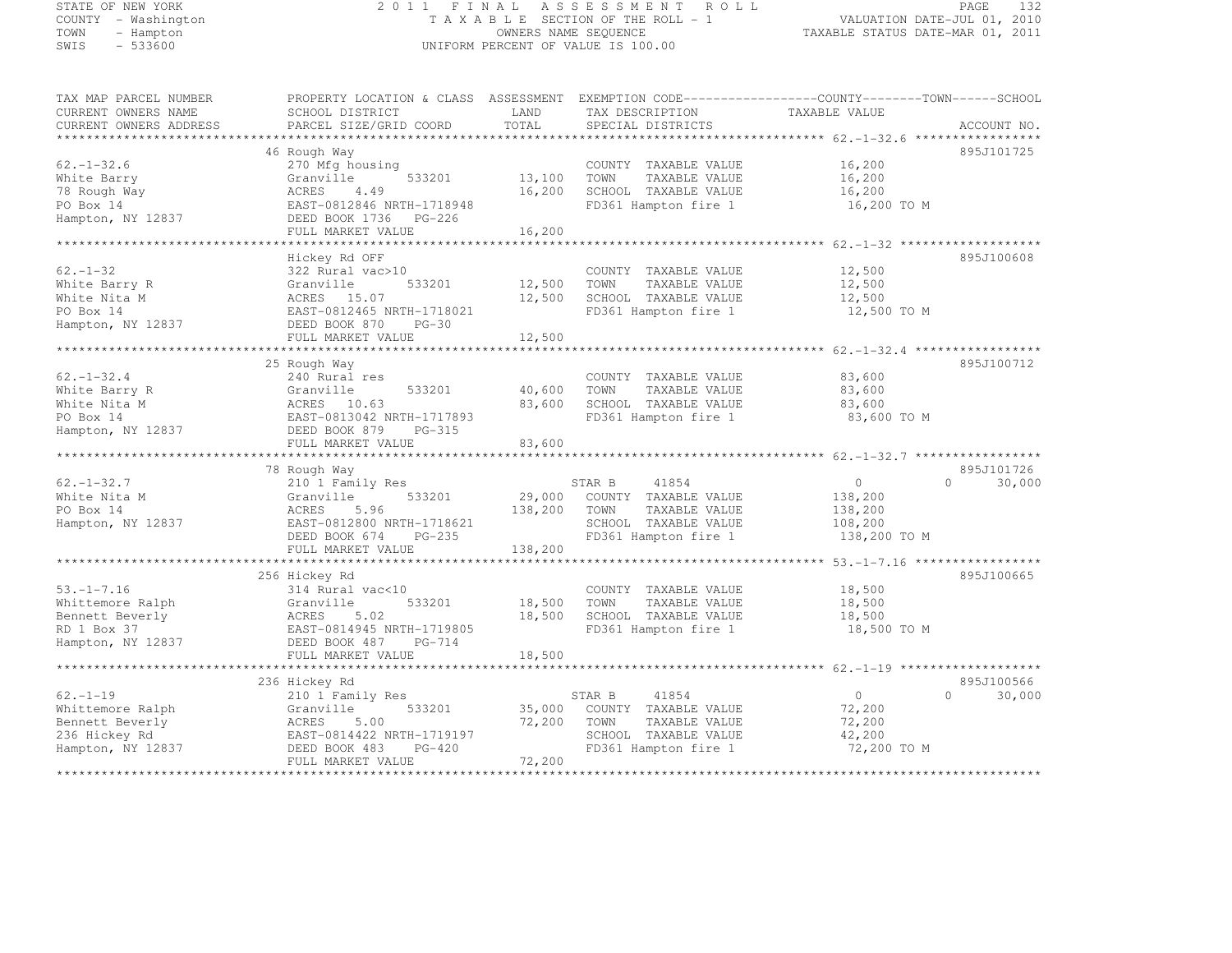STATE OF NEW YORK
COUNTY - Washington
TOWN - Hampton
SWIS - 533600

2011 FINAL ASSESSMENT ROLL
TAXABLE SECTION OF THE ROLL - 1
OWNERS NAME SEQUENCE
UNIFORM PERCENT OF VALUE IS 100.00

VALUATION DATE-JUL 01, 2010
TAXABLE STATUS DATE-MAR 01, 2011

```
TAX MAP PARCEL NUMBER      PROPERTY LOCATION & CLASS  ASSESSMENT  EXEMPTION CODE------------------COUNTY--------TOWN------SCHOOL
CURRENT OWNERS NAME        SCHOOL DISTRICT              LAND      TAX DESCRIPTION              TAXABLE VALUE
CURRENT OWNERS ADDRESS     PARCEL SIZE/GRID COORD       TOTAL     SPECIAL DISTRICTS                                  ACCOUNT NO.
******************************************************************************************************* 62.-1-32.6 *****************
                           46 Rough Way                                                                              895J101725
62.-1-32.6                 270 Mfg housing                        COUNTY  TAXABLE VALUE          16,200
White Barry                Granville      533201        13,100   TOWN    TAXABLE VALUE          16,200
78 Rough Way               ACRES     4.49               16,200   SCHOOL  TAXABLE VALUE          16,200
PO Box 14                  EAST-0812846 NRTH-1718948              FD361 Hampton fire 1            16,200 TO M
Hampton, NY 12837          DEED BOOK 1736   PG-226
                           FULL MARKET VALUE            16,200
******************************************************************************************************* 62.-1-32 *******************
                           Hickey Rd OFF                                                                             895J100608
62.-1-32                   322 Rural vac>10                       COUNTY  TAXABLE VALUE          12,500
White Barry R              Granville      533201        12,500   TOWN    TAXABLE VALUE          12,500
White Nita M               ACRES    15.07               12,500   SCHOOL  TAXABLE VALUE          12,500
PO Box 14                  EAST-0812465 NRTH-1718021              FD361 Hampton fire 1            12,500 TO M
Hampton, NY 12837          DEED BOOK 870    PG-30
                           FULL MARKET VALUE            12,500
******************************************************************************************************* 62.-1-32.4 *****************
                           25 Rough Way                                                                              895J100712
62.-1-32.4                 240 Rural res                          COUNTY  TAXABLE VALUE          83,600
White Barry R              Granville      533201        40,600   TOWN    TAXABLE VALUE          83,600
White Nita M               ACRES    10.63               83,600   SCHOOL  TAXABLE VALUE          83,600
PO Box 14                  EAST-0813042 NRTH-1717893              FD361 Hampton fire 1            83,600 TO M
Hampton, NY 12837          DEED BOOK 879    PG-315
                           FULL MARKET VALUE            83,600
******************************************************************************************************* 62.-1-32.7 *****************
                           78 Rough Way                                                                              895J101726
62.-1-32.7                 210 1 Family Res                       STAR B    41854                 0            0      30,000
White Nita M               Granville      533201        29,000   COUNTY  TAXABLE VALUE         138,200
PO Box 14                  ACRES     5.96              138,200   TOWN    TAXABLE VALUE         138,200
Hampton, NY 12837          EAST-0812800 NRTH-1718621              SCHOOL  TAXABLE VALUE         108,200
                           DEED BOOK 674    PG-235                FD361 Hampton fire 1           138,200 TO M
                           FULL MARKET VALUE           138,200
******************************************************************************************************* 53.-1-7.16 *****************
                           256 Hickey Rd                                                                             895J100665
53.-1-7.16                 314 Rural vac<10                       COUNTY  TAXABLE VALUE          18,500
Whittemore Ralph           Granville      533201        18,500   TOWN    TAXABLE VALUE          18,500
Bennett Beverly            ACRES     5.02               18,500   SCHOOL  TAXABLE VALUE          18,500
RD 1 Box 37                EAST-0814945 NRTH-1719805              FD361 Hampton fire 1            18,500 TO M
Hampton, NY 12837          DEED BOOK 487    PG-714
                           FULL MARKET VALUE            18,500
******************************************************************************************************* 62.-1-19 *******************
                           236 Hickey Rd                                                                             895J100566
62.-1-19                   210 1 Family Res                       STAR B    41854                 0            0      30,000
Whittemore Ralph           Granville      533201        35,000   COUNTY  TAXABLE VALUE          72,200
Bennett Beverly            ACRES     5.00               72,200   TOWN    TAXABLE VALUE          72,200
236 Hickey Rd              EAST-0814422 NRTH-1719197              SCHOOL  TAXABLE VALUE          42,200
Hampton, NY 12837          DEED BOOK 483    PG-420                FD361 Hampton fire 1            72,200 TO M
                           FULL MARKET VALUE            72,200
************************************************************************************************************************************
```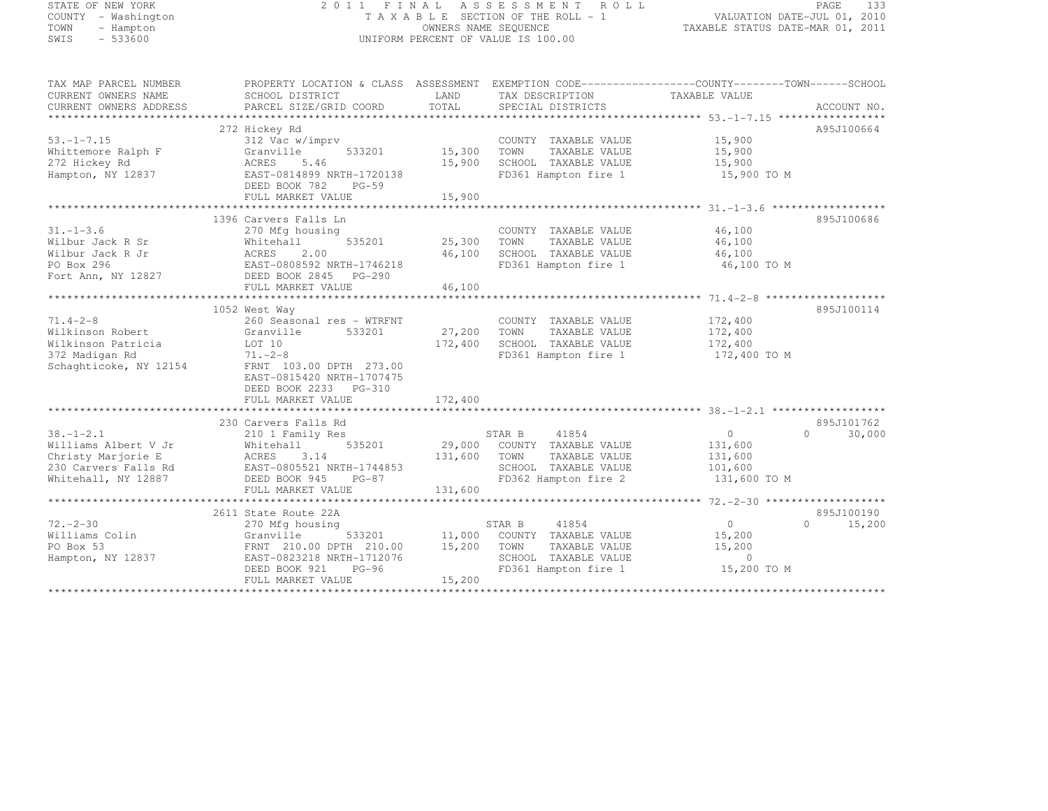STATE OF NEW YORK
COUNTY - Washington
TOWN - Hampton
SWIS - 533600

2011 FINAL ASSESSMENT ROLL
TAXABLE SECTION OF THE ROLL - 1
OWNERS NAME SEQUENCE
UNIFORM PERCENT OF VALUE IS 100.00

VALUATION DATE-JUL 01, 2010
TAXABLE STATUS DATE-MAR 01, 2011

```
TAX MAP PARCEL NUMBER          PROPERTY LOCATION & CLASS  ASSESSMENT  EXEMPTION CODE------------------COUNTY--------TOWN------SCHOOL
CURRENT OWNERS NAME            SCHOOL DISTRICT              LAND       TAX DESCRIPTION              TAXABLE VALUE
CURRENT OWNERS ADDRESS         PARCEL SIZE/GRID COORD       TOTAL      SPECIAL DISTRICTS                                    ACCOUNT NO.
******************************************************************************************************* 53.-1-7.15 *****************
                               272 Hickey Rd                                                                                A95J100664
53.-1-7.15                     312 Vac w/imprv                         COUNTY  TAXABLE VALUE          15,900
Whittemore Ralph F             Granville       533201       15,300     TOWN    TAXABLE VALUE          15,900
272 Hickey Rd                  ACRES    5.46                15,900     SCHOOL  TAXABLE VALUE          15,900
Hampton, NY 12837              EAST-0814899 NRTH-1720138               FD361 Hampton fire 1            15,900 TO M
                               DEED BOOK 782    PG-59
                               FULL MARKET VALUE            15,900
******************************************************************************************************* 31.-1-3.6 ******************
                               1396 Carvers Falls Ln                                                                        895J100686
31.-1-3.6                      270 Mfg housing                         COUNTY  TAXABLE VALUE          46,100
Wilbur Jack R Sr               Whitehall       535201       25,300     TOWN    TAXABLE VALUE          46,100
Wilbur Jack R Jr               ACRES    2.00                46,100     SCHOOL  TAXABLE VALUE          46,100
PO Box 296                     EAST-0808592 NRTH-1746218               FD361 Hampton fire 1            46,100 TO M
Fort Ann, NY 12827             DEED BOOK 2845   PG-290
                               FULL MARKET VALUE            46,100
******************************************************************************************************* 71.4-2-8 *******************
                               1052 West Way                                                                                895J100114
71.4-2-8                       260 Seasonal res - WTRFNT               COUNTY  TAXABLE VALUE         172,400
Wilkinson Robert               Granville       533201       27,200     TOWN    TAXABLE VALUE         172,400
Wilkinson Patricia             LOT 10                      172,400     SCHOOL  TAXABLE VALUE         172,400
372 Madigan Rd                 71.-2-8                                 FD361 Hampton fire 1           172,400 TO M
Schaghticoke, NY 12154         FRNT 103.00 DPTH 273.00
                               EAST-0815420 NRTH-1707475
                               DEED BOOK 2233   PG-310
                               FULL MARKET VALUE           172,400
******************************************************************************************************* 38.-1-2.1 ******************
                               230 Carvers Falls Rd                                                                         895J101762
38.-1-2.1                      210 1 Family Res                        STAR B    41854                     0             0      30,000
Williams Albert V Jr           Whitehall       535201       29,000     COUNTY  TAXABLE VALUE         131,600
Christy Marjorie E             ACRES    3.14               131,600     TOWN    TAXABLE VALUE         131,600
230 Carvers Falls Rd           EAST-0805521 NRTH-1744853               SCHOOL  TAXABLE VALUE         101,600
Whitehall, NY 12887            DEED BOOK 945    PG-87                  FD362 Hampton fire 2           131,600 TO M
                               FULL MARKET VALUE           131,600
******************************************************************************************************* 72.-2-30 *******************
                               2611 State Route 22A                                                                         895J100190
72.-2-30                       270 Mfg housing                         STAR B    41854                     0             0      15,200
Williams Colin                 Granville       533201       11,000     COUNTY  TAXABLE VALUE          15,200
PO Box 53                      FRNT 210.00 DPTH 210.00      15,200     TOWN    TAXABLE VALUE          15,200
Hampton, NY 12837              EAST-0823218 NRTH-1712076               SCHOOL  TAXABLE VALUE               0
                               DEED BOOK 921    PG-96                  FD361 Hampton fire 1            15,200 TO M
                               FULL MARKET VALUE            15,200
************************************************************************************************************************************
```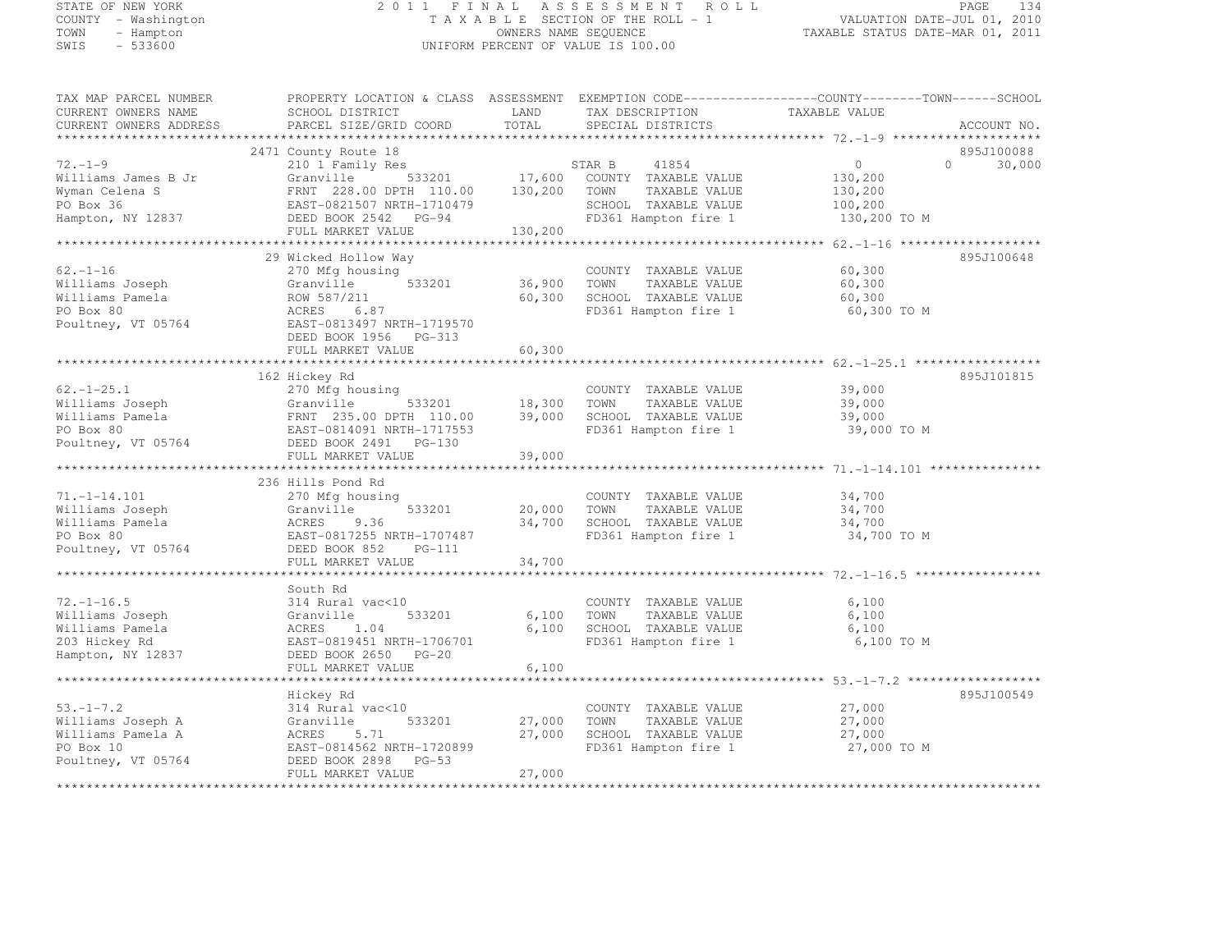STATE OF NEW YORK
COUNTY - Washington
TOWN - Hampton
SWIS - 533600

2011 FINAL ASSESSMENT ROLL
TAXABLE SECTION OF THE ROLL - 1
OWNERS NAME SEQUENCE
UNIFORM PERCENT OF VALUE IS 100.00

VALUATION DATE-JUL 01, 2010
TAXABLE STATUS DATE-MAR 01, 2011

```
TAX MAP PARCEL NUMBER     PROPERTY LOCATION & CLASS  ASSESSMENT  EXEMPTION CODE------------------COUNTY--------TOWN------SCHOOL
CURRENT OWNERS NAME       SCHOOL DISTRICT               LAND      TAX DESCRIPTION            TAXABLE VALUE
CURRENT OWNERS ADDRESS    PARCEL SIZE/GRID COORD        TOTAL     SPECIAL DISTRICTS                                    ACCOUNT NO.
******************************************************************************************************* 72.-1-9 ********************
                          2471 County Route 18                                                                         895J100088
72.-1-9                   210 1 Family Res                     STAR B     41854              0            0       30,000
Williams James B Jr       Granville        533201      17,600  COUNTY  TAXABLE VALUE          130,200
Wyman Celena S            FRNT 228.00 DPTH 110.00     130,200  TOWN    TAXABLE VALUE          130,200
PO Box 36                 EAST-0821507 NRTH-1710479            SCHOOL  TAXABLE VALUE          100,200
Hampton, NY 12837         DEED BOOK 2542   PG-94               FD361 Hampton fire 1           130,200 TO M
                          FULL MARKET VALUE           130,200
******************************************************************************************************* 62.-1-16 *******************
                          29 Wicked Hollow Way                                                                         895J100648
62.-1-16                  270 Mfg housing                      COUNTY  TAXABLE VALUE           60,300
Williams Joseph           Granville        533201      36,900  TOWN    TAXABLE VALUE           60,300
Williams Pamela           ROW 587/211                  60,300  SCHOOL  TAXABLE VALUE           60,300
PO Box 80                 ACRES    6.87                        FD361 Hampton fire 1            60,300 TO M
Poultney, VT 05764        EAST-0813497 NRTH-1719570
                          DEED BOOK 1956   PG-313
                          FULL MARKET VALUE            60,300
******************************************************************************************************* 62.-1-25.1 *****************
                          162 Hickey Rd                                                                                895J101815
62.-1-25.1                270 Mfg housing                      COUNTY  TAXABLE VALUE           39,000
Williams Joseph           Granville        533201      18,300  TOWN    TAXABLE VALUE           39,000
Williams Pamela           FRNT 235.00 DPTH 110.00      39,000  SCHOOL  TAXABLE VALUE           39,000
PO Box 80                 EAST-0814091 NRTH-1717553            FD361 Hampton fire 1            39,000 TO M
Poultney, VT 05764        DEED BOOK 2491   PG-130
                          FULL MARKET VALUE            39,000
******************************************************************************************************* 71.-1-14.101 ***************
                          236 Hills Pond Rd
71.-1-14.101              270 Mfg housing                      COUNTY  TAXABLE VALUE           34,700
Williams Joseph           Granville        533201      20,000  TOWN    TAXABLE VALUE           34,700
Williams Pamela           ACRES    9.36                34,700  SCHOOL  TAXABLE VALUE           34,700
PO Box 80                 EAST-0817255 NRTH-1707487            FD361 Hampton fire 1            34,700 TO M
Poultney, VT 05764        DEED BOOK 852    PG-111
                          FULL MARKET VALUE            34,700
******************************************************************************************************* 72.-1-16.5 *****************
                          South Rd
72.-1-16.5                314 Rural vac<10                     COUNTY  TAXABLE VALUE            6,100
Williams Joseph           Granville        533201       6,100  TOWN    TAXABLE VALUE            6,100
Williams Pamela           ACRES    1.04                 6,100  SCHOOL  TAXABLE VALUE            6,100
203 Hickey Rd             EAST-0819451 NRTH-1706701            FD361 Hampton fire 1             6,100 TO M
Hampton, NY 12837         DEED BOOK 2650   PG-20
                          FULL MARKET VALUE             6,100
******************************************************************************************************* 53.-1-7.2 ******************
                          Hickey Rd                                                                                    895J100549
53.-1-7.2                 314 Rural vac<10                     COUNTY  TAXABLE VALUE           27,000
Williams Joseph A         Granville        533201      27,000  TOWN    TAXABLE VALUE           27,000
Williams Pamela A         ACRES    5.71                27,000  SCHOOL  TAXABLE VALUE           27,000
PO Box 10                 EAST-0814562 NRTH-1720899            FD361 Hampton fire 1            27,000 TO M
Poultney, VT 05764        DEED BOOK 2898   PG-53
                          FULL MARKET VALUE            27,000
************************************************************************************************************************************
```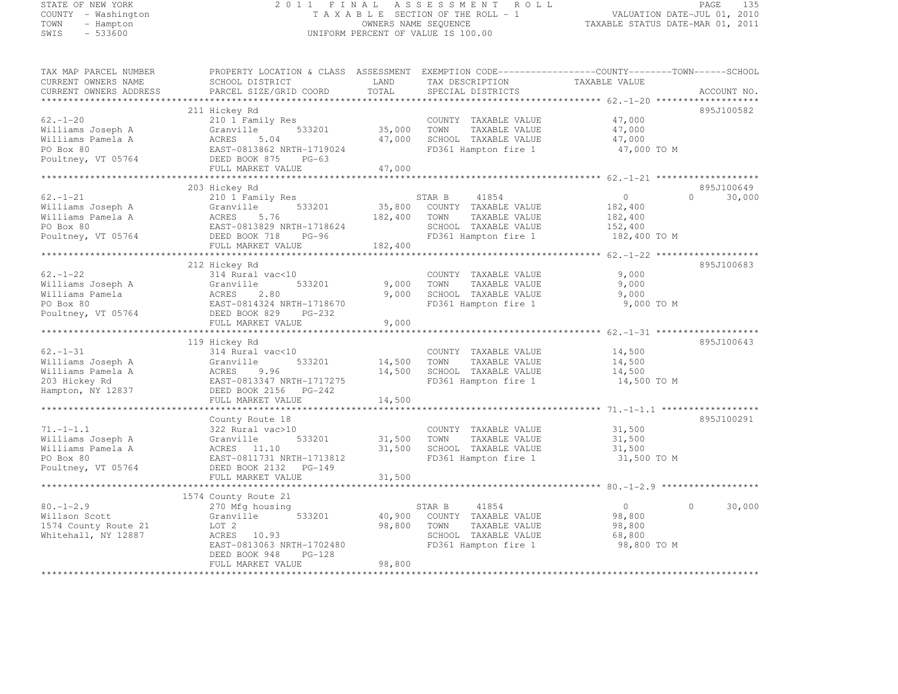STATE OF NEW YORK
COUNTY - Washington
TOWN - Hampton
SWIS - 533600

2011 FINAL ASSESSMENT ROLL
TAXABLE SECTION OF THE ROLL - 1
OWNERS NAME SEQUENCE
UNIFORM PERCENT OF VALUE IS 100.00

VALUATION DATE-JUL 01, 2010
TAXABLE STATUS DATE-MAR 01, 2011

| TAX MAP PARCEL NUMBER / CURRENT OWNERS NAME / CURRENT OWNERS ADDRESS | PROPERTY LOCATION & CLASS / SCHOOL DISTRICT / PARCEL SIZE/GRID COORD | ASSESSMENT LAND / TOTAL | EXEMPTION CODE / TAX DESCRIPTION / SPECIAL DISTRICTS | COUNTY | TOWN | SCHOOL / TAXABLE VALUE | ACCOUNT NO. |
|---|---|---|---|---|---|---|---|
| 62.-1-20 | 211 Hickey Rd | | | | | | 895J100582 |
| | 210 1 Family Res | | COUNTY TAXABLE VALUE | 47,000 | | | |
| Williams Joseph A | Granville 533201 | 35,000 | TOWN TAXABLE VALUE | | 47,000 | | |
| Williams Pamela A | ACRES 5.04 | 47,000 | SCHOOL TAXABLE VALUE | | | 47,000 | |
| PO Box 80 | EAST-0813862 NRTH-1719024 | | FD361 Hampton fire 1 | 47,000 TO M | | | |
| Poultney, VT 05764 | DEED BOOK 875 PG-63 | | | | | | |
| | FULL MARKET VALUE | 47,000 | | | | | |
| 62.-1-21 | 203 Hickey Rd | | | | | | 895J100649 |
| | 210 1 Family Res | | STAR B 41854 | 0 | 0 | 30,000 | |
| Williams Joseph A | Granville 533201 | 35,800 | COUNTY TAXABLE VALUE | 182,400 | | | |
| Williams Pamela A | ACRES 5.76 | 182,400 | TOWN TAXABLE VALUE | | 182,400 | | |
| PO Box 80 | EAST-0813829 NRTH-1718624 | | SCHOOL TAXABLE VALUE | | | 152,400 | |
| Poultney, VT 05764 | DEED BOOK 718 PG-96 | | FD361 Hampton fire 1 | 182,400 TO M | | | |
| | FULL MARKET VALUE | 182,400 | | | | | |
| 62.-1-22 | 212 Hickey Rd | | | | | | 895J100683 |
| | 314 Rural vac<10 | | COUNTY TAXABLE VALUE | 9,000 | | | |
| Williams Joseph A | Granville 533201 | 9,000 | TOWN TAXABLE VALUE | | 9,000 | | |
| Williams Pamela | ACRES 2.80 | 9,000 | SCHOOL TAXABLE VALUE | | | 9,000 | |
| PO Box 80 | EAST-0814324 NRTH-1718670 | | FD361 Hampton fire 1 | 9,000 TO M | | | |
| Poultney, VT 05764 | DEED BOOK 829 PG-232 | | | | | | |
| | FULL MARKET VALUE | 9,000 | | | | | |
| 62.-1-31 | 119 Hickey Rd | | | | | | 895J100643 |
| | 314 Rural vac<10 | | COUNTY TAXABLE VALUE | 14,500 | | | |
| Williams Joseph A | Granville 533201 | 14,500 | TOWN TAXABLE VALUE | | 14,500 | | |
| Williams Pamela A | ACRES 9.96 | 14,500 | SCHOOL TAXABLE VALUE | | | 14,500 | |
| 203 Hickey Rd | EAST-0813347 NRTH-1717275 | | FD361 Hampton fire 1 | 14,500 TO M | | | |
| Hampton, NY 12837 | DEED BOOK 2156 PG-242 | | | | | | |
| | FULL MARKET VALUE | 14,500 | | | | | |
| 71.-1-1.1 | County Route 18 | | | | | | 895J100291 |
| | 322 Rural vac>10 | | COUNTY TAXABLE VALUE | 31,500 | | | |
| Williams Joseph A | Granville 533201 | 31,500 | TOWN TAXABLE VALUE | | 31,500 | | |
| Williams Pamela A | ACRES 11.10 | 31,500 | SCHOOL TAXABLE VALUE | | | 31,500 | |
| PO Box 80 | EAST-0811731 NRTH-1713812 | | FD361 Hampton fire 1 | 31,500 TO M | | | |
| Poultney, VT 05764 | DEED BOOK 2132 PG-149 | | | | | | |
| | FULL MARKET VALUE | 31,500 | | | | | |
| 80.-1-2.9 | 1574 County Route 21 | | | | | | |
| | 270 Mfg housing | | STAR B 41854 | 0 | 0 | 30,000 | |
| Willson Scott | Granville 533201 | 40,900 | COUNTY TAXABLE VALUE | 98,800 | | | |
| 1574 County Route 21 | LOT 2 | 98,800 | TOWN TAXABLE VALUE | | 98,800 | | |
| Whitehall, NY 12887 | ACRES 10.93 | | SCHOOL TAXABLE VALUE | | | 68,800 | |
| | EAST-0813063 NRTH-1702480 | | FD361 Hampton fire 1 | 98,800 TO M | | | |
| | DEED BOOK 948 PG-128 | | | | | | |
| | FULL MARKET VALUE | 98,800 | | | | | |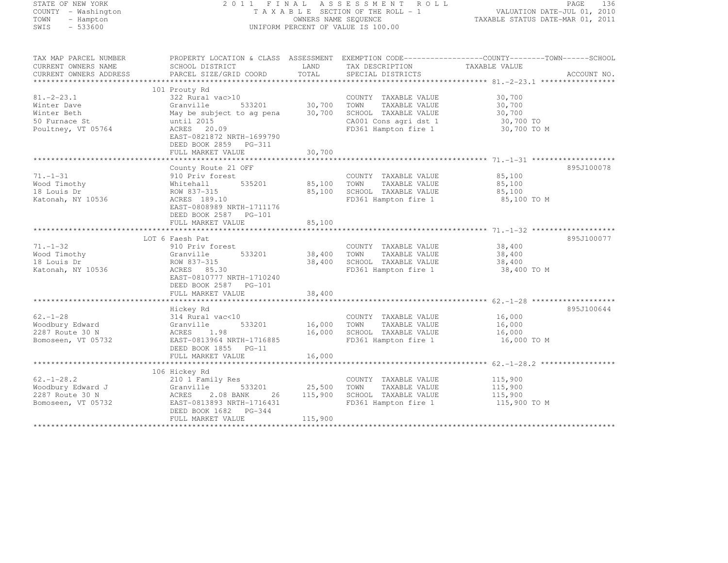STATE OF NEW YORK — 2011 FINAL ASSESSMENT ROLL
COUNTY - Washington — TAXABLE SECTION OF THE ROLL - 1 — VALUATION DATE-JUL 01, 2010
TOWN - Hampton — OWNERS NAME SEQUENCE — TAXABLE STATUS DATE-MAR 01, 2011
SWIS - 533600 — UNIFORM PERCENT OF VALUE IS 100.00

| TAX MAP PARCEL NUMBER / CURRENT OWNERS NAME / CURRENT OWNERS ADDRESS | PROPERTY LOCATION & CLASS / SCHOOL DISTRICT / PARCEL SIZE/GRID COORD | ASSESSMENT LAND / TOTAL | EXEMPTION CODE / TAX DESCRIPTION / SPECIAL DISTRICTS | COUNTY / TOWN / SCHOOL TAXABLE VALUE | ACCOUNT NO. |
|---|---|---|---|---|---|
| **81.-2-23.1** | 101 Prouty Rd | | | | |
| 81.-2-23.1 | 322 Rural vac>10 | | COUNTY TAXABLE VALUE | 30,700 | |
| Winter Dave | Granville 533201 | 30,700 | TOWN TAXABLE VALUE | 30,700 | |
| Winter Beth | May be subject to ag pena | 30,700 | SCHOOL TAXABLE VALUE | 30,700 | |
| 50 Furnace St | until 2015 | | CA001 Cons agri dst 1 | 30,700 TO | |
| Poultney, VT 05764 | ACRES 20.09 | | FD361 Hampton fire 1 | 30,700 TO M | |
| | EAST-0821872 NRTH-1699790 | | | | |
| | DEED BOOK 2859 PG-311 | | | | |
| | FULL MARKET VALUE | 30,700 | | | |
| **71.-1-31** | County Route 21 OFF | | | | 895J100078 |
| 71.-1-31 | 910 Priv forest | | COUNTY TAXABLE VALUE | 85,100 | |
| Wood Timothy | Whitehall 535201 | 85,100 | TOWN TAXABLE VALUE | 85,100 | |
| 18 Louis Dr | ROW 837-315 | 85,100 | SCHOOL TAXABLE VALUE | 85,100 | |
| Katonah, NY 10536 | ACRES 189.10 | | FD361 Hampton fire 1 | 85,100 TO M | |
| | EAST-0808989 NRTH-1711176 | | | | |
| | DEED BOOK 2587 PG-101 | | | | |
| | FULL MARKET VALUE | 85,100 | | | |
| **71.-1-32** | LOT 6 Faesh Pat | | | | 895J100077 |
| 71.-1-32 | 910 Priv forest | | COUNTY TAXABLE VALUE | 38,400 | |
| Wood Timothy | Granville 533201 | 38,400 | TOWN TAXABLE VALUE | 38,400 | |
| 18 Louis Dr | ROW 837-315 | 38,400 | SCHOOL TAXABLE VALUE | 38,400 | |
| Katonah, NY 10536 | ACRES 85.30 | | FD361 Hampton fire 1 | 38,400 TO M | |
| | EAST-0810777 NRTH-1710240 | | | | |
| | DEED BOOK 2587 PG-101 | | | | |
| | FULL MARKET VALUE | 38,400 | | | |
| **62.-1-28** | Hickey Rd | | | | 895J100644 |
| 62.-1-28 | 314 Rural vac<10 | | COUNTY TAXABLE VALUE | 16,000 | |
| Woodbury Edward | Granville 533201 | 16,000 | TOWN TAXABLE VALUE | 16,000 | |
| 2287 Route 30 N | ACRES 1.98 | 16,000 | SCHOOL TAXABLE VALUE | 16,000 | |
| Bomoseen, VT 05732 | EAST-0813964 NRTH-1716885 | | FD361 Hampton fire 1 | 16,000 TO M | |
| | DEED BOOK 1855 PG-11 | | | | |
| | FULL MARKET VALUE | 16,000 | | | |
| **62.-1-28.2** | 106 Hickey Rd | | | | |
| 62.-1-28.2 | 210 1 Family Res | | COUNTY TAXABLE VALUE | 115,900 | |
| Woodbury Edward J | Granville 533201 | 25,500 | TOWN TAXABLE VALUE | 115,900 | |
| 2287 Route 30 N | ACRES 2.08 BANK 26 | 115,900 | SCHOOL TAXABLE VALUE | 115,900 | |
| Bomoseen, VT 05732 | EAST-0813893 NRTH-1716431 | | FD361 Hampton fire 1 | 115,900 TO M | |
| | DEED BOOK 1682 PG-344 | | | | |
| | FULL MARKET VALUE | 115,900 | | | |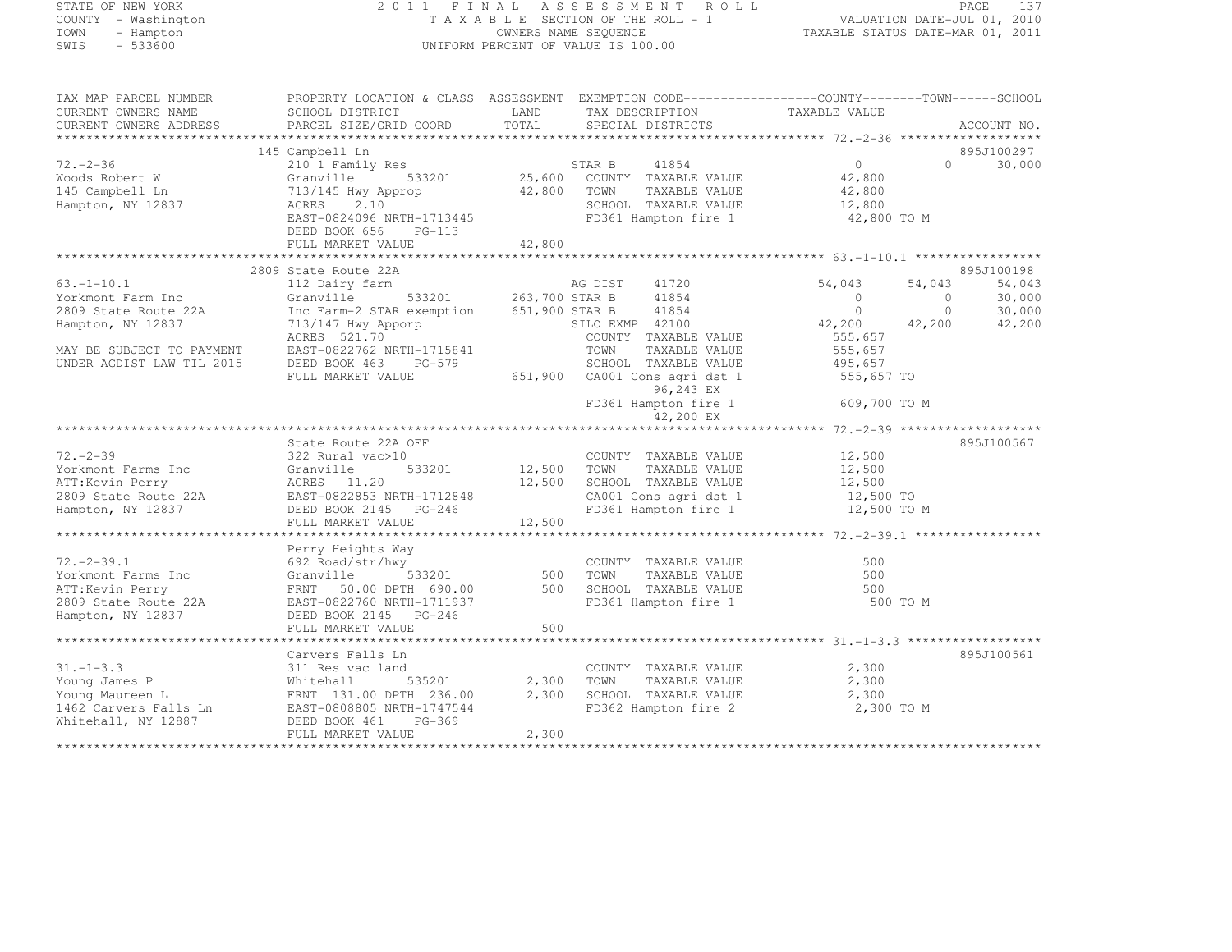STATE OF NEW YORK
COUNTY - Washington
TOWN - Hampton
SWIS - 533600

2011 FINAL ASSESSMENT ROLL
TAXABLE SECTION OF THE ROLL - 1
OWNERS NAME SEQUENCE
UNIFORM PERCENT OF VALUE IS 100.00

VALUATION DATE-JUL 01, 2010
TAXABLE STATUS DATE-MAR 01, 2011

```
TAX MAP PARCEL NUMBER      PROPERTY LOCATION & CLASS  ASSESSMENT  EXEMPTION CODE------------------COUNTY--------TOWN------SCHOOL
CURRENT OWNERS NAME        SCHOOL DISTRICT               LAND      TAX DESCRIPTION              TAXABLE VALUE
CURRENT OWNERS ADDRESS     PARCEL SIZE/GRID COORD        TOTAL     SPECIAL DISTRICTS                                  ACCOUNT NO.
******************************************************************************************************* 72.-2-36 *******************
                           145 Campbell Ln                                                                            895J100297
72.-2-36                   210 1 Family Res                      STAR B    41854              0            0        30,000
Woods Robert W             Granville       533201        25,600    COUNTY  TAXABLE VALUE          42,800
145 Campbell Ln            713/145 Hwy Approp           42,800    TOWN    TAXABLE VALUE          42,800
Hampton, NY 12837          ACRES    2.10                           SCHOOL  TAXABLE VALUE          12,800
                           EAST-0824096 NRTH-1713445               FD361 Hampton fire 1            42,800 TO M
                           DEED BOOK 656    PG-113
                           FULL MARKET VALUE            42,800
******************************************************************************************************* 63.-1-10.1 *****************
                           2809 State Route 22A                                                                       895J100198
63.-1-10.1                 112 Dairy farm                        AG DIST   41720          54,043       54,043       54,043
Yorkmont Farm Inc          Granville       533201       263,700 STAR B    41854              0            0        30,000
2809 State Route 22A       Inc Farm-2 STAR exemption    651,900 STAR B    41854              0            0        30,000
Hampton, NY 12837          713/147 Hwy Apporp                    SILO EXMP 42100          42,200       42,200       42,200
                           ACRES  521.70                           COUNTY  TAXABLE VALUE         555,657
MAY BE SUBJECT TO PAYMENT  EAST-0822762 NRTH-1715841               TOWN    TAXABLE VALUE         555,657
UNDER AGDIST LAW TIL 2015  DEED BOOK 463    PG-579                 SCHOOL  TAXABLE VALUE         495,657
                           FULL MARKET VALUE           651,900    CA001 Cons agri dst 1          555,657 TO
                                                                        96,243 EX
                                                                   FD361 Hampton fire 1           609,700 TO M
                                                                        42,200 EX
******************************************************************************************************* 72.-2-39 *******************
                           State Route 22A OFF                                                                        895J100567
72.-2-39                   322 Rural vac>10                        COUNTY  TAXABLE VALUE          12,500
Yorkmont Farms Inc         Granville       533201        12,500    TOWN    TAXABLE VALUE          12,500
ATT:Kevin Perry            ACRES   11.20                12,500    SCHOOL  TAXABLE VALUE          12,500
2809 State Route 22A       EAST-0822853 NRTH-1712848               CA001 Cons agri dst 1           12,500 TO
Hampton, NY 12837          DEED BOOK 2145   PG-246                 FD361 Hampton fire 1            12,500 TO M
                           FULL MARKET VALUE            12,500
******************************************************************************************************* 72.-2-39.1 *****************
                           Perry Heights Way
72.-2-39.1                 692 Road/str/hwy                        COUNTY  TAXABLE VALUE             500
Yorkmont Farms Inc         Granville       533201           500    TOWN    TAXABLE VALUE             500
ATT:Kevin Perry            FRNT   50.00 DPTH 690.00          500    SCHOOL  TAXABLE VALUE             500
2809 State Route 22A       EAST-0822760 NRTH-1711937               FD361 Hampton fire 1               500 TO M
Hampton, NY 12837          DEED BOOK 2145   PG-246
                           FULL MARKET VALUE               500
******************************************************************************************************* 31.-1-3.3 ******************
                           Carvers Falls Ln                                                                           895J100561
31.-1-3.3                  311 Res vac land                        COUNTY  TAXABLE VALUE           2,300
Young James P              Whitehall       535201         2,300    TOWN    TAXABLE VALUE           2,300
Young Maureen L            FRNT  131.00 DPTH 236.00        2,300    SCHOOL  TAXABLE VALUE           2,300
1462 Carvers Falls Ln      EAST-0808805 NRTH-1747544               FD362 Hampton fire 2             2,300 TO M
Whitehall, NY 12887        DEED BOOK 461    PG-369
                           FULL MARKET VALUE             2,300
************************************************************************************************************************************
```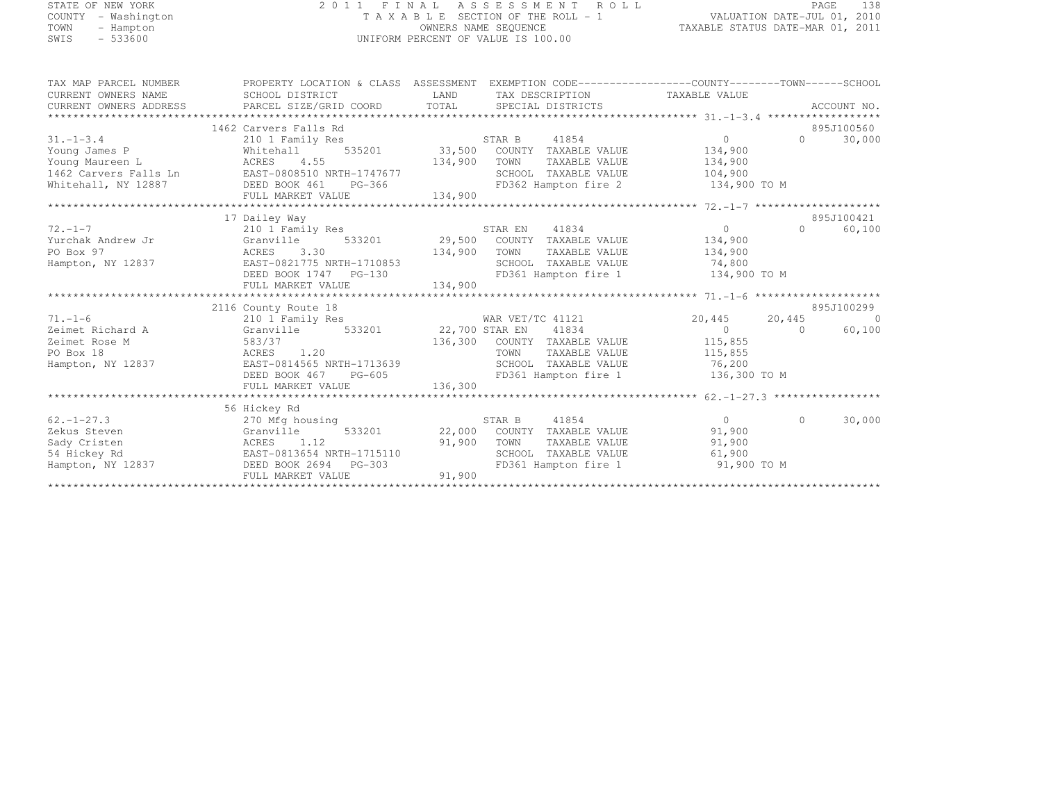STATE OF NEW YORK
COUNTY - Washington
TOWN - Hampton
SWIS - 533600

2011 FINAL ASSESSMENT ROLL
TAXABLE SECTION OF THE ROLL - 1
OWNERS NAME SEQUENCE
UNIFORM PERCENT OF VALUE IS 100.00

VALUATION DATE-JUL 01, 2010
TAXABLE STATUS DATE-MAR 01, 2011

```
TAX MAP PARCEL NUMBER     PROPERTY LOCATION & CLASS  ASSESSMENT  EXEMPTION CODE------------------COUNTY--------TOWN------SCHOOL
CURRENT OWNERS NAME       SCHOOL DISTRICT               LAND      TAX DESCRIPTION              TAXABLE VALUE
CURRENT OWNERS ADDRESS    PARCEL SIZE/GRID COORD        TOTAL     SPECIAL DISTRICTS                                    ACCOUNT NO.
******************************************************************************************************* 31.-1-3.4 ******************
                          1462 Carvers Falls Rd                                                                        895J100560
31.-1-3.4                 210 1 Family Res                        STAR B     41854                   0           0      30,000
Young James P             Whitehall      535201        33,500     COUNTY  TAXABLE VALUE         134,900
Young Maureen L           ACRES    4.55               134,900     TOWN    TAXABLE VALUE         134,900
1462 Carvers Falls Ln     EAST-0808510 NRTH-1747677               SCHOOL  TAXABLE VALUE         104,900
Whitehall, NY 12887       DEED BOOK 461    PG-366                 FD362 Hampton fire 2           134,900 TO M
                          FULL MARKET VALUE           134,900
******************************************************************************************************* 72.-1-7 ********************
                          17 Dailey Way                                                                                895J100421
72.-1-7                   210 1 Family Res                        STAR EN    41834                   0           0      60,100
Yurchak Andrew Jr         Granville      533201        29,500     COUNTY  TAXABLE VALUE         134,900
PO Box 97                 ACRES    3.30               134,900     TOWN    TAXABLE VALUE         134,900
Hampton, NY 12837         EAST-0821775 NRTH-1710853               SCHOOL  TAXABLE VALUE          74,800
                          DEED BOOK 1747   PG-130                 FD361 Hampton fire 1           134,900 TO M
                          FULL MARKET VALUE           134,900
******************************************************************************************************* 71.-1-6 ********************
                          2116 County Route 18                                                                         895J100299
71.-1-6                   210 1 Family Res                        WAR VET/TC 41121              20,445      20,445           0
Zeimet Richard A          Granville      533201        22,700 STAR EN    41834                   0           0      60,100
Zeimet Rose M             583/37                      136,300     COUNTY  TAXABLE VALUE         115,855
PO Box 18                 ACRES    1.20                           TOWN    TAXABLE VALUE         115,855
Hampton, NY 12837         EAST-0814565 NRTH-1713639               SCHOOL  TAXABLE VALUE          76,200
                          DEED BOOK 467    PG-605                 FD361 Hampton fire 1           136,300 TO M
                          FULL MARKET VALUE           136,300
******************************************************************************************************* 62.-1-27.3 *****************
                          56 Hickey Rd
62.-1-27.3                270 Mfg housing                         STAR B     41854                   0           0      30,000
Zekus Steven              Granville      533201        22,000     COUNTY  TAXABLE VALUE          91,900
Sady Cristen              ACRES    1.12                91,900     TOWN    TAXABLE VALUE          91,900
54 Hickey Rd              EAST-0813654 NRTH-1715110               SCHOOL  TAXABLE VALUE          61,900
Hampton, NY 12837         DEED BOOK 2694   PG-303                 FD361 Hampton fire 1            91,900 TO M
                          FULL MARKET VALUE            91,900
************************************************************************************************************************************
```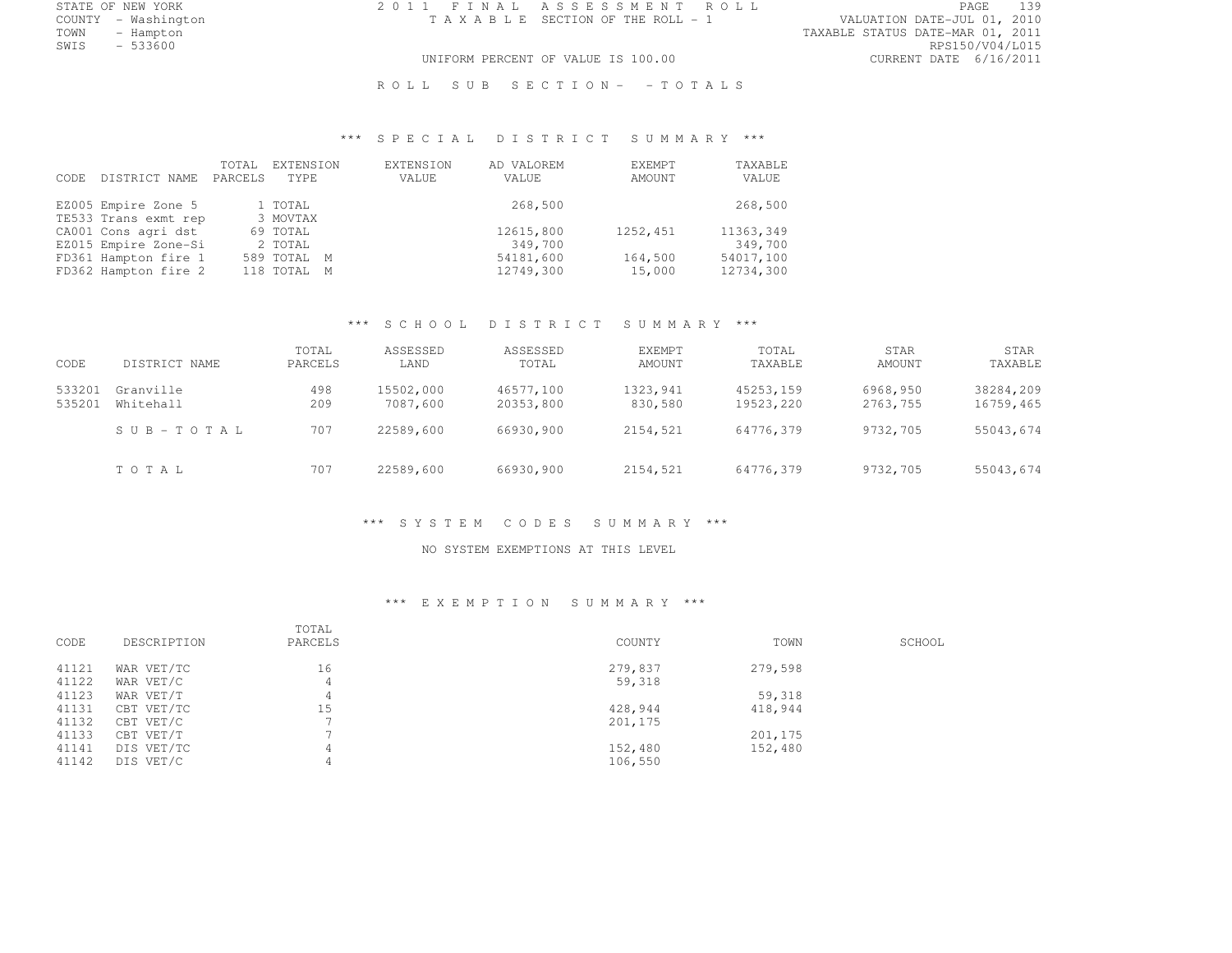STATE OF NEW YORK
COUNTY - Washington
TOWN - Hampton
SWIS - 533600

2011 FINAL ASSESSMENT ROLL
TAXABLE SECTION OF THE ROLL - 1

UNIFORM PERCENT OF VALUE IS 100.00

VALUATION DATE-JUL 01, 2010
TAXABLE STATUS DATE-MAR 01, 2011
RPS150/V04/L015
CURRENT DATE 6/16/2011

ROLL SUB SECTION- - TOTALS

## *** SPECIAL DISTRICT SUMMARY ***

| CODE | DISTRICT NAME | TOTAL PARCELS | EXTENSION TYPE | EXTENSION VALUE | AD VALOREM VALUE | EXEMPT AMOUNT | TAXABLE VALUE |
|---|---|---|---|---|---|---|---|
| EZ005 | Empire Zone 5 | 1 | TOTAL | | 268,500 | | 268,500 |
| TE533 | Trans exmt rep | 3 | MOVTAX | | | | |
| CA001 | Cons agri dst | 69 | TOTAL | | 12615,800 | 1252,451 | 11363,349 |
| EZ015 | Empire Zone-Si | 2 | TOTAL | | 349,700 | | 349,700 |
| FD361 | Hampton fire 1 | 589 | TOTAL M | | 54181,600 | 164,500 | 54017,100 |
| FD362 | Hampton fire 2 | 118 | TOTAL M | | 12749,300 | 15,000 | 12734,300 |

## *** SCHOOL DISTRICT SUMMARY ***

| CODE | DISTRICT NAME | TOTAL PARCELS | ASSESSED LAND | ASSESSED TOTAL | EXEMPT AMOUNT | TOTAL TAXABLE | STAR AMOUNT | STAR TAXABLE |
|---|---|---|---|---|---|---|---|---|
| 533201 | Granville | 498 | 15502,000 | 46577,100 | 1323,941 | 45253,159 | 6968,950 | 38284,209 |
| 535201 | Whitehall | 209 | 7087,600 | 20353,800 | 830,580 | 19523,220 | 2763,755 | 16759,465 |
| | SUB-TOTAL | 707 | 22589,600 | 66930,900 | 2154,521 | 64776,379 | 9732,705 | 55043,674 |
| | TOTAL | 707 | 22589,600 | 66930,900 | 2154,521 | 64776,379 | 9732,705 | 55043,674 |

## *** SYSTEM CODES SUMMARY ***

NO SYSTEM EXEMPTIONS AT THIS LEVEL

## *** EXEMPTION SUMMARY ***

| CODE | DESCRIPTION | TOTAL PARCELS | COUNTY | TOWN | SCHOOL |
|---|---|---|---|---|---|
| 41121 | WAR VET/TC | 16 | 279,837 | 279,598 | |
| 41122 | WAR VET/C | 4 | 59,318 | | |
| 41123 | WAR VET/T | 4 | | 59,318 | |
| 41131 | CBT VET/TC | 15 | 428,944 | 418,944 | |
| 41132 | CBT VET/C | 7 | 201,175 | | |
| 41133 | CBT VET/T | 7 | | 201,175 | |
| 41141 | DIS VET/TC | 4 | 152,480 | 152,480 | |
| 41142 | DIS VET/C | 4 | 106,550 | | |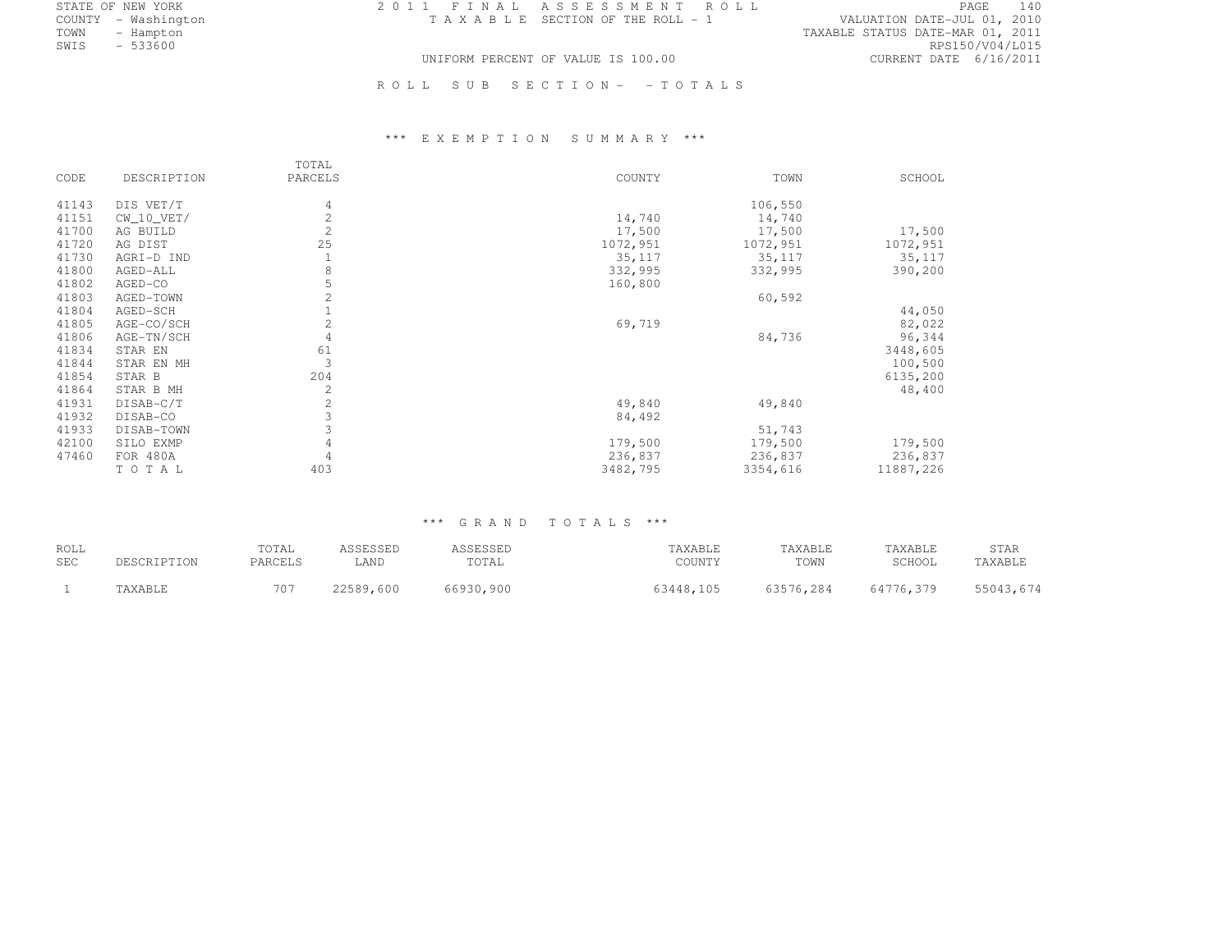STATE OF NEW YORK
COUNTY - Washington
TOWN - Hampton
SWIS - 533600

2011 FINAL ASSESSMENT ROLL
TAXABLE SECTION OF THE ROLL - 1

UNIFORM PERCENT OF VALUE IS 100.00

VALUATION DATE-JUL 01, 2010
TAXABLE STATUS DATE-MAR 01, 2011
RPS150/V04/L015
CURRENT DATE 6/16/2011

ROLL SUB SECTION- - TOTALS

*** EXEMPTION SUMMARY ***

| CODE | DESCRIPTION | TOTAL PARCELS | COUNTY | TOWN | SCHOOL |
|---|---|---|---|---|---|
| 41143 | DIS VET/T | 4 | | 106,550 | |
| 41151 | CW_10_VET/ | 2 | 14,740 | 14,740 | |
| 41700 | AG BUILD | 2 | 17,500 | 17,500 | 17,500 |
| 41720 | AG DIST | 25 | 1072,951 | 1072,951 | 1072,951 |
| 41730 | AGRI-D IND | 1 | 35,117 | 35,117 | 35,117 |
| 41800 | AGED-ALL | 8 | 332,995 | 332,995 | 390,200 |
| 41802 | AGED-CO | 5 | 160,800 | | |
| 41803 | AGED-TOWN | 2 | | 60,592 | |
| 41804 | AGED-SCH | 1 | | | 44,050 |
| 41805 | AGE-CO/SCH | 2 | 69,719 | | 82,022 |
| 41806 | AGE-TN/SCH | 4 | | 84,736 | 96,344 |
| 41834 | STAR EN | 61 | | | 3448,605 |
| 41844 | STAR EN MH | 3 | | | 100,500 |
| 41854 | STAR B | 204 | | | 6135,200 |
| 41864 | STAR B MH | 2 | | | 48,400 |
| 41931 | DISAB-C/T | 2 | 49,840 | 49,840 | |
| 41932 | DISAB-CO | 3 | 84,492 | | |
| 41933 | DISAB-TOWN | 3 | | 51,743 | |
| 42100 | SILO EXMP | 4 | 179,500 | 179,500 | 179,500 |
| 47460 | FOR 480A | 4 | 236,837 | 236,837 | 236,837 |
| | TOTAL | 403 | 3482,795 | 3354,616 | 11887,226 |

*** GRAND TOTALS ***

| ROLL SEC | DESCRIPTION | TOTAL PARCELS | ASSESSED LAND | ASSESSED TOTAL | TAXABLE COUNTY | TAXABLE TOWN | TAXABLE SCHOOL | STAR TAXABLE |
|---|---|---|---|---|---|---|---|---|
| 1 | TAXABLE | 707 | 22589,600 | 66930,900 | 63448,105 | 63576,284 | 64776,379 | 55043,674 |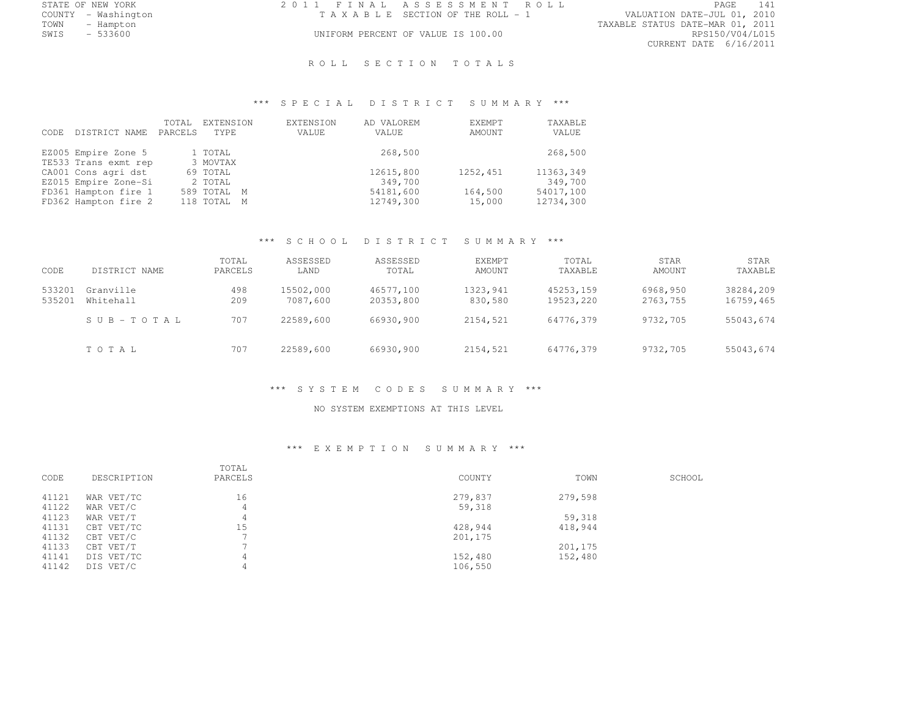STATE OF NEW YORK
COUNTY - Washington
TOWN - Hampton
SWIS - 533600

2 0 1 1 F I N A L A S S E S S M E N T R O L L
T A X A B L E SECTION OF THE ROLL - 1
UNIFORM PERCENT OF VALUE IS 100.00

VALUATION DATE-JUL 01, 2010
TAXABLE STATUS DATE-MAR 01, 2011
RPS150/V04/L015
CURRENT DATE 6/16/2011

## R O L L S E C T I O N T O T A L S

### *** S P E C I A L D I S T R I C T S U M M A R Y ***

| CODE | DISTRICT NAME | TOTAL PARCELS | EXTENSION TYPE | EXTENSION VALUE | AD VALOREM VALUE | EXEMPT AMOUNT | TAXABLE VALUE |
|---|---|---|---|---|---|---|---|
| EZ005 | Empire Zone 5 | 1 | TOTAL | | 268,500 | | 268,500 |
| TE533 | Trans exmt rep | 3 | MOVTAX | | | | |
| CA001 | Cons agri dst | 69 | TOTAL | | 12615,800 | 1252,451 | 11363,349 |
| EZ015 | Empire Zone-Si | 2 | TOTAL | | 349,700 | | 349,700 |
| FD361 | Hampton fire 1 | 589 | TOTAL M | | 54181,600 | 164,500 | 54017,100 |
| FD362 | Hampton fire 2 | 118 | TOTAL M | | 12749,300 | 15,000 | 12734,300 |

### *** S C H O O L D I S T R I C T S U M M A R Y ***

| CODE | DISTRICT NAME | TOTAL PARCELS | ASSESSED LAND | ASSESSED TOTAL | EXEMPT AMOUNT | TOTAL TAXABLE | STAR AMOUNT | STAR TAXABLE |
|---|---|---|---|---|---|---|---|---|
| 533201 | Granville | 498 | 15502,000 | 46577,100 | 1323,941 | 45253,159 | 6968,950 | 38284,209 |
| 535201 | Whitehall | 209 | 7087,600 | 20353,800 | 830,580 | 19523,220 | 2763,755 | 16759,465 |
| | S U B - T O T A L | 707 | 22589,600 | 66930,900 | 2154,521 | 64776,379 | 9732,705 | 55043,674 |
| | T O T A L | 707 | 22589,600 | 66930,900 | 2154,521 | 64776,379 | 9732,705 | 55043,674 |

### *** S Y S T E M C O D E S S U M M A R Y ***

NO SYSTEM EXEMPTIONS AT THIS LEVEL

### *** E X E M P T I O N S U M M A R Y ***

| CODE | DESCRIPTION | TOTAL PARCELS | COUNTY | TOWN | SCHOOL |
|---|---|---|---|---|---|
| 41121 | WAR VET/TC | 16 | 279,837 | 279,598 | |
| 41122 | WAR VET/C | 4 | 59,318 | | |
| 41123 | WAR VET/T | 4 | | 59,318 | |
| 41131 | CBT VET/TC | 15 | 428,944 | 418,944 | |
| 41132 | CBT VET/C | 7 | 201,175 | | |
| 41133 | CBT VET/T | 7 | | 201,175 | |
| 41141 | DIS VET/TC | 4 | 152,480 | 152,480 | |
| 41142 | DIS VET/C | 4 | 106,550 | | |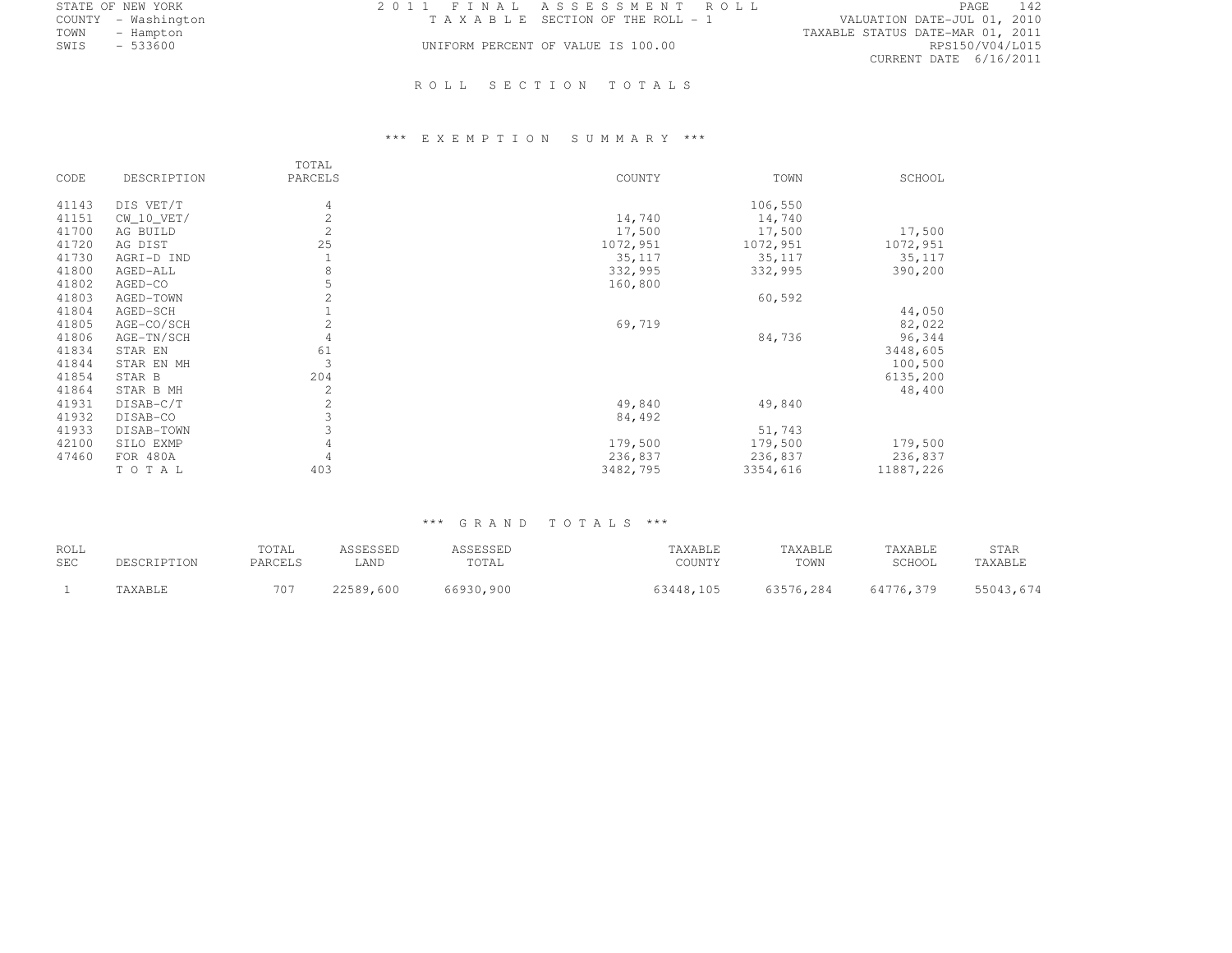STATE OF NEW YORK
COUNTY - Washington
TOWN - Hampton
SWIS - 533600

2011 FINAL ASSESSMENT ROLL
TAXABLE SECTION OF THE ROLL - 1
UNIFORM PERCENT OF VALUE IS 100.00

VALUATION DATE-JUL 01, 2010
TAXABLE STATUS DATE-MAR 01, 2011
RPS150/V04/L015
CURRENT DATE 6/16/2011

## ROLL SECTION TOTALS

### *** EXEMPTION SUMMARY ***

| CODE | DESCRIPTION | TOTAL PARCELS | COUNTY | TOWN | SCHOOL |
|---|---|---|---|---|---|
| 41143 | DIS VET/T | 4 | | 106,550 | |
| 41151 | CW_10_VET/ | 2 | 14,740 | 14,740 | |
| 41700 | AG BUILD | 2 | 17,500 | 17,500 | 17,500 |
| 41720 | AG DIST | 25 | 1072,951 | 1072,951 | 1072,951 |
| 41730 | AGRI-D IND | 1 | 35,117 | 35,117 | 35,117 |
| 41800 | AGED-ALL | 8 | 332,995 | 332,995 | 390,200 |
| 41802 | AGED-CO | 5 | 160,800 | | |
| 41803 | AGED-TOWN | 2 | | 60,592 | |
| 41804 | AGED-SCH | 1 | | | 44,050 |
| 41805 | AGE-CO/SCH | 2 | 69,719 | | 82,022 |
| 41806 | AGE-TN/SCH | 4 | | 84,736 | 96,344 |
| 41834 | STAR EN | 61 | | | 3448,605 |
| 41844 | STAR EN MH | 3 | | | 100,500 |
| 41854 | STAR B | 204 | | | 6135,200 |
| 41864 | STAR B MH | 2 | | | 48,400 |
| 41931 | DISAB-C/T | 2 | 49,840 | 49,840 | |
| 41932 | DISAB-CO | 3 | 84,492 | | |
| 41933 | DISAB-TOWN | 3 | | 51,743 | |
| 42100 | SILO EXMP | 4 | 179,500 | 179,500 | 179,500 |
| 47460 | FOR 480A | 4 | 236,837 | 236,837 | 236,837 |
| | TOTAL | 403 | 3482,795 | 3354,616 | 11887,226 |

### *** GRAND TOTALS ***

| ROLL SEC | DESCRIPTION | TOTAL PARCELS | ASSESSED LAND | ASSESSED TOTAL | TAXABLE COUNTY | TAXABLE TOWN | TAXABLE SCHOOL | STAR TAXABLE |
|---|---|---|---|---|---|---|---|---|
| 1 | TAXABLE | 707 | 22589,600 | 66930,900 | 63448,105 | 63576,284 | 64776,379 | 55043,674 |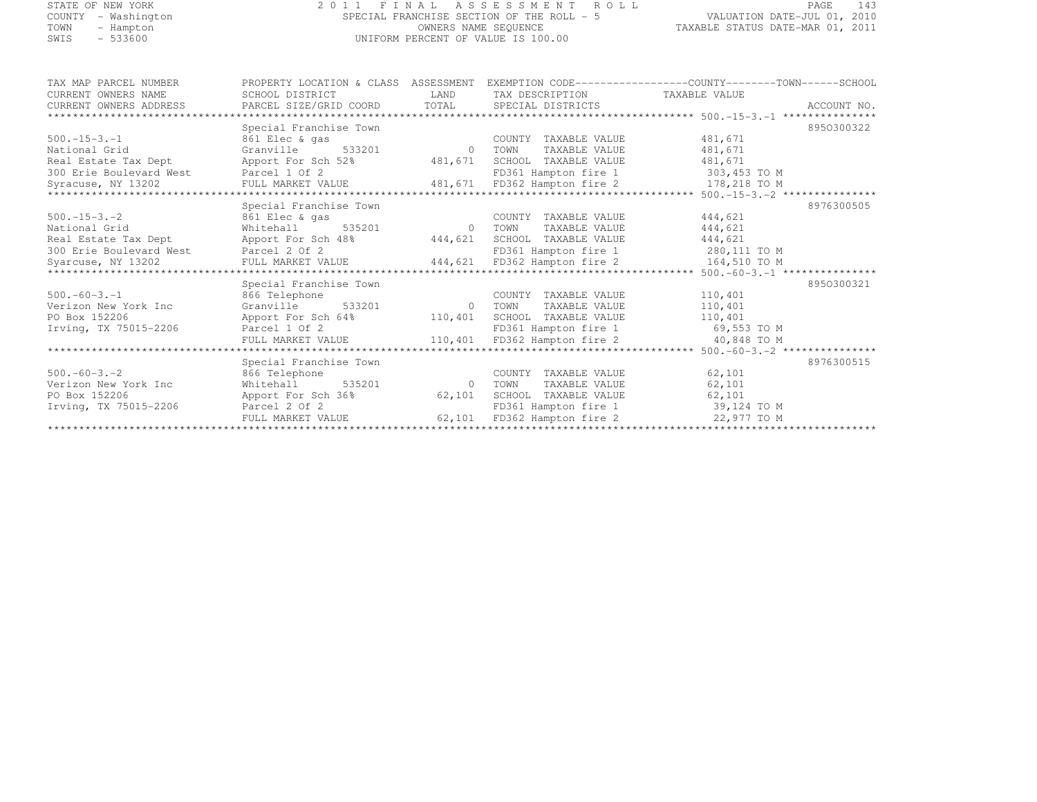STATE OF NEW YORK
COUNTY - Washington
TOWN - Hampton
SWIS - 533600

# 2011 FINAL ASSESSMENT ROLL

SPECIAL FRANCHISE SECTION OF THE ROLL - 5
OWNERS NAME SEQUENCE
UNIFORM PERCENT OF VALUE IS 100.00

VALUATION DATE-JUL 01, 2010
TAXABLE STATUS DATE-MAR 01, 2011

| TAX MAP PARCEL NUMBER / CURRENT OWNERS NAME / CURRENT OWNERS ADDRESS | PROPERTY LOCATION & CLASS / SCHOOL DISTRICT / PARCEL SIZE/GRID COORD | ASSESSMENT LAND / TOTAL | EXEMPTION CODE / TAX DESCRIPTION / SPECIAL DISTRICTS | TAXABLE VALUE (COUNTY--TOWN--SCHOOL) | ACCOUNT NO. |
|---|---|---|---|---|---|
| 500.-15-3.-1 | Special Franchise Town | | | | 8950300322 |
| | 861 Elec & gas | | COUNTY TAXABLE VALUE | 481,671 | |
| National Grid | Granville 533201 | 0 | TOWN TAXABLE VALUE | 481,671 | |
| Real Estate Tax Dept | Apport For Sch 52% | 481,671 | SCHOOL TAXABLE VALUE | 481,671 | |
| 300 Erie Boulevard West | Parcel 1 Of 2 | | FD361 Hampton fire 1 | 303,453 TO M | |
| Syracuse, NY 13202 | FULL MARKET VALUE | 481,671 | FD362 Hampton fire 2 | 178,218 TO M | |
| 500.-15-3.-2 | Special Franchise Town | | | | 8976300505 |
| | 861 Elec & gas | | COUNTY TAXABLE VALUE | 444,621 | |
| National Grid | Whitehall 535201 | 0 | TOWN TAXABLE VALUE | 444,621 | |
| Real Estate Tax Dept | Apport For Sch 48% | 444,621 | SCHOOL TAXABLE VALUE | 444,621 | |
| 300 Erie Boulevard West | Parcel 2 Of 2 | | FD361 Hampton fire 1 | 280,111 TO M | |
| Syarcuse, NY 13202 | FULL MARKET VALUE | 444,621 | FD362 Hampton fire 2 | 164,510 TO M | |
| 500.-60-3.-1 | Special Franchise Town | | | | 8950300321 |
| | 866 Telephone | | COUNTY TAXABLE VALUE | 110,401 | |
| Verizon New York Inc | Granville 533201 | 0 | TOWN TAXABLE VALUE | 110,401 | |
| PO Box 152206 | Apport For Sch 64% | 110,401 | SCHOOL TAXABLE VALUE | 110,401 | |
| Irving, TX 75015-2206 | Parcel 1 Of 2 | | FD361 Hampton fire 1 | 69,553 TO M | |
| | FULL MARKET VALUE | 110,401 | FD362 Hampton fire 2 | 40,848 TO M | |
| 500.-60-3.-2 | Special Franchise Town | | | | 8976300515 |
| | 866 Telephone | | COUNTY TAXABLE VALUE | 62,101 | |
| Verizon New York Inc | Whitehall 535201 | 0 | TOWN TAXABLE VALUE | 62,101 | |
| PO Box 152206 | Apport For Sch 36% | 62,101 | SCHOOL TAXABLE VALUE | 62,101 | |
| Irving, TX 75015-2206 | Parcel 2 Of 2 | | FD361 Hampton fire 1 | 39,124 TO M | |
| | FULL MARKET VALUE | 62,101 | FD362 Hampton fire 2 | 22,977 TO M | |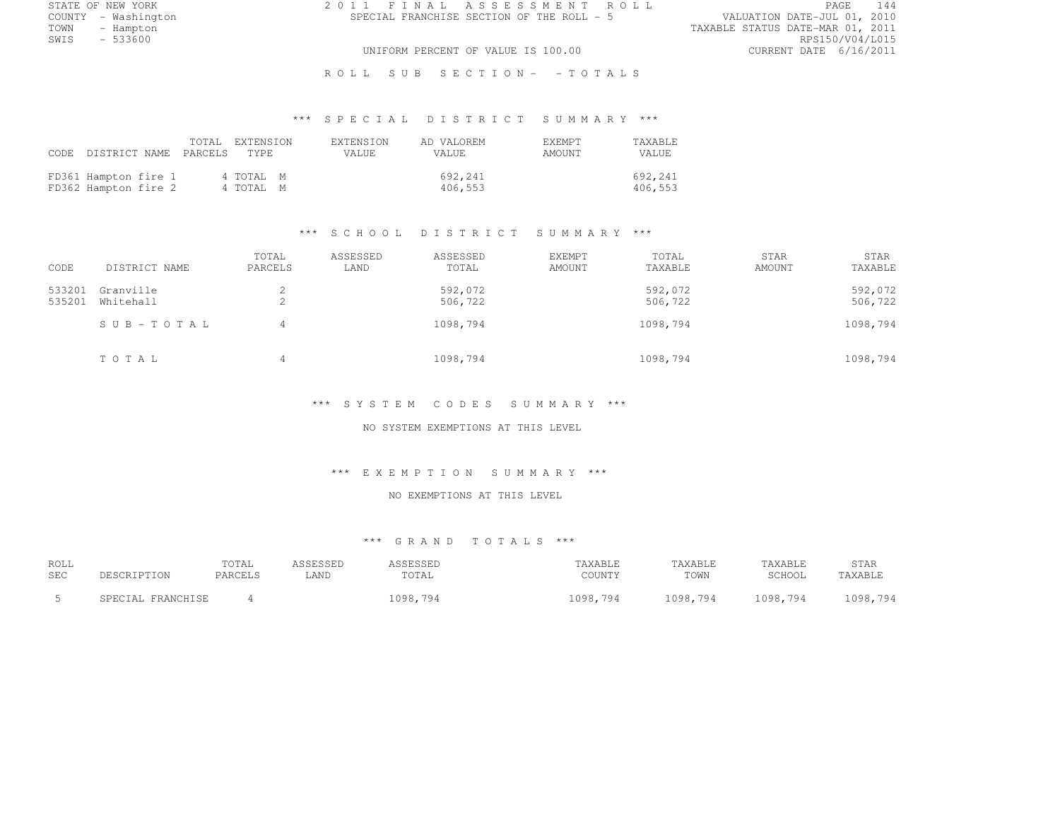STATE OF NEW YORK
COUNTY - Washington
TOWN - Hampton
SWIS - 533600

# 2011 FINAL ASSESSMENT ROLL

SPECIAL FRANCHISE SECTION OF THE ROLL - 5

UNIFORM PERCENT OF VALUE IS 100.00

VALUATION DATE-JUL 01, 2010
TAXABLE STATUS DATE-MAR 01, 2011
RPS150/V04/L015
CURRENT DATE 6/16/2011

## ROLL SUB SECTION- - TOTALS

### *** SPECIAL DISTRICT SUMMARY ***

| CODE | DISTRICT NAME | TOTAL PARCELS | EXTENSION TYPE | EXTENSION VALUE | AD VALOREM VALUE | EXEMPT AMOUNT | TAXABLE VALUE |
|---|---|---|---|---|---|---|---|
| FD361 | Hampton fire 1 | 4 | TOTAL M | | 692,241 | | 692,241 |
| FD362 | Hampton fire 2 | 4 | TOTAL M | | 406,553 | | 406,553 |

### *** SCHOOL DISTRICT SUMMARY ***

| CODE | DISTRICT NAME | TOTAL PARCELS | ASSESSED LAND | ASSESSED TOTAL | EXEMPT AMOUNT | TOTAL TAXABLE | STAR AMOUNT | STAR TAXABLE |
|---|---|---|---|---|---|---|---|---|
| 533201 | Granville | 2 | | 592,072 | | 592,072 | | 592,072 |
| 535201 | Whitehall | 2 | | 506,722 | | 506,722 | | 506,722 |
| | SUB-TOTAL | 4 | | 1098,794 | | 1098,794 | | 1098,794 |
| | TOTAL | 4 | | 1098,794 | | 1098,794 | | 1098,794 |

### *** SYSTEM CODES SUMMARY ***

NO SYSTEM EXEMPTIONS AT THIS LEVEL

### *** EXEMPTION SUMMARY ***

NO EXEMPTIONS AT THIS LEVEL

### *** GRAND TOTALS ***

| ROLL SEC | DESCRIPTION | TOTAL PARCELS | ASSESSED LAND | ASSESSED TOTAL | TAXABLE COUNTY | TAXABLE TOWN | TAXABLE SCHOOL | STAR TAXABLE |
|---|---|---|---|---|---|---|---|---|
| 5 | SPECIAL FRANCHISE | 4 | | 1098,794 | 1098,794 | 1098,794 | 1098,794 | 1098,794 |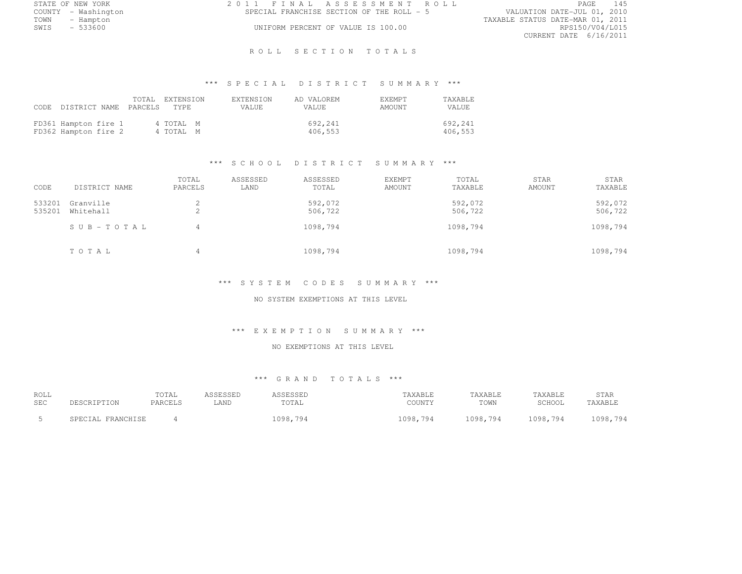STATE OF NEW YORK
COUNTY - Washington
TOWN - Hampton
SWIS - 533600

2 0 1 1 F I N A L A S S E S S M E N T R O L L
SPECIAL FRANCHISE SECTION OF THE ROLL - 5
UNIFORM PERCENT OF VALUE IS 100.00

VALUATION DATE-JUL 01, 2010
TAXABLE STATUS DATE-MAR 01, 2011
RPS150/V04/L015
CURRENT DATE 6/16/2011

## R O L L S E C T I O N T O T A L S

### *** S P E C I A L D I S T R I C T S U M M A R Y ***

| CODE | DISTRICT NAME | TOTAL PARCELS | EXTENSION TYPE | EXTENSION VALUE | AD VALOREM VALUE | EXEMPT AMOUNT | TAXABLE VALUE |
|---|---|---|---|---|---|---|---|
| FD361 | Hampton fire 1 | 4 | TOTAL M | | 692,241 | | 692,241 |
| FD362 | Hampton fire 2 | 4 | TOTAL M | | 406,553 | | 406,553 |

### *** S C H O O L D I S T R I C T S U M M A R Y ***

| CODE | DISTRICT NAME | TOTAL PARCELS | ASSESSED LAND | ASSESSED TOTAL | EXEMPT AMOUNT | TOTAL TAXABLE | STAR AMOUNT | STAR TAXABLE |
|---|---|---|---|---|---|---|---|---|
| 533201 | Granville | 2 | | 592,072 | | 592,072 | | 592,072 |
| 535201 | Whitehall | 2 | | 506,722 | | 506,722 | | 506,722 |
| | S U B - T O T A L | 4 | | 1098,794 | | 1098,794 | | 1098,794 |
| | T O T A L | 4 | | 1098,794 | | 1098,794 | | 1098,794 |

### *** S Y S T E M C O D E S S U M M A R Y ***

NO SYSTEM EXEMPTIONS AT THIS LEVEL

### *** E X E M P T I O N S U M M A R Y ***

NO EXEMPTIONS AT THIS LEVEL

### *** G R A N D T O T A L S ***

| ROLL SEC | DESCRIPTION | TOTAL PARCELS | ASSESSED LAND | ASSESSED TOTAL | TAXABLE COUNTY | TAXABLE TOWN | TAXABLE SCHOOL | STAR TAXABLE |
|---|---|---|---|---|---|---|---|---|
| 5 | SPECIAL FRANCHISE | 4 | | 1098,794 | 1098,794 | 1098,794 | 1098,794 | 1098,794 |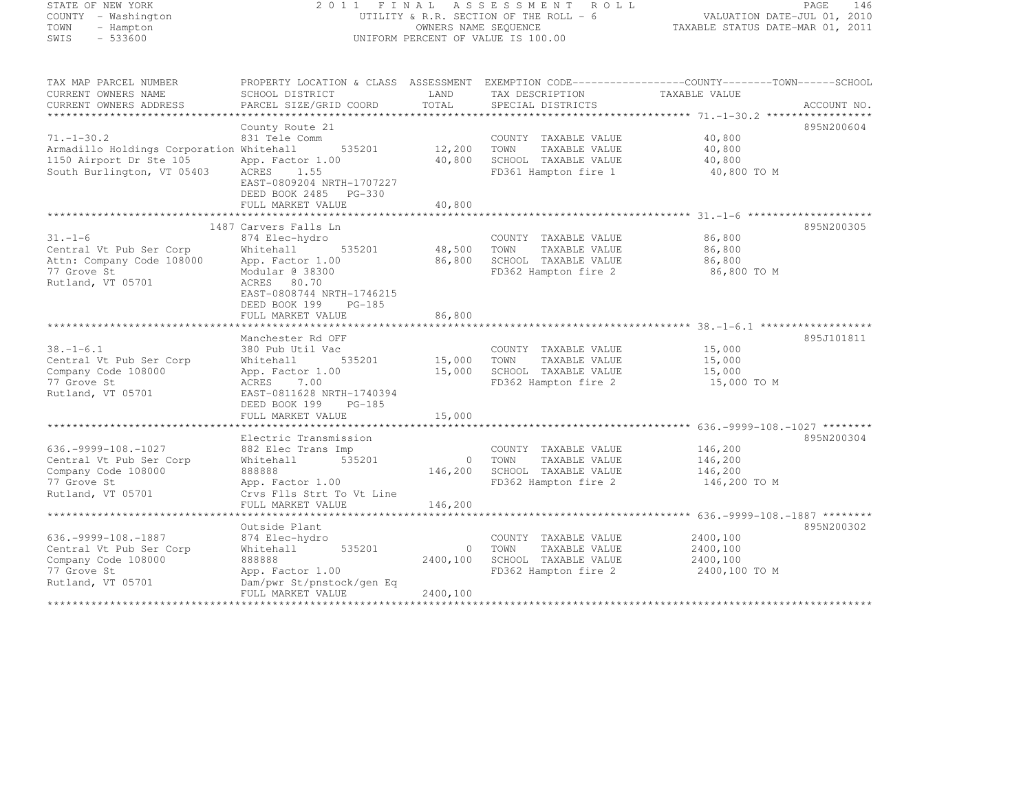STATE OF NEW YORK
COUNTY - Washington
TOWN - Hampton
SWIS - 533600

2011 FINAL ASSESSMENT ROLL
UTILITY & R.R. SECTION OF THE ROLL - 6
OWNERS NAME SEQUENCE
UNIFORM PERCENT OF VALUE IS 100.00

VALUATION DATE-JUL 01, 2010
TAXABLE STATUS DATE-MAR 01, 2011

| TAX MAP PARCEL NUMBER / CURRENT OWNERS NAME / CURRENT OWNERS ADDRESS | PROPERTY LOCATION & CLASS / SCHOOL DISTRICT / PARCEL SIZE/GRID COORD | ASSESSMENT LAND / TOTAL | EXEMPTION CODE / TAX DESCRIPTION / SPECIAL DISTRICTS | COUNTY--------TOWN------SCHOOL TAXABLE VALUE | ACCOUNT NO. |
|---|---|---|---|---|---|
| 71.-1-30.2 | County Route 21 | | | | 895N200604 |
| | 831 Tele Comm | | COUNTY TAXABLE VALUE | 40,800 | |
| Armadillo Holdings Corporation | Whitehall 535201 | 12,200 | TOWN TAXABLE VALUE | 40,800 | |
| 1150 Airport Dr Ste 105 | App. Factor 1.00 | 40,800 | SCHOOL TAXABLE VALUE | 40,800 | |
| South Burlington, VT 05403 | ACRES 1.55 | | FD361 Hampton fire 1 | 40,800 TO M | |
| | EAST-0809204 NRTH-1707227 | | | | |
| | DEED BOOK 2485 PG-330 | | | | |
| | FULL MARKET VALUE | 40,800 | | | |
| 31.-1-6 | 1487 Carvers Falls Ln | | | | 895N200305 |
| | 874 Elec-hydro | | COUNTY TAXABLE VALUE | 86,800 | |
| Central Vt Pub Ser Corp | Whitehall 535201 | 48,500 | TOWN TAXABLE VALUE | 86,800 | |
| Attn: Company Code 108000 | App. Factor 1.00 | 86,800 | SCHOOL TAXABLE VALUE | 86,800 | |
| 77 Grove St | Modular @ 38300 | | FD362 Hampton fire 2 | 86,800 TO M | |
| Rutland, VT 05701 | ACRES 80.70 | | | | |
| | EAST-0808744 NRTH-1746215 | | | | |
| | DEED BOOK 199 PG-185 | | | | |
| | FULL MARKET VALUE | 86,800 | | | |
| 38.-1-6.1 | Manchester Rd OFF | | | | 895J101811 |
| | 380 Pub Util Vac | | COUNTY TAXABLE VALUE | 15,000 | |
| Central Vt Pub Ser Corp | Whitehall 535201 | 15,000 | TOWN TAXABLE VALUE | 15,000 | |
| Company Code 108000 | App. Factor 1.00 | 15,000 | SCHOOL TAXABLE VALUE | 15,000 | |
| 77 Grove St | ACRES 7.00 | | FD362 Hampton fire 2 | 15,000 TO M | |
| Rutland, VT 05701 | EAST-0811628 NRTH-1740394 | | | | |
| | DEED BOOK 199 PG-185 | | | | |
| | FULL MARKET VALUE | 15,000 | | | |
| 636.-9999-108.-1027 | Electric Transmission | | | | 895N200304 |
| | 882 Elec Trans Imp | | COUNTY TAXABLE VALUE | 146,200 | |
| Central Vt Pub Ser Corp | Whitehall 535201 | 0 | TOWN TAXABLE VALUE | 146,200 | |
| Company Code 108000 | 888888 | 146,200 | SCHOOL TAXABLE VALUE | 146,200 | |
| 77 Grove St | App. Factor 1.00 | | FD362 Hampton fire 2 | 146,200 TO M | |
| Rutland, VT 05701 | Crvs Flls Strt To Vt Line | | | | |
| | FULL MARKET VALUE | 146,200 | | | |
| 636.-9999-108.-1887 | Outside Plant | | | | 895N200302 |
| | 874 Elec-hydro | | COUNTY TAXABLE VALUE | 2400,100 | |
| Central Vt Pub Ser Corp | Whitehall 535201 | 0 | TOWN TAXABLE VALUE | 2400,100 | |
| Company Code 108000 | 888888 | 2400,100 | SCHOOL TAXABLE VALUE | 2400,100 | |
| 77 Grove St | App. Factor 1.00 | | FD362 Hampton fire 2 | 2400,100 TO M | |
| Rutland, VT 05701 | Dam/pwr St/pnstock/gen Eq | | | | |
| | FULL MARKET VALUE | 2400,100 | | | |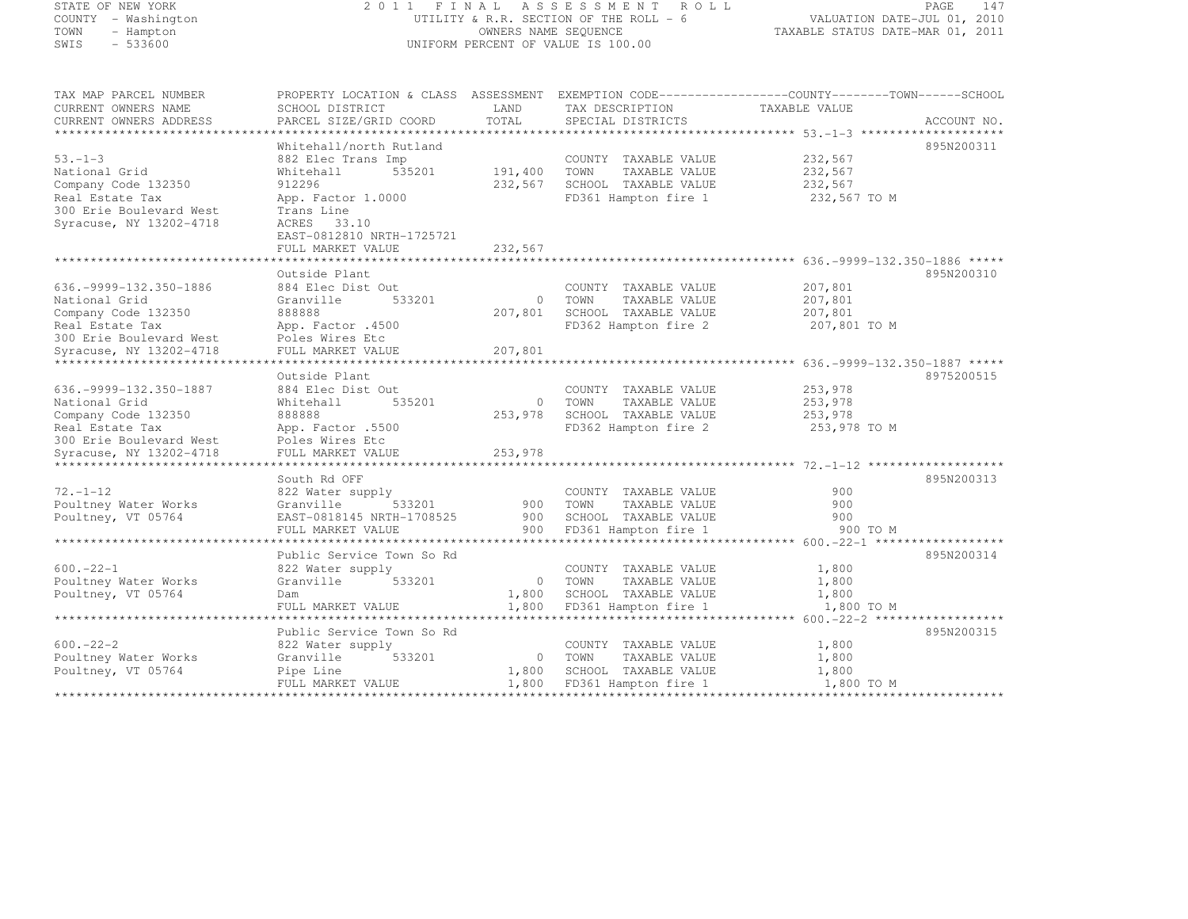STATE OF NEW YORK — 2011 FINAL ASSESSMENT ROLL
COUNTY - Washington — UTILITY & R.R. SECTION OF THE ROLL - 6 — VALUATION DATE-JUL 01, 2010
TOWN - Hampton — OWNERS NAME SEQUENCE — TAXABLE STATUS DATE-MAR 01, 2011
SWIS - 533600 — UNIFORM PERCENT OF VALUE IS 100.00

| TAX MAP PARCEL NUMBER / CURRENT OWNERS NAME / CURRENT OWNERS ADDRESS | PROPERTY LOCATION & CLASS / SCHOOL DISTRICT / PARCEL SIZE/GRID COORD | ASSESSMENT LAND | ASSESSMENT TOTAL | EXEMPTION CODE / TAX DESCRIPTION / SPECIAL DISTRICTS | TAXABLE VALUE (COUNTY / TOWN / SCHOOL) | ACCOUNT NO. |
|---|---|---|---|---|---|---|
| 53.-1-3 | Whitehall/north Rutland | | | | | 895N200311 |
| National Grid | 882 Elec Trans Imp | | | COUNTY TAXABLE VALUE | 232,567 | |
| Company Code 132350 | Whitehall 535201 | 191,400 | | TOWN TAXABLE VALUE | 232,567 | |
| Real Estate Tax | 912296 | | 232,567 | SCHOOL TAXABLE VALUE | 232,567 | |
| 300 Erie Boulevard West | App. Factor 1.0000 | | | FD361 Hampton fire 1 | 232,567 TO M | |
| Syracuse, NY 13202-4718 | Trans Line | | | | | |
| | ACRES 33.10 | | | | | |
| | EAST-0812810 NRTH-1725721 | | | | | |
| | FULL MARKET VALUE | | 232,567 | | | |
| 636.-9999-132.350-1886 | Outside Plant | | | | | 895N200310 |
| National Grid | 884 Elec Dist Out | | | COUNTY TAXABLE VALUE | 207,801 | |
| Company Code 132350 | Granville 533201 | 0 | | TOWN TAXABLE VALUE | 207,801 | |
| Real Estate Tax | 888888 | | 207,801 | SCHOOL TAXABLE VALUE | 207,801 | |
| 300 Erie Boulevard West | App. Factor .4500 | | | FD362 Hampton fire 2 | 207,801 TO M | |
| Syracuse, NY 13202-4718 | Poles Wires Etc | | | | | |
| | FULL MARKET VALUE | | 207,801 | | | |
| 636.-9999-132.350-1887 | Outside Plant | | | | | 8975200515 |
| National Grid | 884 Elec Dist Out | | | COUNTY TAXABLE VALUE | 253,978 | |
| Company Code 132350 | Whitehall 535201 | 0 | | TOWN TAXABLE VALUE | 253,978 | |
| Real Estate Tax | 888888 | | 253,978 | SCHOOL TAXABLE VALUE | 253,978 | |
| 300 Erie Boulevard West | App. Factor .5500 | | | FD362 Hampton fire 2 | 253,978 TO M | |
| Syracuse, NY 13202-4718 | Poles Wires Etc | | | | | |
| | FULL MARKET VALUE | | 253,978 | | | |
| 72.-1-12 | South Rd OFF | | | | | 895N200313 |
| Poultney Water Works | 822 Water supply | | | COUNTY TAXABLE VALUE | 900 | |
| Poultney, VT 05764 | Granville 533201 | 900 | | TOWN TAXABLE VALUE | 900 | |
| | EAST-0818145 NRTH-1708525 | | 900 | SCHOOL TAXABLE VALUE | 900 | |
| | FULL MARKET VALUE | | 900 | FD361 Hampton fire 1 | 900 TO M | |
| 600.-22-1 | Public Service Town So Rd | | | | | 895N200314 |
| Poultney Water Works | 822 Water supply | | | COUNTY TAXABLE VALUE | 1,800 | |
| Poultney, VT 05764 | Granville 533201 | 0 | | TOWN TAXABLE VALUE | 1,800 | |
| | Dam | | 1,800 | SCHOOL TAXABLE VALUE | 1,800 | |
| | FULL MARKET VALUE | | 1,800 | FD361 Hampton fire 1 | 1,800 TO M | |
| 600.-22-2 | Public Service Town So Rd | | | | | 895N200315 |
| Poultney Water Works | 822 Water supply | | | COUNTY TAXABLE VALUE | 1,800 | |
| Poultney, VT 05764 | Granville 533201 | 0 | | TOWN TAXABLE VALUE | 1,800 | |
| | Pipe Line | | 1,800 | SCHOOL TAXABLE VALUE | 1,800 | |
| | FULL MARKET VALUE | | 1,800 | FD361 Hampton fire 1 | 1,800 TO M | |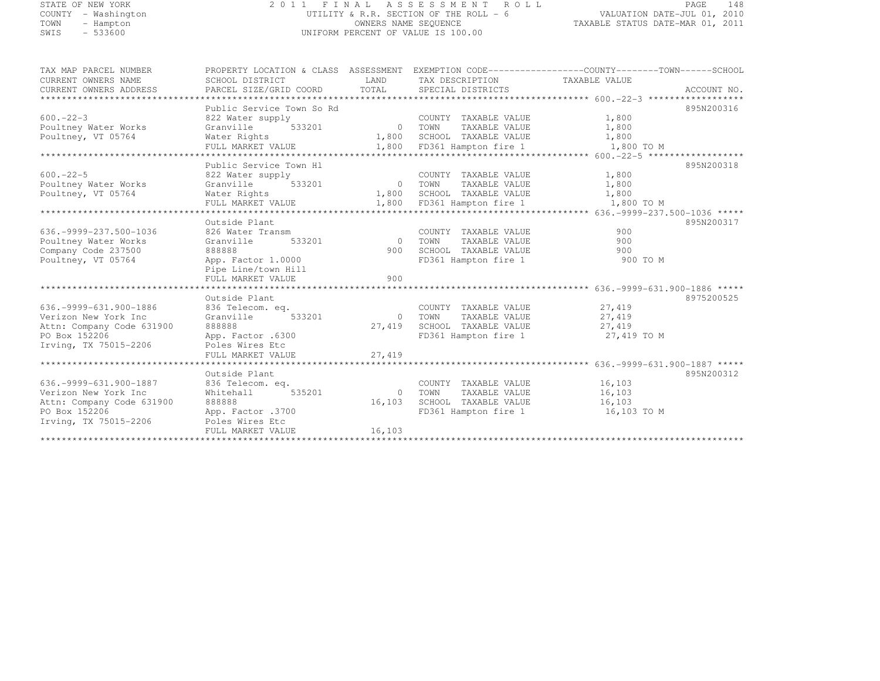STATE OF NEW YORK  
COUNTY - Washington  
TOWN - Hampton  
SWIS - 533600

2011 FINAL ASSESSMENT ROLL  
UTILITY & R.R. SECTION OF THE ROLL - 6  
OWNERS NAME SEQUENCE  
UNIFORM PERCENT OF VALUE IS 100.00

VALUATION DATE-JUL 01, 2010  
TAXABLE STATUS DATE-MAR 01, 2011

| TAX MAP PARCEL NUMBER / CURRENT OWNERS NAME / CURRENT OWNERS ADDRESS | PROPERTY LOCATION & CLASS / SCHOOL DISTRICT / PARCEL SIZE/GRID COORD | ASSESSMENT LAND / TOTAL | EXEMPTION CODE / TAX DESCRIPTION / SPECIAL DISTRICTS | TAXABLE VALUE (COUNTY / TOWN / SCHOOL) | ACCOUNT NO. |
|---|---|---|---|---|---|
| 600.-22-3 | Public Service Town So Rd | | | | 895N200316 |
| | 822 Water supply | | COUNTY TAXABLE VALUE | 1,800 | |
| Poultney Water Works | Granville 533201 | 0 | TOWN TAXABLE VALUE | 1,800 | |
| Poultney, VT 05764 | Water Rights | 1,800 | SCHOOL TAXABLE VALUE | 1,800 | |
| | FULL MARKET VALUE | 1,800 | FD361 Hampton fire 1 | 1,800 TO M | |
| 600.-22-5 | Public Service Town Hl | | | | 895N200318 |
| | 822 Water supply | | COUNTY TAXABLE VALUE | 1,800 | |
| Poultney Water Works | Granville 533201 | 0 | TOWN TAXABLE VALUE | 1,800 | |
| Poultney, VT 05764 | Water Rights | 1,800 | SCHOOL TAXABLE VALUE | 1,800 | |
| | FULL MARKET VALUE | 1,800 | FD361 Hampton fire 1 | 1,800 TO M | |
| 636.-9999-237.500-1036 | Outside Plant | | | | 895N200317 |
| | 826 Water Transm | | COUNTY TAXABLE VALUE | 900 | |
| Poultney Water Works | Granville 533201 | 0 | TOWN TAXABLE VALUE | 900 | |
| Company Code 237500 | 888888 | 900 | SCHOOL TAXABLE VALUE | 900 | |
| Poultney, VT 05764 | App. Factor 1.0000 | | FD361 Hampton fire 1 | 900 TO M | |
| | Pipe Line/town Hill | | | | |
| | FULL MARKET VALUE | 900 | | | |
| 636.-9999-631.900-1886 | Outside Plant | | | | 8975200525 |
| | 836 Telecom. eq. | | COUNTY TAXABLE VALUE | 27,419 | |
| Verizon New York Inc | Granville 533201 | 0 | TOWN TAXABLE VALUE | 27,419 | |
| Attn: Company Code 631900 | 888888 | 27,419 | SCHOOL TAXABLE VALUE | 27,419 | |
| PO Box 152206 | App. Factor .6300 | | FD361 Hampton fire 1 | 27,419 TO M | |
| Irving, TX 75015-2206 | Poles Wires Etc | | | | |
| | FULL MARKET VALUE | 27,419 | | | |
| 636.-9999-631.900-1887 | Outside Plant | | | | 895N200312 |
| | 836 Telecom. eq. | | COUNTY TAXABLE VALUE | 16,103 | |
| Verizon New York Inc | Whitehall 535201 | 0 | TOWN TAXABLE VALUE | 16,103 | |
| Attn: Company Code 631900 | 888888 | 16,103 | SCHOOL TAXABLE VALUE | 16,103 | |
| PO Box 152206 | App. Factor .3700 | | FD361 Hampton fire 1 | 16,103 TO M | |
| Irving, TX 75015-2206 | Poles Wires Etc | | | | |
| | FULL MARKET VALUE | 16,103 | | | |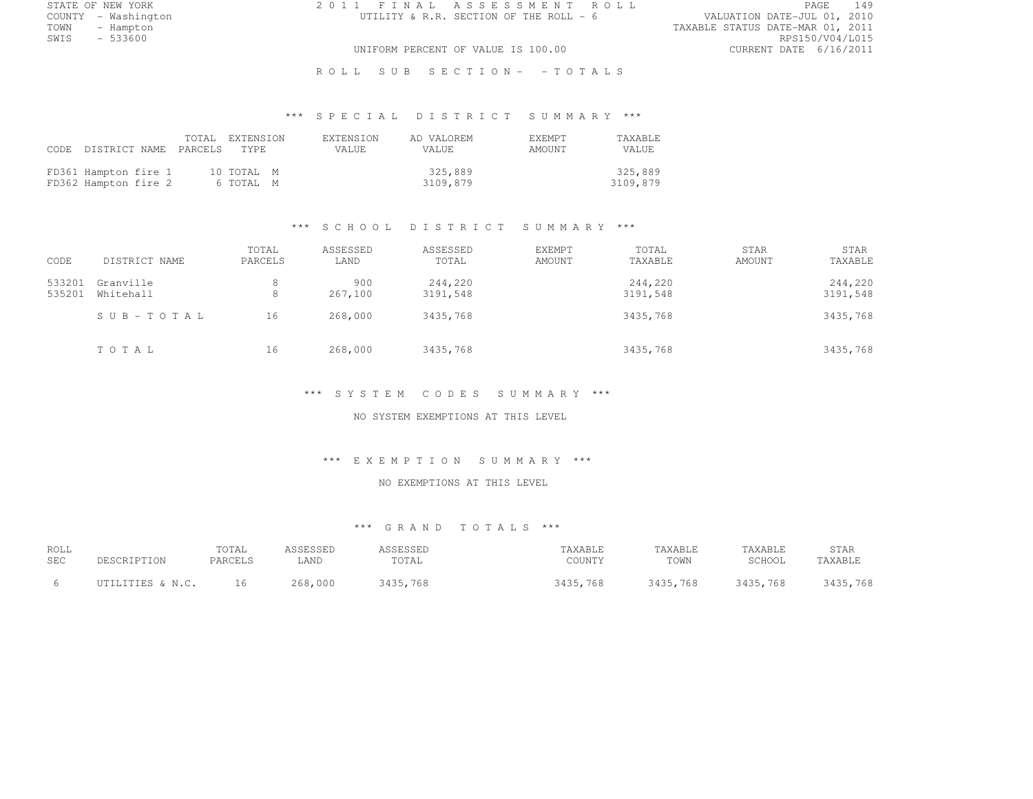STATE OF NEW YORK
COUNTY - Washington
TOWN - Hampton
SWIS - 533600

# 2011 FINAL ASSESSMENT ROLL

UTILITY & R.R. SECTION OF THE ROLL - 6

UNIFORM PERCENT OF VALUE IS 100.00

VALUATION DATE-JUL 01, 2010
TAXABLE STATUS DATE-MAR 01, 2011
RPS150/V04/L015
CURRENT DATE 6/16/2011

## ROLL SUB SECTION- - TOTALS

### *** SPECIAL DISTRICT SUMMARY ***

| CODE | DISTRICT NAME | TOTAL PARCELS | EXTENSION TYPE | EXTENSION VALUE | AD VALOREM VALUE | EXEMPT AMOUNT | TAXABLE VALUE |
|---|---|---|---|---|---|---|---|
| FD361 | Hampton fire 1 | 10 | TOTAL M | | 325,889 | | 325,889 |
| FD362 | Hampton fire 2 | 6 | TOTAL M | | 3109,879 | | 3109,879 |

### *** SCHOOL DISTRICT SUMMARY ***

| CODE | DISTRICT NAME | TOTAL PARCELS | ASSESSED LAND | ASSESSED TOTAL | EXEMPT AMOUNT | TOTAL TAXABLE | STAR AMOUNT | STAR TAXABLE |
|---|---|---|---|---|---|---|---|---|
| 533201 | Granville | 8 | 900 | 244,220 | | 244,220 | | 244,220 |
| 535201 | Whitehall | 8 | 267,100 | 3191,548 | | 3191,548 | | 3191,548 |
| | SUB-TOTAL | 16 | 268,000 | 3435,768 | | 3435,768 | | 3435,768 |
| | TOTAL | 16 | 268,000 | 3435,768 | | 3435,768 | | 3435,768 |

### *** SYSTEM CODES SUMMARY ***

NO SYSTEM EXEMPTIONS AT THIS LEVEL

### *** EXEMPTION SUMMARY ***

NO EXEMPTIONS AT THIS LEVEL

### *** GRAND TOTALS ***

| ROLL SEC | DESCRIPTION | TOTAL PARCELS | ASSESSED LAND | ASSESSED TOTAL | TAXABLE COUNTY | TAXABLE TOWN | TAXABLE SCHOOL | STAR TAXABLE |
|---|---|---|---|---|---|---|---|---|
| 6 | UTILITIES & N.C. | 16 | 268,000 | 3435,768 | 3435,768 | 3435,768 | 3435,768 | 3435,768 |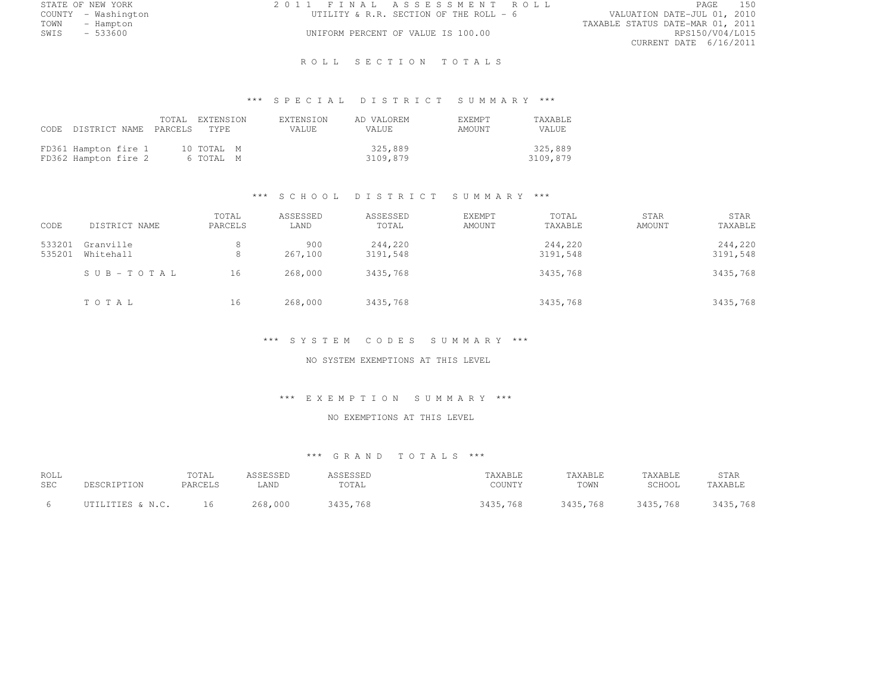STATE OF NEW YORK
COUNTY - Washington
TOWN - Hampton
SWIS - 533600

2011 FINAL ASSESSMENT ROLL
UTILITY & R.R. SECTION OF THE ROLL - 6
UNIFORM PERCENT OF VALUE IS 100.00

VALUATION DATE-JUL 01, 2010
TAXABLE STATUS DATE-MAR 01, 2011
RPS150/V04/L015
CURRENT DATE 6/16/2011

# ROLL SECTION TOTALS

## *** SPECIAL DISTRICT SUMMARY ***

| CODE | DISTRICT NAME | TOTAL PARCELS | EXTENSION TYPE | EXTENSION VALUE | AD VALOREM VALUE | EXEMPT AMOUNT | TAXABLE VALUE |
|---|---|---|---|---|---|---|---|
| FD361 | Hampton fire 1 | 10 | TOTAL M | | 325,889 | | 325,889 |
| FD362 | Hampton fire 2 | 6 | TOTAL M | | 3109,879 | | 3109,879 |

## *** SCHOOL DISTRICT SUMMARY ***

| CODE | DISTRICT NAME | TOTAL PARCELS | ASSESSED LAND | ASSESSED TOTAL | EXEMPT AMOUNT | TOTAL TAXABLE | STAR AMOUNT | STAR TAXABLE |
|---|---|---|---|---|---|---|---|---|
| 533201 | Granville | 8 | 900 | 244,220 | | 244,220 | | 244,220 |
| 535201 | Whitehall | 8 | 267,100 | 3191,548 | | 3191,548 | | 3191,548 |
| | SUB-TOTAL | 16 | 268,000 | 3435,768 | | 3435,768 | | 3435,768 |
| | TOTAL | 16 | 268,000 | 3435,768 | | 3435,768 | | 3435,768 |

## *** SYSTEM CODES SUMMARY ***

NO SYSTEM EXEMPTIONS AT THIS LEVEL

## *** EXEMPTION SUMMARY ***

NO EXEMPTIONS AT THIS LEVEL

## *** GRAND TOTALS ***

| ROLL SEC | DESCRIPTION | TOTAL PARCELS | ASSESSED LAND | ASSESSED TOTAL | TAXABLE COUNTY | TAXABLE TOWN | TAXABLE SCHOOL | STAR TAXABLE |
|---|---|---|---|---|---|---|---|---|
| 6 | UTILITIES & N.C. | 16 | 268,000 | 3435,768 | 3435,768 | 3435,768 | 3435,768 | 3435,768 |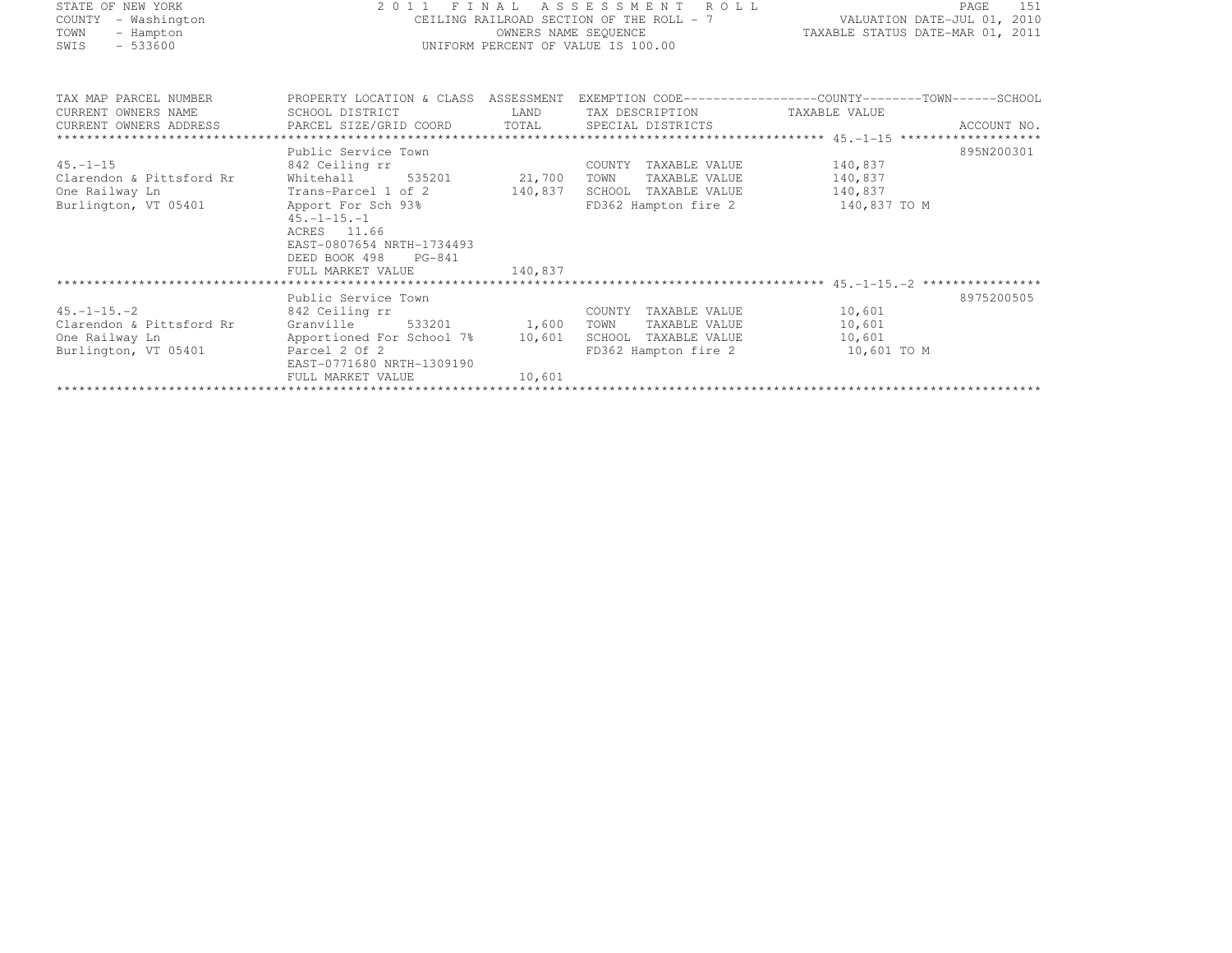STATE OF NEW YORK
COUNTY - Washington
TOWN - Hampton
SWIS - 533600

2011 FINAL ASSESSMENT ROLL
CEILING RAILROAD SECTION OF THE ROLL - 7
OWNERS NAME SEQUENCE
UNIFORM PERCENT OF VALUE IS 100.00

VALUATION DATE-JUL 01, 2010
TAXABLE STATUS DATE-MAR 01, 2011

| TAX MAP PARCEL NUMBER / CURRENT OWNERS NAME / CURRENT OWNERS ADDRESS | PROPERTY LOCATION & CLASS / SCHOOL DISTRICT / PARCEL SIZE/GRID COORD | ASSESSMENT LAND / TOTAL | EXEMPTION CODE / TAX DESCRIPTION / SPECIAL DISTRICTS | COUNTY--------TOWN------SCHOOL TAXABLE VALUE | ACCOUNT NO. |
|---|---|---|---|---|---|
| **45.-1-15** | Public Service Town | | | | 895N200301 |
| 45.-1-15 | 842 Ceiling rr | | COUNTY TAXABLE VALUE | 140,837 | |
| Clarendon & Pittsford Rr | Whitehall 535201 | 21,700 | TOWN TAXABLE VALUE | 140,837 | |
| One Railway Ln | Trans-Parcel 1 of 2 | 140,837 | SCHOOL TAXABLE VALUE | 140,837 | |
| Burlington, VT 05401 | Apport For Sch 93% | | FD362 Hampton fire 2 | 140,837 TO M | |
| | 45.-1-15.-1 | | | | |
| | ACRES 11.66 | | | | |
| | EAST-0807654 NRTH-1734493 | | | | |
| | DEED BOOK 498 PG-841 | | | | |
| | FULL MARKET VALUE | 140,837 | | | |
| **45.-1-15.-2** | Public Service Town | | | | 8975200505 |
| 45.-1-15.-2 | 842 Ceiling rr | | COUNTY TAXABLE VALUE | 10,601 | |
| Clarendon & Pittsford Rr | Granville 533201 | 1,600 | TOWN TAXABLE VALUE | 10,601 | |
| One Railway Ln | Apportioned For School 7% | 10,601 | SCHOOL TAXABLE VALUE | 10,601 | |
| Burlington, VT 05401 | Parcel 2 Of 2 | | FD362 Hampton fire 2 | 10,601 TO M | |
| | EAST-0771680 NRTH-1309190 | | | | |
| | FULL MARKET VALUE | 10,601 | | | |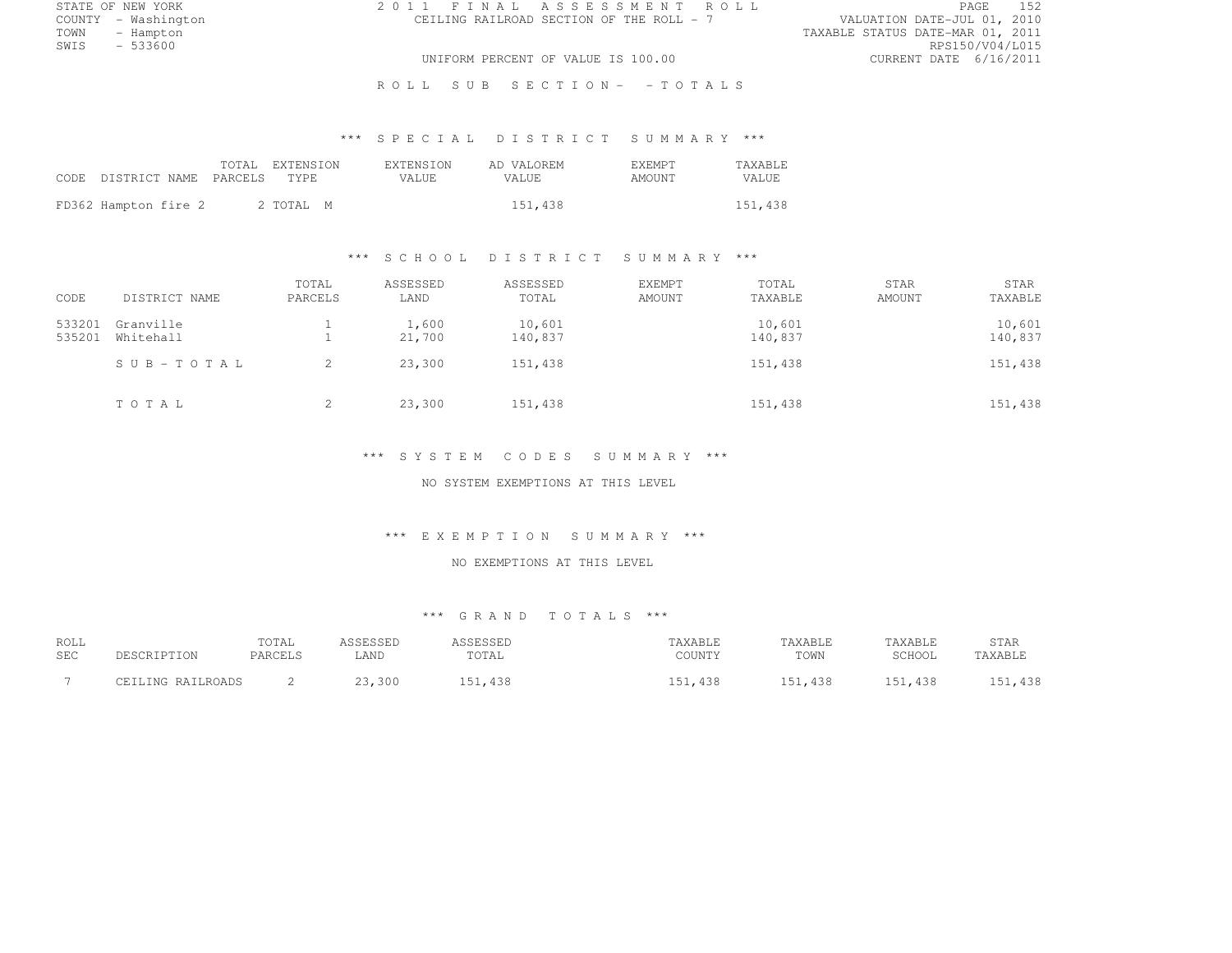STATE OF NEW YORK
COUNTY - Washington
TOWN - Hampton
SWIS - 533600

2011 FINAL ASSESSMENT ROLL
CEILING RAILROAD SECTION OF THE ROLL - 7
UNIFORM PERCENT OF VALUE IS 100.00

VALUATION DATE-JUL 01, 2010
TAXABLE STATUS DATE-MAR 01, 2011
RPS150/V04/L015
CURRENT DATE 6/16/2011

ROLL SUB SECTION- - TOTALS

## *** SPECIAL DISTRICT SUMMARY ***

| CODE | DISTRICT NAME | TOTAL PARCELS | EXTENSION TYPE | EXTENSION VALUE | AD VALOREM VALUE | EXEMPT AMOUNT | TAXABLE VALUE |
|---|---|---|---|---|---|---|---|
| FD362 | Hampton fire 2 | 2 | TOTAL M | | 151,438 | | 151,438 |

## *** SCHOOL DISTRICT SUMMARY ***

| CODE | DISTRICT NAME | TOTAL PARCELS | ASSESSED LAND | ASSESSED TOTAL | EXEMPT AMOUNT | TOTAL TAXABLE | STAR AMOUNT | STAR TAXABLE |
|---|---|---|---|---|---|---|---|---|
| 533201 | Granville | 1 | 1,600 | 10,601 | | 10,601 | | 10,601 |
| 535201 | Whitehall | 1 | 21,700 | 140,837 | | 140,837 | | 140,837 |
| | SUB-TOTAL | 2 | 23,300 | 151,438 | | 151,438 | | 151,438 |
| | TOTAL | 2 | 23,300 | 151,438 | | 151,438 | | 151,438 |

## *** SYSTEM CODES SUMMARY ***

NO SYSTEM EXEMPTIONS AT THIS LEVEL

## *** EXEMPTION SUMMARY ***

NO EXEMPTIONS AT THIS LEVEL

## *** GRAND TOTALS ***

| ROLL SEC | DESCRIPTION | TOTAL PARCELS | ASSESSED LAND | ASSESSED TOTAL | TAXABLE COUNTY | TAXABLE TOWN | TAXABLE SCHOOL | STAR TAXABLE |
|---|---|---|---|---|---|---|---|---|
| 7 | CEILING RAILROADS | 2 | 23,300 | 151,438 | 151,438 | 151,438 | 151,438 | 151,438 |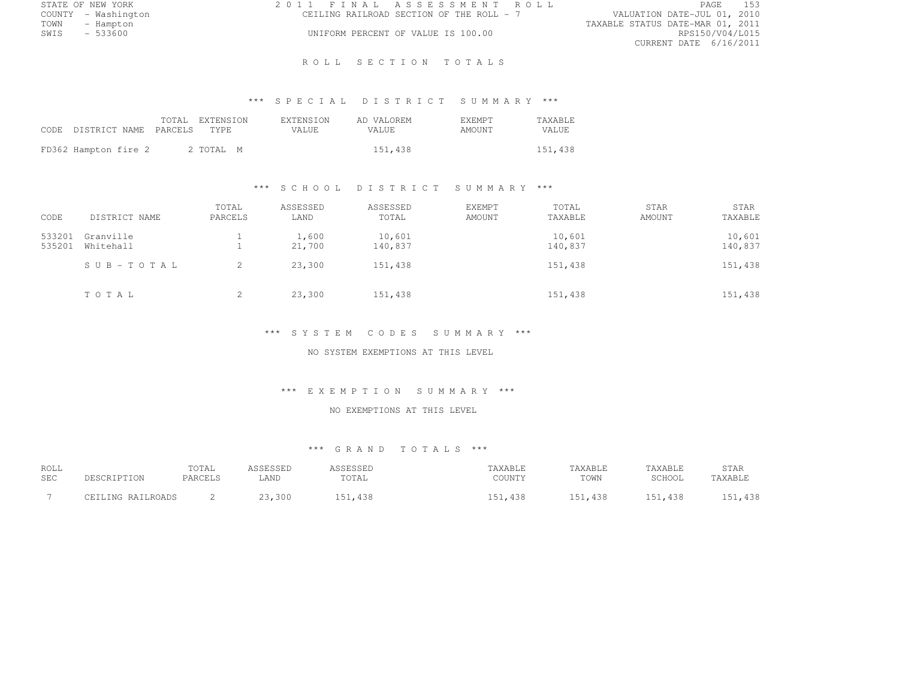STATE OF NEW YORK | 2011 FINAL ASSESSMENT ROLL | VALUATION DATE-JUL 01, 2010
COUNTY - Washington | CEILING RAILROAD SECTION OF THE ROLL - 7 | TAXABLE STATUS DATE-MAR 01, 2011
TOWN - Hampton | | RPS150/V04/L015
SWIS - 533600 | UNIFORM PERCENT OF VALUE IS 100.00 | CURRENT DATE 6/16/2011

# ROLL SECTION TOTALS

## *** SPECIAL DISTRICT SUMMARY ***

| CODE | DISTRICT NAME | TOTAL PARCELS | EXTENSION TYPE | EXTENSION VALUE | AD VALOREM VALUE | EXEMPT AMOUNT | TAXABLE VALUE |
|---|---|---|---|---|---|---|---|
| FD362 | Hampton fire 2 | 2 | TOTAL M | | 151,438 | | 151,438 |

## *** SCHOOL DISTRICT SUMMARY ***

| CODE | DISTRICT NAME | TOTAL PARCELS | ASSESSED LAND | ASSESSED TOTAL | EXEMPT AMOUNT | TOTAL TAXABLE | STAR AMOUNT | STAR TAXABLE |
|---|---|---|---|---|---|---|---|---|
| 533201 | Granville | 1 | 1,600 | 10,601 | | 10,601 | | 10,601 |
| 535201 | Whitehall | 1 | 21,700 | 140,837 | | 140,837 | | 140,837 |
| | SUB-TOTAL | 2 | 23,300 | 151,438 | | 151,438 | | 151,438 |
| | TOTAL | 2 | 23,300 | 151,438 | | 151,438 | | 151,438 |

## *** SYSTEM CODES SUMMARY ***

NO SYSTEM EXEMPTIONS AT THIS LEVEL

## *** EXEMPTION SUMMARY ***

NO EXEMPTIONS AT THIS LEVEL

## *** GRAND TOTALS ***

| ROLL SEC | DESCRIPTION | TOTAL PARCELS | ASSESSED LAND | ASSESSED TOTAL | TAXABLE COUNTY | TAXABLE TOWN | TAXABLE SCHOOL | STAR TAXABLE |
|---|---|---|---|---|---|---|---|---|
| 7 | CEILING RAILROADS | 2 | 23,300 | 151,438 | 151,438 | 151,438 | 151,438 | 151,438 |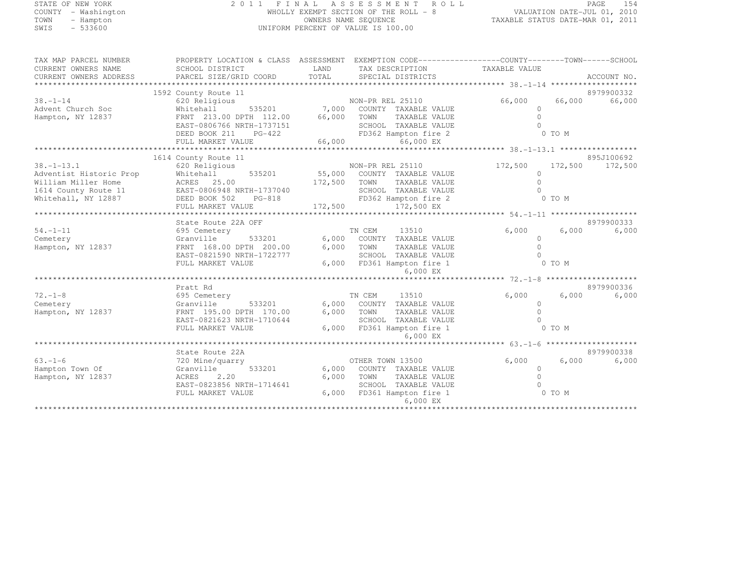STATE OF NEW YORK
COUNTY - Washington
TOWN - Hampton
SWIS - 533600

2011 FINAL ASSESSMENT ROLL
WHOLLY EXEMPT SECTION OF THE ROLL - 8
OWNERS NAME SEQUENCE
UNIFORM PERCENT OF VALUE IS 100.00

VALUATION DATE-JUL 01, 2010
TAXABLE STATUS DATE-MAR 01, 2011

| TAX MAP PARCEL NUMBER / CURRENT OWNERS NAME / CURRENT OWNERS ADDRESS | PROPERTY LOCATION & CLASS / SCHOOL DISTRICT / PARCEL SIZE/GRID COORD | ASSESSMENT LAND | TOTAL | EXEMPTION CODE / TAX DESCRIPTION / SPECIAL DISTRICTS | COUNTY TAXABLE VALUE | TOWN | SCHOOL | ACCOUNT NO. |
|---|---|---|---|---|---|---|---|---|
| 38.-1-14 | 1592 County Route 11 | | | | | | | 8979900332 |
| | 620 Religious | | | NON-PR REL 25110 | 66,000 | 66,000 | 66,000 | |
| Advent Church Soc | Whitehall 535201 | 7,000 | | COUNTY TAXABLE VALUE | 0 | | | |
| Hampton, NY 12837 | FRNT 213.00 DPTH 112.00 | | 66,000 | TOWN TAXABLE VALUE | 0 | | | |
| | EAST-0806766 NRTH-1737151 | | | SCHOOL TAXABLE VALUE | 0 | | | |
| | DEED BOOK 211 PG-422 | | | FD362 Hampton fire 2 | 0 TO M | | | |
| | FULL MARKET VALUE | | 66,000 | 66,000 EX | | | | |
| 38.-1-13.1 | 1614 County Route 11 | | | | | | | 895J100692 |
| | 620 Religious | | | NON-PR REL 25110 | 172,500 | 172,500 | 172,500 | |
| Adventist Historic Prop | Whitehall 535201 | 55,000 | | COUNTY TAXABLE VALUE | 0 | | | |
| William Miller Home | ACRES 25.00 | | 172,500 | TOWN TAXABLE VALUE | 0 | | | |
| 1614 County Route 11 | EAST-0806948 NRTH-1737040 | | | SCHOOL TAXABLE VALUE | 0 | | | |
| Whitehall, NY 12887 | DEED BOOK 502 PG-818 | | | FD362 Hampton fire 2 | 0 TO M | | | |
| | FULL MARKET VALUE | | 172,500 | 172,500 EX | | | | |
| 54.-1-11 | State Route 22A OFF | | | | | | | 8979900333 |
| | 695 Cemetery | | | TN CEM 13510 | 6,000 | 6,000 | 6,000 | |
| Cemetery | Granville 533201 | 6,000 | | COUNTY TAXABLE VALUE | 0 | | | |
| Hampton, NY 12837 | FRNT 168.00 DPTH 200.00 | | 6,000 | TOWN TAXABLE VALUE | 0 | | | |
| | EAST-0821590 NRTH-1722777 | | | SCHOOL TAXABLE VALUE | 0 | | | |
| | FULL MARKET VALUE | | 6,000 | FD361 Hampton fire 1 | 0 TO M | | | |
| | | | | 6,000 EX | | | | |
| 72.-1-8 | Pratt Rd | | | | | | | 8979900336 |
| | 695 Cemetery | | | TN CEM 13510 | 6,000 | 6,000 | 6,000 | |
| Cemetery | Granville 533201 | 6,000 | | COUNTY TAXABLE VALUE | 0 | | | |
| Hampton, NY 12837 | FRNT 195.00 DPTH 170.00 | | 6,000 | TOWN TAXABLE VALUE | 0 | | | |
| | EAST-0821623 NRTH-1710644 | | | SCHOOL TAXABLE VALUE | 0 | | | |
| | FULL MARKET VALUE | | 6,000 | FD361 Hampton fire 1 | 0 TO M | | | |
| | | | | 6,000 EX | | | | |
| 63.-1-6 | State Route 22A | | | | | | | 8979900338 |
| | 720 Mine/quarry | | | OTHER TOWN 13500 | 6,000 | 6,000 | 6,000 | |
| Hampton Town Of | Granville 533201 | 6,000 | | COUNTY TAXABLE VALUE | 0 | | | |
| Hampton, NY 12837 | ACRES 2.20 | | 6,000 | TOWN TAXABLE VALUE | 0 | | | |
| | EAST-0823856 NRTH-1714641 | | | SCHOOL TAXABLE VALUE | 0 | | | |
| | FULL MARKET VALUE | | 6,000 | FD361 Hampton fire 1 | 0 TO M | | | |
| | | | | 6,000 EX | | | | |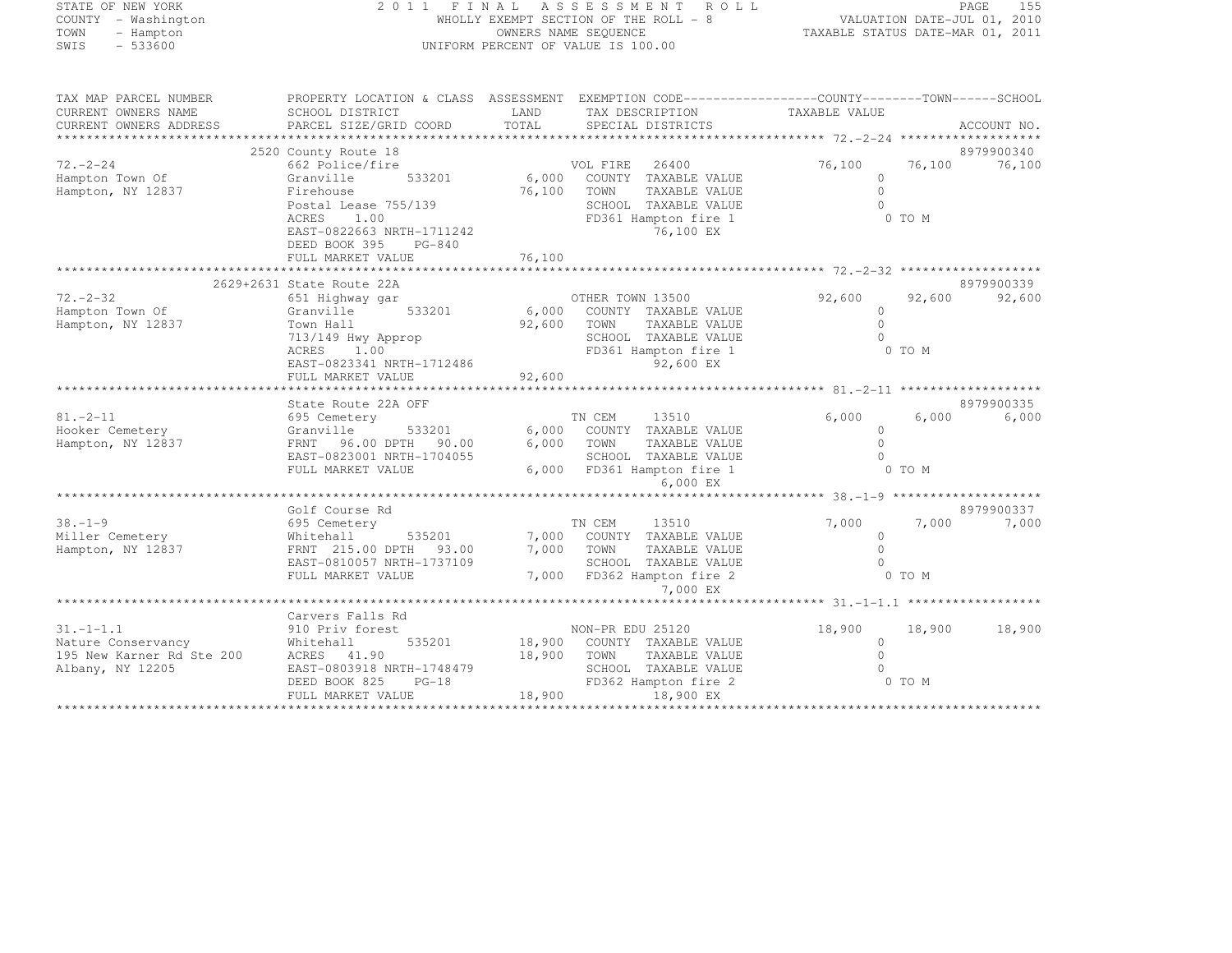STATE OF NEW YORK
COUNTY - Washington
TOWN - Hampton
SWIS - 533600

2 0 1 1 F I N A L A S S E S S M E N T R O L L
WHOLLY EXEMPT SECTION OF THE ROLL - 8
OWNERS NAME SEQUENCE
UNIFORM PERCENT OF VALUE IS 100.00

VALUATION DATE-JUL 01, 2010
TAXABLE STATUS DATE-MAR 01, 2011

```
TAX MAP PARCEL NUMBER          PROPERTY LOCATION & CLASS  ASSESSMENT  EXEMPTION CODE------------------COUNTY--------TOWN------SCHOOL
CURRENT OWNERS NAME            SCHOOL DISTRICT               LAND      TAX DESCRIPTION              TAXABLE VALUE
CURRENT OWNERS ADDRESS         PARCEL SIZE/GRID COORD        TOTAL     SPECIAL DISTRICTS                                          ACCOUNT NO.
******************************************************************************************************* 72.-2-24 *******************
                               2520 County Route 18                                                                             8979900340
72.-2-24                       662 Police/fire                       VOL FIRE    26400              76,100      76,100       76,100
Hampton Town Of                Granville       533201      6,000     COUNTY  TAXABLE VALUE               0
Hampton, NY 12837              Firehouse                  76,100     TOWN    TAXABLE VALUE               0
                               Postal Lease 755/139                  SCHOOL  TAXABLE VALUE               0
                               ACRES     1.00                        FD361 Hampton fire 1                 0 TO M
                               EAST-0822663 NRTH-1711242                   76,100 EX
                               DEED BOOK 395     PG-840
                               FULL MARKET VALUE          76,100
******************************************************************************************************* 72.-2-32 *******************
                               2629+2631 State Route 22A                                                                        8979900339
72.-2-32                       651 Highway gar                       OTHER TOWN 13500               92,600      92,600       92,600
Hampton Town Of                Granville       533201      6,000     COUNTY  TAXABLE VALUE               0
Hampton, NY 12837              Town Hall                  92,600     TOWN    TAXABLE VALUE               0
                               713/149 Hwy Approp                    SCHOOL  TAXABLE VALUE               0
                               ACRES     1.00                        FD361 Hampton fire 1                 0 TO M
                               EAST-0823341 NRTH-1712486                   92,600 EX
                               FULL MARKET VALUE          92,600
******************************************************************************************************* 81.-2-11 *******************
                               State Route 22A OFF                                                                              8979900335
81.-2-11                       695 Cemetery                          TN CEM      13510               6,000       6,000        6,000
Hooker Cemetery                Granville       533201      6,000     COUNTY  TAXABLE VALUE               0
Hampton, NY 12837              FRNT   96.00 DPTH   90.00   6,000     TOWN    TAXABLE VALUE               0
                               EAST-0823001 NRTH-1704055             SCHOOL  TAXABLE VALUE               0
                               FULL MARKET VALUE           6,000     FD361 Hampton fire 1                 0 TO M
                                                                           6,000 EX
******************************************************************************************************* 38.-1-9 ********************
                               Golf Course Rd                                                                                   8979900337
38.-1-9                        695 Cemetery                          TN CEM      13510               7,000       7,000        7,000
Miller Cemetery                Whitehall       535201      7,000     COUNTY  TAXABLE VALUE               0
Hampton, NY 12837              FRNT  215.00 DPTH   93.00   7,000     TOWN    TAXABLE VALUE               0
                               EAST-0810057 NRTH-1737109             SCHOOL  TAXABLE VALUE               0
                               FULL MARKET VALUE           7,000     FD362 Hampton fire 2                 0 TO M
                                                                           7,000 EX
******************************************************************************************************* 31.-1-1.1 ******************
                               Carvers Falls Rd
31.-1-1.1                      910 Priv forest                       NON-PR EDU 25120               18,900      18,900       18,900
Nature Conservancy             Whitehall       535201     18,900     COUNTY  TAXABLE VALUE               0
195 New Karner Rd Ste 200      ACRES    41.90             18,900     TOWN    TAXABLE VALUE               0
Albany, NY 12205               EAST-0803918 NRTH-1748479             SCHOOL  TAXABLE VALUE               0
                               DEED BOOK 825     PG-18               FD362 Hampton fire 2                 0 TO M
                               FULL MARKET VALUE          18,900           18,900 EX
************************************************************************************************************************************
```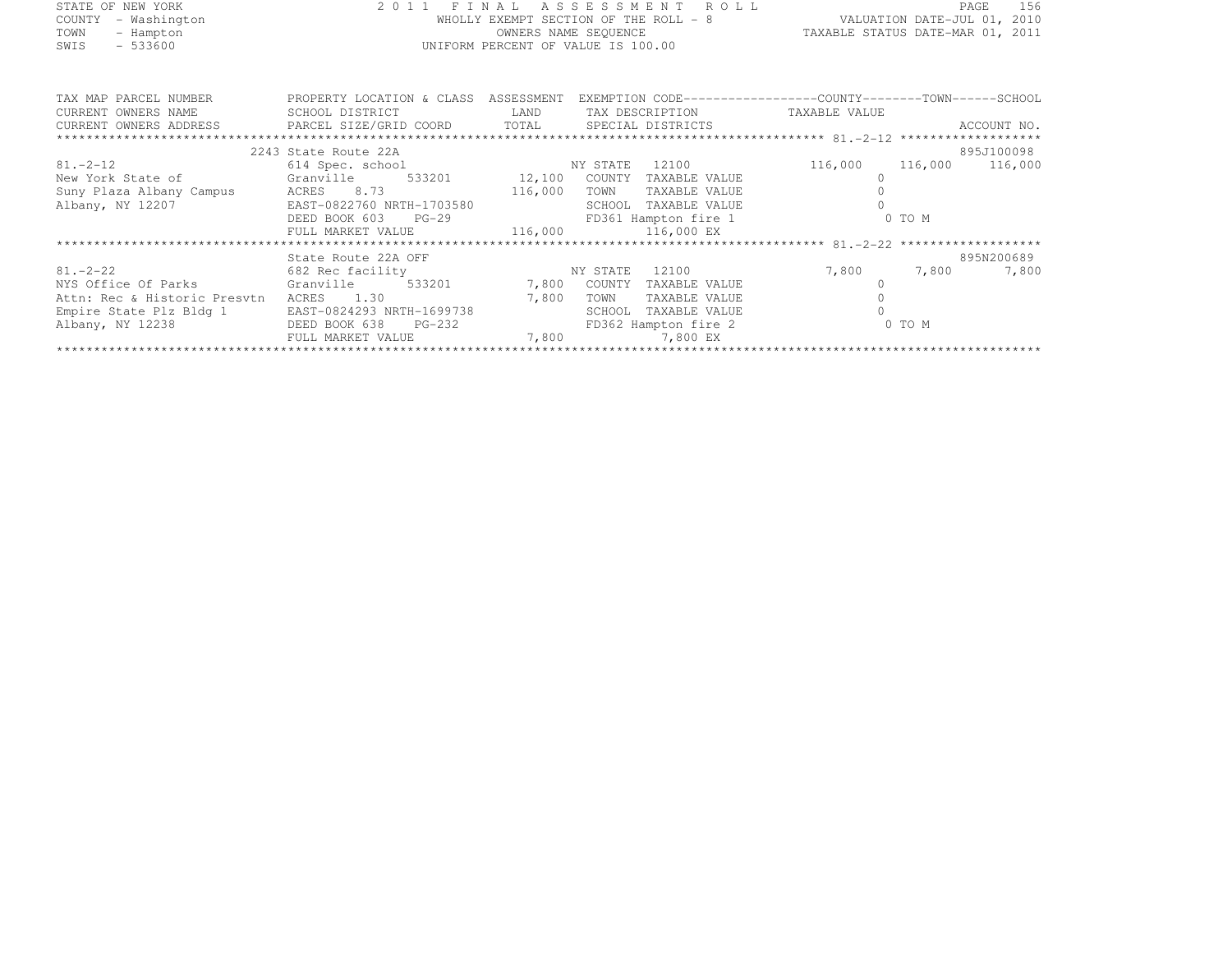STATE OF NEW YORK
COUNTY - Washington
TOWN - Hampton
SWIS - 533600

**2011 FINAL ASSESSMENT ROLL**
WHOLLY EXEMPT SECTION OF THE ROLL - 8
OWNERS NAME SEQUENCE
UNIFORM PERCENT OF VALUE IS 100.00

VALUATION DATE-JUL 01, 2010
TAXABLE STATUS DATE-MAR 01, 2011

| TAX MAP PARCEL NUMBER / CURRENT OWNERS NAME / CURRENT OWNERS ADDRESS | PROPERTY LOCATION & CLASS / SCHOOL DISTRICT / PARCEL SIZE/GRID COORD | ASSESSMENT LAND / TOTAL | EXEMPTION CODE / TAX DESCRIPTION / SPECIAL DISTRICTS | COUNTY TAXABLE VALUE | TOWN | SCHOOL | ACCOUNT NO. |
|---|---|---|---|---|---|---|---|
| 81.-2-12 | 2243 State Route 22A | | | | | | 895J100098 |
| 81.-2-12 | 614 Spec. school | | NY STATE 12100 | 116,000 | 116,000 | 116,000 | |
| New York State of | Granville 533201 | 12,100 | COUNTY TAXABLE VALUE | 0 | | | |
| Suny Plaza Albany Campus | ACRES 8.73 | 116,000 | TOWN TAXABLE VALUE | 0 | | | |
| Albany, NY 12207 | EAST-0822760 NRTH-1703580 | | SCHOOL TAXABLE VALUE | 0 | | | |
| | DEED BOOK 603 PG-29 | | FD361 Hampton fire 1 | 0 TO M | | | |
| | FULL MARKET VALUE | 116,000 | 116,000 EX | | | | |
| 81.-2-22 | State Route 22A OFF | | | | | | 895N200689 |
| 81.-2-22 | 682 Rec facility | | NY STATE 12100 | 7,800 | 7,800 | 7,800 | |
| NYS Office Of Parks | Granville 533201 | 7,800 | COUNTY TAXABLE VALUE | 0 | | | |
| Attn: Rec & Historic Presvtn | ACRES 1.30 | 7,800 | TOWN TAXABLE VALUE | 0 | | | |
| Empire State Plz Bldg 1 | EAST-0824293 NRTH-1699738 | | SCHOOL TAXABLE VALUE | 0 | | | |
| Albany, NY 12238 | DEED BOOK 638 PG-232 | | FD362 Hampton fire 2 | 0 TO M | | | |
| | FULL MARKET VALUE | 7,800 | 7,800 EX | | | | |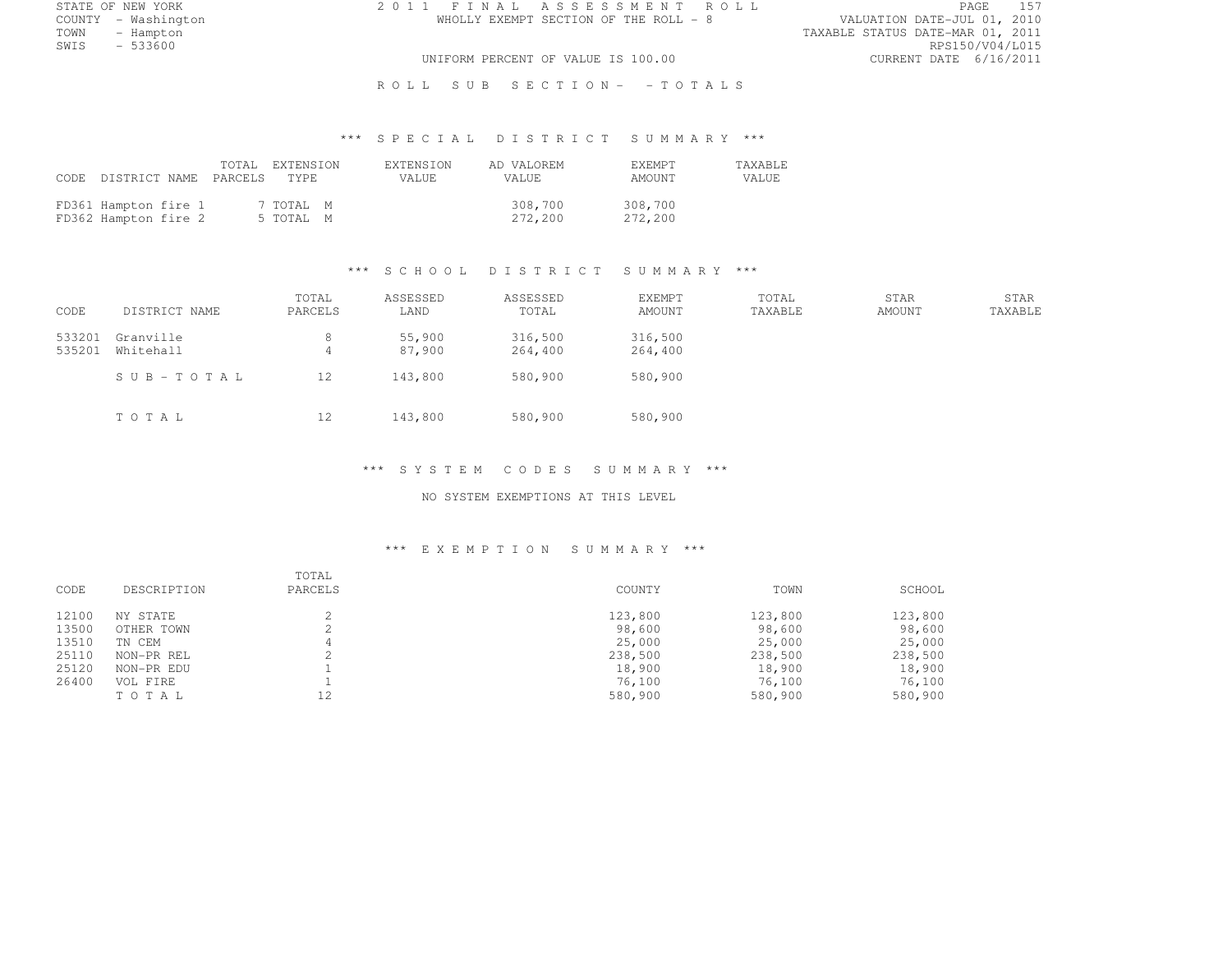STATE OF NEW YORK
COUNTY - Washington
TOWN - Hampton
SWIS - 533600

2 0 1 1 F I N A L A S S E S S M E N T R O L L
WHOLLY EXEMPT SECTION OF THE ROLL - 8
UNIFORM PERCENT OF VALUE IS 100.00

VALUATION DATE-JUL 01, 2010
TAXABLE STATUS DATE-MAR 01, 2011
RPS150/V04/L015
CURRENT DATE 6/16/2011

R O L L S U B S E C T I O N - - T O T A L S

### *** S P E C I A L D I S T R I C T S U M M A R Y ***

| CODE | DISTRICT NAME | TOTAL PARCELS | EXTENSION TYPE | EXTENSION VALUE | AD VALOREM VALUE | EXEMPT AMOUNT | TAXABLE VALUE |
|---|---|---|---|---|---|---|---|
| FD361 | Hampton fire 1 | 7 | TOTAL M | | 308,700 | 308,700 | |
| FD362 | Hampton fire 2 | 5 | TOTAL M | | 272,200 | 272,200 | |

### *** S C H O O L D I S T R I C T S U M M A R Y ***

| CODE | DISTRICT NAME | TOTAL PARCELS | ASSESSED LAND | ASSESSED TOTAL | EXEMPT AMOUNT | TOTAL TAXABLE | STAR AMOUNT | STAR TAXABLE |
|---|---|---|---|---|---|---|---|---|
| 533201 | Granville | 8 | 55,900 | 316,500 | 316,500 | | | |
| 535201 | Whitehall | 4 | 87,900 | 264,400 | 264,400 | | | |
| | S U B - T O T A L | 12 | 143,800 | 580,900 | 580,900 | | | |
| | T O T A L | 12 | 143,800 | 580,900 | 580,900 | | | |

### *** S Y S T E M C O D E S S U M M A R Y ***

NO SYSTEM EXEMPTIONS AT THIS LEVEL

### *** E X E M P T I O N S U M M A R Y ***

| CODE | DESCRIPTION | TOTAL PARCELS | COUNTY | TOWN | SCHOOL |
|---|---|---|---|---|---|
| 12100 | NY STATE | 2 | 123,800 | 123,800 | 123,800 |
| 13500 | OTHER TOWN | 2 | 98,600 | 98,600 | 98,600 |
| 13510 | TN CEM | 4 | 25,000 | 25,000 | 25,000 |
| 25110 | NON-PR REL | 2 | 238,500 | 238,500 | 238,500 |
| 25120 | NON-PR EDU | 1 | 18,900 | 18,900 | 18,900 |
| 26400 | VOL FIRE | 1 | 76,100 | 76,100 | 76,100 |
| | T O T A L | 12 | 580,900 | 580,900 | 580,900 |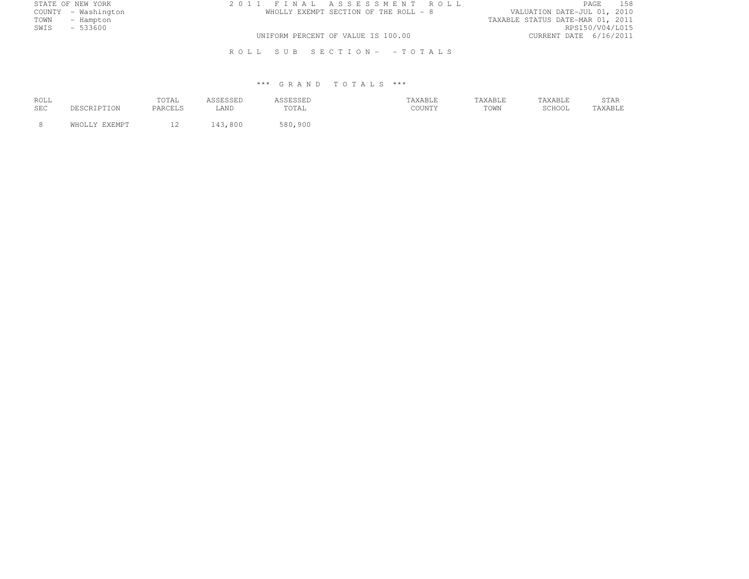STATE OF NEW YORK
COUNTY - Washington
TOWN - Hampton
SWIS - 533600

2 0 1 1 F I N A L A S S E S S M E N T R O L L
WHOLLY EXEMPT SECTION OF THE ROLL - 8
UNIFORM PERCENT OF VALUE IS 100.00

VALUATION DATE-JUL 01, 2010
TAXABLE STATUS DATE-MAR 01, 2011
RPS150/V04/L015
CURRENT DATE 6/16/2011

R O L L S U B S E C T I O N - - T O T A L S

\*\*\* G R A N D T O T A L S \*\*\*

| ROLL SEC | DESCRIPTION | TOTAL PARCELS | ASSESSED LAND | ASSESSED TOTAL | TAXABLE COUNTY | TAXABLE TOWN | TAXABLE SCHOOL | STAR TAXABLE |
|---|---|---|---|---|---|---|---|---|
| 8 | WHOLLY EXEMPT | 12 | 143,800 | 580,900 | | | | |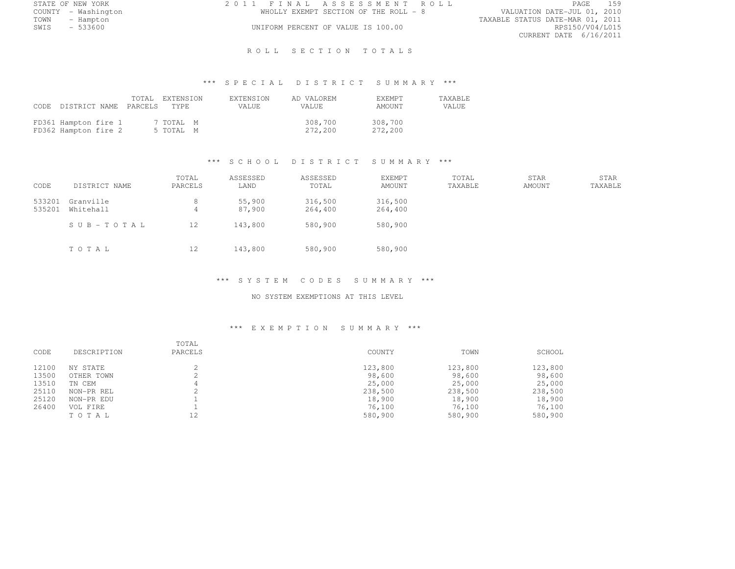STATE OF NEW YORK
COUNTY - Washington
TOWN - Hampton
SWIS - 533600

2 0 1 1 F I N A L A S S E S S M E N T R O L L
WHOLLY EXEMPT SECTION OF THE ROLL - 8
UNIFORM PERCENT OF VALUE IS 100.00

VALUATION DATE-JUL 01, 2010
TAXABLE STATUS DATE-MAR 01, 2011
RPS150/V04/L015
CURRENT DATE 6/16/2011

## R O L L S E C T I O N T O T A L S

### *** S P E C I A L D I S T R I C T S U M M A R Y ***

| CODE | DISTRICT NAME | TOTAL PARCELS | EXTENSION TYPE | EXTENSION VALUE | AD VALOREM VALUE | EXEMPT AMOUNT | TAXABLE VALUE |
|---|---|---|---|---|---|---|---|
| FD361 | Hampton fire 1 | 7 | TOTAL M | | 308,700 | 308,700 | |
| FD362 | Hampton fire 2 | 5 | TOTAL M | | 272,200 | 272,200 | |

### *** S C H O O L D I S T R I C T S U M M A R Y ***

| CODE | DISTRICT NAME | TOTAL PARCELS | ASSESSED LAND | ASSESSED TOTAL | EXEMPT AMOUNT | TOTAL TAXABLE | STAR AMOUNT | STAR TAXABLE |
|---|---|---|---|---|---|---|---|---|
| 533201 | Granville | 8 | 55,900 | 316,500 | 316,500 | | | |
| 535201 | Whitehall | 4 | 87,900 | 264,400 | 264,400 | | | |
| | S U B - T O T A L | 12 | 143,800 | 580,900 | 580,900 | | | |
| | T O T A L | 12 | 143,800 | 580,900 | 580,900 | | | |

### *** S Y S T E M C O D E S S U M M A R Y ***

NO SYSTEM EXEMPTIONS AT THIS LEVEL

### *** E X E M P T I O N S U M M A R Y ***

| CODE | DESCRIPTION | TOTAL PARCELS | COUNTY | TOWN | SCHOOL |
|---|---|---|---|---|---|
| 12100 | NY STATE | 2 | 123,800 | 123,800 | 123,800 |
| 13500 | OTHER TOWN | 2 | 98,600 | 98,600 | 98,600 |
| 13510 | TN CEM | 4 | 25,000 | 25,000 | 25,000 |
| 25110 | NON-PR REL | 2 | 238,500 | 238,500 | 238,500 |
| 25120 | NON-PR EDU | 1 | 18,900 | 18,900 | 18,900 |
| 26400 | VOL FIRE | 1 | 76,100 | 76,100 | 76,100 |
| | T O T A L | 12 | 580,900 | 580,900 | 580,900 |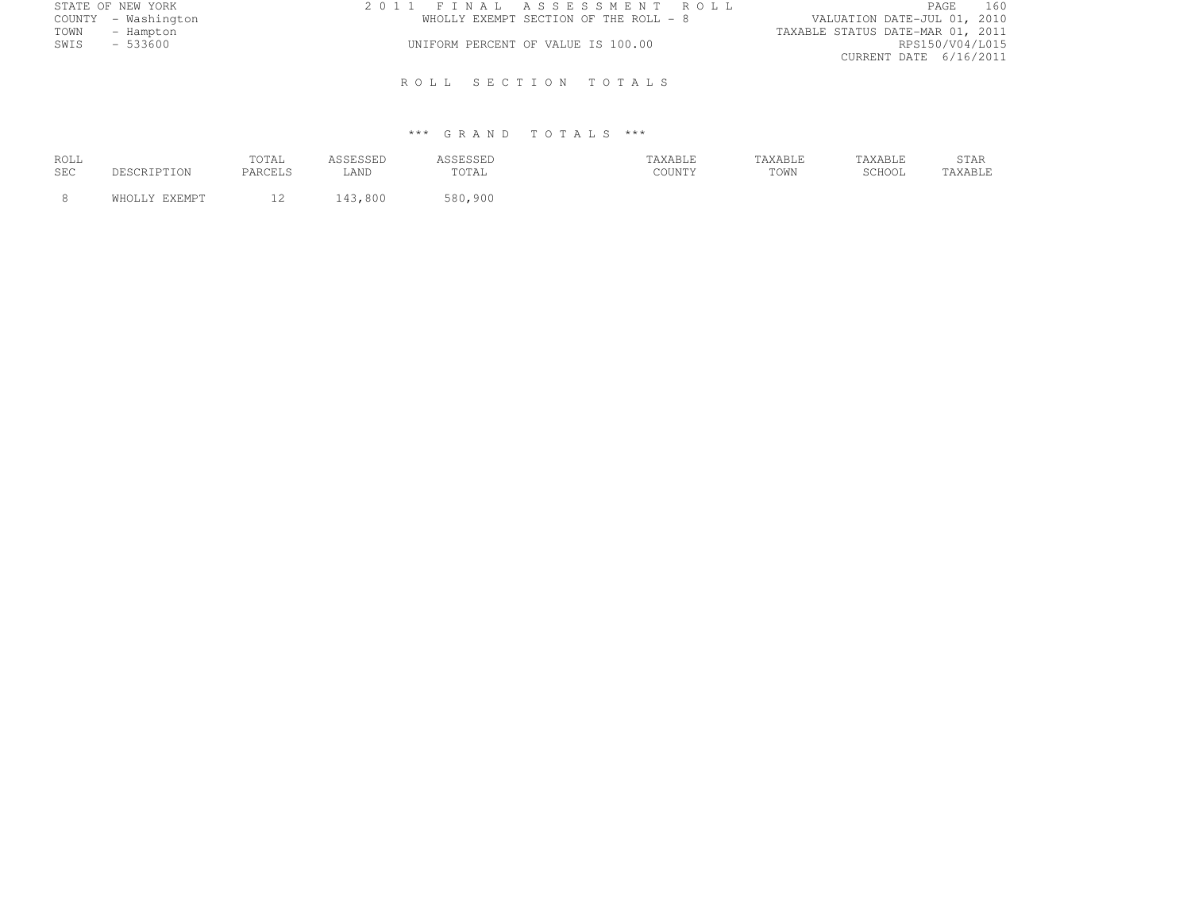STATE OF NEW YORK
COUNTY - Washington
TOWN - Hampton
SWIS - 533600

2 0 1 1 F I N A L A S S E S S M E N T R O L L

WHOLLY EXEMPT SECTION OF THE ROLL - 8

UNIFORM PERCENT OF VALUE IS 100.00

VALUATION DATE-JUL 01, 2010
TAXABLE STATUS DATE-MAR 01, 2011
RPS150/V04/L015
CURRENT DATE 6/16/2011

## R O L L S E C T I O N T O T A L S

### \*\*\* G R A N D T O T A L S \*\*\*

| ROLL SEC | DESCRIPTION | TOTAL PARCELS | ASSESSED LAND | ASSESSED TOTAL | TAXABLE COUNTY | TAXABLE TOWN | TAXABLE SCHOOL | STAR TAXABLE |
|---|---|---|---|---|---|---|---|---|
| 8 | WHOLLY EXEMPT | 12 | 143,800 | 580,900 | | | | |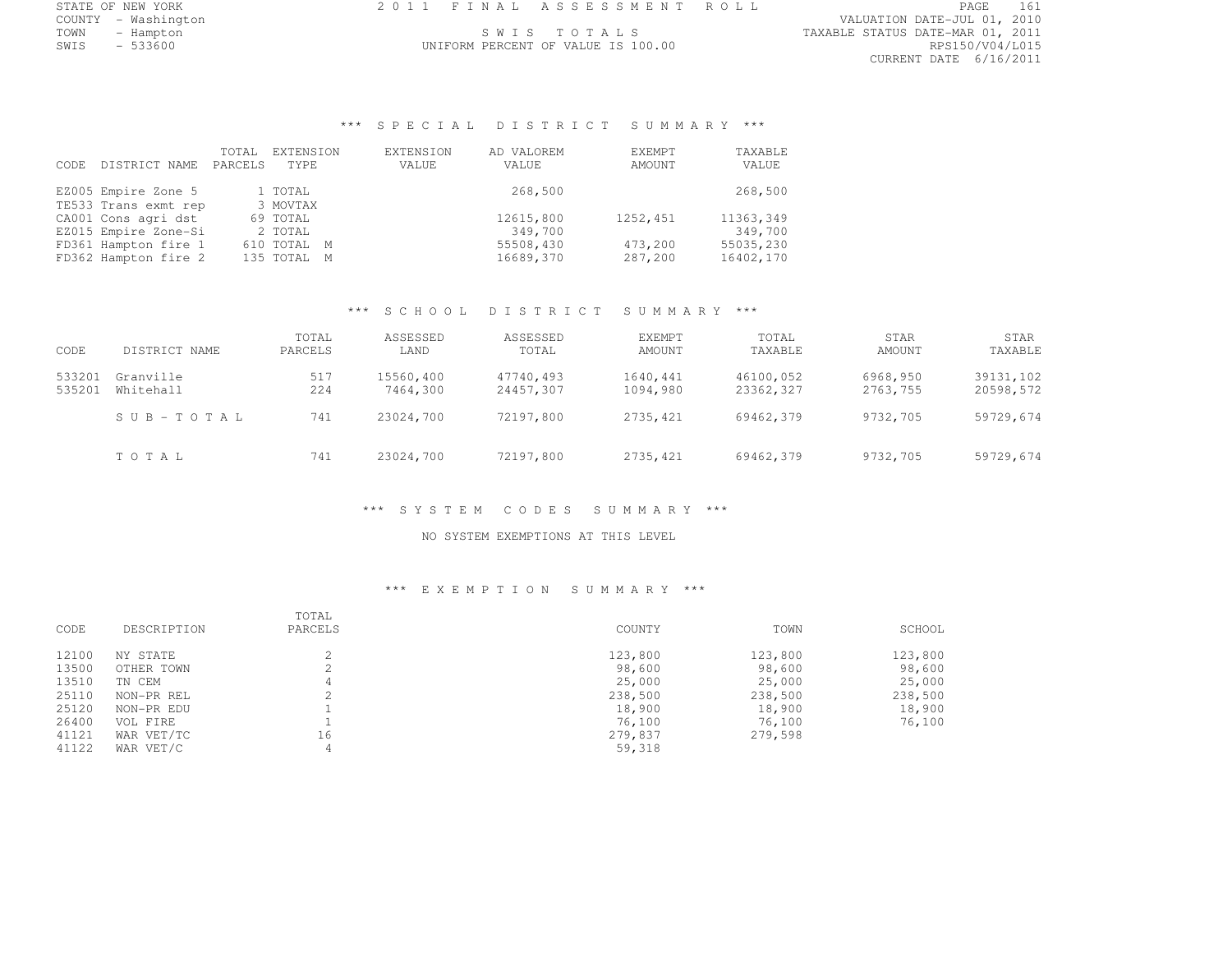STATE OF NEW YORK
COUNTY - Washington
TOWN - Hampton
SWIS - 533600

# 2011 FINAL ASSESSMENT ROLL

SWIS TOTALS
UNIFORM PERCENT OF VALUE IS 100.00

VALUATION DATE-JUL 01, 2010
TAXABLE STATUS DATE-MAR 01, 2011
RPS150/V04/L015
CURRENT DATE 6/16/2011

## *** SPECIAL DISTRICT SUMMARY ***

| CODE | DISTRICT NAME | TOTAL PARCELS | EXTENSION TYPE | EXTENSION VALUE | AD VALOREM VALUE | EXEMPT AMOUNT | TAXABLE VALUE |
|---|---|---|---|---|---|---|---|
| EZ005 | Empire Zone 5 | 1 | TOTAL | | 268,500 | | 268,500 |
| TE533 | Trans exmt rep | 3 | MOVTAX | | | | |
| CA001 | Cons agri dst | 69 | TOTAL | | 12615,800 | 1252,451 | 11363,349 |
| EZ015 | Empire Zone-Si | 2 | TOTAL | | 349,700 | | 349,700 |
| FD361 | Hampton fire 1 | 610 | TOTAL M | | 55508,430 | 473,200 | 55035,230 |
| FD362 | Hampton fire 2 | 135 | TOTAL M | | 16689,370 | 287,200 | 16402,170 |

## *** SCHOOL DISTRICT SUMMARY ***

| CODE | DISTRICT NAME | TOTAL PARCELS | ASSESSED LAND | ASSESSED TOTAL | EXEMPT AMOUNT | TOTAL TAXABLE | STAR AMOUNT | STAR TAXABLE |
|---|---|---|---|---|---|---|---|---|
| 533201 | Granville | 517 | 15560,400 | 47740,493 | 1640,441 | 46100,052 | 6968,950 | 39131,102 |
| 535201 | Whitehall | 224 | 7464,300 | 24457,307 | 1094,980 | 23362,327 | 2763,755 | 20598,572 |
| | SUB-TOTAL | 741 | 23024,700 | 72197,800 | 2735,421 | 69462,379 | 9732,705 | 59729,674 |
| | TOTAL | 741 | 23024,700 | 72197,800 | 2735,421 | 69462,379 | 9732,705 | 59729,674 |

## *** SYSTEM CODES SUMMARY ***

NO SYSTEM EXEMPTIONS AT THIS LEVEL

## *** EXEMPTION SUMMARY ***

| CODE | DESCRIPTION | TOTAL PARCELS | COUNTY | TOWN | SCHOOL |
|---|---|---|---|---|---|
| 12100 | NY STATE | 2 | 123,800 | 123,800 | 123,800 |
| 13500 | OTHER TOWN | 2 | 98,600 | 98,600 | 98,600 |
| 13510 | TN CEM | 4 | 25,000 | 25,000 | 25,000 |
| 25110 | NON-PR REL | 2 | 238,500 | 238,500 | 238,500 |
| 25120 | NON-PR EDU | 1 | 18,900 | 18,900 | 18,900 |
| 26400 | VOL FIRE | 1 | 76,100 | 76,100 | 76,100 |
| 41121 | WAR VET/TC | 16 | 279,837 | 279,598 | |
| 41122 | WAR VET/C | 4 | 59,318 | | |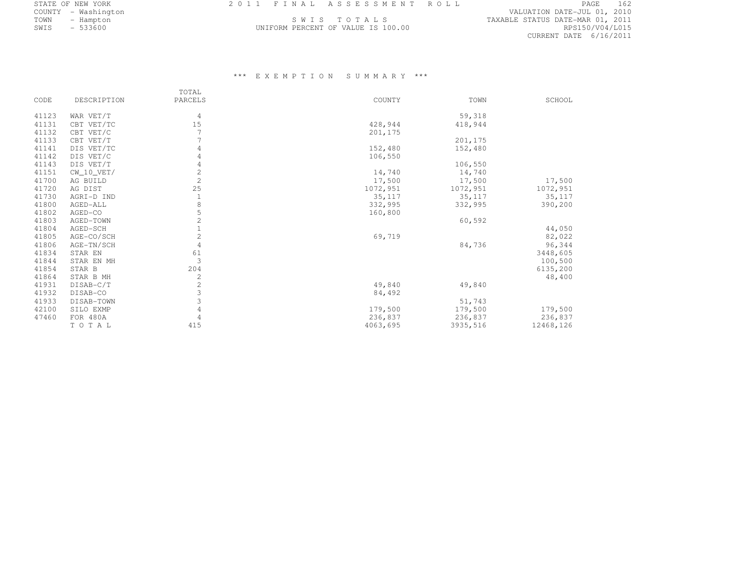STATE OF NEW YORK
COUNTY - Washington
TOWN - Hampton
SWIS - 533600

2011 FINAL ASSESSMENT ROLL

SWIS TOTALS
UNIFORM PERCENT OF VALUE IS 100.00

VALUATION DATE-JUL 01, 2010
TAXABLE STATUS DATE-MAR 01, 2011
RPS150/V04/L015
CURRENT DATE 6/16/2011

### *** EXEMPTION SUMMARY ***

| CODE | DESCRIPTION | TOTAL PARCELS | COUNTY | TOWN | SCHOOL |
|---|---|---|---|---|---|
| 41123 | WAR VET/T | 4 | | 59,318 | |
| 41131 | CBT VET/TC | 15 | 428,944 | 418,944 | |
| 41132 | CBT VET/C | 7 | 201,175 | | |
| 41133 | CBT VET/T | 7 | | 201,175 | |
| 41141 | DIS VET/TC | 4 | 152,480 | 152,480 | |
| 41142 | DIS VET/C | 4 | 106,550 | | |
| 41143 | DIS VET/T | 4 | | 106,550 | |
| 41151 | CW_10_VET/ | 2 | 14,740 | 14,740 | |
| 41700 | AG BUILD | 2 | 17,500 | 17,500 | 17,500 |
| 41720 | AG DIST | 25 | 1072,951 | 1072,951 | 1072,951 |
| 41730 | AGRI-D IND | 1 | 35,117 | 35,117 | 35,117 |
| 41800 | AGED-ALL | 8 | 332,995 | 332,995 | 390,200 |
| 41802 | AGED-CO | 5 | 160,800 | | |
| 41803 | AGED-TOWN | 2 | | 60,592 | |
| 41804 | AGED-SCH | 1 | | | 44,050 |
| 41805 | AGE-CO/SCH | 2 | 69,719 | | 82,022 |
| 41806 | AGE-TN/SCH | 4 | | 84,736 | 96,344 |
| 41834 | STAR EN | 61 | | | 3448,605 |
| 41844 | STAR EN MH | 3 | | | 100,500 |
| 41854 | STAR B | 204 | | | 6135,200 |
| 41864 | STAR B MH | 2 | | | 48,400 |
| 41931 | DISAB-C/T | 2 | 49,840 | 49,840 | |
| 41932 | DISAB-CO | 3 | 84,492 | | |
| 41933 | DISAB-TOWN | 3 | | 51,743 | |
| 42100 | SILO EXMP | 4 | 179,500 | 179,500 | 179,500 |
| 47460 | FOR 480A | 4 | 236,837 | 236,837 | 236,837 |
| | TOTAL | 415 | 4063,695 | 3935,516 | 12468,126 |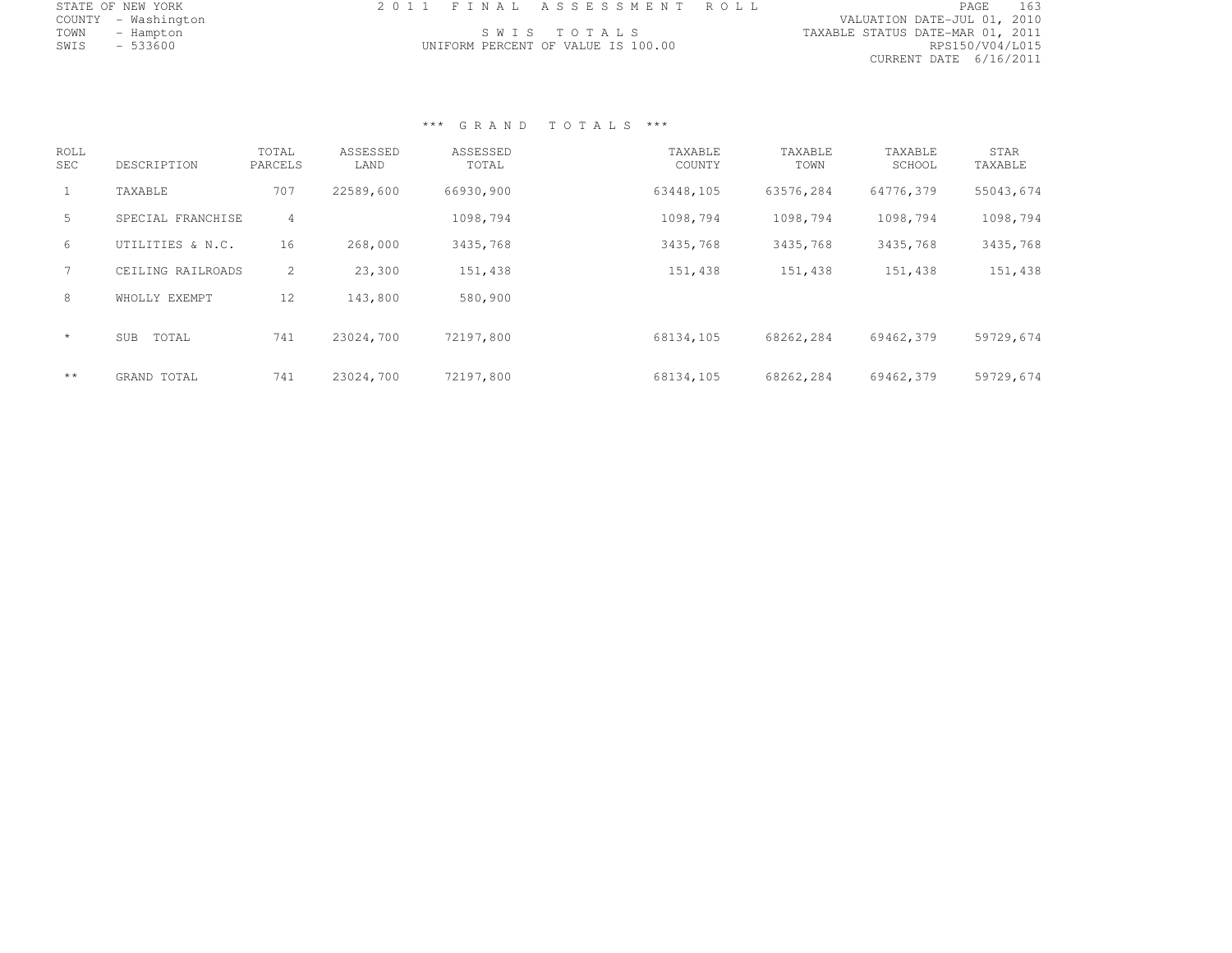STATE OF NEW YORK
COUNTY - Washington
TOWN - Hampton
SWIS - 533600

2 0 1 1 F I N A L A S S E S S M E N T R O L L

S W I S T O T A L S
UNIFORM PERCENT OF VALUE IS 100.00

VALUATION DATE-JUL 01, 2010
TAXABLE STATUS DATE-MAR 01, 2011
RPS150/V04/L015
CURRENT DATE 6/16/2011

*** G R A N D T O T A L S ***

| ROLL SEC | DESCRIPTION | TOTAL PARCELS | ASSESSED LAND | ASSESSED TOTAL | TAXABLE COUNTY | TAXABLE TOWN | TAXABLE SCHOOL | STAR TAXABLE |
|---|---|---|---|---|---|---|---|---|
| 1 | TAXABLE | 707 | 22589,600 | 66930,900 | 63448,105 | 63576,284 | 64776,379 | 55043,674 |
| 5 | SPECIAL FRANCHISE | 4 | | 1098,794 | 1098,794 | 1098,794 | 1098,794 | 1098,794 |
| 6 | UTILITIES & N.C. | 16 | 268,000 | 3435,768 | 3435,768 | 3435,768 | 3435,768 | 3435,768 |
| 7 | CEILING RAILROADS | 2 | 23,300 | 151,438 | 151,438 | 151,438 | 151,438 | 151,438 |
| 8 | WHOLLY EXEMPT | 12 | 143,800 | 580,900 | | | | |
| * | SUB TOTAL | 741 | 23024,700 | 72197,800 | 68134,105 | 68262,284 | 69462,379 | 59729,674 |
| ** | GRAND TOTAL | 741 | 23024,700 | 72197,800 | 68134,105 | 68262,284 | 69462,379 | 59729,674 |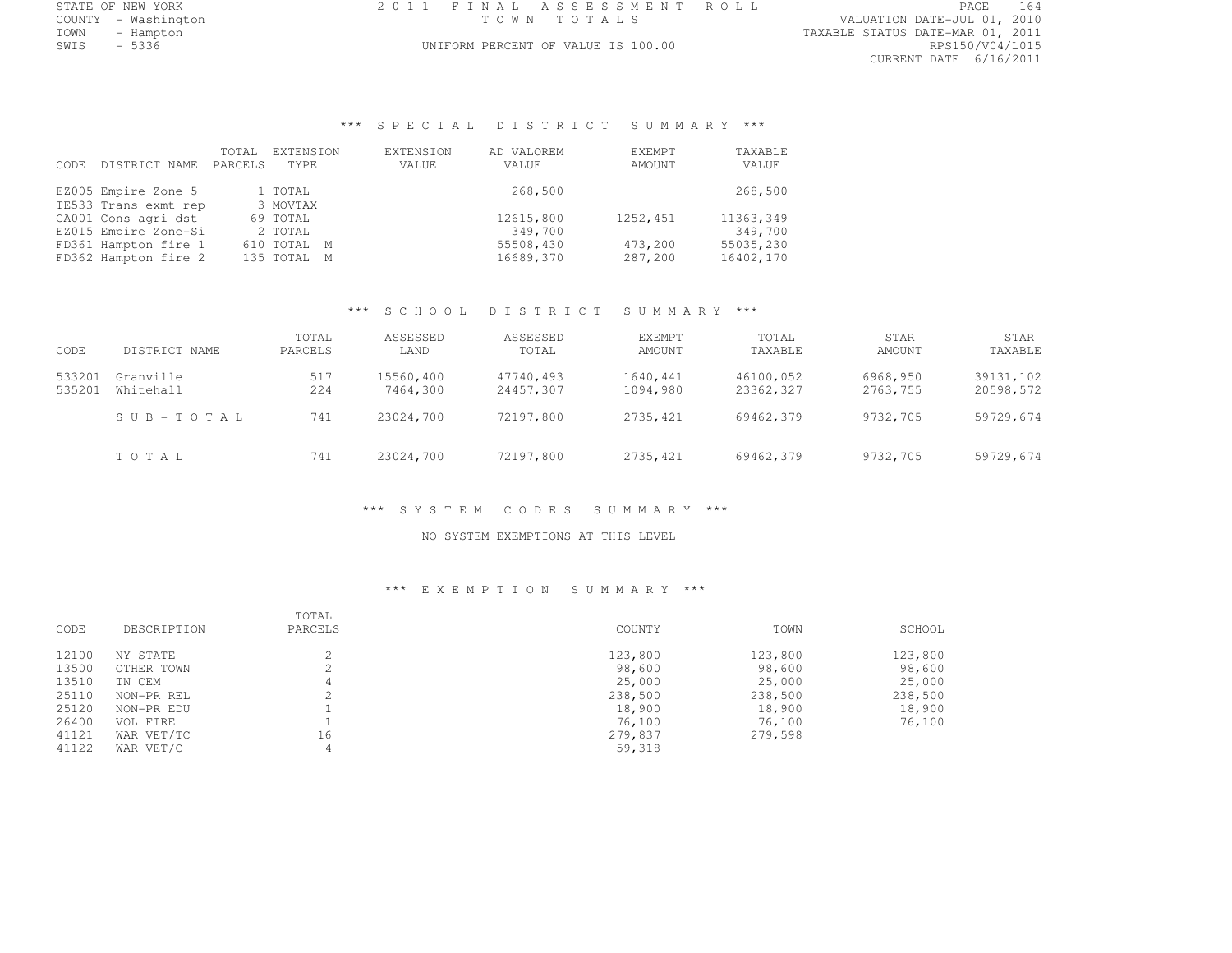STATE OF NEW YORK
COUNTY - Washington
TOWN - Hampton
SWIS - 5336

2011 FINAL ASSESSMENT ROLL
TOWN TOTALS
UNIFORM PERCENT OF VALUE IS 100.00

VALUATION DATE-JUL 01, 2010
TAXABLE STATUS DATE-MAR 01, 2011
RPS150/V04/L015
CURRENT DATE 6/16/2011

### *** SPECIAL DISTRICT SUMMARY ***

| CODE | DISTRICT NAME | TOTAL PARCELS | EXTENSION TYPE | EXTENSION VALUE | AD VALOREM VALUE | EXEMPT AMOUNT | TAXABLE VALUE |
|---|---|---|---|---|---|---|---|
| EZ005 | Empire Zone 5 | 1 | TOTAL | | 268,500 | | 268,500 |
| TE533 | Trans exmt rep | 3 | MOVTAX | | | | |
| CA001 | Cons agri dst | 69 | TOTAL | | 12615,800 | 1252,451 | 11363,349 |
| EZ015 | Empire Zone-Si | 2 | TOTAL | | 349,700 | | 349,700 |
| FD361 | Hampton fire 1 | 610 | TOTAL M | | 55508,430 | 473,200 | 55035,230 |
| FD362 | Hampton fire 2 | 135 | TOTAL M | | 16689,370 | 287,200 | 16402,170 |

### *** SCHOOL DISTRICT SUMMARY ***

| CODE | DISTRICT NAME | TOTAL PARCELS | ASSESSED LAND | ASSESSED TOTAL | EXEMPT AMOUNT | TOTAL TAXABLE | STAR AMOUNT | STAR TAXABLE |
|---|---|---|---|---|---|---|---|---|
| 533201 | Granville | 517 | 15560,400 | 47740,493 | 1640,441 | 46100,052 | 6968,950 | 39131,102 |
| 535201 | Whitehall | 224 | 7464,300 | 24457,307 | 1094,980 | 23362,327 | 2763,755 | 20598,572 |
| | SUB-TOTAL | 741 | 23024,700 | 72197,800 | 2735,421 | 69462,379 | 9732,705 | 59729,674 |
| | TOTAL | 741 | 23024,700 | 72197,800 | 2735,421 | 69462,379 | 9732,705 | 59729,674 |

### *** SYSTEM CODES SUMMARY ***

NO SYSTEM EXEMPTIONS AT THIS LEVEL

### *** EXEMPTION SUMMARY ***

| CODE | DESCRIPTION | TOTAL PARCELS | COUNTY | TOWN | SCHOOL |
|---|---|---|---|---|---|
| 12100 | NY STATE | 2 | 123,800 | 123,800 | 123,800 |
| 13500 | OTHER TOWN | 2 | 98,600 | 98,600 | 98,600 |
| 13510 | TN CEM | 4 | 25,000 | 25,000 | 25,000 |
| 25110 | NON-PR REL | 2 | 238,500 | 238,500 | 238,500 |
| 25120 | NON-PR EDU | 1 | 18,900 | 18,900 | 18,900 |
| 26400 | VOL FIRE | 1 | 76,100 | 76,100 | 76,100 |
| 41121 | WAR VET/TC | 16 | 279,837 | 279,598 | |
| 41122 | WAR VET/C | 4 | 59,318 | | |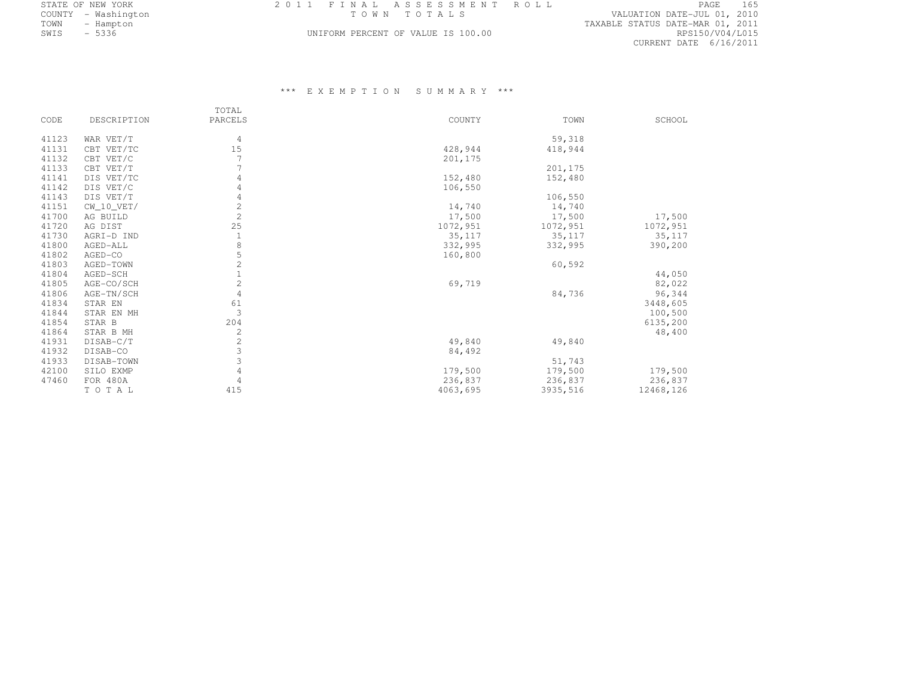STATE OF NEW YORK
COUNTY - Washington
TOWN - Hampton
SWIS - 5336

2011 FINAL ASSESSMENT ROLL
TOWN TOTALS
UNIFORM PERCENT OF VALUE IS 100.00

VALUATION DATE-JUL 01, 2010
TAXABLE STATUS DATE-MAR 01, 2011
RPS150/V04/L015
CURRENT DATE 6/16/2011

### *** EXEMPTION SUMMARY ***

| CODE | DESCRIPTION | TOTAL PARCELS | COUNTY | TOWN | SCHOOL |
|---|---|---|---|---|---|
| 41123 | WAR VET/T | 4 | | 59,318 | |
| 41131 | CBT VET/TC | 15 | 428,944 | 418,944 | |
| 41132 | CBT VET/C | 7 | 201,175 | | |
| 41133 | CBT VET/T | 7 | | 201,175 | |
| 41141 | DIS VET/TC | 4 | 152,480 | 152,480 | |
| 41142 | DIS VET/C | 4 | 106,550 | | |
| 41143 | DIS VET/T | 4 | | 106,550 | |
| 41151 | CW_10_VET/ | 2 | 14,740 | 14,740 | |
| 41700 | AG BUILD | 2 | 17,500 | 17,500 | 17,500 |
| 41720 | AG DIST | 25 | 1072,951 | 1072,951 | 1072,951 |
| 41730 | AGRI-D IND | 1 | 35,117 | 35,117 | 35,117 |
| 41800 | AGED-ALL | 8 | 332,995 | 332,995 | 390,200 |
| 41802 | AGED-CO | 5 | 160,800 | | |
| 41803 | AGED-TOWN | 2 | | 60,592 | |
| 41804 | AGED-SCH | 1 | | | 44,050 |
| 41805 | AGE-CO/SCH | 2 | 69,719 | | 82,022 |
| 41806 | AGE-TN/SCH | 4 | | 84,736 | 96,344 |
| 41834 | STAR EN | 61 | | | 3448,605 |
| 41844 | STAR EN MH | 3 | | | 100,500 |
| 41854 | STAR B | 204 | | | 6135,200 |
| 41864 | STAR B MH | 2 | | | 48,400 |
| 41931 | DISAB-C/T | 2 | 49,840 | 49,840 | |
| 41932 | DISAB-CO | 3 | 84,492 | | |
| 41933 | DISAB-TOWN | 3 | | 51,743 | |
| 42100 | SILO EXMP | 4 | 179,500 | 179,500 | 179,500 |
| 47460 | FOR 480A | 4 | 236,837 | 236,837 | 236,837 |
| | TOTAL | 415 | 4063,695 | 3935,516 | 12468,126 |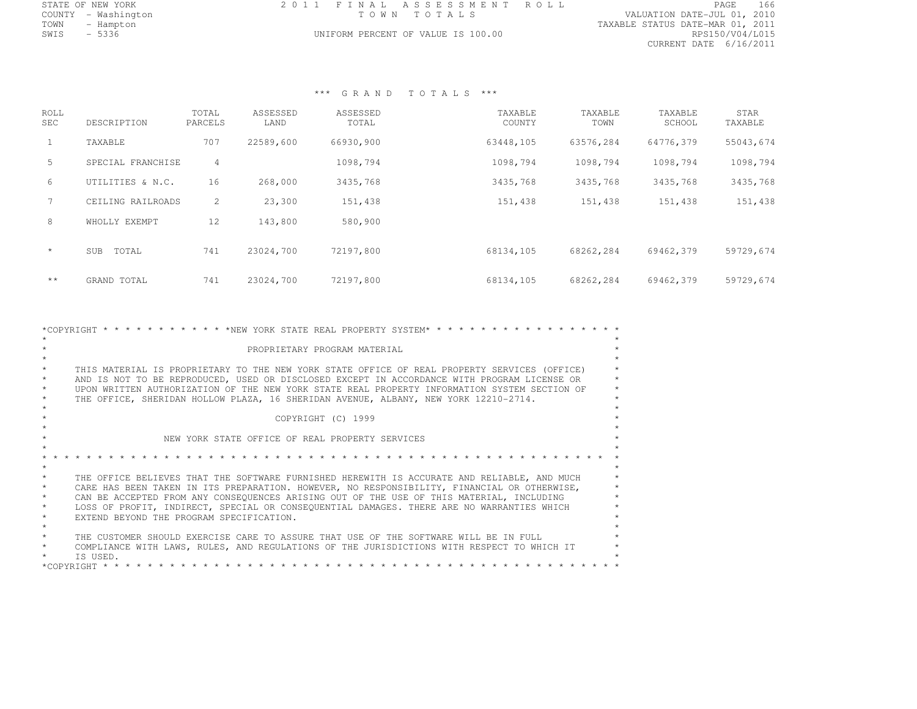STATE OF NEW YORK
COUNTY - Washington
TOWN - Hampton
SWIS - 5336

2 0 1 1 F I N A L A S S E S S M E N T R O L L
T O W N T O T A L S
UNIFORM PERCENT OF VALUE IS 100.00

VALUATION DATE-JUL 01, 2010
TAXABLE STATUS DATE-MAR 01, 2011
RPS150/V04/L015
CURRENT DATE 6/16/2011

*** G R A N D T O T A L S ***

| ROLL SEC | DESCRIPTION | TOTAL PARCELS | ASSESSED LAND | ASSESSED TOTAL | TAXABLE COUNTY | TAXABLE TOWN | TAXABLE SCHOOL | STAR TAXABLE |
|---|---|---|---|---|---|---|---|---|
| 1 | TAXABLE | 707 | 22589,600 | 66930,900 | 63448,105 | 63576,284 | 64776,379 | 55043,674 |
| 5 | SPECIAL FRANCHISE | 4 | | 1098,794 | 1098,794 | 1098,794 | 1098,794 | 1098,794 |
| 6 | UTILITIES & N.C. | 16 | 268,000 | 3435,768 | 3435,768 | 3435,768 | 3435,768 | 3435,768 |
| 7 | CEILING RAILROADS | 2 | 23,300 | 151,438 | 151,438 | 151,438 | 151,438 | 151,438 |
| 8 | WHOLLY EXEMPT | 12 | 143,800 | 580,900 | | | | |
| * | SUB TOTAL | 741 | 23024,700 | 72197,800 | 68134,105 | 68262,284 | 69462,379 | 59729,674 |
| ** | GRAND TOTAL | 741 | 23024,700 | 72197,800 | 68134,105 | 68262,284 | 69462,379 | 59729,674 |

*COPYRIGHT * * * * * * * * * * * *NEW YORK STATE REAL PROPERTY SYSTEM* * * * * * * * * * * * * * * * * *

PROPRIETARY PROGRAM MATERIAL

THIS MATERIAL IS PROPRIETARY TO THE NEW YORK STATE OFFICE OF REAL PROPERTY SERVICES (OFFICE) AND IS NOT TO BE REPRODUCED, USED OR DISCLOSED EXCEPT IN ACCORDANCE WITH PROGRAM LICENSE OR UPON WRITTEN AUTHORIZATION OF THE NEW YORK STATE REAL PROPERTY INFORMATION SYSTEM SECTION OF THE OFFICE, SHERIDAN HOLLOW PLAZA, 16 SHERIDAN AVENUE, ALBANY, NEW YORK 12210-2714.

COPYRIGHT (C) 1999

NEW YORK STATE OFFICE OF REAL PROPERTY SERVICES

THE OFFICE BELIEVES THAT THE SOFTWARE FURNISHED HEREWITH IS ACCURATE AND RELIABLE, AND MUCH CARE HAS BEEN TAKEN IN ITS PREPARATION. HOWEVER, NO RESPONSIBILITY, FINANCIAL OR OTHERWISE, CAN BE ACCEPTED FROM ANY CONSEQUENCES ARISING OUT OF THE USE OF THIS MATERIAL, INCLUDING LOSS OF PROFIT, INDIRECT, SPECIAL OR CONSEQUENTIAL DAMAGES. THERE ARE NO WARRANTIES WHICH EXTEND BEYOND THE PROGRAM SPECIFICATION.

THE CUSTOMER SHOULD EXERCISE CARE TO ASSURE THAT USE OF THE SOFTWARE WILL BE IN FULL COMPLIANCE WITH LAWS, RULES, AND REGULATIONS OF THE JURISDICTIONS WITH RESPECT TO WHICH IT IS USED.

*COPYRIGHT * * * * * * * * * * * * * * * * * * * * * * * * * * * * * * * * * * * * * * * * * * * * * * *